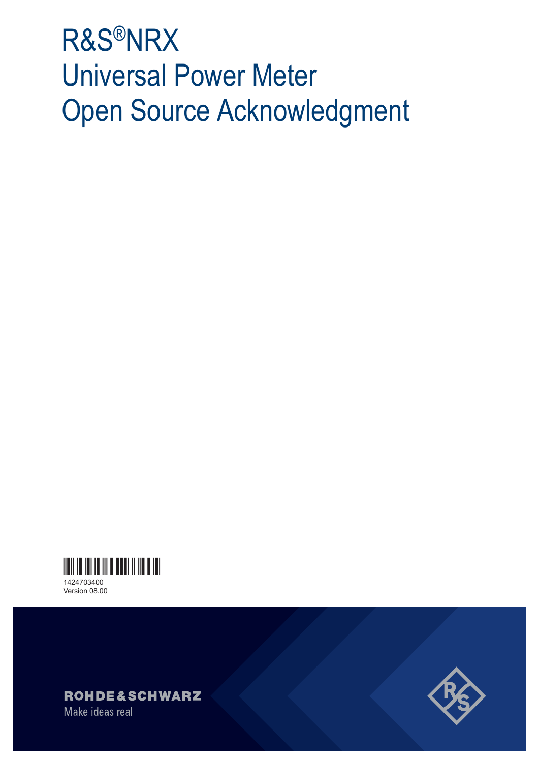# R&S®NRX Universal Power Meter Open Source Acknowledgment

1424703400
Version 08.00

ROHDE&SCHWARZ

Make ideas real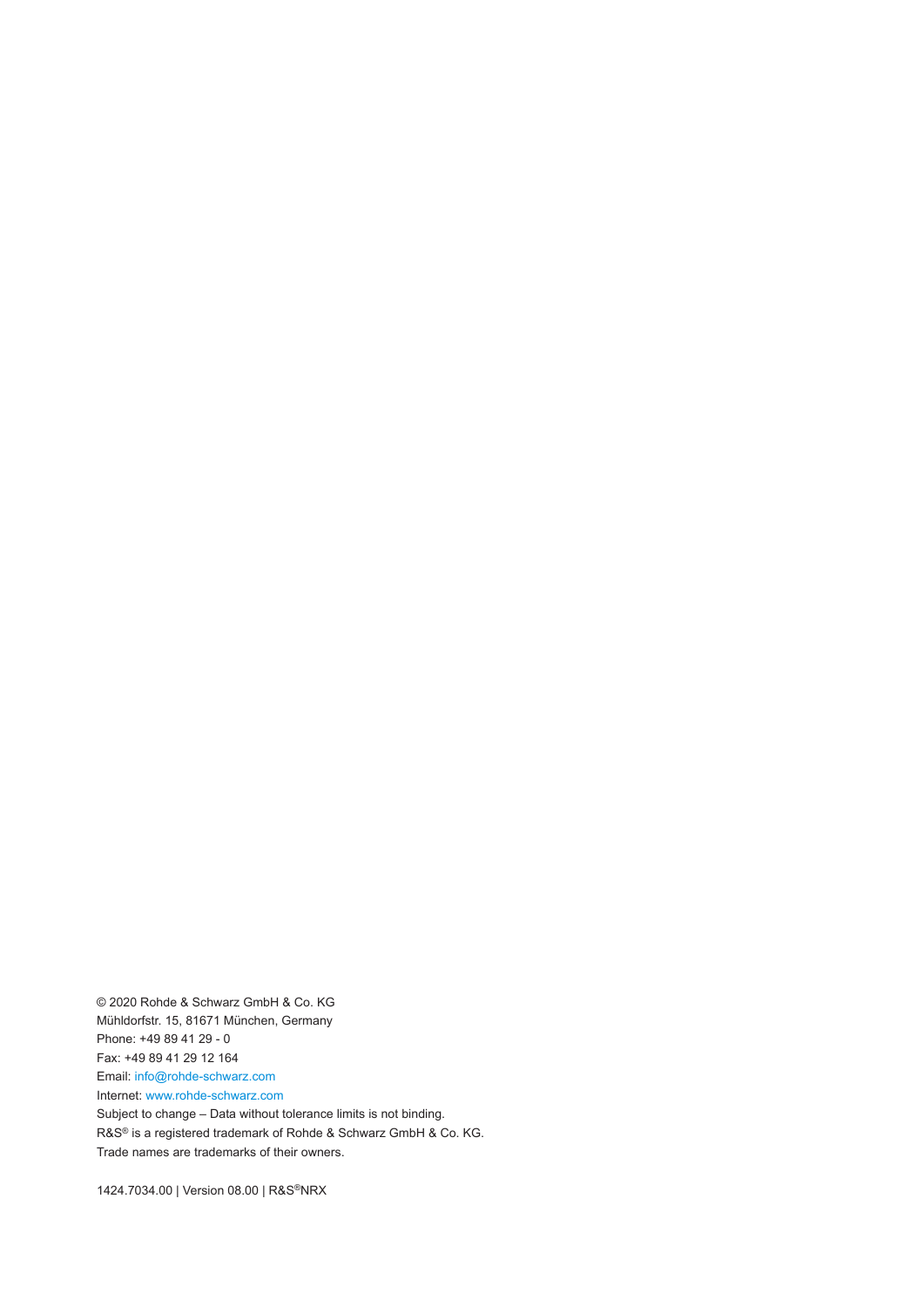© 2020 Rohde & Schwarz GmbH & Co. KG
Mühldorfstr. 15, 81671 München, Germany
Phone: +49 89 41 29 - 0
Fax: +49 89 41 29 12 164
Email: info@rohde-schwarz.com
Internet: www.rohde-schwarz.com
Subject to change – Data without tolerance limits is not binding.
R&S® is a registered trademark of Rohde & Schwarz GmbH & Co. KG.
Trade names are trademarks of their owners.

1424.7034.00 | Version 08.00 | R&S®NRX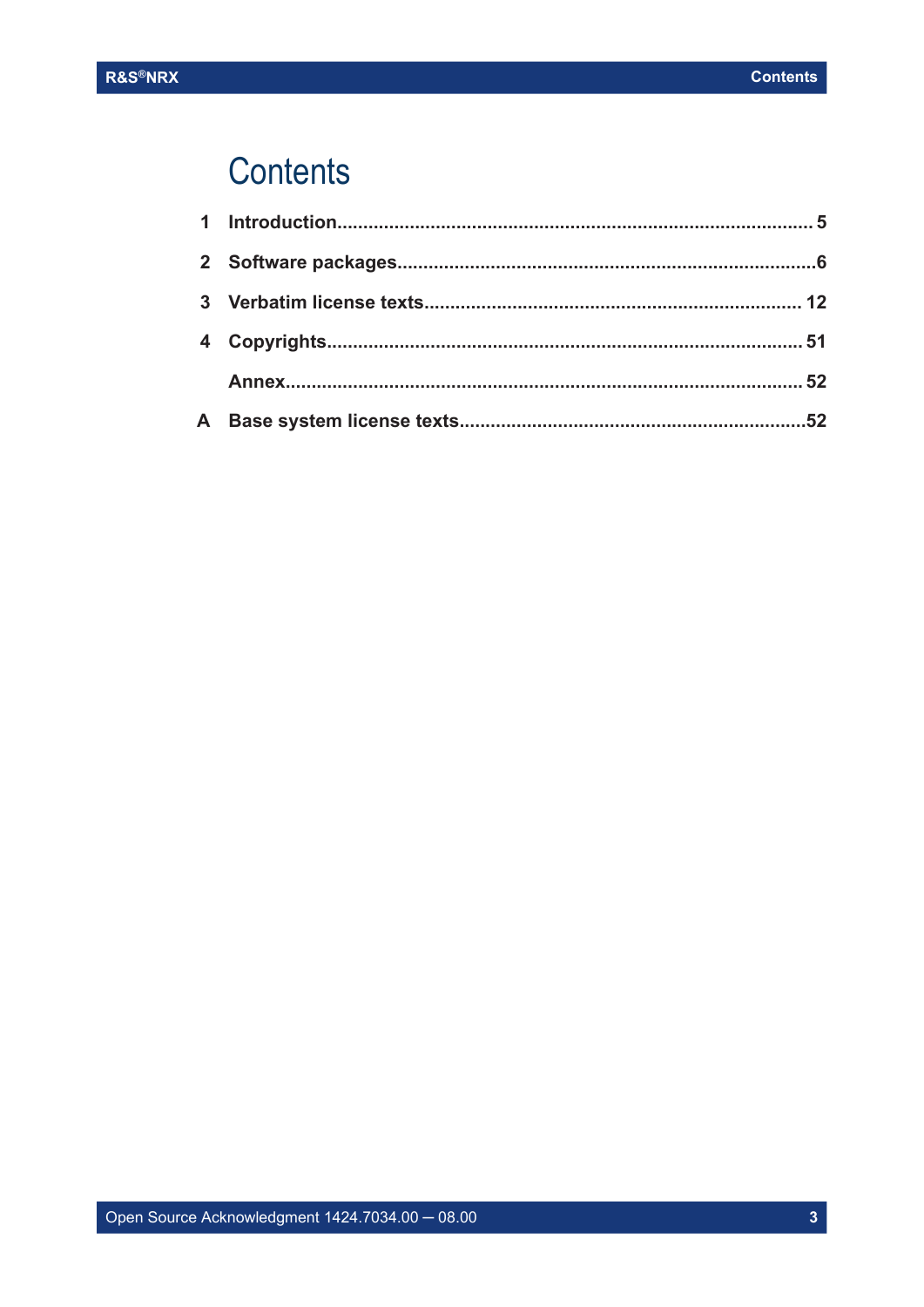# Contents

1 Introduction.......................................................................................... 5

2 Software packages................................................................................6

3 Verbatim license texts........................................................................ 12

4 Copyrights.......................................................................................... 51

Annex.................................................................................................. 52

A Base system license texts...................................................................52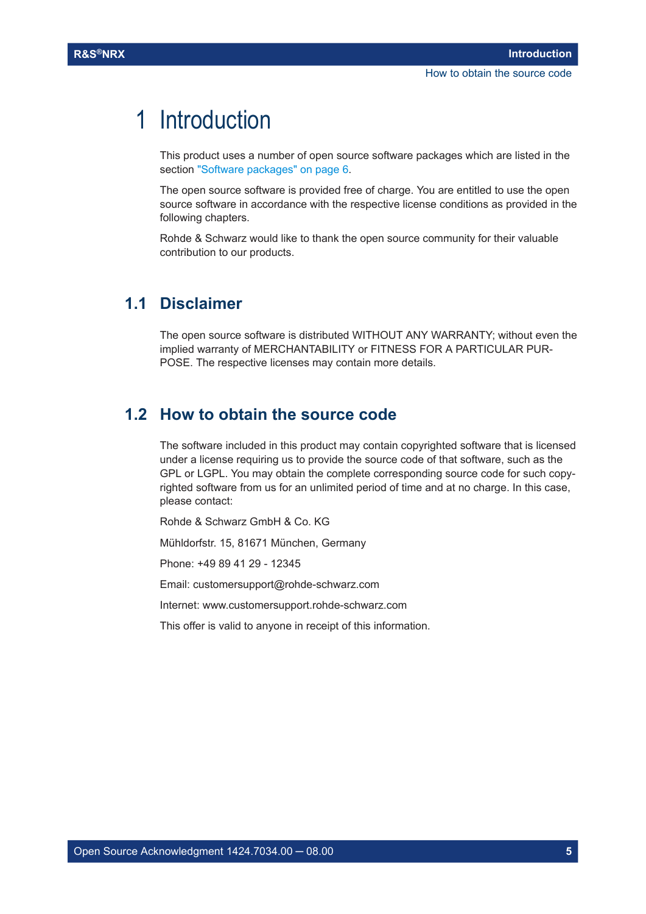# 1 Introduction

This product uses a number of open source software packages which are listed in the section "Software packages" on page 6.

The open source software is provided free of charge. You are entitled to use the open source software in accordance with the respective license conditions as provided in the following chapters.

Rohde & Schwarz would like to thank the open source community for their valuable contribution to our products.

## 1.1 Disclaimer

The open source software is distributed WITHOUT ANY WARRANTY; without even the implied warranty of MERCHANTABILITY or FITNESS FOR A PARTICULAR PURPOSE. The respective licenses may contain more details.

## 1.2 How to obtain the source code

The software included in this product may contain copyrighted software that is licensed under a license requiring us to provide the source code of that software, such as the GPL or LGPL. You may obtain the complete corresponding source code for such copyrighted software from us for an unlimited period of time and at no charge. In this case, please contact:

Rohde & Schwarz GmbH & Co. KG

Mühldorfstr. 15, 81671 München, Germany

Phone: +49 89 41 29 - 12345

Email: customersupport@rohde-schwarz.com

Internet: www.customersupport.rohde-schwarz.com

This offer is valid to anyone in receipt of this information.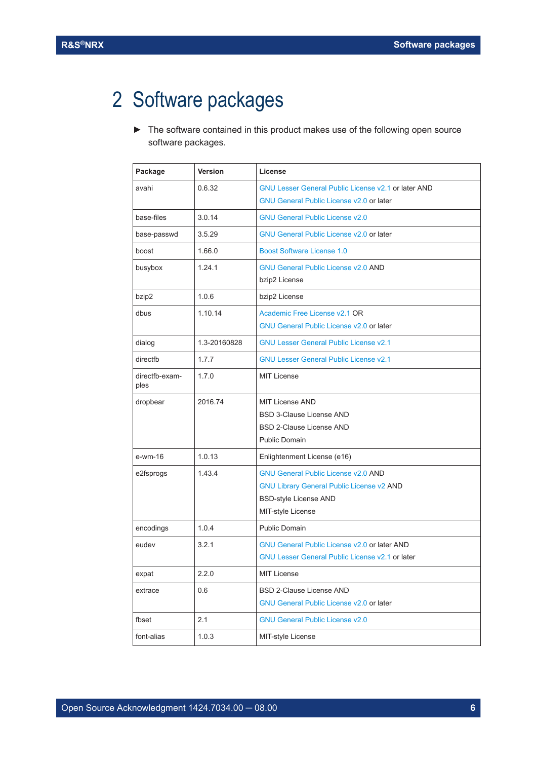# 2 Software packages

► The software contained in this product makes use of the following open source software packages.

| Package | Version | License |
| --- | --- | --- |
| avahi | 0.6.32 | GNU Lesser General Public License v2.1 or later AND<br>GNU General Public License v2.0 or later |
| base-files | 3.0.14 | GNU General Public License v2.0 |
| base-passwd | 3.5.29 | GNU General Public License v2.0 or later |
| boost | 1.66.0 | Boost Software License 1.0 |
| busybox | 1.24.1 | GNU General Public License v2.0 AND<br>bzip2 License |
| bzip2 | 1.0.6 | bzip2 License |
| dbus | 1.10.14 | Academic Free License v2.1 OR<br>GNU General Public License v2.0 or later |
| dialog | 1.3-20160828 | GNU Lesser General Public License v2.1 |
| directfb | 1.7.7 | GNU Lesser General Public License v2.1 |
| directfb-examples | 1.7.0 | MIT License |
| dropbear | 2016.74 | MIT License AND<br>BSD 3-Clause License AND<br>BSD 2-Clause License AND<br>Public Domain |
| e-wm-16 | 1.0.13 | Enlightenment License (e16) |
| e2fsprogs | 1.43.4 | GNU General Public License v2.0 AND<br>GNU Library General Public License v2 AND<br>BSD-style License AND<br>MIT-style License |
| encodings | 1.0.4 | Public Domain |
| eudev | 3.2.1 | GNU General Public License v2.0 or later AND<br>GNU Lesser General Public License v2.1 or later |
| expat | 2.2.0 | MIT License |
| extrace | 0.6 | BSD 2-Clause License AND<br>GNU General Public License v2.0 or later |
| fbset | 2.1 | GNU General Public License v2.0 |
| font-alias | 1.0.3 | MIT-style License |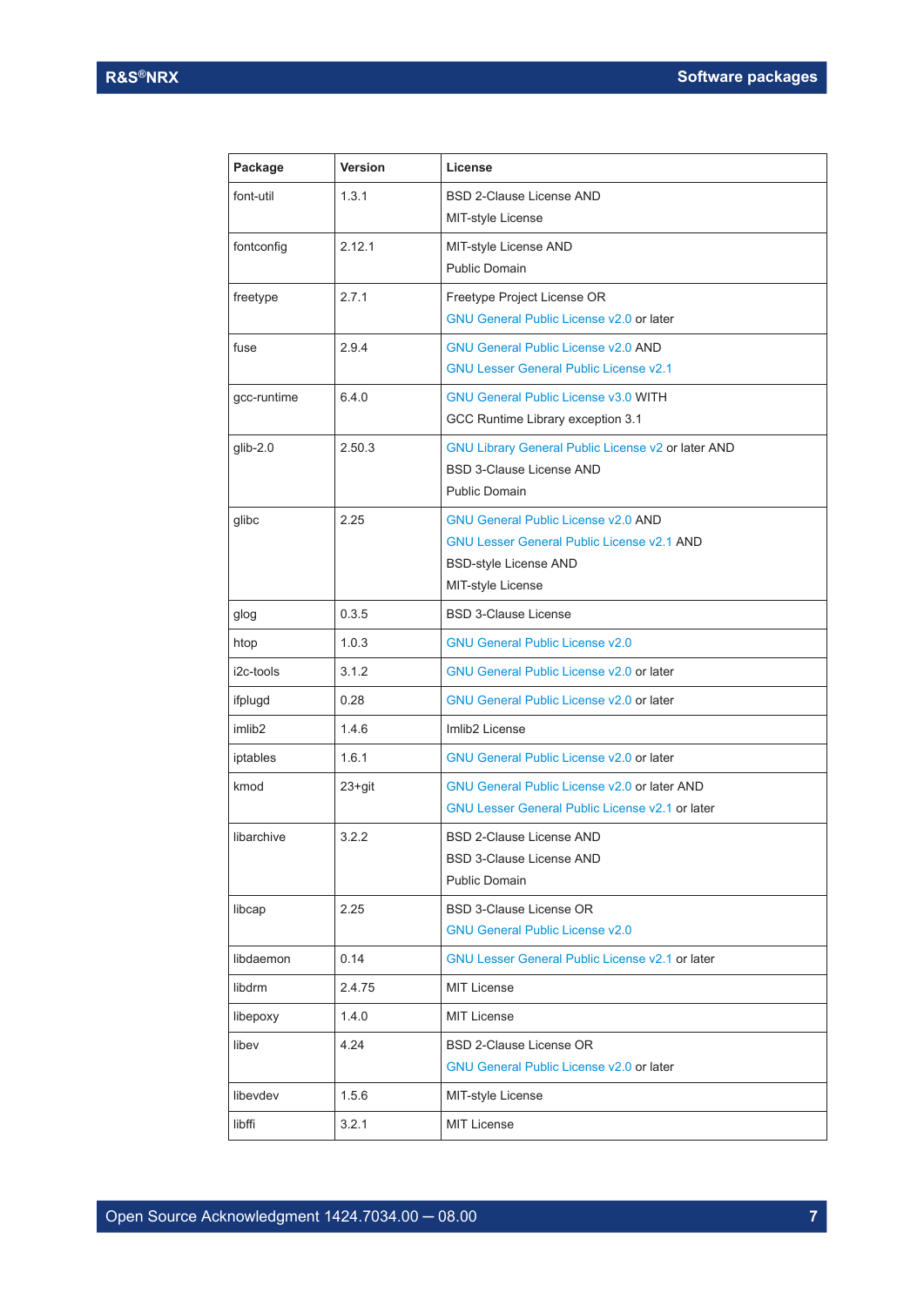| Package | Version | License |
|---|---|---|
| font-util | 1.3.1 | BSD 2-Clause License AND<br>MIT-style License |
| fontconfig | 2.12.1 | MIT-style License AND<br>Public Domain |
| freetype | 2.7.1 | Freetype Project License OR<br>GNU General Public License v2.0 or later |
| fuse | 2.9.4 | GNU General Public License v2.0 AND<br>GNU Lesser General Public License v2.1 |
| gcc-runtime | 6.4.0 | GNU General Public License v3.0 WITH<br>GCC Runtime Library exception 3.1 |
| glib-2.0 | 2.50.3 | GNU Library General Public License v2 or later AND<br>BSD 3-Clause License AND<br>Public Domain |
| glibc | 2.25 | GNU General Public License v2.0 AND<br>GNU Lesser General Public License v2.1 AND<br>BSD-style License AND<br>MIT-style License |
| glog | 0.3.5 | BSD 3-Clause License |
| htop | 1.0.3 | GNU General Public License v2.0 |
| i2c-tools | 3.1.2 | GNU General Public License v2.0 or later |
| ifplugd | 0.28 | GNU General Public License v2.0 or later |
| imlib2 | 1.4.6 | Imlib2 License |
| iptables | 1.6.1 | GNU General Public License v2.0 or later |
| kmod | 23+git | GNU General Public License v2.0 or later AND<br>GNU Lesser General Public License v2.1 or later |
| libarchive | 3.2.2 | BSD 2-Clause License AND<br>BSD 3-Clause License AND<br>Public Domain |
| libcap | 2.25 | BSD 3-Clause License OR<br>GNU General Public License v2.0 |
| libdaemon | 0.14 | GNU Lesser General Public License v2.1 or later |
| libdrm | 2.4.75 | MIT License |
| libepoxy | 1.4.0 | MIT License |
| libev | 4.24 | BSD 2-Clause License OR<br>GNU General Public License v2.0 or later |
| libevdev | 1.5.6 | MIT-style License |
| libffi | 3.2.1 | MIT License |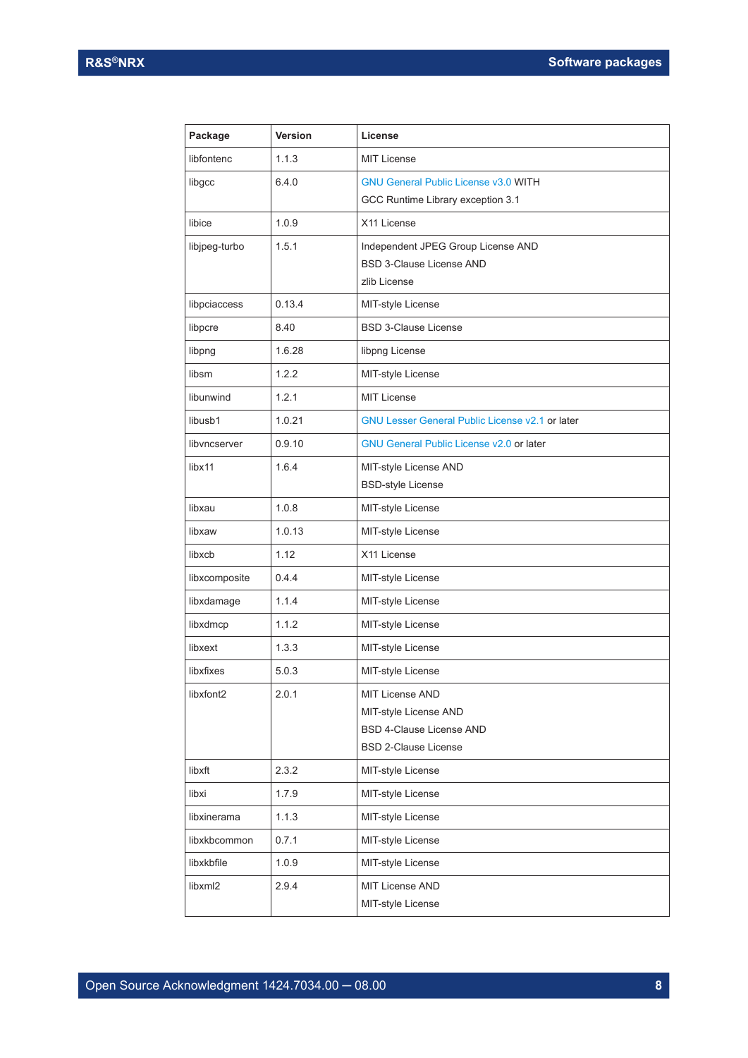| Package | Version | License |
| --- | --- | --- |
| libfontenc | 1.1.3 | MIT License |
| libgcc | 6.4.0 | GNU General Public License v3.0 WITH GCC Runtime Library exception 3.1 |
| libice | 1.0.9 | X11 License |
| libjpeg-turbo | 1.5.1 | Independent JPEG Group License AND BSD 3-Clause License AND zlib License |
| libpciaccess | 0.13.4 | MIT-style License |
| libpcre | 8.40 | BSD 3-Clause License |
| libpng | 1.6.28 | libpng License |
| libsm | 1.2.2 | MIT-style License |
| libunwind | 1.2.1 | MIT License |
| libusb1 | 1.0.21 | GNU Lesser General Public License v2.1 or later |
| libvncserver | 0.9.10 | GNU General Public License v2.0 or later |
| libx11 | 1.6.4 | MIT-style License AND BSD-style License |
| libxau | 1.0.8 | MIT-style License |
| libxaw | 1.0.13 | MIT-style License |
| libxcb | 1.12 | X11 License |
| libxcomposite | 0.4.4 | MIT-style License |
| libxdamage | 1.1.4 | MIT-style License |
| libxdmcp | 1.1.2 | MIT-style License |
| libxext | 1.3.3 | MIT-style License |
| libxfixes | 5.0.3 | MIT-style License |
| libxfont2 | 2.0.1 | MIT License AND MIT-style License AND BSD 4-Clause License AND BSD 2-Clause License |
| libxft | 2.3.2 | MIT-style License |
| libxi | 1.7.9 | MIT-style License |
| libxinerama | 1.1.3 | MIT-style License |
| libxkbcommon | 0.7.1 | MIT-style License |
| libxkbfile | 1.0.9 | MIT-style License |
| libxml2 | 2.9.4 | MIT License AND MIT-style License |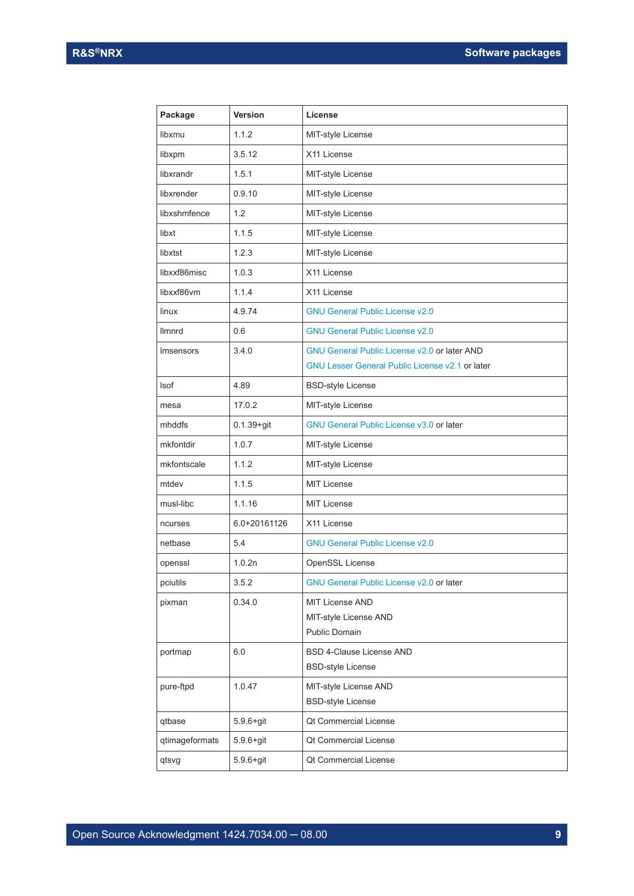| Package | Version | License |
| --- | --- | --- |
| libxmu | 1.1.2 | MIT-style License |
| libxpm | 3.5.12 | X11 License |
| libxrandr | 1.5.1 | MIT-style License |
| libxrender | 0.9.10 | MIT-style License |
| libxshmfence | 1.2 | MIT-style License |
| libxt | 1.1.5 | MIT-style License |
| libxtst | 1.2.3 | MIT-style License |
| libxxf86misc | 1.0.3 | X11 License |
| libxxf86vm | 1.1.4 | X11 License |
| linux | 4.9.74 | GNU General Public License v2.0 |
| llmnrd | 0.6 | GNU General Public License v2.0 |
| lmsensors | 3.4.0 | GNU General Public License v2.0 or later AND GNU Lesser General Public License v2.1 or later |
| lsof | 4.89 | BSD-style License |
| mesa | 17.0.2 | MIT-style License |
| mhddfs | 0.1.39+git | GNU General Public License v3.0 or later |
| mkfontdir | 1.0.7 | MIT-style License |
| mkfontscale | 1.1.2 | MIT-style License |
| mtdev | 1.1.5 | MIT License |
| musl-libc | 1.1.16 | MIT License |
| ncurses | 6.0+20161126 | X11 License |
| netbase | 5.4 | GNU General Public License v2.0 |
| openssl | 1.0.2n | OpenSSL License |
| pciutils | 3.5.2 | GNU General Public License v2.0 or later |
| pixman | 0.34.0 | MIT License AND MIT-style License AND Public Domain |
| portmap | 6.0 | BSD 4-Clause License AND BSD-style License |
| pure-ftpd | 1.0.47 | MIT-style License AND BSD-style License |
| qtbase | 5.9.6+git | Qt Commercial License |
| qtimageformats | 5.9.6+git | Qt Commercial License |
| qtsvg | 5.9.6+git | Qt Commercial License |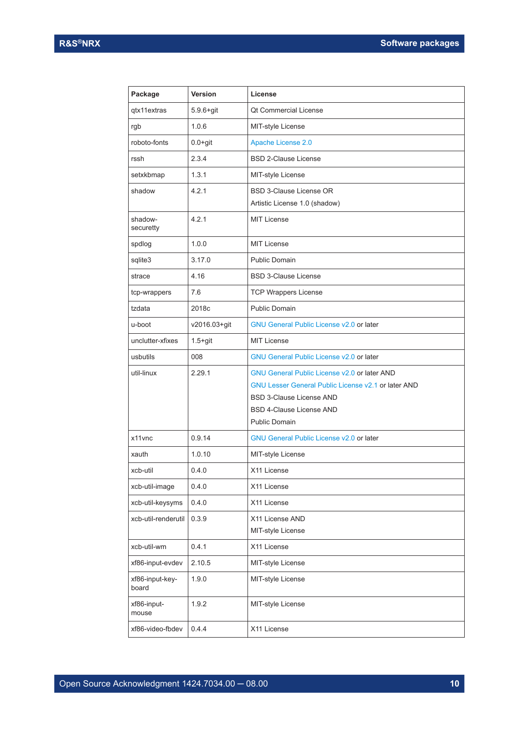| Package | Version | License |
|---|---|---|
| qtx11extras | 5.9.6+git | Qt Commercial License |
| rgb | 1.0.6 | MIT-style License |
| roboto-fonts | 0.0+git | Apache License 2.0 |
| rssh | 2.3.4 | BSD 2-Clause License |
| setxkbmap | 1.3.1 | MIT-style License |
| shadow | 4.2.1 | BSD 3-Clause License OR<br>Artistic License 1.0 (shadow) |
| shadow-securetty | 4.2.1 | MIT License |
| spdlog | 1.0.0 | MIT License |
| sqlite3 | 3.17.0 | Public Domain |
| strace | 4.16 | BSD 3-Clause License |
| tcp-wrappers | 7.6 | TCP Wrappers License |
| tzdata | 2018c | Public Domain |
| u-boot | v2016.03+git | GNU General Public License v2.0 or later |
| unclutter-xfixes | 1.5+git | MIT License |
| usbutils | 008 | GNU General Public License v2.0 or later |
| util-linux | 2.29.1 | GNU General Public License v2.0 or later AND<br>GNU Lesser General Public License v2.1 or later AND<br>BSD 3-Clause License AND<br>BSD 4-Clause License AND<br>Public Domain |
| x11vnc | 0.9.14 | GNU General Public License v2.0 or later |
| xauth | 1.0.10 | MIT-style License |
| xcb-util | 0.4.0 | X11 License |
| xcb-util-image | 0.4.0 | X11 License |
| xcb-util-keysyms | 0.4.0 | X11 License |
| xcb-util-renderutil | 0.3.9 | X11 License AND<br>MIT-style License |
| xcb-util-wm | 0.4.1 | X11 License |
| xf86-input-evdev | 2.10.5 | MIT-style License |
| xf86-input-keyboard | 1.9.0 | MIT-style License |
| xf86-input-mouse | 1.9.2 | MIT-style License |
| xf86-video-fbdev | 0.4.4 | X11 License |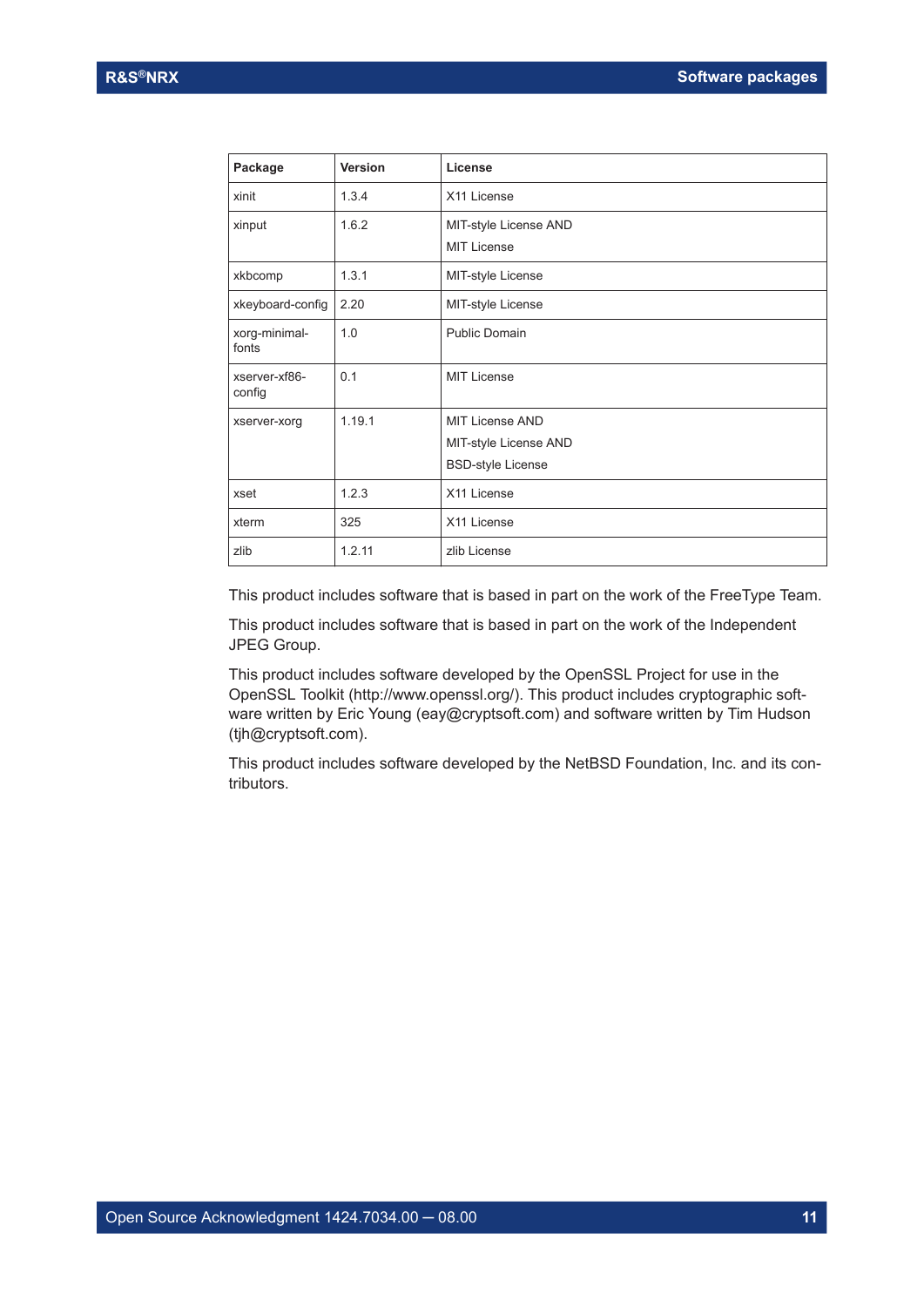| Package | Version | License |
|---|---|---|
| xinit | 1.3.4 | X11 License |
| xinput | 1.6.2 | MIT-style License AND<br>MIT License |
| xkbcomp | 1.3.1 | MIT-style License |
| xkeyboard-config | 2.20 | MIT-style License |
| xorg-minimal-fonts | 1.0 | Public Domain |
| xserver-xf86-config | 0.1 | MIT License |
| xserver-xorg | 1.19.1 | MIT License AND<br>MIT-style License AND<br>BSD-style License |
| xset | 1.2.3 | X11 License |
| xterm | 325 | X11 License |
| zlib | 1.2.11 | zlib License |

This product includes software that is based in part on the work of the FreeType Team.

This product includes software that is based in part on the work of the Independent JPEG Group.

This product includes software developed by the OpenSSL Project for use in the OpenSSL Toolkit (http://www.openssl.org/). This product includes cryptographic software written by Eric Young (eay@cryptsoft.com) and software written by Tim Hudson (tjh@cryptsoft.com).

This product includes software developed by the NetBSD Foundation, Inc. and its contributors.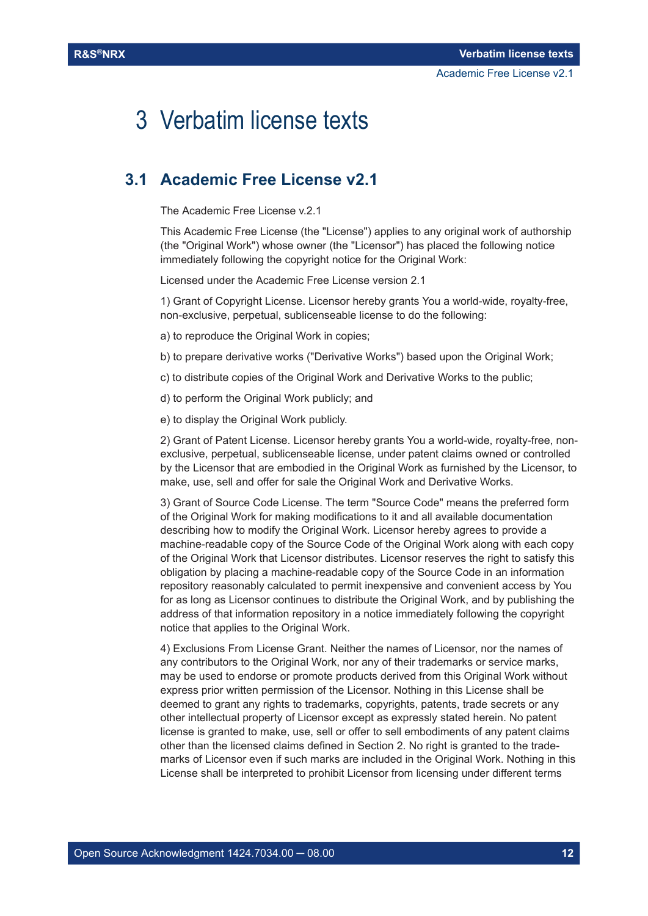# 3 Verbatim license texts

## 3.1 Academic Free License v2.1

The Academic Free License v.2.1

This Academic Free License (the "License") applies to any original work of authorship (the "Original Work") whose owner (the "Licensor") has placed the following notice immediately following the copyright notice for the Original Work:

Licensed under the Academic Free License version 2.1

1) Grant of Copyright License. Licensor hereby grants You a world-wide, royalty-free, non-exclusive, perpetual, sublicenseable license to do the following:

a) to reproduce the Original Work in copies;

b) to prepare derivative works ("Derivative Works") based upon the Original Work;

c) to distribute copies of the Original Work and Derivative Works to the public;

d) to perform the Original Work publicly; and

e) to display the Original Work publicly.

2) Grant of Patent License. Licensor hereby grants You a world-wide, royalty-free, non-exclusive, perpetual, sublicenseable license, under patent claims owned or controlled by the Licensor that are embodied in the Original Work as furnished by the Licensor, to make, use, sell and offer for sale the Original Work and Derivative Works.

3) Grant of Source Code License. The term "Source Code" means the preferred form of the Original Work for making modifications to it and all available documentation describing how to modify the Original Work. Licensor hereby agrees to provide a machine-readable copy of the Source Code of the Original Work along with each copy of the Original Work that Licensor distributes. Licensor reserves the right to satisfy this obligation by placing a machine-readable copy of the Source Code in an information repository reasonably calculated to permit inexpensive and convenient access by You for as long as Licensor continues to distribute the Original Work, and by publishing the address of that information repository in a notice immediately following the copyright notice that applies to the Original Work.

4) Exclusions From License Grant. Neither the names of Licensor, nor the names of any contributors to the Original Work, nor any of their trademarks or service marks, may be used to endorse or promote products derived from this Original Work without express prior written permission of the Licensor. Nothing in this License shall be deemed to grant any rights to trademarks, copyrights, patents, trade secrets or any other intellectual property of Licensor except as expressly stated herein. No patent license is granted to make, use, sell or offer to sell embodiments of any patent claims other than the licensed claims defined in Section 2. No right is granted to the trademarks of Licensor even if such marks are included in the Original Work. Nothing in this License shall be interpreted to prohibit Licensor from licensing under different terms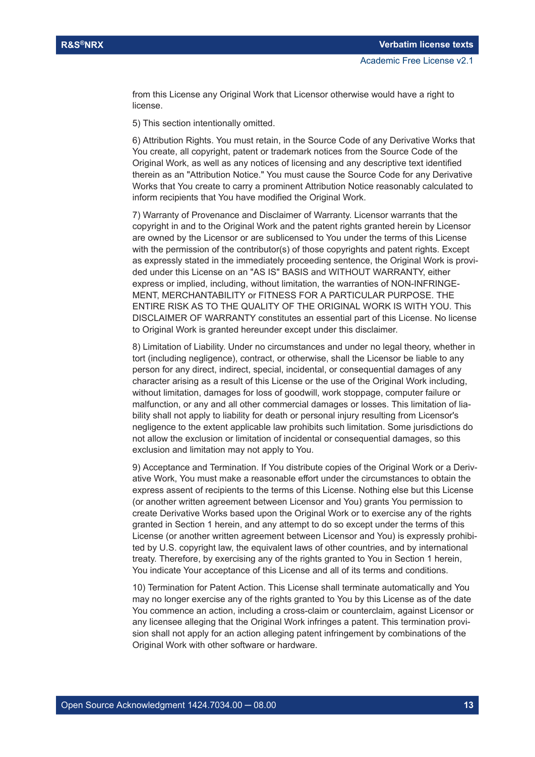from this License any Original Work that Licensor otherwise would have a right to license.

5) This section intentionally omitted.

6) Attribution Rights. You must retain, in the Source Code of any Derivative Works that You create, all copyright, patent or trademark notices from the Source Code of the Original Work, as well as any notices of licensing and any descriptive text identified therein as an "Attribution Notice." You must cause the Source Code for any Derivative Works that You create to carry a prominent Attribution Notice reasonably calculated to inform recipients that You have modified the Original Work.

7) Warranty of Provenance and Disclaimer of Warranty. Licensor warrants that the copyright in and to the Original Work and the patent rights granted herein by Licensor are owned by the Licensor or are sublicensed to You under the terms of this License with the permission of the contributor(s) of those copyrights and patent rights. Except as expressly stated in the immediately proceeding sentence, the Original Work is provided under this License on an "AS IS" BASIS and WITHOUT WARRANTY, either express or implied, including, without limitation, the warranties of NON-INFRINGEMENT, MERCHANTABILITY or FITNESS FOR A PARTICULAR PURPOSE. THE ENTIRE RISK AS TO THE QUALITY OF THE ORIGINAL WORK IS WITH YOU. This DISCLAIMER OF WARRANTY constitutes an essential part of this License. No license to Original Work is granted hereunder except under this disclaimer.

8) Limitation of Liability. Under no circumstances and under no legal theory, whether in tort (including negligence), contract, or otherwise, shall the Licensor be liable to any person for any direct, indirect, special, incidental, or consequential damages of any character arising as a result of this License or the use of the Original Work including, without limitation, damages for loss of goodwill, work stoppage, computer failure or malfunction, or any and all other commercial damages or losses. This limitation of liability shall not apply to liability for death or personal injury resulting from Licensor's negligence to the extent applicable law prohibits such limitation. Some jurisdictions do not allow the exclusion or limitation of incidental or consequential damages, so this exclusion and limitation may not apply to You.

9) Acceptance and Termination. If You distribute copies of the Original Work or a Derivative Work, You must make a reasonable effort under the circumstances to obtain the express assent of recipients to the terms of this License. Nothing else but this License (or another written agreement between Licensor and You) grants You permission to create Derivative Works based upon the Original Work or to exercise any of the rights granted in Section 1 herein, and any attempt to do so except under the terms of this License (or another written agreement between Licensor and You) is expressly prohibited by U.S. copyright law, the equivalent laws of other countries, and by international treaty. Therefore, by exercising any of the rights granted to You in Section 1 herein, You indicate Your acceptance of this License and all of its terms and conditions.

10) Termination for Patent Action. This License shall terminate automatically and You may no longer exercise any of the rights granted to You by this License as of the date You commence an action, including a cross-claim or counterclaim, against Licensor or any licensee alleging that the Original Work infringes a patent. This termination provision shall not apply for an action alleging patent infringement by combinations of the Original Work with other software or hardware.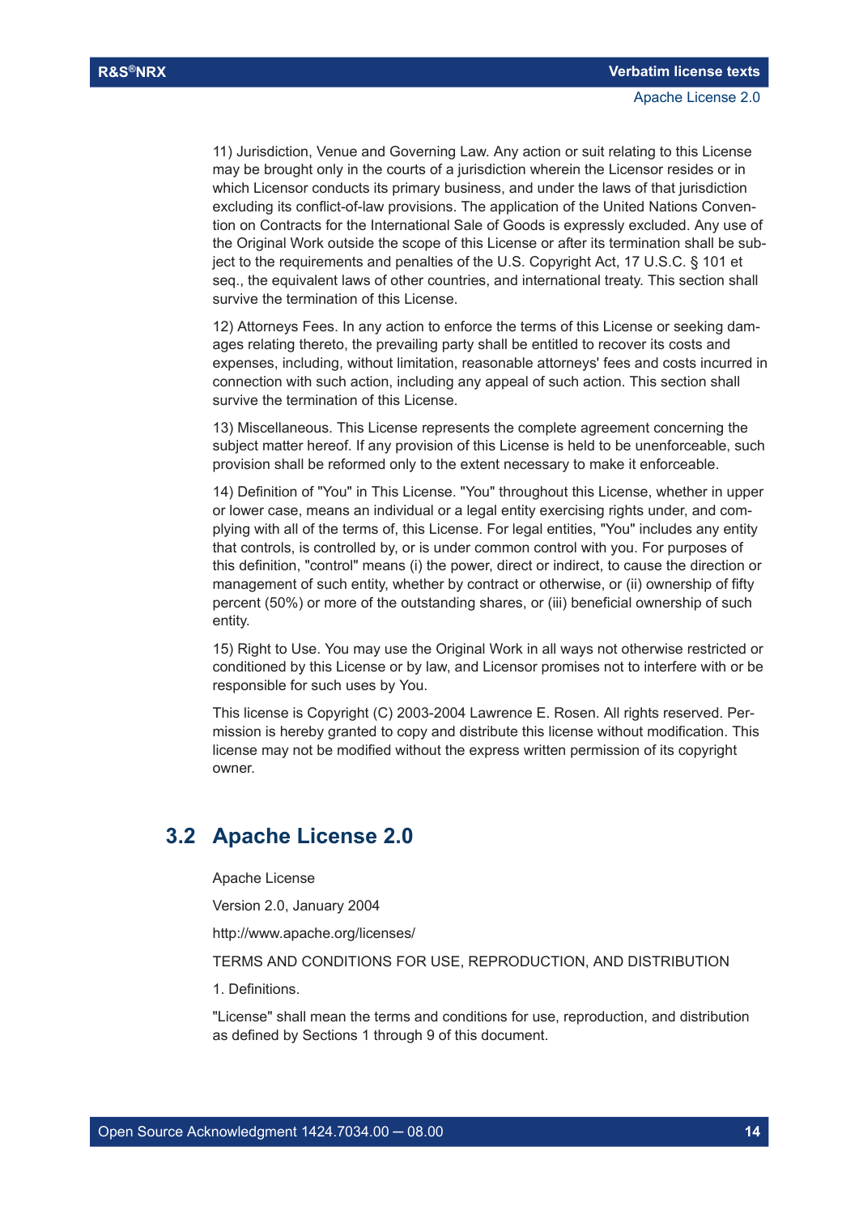11) Jurisdiction, Venue and Governing Law. Any action or suit relating to this License may be brought only in the courts of a jurisdiction wherein the Licensor resides or in which Licensor conducts its primary business, and under the laws of that jurisdiction excluding its conflict-of-law provisions. The application of the United Nations Convention on Contracts for the International Sale of Goods is expressly excluded. Any use of the Original Work outside the scope of this License or after its termination shall be subject to the requirements and penalties of the U.S. Copyright Act, 17 U.S.C. § 101 et seq., the equivalent laws of other countries, and international treaty. This section shall survive the termination of this License.

12) Attorneys Fees. In any action to enforce the terms of this License or seeking damages relating thereto, the prevailing party shall be entitled to recover its costs and expenses, including, without limitation, reasonable attorneys' fees and costs incurred in connection with such action, including any appeal of such action. This section shall survive the termination of this License.

13) Miscellaneous. This License represents the complete agreement concerning the subject matter hereof. If any provision of this License is held to be unenforceable, such provision shall be reformed only to the extent necessary to make it enforceable.

14) Definition of "You" in This License. "You" throughout this License, whether in upper or lower case, means an individual or a legal entity exercising rights under, and complying with all of the terms of, this License. For legal entities, "You" includes any entity that controls, is controlled by, or is under common control with you. For purposes of this definition, "control" means (i) the power, direct or indirect, to cause the direction or management of such entity, whether by contract or otherwise, or (ii) ownership of fifty percent (50%) or more of the outstanding shares, or (iii) beneficial ownership of such entity.

15) Right to Use. You may use the Original Work in all ways not otherwise restricted or conditioned by this License or by law, and Licensor promises not to interfere with or be responsible for such uses by You.

This license is Copyright (C) 2003-2004 Lawrence E. Rosen. All rights reserved. Permission is hereby granted to copy and distribute this license without modification. This license may not be modified without the express written permission of its copyright owner.

## 3.2 Apache License 2.0

Apache License

Version 2.0, January 2004

http://www.apache.org/licenses/

TERMS AND CONDITIONS FOR USE, REPRODUCTION, AND DISTRIBUTION

1. Definitions.

"License" shall mean the terms and conditions for use, reproduction, and distribution as defined by Sections 1 through 9 of this document.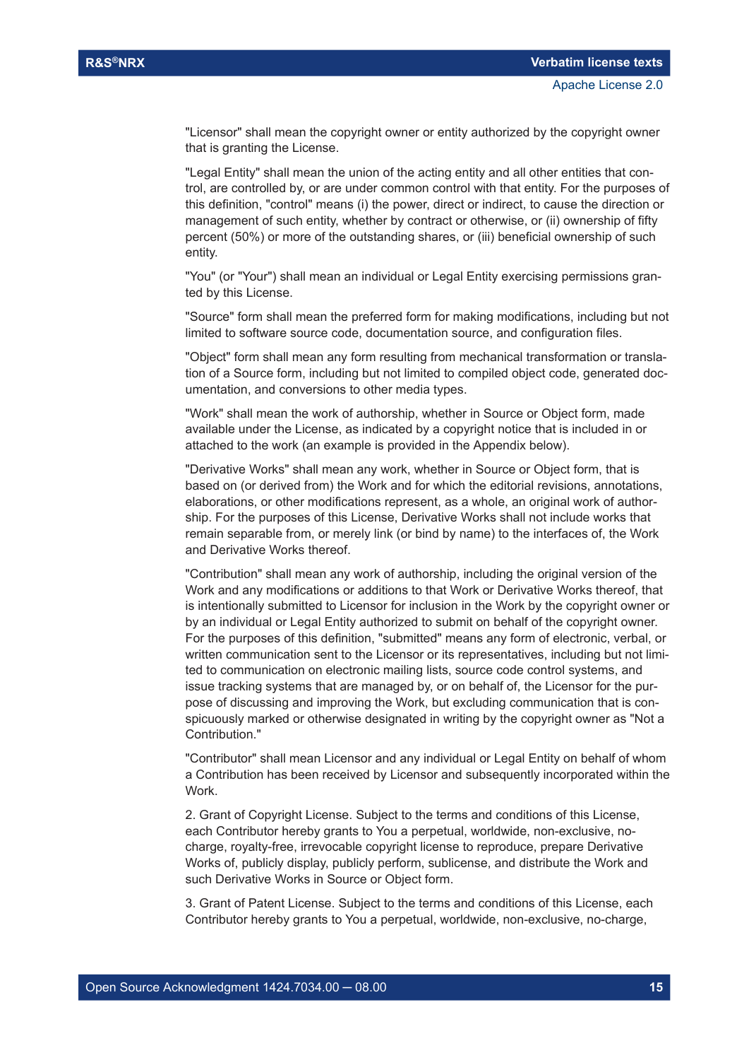"Licensor" shall mean the copyright owner or entity authorized by the copyright owner that is granting the License.

"Legal Entity" shall mean the union of the acting entity and all other entities that control, are controlled by, or are under common control with that entity. For the purposes of this definition, "control" means (i) the power, direct or indirect, to cause the direction or management of such entity, whether by contract or otherwise, or (ii) ownership of fifty percent (50%) or more of the outstanding shares, or (iii) beneficial ownership of such entity.

"You" (or "Your") shall mean an individual or Legal Entity exercising permissions granted by this License.

"Source" form shall mean the preferred form for making modifications, including but not limited to software source code, documentation source, and configuration files.

"Object" form shall mean any form resulting from mechanical transformation or translation of a Source form, including but not limited to compiled object code, generated documentation, and conversions to other media types.

"Work" shall mean the work of authorship, whether in Source or Object form, made available under the License, as indicated by a copyright notice that is included in or attached to the work (an example is provided in the Appendix below).

"Derivative Works" shall mean any work, whether in Source or Object form, that is based on (or derived from) the Work and for which the editorial revisions, annotations, elaborations, or other modifications represent, as a whole, an original work of authorship. For the purposes of this License, Derivative Works shall not include works that remain separable from, or merely link (or bind by name) to the interfaces of, the Work and Derivative Works thereof.

"Contribution" shall mean any work of authorship, including the original version of the Work and any modifications or additions to that Work or Derivative Works thereof, that is intentionally submitted to Licensor for inclusion in the Work by the copyright owner or by an individual or Legal Entity authorized to submit on behalf of the copyright owner. For the purposes of this definition, "submitted" means any form of electronic, verbal, or written communication sent to the Licensor or its representatives, including but not limited to communication on electronic mailing lists, source code control systems, and issue tracking systems that are managed by, or on behalf of, the Licensor for the purpose of discussing and improving the Work, but excluding communication that is conspicuously marked or otherwise designated in writing by the copyright owner as "Not a Contribution."

"Contributor" shall mean Licensor and any individual or Legal Entity on behalf of whom a Contribution has been received by Licensor and subsequently incorporated within the Work.

2. Grant of Copyright License. Subject to the terms and conditions of this License, each Contributor hereby grants to You a perpetual, worldwide, non-exclusive, no-charge, royalty-free, irrevocable copyright license to reproduce, prepare Derivative Works of, publicly display, publicly perform, sublicense, and distribute the Work and such Derivative Works in Source or Object form.

3. Grant of Patent License. Subject to the terms and conditions of this License, each Contributor hereby grants to You a perpetual, worldwide, non-exclusive, no-charge,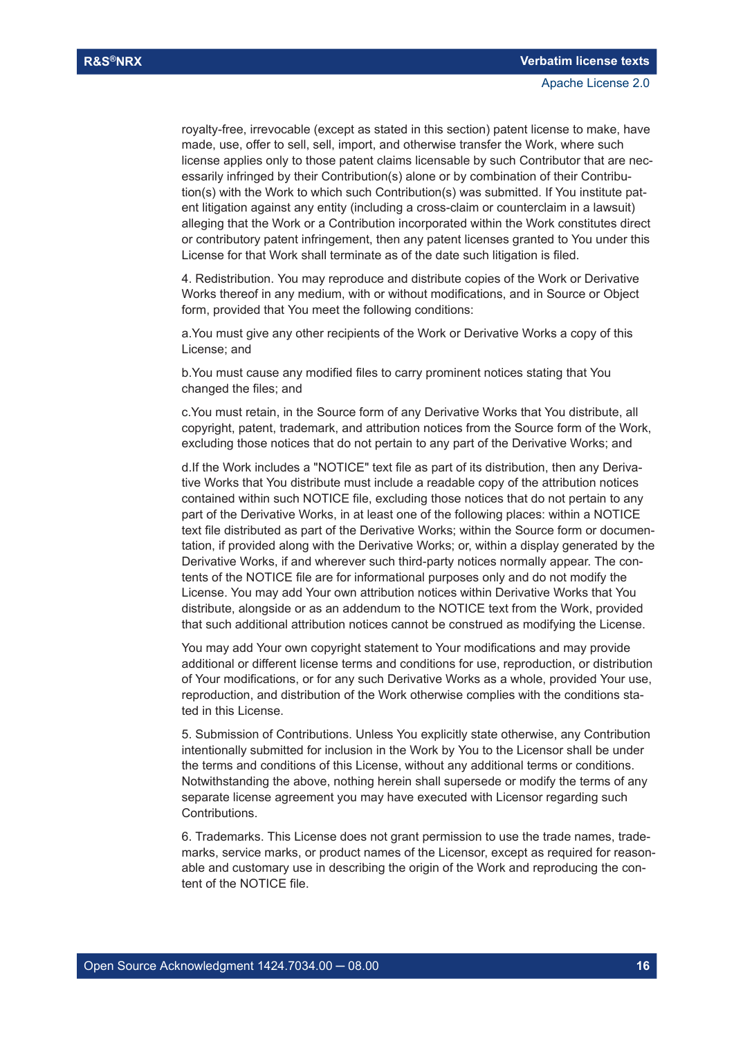royalty-free, irrevocable (except as stated in this section) patent license to make, have made, use, offer to sell, sell, import, and otherwise transfer the Work, where such license applies only to those patent claims licensable by such Contributor that are necessarily infringed by their Contribution(s) alone or by combination of their Contribution(s) with the Work to which such Contribution(s) was submitted. If You institute patent litigation against any entity (including a cross-claim or counterclaim in a lawsuit) alleging that the Work or a Contribution incorporated within the Work constitutes direct or contributory patent infringement, then any patent licenses granted to You under this License for that Work shall terminate as of the date such litigation is filed.

4. Redistribution. You may reproduce and distribute copies of the Work or Derivative Works thereof in any medium, with or without modifications, and in Source or Object form, provided that You meet the following conditions:

a.You must give any other recipients of the Work or Derivative Works a copy of this License; and

b.You must cause any modified files to carry prominent notices stating that You changed the files; and

c.You must retain, in the Source form of any Derivative Works that You distribute, all copyright, patent, trademark, and attribution notices from the Source form of the Work, excluding those notices that do not pertain to any part of the Derivative Works; and

d.If the Work includes a "NOTICE" text file as part of its distribution, then any Derivative Works that You distribute must include a readable copy of the attribution notices contained within such NOTICE file, excluding those notices that do not pertain to any part of the Derivative Works, in at least one of the following places: within a NOTICE text file distributed as part of the Derivative Works; within the Source form or documentation, if provided along with the Derivative Works; or, within a display generated by the Derivative Works, if and wherever such third-party notices normally appear. The contents of the NOTICE file are for informational purposes only and do not modify the License. You may add Your own attribution notices within Derivative Works that You distribute, alongside or as an addendum to the NOTICE text from the Work, provided that such additional attribution notices cannot be construed as modifying the License.

You may add Your own copyright statement to Your modifications and may provide additional or different license terms and conditions for use, reproduction, or distribution of Your modifications, or for any such Derivative Works as a whole, provided Your use, reproduction, and distribution of the Work otherwise complies with the conditions stated in this License.

5. Submission of Contributions. Unless You explicitly state otherwise, any Contribution intentionally submitted for inclusion in the Work by You to the Licensor shall be under the terms and conditions of this License, without any additional terms or conditions. Notwithstanding the above, nothing herein shall supersede or modify the terms of any separate license agreement you may have executed with Licensor regarding such Contributions.

6. Trademarks. This License does not grant permission to use the trade names, trademarks, service marks, or product names of the Licensor, except as required for reasonable and customary use in describing the origin of the Work and reproducing the content of the NOTICE file.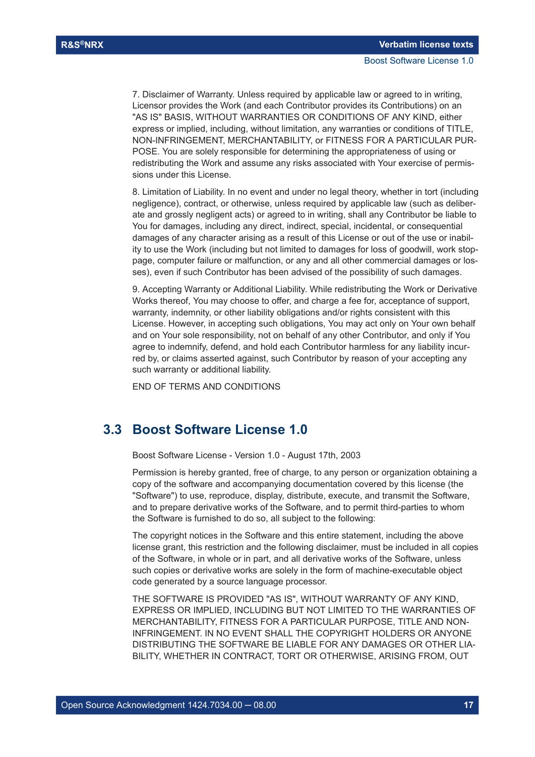7. Disclaimer of Warranty. Unless required by applicable law or agreed to in writing, Licensor provides the Work (and each Contributor provides its Contributions) on an "AS IS" BASIS, WITHOUT WARRANTIES OR CONDITIONS OF ANY KIND, either express or implied, including, without limitation, any warranties or conditions of TITLE, NON-INFRINGEMENT, MERCHANTABILITY, or FITNESS FOR A PARTICULAR PURPOSE. You are solely responsible for determining the appropriateness of using or redistributing the Work and assume any risks associated with Your exercise of permissions under this License.

8. Limitation of Liability. In no event and under no legal theory, whether in tort (including negligence), contract, or otherwise, unless required by applicable law (such as deliberate and grossly negligent acts) or agreed to in writing, shall any Contributor be liable to You for damages, including any direct, indirect, special, incidental, or consequential damages of any character arising as a result of this License or out of the use or inability to use the Work (including but not limited to damages for loss of goodwill, work stoppage, computer failure or malfunction, or any and all other commercial damages or losses), even if such Contributor has been advised of the possibility of such damages.

9. Accepting Warranty or Additional Liability. While redistributing the Work or Derivative Works thereof, You may choose to offer, and charge a fee for, acceptance of support, warranty, indemnity, or other liability obligations and/or rights consistent with this License. However, in accepting such obligations, You may act only on Your own behalf and on Your sole responsibility, not on behalf of any other Contributor, and only if You agree to indemnify, defend, and hold each Contributor harmless for any liability incurred by, or claims asserted against, such Contributor by reason of your accepting any such warranty or additional liability.

END OF TERMS AND CONDITIONS

## 3.3 Boost Software License 1.0

Boost Software License - Version 1.0 - August 17th, 2003

Permission is hereby granted, free of charge, to any person or organization obtaining a copy of the software and accompanying documentation covered by this license (the "Software") to use, reproduce, display, distribute, execute, and transmit the Software, and to prepare derivative works of the Software, and to permit third-parties to whom the Software is furnished to do so, all subject to the following:

The copyright notices in the Software and this entire statement, including the above license grant, this restriction and the following disclaimer, must be included in all copies of the Software, in whole or in part, and all derivative works of the Software, unless such copies or derivative works are solely in the form of machine-executable object code generated by a source language processor.

THE SOFTWARE IS PROVIDED "AS IS", WITHOUT WARRANTY OF ANY KIND, EXPRESS OR IMPLIED, INCLUDING BUT NOT LIMITED TO THE WARRANTIES OF MERCHANTABILITY, FITNESS FOR A PARTICULAR PURPOSE, TITLE AND NON-INFRINGEMENT. IN NO EVENT SHALL THE COPYRIGHT HOLDERS OR ANYONE DISTRIBUTING THE SOFTWARE BE LIABLE FOR ANY DAMAGES OR OTHER LIABILITY, WHETHER IN CONTRACT, TORT OR OTHERWISE, ARISING FROM, OUT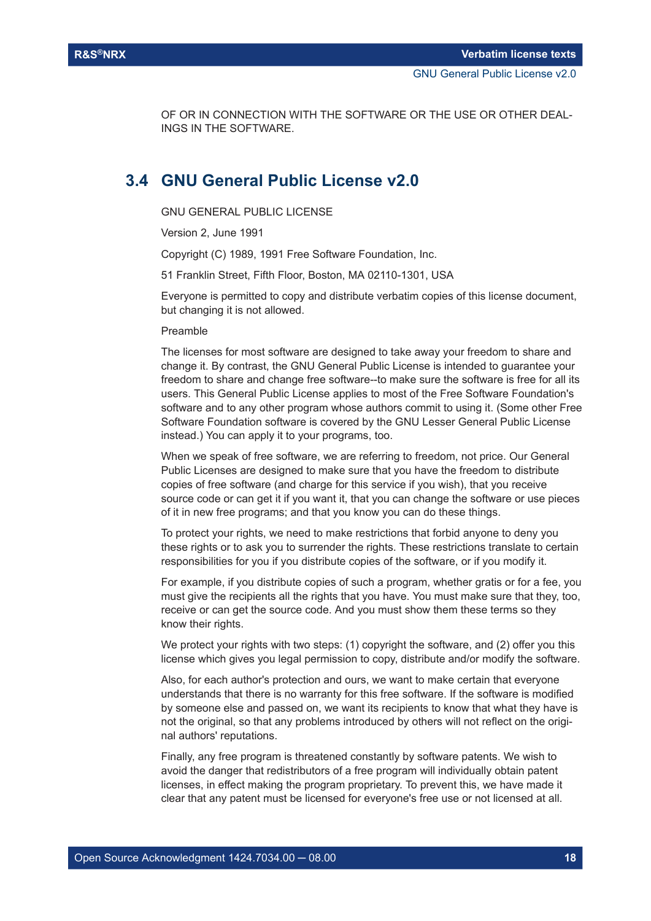OF OR IN CONNECTION WITH THE SOFTWARE OR THE USE OR OTHER DEALINGS IN THE SOFTWARE.

## 3.4 GNU General Public License v2.0

GNU GENERAL PUBLIC LICENSE

Version 2, June 1991

Copyright (C) 1989, 1991 Free Software Foundation, Inc.

51 Franklin Street, Fifth Floor, Boston, MA 02110-1301, USA

Everyone is permitted to copy and distribute verbatim copies of this license document, but changing it is not allowed.

Preamble

The licenses for most software are designed to take away your freedom to share and change it. By contrast, the GNU General Public License is intended to guarantee your freedom to share and change free software--to make sure the software is free for all its users. This General Public License applies to most of the Free Software Foundation's software and to any other program whose authors commit to using it. (Some other Free Software Foundation software is covered by the GNU Lesser General Public License instead.) You can apply it to your programs, too.

When we speak of free software, we are referring to freedom, not price. Our General Public Licenses are designed to make sure that you have the freedom to distribute copies of free software (and charge for this service if you wish), that you receive source code or can get it if you want it, that you can change the software or use pieces of it in new free programs; and that you know you can do these things.

To protect your rights, we need to make restrictions that forbid anyone to deny you these rights or to ask you to surrender the rights. These restrictions translate to certain responsibilities for you if you distribute copies of the software, or if you modify it.

For example, if you distribute copies of such a program, whether gratis or for a fee, you must give the recipients all the rights that you have. You must make sure that they, too, receive or can get the source code. And you must show them these terms so they know their rights.

We protect your rights with two steps: (1) copyright the software, and (2) offer you this license which gives you legal permission to copy, distribute and/or modify the software.

Also, for each author's protection and ours, we want to make certain that everyone understands that there is no warranty for this free software. If the software is modified by someone else and passed on, we want its recipients to know that what they have is not the original, so that any problems introduced by others will not reflect on the original authors' reputations.

Finally, any free program is threatened constantly by software patents. We wish to avoid the danger that redistributors of a free program will individually obtain patent licenses, in effect making the program proprietary. To prevent this, we have made it clear that any patent must be licensed for everyone's free use or not licensed at all.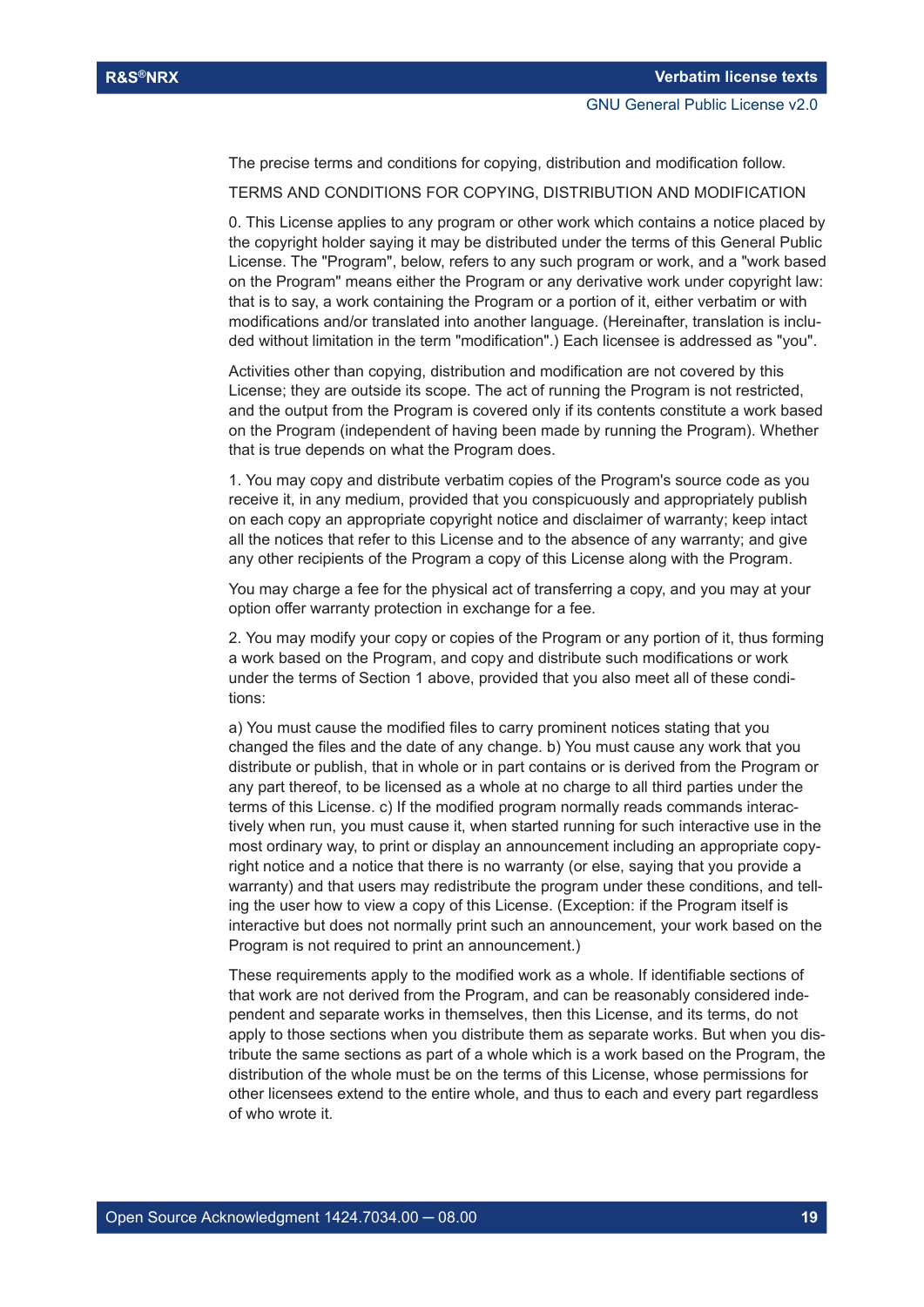The precise terms and conditions for copying, distribution and modification follow.

TERMS AND CONDITIONS FOR COPYING, DISTRIBUTION AND MODIFICATION

0. This License applies to any program or other work which contains a notice placed by the copyright holder saying it may be distributed under the terms of this General Public License. The "Program", below, refers to any such program or work, and a "work based on the Program" means either the Program or any derivative work under copyright law: that is to say, a work containing the Program or a portion of it, either verbatim or with modifications and/or translated into another language. (Hereinafter, translation is included without limitation in the term "modification".) Each licensee is addressed as "you".

Activities other than copying, distribution and modification are not covered by this License; they are outside its scope. The act of running the Program is not restricted, and the output from the Program is covered only if its contents constitute a work based on the Program (independent of having been made by running the Program). Whether that is true depends on what the Program does.

1. You may copy and distribute verbatim copies of the Program's source code as you receive it, in any medium, provided that you conspicuously and appropriately publish on each copy an appropriate copyright notice and disclaimer of warranty; keep intact all the notices that refer to this License and to the absence of any warranty; and give any other recipients of the Program a copy of this License along with the Program.

You may charge a fee for the physical act of transferring a copy, and you may at your option offer warranty protection in exchange for a fee.

2. You may modify your copy or copies of the Program or any portion of it, thus forming a work based on the Program, and copy and distribute such modifications or work under the terms of Section 1 above, provided that you also meet all of these conditions:

a) You must cause the modified files to carry prominent notices stating that you changed the files and the date of any change. b) You must cause any work that you distribute or publish, that in whole or in part contains or is derived from the Program or any part thereof, to be licensed as a whole at no charge to all third parties under the terms of this License. c) If the modified program normally reads commands interactively when run, you must cause it, when started running for such interactive use in the most ordinary way, to print or display an announcement including an appropriate copyright notice and a notice that there is no warranty (or else, saying that you provide a warranty) and that users may redistribute the program under these conditions, and telling the user how to view a copy of this License. (Exception: if the Program itself is interactive but does not normally print such an announcement, your work based on the Program is not required to print an announcement.)

These requirements apply to the modified work as a whole. If identifiable sections of that work are not derived from the Program, and can be reasonably considered independent and separate works in themselves, then this License, and its terms, do not apply to those sections when you distribute them as separate works. But when you distribute the same sections as part of a whole which is a work based on the Program, the distribution of the whole must be on the terms of this License, whose permissions for other licensees extend to the entire whole, and thus to each and every part regardless of who wrote it.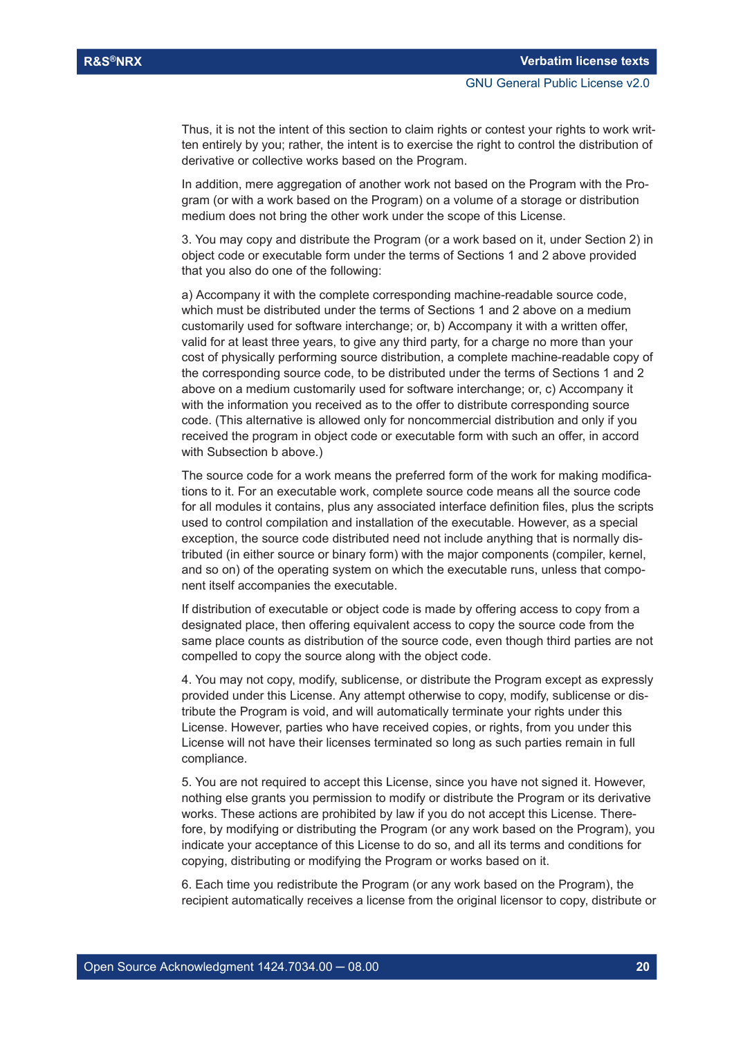Thus, it is not the intent of this section to claim rights or contest your rights to work written entirely by you; rather, the intent is to exercise the right to control the distribution of derivative or collective works based on the Program.

In addition, mere aggregation of another work not based on the Program with the Program (or with a work based on the Program) on a volume of a storage or distribution medium does not bring the other work under the scope of this License.

3. You may copy and distribute the Program (or a work based on it, under Section 2) in object code or executable form under the terms of Sections 1 and 2 above provided that you also do one of the following:

a) Accompany it with the complete corresponding machine-readable source code, which must be distributed under the terms of Sections 1 and 2 above on a medium customarily used for software interchange; or, b) Accompany it with a written offer, valid for at least three years, to give any third party, for a charge no more than your cost of physically performing source distribution, a complete machine-readable copy of the corresponding source code, to be distributed under the terms of Sections 1 and 2 above on a medium customarily used for software interchange; or, c) Accompany it with the information you received as to the offer to distribute corresponding source code. (This alternative is allowed only for noncommercial distribution and only if you received the program in object code or executable form with such an offer, in accord with Subsection b above.)

The source code for a work means the preferred form of the work for making modifications to it. For an executable work, complete source code means all the source code for all modules it contains, plus any associated interface definition files, plus the scripts used to control compilation and installation of the executable. However, as a special exception, the source code distributed need not include anything that is normally distributed (in either source or binary form) with the major components (compiler, kernel, and so on) of the operating system on which the executable runs, unless that component itself accompanies the executable.

If distribution of executable or object code is made by offering access to copy from a designated place, then offering equivalent access to copy the source code from the same place counts as distribution of the source code, even though third parties are not compelled to copy the source along with the object code.

4. You may not copy, modify, sublicense, or distribute the Program except as expressly provided under this License. Any attempt otherwise to copy, modify, sublicense or distribute the Program is void, and will automatically terminate your rights under this License. However, parties who have received copies, or rights, from you under this License will not have their licenses terminated so long as such parties remain in full compliance.

5. You are not required to accept this License, since you have not signed it. However, nothing else grants you permission to modify or distribute the Program or its derivative works. These actions are prohibited by law if you do not accept this License. Therefore, by modifying or distributing the Program (or any work based on the Program), you indicate your acceptance of this License to do so, and all its terms and conditions for copying, distributing or modifying the Program or works based on it.

6. Each time you redistribute the Program (or any work based on the Program), the recipient automatically receives a license from the original licensor to copy, distribute or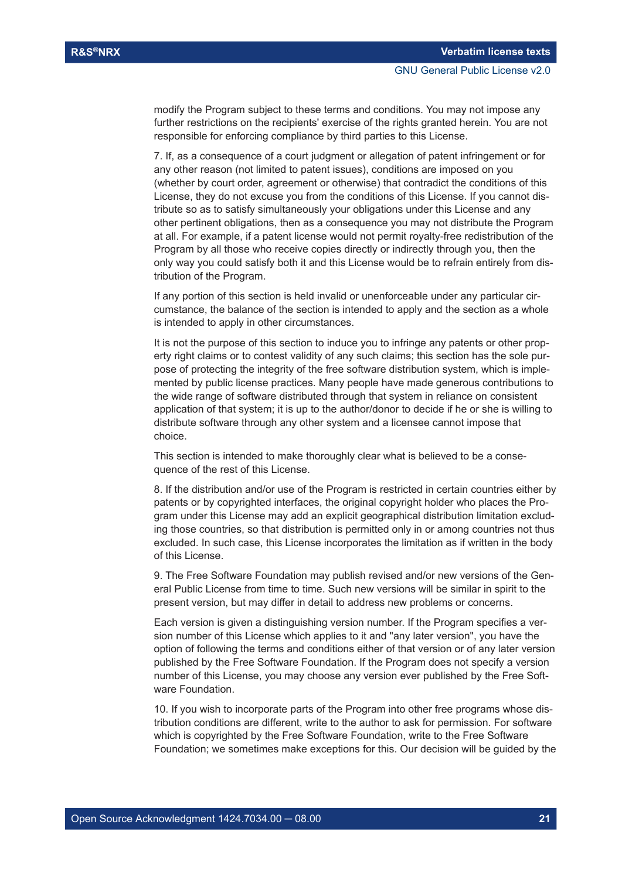modify the Program subject to these terms and conditions. You may not impose any further restrictions on the recipients' exercise of the rights granted herein. You are not responsible for enforcing compliance by third parties to this License.

7. If, as a consequence of a court judgment or allegation of patent infringement or for any other reason (not limited to patent issues), conditions are imposed on you (whether by court order, agreement or otherwise) that contradict the conditions of this License, they do not excuse you from the conditions of this License. If you cannot distribute so as to satisfy simultaneously your obligations under this License and any other pertinent obligations, then as a consequence you may not distribute the Program at all. For example, if a patent license would not permit royalty-free redistribution of the Program by all those who receive copies directly or indirectly through you, then the only way you could satisfy both it and this License would be to refrain entirely from distribution of the Program.

If any portion of this section is held invalid or unenforceable under any particular circumstance, the balance of the section is intended to apply and the section as a whole is intended to apply in other circumstances.

It is not the purpose of this section to induce you to infringe any patents or other property right claims or to contest validity of any such claims; this section has the sole purpose of protecting the integrity of the free software distribution system, which is implemented by public license practices. Many people have made generous contributions to the wide range of software distributed through that system in reliance on consistent application of that system; it is up to the author/donor to decide if he or she is willing to distribute software through any other system and a licensee cannot impose that choice.

This section is intended to make thoroughly clear what is believed to be a consequence of the rest of this License.

8. If the distribution and/or use of the Program is restricted in certain countries either by patents or by copyrighted interfaces, the original copyright holder who places the Program under this License may add an explicit geographical distribution limitation excluding those countries, so that distribution is permitted only in or among countries not thus excluded. In such case, this License incorporates the limitation as if written in the body of this License.

9. The Free Software Foundation may publish revised and/or new versions of the General Public License from time to time. Such new versions will be similar in spirit to the present version, but may differ in detail to address new problems or concerns.

Each version is given a distinguishing version number. If the Program specifies a version number of this License which applies to it and "any later version", you have the option of following the terms and conditions either of that version or of any later version published by the Free Software Foundation. If the Program does not specify a version number of this License, you may choose any version ever published by the Free Software Foundation.

10. If you wish to incorporate parts of the Program into other free programs whose distribution conditions are different, write to the author to ask for permission. For software which is copyrighted by the Free Software Foundation, write to the Free Software Foundation; we sometimes make exceptions for this. Our decision will be guided by the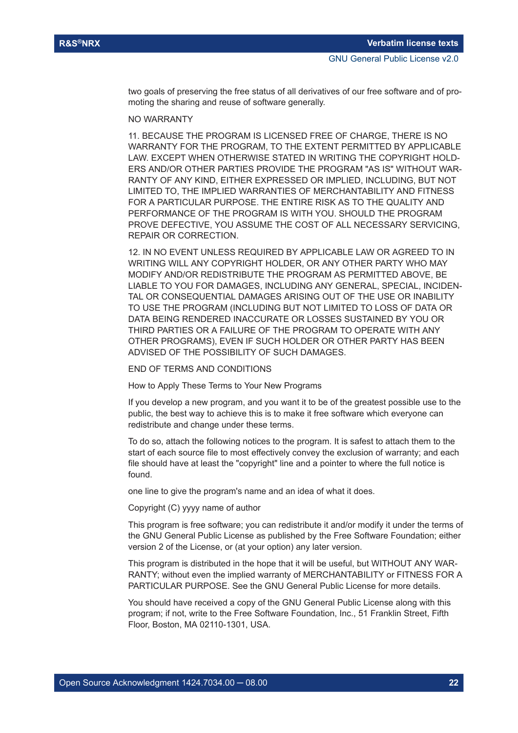two goals of preserving the free status of all derivatives of our free software and of promoting the sharing and reuse of software generally.

NO WARRANTY

11. BECAUSE THE PROGRAM IS LICENSED FREE OF CHARGE, THERE IS NO WARRANTY FOR THE PROGRAM, TO THE EXTENT PERMITTED BY APPLICABLE LAW. EXCEPT WHEN OTHERWISE STATED IN WRITING THE COPYRIGHT HOLDERS AND/OR OTHER PARTIES PROVIDE THE PROGRAM "AS IS" WITHOUT WARRANTY OF ANY KIND, EITHER EXPRESSED OR IMPLIED, INCLUDING, BUT NOT LIMITED TO, THE IMPLIED WARRANTIES OF MERCHANTABILITY AND FITNESS FOR A PARTICULAR PURPOSE. THE ENTIRE RISK AS TO THE QUALITY AND PERFORMANCE OF THE PROGRAM IS WITH YOU. SHOULD THE PROGRAM PROVE DEFECTIVE, YOU ASSUME THE COST OF ALL NECESSARY SERVICING, REPAIR OR CORRECTION.

12. IN NO EVENT UNLESS REQUIRED BY APPLICABLE LAW OR AGREED TO IN WRITING WILL ANY COPYRIGHT HOLDER, OR ANY OTHER PARTY WHO MAY MODIFY AND/OR REDISTRIBUTE THE PROGRAM AS PERMITTED ABOVE, BE LIABLE TO YOU FOR DAMAGES, INCLUDING ANY GENERAL, SPECIAL, INCIDENTAL OR CONSEQUENTIAL DAMAGES ARISING OUT OF THE USE OR INABILITY TO USE THE PROGRAM (INCLUDING BUT NOT LIMITED TO LOSS OF DATA OR DATA BEING RENDERED INACCURATE OR LOSSES SUSTAINED BY YOU OR THIRD PARTIES OR A FAILURE OF THE PROGRAM TO OPERATE WITH ANY OTHER PROGRAMS), EVEN IF SUCH HOLDER OR OTHER PARTY HAS BEEN ADVISED OF THE POSSIBILITY OF SUCH DAMAGES.

END OF TERMS AND CONDITIONS

How to Apply These Terms to Your New Programs

If you develop a new program, and you want it to be of the greatest possible use to the public, the best way to achieve this is to make it free software which everyone can redistribute and change under these terms.

To do so, attach the following notices to the program. It is safest to attach them to the start of each source file to most effectively convey the exclusion of warranty; and each file should have at least the "copyright" line and a pointer to where the full notice is found.

one line to give the program's name and an idea of what it does.

Copyright (C) yyyy name of author

This program is free software; you can redistribute it and/or modify it under the terms of the GNU General Public License as published by the Free Software Foundation; either version 2 of the License, or (at your option) any later version.

This program is distributed in the hope that it will be useful, but WITHOUT ANY WARRANTY; without even the implied warranty of MERCHANTABILITY or FITNESS FOR A PARTICULAR PURPOSE. See the GNU General Public License for more details.

You should have received a copy of the GNU General Public License along with this program; if not, write to the Free Software Foundation, Inc., 51 Franklin Street, Fifth Floor, Boston, MA 02110-1301, USA.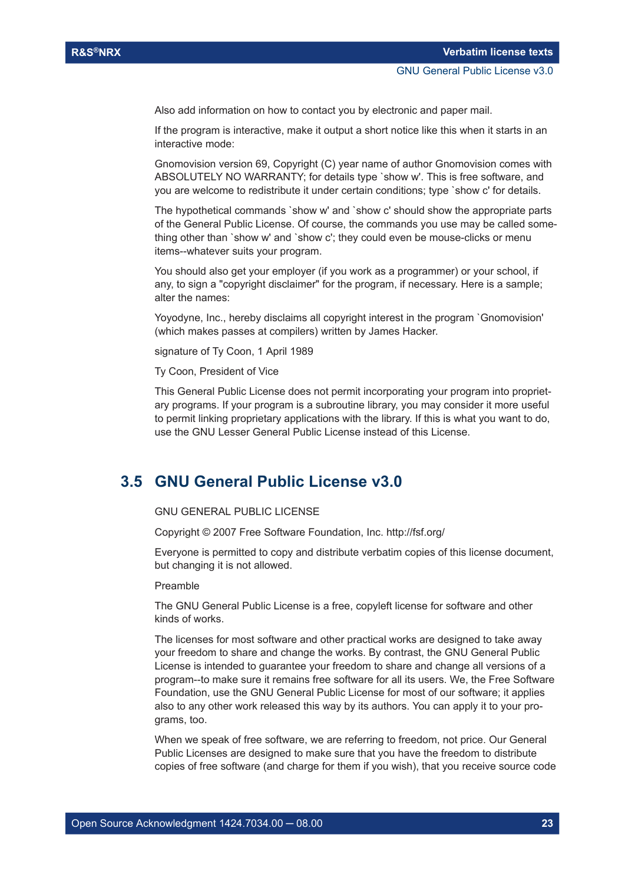Also add information on how to contact you by electronic and paper mail.

If the program is interactive, make it output a short notice like this when it starts in an interactive mode:

Gnomovision version 69, Copyright (C) year name of author Gnomovision comes with ABSOLUTELY NO WARRANTY; for details type `show w'. This is free software, and you are welcome to redistribute it under certain conditions; type `show c' for details.

The hypothetical commands `show w' and `show c' should show the appropriate parts of the General Public License. Of course, the commands you use may be called something other than `show w' and `show c'; they could even be mouse-clicks or menu items--whatever suits your program.

You should also get your employer (if you work as a programmer) or your school, if any, to sign a "copyright disclaimer" for the program, if necessary. Here is a sample; alter the names:

Yoyodyne, Inc., hereby disclaims all copyright interest in the program `Gnomovision' (which makes passes at compilers) written by James Hacker.

signature of Ty Coon, 1 April 1989

Ty Coon, President of Vice

This General Public License does not permit incorporating your program into proprietary programs. If your program is a subroutine library, you may consider it more useful to permit linking proprietary applications with the library. If this is what you want to do, use the GNU Lesser General Public License instead of this License.

## 3.5 GNU General Public License v3.0

GNU GENERAL PUBLIC LICENSE

Copyright © 2007 Free Software Foundation, Inc. http://fsf.org/

Everyone is permitted to copy and distribute verbatim copies of this license document, but changing it is not allowed.

Preamble

The GNU General Public License is a free, copyleft license for software and other kinds of works.

The licenses for most software and other practical works are designed to take away your freedom to share and change the works. By contrast, the GNU General Public License is intended to guarantee your freedom to share and change all versions of a program--to make sure it remains free software for all its users. We, the Free Software Foundation, use the GNU General Public License for most of our software; it applies also to any other work released this way by its authors. You can apply it to your programs, too.

When we speak of free software, we are referring to freedom, not price. Our General Public Licenses are designed to make sure that you have the freedom to distribute copies of free software (and charge for them if you wish), that you receive source code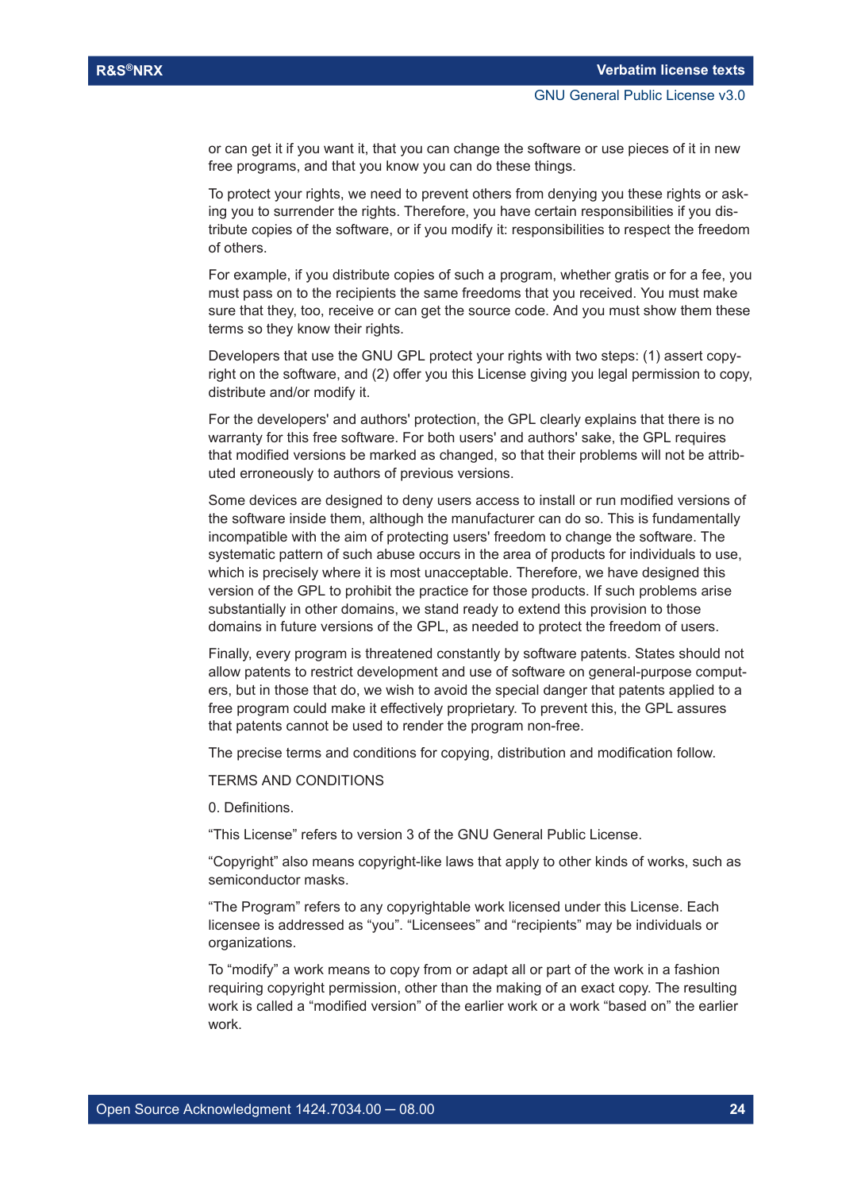or can get it if you want it, that you can change the software or use pieces of it in new free programs, and that you know you can do these things.

To protect your rights, we need to prevent others from denying you these rights or asking you to surrender the rights. Therefore, you have certain responsibilities if you distribute copies of the software, or if you modify it: responsibilities to respect the freedom of others.

For example, if you distribute copies of such a program, whether gratis or for a fee, you must pass on to the recipients the same freedoms that you received. You must make sure that they, too, receive or can get the source code. And you must show them these terms so they know their rights.

Developers that use the GNU GPL protect your rights with two steps: (1) assert copyright on the software, and (2) offer you this License giving you legal permission to copy, distribute and/or modify it.

For the developers' and authors' protection, the GPL clearly explains that there is no warranty for this free software. For both users' and authors' sake, the GPL requires that modified versions be marked as changed, so that their problems will not be attributed erroneously to authors of previous versions.

Some devices are designed to deny users access to install or run modified versions of the software inside them, although the manufacturer can do so. This is fundamentally incompatible with the aim of protecting users' freedom to change the software. The systematic pattern of such abuse occurs in the area of products for individuals to use, which is precisely where it is most unacceptable. Therefore, we have designed this version of the GPL to prohibit the practice for those products. If such problems arise substantially in other domains, we stand ready to extend this provision to those domains in future versions of the GPL, as needed to protect the freedom of users.

Finally, every program is threatened constantly by software patents. States should not allow patents to restrict development and use of software on general-purpose computers, but in those that do, we wish to avoid the special danger that patents applied to a free program could make it effectively proprietary. To prevent this, the GPL assures that patents cannot be used to render the program non-free.

The precise terms and conditions for copying, distribution and modification follow.

TERMS AND CONDITIONS

0. Definitions.

“This License” refers to version 3 of the GNU General Public License.

“Copyright” also means copyright-like laws that apply to other kinds of works, such as semiconductor masks.

“The Program” refers to any copyrightable work licensed under this License. Each licensee is addressed as “you”. “Licensees” and “recipients” may be individuals or organizations.

To “modify” a work means to copy from or adapt all or part of the work in a fashion requiring copyright permission, other than the making of an exact copy. The resulting work is called a “modified version” of the earlier work or a work “based on” the earlier work.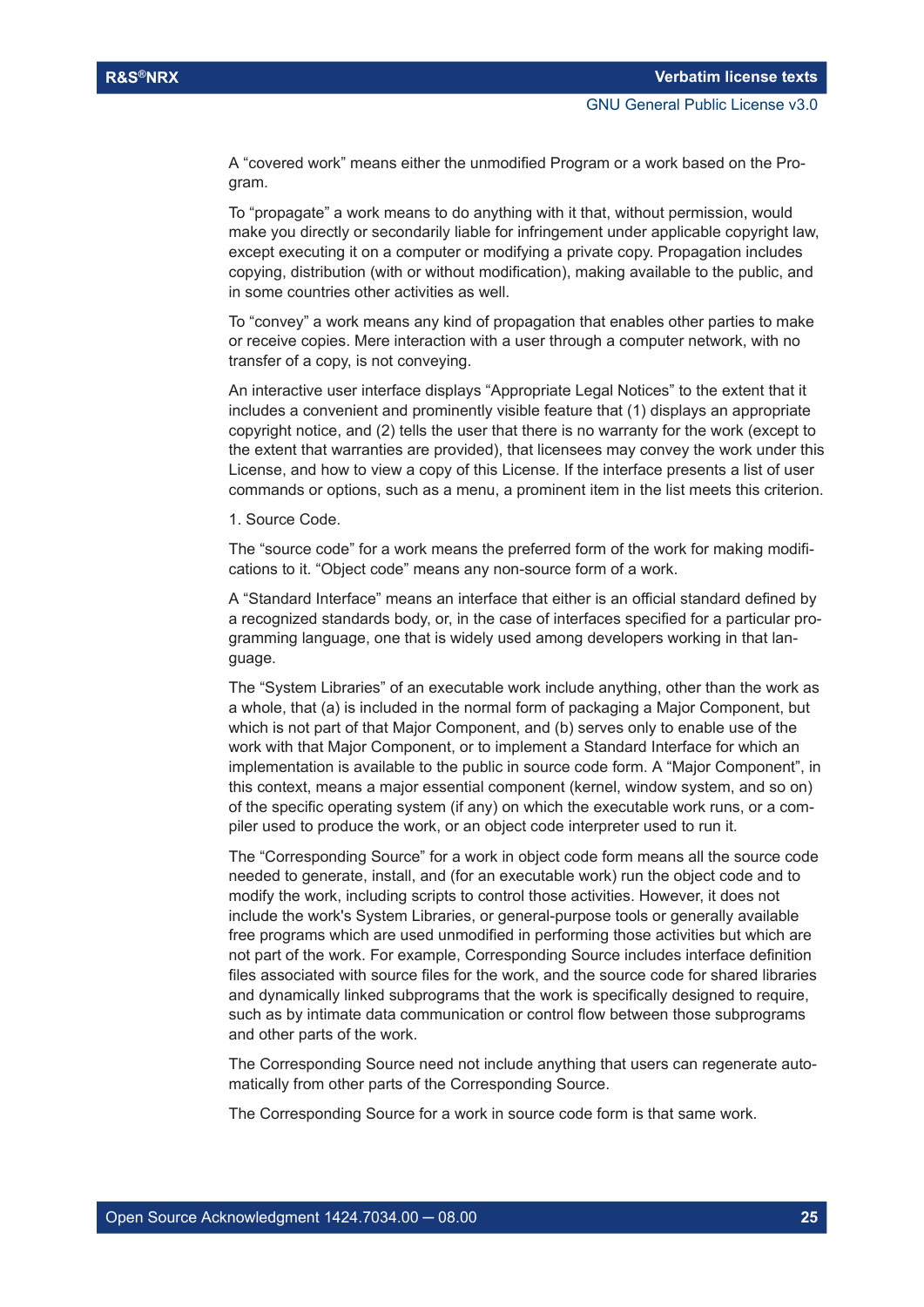A “covered work” means either the unmodified Program or a work based on the Program.

To “propagate” a work means to do anything with it that, without permission, would make you directly or secondarily liable for infringement under applicable copyright law, except executing it on a computer or modifying a private copy. Propagation includes copying, distribution (with or without modification), making available to the public, and in some countries other activities as well.

To “convey” a work means any kind of propagation that enables other parties to make or receive copies. Mere interaction with a user through a computer network, with no transfer of a copy, is not conveying.

An interactive user interface displays “Appropriate Legal Notices” to the extent that it includes a convenient and prominently visible feature that (1) displays an appropriate copyright notice, and (2) tells the user that there is no warranty for the work (except to the extent that warranties are provided), that licensees may convey the work under this License, and how to view a copy of this License. If the interface presents a list of user commands or options, such as a menu, a prominent item in the list meets this criterion.

1. Source Code.

The “source code” for a work means the preferred form of the work for making modifications to it. “Object code” means any non-source form of a work.

A “Standard Interface” means an interface that either is an official standard defined by a recognized standards body, or, in the case of interfaces specified for a particular programming language, one that is widely used among developers working in that language.

The “System Libraries” of an executable work include anything, other than the work as a whole, that (a) is included in the normal form of packaging a Major Component, but which is not part of that Major Component, and (b) serves only to enable use of the work with that Major Component, or to implement a Standard Interface for which an implementation is available to the public in source code form. A “Major Component”, in this context, means a major essential component (kernel, window system, and so on) of the specific operating system (if any) on which the executable work runs, or a compiler used to produce the work, or an object code interpreter used to run it.

The “Corresponding Source” for a work in object code form means all the source code needed to generate, install, and (for an executable work) run the object code and to modify the work, including scripts to control those activities. However, it does not include the work's System Libraries, or general-purpose tools or generally available free programs which are used unmodified in performing those activities but which are not part of the work. For example, Corresponding Source includes interface definition files associated with source files for the work, and the source code for shared libraries and dynamically linked subprograms that the work is specifically designed to require, such as by intimate data communication or control flow between those subprograms and other parts of the work.

The Corresponding Source need not include anything that users can regenerate automatically from other parts of the Corresponding Source.

The Corresponding Source for a work in source code form is that same work.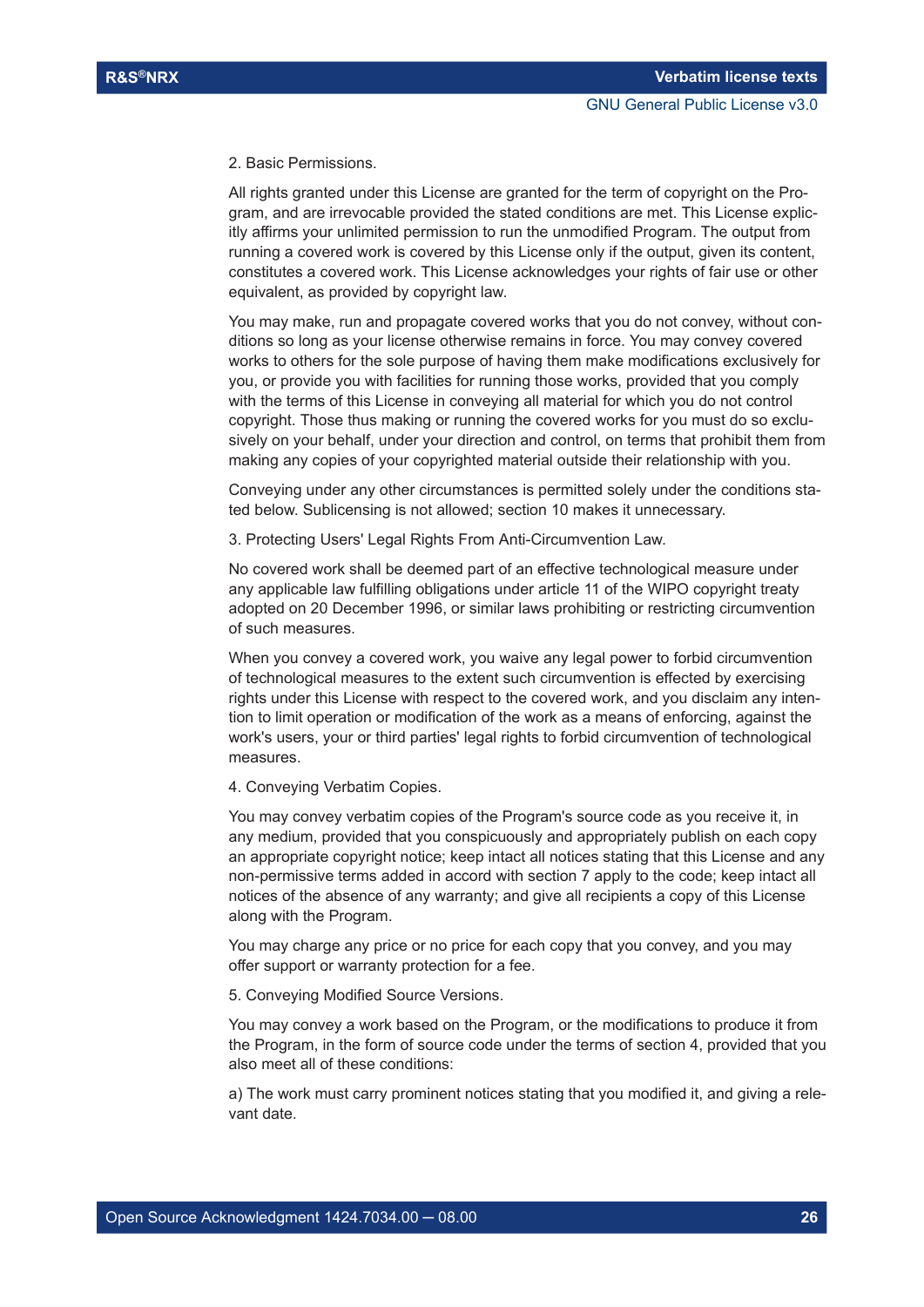2. Basic Permissions.

All rights granted under this License are granted for the term of copyright on the Program, and are irrevocable provided the stated conditions are met. This License explicitly affirms your unlimited permission to run the unmodified Program. The output from running a covered work is covered by this License only if the output, given its content, constitutes a covered work. This License acknowledges your rights of fair use or other equivalent, as provided by copyright law.

You may make, run and propagate covered works that you do not convey, without conditions so long as your license otherwise remains in force. You may convey covered works to others for the sole purpose of having them make modifications exclusively for you, or provide you with facilities for running those works, provided that you comply with the terms of this License in conveying all material for which you do not control copyright. Those thus making or running the covered works for you must do so exclusively on your behalf, under your direction and control, on terms that prohibit them from making any copies of your copyrighted material outside their relationship with you.

Conveying under any other circumstances is permitted solely under the conditions stated below. Sublicensing is not allowed; section 10 makes it unnecessary.

3. Protecting Users' Legal Rights From Anti-Circumvention Law.

No covered work shall be deemed part of an effective technological measure under any applicable law fulfilling obligations under article 11 of the WIPO copyright treaty adopted on 20 December 1996, or similar laws prohibiting or restricting circumvention of such measures.

When you convey a covered work, you waive any legal power to forbid circumvention of technological measures to the extent such circumvention is effected by exercising rights under this License with respect to the covered work, and you disclaim any intention to limit operation or modification of the work as a means of enforcing, against the work's users, your or third parties' legal rights to forbid circumvention of technological measures.

4. Conveying Verbatim Copies.

You may convey verbatim copies of the Program's source code as you receive it, in any medium, provided that you conspicuously and appropriately publish on each copy an appropriate copyright notice; keep intact all notices stating that this License and any non-permissive terms added in accord with section 7 apply to the code; keep intact all notices of the absence of any warranty; and give all recipients a copy of this License along with the Program.

You may charge any price or no price for each copy that you convey, and you may offer support or warranty protection for a fee.

5. Conveying Modified Source Versions.

You may convey a work based on the Program, or the modifications to produce it from the Program, in the form of source code under the terms of section 4, provided that you also meet all of these conditions:

a) The work must carry prominent notices stating that you modified it, and giving a relevant date.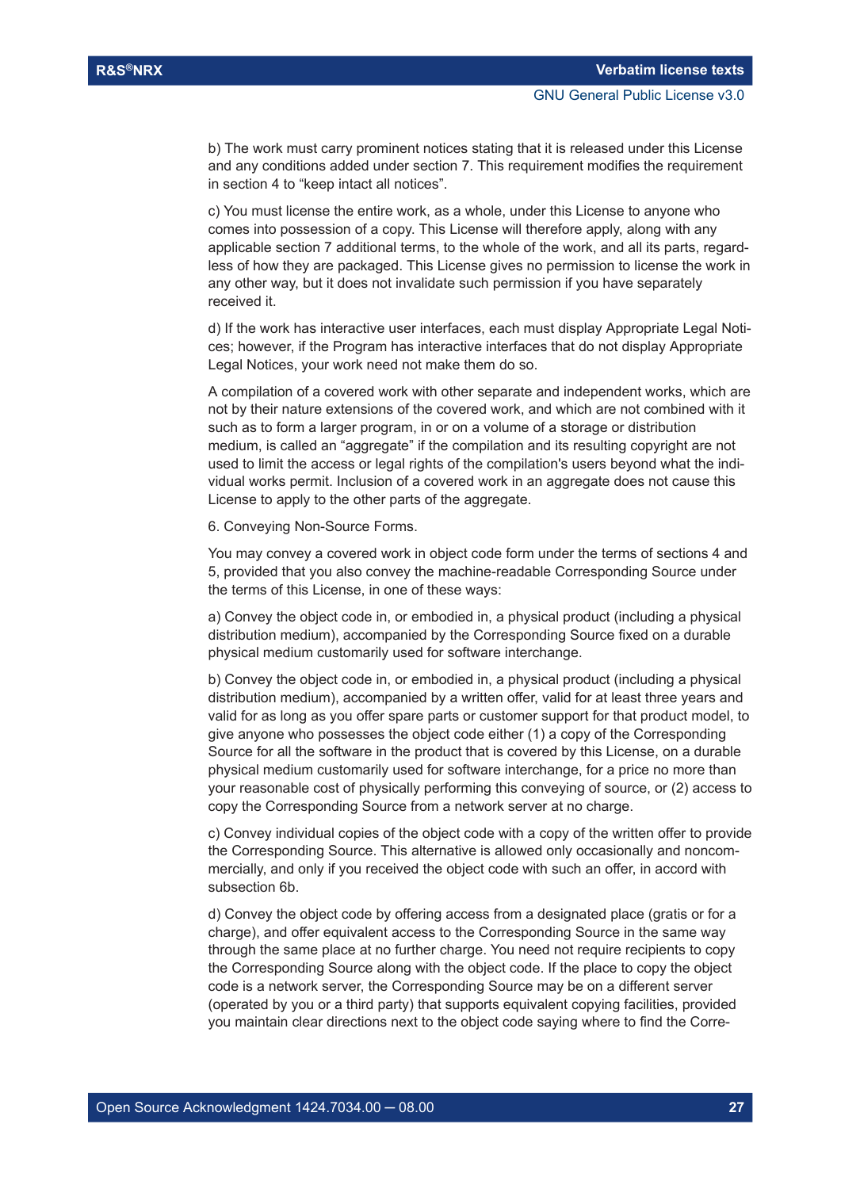b) The work must carry prominent notices stating that it is released under this License and any conditions added under section 7. This requirement modifies the requirement in section 4 to "keep intact all notices".

c) You must license the entire work, as a whole, under this License to anyone who comes into possession of a copy. This License will therefore apply, along with any applicable section 7 additional terms, to the whole of the work, and all its parts, regardless of how they are packaged. This License gives no permission to license the work in any other way, but it does not invalidate such permission if you have separately received it.

d) If the work has interactive user interfaces, each must display Appropriate Legal Notices; however, if the Program has interactive interfaces that do not display Appropriate Legal Notices, your work need not make them do so.

A compilation of a covered work with other separate and independent works, which are not by their nature extensions of the covered work, and which are not combined with it such as to form a larger program, in or on a volume of a storage or distribution medium, is called an "aggregate" if the compilation and its resulting copyright are not used to limit the access or legal rights of the compilation's users beyond what the individual works permit. Inclusion of a covered work in an aggregate does not cause this License to apply to the other parts of the aggregate.

6. Conveying Non-Source Forms.

You may convey a covered work in object code form under the terms of sections 4 and 5, provided that you also convey the machine-readable Corresponding Source under the terms of this License, in one of these ways:

a) Convey the object code in, or embodied in, a physical product (including a physical distribution medium), accompanied by the Corresponding Source fixed on a durable physical medium customarily used for software interchange.

b) Convey the object code in, or embodied in, a physical product (including a physical distribution medium), accompanied by a written offer, valid for at least three years and valid for as long as you offer spare parts or customer support for that product model, to give anyone who possesses the object code either (1) a copy of the Corresponding Source for all the software in the product that is covered by this License, on a durable physical medium customarily used for software interchange, for a price no more than your reasonable cost of physically performing this conveying of source, or (2) access to copy the Corresponding Source from a network server at no charge.

c) Convey individual copies of the object code with a copy of the written offer to provide the Corresponding Source. This alternative is allowed only occasionally and noncommercially, and only if you received the object code with such an offer, in accord with subsection 6b.

d) Convey the object code by offering access from a designated place (gratis or for a charge), and offer equivalent access to the Corresponding Source in the same way through the same place at no further charge. You need not require recipients to copy the Corresponding Source along with the object code. If the place to copy the object code is a network server, the Corresponding Source may be on a different server (operated by you or a third party) that supports equivalent copying facilities, provided you maintain clear directions next to the object code saying where to find the Corre-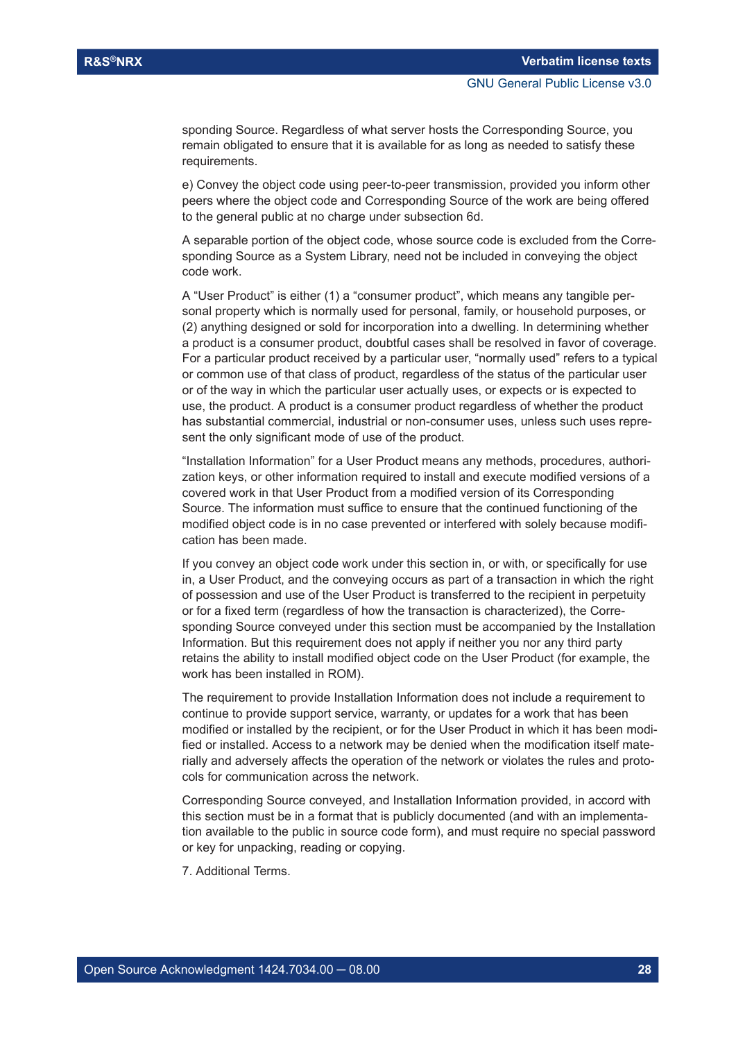sponding Source. Regardless of what server hosts the Corresponding Source, you remain obligated to ensure that it is available for as long as needed to satisfy these requirements.

e) Convey the object code using peer-to-peer transmission, provided you inform other peers where the object code and Corresponding Source of the work are being offered to the general public at no charge under subsection 6d.

A separable portion of the object code, whose source code is excluded from the Corresponding Source as a System Library, need not be included in conveying the object code work.

A “User Product” is either (1) a “consumer product”, which means any tangible personal property which is normally used for personal, family, or household purposes, or (2) anything designed or sold for incorporation into a dwelling. In determining whether a product is a consumer product, doubtful cases shall be resolved in favor of coverage. For a particular product received by a particular user, “normally used” refers to a typical or common use of that class of product, regardless of the status of the particular user or of the way in which the particular user actually uses, or expects or is expected to use, the product. A product is a consumer product regardless of whether the product has substantial commercial, industrial or non-consumer uses, unless such uses represent the only significant mode of use of the product.

“Installation Information” for a User Product means any methods, procedures, authorization keys, or other information required to install and execute modified versions of a covered work in that User Product from a modified version of its Corresponding Source. The information must suffice to ensure that the continued functioning of the modified object code is in no case prevented or interfered with solely because modification has been made.

If you convey an object code work under this section in, or with, or specifically for use in, a User Product, and the conveying occurs as part of a transaction in which the right of possession and use of the User Product is transferred to the recipient in perpetuity or for a fixed term (regardless of how the transaction is characterized), the Corresponding Source conveyed under this section must be accompanied by the Installation Information. But this requirement does not apply if neither you nor any third party retains the ability to install modified object code on the User Product (for example, the work has been installed in ROM).

The requirement to provide Installation Information does not include a requirement to continue to provide support service, warranty, or updates for a work that has been modified or installed by the recipient, or for the User Product in which it has been modified or installed. Access to a network may be denied when the modification itself materially and adversely affects the operation of the network or violates the rules and protocols for communication across the network.

Corresponding Source conveyed, and Installation Information provided, in accord with this section must be in a format that is publicly documented (and with an implementation available to the public in source code form), and must require no special password or key for unpacking, reading or copying.

7. Additional Terms.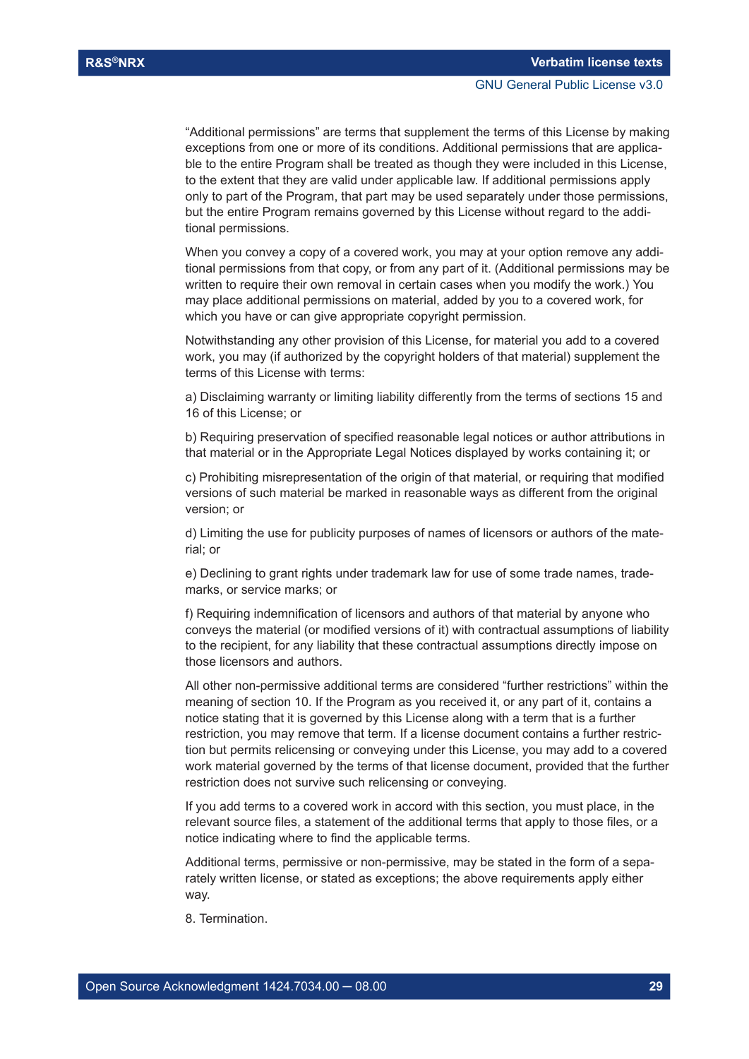“Additional permissions” are terms that supplement the terms of this License by making exceptions from one or more of its conditions. Additional permissions that are applicable to the entire Program shall be treated as though they were included in this License, to the extent that they are valid under applicable law. If additional permissions apply only to part of the Program, that part may be used separately under those permissions, but the entire Program remains governed by this License without regard to the additional permissions.

When you convey a copy of a covered work, you may at your option remove any additional permissions from that copy, or from any part of it. (Additional permissions may be written to require their own removal in certain cases when you modify the work.) You may place additional permissions on material, added by you to a covered work, for which you have or can give appropriate copyright permission.

Notwithstanding any other provision of this License, for material you add to a covered work, you may (if authorized by the copyright holders of that material) supplement the terms of this License with terms:

a) Disclaiming warranty or limiting liability differently from the terms of sections 15 and 16 of this License; or

b) Requiring preservation of specified reasonable legal notices or author attributions in that material or in the Appropriate Legal Notices displayed by works containing it; or

c) Prohibiting misrepresentation of the origin of that material, or requiring that modified versions of such material be marked in reasonable ways as different from the original version; or

d) Limiting the use for publicity purposes of names of licensors or authors of the material; or

e) Declining to grant rights under trademark law for use of some trade names, trademarks, or service marks; or

f) Requiring indemnification of licensors and authors of that material by anyone who conveys the material (or modified versions of it) with contractual assumptions of liability to the recipient, for any liability that these contractual assumptions directly impose on those licensors and authors.

All other non-permissive additional terms are considered “further restrictions” within the meaning of section 10. If the Program as you received it, or any part of it, contains a notice stating that it is governed by this License along with a term that is a further restriction, you may remove that term. If a license document contains a further restriction but permits relicensing or conveying under this License, you may add to a covered work material governed by the terms of that license document, provided that the further restriction does not survive such relicensing or conveying.

If you add terms to a covered work in accord with this section, you must place, in the relevant source files, a statement of the additional terms that apply to those files, or a notice indicating where to find the applicable terms.

Additional terms, permissive or non-permissive, may be stated in the form of a separately written license, or stated as exceptions; the above requirements apply either way.

8. Termination.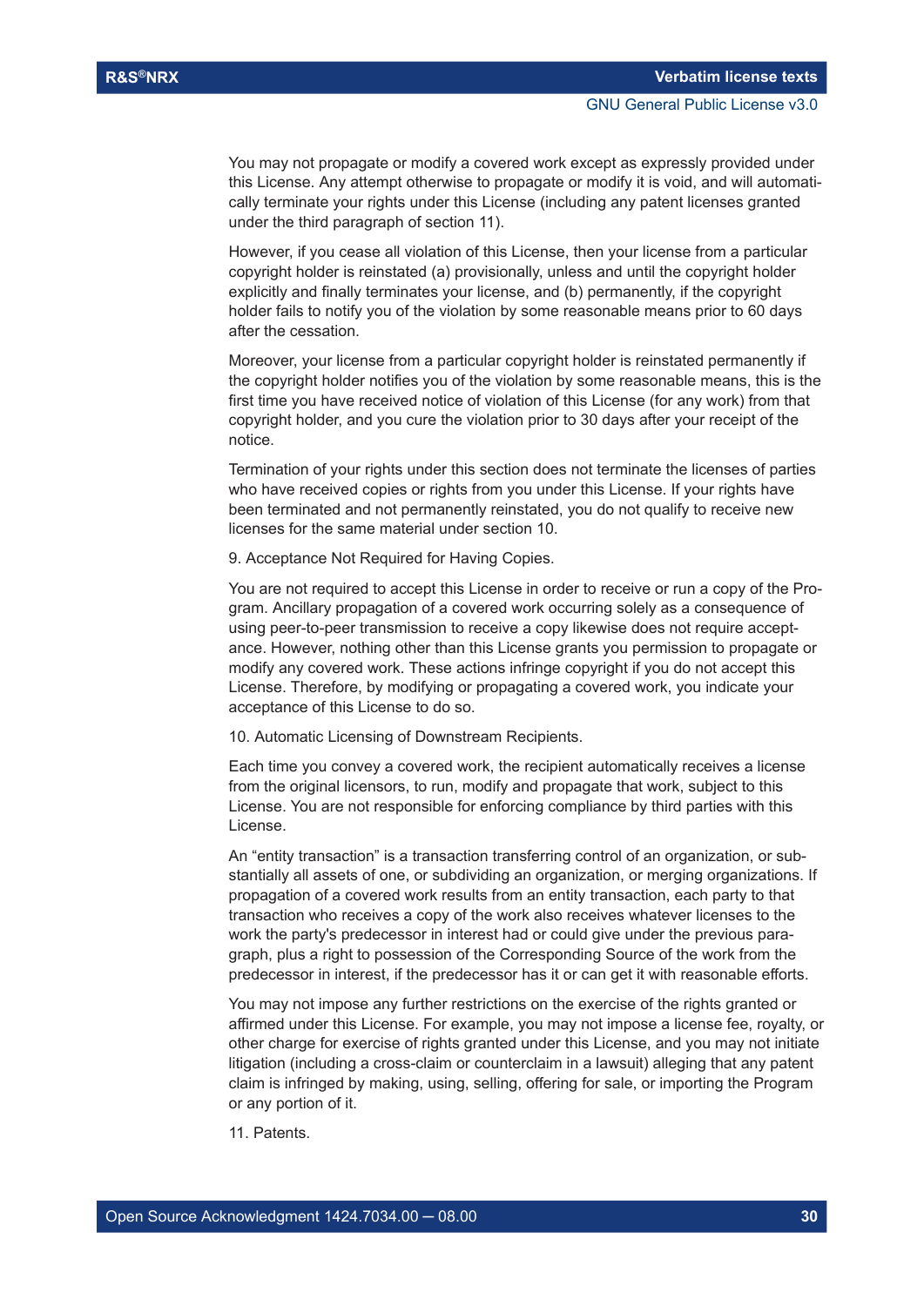You may not propagate or modify a covered work except as expressly provided under this License. Any attempt otherwise to propagate or modify it is void, and will automatically terminate your rights under this License (including any patent licenses granted under the third paragraph of section 11).

However, if you cease all violation of this License, then your license from a particular copyright holder is reinstated (a) provisionally, unless and until the copyright holder explicitly and finally terminates your license, and (b) permanently, if the copyright holder fails to notify you of the violation by some reasonable means prior to 60 days after the cessation.

Moreover, your license from a particular copyright holder is reinstated permanently if the copyright holder notifies you of the violation by some reasonable means, this is the first time you have received notice of violation of this License (for any work) from that copyright holder, and you cure the violation prior to 30 days after your receipt of the notice.

Termination of your rights under this section does not terminate the licenses of parties who have received copies or rights from you under this License. If your rights have been terminated and not permanently reinstated, you do not qualify to receive new licenses for the same material under section 10.

9. Acceptance Not Required for Having Copies.

You are not required to accept this License in order to receive or run a copy of the Program. Ancillary propagation of a covered work occurring solely as a consequence of using peer-to-peer transmission to receive a copy likewise does not require acceptance. However, nothing other than this License grants you permission to propagate or modify any covered work. These actions infringe copyright if you do not accept this License. Therefore, by modifying or propagating a covered work, you indicate your acceptance of this License to do so.

10. Automatic Licensing of Downstream Recipients.

Each time you convey a covered work, the recipient automatically receives a license from the original licensors, to run, modify and propagate that work, subject to this License. You are not responsible for enforcing compliance by third parties with this License.

An “entity transaction” is a transaction transferring control of an organization, or substantially all assets of one, or subdividing an organization, or merging organizations. If propagation of a covered work results from an entity transaction, each party to that transaction who receives a copy of the work also receives whatever licenses to the work the party's predecessor in interest had or could give under the previous paragraph, plus a right to possession of the Corresponding Source of the work from the predecessor in interest, if the predecessor has it or can get it with reasonable efforts.

You may not impose any further restrictions on the exercise of the rights granted or affirmed under this License. For example, you may not impose a license fee, royalty, or other charge for exercise of rights granted under this License, and you may not initiate litigation (including a cross-claim or counterclaim in a lawsuit) alleging that any patent claim is infringed by making, using, selling, offering for sale, or importing the Program or any portion of it.

11. Patents.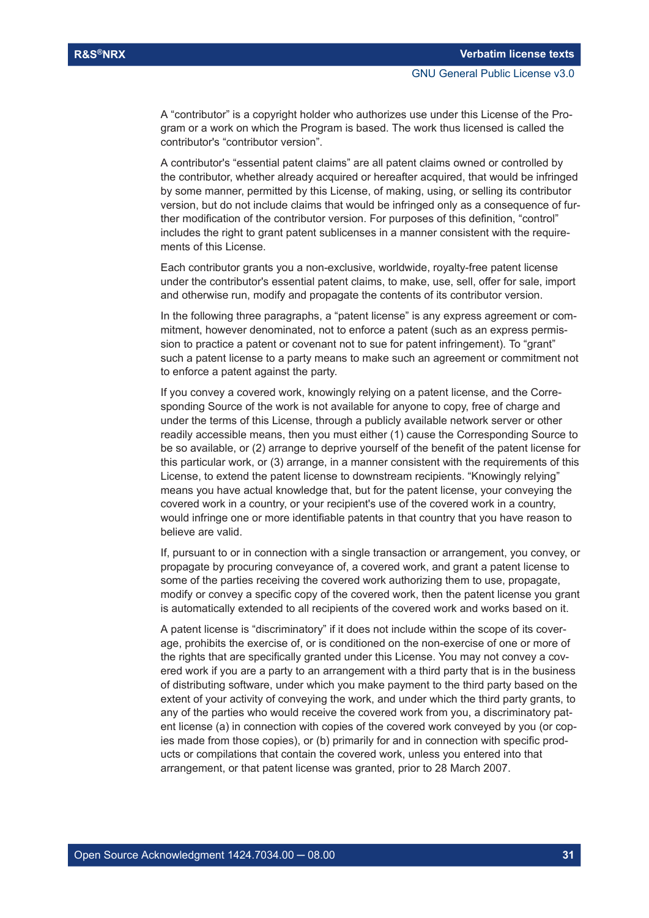A “contributor” is a copyright holder who authorizes use under this License of the Program or a work on which the Program is based. The work thus licensed is called the contributor's “contributor version”.

A contributor's “essential patent claims” are all patent claims owned or controlled by the contributor, whether already acquired or hereafter acquired, that would be infringed by some manner, permitted by this License, of making, using, or selling its contributor version, but do not include claims that would be infringed only as a consequence of further modification of the contributor version. For purposes of this definition, “control” includes the right to grant patent sublicenses in a manner consistent with the requirements of this License.

Each contributor grants you a non-exclusive, worldwide, royalty-free patent license under the contributor's essential patent claims, to make, use, sell, offer for sale, import and otherwise run, modify and propagate the contents of its contributor version.

In the following three paragraphs, a “patent license” is any express agreement or commitment, however denominated, not to enforce a patent (such as an express permission to practice a patent or covenant not to sue for patent infringement). To “grant” such a patent license to a party means to make such an agreement or commitment not to enforce a patent against the party.

If you convey a covered work, knowingly relying on a patent license, and the Corresponding Source of the work is not available for anyone to copy, free of charge and under the terms of this License, through a publicly available network server or other readily accessible means, then you must either (1) cause the Corresponding Source to be so available, or (2) arrange to deprive yourself of the benefit of the patent license for this particular work, or (3) arrange, in a manner consistent with the requirements of this License, to extend the patent license to downstream recipients. “Knowingly relying” means you have actual knowledge that, but for the patent license, your conveying the covered work in a country, or your recipient's use of the covered work in a country, would infringe one or more identifiable patents in that country that you have reason to believe are valid.

If, pursuant to or in connection with a single transaction or arrangement, you convey, or propagate by procuring conveyance of, a covered work, and grant a patent license to some of the parties receiving the covered work authorizing them to use, propagate, modify or convey a specific copy of the covered work, then the patent license you grant is automatically extended to all recipients of the covered work and works based on it.

A patent license is “discriminatory” if it does not include within the scope of its coverage, prohibits the exercise of, or is conditioned on the non-exercise of one or more of the rights that are specifically granted under this License. You may not convey a covered work if you are a party to an arrangement with a third party that is in the business of distributing software, under which you make payment to the third party based on the extent of your activity of conveying the work, and under which the third party grants, to any of the parties who would receive the covered work from you, a discriminatory patent license (a) in connection with copies of the covered work conveyed by you (or copies made from those copies), or (b) primarily for and in connection with specific products or compilations that contain the covered work, unless you entered into that arrangement, or that patent license was granted, prior to 28 March 2007.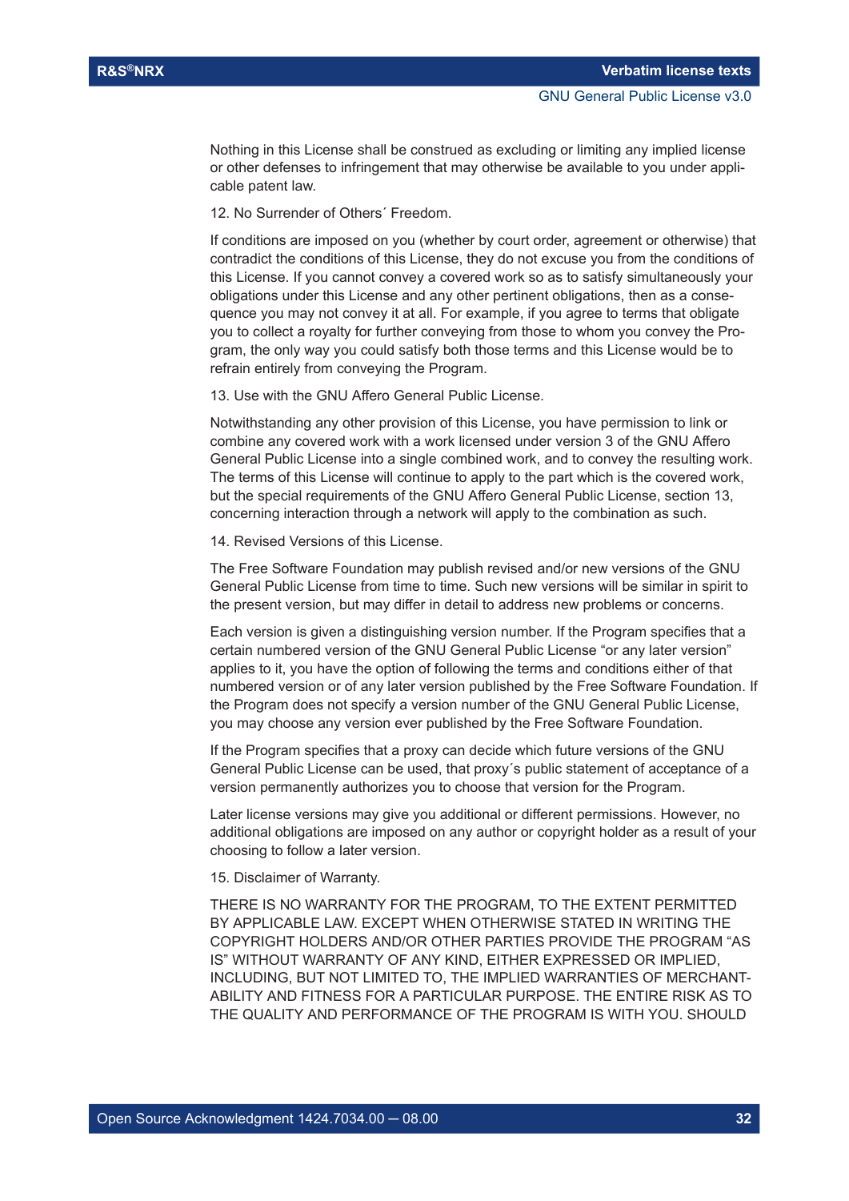Nothing in this License shall be construed as excluding or limiting any implied license or other defenses to infringement that may otherwise be available to you under applicable patent law.

12. No Surrender of Others´ Freedom.

If conditions are imposed on you (whether by court order, agreement or otherwise) that contradict the conditions of this License, they do not excuse you from the conditions of this License. If you cannot convey a covered work so as to satisfy simultaneously your obligations under this License and any other pertinent obligations, then as a consequence you may not convey it at all. For example, if you agree to terms that obligate you to collect a royalty for further conveying from those to whom you convey the Program, the only way you could satisfy both those terms and this License would be to refrain entirely from conveying the Program.

13. Use with the GNU Affero General Public License.

Notwithstanding any other provision of this License, you have permission to link or combine any covered work with a work licensed under version 3 of the GNU Affero General Public License into a single combined work, and to convey the resulting work. The terms of this License will continue to apply to the part which is the covered work, but the special requirements of the GNU Affero General Public License, section 13, concerning interaction through a network will apply to the combination as such.

14. Revised Versions of this License.

The Free Software Foundation may publish revised and/or new versions of the GNU General Public License from time to time. Such new versions will be similar in spirit to the present version, but may differ in detail to address new problems or concerns.

Each version is given a distinguishing version number. If the Program specifies that a certain numbered version of the GNU General Public License “or any later version” applies to it, you have the option of following the terms and conditions either of that numbered version or of any later version published by the Free Software Foundation. If the Program does not specify a version number of the GNU General Public License, you may choose any version ever published by the Free Software Foundation.

If the Program specifies that a proxy can decide which future versions of the GNU General Public License can be used, that proxy´s public statement of acceptance of a version permanently authorizes you to choose that version for the Program.

Later license versions may give you additional or different permissions. However, no additional obligations are imposed on any author or copyright holder as a result of your choosing to follow a later version.

15. Disclaimer of Warranty.

THERE IS NO WARRANTY FOR THE PROGRAM, TO THE EXTENT PERMITTED BY APPLICABLE LAW. EXCEPT WHEN OTHERWISE STATED IN WRITING THE COPYRIGHT HOLDERS AND/OR OTHER PARTIES PROVIDE THE PROGRAM “AS IS” WITHOUT WARRANTY OF ANY KIND, EITHER EXPRESSED OR IMPLIED, INCLUDING, BUT NOT LIMITED TO, THE IMPLIED WARRANTIES OF MERCHANTABILITY AND FITNESS FOR A PARTICULAR PURPOSE. THE ENTIRE RISK AS TO THE QUALITY AND PERFORMANCE OF THE PROGRAM IS WITH YOU. SHOULD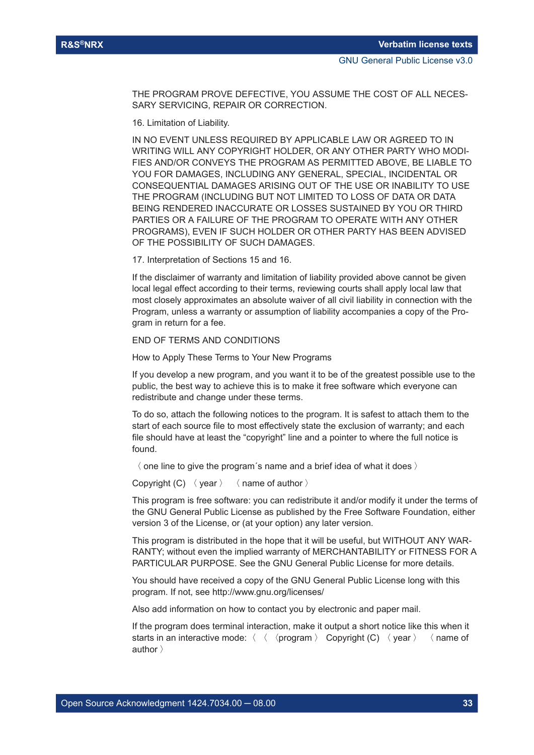THE PROGRAM PROVE DEFECTIVE, YOU ASSUME THE COST OF ALL NECESSARY SERVICING, REPAIR OR CORRECTION.

16. Limitation of Liability.

IN NO EVENT UNLESS REQUIRED BY APPLICABLE LAW OR AGREED TO IN WRITING WILL ANY COPYRIGHT HOLDER, OR ANY OTHER PARTY WHO MODIFIES AND/OR CONVEYS THE PROGRAM AS PERMITTED ABOVE, BE LIABLE TO YOU FOR DAMAGES, INCLUDING ANY GENERAL, SPECIAL, INCIDENTAL OR CONSEQUENTIAL DAMAGES ARISING OUT OF THE USE OR INABILITY TO USE THE PROGRAM (INCLUDING BUT NOT LIMITED TO LOSS OF DATA OR DATA BEING RENDERED INACCURATE OR LOSSES SUSTAINED BY YOU OR THIRD PARTIES OR A FAILURE OF THE PROGRAM TO OPERATE WITH ANY OTHER PROGRAMS), EVEN IF SUCH HOLDER OR OTHER PARTY HAS BEEN ADVISED OF THE POSSIBILITY OF SUCH DAMAGES.

17. Interpretation of Sections 15 and 16.

If the disclaimer of warranty and limitation of liability provided above cannot be given local legal effect according to their terms, reviewing courts shall apply local law that most closely approximates an absolute waiver of all civil liability in connection with the Program, unless a warranty or assumption of liability accompanies a copy of the Program in return for a fee.

END OF TERMS AND CONDITIONS

How to Apply These Terms to Your New Programs

If you develop a new program, and you want it to be of the greatest possible use to the public, the best way to achieve this is to make it free software which everyone can redistribute and change under these terms.

To do so, attach the following notices to the program. It is safest to attach them to the start of each source file to most effectively state the exclusion of warranty; and each file should have at least the “copyright” line and a pointer to where the full notice is found.

〈 one line to give the program´s name and a brief idea of what it does 〉

Copyright (C) 〈 year 〉 〈 name of author 〉

This program is free software: you can redistribute it and/or modify it under the terms of the GNU General Public License as published by the Free Software Foundation, either version 3 of the License, or (at your option) any later version.

This program is distributed in the hope that it will be useful, but WITHOUT ANY WARRANTY; without even the implied warranty of MERCHANTABILITY or FITNESS FOR A PARTICULAR PURPOSE. See the GNU General Public License for more details.

You should have received a copy of the GNU General Public License long with this program. If not, see http://www.gnu.org/licenses/

Also add information on how to contact you by electronic and paper mail.

If the program does terminal interaction, make it output a short notice like this when it starts in an interactive mode: 〈 〈 〈program 〉 Copyright (C) 〈 year 〉 〈 name of author 〉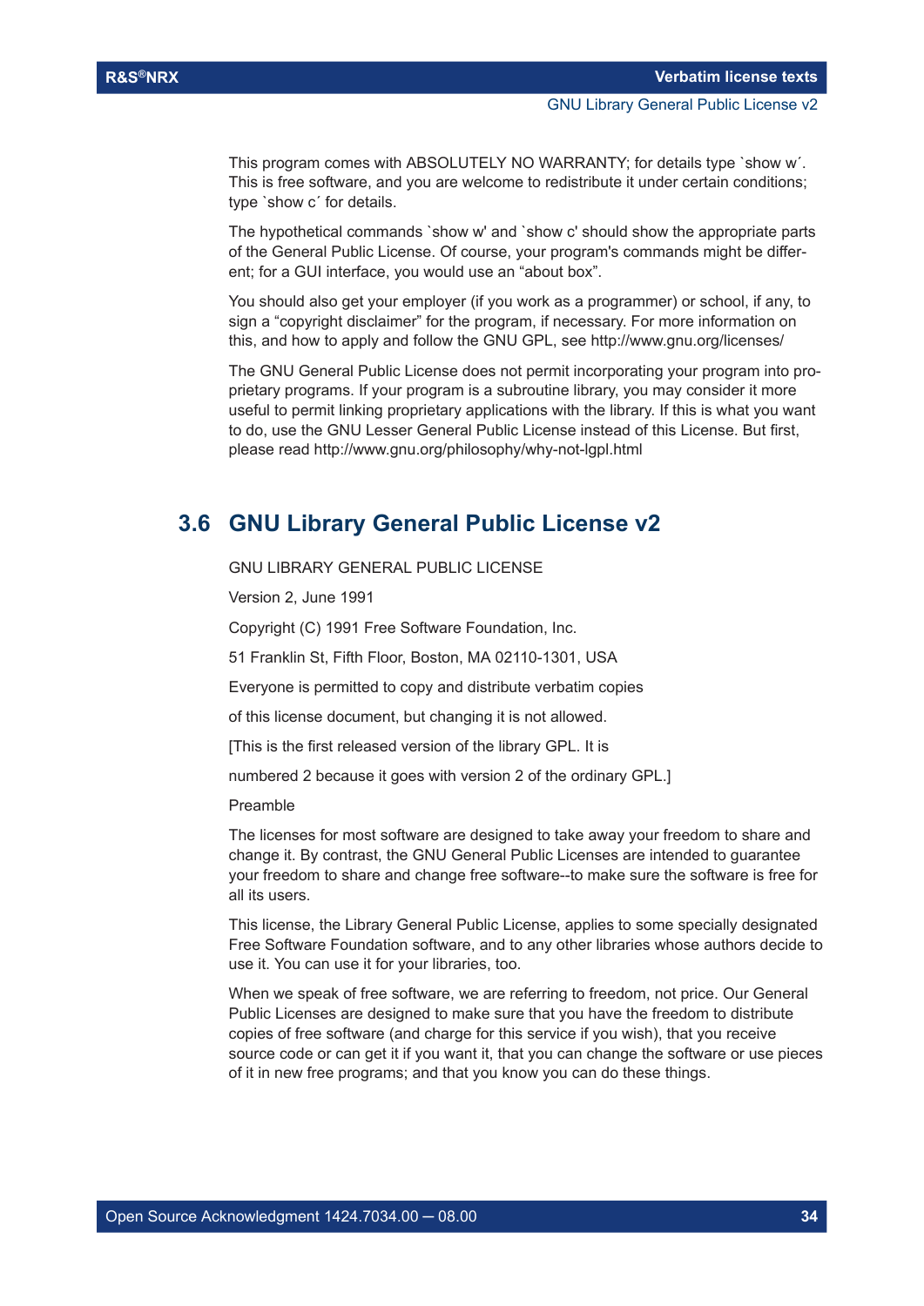This program comes with ABSOLUTELY NO WARRANTY; for details type `show w´. This is free software, and you are welcome to redistribute it under certain conditions; type `show c´ for details.

The hypothetical commands `show w' and `show c' should show the appropriate parts of the General Public License. Of course, your program's commands might be different; for a GUI interface, you would use an “about box”.

You should also get your employer (if you work as a programmer) or school, if any, to sign a “copyright disclaimer” for the program, if necessary. For more information on this, and how to apply and follow the GNU GPL, see http://www.gnu.org/licenses/

The GNU General Public License does not permit incorporating your program into proprietary programs. If your program is a subroutine library, you may consider it more useful to permit linking proprietary applications with the library. If this is what you want to do, use the GNU Lesser General Public License instead of this License. But first, please read http://www.gnu.org/philosophy/why-not-lgpl.html

## 3.6 GNU Library General Public License v2

GNU LIBRARY GENERAL PUBLIC LICENSE

Version 2, June 1991

Copyright (C) 1991 Free Software Foundation, Inc.

51 Franklin St, Fifth Floor, Boston, MA 02110-1301, USA

Everyone is permitted to copy and distribute verbatim copies

of this license document, but changing it is not allowed.

[This is the first released version of the library GPL. It is

numbered 2 because it goes with version 2 of the ordinary GPL.]

Preamble

The licenses for most software are designed to take away your freedom to share and change it. By contrast, the GNU General Public Licenses are intended to guarantee your freedom to share and change free software--to make sure the software is free for all its users.

This license, the Library General Public License, applies to some specially designated Free Software Foundation software, and to any other libraries whose authors decide to use it. You can use it for your libraries, too.

When we speak of free software, we are referring to freedom, not price. Our General Public Licenses are designed to make sure that you have the freedom to distribute copies of free software (and charge for this service if you wish), that you receive source code or can get it if you want it, that you can change the software or use pieces of it in new free programs; and that you know you can do these things.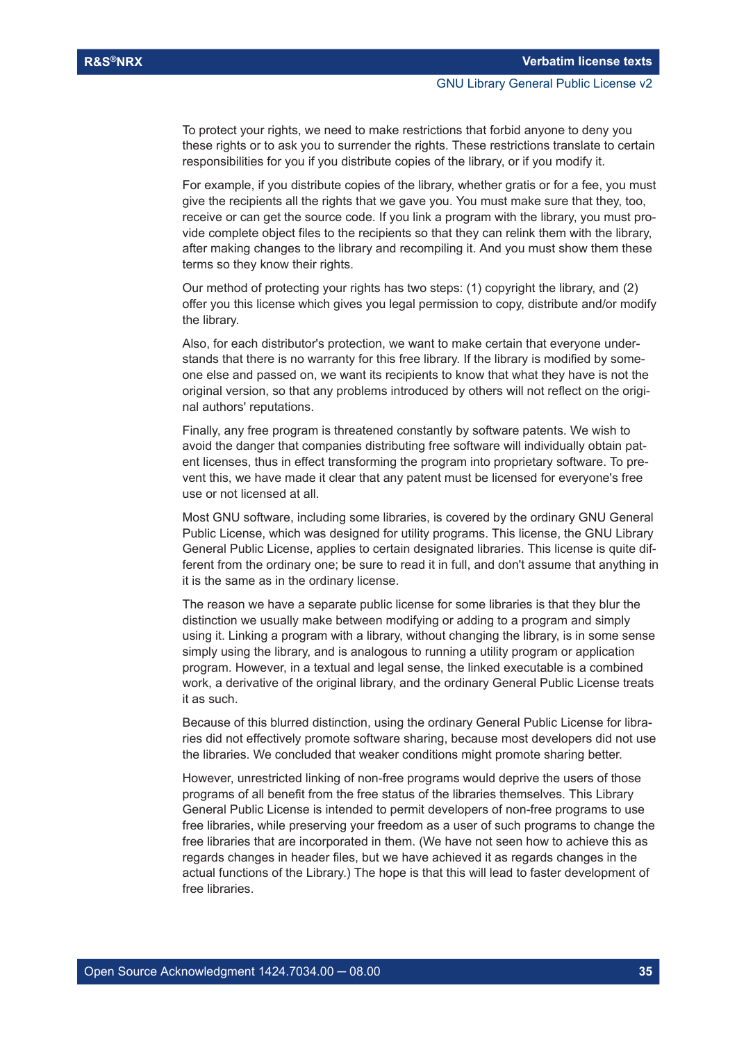To protect your rights, we need to make restrictions that forbid anyone to deny you these rights or to ask you to surrender the rights. These restrictions translate to certain responsibilities for you if you distribute copies of the library, or if you modify it.

For example, if you distribute copies of the library, whether gratis or for a fee, you must give the recipients all the rights that we gave you. You must make sure that they, too, receive or can get the source code. If you link a program with the library, you must provide complete object files to the recipients so that they can relink them with the library, after making changes to the library and recompiling it. And you must show them these terms so they know their rights.

Our method of protecting your rights has two steps: (1) copyright the library, and (2) offer you this license which gives you legal permission to copy, distribute and/or modify the library.

Also, for each distributor's protection, we want to make certain that everyone understands that there is no warranty for this free library. If the library is modified by someone else and passed on, we want its recipients to know that what they have is not the original version, so that any problems introduced by others will not reflect on the original authors' reputations.

Finally, any free program is threatened constantly by software patents. We wish to avoid the danger that companies distributing free software will individually obtain patent licenses, thus in effect transforming the program into proprietary software. To prevent this, we have made it clear that any patent must be licensed for everyone's free use or not licensed at all.

Most GNU software, including some libraries, is covered by the ordinary GNU General Public License, which was designed for utility programs. This license, the GNU Library General Public License, applies to certain designated libraries. This license is quite different from the ordinary one; be sure to read it in full, and don't assume that anything in it is the same as in the ordinary license.

The reason we have a separate public license for some libraries is that they blur the distinction we usually make between modifying or adding to a program and simply using it. Linking a program with a library, without changing the library, is in some sense simply using the library, and is analogous to running a utility program or application program. However, in a textual and legal sense, the linked executable is a combined work, a derivative of the original library, and the ordinary General Public License treats it as such.

Because of this blurred distinction, using the ordinary General Public License for libraries did not effectively promote software sharing, because most developers did not use the libraries. We concluded that weaker conditions might promote sharing better.

However, unrestricted linking of non-free programs would deprive the users of those programs of all benefit from the free status of the libraries themselves. This Library General Public License is intended to permit developers of non-free programs to use free libraries, while preserving your freedom as a user of such programs to change the free libraries that are incorporated in them. (We have not seen how to achieve this as regards changes in header files, but we have achieved it as regards changes in the actual functions of the Library.) The hope is that this will lead to faster development of free libraries.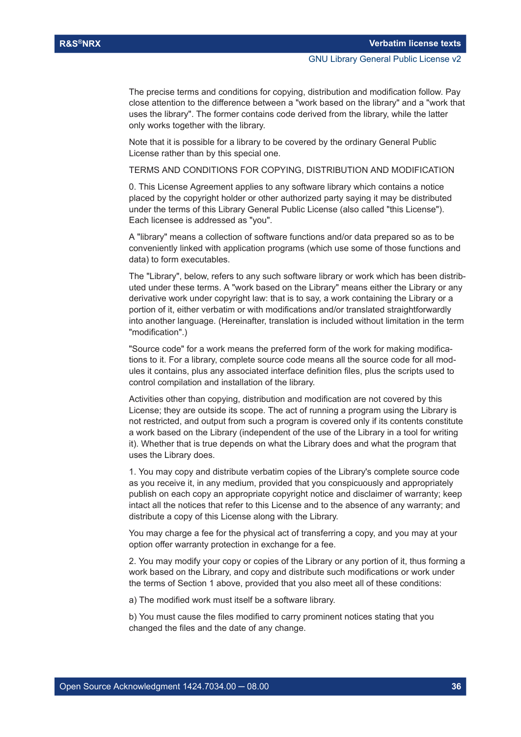The precise terms and conditions for copying, distribution and modification follow. Pay close attention to the difference between a "work based on the library" and a "work that uses the library". The former contains code derived from the library, while the latter only works together with the library.

Note that it is possible for a library to be covered by the ordinary General Public License rather than by this special one.

TERMS AND CONDITIONS FOR COPYING, DISTRIBUTION AND MODIFICATION

0. This License Agreement applies to any software library which contains a notice placed by the copyright holder or other authorized party saying it may be distributed under the terms of this Library General Public License (also called "this License"). Each licensee is addressed as "you".

A "library" means a collection of software functions and/or data prepared so as to be conveniently linked with application programs (which use some of those functions and data) to form executables.

The "Library", below, refers to any such software library or work which has been distributed under these terms. A "work based on the Library" means either the Library or any derivative work under copyright law: that is to say, a work containing the Library or a portion of it, either verbatim or with modifications and/or translated straightforwardly into another language. (Hereinafter, translation is included without limitation in the term "modification".)

"Source code" for a work means the preferred form of the work for making modifications to it. For a library, complete source code means all the source code for all modules it contains, plus any associated interface definition files, plus the scripts used to control compilation and installation of the library.

Activities other than copying, distribution and modification are not covered by this License; they are outside its scope. The act of running a program using the Library is not restricted, and output from such a program is covered only if its contents constitute a work based on the Library (independent of the use of the Library in a tool for writing it). Whether that is true depends on what the Library does and what the program that uses the Library does.

1. You may copy and distribute verbatim copies of the Library's complete source code as you receive it, in any medium, provided that you conspicuously and appropriately publish on each copy an appropriate copyright notice and disclaimer of warranty; keep intact all the notices that refer to this License and to the absence of any warranty; and distribute a copy of this License along with the Library.

You may charge a fee for the physical act of transferring a copy, and you may at your option offer warranty protection in exchange for a fee.

2. You may modify your copy or copies of the Library or any portion of it, thus forming a work based on the Library, and copy and distribute such modifications or work under the terms of Section 1 above, provided that you also meet all of these conditions:

a) The modified work must itself be a software library.

b) You must cause the files modified to carry prominent notices stating that you changed the files and the date of any change.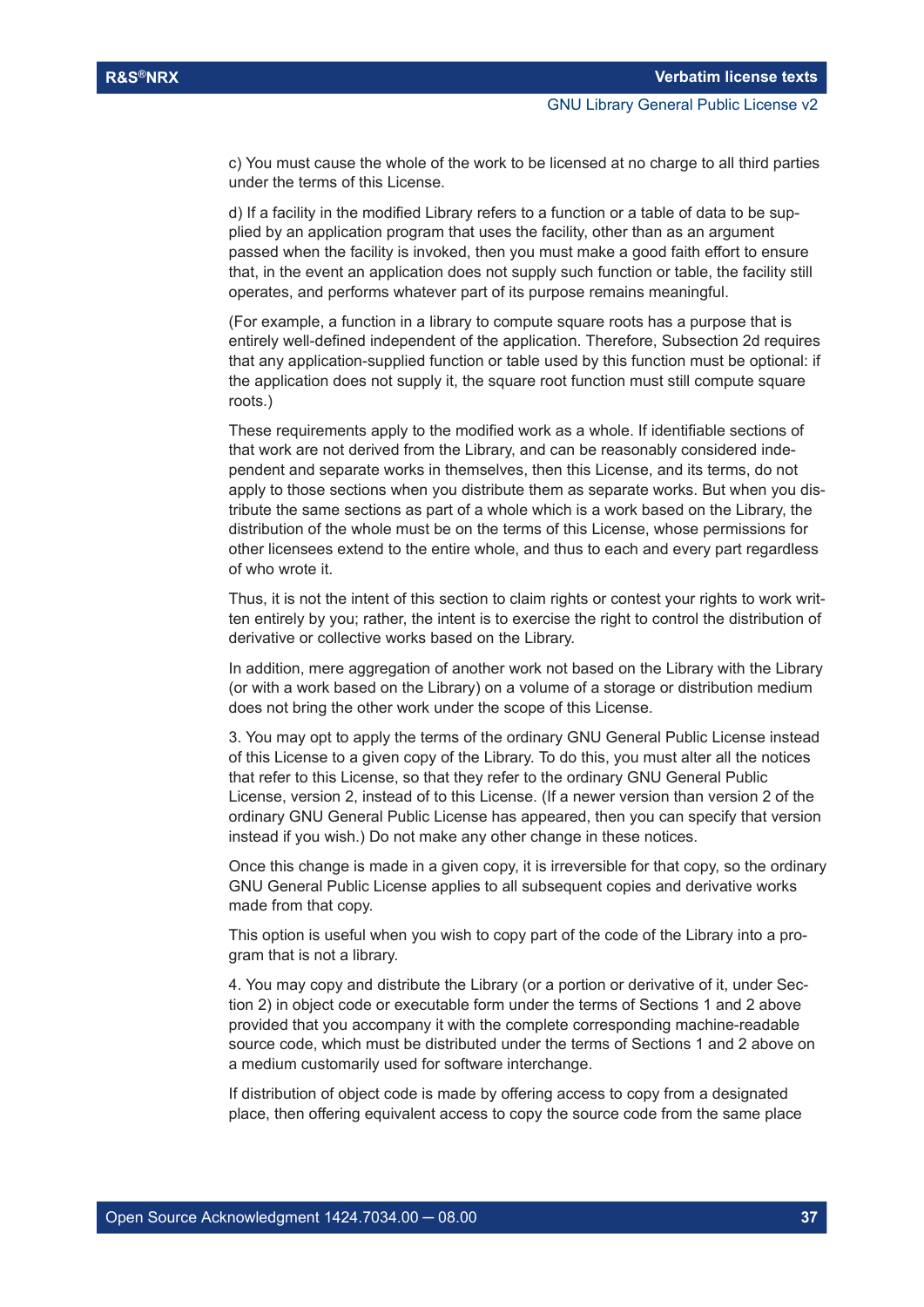c) You must cause the whole of the work to be licensed at no charge to all third parties under the terms of this License.

d) If a facility in the modified Library refers to a function or a table of data to be supplied by an application program that uses the facility, other than as an argument passed when the facility is invoked, then you must make a good faith effort to ensure that, in the event an application does not supply such function or table, the facility still operates, and performs whatever part of its purpose remains meaningful.

(For example, a function in a library to compute square roots has a purpose that is entirely well-defined independent of the application. Therefore, Subsection 2d requires that any application-supplied function or table used by this function must be optional: if the application does not supply it, the square root function must still compute square roots.)

These requirements apply to the modified work as a whole. If identifiable sections of that work are not derived from the Library, and can be reasonably considered independent and separate works in themselves, then this License, and its terms, do not apply to those sections when you distribute them as separate works. But when you distribute the same sections as part of a whole which is a work based on the Library, the distribution of the whole must be on the terms of this License, whose permissions for other licensees extend to the entire whole, and thus to each and every part regardless of who wrote it.

Thus, it is not the intent of this section to claim rights or contest your rights to work written entirely by you; rather, the intent is to exercise the right to control the distribution of derivative or collective works based on the Library.

In addition, mere aggregation of another work not based on the Library with the Library (or with a work based on the Library) on a volume of a storage or distribution medium does not bring the other work under the scope of this License.

3. You may opt to apply the terms of the ordinary GNU General Public License instead of this License to a given copy of the Library. To do this, you must alter all the notices that refer to this License, so that they refer to the ordinary GNU General Public License, version 2, instead of to this License. (If a newer version than version 2 of the ordinary GNU General Public License has appeared, then you can specify that version instead if you wish.) Do not make any other change in these notices.

Once this change is made in a given copy, it is irreversible for that copy, so the ordinary GNU General Public License applies to all subsequent copies and derivative works made from that copy.

This option is useful when you wish to copy part of the code of the Library into a program that is not a library.

4. You may copy and distribute the Library (or a portion or derivative of it, under Section 2) in object code or executable form under the terms of Sections 1 and 2 above provided that you accompany it with the complete corresponding machine-readable source code, which must be distributed under the terms of Sections 1 and 2 above on a medium customarily used for software interchange.

If distribution of object code is made by offering access to copy from a designated place, then offering equivalent access to copy the source code from the same place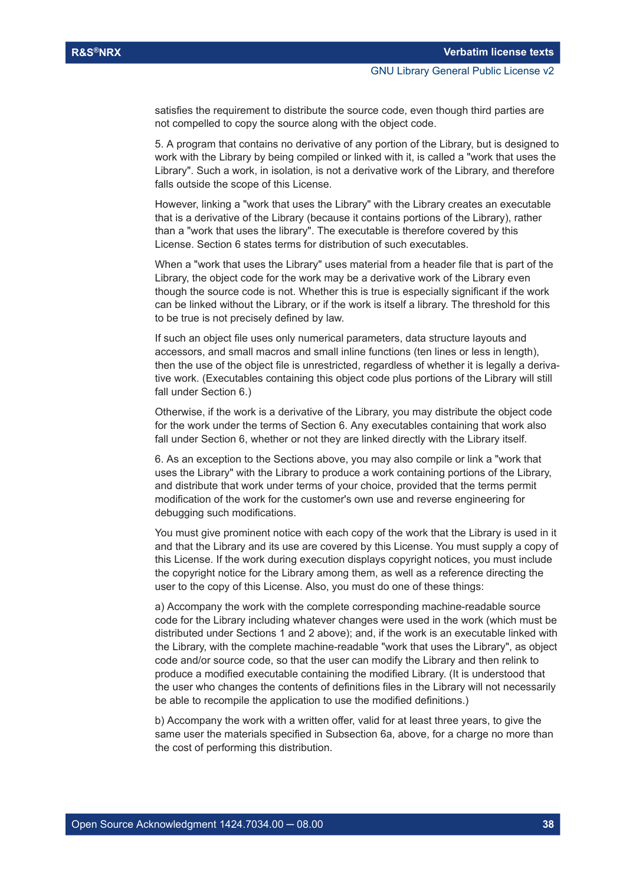satisfies the requirement to distribute the source code, even though third parties are not compelled to copy the source along with the object code.

5. A program that contains no derivative of any portion of the Library, but is designed to work with the Library by being compiled or linked with it, is called a "work that uses the Library". Such a work, in isolation, is not a derivative work of the Library, and therefore falls outside the scope of this License.

However, linking a "work that uses the Library" with the Library creates an executable that is a derivative of the Library (because it contains portions of the Library), rather than a "work that uses the library". The executable is therefore covered by this License. Section 6 states terms for distribution of such executables.

When a "work that uses the Library" uses material from a header file that is part of the Library, the object code for the work may be a derivative work of the Library even though the source code is not. Whether this is true is especially significant if the work can be linked without the Library, or if the work is itself a library. The threshold for this to be true is not precisely defined by law.

If such an object file uses only numerical parameters, data structure layouts and accessors, and small macros and small inline functions (ten lines or less in length), then the use of the object file is unrestricted, regardless of whether it is legally a derivative work. (Executables containing this object code plus portions of the Library will still fall under Section 6.)

Otherwise, if the work is a derivative of the Library, you may distribute the object code for the work under the terms of Section 6. Any executables containing that work also fall under Section 6, whether or not they are linked directly with the Library itself.

6. As an exception to the Sections above, you may also compile or link a "work that uses the Library" with the Library to produce a work containing portions of the Library, and distribute that work under terms of your choice, provided that the terms permit modification of the work for the customer's own use and reverse engineering for debugging such modifications.

You must give prominent notice with each copy of the work that the Library is used in it and that the Library and its use are covered by this License. You must supply a copy of this License. If the work during execution displays copyright notices, you must include the copyright notice for the Library among them, as well as a reference directing the user to the copy of this License. Also, you must do one of these things:

a) Accompany the work with the complete corresponding machine-readable source code for the Library including whatever changes were used in the work (which must be distributed under Sections 1 and 2 above); and, if the work is an executable linked with the Library, with the complete machine-readable "work that uses the Library", as object code and/or source code, so that the user can modify the Library and then relink to produce a modified executable containing the modified Library. (It is understood that the user who changes the contents of definitions files in the Library will not necessarily be able to recompile the application to use the modified definitions.)

b) Accompany the work with a written offer, valid for at least three years, to give the same user the materials specified in Subsection 6a, above, for a charge no more than the cost of performing this distribution.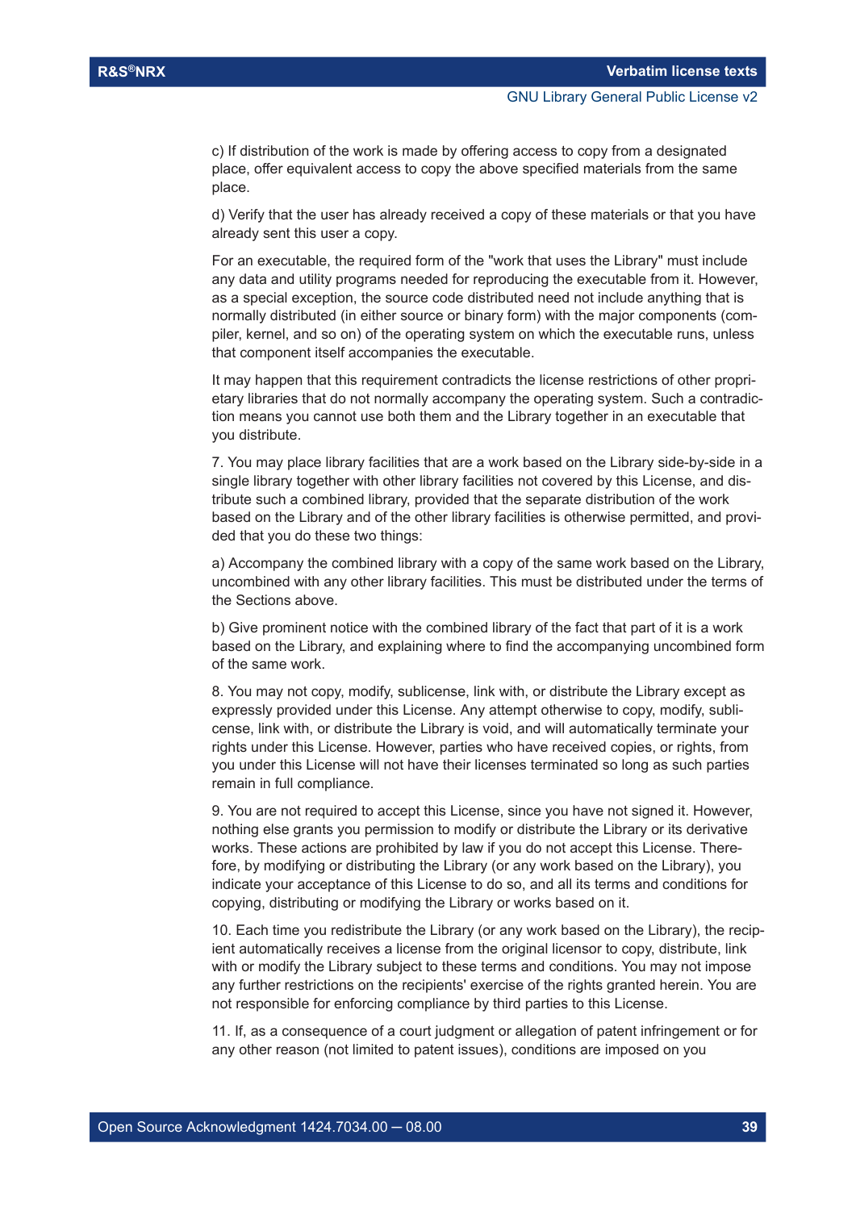c) If distribution of the work is made by offering access to copy from a designated place, offer equivalent access to copy the above specified materials from the same place.

d) Verify that the user has already received a copy of these materials or that you have already sent this user a copy.

For an executable, the required form of the "work that uses the Library" must include any data and utility programs needed for reproducing the executable from it. However, as a special exception, the source code distributed need not include anything that is normally distributed (in either source or binary form) with the major components (compiler, kernel, and so on) of the operating system on which the executable runs, unless that component itself accompanies the executable.

It may happen that this requirement contradicts the license restrictions of other proprietary libraries that do not normally accompany the operating system. Such a contradiction means you cannot use both them and the Library together in an executable that you distribute.

7. You may place library facilities that are a work based on the Library side-by-side in a single library together with other library facilities not covered by this License, and distribute such a combined library, provided that the separate distribution of the work based on the Library and of the other library facilities is otherwise permitted, and provided that you do these two things:

a) Accompany the combined library with a copy of the same work based on the Library, uncombined with any other library facilities. This must be distributed under the terms of the Sections above.

b) Give prominent notice with the combined library of the fact that part of it is a work based on the Library, and explaining where to find the accompanying uncombined form of the same work.

8. You may not copy, modify, sublicense, link with, or distribute the Library except as expressly provided under this License. Any attempt otherwise to copy, modify, sublicense, link with, or distribute the Library is void, and will automatically terminate your rights under this License. However, parties who have received copies, or rights, from you under this License will not have their licenses terminated so long as such parties remain in full compliance.

9. You are not required to accept this License, since you have not signed it. However, nothing else grants you permission to modify or distribute the Library or its derivative works. These actions are prohibited by law if you do not accept this License. Therefore, by modifying or distributing the Library (or any work based on the Library), you indicate your acceptance of this License to do so, and all its terms and conditions for copying, distributing or modifying the Library or works based on it.

10. Each time you redistribute the Library (or any work based on the Library), the recipient automatically receives a license from the original licensor to copy, distribute, link with or modify the Library subject to these terms and conditions. You may not impose any further restrictions on the recipients' exercise of the rights granted herein. You are not responsible for enforcing compliance by third parties to this License.

11. If, as a consequence of a court judgment or allegation of patent infringement or for any other reason (not limited to patent issues), conditions are imposed on you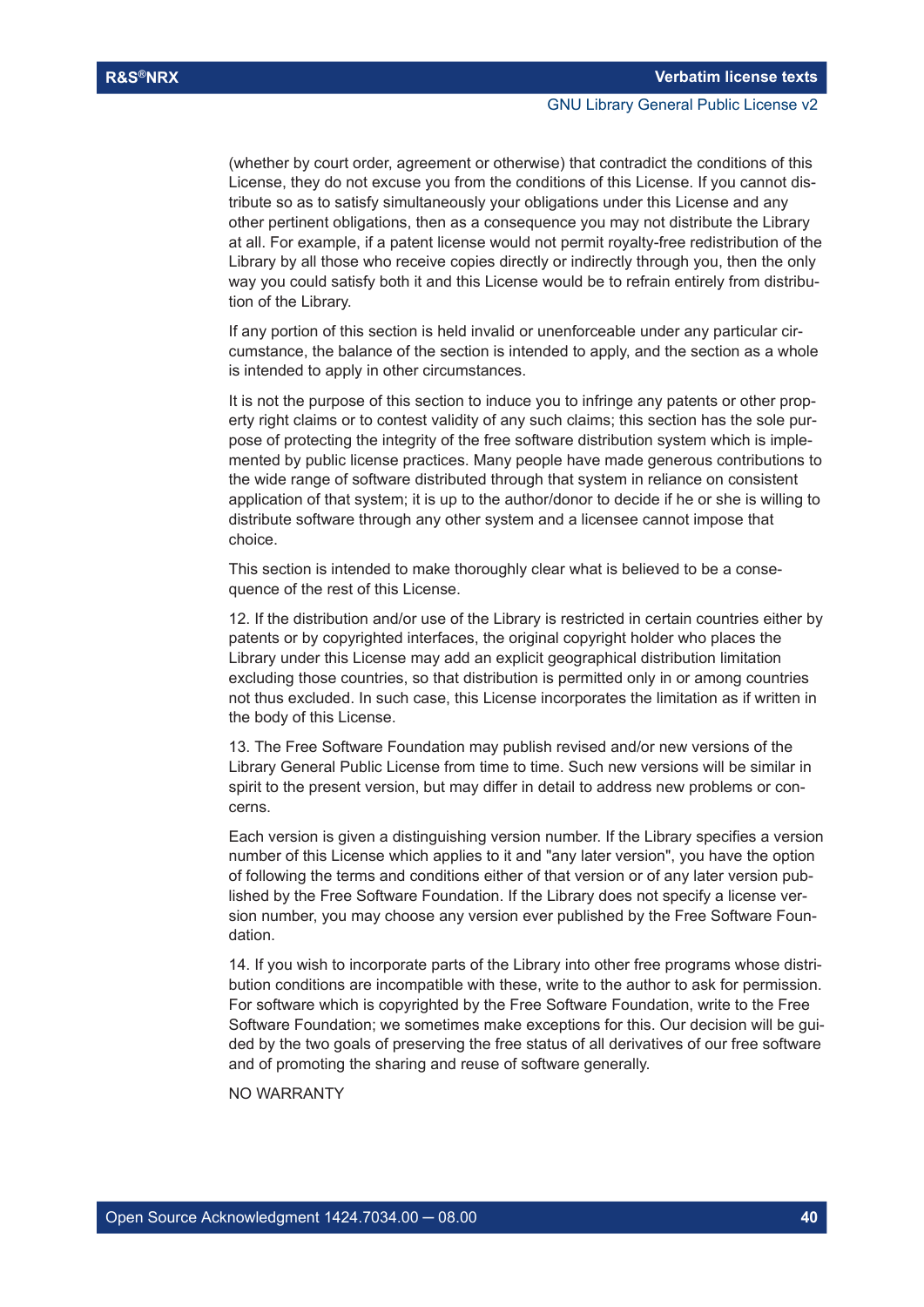(whether by court order, agreement or otherwise) that contradict the conditions of this License, they do not excuse you from the conditions of this License. If you cannot distribute so as to satisfy simultaneously your obligations under this License and any other pertinent obligations, then as a consequence you may not distribute the Library at all. For example, if a patent license would not permit royalty-free redistribution of the Library by all those who receive copies directly or indirectly through you, then the only way you could satisfy both it and this License would be to refrain entirely from distribution of the Library.

If any portion of this section is held invalid or unenforceable under any particular circumstance, the balance of the section is intended to apply, and the section as a whole is intended to apply in other circumstances.

It is not the purpose of this section to induce you to infringe any patents or other property right claims or to contest validity of any such claims; this section has the sole purpose of protecting the integrity of the free software distribution system which is implemented by public license practices. Many people have made generous contributions to the wide range of software distributed through that system in reliance on consistent application of that system; it is up to the author/donor to decide if he or she is willing to distribute software through any other system and a licensee cannot impose that choice.

This section is intended to make thoroughly clear what is believed to be a consequence of the rest of this License.

12. If the distribution and/or use of the Library is restricted in certain countries either by patents or by copyrighted interfaces, the original copyright holder who places the Library under this License may add an explicit geographical distribution limitation excluding those countries, so that distribution is permitted only in or among countries not thus excluded. In such case, this License incorporates the limitation as if written in the body of this License.

13. The Free Software Foundation may publish revised and/or new versions of the Library General Public License from time to time. Such new versions will be similar in spirit to the present version, but may differ in detail to address new problems or concerns.

Each version is given a distinguishing version number. If the Library specifies a version number of this License which applies to it and "any later version", you have the option of following the terms and conditions either of that version or of any later version published by the Free Software Foundation. If the Library does not specify a license version number, you may choose any version ever published by the Free Software Foundation.

14. If you wish to incorporate parts of the Library into other free programs whose distribution conditions are incompatible with these, write to the author to ask for permission. For software which is copyrighted by the Free Software Foundation, write to the Free Software Foundation; we sometimes make exceptions for this. Our decision will be guided by the two goals of preserving the free status of all derivatives of our free software and of promoting the sharing and reuse of software generally.

NO WARRANTY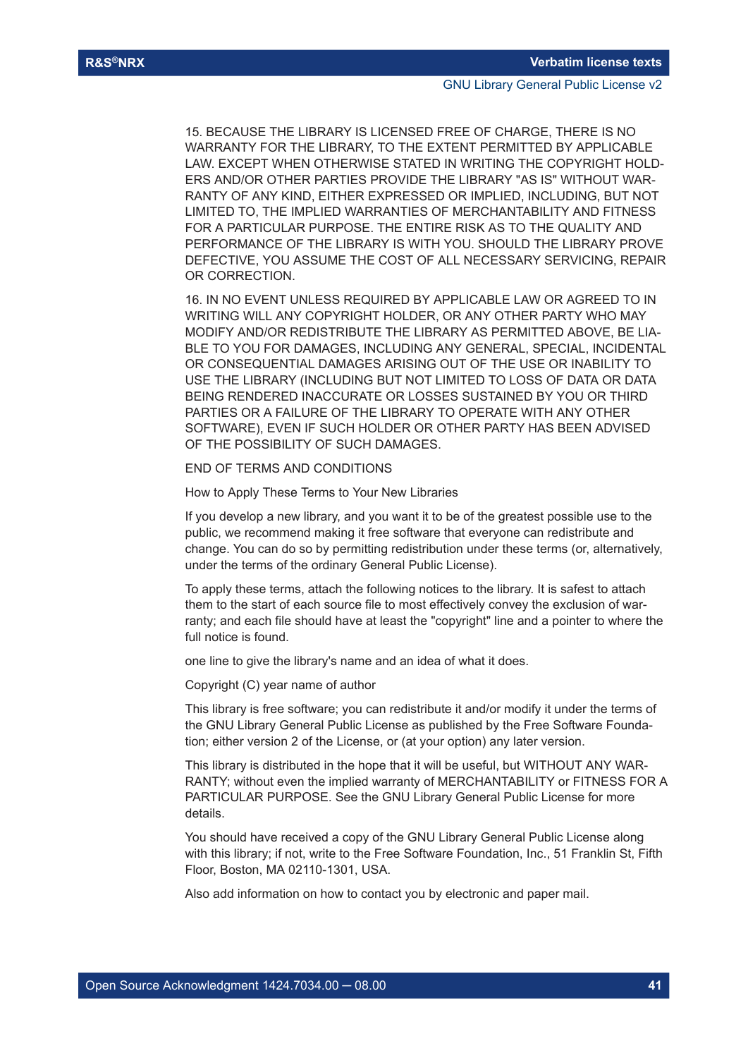15. BECAUSE THE LIBRARY IS LICENSED FREE OF CHARGE, THERE IS NO WARRANTY FOR THE LIBRARY, TO THE EXTENT PERMITTED BY APPLICABLE LAW. EXCEPT WHEN OTHERWISE STATED IN WRITING THE COPYRIGHT HOLDERS AND/OR OTHER PARTIES PROVIDE THE LIBRARY "AS IS" WITHOUT WARRANTY OF ANY KIND, EITHER EXPRESSED OR IMPLIED, INCLUDING, BUT NOT LIMITED TO, THE IMPLIED WARRANTIES OF MERCHANTABILITY AND FITNESS FOR A PARTICULAR PURPOSE. THE ENTIRE RISK AS TO THE QUALITY AND PERFORMANCE OF THE LIBRARY IS WITH YOU. SHOULD THE LIBRARY PROVE DEFECTIVE, YOU ASSUME THE COST OF ALL NECESSARY SERVICING, REPAIR OR CORRECTION.

16. IN NO EVENT UNLESS REQUIRED BY APPLICABLE LAW OR AGREED TO IN WRITING WILL ANY COPYRIGHT HOLDER, OR ANY OTHER PARTY WHO MAY MODIFY AND/OR REDISTRIBUTE THE LIBRARY AS PERMITTED ABOVE, BE LIABLE TO YOU FOR DAMAGES, INCLUDING ANY GENERAL, SPECIAL, INCIDENTAL OR CONSEQUENTIAL DAMAGES ARISING OUT OF THE USE OR INABILITY TO USE THE LIBRARY (INCLUDING BUT NOT LIMITED TO LOSS OF DATA OR DATA BEING RENDERED INACCURATE OR LOSSES SUSTAINED BY YOU OR THIRD PARTIES OR A FAILURE OF THE LIBRARY TO OPERATE WITH ANY OTHER SOFTWARE), EVEN IF SUCH HOLDER OR OTHER PARTY HAS BEEN ADVISED OF THE POSSIBILITY OF SUCH DAMAGES.

END OF TERMS AND CONDITIONS

How to Apply These Terms to Your New Libraries

If you develop a new library, and you want it to be of the greatest possible use to the public, we recommend making it free software that everyone can redistribute and change. You can do so by permitting redistribution under these terms (or, alternatively, under the terms of the ordinary General Public License).

To apply these terms, attach the following notices to the library. It is safest to attach them to the start of each source file to most effectively convey the exclusion of warranty; and each file should have at least the "copyright" line and a pointer to where the full notice is found.

one line to give the library's name and an idea of what it does.

Copyright (C) year name of author

This library is free software; you can redistribute it and/or modify it under the terms of the GNU Library General Public License as published by the Free Software Foundation; either version 2 of the License, or (at your option) any later version.

This library is distributed in the hope that it will be useful, but WITHOUT ANY WARRANTY; without even the implied warranty of MERCHANTABILITY or FITNESS FOR A PARTICULAR PURPOSE. See the GNU Library General Public License for more details.

You should have received a copy of the GNU Library General Public License along with this library; if not, write to the Free Software Foundation, Inc., 51 Franklin St, Fifth Floor, Boston, MA 02110-1301, USA.

Also add information on how to contact you by electronic and paper mail.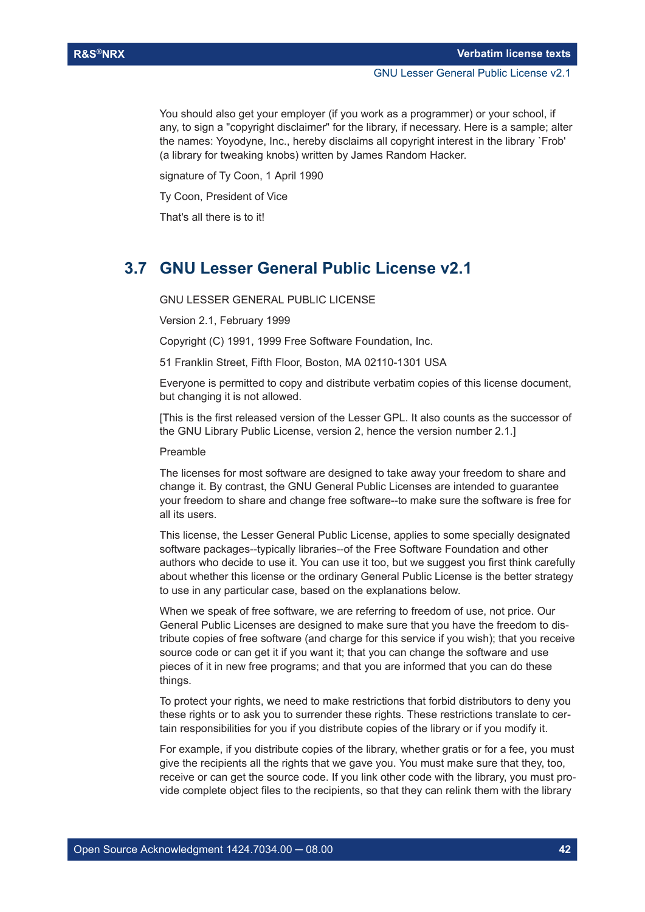You should also get your employer (if you work as a programmer) or your school, if any, to sign a "copyright disclaimer" for the library, if necessary. Here is a sample; alter the names: Yoyodyne, Inc., hereby disclaims all copyright interest in the library `Frob' (a library for tweaking knobs) written by James Random Hacker.

signature of Ty Coon, 1 April 1990

Ty Coon, President of Vice

That's all there is to it!

## 3.7 GNU Lesser General Public License v2.1

GNU LESSER GENERAL PUBLIC LICENSE

Version 2.1, February 1999

Copyright (C) 1991, 1999 Free Software Foundation, Inc.

51 Franklin Street, Fifth Floor, Boston, MA 02110-1301 USA

Everyone is permitted to copy and distribute verbatim copies of this license document, but changing it is not allowed.

[This is the first released version of the Lesser GPL. It also counts as the successor of the GNU Library Public License, version 2, hence the version number 2.1.]

Preamble

The licenses for most software are designed to take away your freedom to share and change it. By contrast, the GNU General Public Licenses are intended to guarantee your freedom to share and change free software--to make sure the software is free for all its users.

This license, the Lesser General Public License, applies to some specially designated software packages--typically libraries--of the Free Software Foundation and other authors who decide to use it. You can use it too, but we suggest you first think carefully about whether this license or the ordinary General Public License is the better strategy to use in any particular case, based on the explanations below.

When we speak of free software, we are referring to freedom of use, not price. Our General Public Licenses are designed to make sure that you have the freedom to distribute copies of free software (and charge for this service if you wish); that you receive source code or can get it if you want it; that you can change the software and use pieces of it in new free programs; and that you are informed that you can do these things.

To protect your rights, we need to make restrictions that forbid distributors to deny you these rights or to ask you to surrender these rights. These restrictions translate to certain responsibilities for you if you distribute copies of the library or if you modify it.

For example, if you distribute copies of the library, whether gratis or for a fee, you must give the recipients all the rights that we gave you. You must make sure that they, too, receive or can get the source code. If you link other code with the library, you must provide complete object files to the recipients, so that they can relink them with the library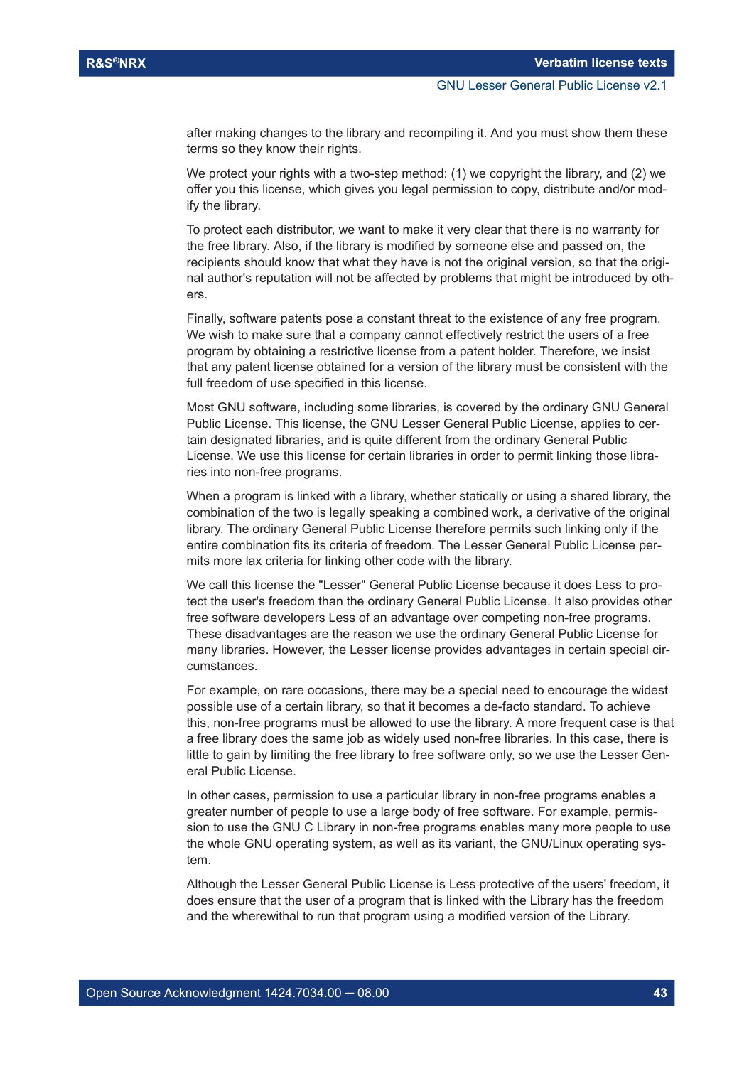after making changes to the library and recompiling it. And you must show them these terms so they know their rights.

We protect your rights with a two-step method: (1) we copyright the library, and (2) we offer you this license, which gives you legal permission to copy, distribute and/or modify the library.

To protect each distributor, we want to make it very clear that there is no warranty for the free library. Also, if the library is modified by someone else and passed on, the recipients should know that what they have is not the original version, so that the original author's reputation will not be affected by problems that might be introduced by others.

Finally, software patents pose a constant threat to the existence of any free program. We wish to make sure that a company cannot effectively restrict the users of a free program by obtaining a restrictive license from a patent holder. Therefore, we insist that any patent license obtained for a version of the library must be consistent with the full freedom of use specified in this license.

Most GNU software, including some libraries, is covered by the ordinary GNU General Public License. This license, the GNU Lesser General Public License, applies to certain designated libraries, and is quite different from the ordinary General Public License. We use this license for certain libraries in order to permit linking those libraries into non-free programs.

When a program is linked with a library, whether statically or using a shared library, the combination of the two is legally speaking a combined work, a derivative of the original library. The ordinary General Public License therefore permits such linking only if the entire combination fits its criteria of freedom. The Lesser General Public License permits more lax criteria for linking other code with the library.

We call this license the "Lesser" General Public License because it does Less to protect the user's freedom than the ordinary General Public License. It also provides other free software developers Less of an advantage over competing non-free programs. These disadvantages are the reason we use the ordinary General Public License for many libraries. However, the Lesser license provides advantages in certain special circumstances.

For example, on rare occasions, there may be a special need to encourage the widest possible use of a certain library, so that it becomes a de-facto standard. To achieve this, non-free programs must be allowed to use the library. A more frequent case is that a free library does the same job as widely used non-free libraries. In this case, there is little to gain by limiting the free library to free software only, so we use the Lesser General Public License.

In other cases, permission to use a particular library in non-free programs enables a greater number of people to use a large body of free software. For example, permission to use the GNU C Library in non-free programs enables many more people to use the whole GNU operating system, as well as its variant, the GNU/Linux operating system.

Although the Lesser General Public License is Less protective of the users' freedom, it does ensure that the user of a program that is linked with the Library has the freedom and the wherewithal to run that program using a modified version of the Library.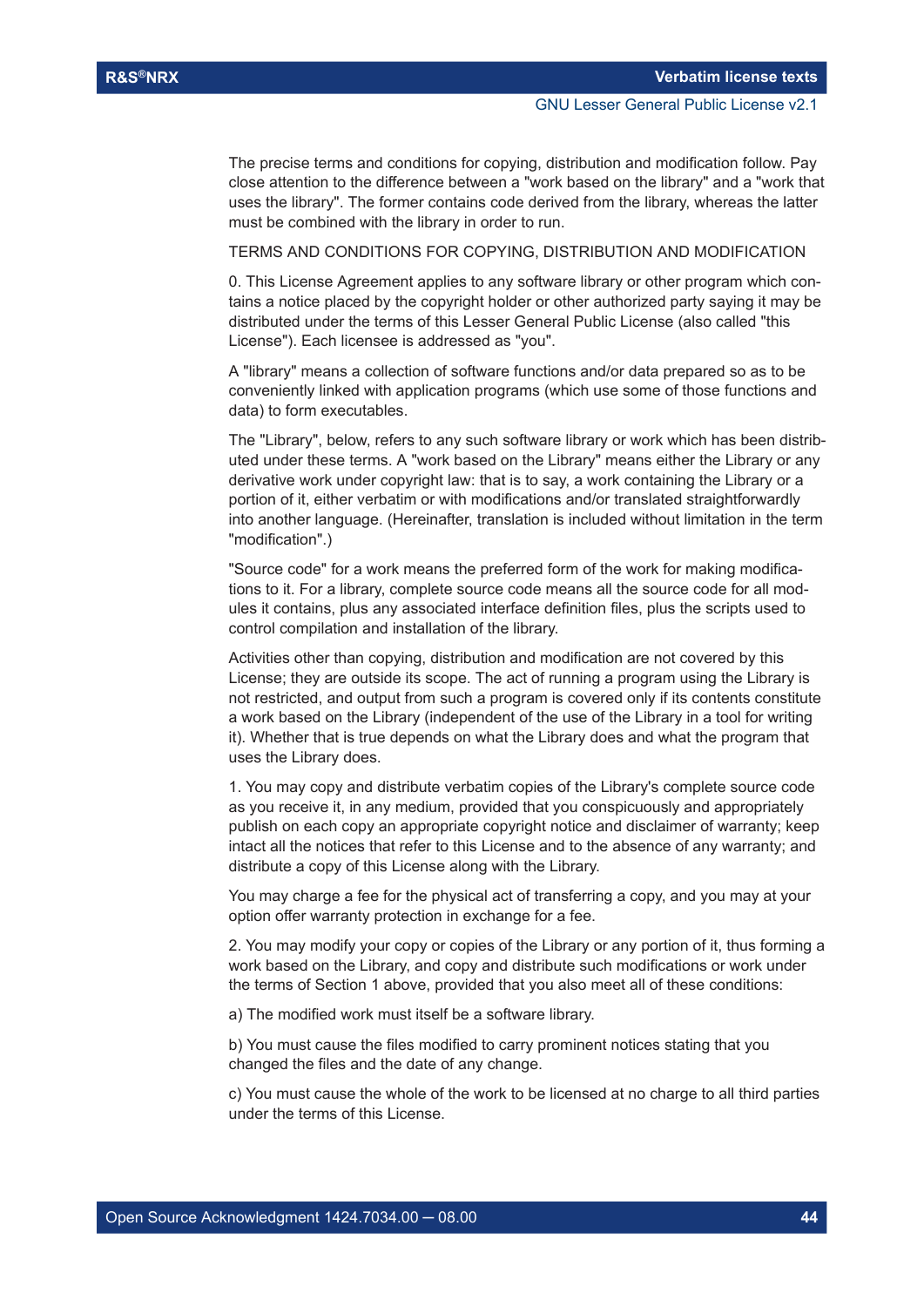The precise terms and conditions for copying, distribution and modification follow. Pay close attention to the difference between a "work based on the library" and a "work that uses the library". The former contains code derived from the library, whereas the latter must be combined with the library in order to run.

TERMS AND CONDITIONS FOR COPYING, DISTRIBUTION AND MODIFICATION

0. This License Agreement applies to any software library or other program which contains a notice placed by the copyright holder or other authorized party saying it may be distributed under the terms of this Lesser General Public License (also called "this License"). Each licensee is addressed as "you".

A "library" means a collection of software functions and/or data prepared so as to be conveniently linked with application programs (which use some of those functions and data) to form executables.

The "Library", below, refers to any such software library or work which has been distributed under these terms. A "work based on the Library" means either the Library or any derivative work under copyright law: that is to say, a work containing the Library or a portion of it, either verbatim or with modifications and/or translated straightforwardly into another language. (Hereinafter, translation is included without limitation in the term "modification".)

"Source code" for a work means the preferred form of the work for making modifications to it. For a library, complete source code means all the source code for all modules it contains, plus any associated interface definition files, plus the scripts used to control compilation and installation of the library.

Activities other than copying, distribution and modification are not covered by this License; they are outside its scope. The act of running a program using the Library is not restricted, and output from such a program is covered only if its contents constitute a work based on the Library (independent of the use of the Library in a tool for writing it). Whether that is true depends on what the Library does and what the program that uses the Library does.

1. You may copy and distribute verbatim copies of the Library's complete source code as you receive it, in any medium, provided that you conspicuously and appropriately publish on each copy an appropriate copyright notice and disclaimer of warranty; keep intact all the notices that refer to this License and to the absence of any warranty; and distribute a copy of this License along with the Library.

You may charge a fee for the physical act of transferring a copy, and you may at your option offer warranty protection in exchange for a fee.

2. You may modify your copy or copies of the Library or any portion of it, thus forming a work based on the Library, and copy and distribute such modifications or work under the terms of Section 1 above, provided that you also meet all of these conditions:

a) The modified work must itself be a software library.

b) You must cause the files modified to carry prominent notices stating that you changed the files and the date of any change.

c) You must cause the whole of the work to be licensed at no charge to all third parties under the terms of this License.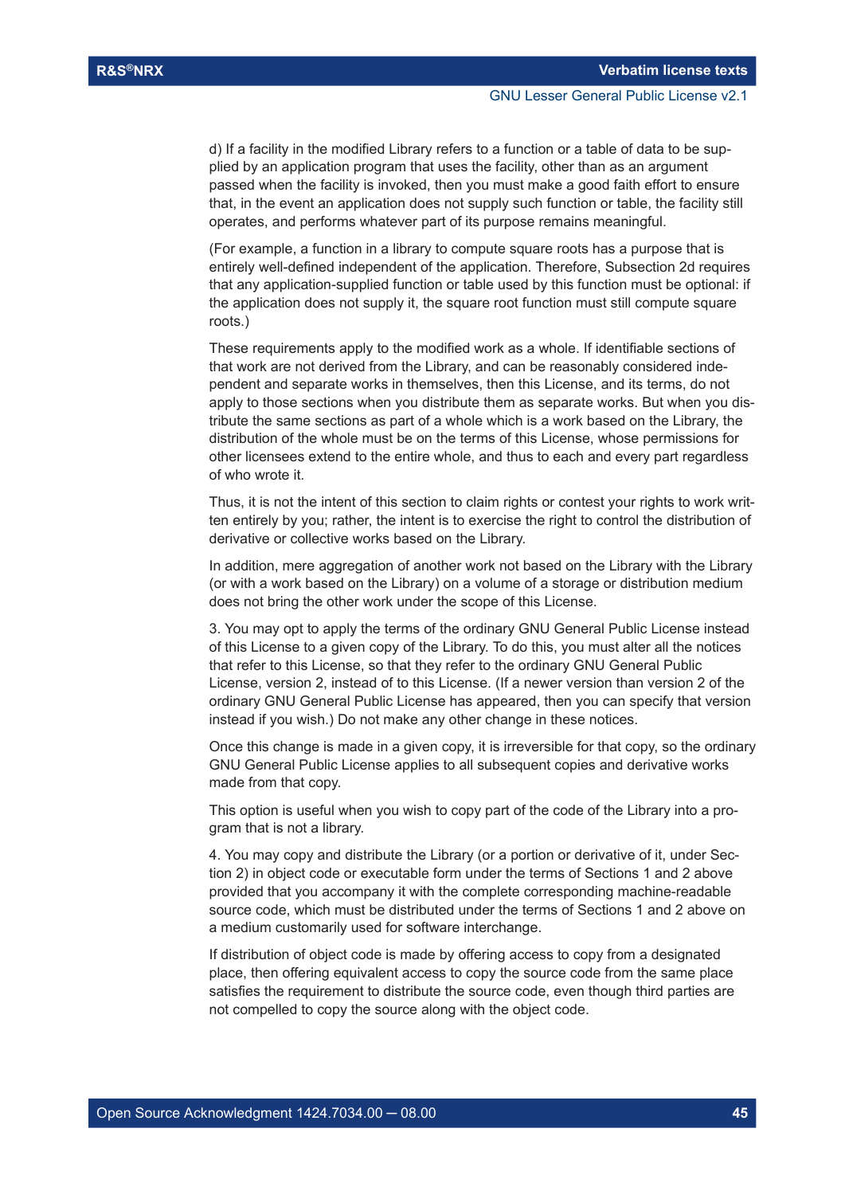d) If a facility in the modified Library refers to a function or a table of data to be supplied by an application program that uses the facility, other than as an argument passed when the facility is invoked, then you must make a good faith effort to ensure that, in the event an application does not supply such function or table, the facility still operates, and performs whatever part of its purpose remains meaningful.

(For example, a function in a library to compute square roots has a purpose that is entirely well-defined independent of the application. Therefore, Subsection 2d requires that any application-supplied function or table used by this function must be optional: if the application does not supply it, the square root function must still compute square roots.)

These requirements apply to the modified work as a whole. If identifiable sections of that work are not derived from the Library, and can be reasonably considered independent and separate works in themselves, then this License, and its terms, do not apply to those sections when you distribute them as separate works. But when you distribute the same sections as part of a whole which is a work based on the Library, the distribution of the whole must be on the terms of this License, whose permissions for other licensees extend to the entire whole, and thus to each and every part regardless of who wrote it.

Thus, it is not the intent of this section to claim rights or contest your rights to work written entirely by you; rather, the intent is to exercise the right to control the distribution of derivative or collective works based on the Library.

In addition, mere aggregation of another work not based on the Library with the Library (or with a work based on the Library) on a volume of a storage or distribution medium does not bring the other work under the scope of this License.

3. You may opt to apply the terms of the ordinary GNU General Public License instead of this License to a given copy of the Library. To do this, you must alter all the notices that refer to this License, so that they refer to the ordinary GNU General Public License, version 2, instead of to this License. (If a newer version than version 2 of the ordinary GNU General Public License has appeared, then you can specify that version instead if you wish.) Do not make any other change in these notices.

Once this change is made in a given copy, it is irreversible for that copy, so the ordinary GNU General Public License applies to all subsequent copies and derivative works made from that copy.

This option is useful when you wish to copy part of the code of the Library into a program that is not a library.

4. You may copy and distribute the Library (or a portion or derivative of it, under Section 2) in object code or executable form under the terms of Sections 1 and 2 above provided that you accompany it with the complete corresponding machine-readable source code, which must be distributed under the terms of Sections 1 and 2 above on a medium customarily used for software interchange.

If distribution of object code is made by offering access to copy from a designated place, then offering equivalent access to copy the source code from the same place satisfies the requirement to distribute the source code, even though third parties are not compelled to copy the source along with the object code.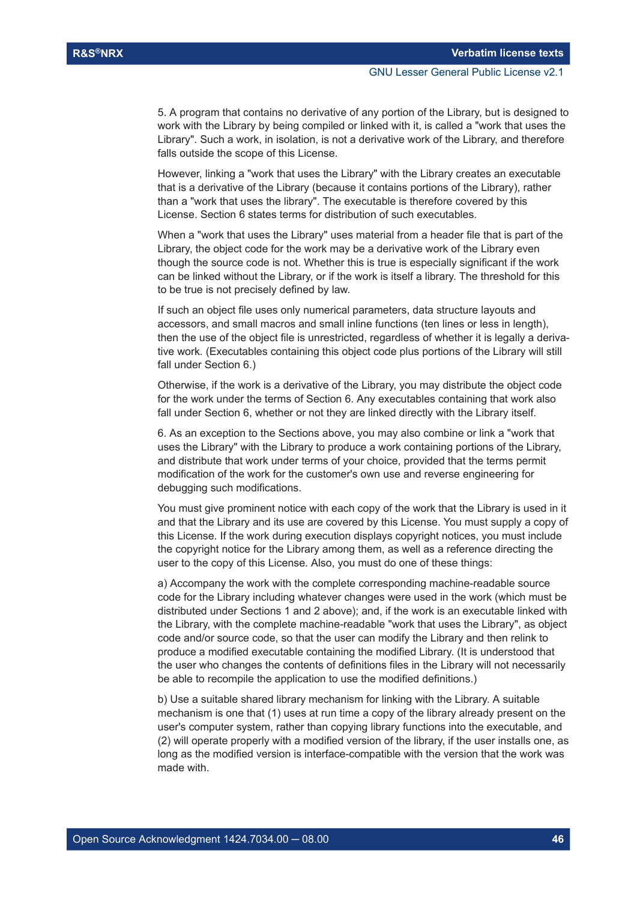5. A program that contains no derivative of any portion of the Library, but is designed to work with the Library by being compiled or linked with it, is called a "work that uses the Library". Such a work, in isolation, is not a derivative work of the Library, and therefore falls outside the scope of this License.

However, linking a "work that uses the Library" with the Library creates an executable that is a derivative of the Library (because it contains portions of the Library), rather than a "work that uses the library". The executable is therefore covered by this License. Section 6 states terms for distribution of such executables.

When a "work that uses the Library" uses material from a header file that is part of the Library, the object code for the work may be a derivative work of the Library even though the source code is not. Whether this is true is especially significant if the work can be linked without the Library, or if the work is itself a library. The threshold for this to be true is not precisely defined by law.

If such an object file uses only numerical parameters, data structure layouts and accessors, and small macros and small inline functions (ten lines or less in length), then the use of the object file is unrestricted, regardless of whether it is legally a derivative work. (Executables containing this object code plus portions of the Library will still fall under Section 6.)

Otherwise, if the work is a derivative of the Library, you may distribute the object code for the work under the terms of Section 6. Any executables containing that work also fall under Section 6, whether or not they are linked directly with the Library itself.

6. As an exception to the Sections above, you may also combine or link a "work that uses the Library" with the Library to produce a work containing portions of the Library, and distribute that work under terms of your choice, provided that the terms permit modification of the work for the customer's own use and reverse engineering for debugging such modifications.

You must give prominent notice with each copy of the work that the Library is used in it and that the Library and its use are covered by this License. You must supply a copy of this License. If the work during execution displays copyright notices, you must include the copyright notice for the Library among them, as well as a reference directing the user to the copy of this License. Also, you must do one of these things:

a) Accompany the work with the complete corresponding machine-readable source code for the Library including whatever changes were used in the work (which must be distributed under Sections 1 and 2 above); and, if the work is an executable linked with the Library, with the complete machine-readable "work that uses the Library", as object code and/or source code, so that the user can modify the Library and then relink to produce a modified executable containing the modified Library. (It is understood that the user who changes the contents of definitions files in the Library will not necessarily be able to recompile the application to use the modified definitions.)

b) Use a suitable shared library mechanism for linking with the Library. A suitable mechanism is one that (1) uses at run time a copy of the library already present on the user's computer system, rather than copying library functions into the executable, and (2) will operate properly with a modified version of the library, if the user installs one, as long as the modified version is interface-compatible with the version that the work was made with.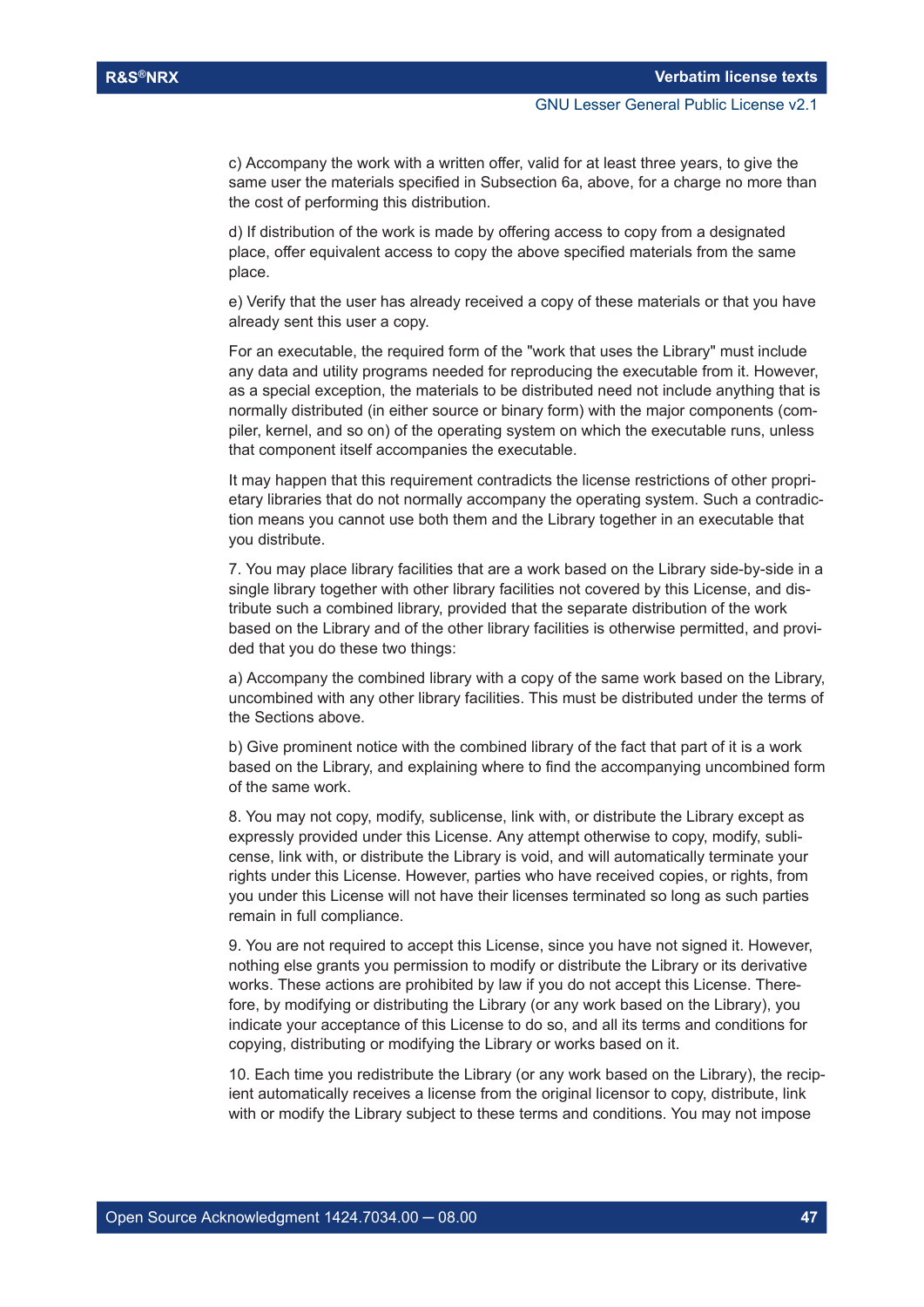c) Accompany the work with a written offer, valid for at least three years, to give the same user the materials specified in Subsection 6a, above, for a charge no more than the cost of performing this distribution.

d) If distribution of the work is made by offering access to copy from a designated place, offer equivalent access to copy the above specified materials from the same place.

e) Verify that the user has already received a copy of these materials or that you have already sent this user a copy.

For an executable, the required form of the "work that uses the Library" must include any data and utility programs needed for reproducing the executable from it. However, as a special exception, the materials to be distributed need not include anything that is normally distributed (in either source or binary form) with the major components (compiler, kernel, and so on) of the operating system on which the executable runs, unless that component itself accompanies the executable.

It may happen that this requirement contradicts the license restrictions of other proprietary libraries that do not normally accompany the operating system. Such a contradiction means you cannot use both them and the Library together in an executable that you distribute.

7. You may place library facilities that are a work based on the Library side-by-side in a single library together with other library facilities not covered by this License, and distribute such a combined library, provided that the separate distribution of the work based on the Library and of the other library facilities is otherwise permitted, and provided that you do these two things:

a) Accompany the combined library with a copy of the same work based on the Library, uncombined with any other library facilities. This must be distributed under the terms of the Sections above.

b) Give prominent notice with the combined library of the fact that part of it is a work based on the Library, and explaining where to find the accompanying uncombined form of the same work.

8. You may not copy, modify, sublicense, link with, or distribute the Library except as expressly provided under this License. Any attempt otherwise to copy, modify, sublicense, link with, or distribute the Library is void, and will automatically terminate your rights under this License. However, parties who have received copies, or rights, from you under this License will not have their licenses terminated so long as such parties remain in full compliance.

9. You are not required to accept this License, since you have not signed it. However, nothing else grants you permission to modify or distribute the Library or its derivative works. These actions are prohibited by law if you do not accept this License. Therefore, by modifying or distributing the Library (or any work based on the Library), you indicate your acceptance of this License to do so, and all its terms and conditions for copying, distributing or modifying the Library or works based on it.

10. Each time you redistribute the Library (or any work based on the Library), the recipient automatically receives a license from the original licensor to copy, distribute, link with or modify the Library subject to these terms and conditions. You may not impose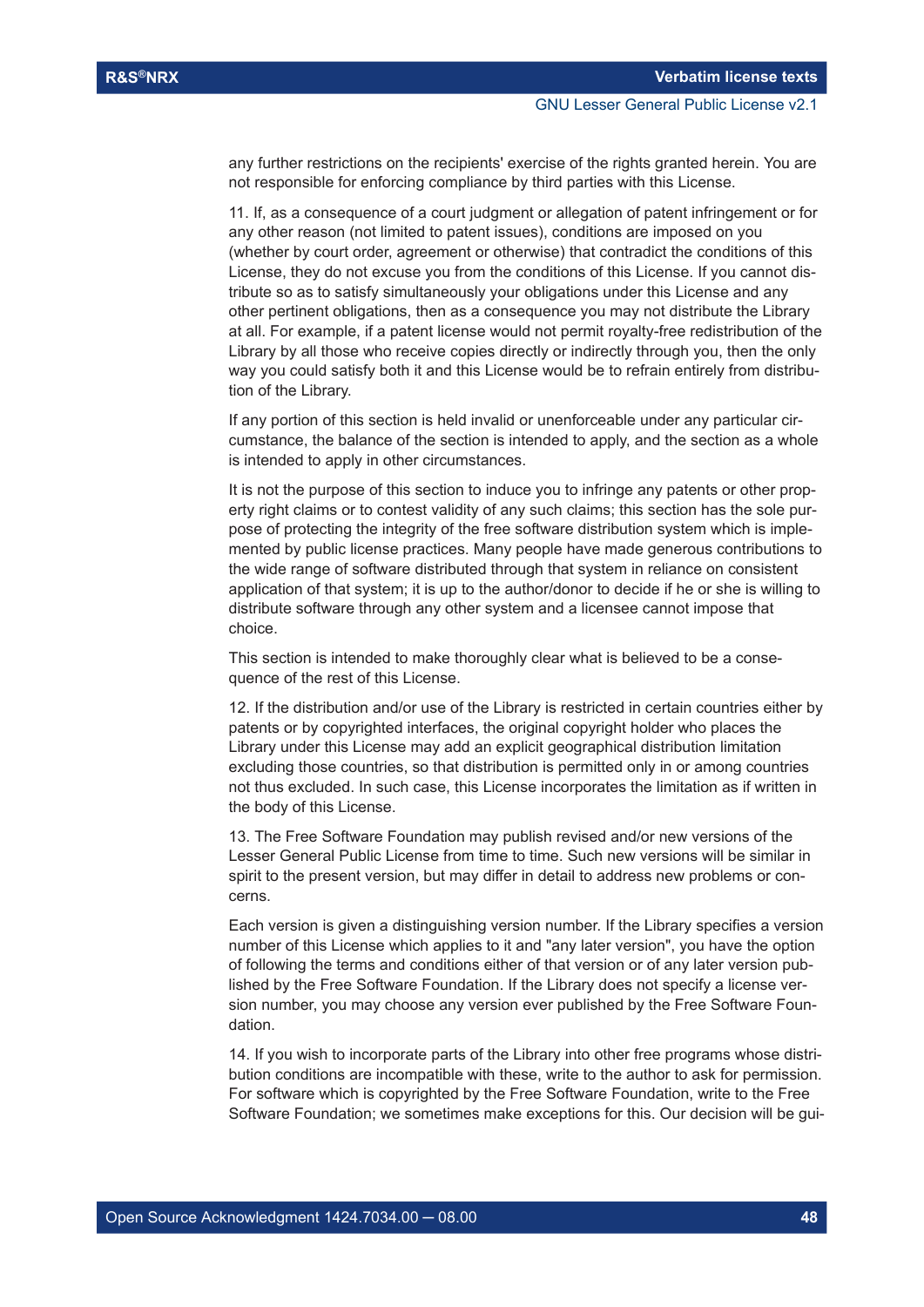any further restrictions on the recipients' exercise of the rights granted herein. You are not responsible for enforcing compliance by third parties with this License.

11. If, as a consequence of a court judgment or allegation of patent infringement or for any other reason (not limited to patent issues), conditions are imposed on you (whether by court order, agreement or otherwise) that contradict the conditions of this License, they do not excuse you from the conditions of this License. If you cannot distribute so as to satisfy simultaneously your obligations under this License and any other pertinent obligations, then as a consequence you may not distribute the Library at all. For example, if a patent license would not permit royalty-free redistribution of the Library by all those who receive copies directly or indirectly through you, then the only way you could satisfy both it and this License would be to refrain entirely from distribution of the Library.

If any portion of this section is held invalid or unenforceable under any particular circumstance, the balance of the section is intended to apply, and the section as a whole is intended to apply in other circumstances.

It is not the purpose of this section to induce you to infringe any patents or other property right claims or to contest validity of any such claims; this section has the sole purpose of protecting the integrity of the free software distribution system which is implemented by public license practices. Many people have made generous contributions to the wide range of software distributed through that system in reliance on consistent application of that system; it is up to the author/donor to decide if he or she is willing to distribute software through any other system and a licensee cannot impose that choice.

This section is intended to make thoroughly clear what is believed to be a consequence of the rest of this License.

12. If the distribution and/or use of the Library is restricted in certain countries either by patents or by copyrighted interfaces, the original copyright holder who places the Library under this License may add an explicit geographical distribution limitation excluding those countries, so that distribution is permitted only in or among countries not thus excluded. In such case, this License incorporates the limitation as if written in the body of this License.

13. The Free Software Foundation may publish revised and/or new versions of the Lesser General Public License from time to time. Such new versions will be similar in spirit to the present version, but may differ in detail to address new problems or concerns.

Each version is given a distinguishing version number. If the Library specifies a version number of this License which applies to it and "any later version", you have the option of following the terms and conditions either of that version or of any later version published by the Free Software Foundation. If the Library does not specify a license version number, you may choose any version ever published by the Free Software Foundation.

14. If you wish to incorporate parts of the Library into other free programs whose distribution conditions are incompatible with these, write to the author to ask for permission. For software which is copyrighted by the Free Software Foundation, write to the Free Software Foundation; we sometimes make exceptions for this. Our decision will be gui-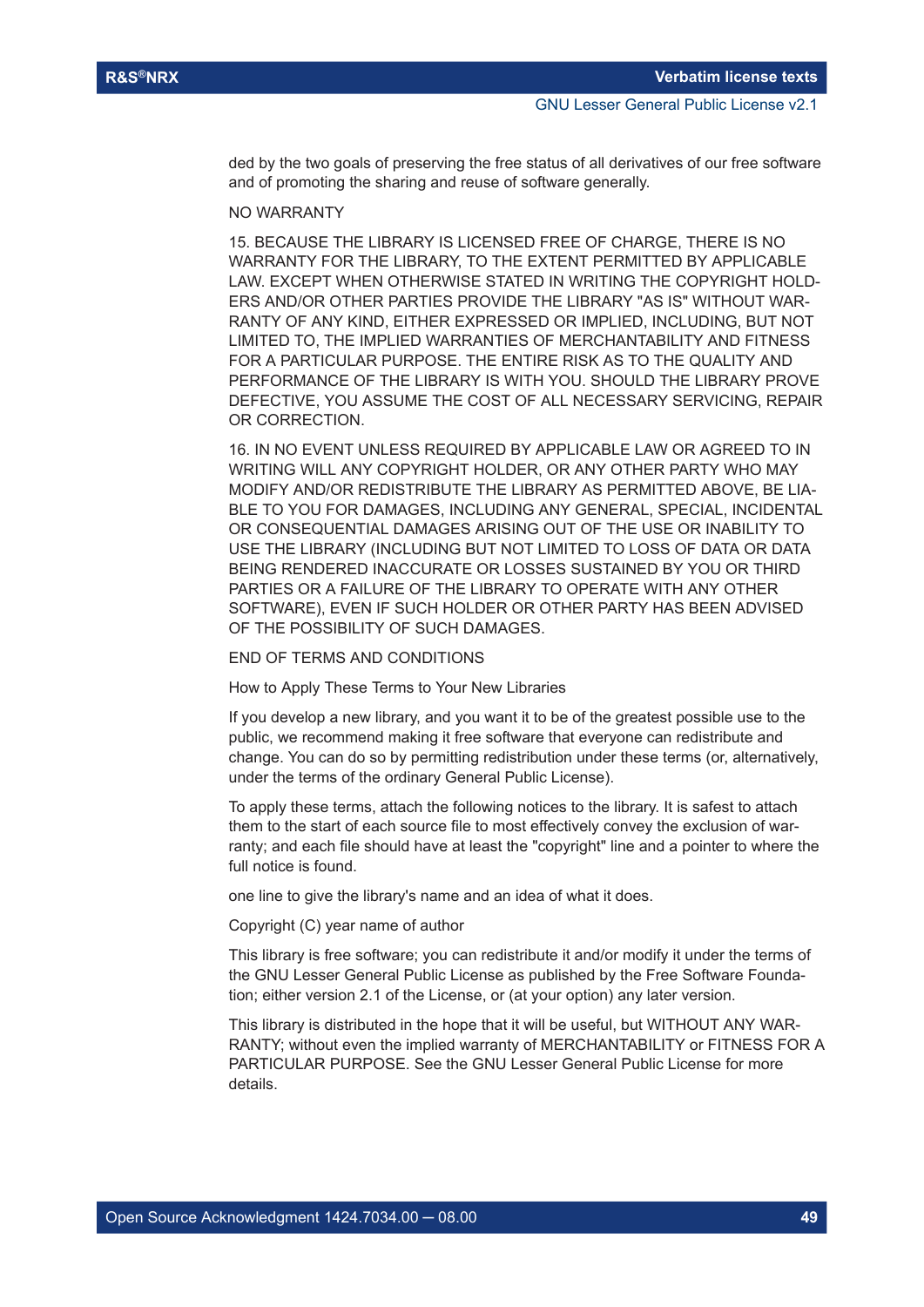ded by the two goals of preserving the free status of all derivatives of our free software and of promoting the sharing and reuse of software generally.

NO WARRANTY

15. BECAUSE THE LIBRARY IS LICENSED FREE OF CHARGE, THERE IS NO WARRANTY FOR THE LIBRARY, TO THE EXTENT PERMITTED BY APPLICABLE LAW. EXCEPT WHEN OTHERWISE STATED IN WRITING THE COPYRIGHT HOLDERS AND/OR OTHER PARTIES PROVIDE THE LIBRARY "AS IS" WITHOUT WARRANTY OF ANY KIND, EITHER EXPRESSED OR IMPLIED, INCLUDING, BUT NOT LIMITED TO, THE IMPLIED WARRANTIES OF MERCHANTABILITY AND FITNESS FOR A PARTICULAR PURPOSE. THE ENTIRE RISK AS TO THE QUALITY AND PERFORMANCE OF THE LIBRARY IS WITH YOU. SHOULD THE LIBRARY PROVE DEFECTIVE, YOU ASSUME THE COST OF ALL NECESSARY SERVICING, REPAIR OR CORRECTION.

16. IN NO EVENT UNLESS REQUIRED BY APPLICABLE LAW OR AGREED TO IN WRITING WILL ANY COPYRIGHT HOLDER, OR ANY OTHER PARTY WHO MAY MODIFY AND/OR REDISTRIBUTE THE LIBRARY AS PERMITTED ABOVE, BE LIABLE TO YOU FOR DAMAGES, INCLUDING ANY GENERAL, SPECIAL, INCIDENTAL OR CONSEQUENTIAL DAMAGES ARISING OUT OF THE USE OR INABILITY TO USE THE LIBRARY (INCLUDING BUT NOT LIMITED TO LOSS OF DATA OR DATA BEING RENDERED INACCURATE OR LOSSES SUSTAINED BY YOU OR THIRD PARTIES OR A FAILURE OF THE LIBRARY TO OPERATE WITH ANY OTHER SOFTWARE), EVEN IF SUCH HOLDER OR OTHER PARTY HAS BEEN ADVISED OF THE POSSIBILITY OF SUCH DAMAGES.

END OF TERMS AND CONDITIONS

How to Apply These Terms to Your New Libraries

If you develop a new library, and you want it to be of the greatest possible use to the public, we recommend making it free software that everyone can redistribute and change. You can do so by permitting redistribution under these terms (or, alternatively, under the terms of the ordinary General Public License).

To apply these terms, attach the following notices to the library. It is safest to attach them to the start of each source file to most effectively convey the exclusion of warranty; and each file should have at least the "copyright" line and a pointer to where the full notice is found.

one line to give the library's name and an idea of what it does.

Copyright (C) year name of author

This library is free software; you can redistribute it and/or modify it under the terms of the GNU Lesser General Public License as published by the Free Software Foundation; either version 2.1 of the License, or (at your option) any later version.

This library is distributed in the hope that it will be useful, but WITHOUT ANY WARRANTY; without even the implied warranty of MERCHANTABILITY or FITNESS FOR A PARTICULAR PURPOSE. See the GNU Lesser General Public License for more details.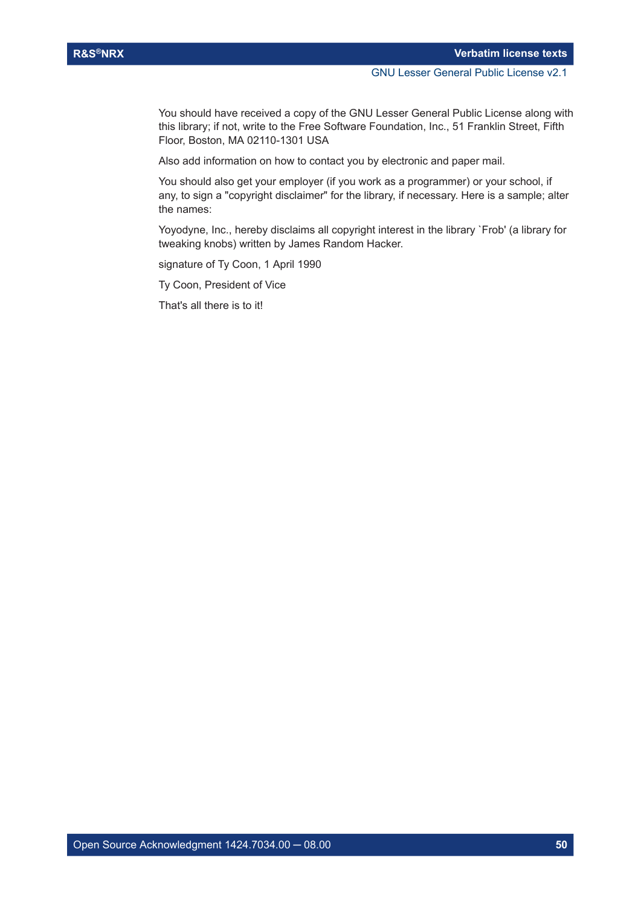You should have received a copy of the GNU Lesser General Public License along with this library; if not, write to the Free Software Foundation, Inc., 51 Franklin Street, Fifth Floor, Boston, MA 02110-1301 USA

Also add information on how to contact you by electronic and paper mail.

You should also get your employer (if you work as a programmer) or your school, if any, to sign a "copyright disclaimer" for the library, if necessary. Here is a sample; alter the names:

Yoyodyne, Inc., hereby disclaims all copyright interest in the library `Frob' (a library for tweaking knobs) written by James Random Hacker.

signature of Ty Coon, 1 April 1990

Ty Coon, President of Vice

That's all there is to it!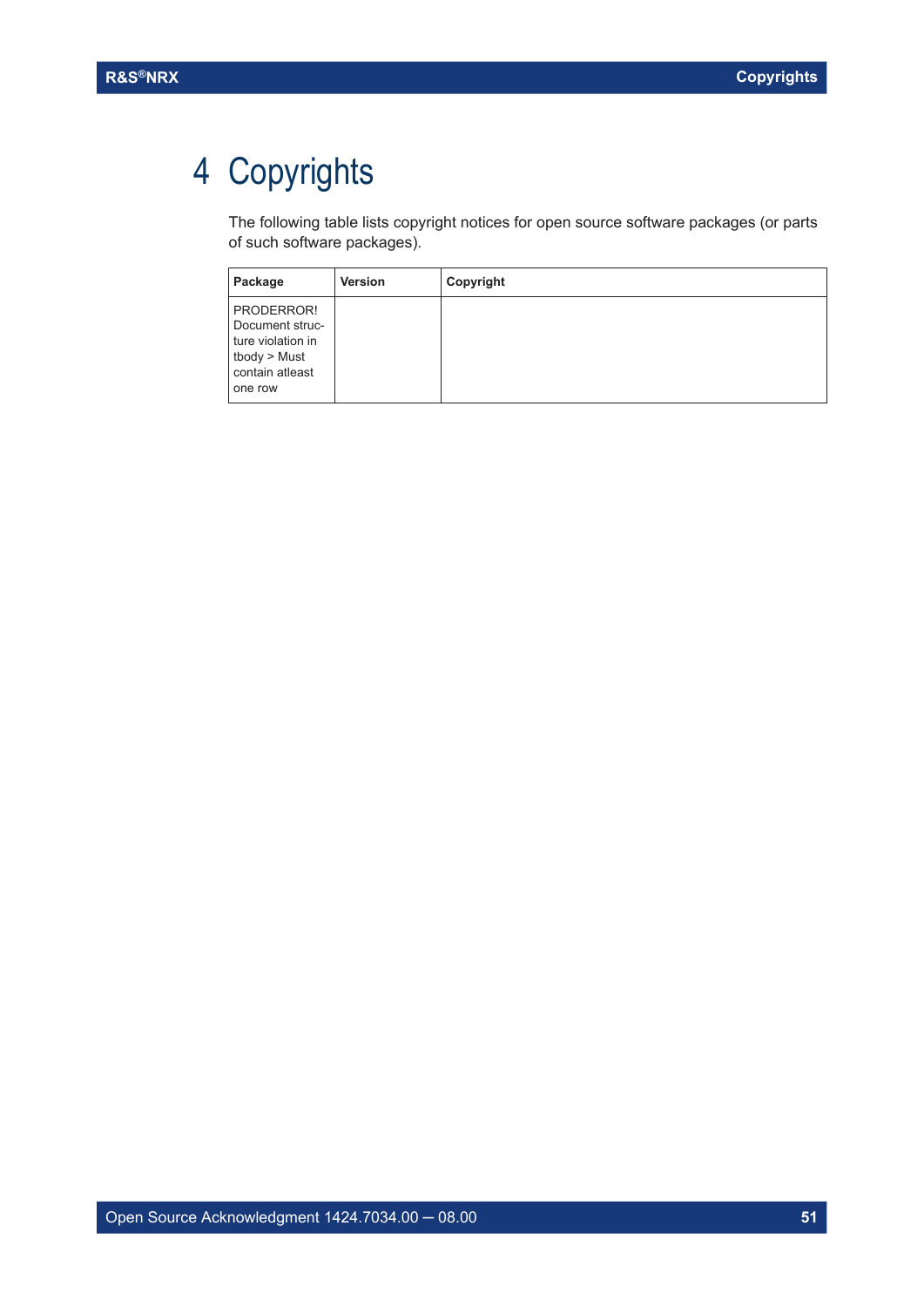# 4 Copyrights

The following table lists copyright notices for open source software packages (or parts of such software packages).

| Package | Version | Copyright |
|---|---|---|
| PRODERROR! Document structure violation in tbody > Must contain atleast one row | | |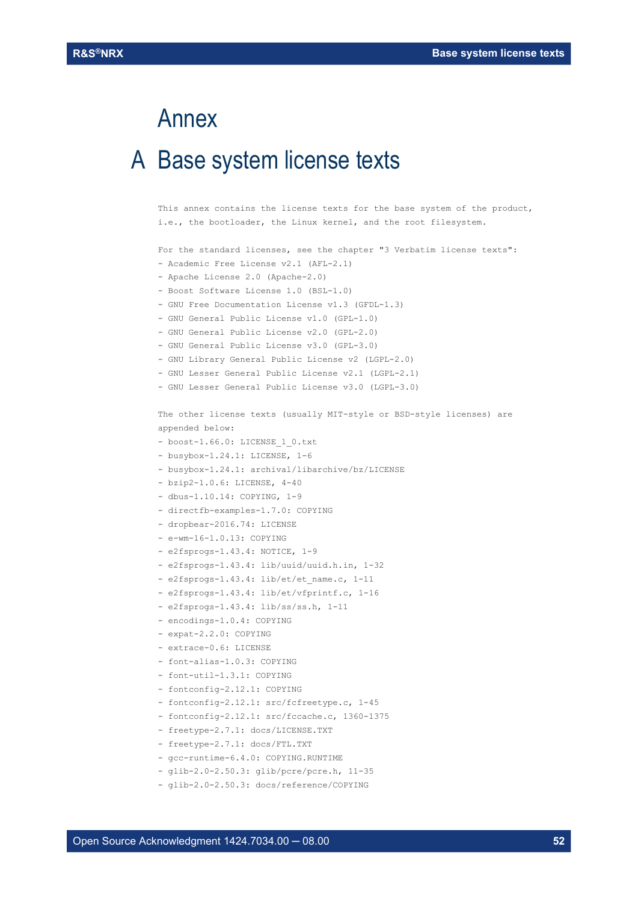# Annex

# A Base system license texts

This annex contains the license texts for the base system of the product, i.e., the bootloader, the Linux kernel, and the root filesystem.

For the standard licenses, see the chapter "3 Verbatim license texts":

- Academic Free License v2.1 (AFL-2.1)
- Apache License 2.0 (Apache-2.0)
- Boost Software License 1.0 (BSL-1.0)
- GNU Free Documentation License v1.3 (GFDL-1.3)
- GNU General Public License v1.0 (GPL-1.0)
- GNU General Public License v2.0 (GPL-2.0)
- GNU General Public License v3.0 (GPL-3.0)
- GNU Library General Public License v2 (LGPL-2.0)
- GNU Lesser General Public License v2.1 (LGPL-2.1)
- GNU Lesser General Public License v3.0 (LGPL-3.0)

The other license texts (usually MIT-style or BSD-style licenses) are appended below:

- boost-1.66.0: LICENSE_1_0.txt
- busybox-1.24.1: LICENSE, 1-6
- busybox-1.24.1: archival/libarchive/bz/LICENSE
- bzip2-1.0.6: LICENSE, 4-40
- dbus-1.10.14: COPYING, 1-9
- directfb-examples-1.7.0: COPYING
- dropbear-2016.74: LICENSE
- e-wm-16-1.0.13: COPYING
- e2fsprogs-1.43.4: NOTICE, 1-9
- e2fsprogs-1.43.4: lib/uuid/uuid.h.in, 1-32
- e2fsprogs-1.43.4: lib/et/et_name.c, 1-11
- e2fsprogs-1.43.4: lib/et/vfprintf.c, 1-16
- e2fsprogs-1.43.4: lib/ss/ss.h, 1-11
- encodings-1.0.4: COPYING
- expat-2.2.0: COPYING
- extrace-0.6: LICENSE
- font-alias-1.0.3: COPYING
- font-util-1.3.1: COPYING
- fontconfig-2.12.1: COPYING
- fontconfig-2.12.1: src/fcfreetype.c, 1-45
- fontconfig-2.12.1: src/fccache.c, 1360-1375
- freetype-2.7.1: docs/LICENSE.TXT
- freetype-2.7.1: docs/FTL.TXT
- gcc-runtime-6.4.0: COPYING.RUNTIME
- glib-2.0-2.50.3: glib/pcre/pcre.h, 11-35
- glib-2.0-2.50.3: docs/reference/COPYING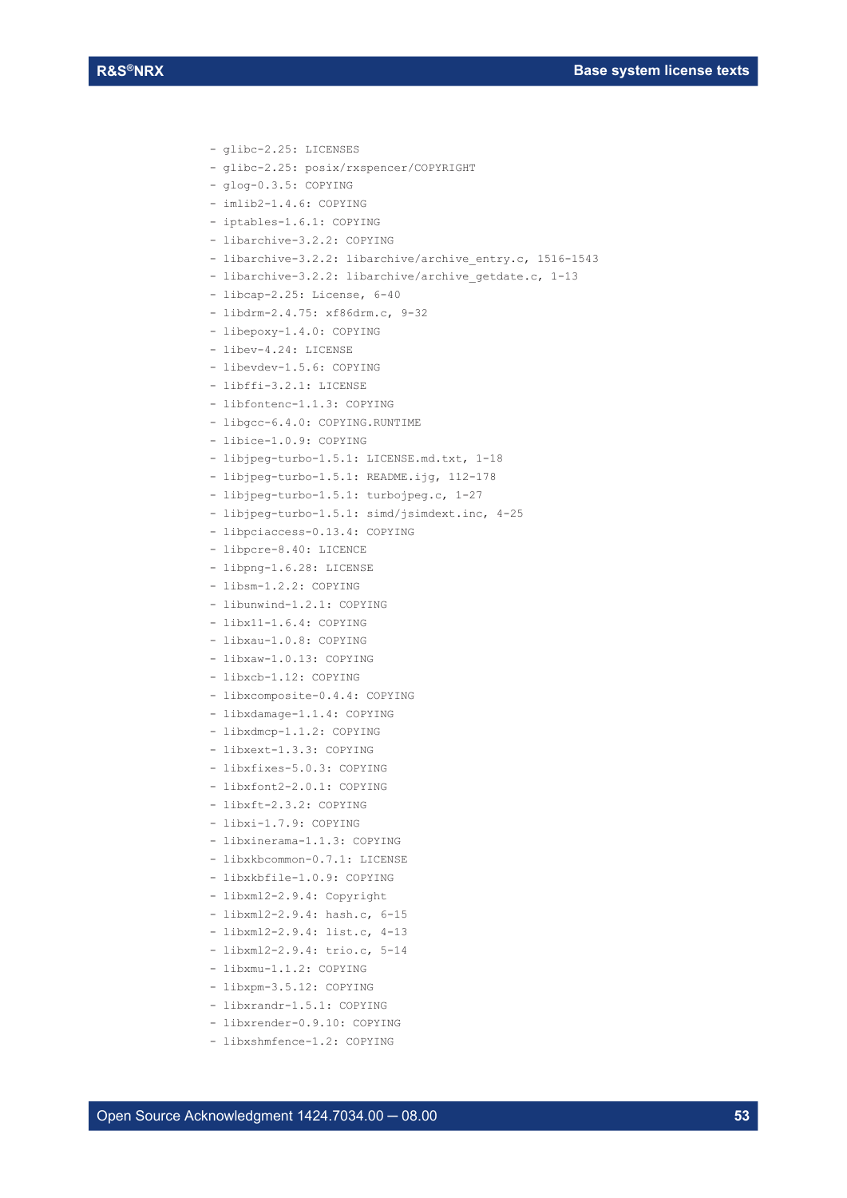```
- glibc-2.25: LICENSES
- glibc-2.25: posix/rxspencer/COPYRIGHT
- glog-0.3.5: COPYING
- imlib2-1.4.6: COPYING
- iptables-1.6.1: COPYING
- libarchive-3.2.2: COPYING
- libarchive-3.2.2: libarchive/archive_entry.c, 1516-1543
- libarchive-3.2.2: libarchive/archive_getdate.c, 1-13
- libcap-2.25: License, 6-40
- libdrm-2.4.75: xf86drm.c, 9-32
- libepoxy-1.4.0: COPYING
- libev-4.24: LICENSE
- libevdev-1.5.6: COPYING
- libffi-3.2.1: LICENSE
- libfontenc-1.1.3: COPYING
- libgcc-6.4.0: COPYING.RUNTIME
- libice-1.0.9: COPYING
- libjpeg-turbo-1.5.1: LICENSE.md.txt, 1-18
- libjpeg-turbo-1.5.1: README.ijg, 112-178
- libjpeg-turbo-1.5.1: turbojpeg.c, 1-27
- libjpeg-turbo-1.5.1: simd/jsimdext.inc, 4-25
- libpciaccess-0.13.4: COPYING
- libpcre-8.40: LICENCE
- libpng-1.6.28: LICENSE
- libsm-1.2.2: COPYING
- libunwind-1.2.1: COPYING
- libx11-1.6.4: COPYING
- libxau-1.0.8: COPYING
- libxaw-1.0.13: COPYING
- libxcb-1.12: COPYING
- libxcomposite-0.4.4: COPYING
- libxdamage-1.1.4: COPYING
- libxdmcp-1.1.2: COPYING
- libxext-1.3.3: COPYING
- libxfixes-5.0.3: COPYING
- libxfont2-2.0.1: COPYING
- libxft-2.3.2: COPYING
- libxi-1.7.9: COPYING
- libxinerama-1.1.3: COPYING
- libxkbcommon-0.7.1: LICENSE
- libxkbfile-1.0.9: COPYING
- libxml2-2.9.4: Copyright
- libxml2-2.9.4: hash.c, 6-15
- libxml2-2.9.4: list.c, 4-13
- libxml2-2.9.4: trio.c, 5-14
- libxmu-1.1.2: COPYING
- libxpm-3.5.12: COPYING
- libxrandr-1.5.1: COPYING
- libxrender-0.9.10: COPYING
- libxshmfence-1.2: COPYING
```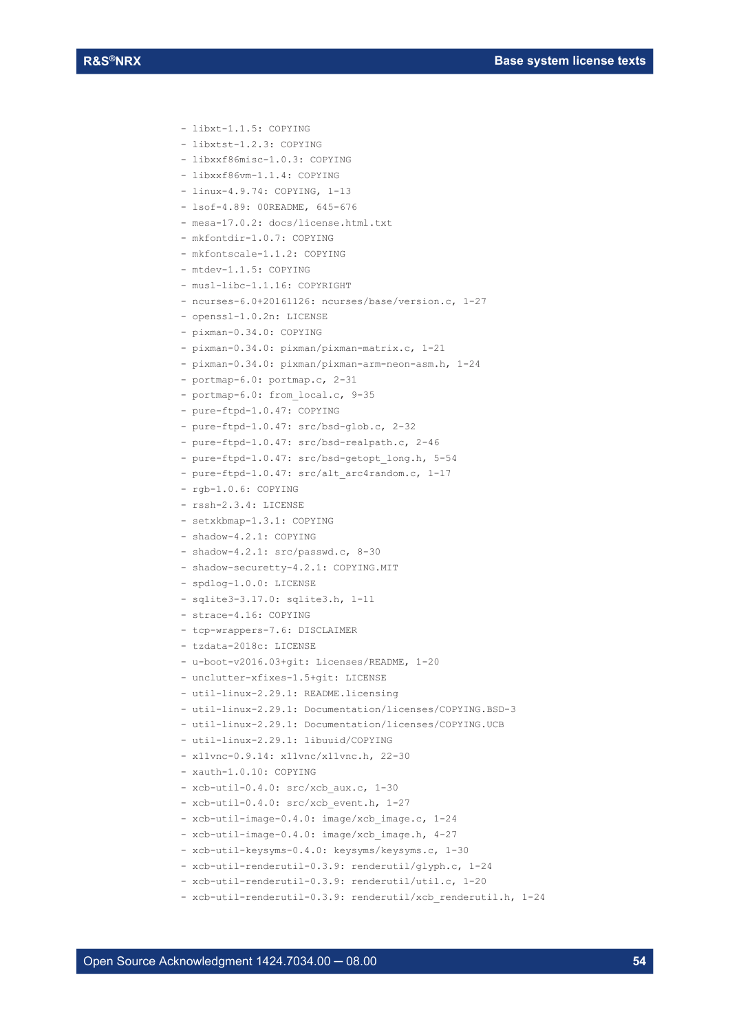- libxt-1.1.5: COPYING
- libxtst-1.2.3: COPYING
- libxxf86misc-1.0.3: COPYING
- libxxf86vm-1.1.4: COPYING
- linux-4.9.74: COPYING, 1-13
- lsof-4.89: 00README, 645-676
- mesa-17.0.2: docs/license.html.txt
- mkfontdir-1.0.7: COPYING
- mkfontscale-1.1.2: COPYING
- mtdev-1.1.5: COPYING
- musl-libc-1.1.16: COPYRIGHT
- ncurses-6.0+20161126: ncurses/base/version.c, 1-27
- openssl-1.0.2n: LICENSE
- pixman-0.34.0: COPYING
- pixman-0.34.0: pixman/pixman-matrix.c, 1-21
- pixman-0.34.0: pixman/pixman-arm-neon-asm.h, 1-24
- portmap-6.0: portmap.c, 2-31
- portmap-6.0: from_local.c, 9-35
- pure-ftpd-1.0.47: COPYING
- pure-ftpd-1.0.47: src/bsd-glob.c, 2-32
- pure-ftpd-1.0.47: src/bsd-realpath.c, 2-46
- pure-ftpd-1.0.47: src/bsd-getopt_long.h, 5-54
- pure-ftpd-1.0.47: src/alt_arc4random.c, 1-17
- rgb-1.0.6: COPYING
- rssh-2.3.4: LICENSE
- setxkbmap-1.3.1: COPYING
- shadow-4.2.1: COPYING
- shadow-4.2.1: src/passwd.c, 8-30
- shadow-securetty-4.2.1: COPYING.MIT
- spdlog-1.0.0: LICENSE
- sqlite3-3.17.0: sqlite3.h, 1-11
- strace-4.16: COPYING
- tcp-wrappers-7.6: DISCLAIMER
- tzdata-2018c: LICENSE
- u-boot-v2016.03+git: Licenses/README, 1-20
- unclutter-xfixes-1.5+git: LICENSE
- util-linux-2.29.1: README.licensing
- util-linux-2.29.1: Documentation/licenses/COPYING.BSD-3
- util-linux-2.29.1: Documentation/licenses/COPYING.UCB
- util-linux-2.29.1: libuuid/COPYING
- x11vnc-0.9.14: x11vnc/x11vnc.h, 22-30
- xauth-1.0.10: COPYING
- xcb-util-0.4.0: src/xcb_aux.c, 1-30
- xcb-util-0.4.0: src/xcb_event.h, 1-27
- xcb-util-image-0.4.0: image/xcb_image.c, 1-24
- xcb-util-image-0.4.0: image/xcb_image.h, 4-27
- xcb-util-keysyms-0.4.0: keysyms/keysyms.c, 1-30
- xcb-util-renderutil-0.3.9: renderutil/glyph.c, 1-24
- xcb-util-renderutil-0.3.9: renderutil/util.c, 1-20
- xcb-util-renderutil-0.3.9: renderutil/xcb_renderutil.h, 1-24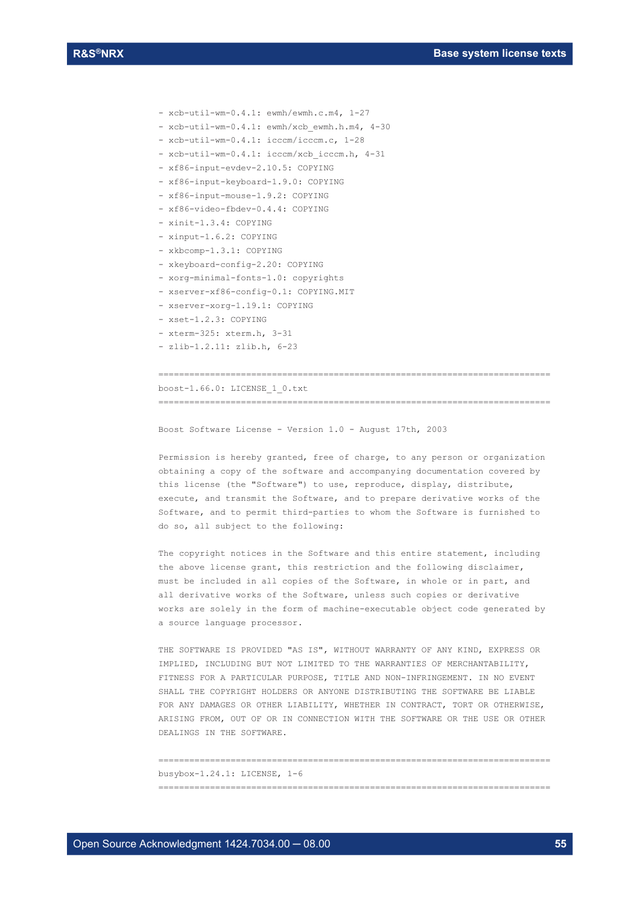- xcb-util-wm-0.4.1: ewmh/ewmh.c.m4, 1-27
- xcb-util-wm-0.4.1: ewmh/xcb_ewmh.h.m4, 4-30
- xcb-util-wm-0.4.1: icccm/icccm.c, 1-28
- xcb-util-wm-0.4.1: icccm/xcb_icccm.h, 4-31
- xf86-input-evdev-2.10.5: COPYING
- xf86-input-keyboard-1.9.0: COPYING
- xf86-input-mouse-1.9.2: COPYING
- xf86-video-fbdev-0.4.4: COPYING
- xinit-1.3.4: COPYING
- xinput-1.6.2: COPYING
- xkbcomp-1.3.1: COPYING
- xkeyboard-config-2.20: COPYING
- xorg-minimal-fonts-1.0: copyrights
- xserver-xf86-config-0.1: COPYING.MIT
- xserver-xorg-1.19.1: COPYING
- xset-1.2.3: COPYING
- xterm-325: xterm.h, 3-31
- zlib-1.2.11: zlib.h, 6-23

```
============================================================================
boost-1.66.0: LICENSE_1_0.txt
============================================================================
```

Boost Software License - Version 1.0 - August 17th, 2003

Permission is hereby granted, free of charge, to any person or organization obtaining a copy of the software and accompanying documentation covered by this license (the "Software") to use, reproduce, display, distribute, execute, and transmit the Software, and to prepare derivative works of the Software, and to permit third-parties to whom the Software is furnished to do so, all subject to the following:

The copyright notices in the Software and this entire statement, including the above license grant, this restriction and the following disclaimer, must be included in all copies of the Software, in whole or in part, and all derivative works of the Software, unless such copies or derivative works are solely in the form of machine-executable object code generated by a source language processor.

THE SOFTWARE IS PROVIDED "AS IS", WITHOUT WARRANTY OF ANY KIND, EXPRESS OR IMPLIED, INCLUDING BUT NOT LIMITED TO THE WARRANTIES OF MERCHANTABILITY, FITNESS FOR A PARTICULAR PURPOSE, TITLE AND NON-INFRINGEMENT. IN NO EVENT SHALL THE COPYRIGHT HOLDERS OR ANYONE DISTRIBUTING THE SOFTWARE BE LIABLE FOR ANY DAMAGES OR OTHER LIABILITY, WHETHER IN CONTRACT, TORT OR OTHERWISE, ARISING FROM, OUT OF OR IN CONNECTION WITH THE SOFTWARE OR THE USE OR OTHER DEALINGS IN THE SOFTWARE.

```
============================================================================
busybox-1.24.1: LICENSE, 1-6
============================================================================
```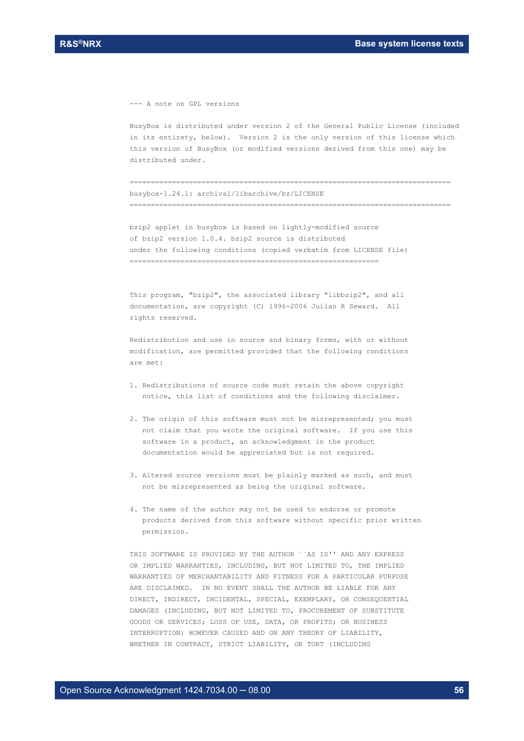```
--- A note on GPL versions

BusyBox is distributed under version 2 of the General Public License (included
in its entirety, below).  Version 2 is the only version of this license which
this version of BusyBox (or modified versions derived from this one) may be
distributed under.

==========================================================================
busybox-1.24.1: archival/libarchive/bz/LICENSE
==========================================================================

bzip2 applet in busybox is based on lightly-modified source
of bzip2 version 1.0.4. bzip2 source is distributed
under the following conditions (copied verbatim from LICENSE file)
===========================================================


This program, "bzip2", the associated library "libbzip2", and all
documentation, are copyright (C) 1996-2006 Julian R Seward.  All
rights reserved.

Redistribution and use in source and binary forms, with or without
modification, are permitted provided that the following conditions
are met:

1. Redistributions of source code must retain the above copyright
   notice, this list of conditions and the following disclaimer.

2. The origin of this software must not be misrepresented; you must
   not claim that you wrote the original software.  If you use this
   software in a product, an acknowledgment in the product
   documentation would be appreciated but is not required.

3. Altered source versions must be plainly marked as such, and must
   not be misrepresented as being the original software.

4. The name of the author may not be used to endorse or promote
   products derived from this software without specific prior written
   permission.

THIS SOFTWARE IS PROVIDED BY THE AUTHOR ``AS IS'' AND ANY EXPRESS
OR IMPLIED WARRANTIES, INCLUDING, BUT NOT LIMITED TO, THE IMPLIED
WARRANTIES OF MERCHANTABILITY AND FITNESS FOR A PARTICULAR PURPOSE
ARE DISCLAIMED.  IN NO EVENT SHALL THE AUTHOR BE LIABLE FOR ANY
DIRECT, INDIRECT, INCIDENTAL, SPECIAL, EXEMPLARY, OR CONSEQUENTIAL
DAMAGES (INCLUDING, BUT NOT LIMITED TO, PROCUREMENT OF SUBSTITUTE
GOODS OR SERVICES; LOSS OF USE, DATA, OR PROFITS; OR BUSINESS
INTERRUPTION) HOWEVER CAUSED AND ON ANY THEORY OF LIABILITY,
WHETHER IN CONTRACT, STRICT LIABILITY, OR TORT (INCLUDING
```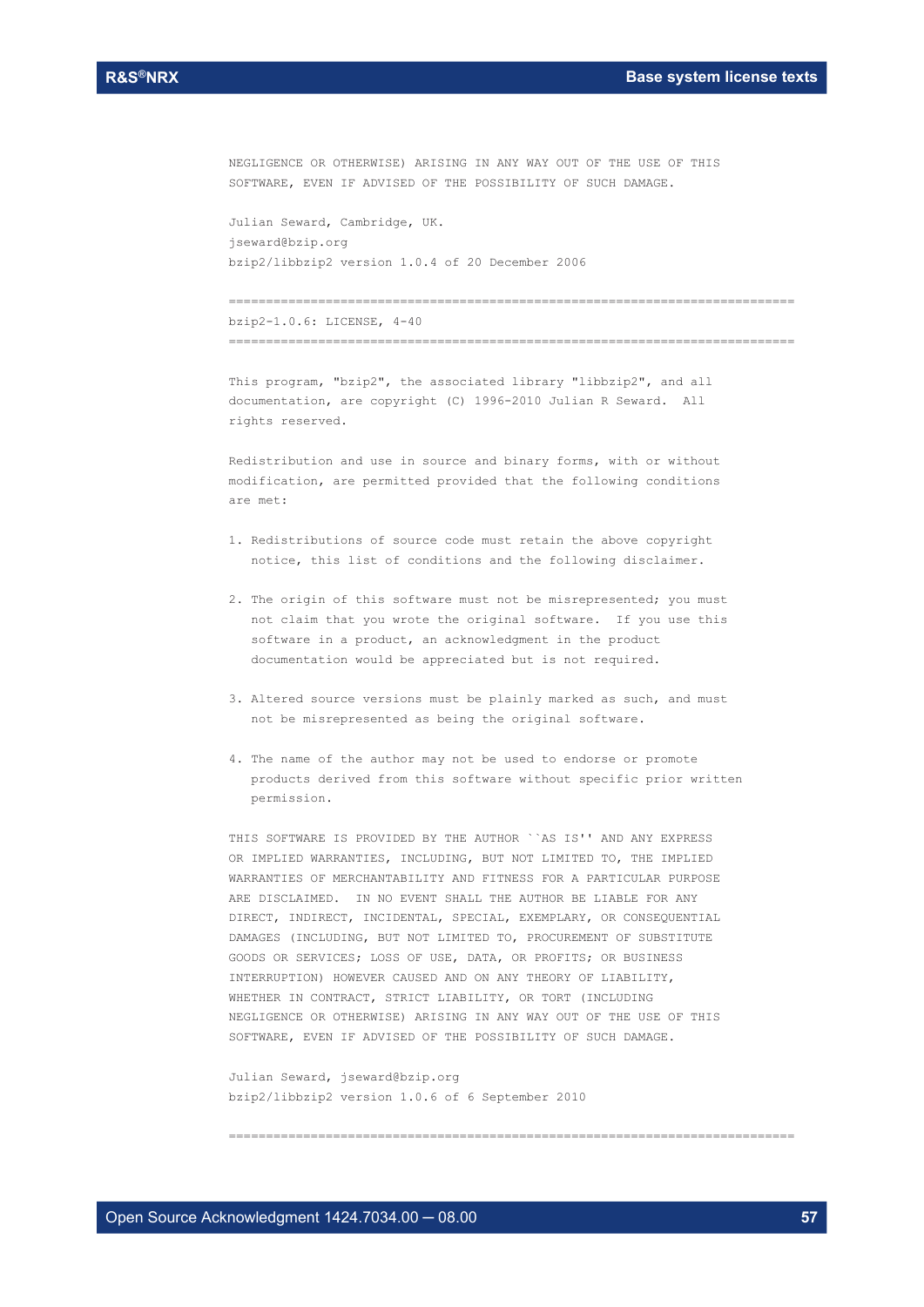NEGLIGENCE OR OTHERWISE) ARISING IN ANY WAY OUT OF THE USE OF THIS SOFTWARE, EVEN IF ADVISED OF THE POSSIBILITY OF SUCH DAMAGE.

Julian Seward, Cambridge, UK.
jseward@bzip.org
bzip2/libbzip2 version 1.0.4 of 20 December 2006

============================================================================

bzip2-1.0.6: LICENSE, 4-40

============================================================================

This program, "bzip2", the associated library "libbzip2", and all documentation, are copyright (C) 1996-2010 Julian R Seward. All rights reserved.

Redistribution and use in source and binary forms, with or without modification, are permitted provided that the following conditions are met:

1. Redistributions of source code must retain the above copyright notice, this list of conditions and the following disclaimer.

2. The origin of this software must not be misrepresented; you must not claim that you wrote the original software. If you use this software in a product, an acknowledgment in the product documentation would be appreciated but is not required.

3. Altered source versions must be plainly marked as such, and must not be misrepresented as being the original software.

4. The name of the author may not be used to endorse or promote products derived from this software without specific prior written permission.

THIS SOFTWARE IS PROVIDED BY THE AUTHOR ``AS IS'' AND ANY EXPRESS OR IMPLIED WARRANTIES, INCLUDING, BUT NOT LIMITED TO, THE IMPLIED WARRANTIES OF MERCHANTABILITY AND FITNESS FOR A PARTICULAR PURPOSE ARE DISCLAIMED. IN NO EVENT SHALL THE AUTHOR BE LIABLE FOR ANY DIRECT, INDIRECT, INCIDENTAL, SPECIAL, EXEMPLARY, OR CONSEQUENTIAL DAMAGES (INCLUDING, BUT NOT LIMITED TO, PROCUREMENT OF SUBSTITUTE GOODS OR SERVICES; LOSS OF USE, DATA, OR PROFITS; OR BUSINESS INTERRUPTION) HOWEVER CAUSED AND ON ANY THEORY OF LIABILITY, WHETHER IN CONTRACT, STRICT LIABILITY, OR TORT (INCLUDING NEGLIGENCE OR OTHERWISE) ARISING IN ANY WAY OUT OF THE USE OF THIS SOFTWARE, EVEN IF ADVISED OF THE POSSIBILITY OF SUCH DAMAGE.

Julian Seward, jseward@bzip.org
bzip2/libbzip2 version 1.0.6 of 6 September 2010

============================================================================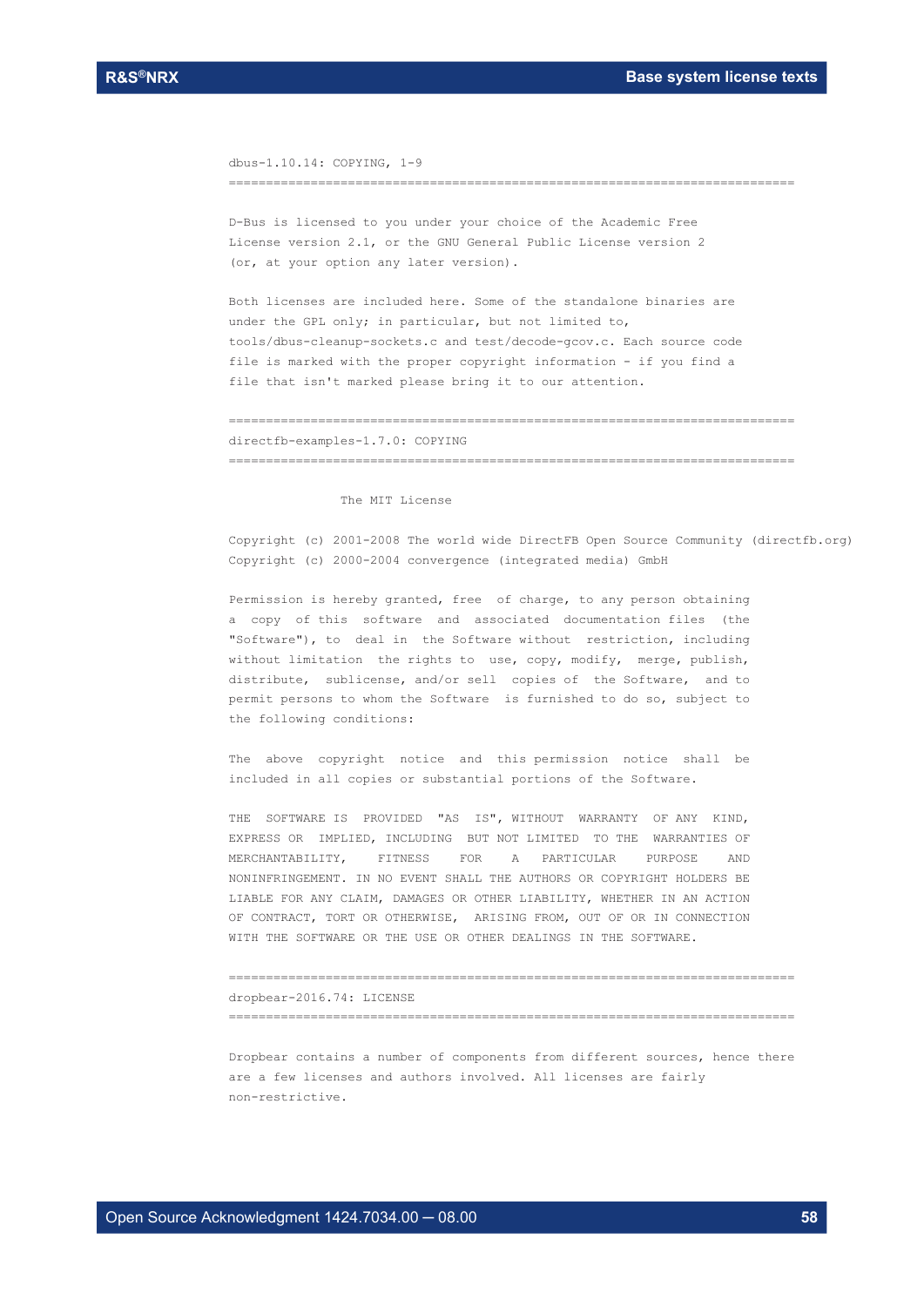dbus-1.10.14: COPYING, 1-9

===========================================================================

D-Bus is licensed to you under your choice of the Academic Free
License version 2.1, or the GNU General Public License version 2
(or, at your option any later version).

Both licenses are included here. Some of the standalone binaries are
under the GPL only; in particular, but not limited to,
tools/dbus-cleanup-sockets.c and test/decode-gcov.c. Each source code
file is marked with the proper copyright information - if you find a
file that isn't marked please bring it to our attention.

===========================================================================

directfb-examples-1.7.0: COPYING

===========================================================================

The MIT License

Copyright (c) 2001-2008 The world wide DirectFB Open Source Community (directfb.org)
Copyright (c) 2000-2004 convergence (integrated media) GmbH

Permission is hereby granted, free of charge, to any person obtaining
a copy of this software and associated documentation files (the
"Software"), to deal in the Software without restriction, including
without limitation the rights to use, copy, modify, merge, publish,
distribute, sublicense, and/or sell copies of the Software, and to
permit persons to whom the Software is furnished to do so, subject to
the following conditions:

The above copyright notice and this permission notice shall be
included in all copies or substantial portions of the Software.

THE SOFTWARE IS PROVIDED "AS IS", WITHOUT WARRANTY OF ANY KIND,
EXPRESS OR IMPLIED, INCLUDING BUT NOT LIMITED TO THE WARRANTIES OF
MERCHANTABILITY, FITNESS FOR A PARTICULAR PURPOSE AND
NONINFRINGEMENT. IN NO EVENT SHALL THE AUTHORS OR COPYRIGHT HOLDERS BE
LIABLE FOR ANY CLAIM, DAMAGES OR OTHER LIABILITY, WHETHER IN AN ACTION
OF CONTRACT, TORT OR OTHERWISE, ARISING FROM, OUT OF OR IN CONNECTION
WITH THE SOFTWARE OR THE USE OR OTHER DEALINGS IN THE SOFTWARE.

===========================================================================

dropbear-2016.74: LICENSE

===========================================================================

Dropbear contains a number of components from different sources, hence there
are a few licenses and authors involved. All licenses are fairly
non-restrictive.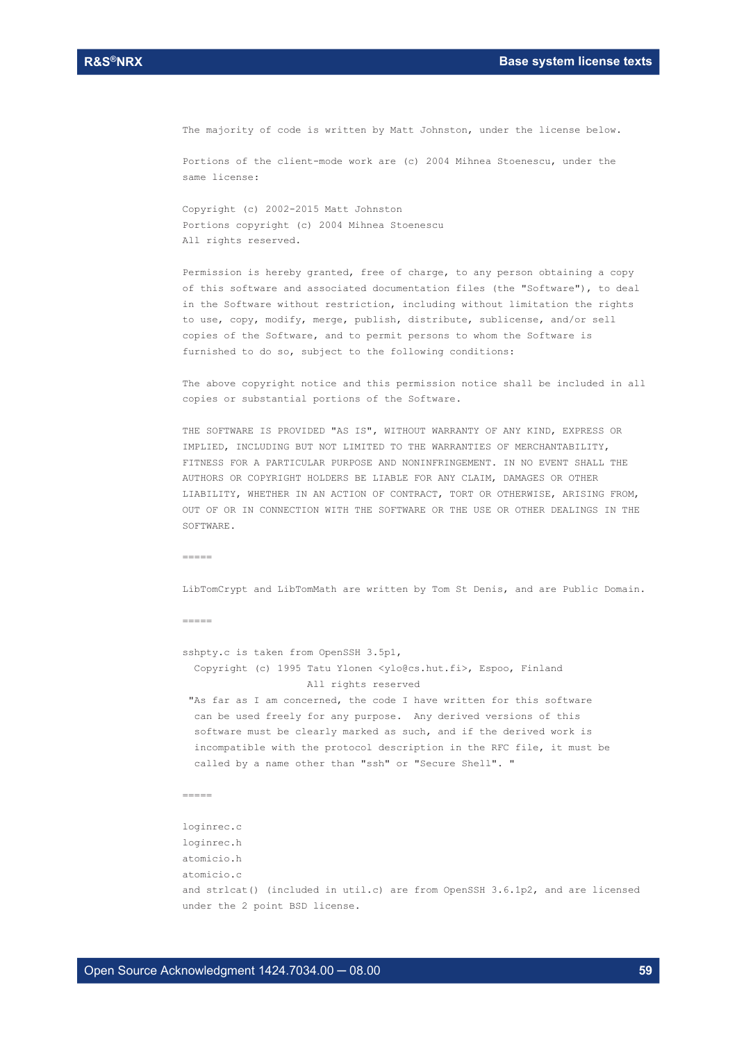The majority of code is written by Matt Johnston, under the license below.

Portions of the client-mode work are (c) 2004 Mihnea Stoenescu, under the same license:

Copyright (c) 2002-2015 Matt Johnston
Portions copyright (c) 2004 Mihnea Stoenescu
All rights reserved.

Permission is hereby granted, free of charge, to any person obtaining a copy of this software and associated documentation files (the "Software"), to deal in the Software without restriction, including without limitation the rights to use, copy, modify, merge, publish, distribute, sublicense, and/or sell copies of the Software, and to permit persons to whom the Software is furnished to do so, subject to the following conditions:

The above copyright notice and this permission notice shall be included in all copies or substantial portions of the Software.

THE SOFTWARE IS PROVIDED "AS IS", WITHOUT WARRANTY OF ANY KIND, EXPRESS OR IMPLIED, INCLUDING BUT NOT LIMITED TO THE WARRANTIES OF MERCHANTABILITY, FITNESS FOR A PARTICULAR PURPOSE AND NONINFRINGEMENT. IN NO EVENT SHALL THE AUTHORS OR COPYRIGHT HOLDERS BE LIABLE FOR ANY CLAIM, DAMAGES OR OTHER LIABILITY, WHETHER IN AN ACTION OF CONTRACT, TORT OR OTHERWISE, ARISING FROM, OUT OF OR IN CONNECTION WITH THE SOFTWARE OR THE USE OR OTHER DEALINGS IN THE SOFTWARE.

=====

LibTomCrypt and LibTomMath are written by Tom St Denis, and are Public Domain.

=====

sshpty.c is taken from OpenSSH 3.5p1,
Copyright (c) 1995 Tatu Ylonen <ylo@cs.hut.fi>, Espoo, Finland
All rights reserved

"As far as I am concerned, the code I have written for this software can be used freely for any purpose. Any derived versions of this software must be clearly marked as such, and if the derived work is incompatible with the protocol description in the RFC file, it must be called by a name other than "ssh" or "Secure Shell". "

=====

loginrec.c
loginrec.h
atomicio.h
atomicio.c
and strlcat() (included in util.c) are from OpenSSH 3.6.1p2, and are licensed under the 2 point BSD license.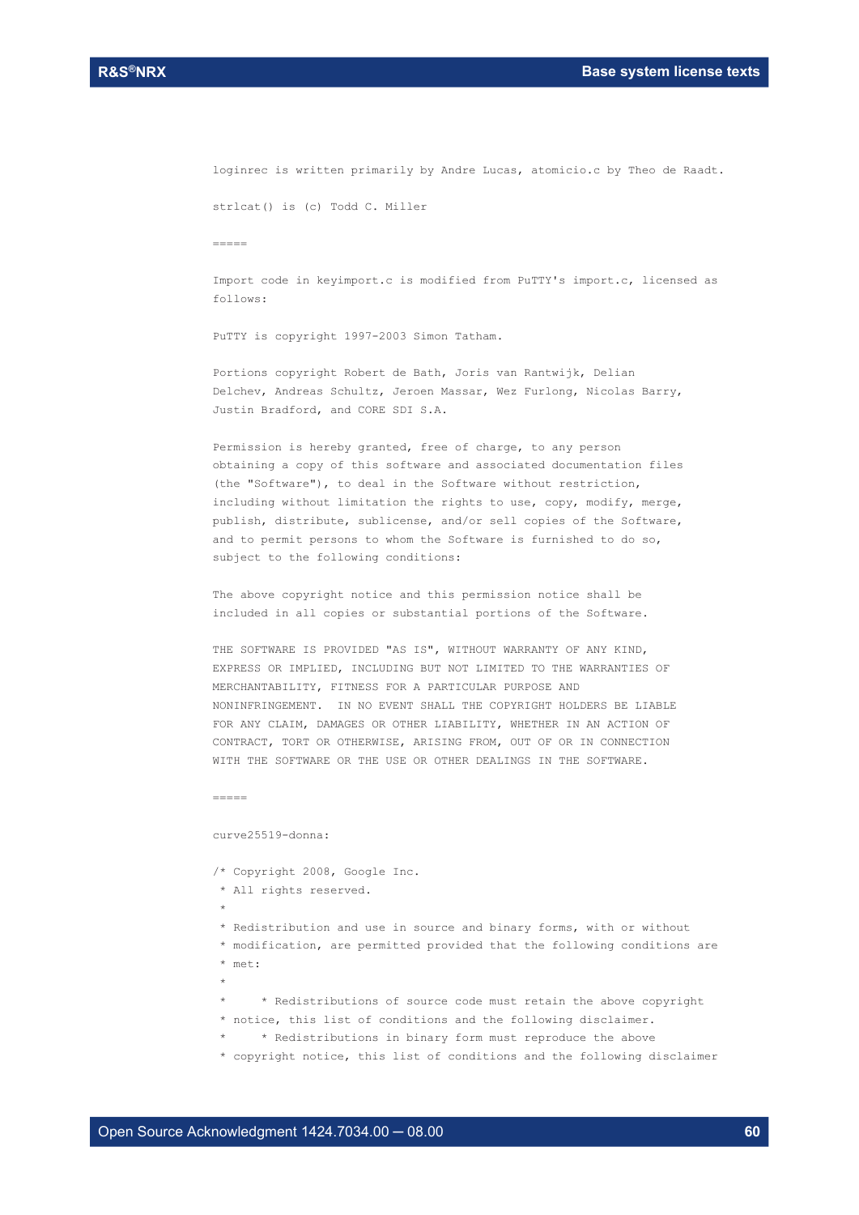loginrec is written primarily by Andre Lucas, atomicio.c by Theo de Raadt.

strlcat() is (c) Todd C. Miller

=====

Import code in keyimport.c is modified from PuTTY's import.c, licensed as follows:

PuTTY is copyright 1997-2003 Simon Tatham.

Portions copyright Robert de Bath, Joris van Rantwijk, Delian Delchev, Andreas Schultz, Jeroen Massar, Wez Furlong, Nicolas Barry, Justin Bradford, and CORE SDI S.A.

Permission is hereby granted, free of charge, to any person obtaining a copy of this software and associated documentation files (the "Software"), to deal in the Software without restriction, including without limitation the rights to use, copy, modify, merge, publish, distribute, sublicense, and/or sell copies of the Software, and to permit persons to whom the Software is furnished to do so, subject to the following conditions:

The above copyright notice and this permission notice shall be included in all copies or substantial portions of the Software.

THE SOFTWARE IS PROVIDED "AS IS", WITHOUT WARRANTY OF ANY KIND, EXPRESS OR IMPLIED, INCLUDING BUT NOT LIMITED TO THE WARRANTIES OF MERCHANTABILITY, FITNESS FOR A PARTICULAR PURPOSE AND NONINFRINGEMENT. IN NO EVENT SHALL THE COPYRIGHT HOLDERS BE LIABLE FOR ANY CLAIM, DAMAGES OR OTHER LIABILITY, WHETHER IN AN ACTION OF CONTRACT, TORT OR OTHERWISE, ARISING FROM, OUT OF OR IN CONNECTION WITH THE SOFTWARE OR THE USE OR OTHER DEALINGS IN THE SOFTWARE.

=====

curve25519-donna:

```
/* Copyright 2008, Google Inc.
 * All rights reserved.
 *
 * Redistribution and use in source and binary forms, with or without
 * modification, are permitted provided that the following conditions are
 * met:
 *
 *     * Redistributions of source code must retain the above copyright
 * notice, this list of conditions and the following disclaimer.
 *     * Redistributions in binary form must reproduce the above
 * copyright notice, this list of conditions and the following disclaimer
```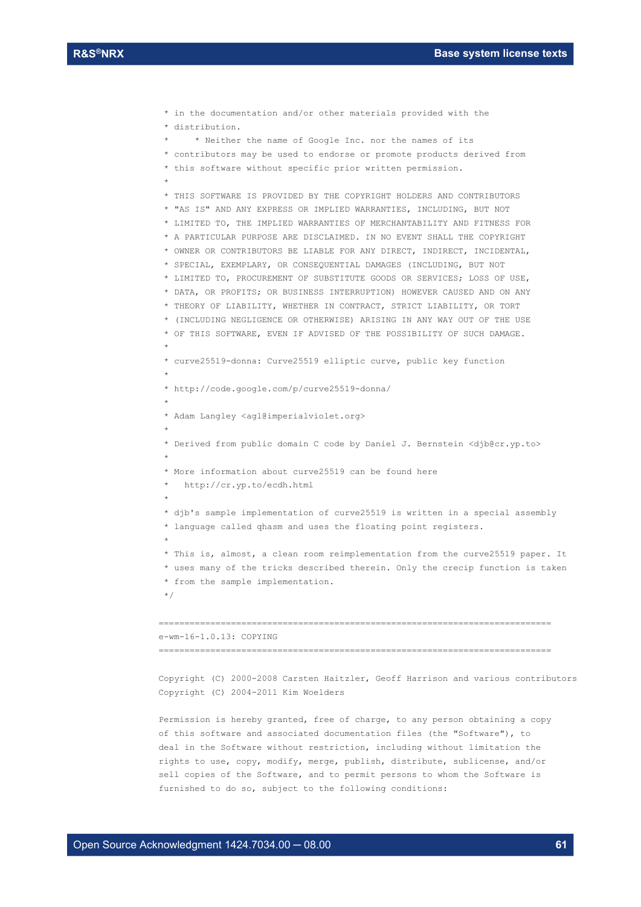```
 * in the documentation and/or other materials provided with the
 * distribution.
 *     * Neither the name of Google Inc. nor the names of its
 * contributors may be used to endorse or promote products derived from
 * this software without specific prior written permission.
 *
 * THIS SOFTWARE IS PROVIDED BY THE COPYRIGHT HOLDERS AND CONTRIBUTORS
 * "AS IS" AND ANY EXPRESS OR IMPLIED WARRANTIES, INCLUDING, BUT NOT
 * LIMITED TO, THE IMPLIED WARRANTIES OF MERCHANTABILITY AND FITNESS FOR
 * A PARTICULAR PURPOSE ARE DISCLAIMED. IN NO EVENT SHALL THE COPYRIGHT
 * OWNER OR CONTRIBUTORS BE LIABLE FOR ANY DIRECT, INDIRECT, INCIDENTAL,
 * SPECIAL, EXEMPLARY, OR CONSEQUENTIAL DAMAGES (INCLUDING, BUT NOT
 * LIMITED TO, PROCUREMENT OF SUBSTITUTE GOODS OR SERVICES; LOSS OF USE,
 * DATA, OR PROFITS; OR BUSINESS INTERRUPTION) HOWEVER CAUSED AND ON ANY
 * THEORY OF LIABILITY, WHETHER IN CONTRACT, STRICT LIABILITY, OR TORT
 * (INCLUDING NEGLIGENCE OR OTHERWISE) ARISING IN ANY WAY OUT OF THE USE
 * OF THIS SOFTWARE, EVEN IF ADVISED OF THE POSSIBILITY OF SUCH DAMAGE.
 *
 * curve25519-donna: Curve25519 elliptic curve, public key function
 *
 * http://code.google.com/p/curve25519-donna/
 *
 * Adam Langley <agl@imperialviolet.org>
 *
 * Derived from public domain C code by Daniel J. Bernstein <djb@cr.yp.to>
 *
 * More information about curve25519 can be found here
 *   http://cr.yp.to/ecdh.html
 *
 * djb's sample implementation of curve25519 is written in a special assembly
 * language called qhasm and uses the floating point registers.
 *
 * This is, almost, a clean room reimplementation from the curve25519 paper. It
 * uses many of the tricks described therein. Only the crecip function is taken
 * from the sample implementation.
 */
```

```
============================================================================
e-wm-16-1.0.13: COPYING
============================================================================
```

```
Copyright (C) 2000-2008 Carsten Haitzler, Geoff Harrison and various contributors
Copyright (C) 2004-2011 Kim Woelders

Permission is hereby granted, free of charge, to any person obtaining a copy
of this software and associated documentation files (the "Software"), to
deal in the Software without restriction, including without limitation the
rights to use, copy, modify, merge, publish, distribute, sublicense, and/or
sell copies of the Software, and to permit persons to whom the Software is
furnished to do so, subject to the following conditions:
```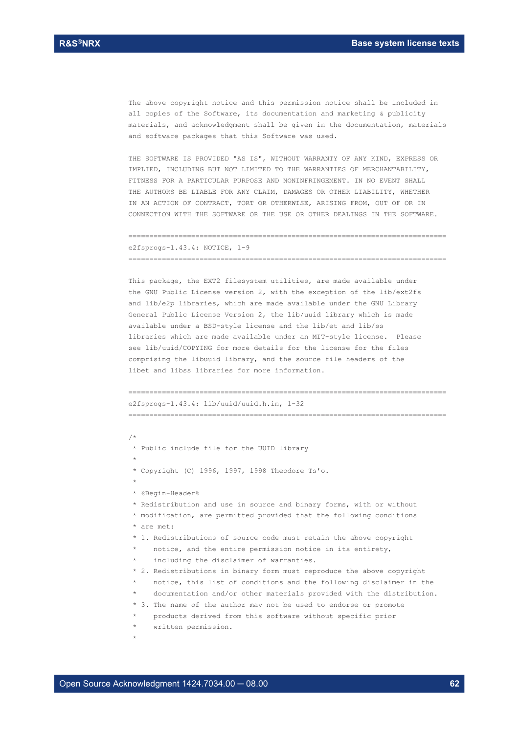```
The above copyright notice and this permission notice shall be included in
all copies of the Software, its documentation and marketing & publicity
materials, and acknowledgment shall be given in the documentation, materials
and software packages that this Software was used.

THE SOFTWARE IS PROVIDED "AS IS", WITHOUT WARRANTY OF ANY KIND, EXPRESS OR
IMPLIED, INCLUDING BUT NOT LIMITED TO THE WARRANTIES OF MERCHANTABILITY,
FITNESS FOR A PARTICULAR PURPOSE AND NONINFRINGEMENT. IN NO EVENT SHALL
THE AUTHORS BE LIABLE FOR ANY CLAIM, DAMAGES OR OTHER LIABILITY, WHETHER
IN AN ACTION OF CONTRACT, TORT OR OTHERWISE, ARISING FROM, OUT OF OR IN
CONNECTION WITH THE SOFTWARE OR THE USE OR OTHER DEALINGS IN THE SOFTWARE.

============================================================================
e2fsprogs-1.43.4: NOTICE, 1-9
============================================================================

This package, the EXT2 filesystem utilities, are made available under
the GNU Public License version 2, with the exception of the lib/ext2fs
and lib/e2p libraries, which are made available under the GNU Library
General Public License Version 2, the lib/uuid library which is made
available under a BSD-style license and the lib/et and lib/ss
libraries which are made available under an MIT-style license.  Please
see lib/uuid/COPYING for more details for the license for the files
comprising the libuuid library, and the source file headers of the
libet and libss libraries for more information.

============================================================================
e2fsprogs-1.43.4: lib/uuid/uuid.h.in, 1-32
============================================================================

/*
 * Public include file for the UUID library
 *
 * Copyright (C) 1996, 1997, 1998 Theodore Ts'o.
 *
 * %Begin-Header%
 * Redistribution and use in source and binary forms, with or without
 * modification, are permitted provided that the following conditions
 * are met:
 * 1. Redistributions of source code must retain the above copyright
 *    notice, and the entire permission notice in its entirety,
 *    including the disclaimer of warranties.
 * 2. Redistributions in binary form must reproduce the above copyright
 *    notice, this list of conditions and the following disclaimer in the
 *    documentation and/or other materials provided with the distribution.
 * 3. The name of the author may not be used to endorse or promote
 *    products derived from this software without specific prior
 *    written permission.
 *
```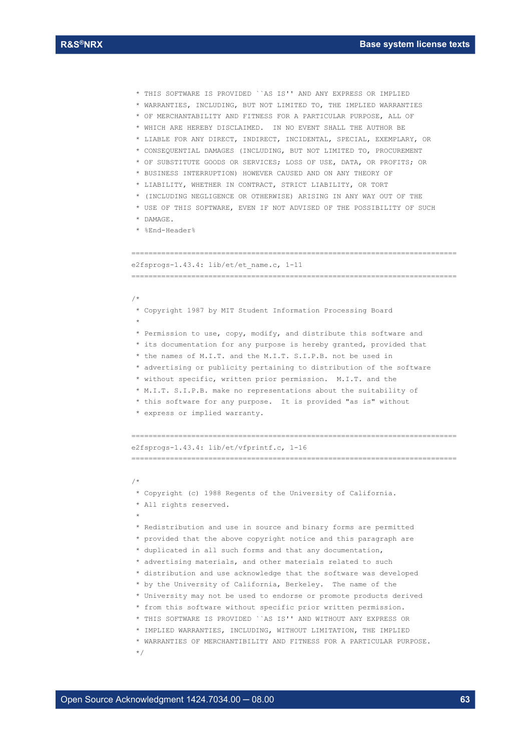```
 * THIS SOFTWARE IS PROVIDED ``AS IS'' AND ANY EXPRESS OR IMPLIED
 * WARRANTIES, INCLUDING, BUT NOT LIMITED TO, THE IMPLIED WARRANTIES
 * OF MERCHANTABILITY AND FITNESS FOR A PARTICULAR PURPOSE, ALL OF
 * WHICH ARE HEREBY DISCLAIMED.  IN NO EVENT SHALL THE AUTHOR BE
 * LIABLE FOR ANY DIRECT, INDIRECT, INCIDENTAL, SPECIAL, EXEMPLARY, OR
 * CONSEQUENTIAL DAMAGES (INCLUDING, BUT NOT LIMITED TO, PROCUREMENT
 * OF SUBSTITUTE GOODS OR SERVICES; LOSS OF USE, DATA, OR PROFITS; OR
 * BUSINESS INTERRUPTION) HOWEVER CAUSED AND ON ANY THEORY OF
 * LIABILITY, WHETHER IN CONTRACT, STRICT LIABILITY, OR TORT
 * (INCLUDING NEGLIGENCE OR OTHERWISE) ARISING IN ANY WAY OUT OF THE
 * USE OF THIS SOFTWARE, EVEN IF NOT ADVISED OF THE POSSIBILITY OF SUCH
 * DAMAGE.
 * %End-Header%
```

```
============================================================================
e2fsprogs-1.43.4: lib/et/et_name.c, 1-11
============================================================================
```

```
/*
 * Copyright 1987 by MIT Student Information Processing Board
 *
 * Permission to use, copy, modify, and distribute this software and
 * its documentation for any purpose is hereby granted, provided that
 * the names of M.I.T. and the M.I.T. S.I.P.B. not be used in
 * advertising or publicity pertaining to distribution of the software
 * without specific, written prior permission.  M.I.T. and the
 * M.I.T. S.I.P.B. make no representations about the suitability of
 * this software for any purpose.  It is provided "as is" without
 * express or implied warranty.
```

```
============================================================================
e2fsprogs-1.43.4: lib/et/vfprintf.c, 1-16
============================================================================
```

```
/*
 * Copyright (c) 1988 Regents of the University of California.
 * All rights reserved.
 *
 * Redistribution and use in source and binary forms are permitted
 * provided that the above copyright notice and this paragraph are
 * duplicated in all such forms and that any documentation,
 * advertising materials, and other materials related to such
 * distribution and use acknowledge that the software was developed
 * by the University of California, Berkeley.  The name of the
 * University may not be used to endorse or promote products derived
 * from this software without specific prior written permission.
 * THIS SOFTWARE IS PROVIDED ``AS IS'' AND WITHOUT ANY EXPRESS OR
 * IMPLIED WARRANTIES, INCLUDING, WITHOUT LIMITATION, THE IMPLIED
 * WARRANTIES OF MERCHANTIBILITY AND FITNESS FOR A PARTICULAR PURPOSE.
 */
```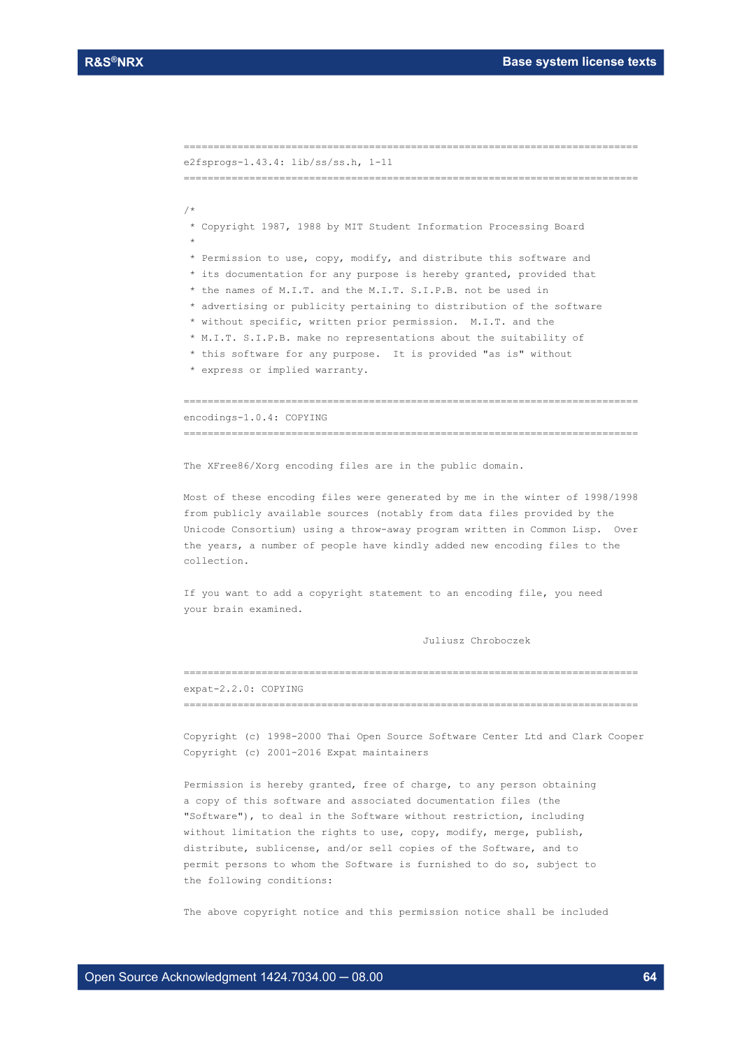```
============================================================================
e2fsprogs-1.43.4: lib/ss/ss.h, 1-11
============================================================================

/*
 * Copyright 1987, 1988 by MIT Student Information Processing Board
 *
 * Permission to use, copy, modify, and distribute this software and
 * its documentation for any purpose is hereby granted, provided that
 * the names of M.I.T. and the M.I.T. S.I.P.B. not be used in
 * advertising or publicity pertaining to distribution of the software
 * without specific, written prior permission.  M.I.T. and the
 * M.I.T. S.I.P.B. make no representations about the suitability of
 * this software for any purpose.  It is provided "as is" without
 * express or implied warranty.

============================================================================
encodings-1.0.4: COPYING
============================================================================

The XFree86/Xorg encoding files are in the public domain.

Most of these encoding files were generated by me in the winter of 1998/1998
from publicly available sources (notably from data files provided by the
Unicode Consortium) using a throw-away program written in Common Lisp.  Over
the years, a number of people have kindly added new encoding files to the
collection.

If you want to add a copyright statement to an encoding file, you need
your brain examined.

                                        Juliusz Chroboczek

============================================================================
expat-2.2.0: COPYING
============================================================================

Copyright (c) 1998-2000 Thai Open Source Software Center Ltd and Clark Cooper
Copyright (c) 2001-2016 Expat maintainers

Permission is hereby granted, free of charge, to any person obtaining
a copy of this software and associated documentation files (the
"Software"), to deal in the Software without restriction, including
without limitation the rights to use, copy, modify, merge, publish,
distribute, sublicense, and/or sell copies of the Software, and to
permit persons to whom the Software is furnished to do so, subject to
the following conditions:

The above copyright notice and this permission notice shall be included
```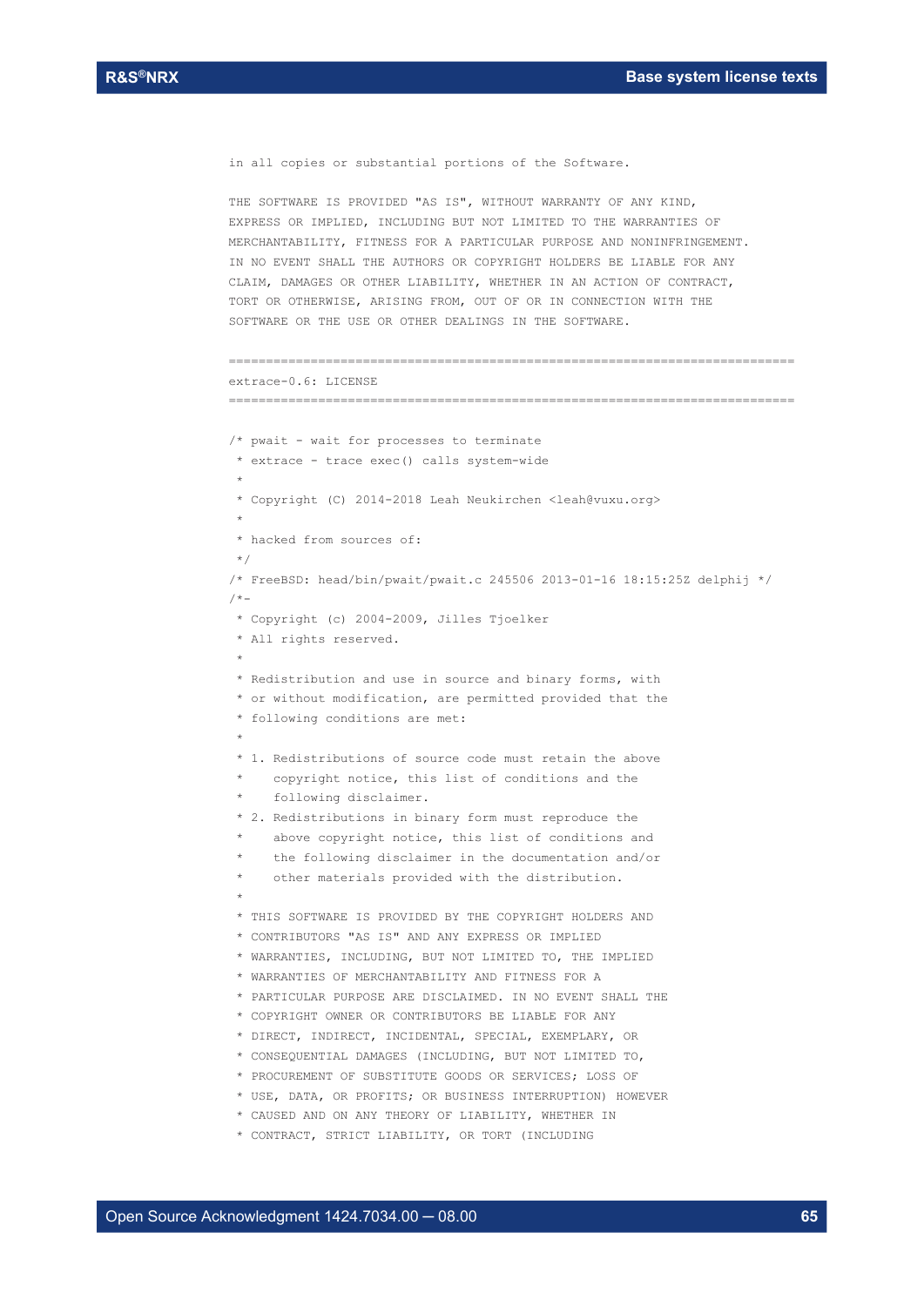```
in all copies or substantial portions of the Software.

THE SOFTWARE IS PROVIDED "AS IS", WITHOUT WARRANTY OF ANY KIND,
EXPRESS OR IMPLIED, INCLUDING BUT NOT LIMITED TO THE WARRANTIES OF
MERCHANTABILITY, FITNESS FOR A PARTICULAR PURPOSE AND NONINFRINGEMENT.
IN NO EVENT SHALL THE AUTHORS OR COPYRIGHT HOLDERS BE LIABLE FOR ANY
CLAIM, DAMAGES OR OTHER LIABILITY, WHETHER IN AN ACTION OF CONTRACT,
TORT OR OTHERWISE, ARISING FROM, OUT OF OR IN CONNECTION WITH THE
SOFTWARE OR THE USE OR OTHER DEALINGS IN THE SOFTWARE.

============================================================================
extrace-0.6: LICENSE
============================================================================

/* pwait - wait for processes to terminate
 * extrace - trace exec() calls system-wide
 *
 * Copyright (C) 2014-2018 Leah Neukirchen <leah@vuxu.org>
 *
 * hacked from sources of:
 */
/* FreeBSD: head/bin/pwait/pwait.c 245506 2013-01-16 18:15:25Z delphij */
/*-
 * Copyright (c) 2004-2009, Jilles Tjoelker
 * All rights reserved.
 *
 * Redistribution and use in source and binary forms, with
 * or without modification, are permitted provided that the
 * following conditions are met:
 *
 * 1. Redistributions of source code must retain the above
 *    copyright notice, this list of conditions and the
 *    following disclaimer.
 * 2. Redistributions in binary form must reproduce the
 *    above copyright notice, this list of conditions and
 *    the following disclaimer in the documentation and/or
 *    other materials provided with the distribution.
 *
 * THIS SOFTWARE IS PROVIDED BY THE COPYRIGHT HOLDERS AND
 * CONTRIBUTORS "AS IS" AND ANY EXPRESS OR IMPLIED
 * WARRANTIES, INCLUDING, BUT NOT LIMITED TO, THE IMPLIED
 * WARRANTIES OF MERCHANTABILITY AND FITNESS FOR A
 * PARTICULAR PURPOSE ARE DISCLAIMED. IN NO EVENT SHALL THE
 * COPYRIGHT OWNER OR CONTRIBUTORS BE LIABLE FOR ANY
 * DIRECT, INDIRECT, INCIDENTAL, SPECIAL, EXEMPLARY, OR
 * CONSEQUENTIAL DAMAGES (INCLUDING, BUT NOT LIMITED TO,
 * PROCUREMENT OF SUBSTITUTE GOODS OR SERVICES; LOSS OF
 * USE, DATA, OR PROFITS; OR BUSINESS INTERRUPTION) HOWEVER
 * CAUSED AND ON ANY THEORY OF LIABILITY, WHETHER IN
 * CONTRACT, STRICT LIABILITY, OR TORT (INCLUDING
```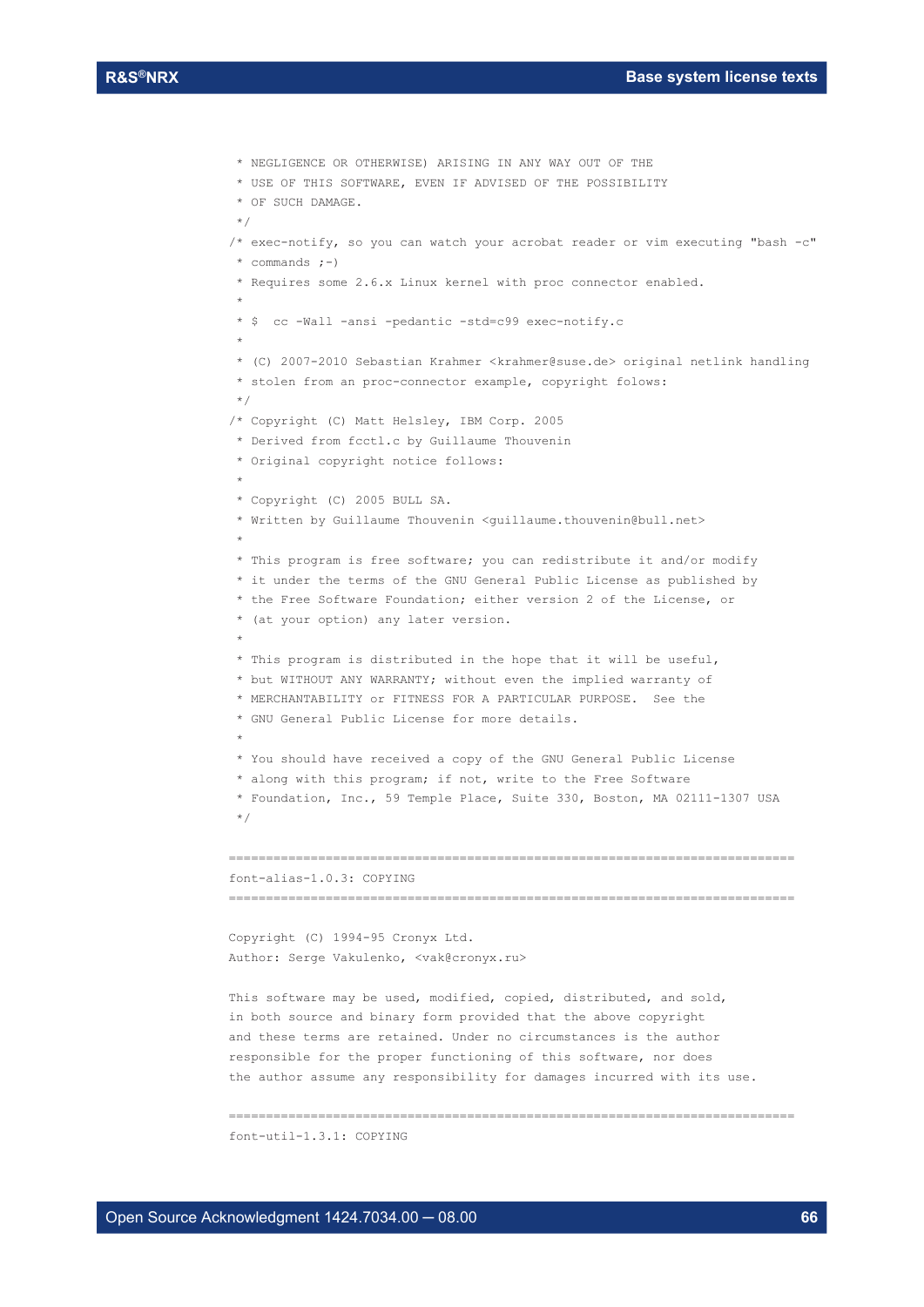```
 * NEGLIGENCE OR OTHERWISE) ARISING IN ANY WAY OUT OF THE
 * USE OF THIS SOFTWARE, EVEN IF ADVISED OF THE POSSIBILITY
 * OF SUCH DAMAGE.
 */
/* exec-notify, so you can watch your acrobat reader or vim executing "bash -c"
 * commands ;-)
 * Requires some 2.6.x Linux kernel with proc connector enabled.
 *
 * $  cc -Wall -ansi -pedantic -std=c99 exec-notify.c
 *
 * (C) 2007-2010 Sebastian Krahmer <krahmer@suse.de> original netlink handling
 * stolen from an proc-connector example, copyright folows:
 */
/* Copyright (C) Matt Helsley, IBM Corp. 2005
 * Derived from fcctl.c by Guillaume Thouvenin
 * Original copyright notice follows:
 *
 * Copyright (C) 2005 BULL SA.
 * Written by Guillaume Thouvenin <guillaume.thouvenin@bull.net>
 *
 * This program is free software; you can redistribute it and/or modify
 * it under the terms of the GNU General Public License as published by
 * the Free Software Foundation; either version 2 of the License, or
 * (at your option) any later version.
 *
 * This program is distributed in the hope that it will be useful,
 * but WITHOUT ANY WARRANTY; without even the implied warranty of
 * MERCHANTABILITY or FITNESS FOR A PARTICULAR PURPOSE.  See the
 * GNU General Public License for more details.
 *
 * You should have received a copy of the GNU General Public License
 * along with this program; if not, write to the Free Software
 * Foundation, Inc., 59 Temple Place, Suite 330, Boston, MA 02111-1307 USA
 */

============================================================================
font-alias-1.0.3: COPYING
============================================================================

Copyright (C) 1994-95 Cronyx Ltd.
Author: Serge Vakulenko, <vak@cronyx.ru>

This software may be used, modified, copied, distributed, and sold,
in both source and binary form provided that the above copyright
and these terms are retained. Under no circumstances is the author
responsible for the proper functioning of this software, nor does
the author assume any responsibility for damages incurred with its use.

============================================================================
font-util-1.3.1: COPYING
```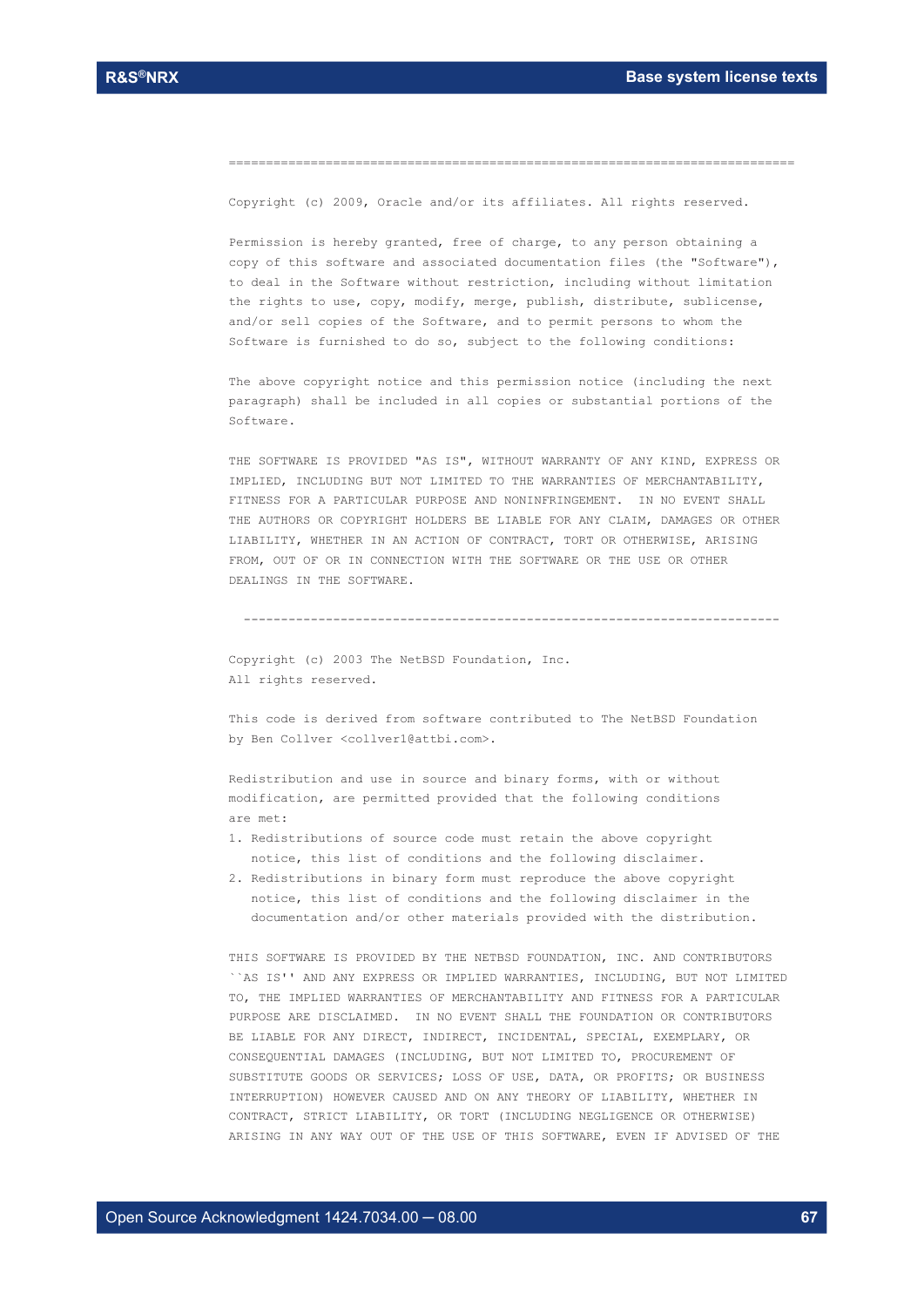===========================================================================

Copyright (c) 2009, Oracle and/or its affiliates. All rights reserved.

Permission is hereby granted, free of charge, to any person obtaining a copy of this software and associated documentation files (the "Software"), to deal in the Software without restriction, including without limitation the rights to use, copy, modify, merge, publish, distribute, sublicense, and/or sell copies of the Software, and to permit persons to whom the Software is furnished to do so, subject to the following conditions:

The above copyright notice and this permission notice (including the next paragraph) shall be included in all copies or substantial portions of the Software.

THE SOFTWARE IS PROVIDED "AS IS", WITHOUT WARRANTY OF ANY KIND, EXPRESS OR IMPLIED, INCLUDING BUT NOT LIMITED TO THE WARRANTIES OF MERCHANTABILITY, FITNESS FOR A PARTICULAR PURPOSE AND NONINFRINGEMENT. IN NO EVENT SHALL THE AUTHORS OR COPYRIGHT HOLDERS BE LIABLE FOR ANY CLAIM, DAMAGES OR OTHER LIABILITY, WHETHER IN AN ACTION OF CONTRACT, TORT OR OTHERWISE, ARISING FROM, OUT OF OR IN CONNECTION WITH THE SOFTWARE OR THE USE OR OTHER DEALINGS IN THE SOFTWARE.

\-------------------------------------------------------------------------

Copyright (c) 2003 The NetBSD Foundation, Inc.
All rights reserved.

This code is derived from software contributed to The NetBSD Foundation by Ben Collver <collver1@attbi.com>.

Redistribution and use in source and binary forms, with or without modification, are permitted provided that the following conditions are met:

1. Redistributions of source code must retain the above copyright notice, this list of conditions and the following disclaimer.
2. Redistributions in binary form must reproduce the above copyright notice, this list of conditions and the following disclaimer in the documentation and/or other materials provided with the distribution.

THIS SOFTWARE IS PROVIDED BY THE NETBSD FOUNDATION, INC. AND CONTRIBUTORS ``AS IS'' AND ANY EXPRESS OR IMPLIED WARRANTIES, INCLUDING, BUT NOT LIMITED TO, THE IMPLIED WARRANTIES OF MERCHANTABILITY AND FITNESS FOR A PARTICULAR PURPOSE ARE DISCLAIMED. IN NO EVENT SHALL THE FOUNDATION OR CONTRIBUTORS BE LIABLE FOR ANY DIRECT, INDIRECT, INCIDENTAL, SPECIAL, EXEMPLARY, OR CONSEQUENTIAL DAMAGES (INCLUDING, BUT NOT LIMITED TO, PROCUREMENT OF SUBSTITUTE GOODS OR SERVICES; LOSS OF USE, DATA, OR PROFITS; OR BUSINESS INTERRUPTION) HOWEVER CAUSED AND ON ANY THEORY OF LIABILITY, WHETHER IN CONTRACT, STRICT LIABILITY, OR TORT (INCLUDING NEGLIGENCE OR OTHERWISE) ARISING IN ANY WAY OUT OF THE USE OF THIS SOFTWARE, EVEN IF ADVISED OF THE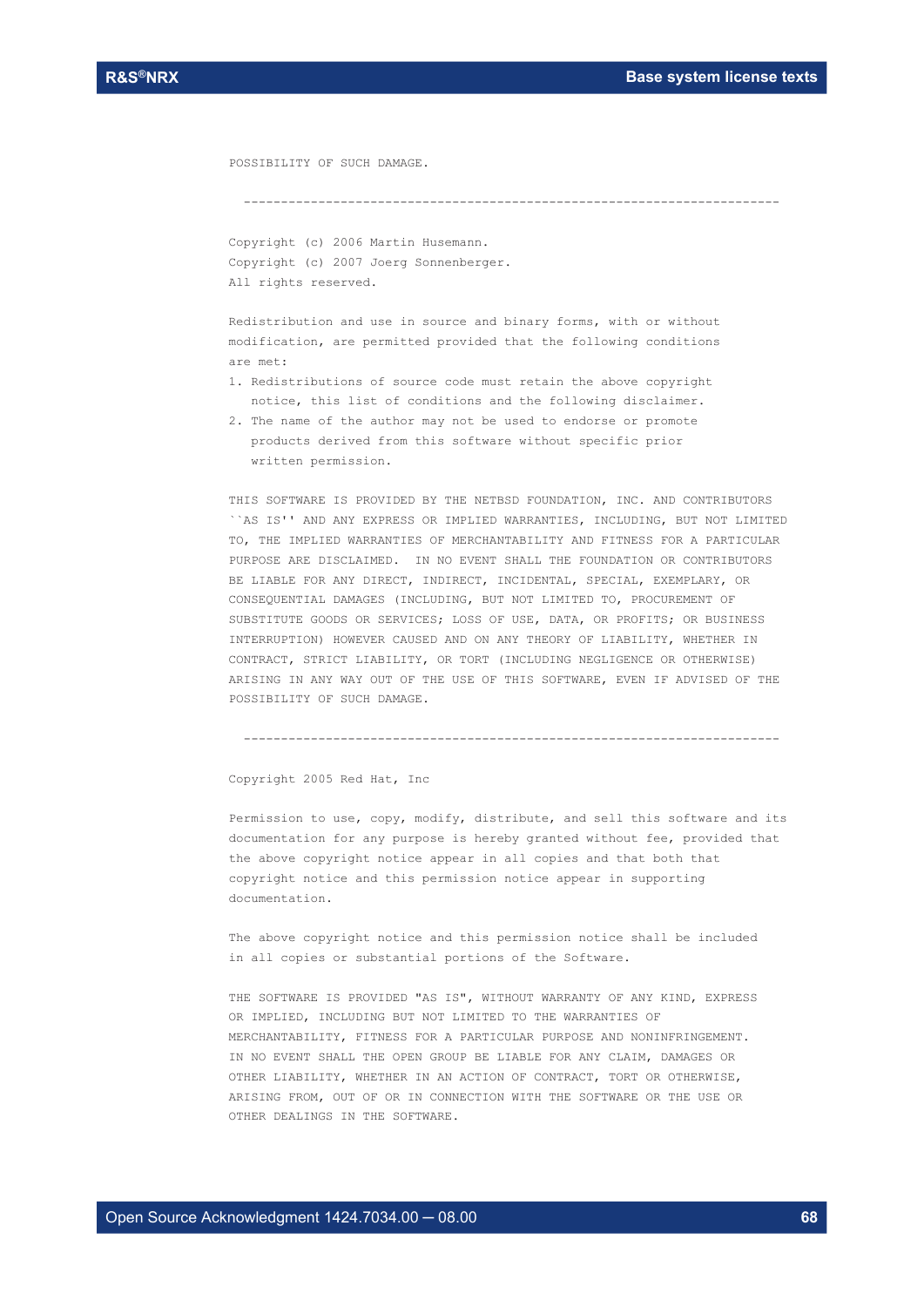POSSIBILITY OF SUCH DAMAGE.

---

Copyright (c) 2006 Martin Husemann.
Copyright (c) 2007 Joerg Sonnenberger.
All rights reserved.

Redistribution and use in source and binary forms, with or without modification, are permitted provided that the following conditions are met:

1. Redistributions of source code must retain the above copyright notice, this list of conditions and the following disclaimer.
2. The name of the author may not be used to endorse or promote products derived from this software without specific prior written permission.

THIS SOFTWARE IS PROVIDED BY THE NETBSD FOUNDATION, INC. AND CONTRIBUTORS ``AS IS'' AND ANY EXPRESS OR IMPLIED WARRANTIES, INCLUDING, BUT NOT LIMITED TO, THE IMPLIED WARRANTIES OF MERCHANTABILITY AND FITNESS FOR A PARTICULAR PURPOSE ARE DISCLAIMED. IN NO EVENT SHALL THE FOUNDATION OR CONTRIBUTORS BE LIABLE FOR ANY DIRECT, INDIRECT, INCIDENTAL, SPECIAL, EXEMPLARY, OR CONSEQUENTIAL DAMAGES (INCLUDING, BUT NOT LIMITED TO, PROCUREMENT OF SUBSTITUTE GOODS OR SERVICES; LOSS OF USE, DATA, OR PROFITS; OR BUSINESS INTERRUPTION) HOWEVER CAUSED AND ON ANY THEORY OF LIABILITY, WHETHER IN CONTRACT, STRICT LIABILITY, OR TORT (INCLUDING NEGLIGENCE OR OTHERWISE) ARISING IN ANY WAY OUT OF THE USE OF THIS SOFTWARE, EVEN IF ADVISED OF THE POSSIBILITY OF SUCH DAMAGE.

---

Copyright 2005 Red Hat, Inc

Permission to use, copy, modify, distribute, and sell this software and its documentation for any purpose is hereby granted without fee, provided that the above copyright notice appear in all copies and that both that copyright notice and this permission notice appear in supporting documentation.

The above copyright notice and this permission notice shall be included in all copies or substantial portions of the Software.

THE SOFTWARE IS PROVIDED "AS IS", WITHOUT WARRANTY OF ANY KIND, EXPRESS OR IMPLIED, INCLUDING BUT NOT LIMITED TO THE WARRANTIES OF MERCHANTABILITY, FITNESS FOR A PARTICULAR PURPOSE AND NONINFRINGEMENT. IN NO EVENT SHALL THE OPEN GROUP BE LIABLE FOR ANY CLAIM, DAMAGES OR OTHER LIABILITY, WHETHER IN AN ACTION OF CONTRACT, TORT OR OTHERWISE, ARISING FROM, OUT OF OR IN CONNECTION WITH THE SOFTWARE OR THE USE OR OTHER DEALINGS IN THE SOFTWARE.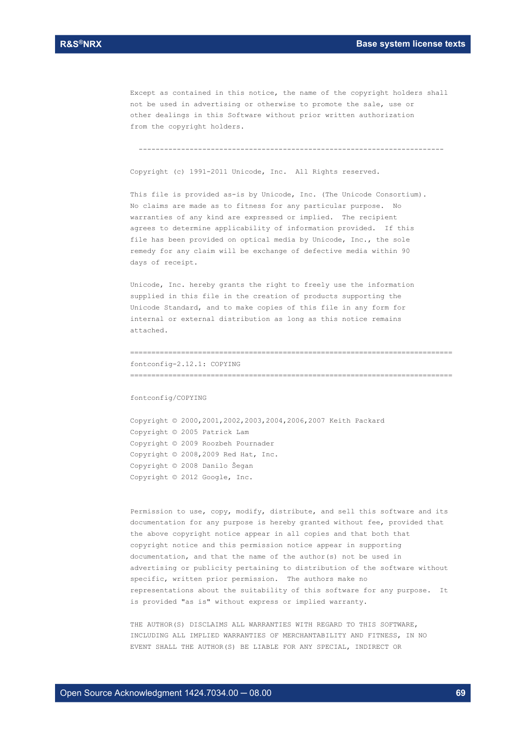Except as contained in this notice, the name of the copyright holders shall not be used in advertising or otherwise to promote the sale, use or other dealings in this Software without prior written authorization from the copyright holders.

------------------------------------------------------------------------

Copyright (c) 1991-2011 Unicode, Inc. All Rights reserved.

This file is provided as-is by Unicode, Inc. (The Unicode Consortium). No claims are made as to fitness for any particular purpose. No warranties of any kind are expressed or implied. The recipient agrees to determine applicability of information provided. If this file has been provided on optical media by Unicode, Inc., the sole remedy for any claim will be exchange of defective media within 90 days of receipt.

Unicode, Inc. hereby grants the right to freely use the information supplied in this file in the creation of products supporting the Unicode Standard, and to make copies of this file in any form for internal or external distribution as long as this notice remains attached.

============================================================================

fontconfig-2.12.1: COPYING

============================================================================

fontconfig/COPYING

Copyright © 2000,2001,2002,2003,2004,2006,2007 Keith Packard
Copyright © 2005 Patrick Lam
Copyright © 2009 Roozbeh Pournader
Copyright © 2008,2009 Red Hat, Inc.
Copyright © 2008 Danilo Šegan
Copyright © 2012 Google, Inc.

Permission to use, copy, modify, distribute, and sell this software and its documentation for any purpose is hereby granted without fee, provided that the above copyright notice appear in all copies and that both that copyright notice and this permission notice appear in supporting documentation, and that the name of the author(s) not be used in advertising or publicity pertaining to distribution of the software without specific, written prior permission. The authors make no representations about the suitability of this software for any purpose. It is provided "as is" without express or implied warranty.

THE AUTHOR(S) DISCLAIMS ALL WARRANTIES WITH REGARD TO THIS SOFTWARE, INCLUDING ALL IMPLIED WARRANTIES OF MERCHANTABILITY AND FITNESS, IN NO EVENT SHALL THE AUTHOR(S) BE LIABLE FOR ANY SPECIAL, INDIRECT OR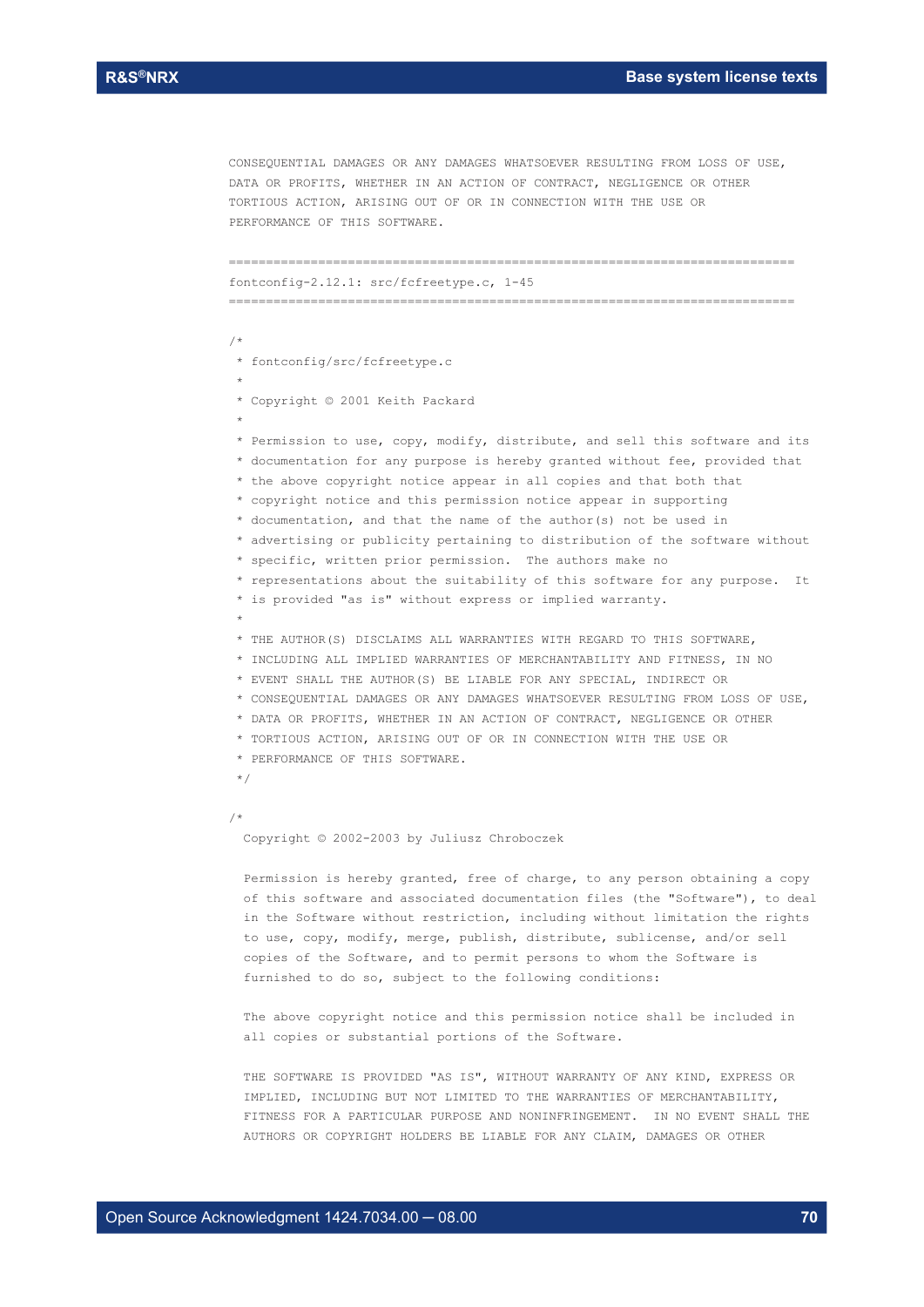```
CONSEQUENTIAL DAMAGES OR ANY DAMAGES WHATSOEVER RESULTING FROM LOSS OF USE,
DATA OR PROFITS, WHETHER IN AN ACTION OF CONTRACT, NEGLIGENCE OR OTHER
TORTIOUS ACTION, ARISING OUT OF OR IN CONNECTION WITH THE USE OR
PERFORMANCE OF THIS SOFTWARE.

============================================================================
fontconfig-2.12.1: src/fcfreetype.c, 1-45
============================================================================

/*
 * fontconfig/src/fcfreetype.c
 *
 * Copyright © 2001 Keith Packard
 *
 * Permission to use, copy, modify, distribute, and sell this software and its
 * documentation for any purpose is hereby granted without fee, provided that
 * the above copyright notice appear in all copies and that both that
 * copyright notice and this permission notice appear in supporting
 * documentation, and that the name of the author(s) not be used in
 * advertising or publicity pertaining to distribution of the software without
 * specific, written prior permission.  The authors make no
 * representations about the suitability of this software for any purpose.  It
 * is provided "as is" without express or implied warranty.
 *
 * THE AUTHOR(S) DISCLAIMS ALL WARRANTIES WITH REGARD TO THIS SOFTWARE,
 * INCLUDING ALL IMPLIED WARRANTIES OF MERCHANTABILITY AND FITNESS, IN NO
 * EVENT SHALL THE AUTHOR(S) BE LIABLE FOR ANY SPECIAL, INDIRECT OR
 * CONSEQUENTIAL DAMAGES OR ANY DAMAGES WHATSOEVER RESULTING FROM LOSS OF USE,
 * DATA OR PROFITS, WHETHER IN AN ACTION OF CONTRACT, NEGLIGENCE OR OTHER
 * TORTIOUS ACTION, ARISING OUT OF OR IN CONNECTION WITH THE USE OR
 * PERFORMANCE OF THIS SOFTWARE.
 */

/*
  Copyright © 2002-2003 by Juliusz Chroboczek

  Permission is hereby granted, free of charge, to any person obtaining a copy
  of this software and associated documentation files (the "Software"), to deal
  in the Software without restriction, including without limitation the rights
  to use, copy, modify, merge, publish, distribute, sublicense, and/or sell
  copies of the Software, and to permit persons to whom the Software is
  furnished to do so, subject to the following conditions:

  The above copyright notice and this permission notice shall be included in
  all copies or substantial portions of the Software.

  THE SOFTWARE IS PROVIDED "AS IS", WITHOUT WARRANTY OF ANY KIND, EXPRESS OR
  IMPLIED, INCLUDING BUT NOT LIMITED TO THE WARRANTIES OF MERCHANTABILITY,
  FITNESS FOR A PARTICULAR PURPOSE AND NONINFRINGEMENT.  IN NO EVENT SHALL THE
  AUTHORS OR COPYRIGHT HOLDERS BE LIABLE FOR ANY CLAIM, DAMAGES OR OTHER
```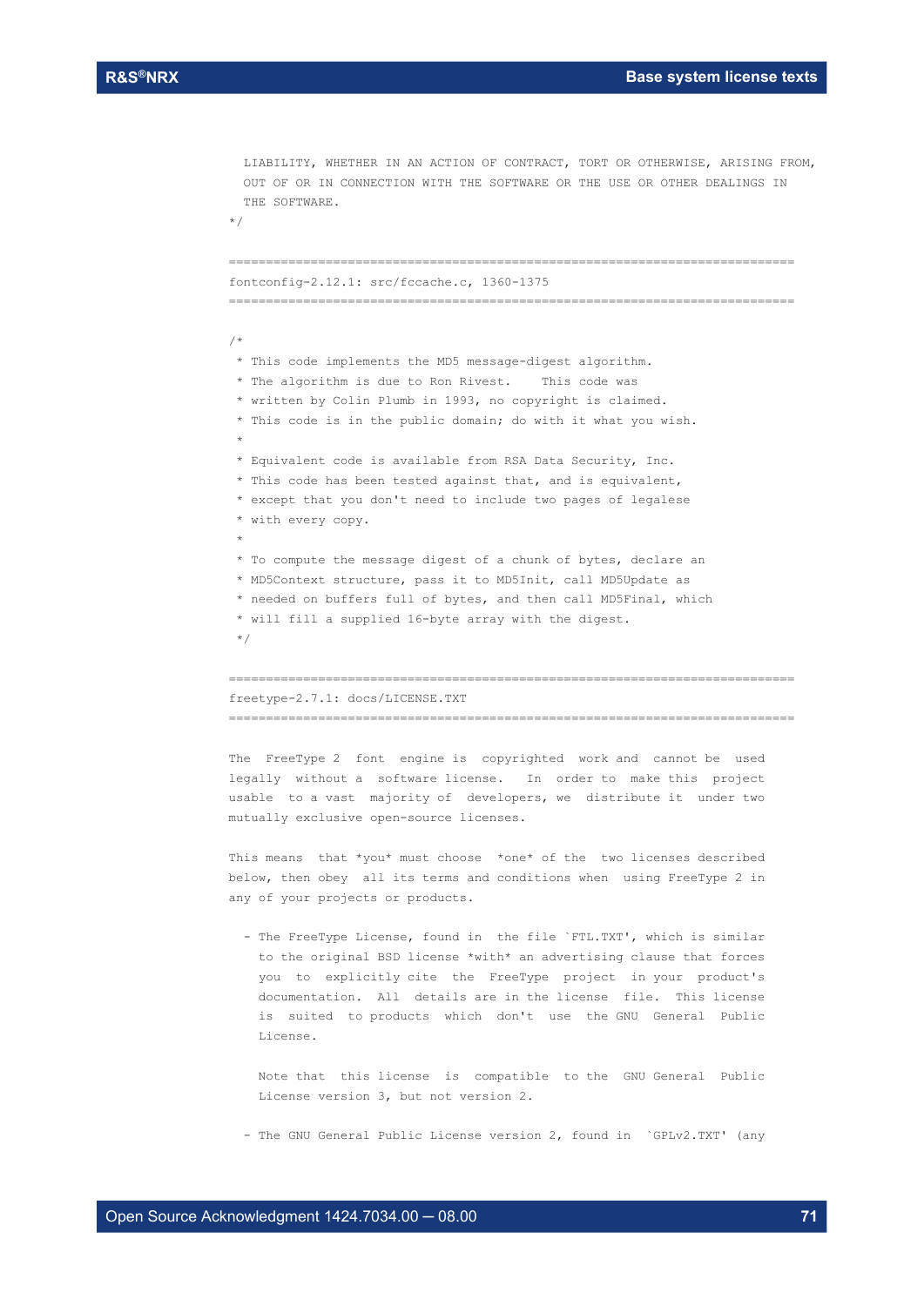```
  LIABILITY, WHETHER IN AN ACTION OF CONTRACT, TORT OR OTHERWISE, ARISING FROM,
  OUT OF OR IN CONNECTION WITH THE SOFTWARE OR THE USE OR OTHER DEALINGS IN
  THE SOFTWARE.
*/
```

```
==============================================================================
fontconfig-2.12.1: src/fccache.c, 1360-1375
==============================================================================
```

```
/*
 * This code implements the MD5 message-digest algorithm.
 * The algorithm is due to Ron Rivest.   This code was
 * written by Colin Plumb in 1993, no copyright is claimed.
 * This code is in the public domain; do with it what you wish.
 *
 * Equivalent code is available from RSA Data Security, Inc.
 * This code has been tested against that, and is equivalent,
 * except that you don't need to include two pages of legalese
 * with every copy.
 *
 * To compute the message digest of a chunk of bytes, declare an
 * MD5Context structure, pass it to MD5Init, call MD5Update as
 * needed on buffers full of bytes, and then call MD5Final, which
 * will fill a supplied 16-byte array with the digest.
 */
```

```
==============================================================================
freetype-2.7.1: docs/LICENSE.TXT
==============================================================================
```

```
The  FreeType 2  font  engine is  copyrighted work and  cannot be  used
legally  without a  software license.   In  order to  make this  project
usable  to a vast  majority of  developers, we  distribute it  under two
mutually exclusive open-source licenses.

This means  that *you* must choose  *one* of the  two licenses described
below, then obey  all its terms and conditions when  using FreeType 2 in
any of your projects or products.

  - The FreeType License, found in  the file `FTL.TXT', which is similar
    to the original BSD license *with* an advertising clause that forces
    you  to  explicitly cite  the  FreeType  project  in your  product's
    documentation.  All  details are in the license  file.  This license
    is  suited  to products  which  don't  use  the GNU  General  Public
    License.

    Note that  this license  is  compatible  to the  GNU General  Public
    License version 3, but not version 2.

  - The GNU General Public License version 2, found in  `GPLv2.TXT' (any
```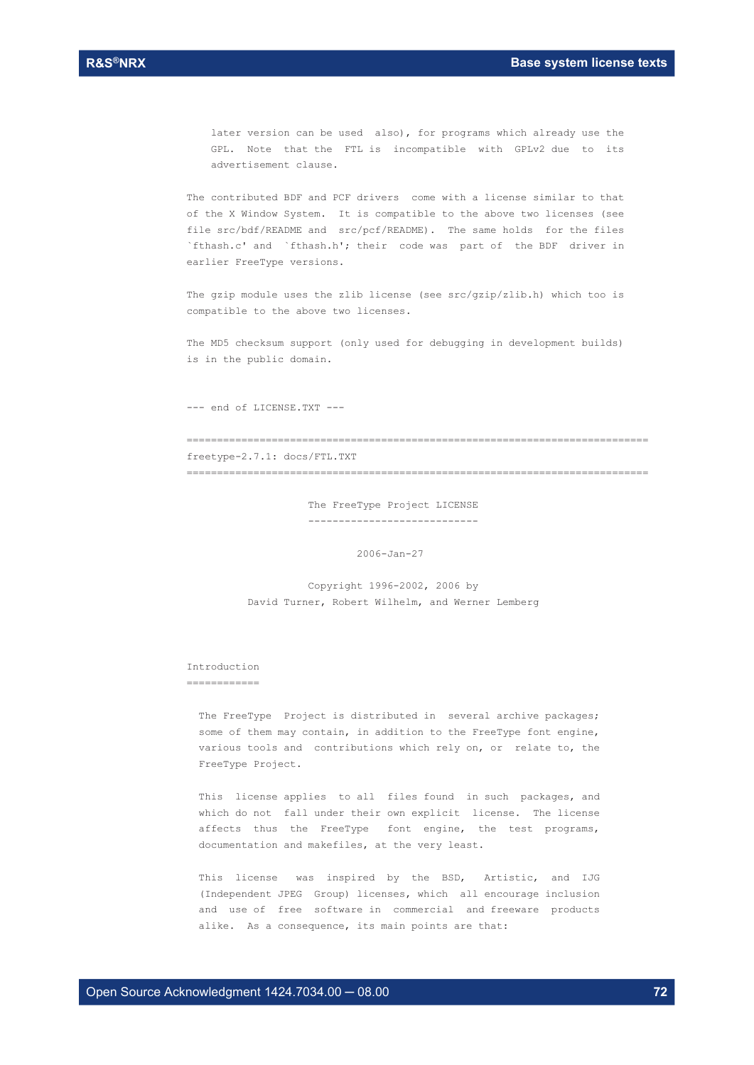later version can be used also), for programs which already use the GPL. Note that the FTL is incompatible with GPLv2 due to its advertisement clause.

The contributed BDF and PCF drivers come with a license similar to that of the X Window System. It is compatible to the above two licenses (see file src/bdf/README and src/pcf/README). The same holds for the files `fthash.c' and `fthash.h'; their code was part of the BDF driver in earlier FreeType versions.

The gzip module uses the zlib license (see src/gzip/zlib.h) which too is compatible to the above two licenses.

The MD5 checksum support (only used for debugging in development builds) is in the public domain.

--- end of LICENSE.TXT ---

=============================================================================

freetype-2.7.1: docs/FTL.TXT

=============================================================================

The FreeType Project LICENSE
----------------------------

2006-Jan-27

Copyright 1996-2002, 2006 by
David Turner, Robert Wilhelm, and Werner Lemberg

Introduction
============

The FreeType Project is distributed in several archive packages; some of them may contain, in addition to the FreeType font engine, various tools and contributions which rely on, or relate to, the FreeType Project.

This license applies to all files found in such packages, and which do not fall under their own explicit license. The license affects thus the FreeType font engine, the test programs, documentation and makefiles, at the very least.

This license was inspired by the BSD, Artistic, and IJG (Independent JPEG Group) licenses, which all encourage inclusion and use of free software in commercial and freeware products alike. As a consequence, its main points are that: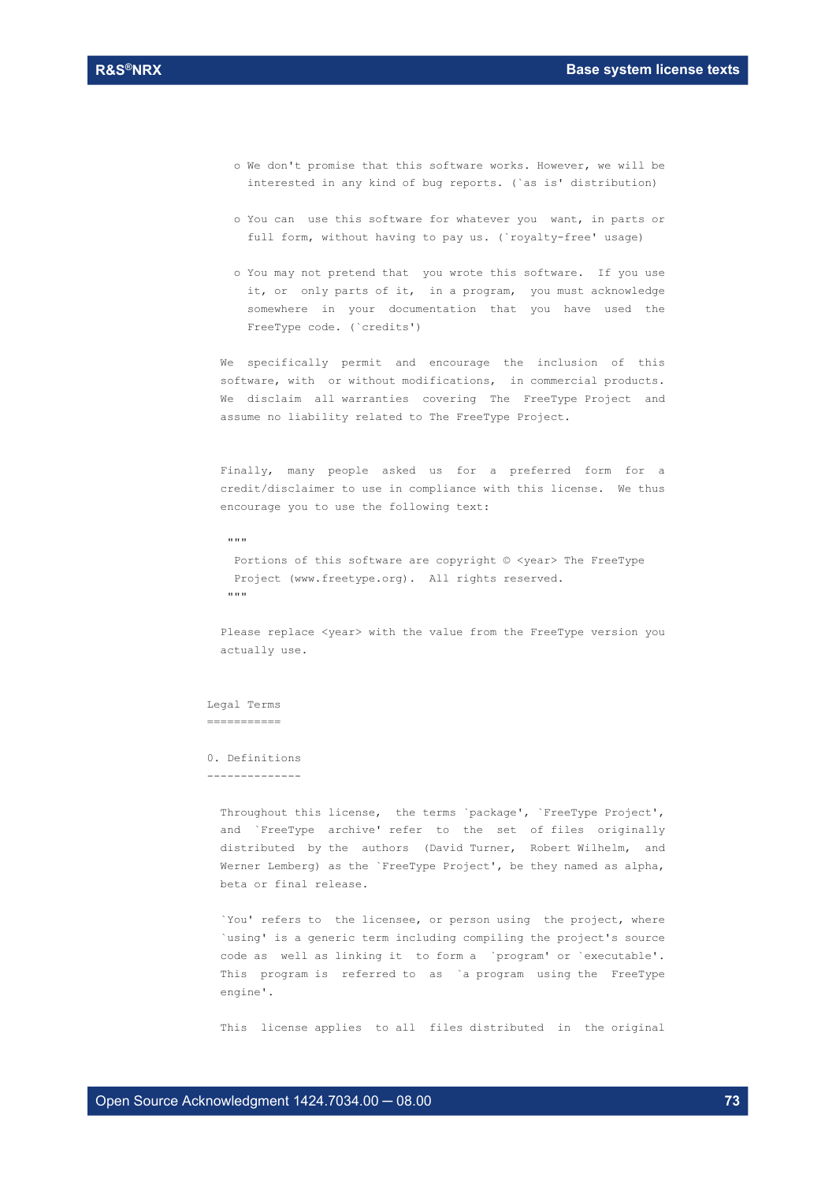o We don't promise that this software works. However, we will be interested in any kind of bug reports. (`as is' distribution)

o You can use this software for whatever you want, in parts or full form, without having to pay us. (`royalty-free' usage)

o You may not pretend that you wrote this software. If you use it, or only parts of it, in a program, you must acknowledge somewhere in your documentation that you have used the FreeType code. (`credits')

We specifically permit and encourage the inclusion of this software, with or without modifications, in commercial products. We disclaim all warranties covering The FreeType Project and assume no liability related to The FreeType Project.

Finally, many people asked us for a preferred form for a credit/disclaimer to use in compliance with this license. We thus encourage you to use the following text:

"""

Portions of this software are copyright © <year> The FreeType Project (www.freetype.org). All rights reserved.

"""

Please replace <year> with the value from the FreeType version you actually use.

Legal Terms
===========

0. Definitions
--------------

Throughout this license, the terms `package', `FreeType Project', and `FreeType archive' refer to the set of files originally distributed by the authors (David Turner, Robert Wilhelm, and Werner Lemberg) as the `FreeType Project', be they named as alpha, beta or final release.

`You' refers to the licensee, or person using the project, where `using' is a generic term including compiling the project's source code as well as linking it to form a `program' or `executable'. This program is referred to as `a program using the FreeType engine'.

This license applies to all files distributed in the original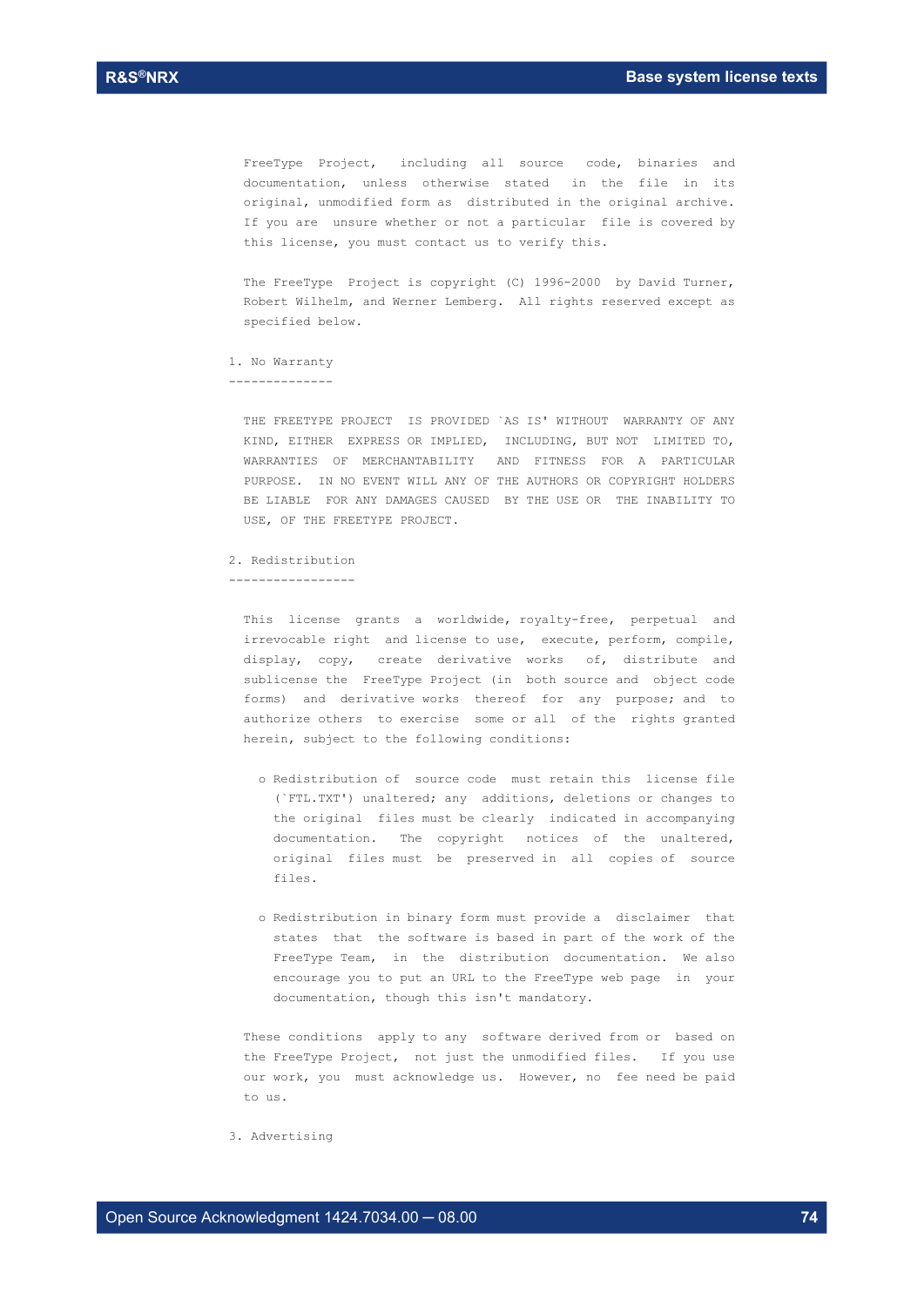FreeType Project, including all source code, binaries and documentation, unless otherwise stated in the file in its original, unmodified form as distributed in the original archive. If you are unsure whether or not a particular file is covered by this license, you must contact us to verify this.

The FreeType Project is copyright (C) 1996-2000 by David Turner, Robert Wilhelm, and Werner Lemberg. All rights reserved except as specified below.

1. No Warranty
--------------

THE FREETYPE PROJECT IS PROVIDED `AS IS' WITHOUT WARRANTY OF ANY KIND, EITHER EXPRESS OR IMPLIED, INCLUDING, BUT NOT LIMITED TO, WARRANTIES OF MERCHANTABILITY AND FITNESS FOR A PARTICULAR PURPOSE. IN NO EVENT WILL ANY OF THE AUTHORS OR COPYRIGHT HOLDERS BE LIABLE FOR ANY DAMAGES CAUSED BY THE USE OR THE INABILITY TO USE, OF THE FREETYPE PROJECT.

2. Redistribution
-----------------

This license grants a worldwide, royalty-free, perpetual and irrevocable right and license to use, execute, perform, compile, display, copy, create derivative works of, distribute and sublicense the FreeType Project (in both source and object code forms) and derivative works thereof for any purpose; and to authorize others to exercise some or all of the rights granted herein, subject to the following conditions:

o Redistribution of source code must retain this license file (`FTL.TXT') unaltered; any additions, deletions or changes to the original files must be clearly indicated in accompanying documentation. The copyright notices of the unaltered, original files must be preserved in all copies of source files.

o Redistribution in binary form must provide a disclaimer that states that the software is based in part of the work of the FreeType Team, in the distribution documentation. We also encourage you to put an URL to the FreeType web page in your documentation, though this isn't mandatory.

These conditions apply to any software derived from or based on the FreeType Project, not just the unmodified files. If you use our work, you must acknowledge us. However, no fee need be paid to us.

3. Advertising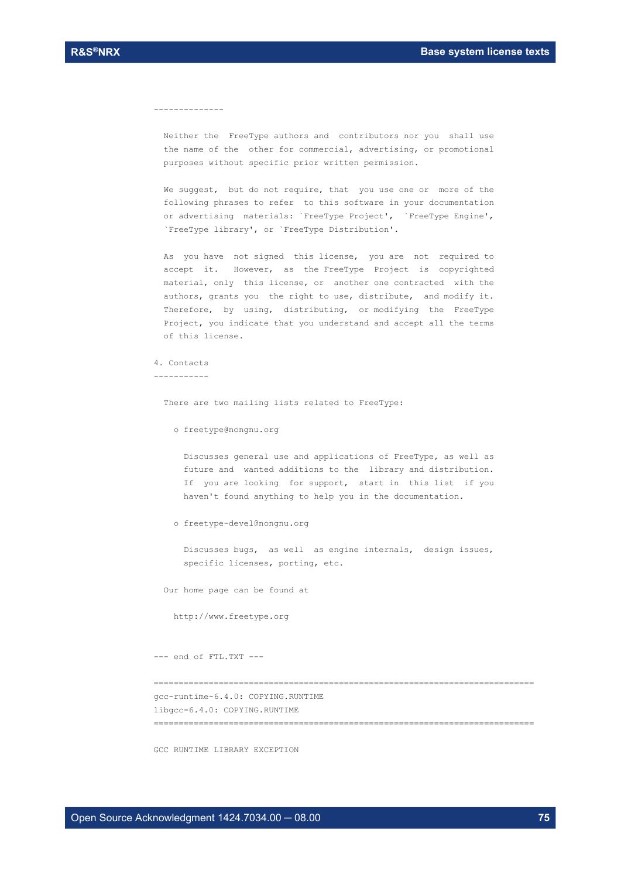```
--------------

  Neither the  FreeType authors and  contributors nor you  shall use
  the name of the  other for commercial, advertising, or promotional
  purposes without specific prior written permission.

  We suggest,  but do not require, that  you use one or  more of the
  following phrases to refer  to this software in your documentation
  or advertising  materials: `FreeType Project',  `FreeType Engine',
  `FreeType library', or `FreeType Distribution'.

  As  you have  not signed  this license,  you are  not  required to
  accept  it.   However,  as  the FreeType  Project  is  copyrighted
  material, only  this license, or  another one contracted  with the
  authors, grants you  the right to use, distribute,  and modify it.
  Therefore,  by  using,  distributing,  or modifying  the  FreeType
  Project, you indicate that you understand and accept all the terms
  of this license.

4. Contacts
-----------

  There are two mailing lists related to FreeType:

    o freetype@nongnu.org

      Discusses general use and applications of FreeType, as well as
      future and  wanted additions to the  library and distribution.
      If  you are looking  for support,  start in  this list  if you
      haven't found anything to help you in the documentation.

    o freetype-devel@nongnu.org

      Discusses bugs,  as well  as engine internals,  design issues,
      specific licenses, porting, etc.

  Our home page can be found at

    http://www.freetype.org


--- end of FTL.TXT ---

============================================================================
gcc-runtime-6.4.0: COPYING.RUNTIME
libgcc-6.4.0: COPYING.RUNTIME
============================================================================

GCC RUNTIME LIBRARY EXCEPTION
```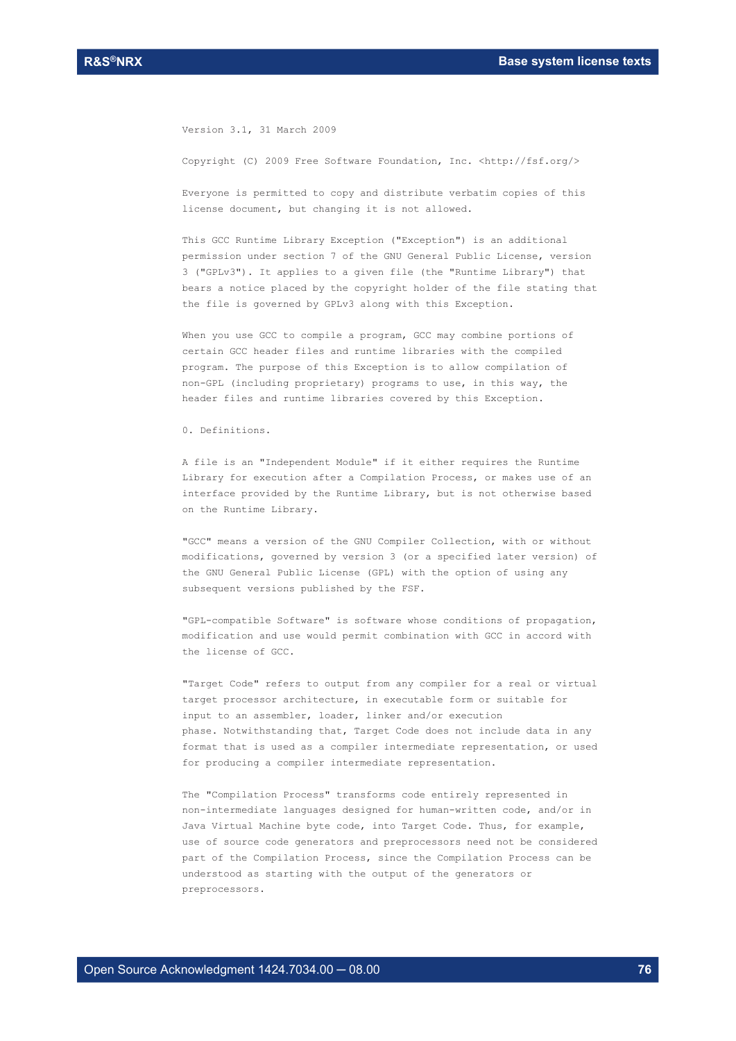Version 3.1, 31 March 2009

Copyright (C) 2009 Free Software Foundation, Inc. <http://fsf.org/>

Everyone is permitted to copy and distribute verbatim copies of this license document, but changing it is not allowed.

This GCC Runtime Library Exception ("Exception") is an additional permission under section 7 of the GNU General Public License, version 3 ("GPLv3"). It applies to a given file (the "Runtime Library") that bears a notice placed by the copyright holder of the file stating that the file is governed by GPLv3 along with this Exception.

When you use GCC to compile a program, GCC may combine portions of certain GCC header files and runtime libraries with the compiled program. The purpose of this Exception is to allow compilation of non-GPL (including proprietary) programs to use, in this way, the header files and runtime libraries covered by this Exception.

0. Definitions.

A file is an "Independent Module" if it either requires the Runtime Library for execution after a Compilation Process, or makes use of an interface provided by the Runtime Library, but is not otherwise based on the Runtime Library.

"GCC" means a version of the GNU Compiler Collection, with or without modifications, governed by version 3 (or a specified later version) of the GNU General Public License (GPL) with the option of using any subsequent versions published by the FSF.

"GPL-compatible Software" is software whose conditions of propagation, modification and use would permit combination with GCC in accord with the license of GCC.

"Target Code" refers to output from any compiler for a real or virtual target processor architecture, in executable form or suitable for input to an assembler, loader, linker and/or execution phase. Notwithstanding that, Target Code does not include data in any format that is used as a compiler intermediate representation, or used for producing a compiler intermediate representation.

The "Compilation Process" transforms code entirely represented in non-intermediate languages designed for human-written code, and/or in Java Virtual Machine byte code, into Target Code. Thus, for example, use of source code generators and preprocessors need not be considered part of the Compilation Process, since the Compilation Process can be understood as starting with the output of the generators or preprocessors.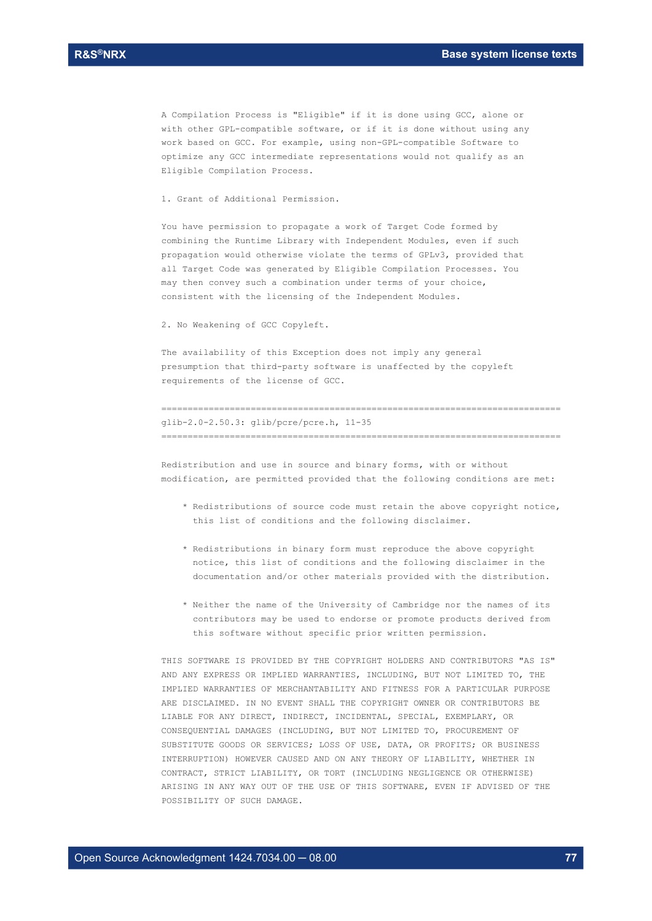A Compilation Process is "Eligible" if it is done using GCC, alone or with other GPL-compatible software, or if it is done without using any work based on GCC. For example, using non-GPL-compatible Software to optimize any GCC intermediate representations would not qualify as an Eligible Compilation Process.

1. Grant of Additional Permission.

You have permission to propagate a work of Target Code formed by combining the Runtime Library with Independent Modules, even if such propagation would otherwise violate the terms of GPLv3, provided that all Target Code was generated by Eligible Compilation Processes. You may then convey such a combination under terms of your choice, consistent with the licensing of the Independent Modules.

2. No Weakening of GCC Copyleft.

The availability of this Exception does not imply any general presumption that third-party software is unaffected by the copyleft requirements of the license of GCC.

```
============================================================================
glib-2.0-2.50.3: glib/pcre/pcre.h, 11-35
============================================================================
```

Redistribution and use in source and binary forms, with or without modification, are permitted provided that the following conditions are met:

* Redistributions of source code must retain the above copyright notice, this list of conditions and the following disclaimer.

* Redistributions in binary form must reproduce the above copyright notice, this list of conditions and the following disclaimer in the documentation and/or other materials provided with the distribution.

* Neither the name of the University of Cambridge nor the names of its contributors may be used to endorse or promote products derived from this software without specific prior written permission.

THIS SOFTWARE IS PROVIDED BY THE COPYRIGHT HOLDERS AND CONTRIBUTORS "AS IS" AND ANY EXPRESS OR IMPLIED WARRANTIES, INCLUDING, BUT NOT LIMITED TO, THE IMPLIED WARRANTIES OF MERCHANTABILITY AND FITNESS FOR A PARTICULAR PURPOSE ARE DISCLAIMED. IN NO EVENT SHALL THE COPYRIGHT OWNER OR CONTRIBUTORS BE LIABLE FOR ANY DIRECT, INDIRECT, INCIDENTAL, SPECIAL, EXEMPLARY, OR CONSEQUENTIAL DAMAGES (INCLUDING, BUT NOT LIMITED TO, PROCUREMENT OF SUBSTITUTE GOODS OR SERVICES; LOSS OF USE, DATA, OR PROFITS; OR BUSINESS INTERRUPTION) HOWEVER CAUSED AND ON ANY THEORY OF LIABILITY, WHETHER IN CONTRACT, STRICT LIABILITY, OR TORT (INCLUDING NEGLIGENCE OR OTHERWISE) ARISING IN ANY WAY OUT OF THE USE OF THIS SOFTWARE, EVEN IF ADVISED OF THE POSSIBILITY OF SUCH DAMAGE.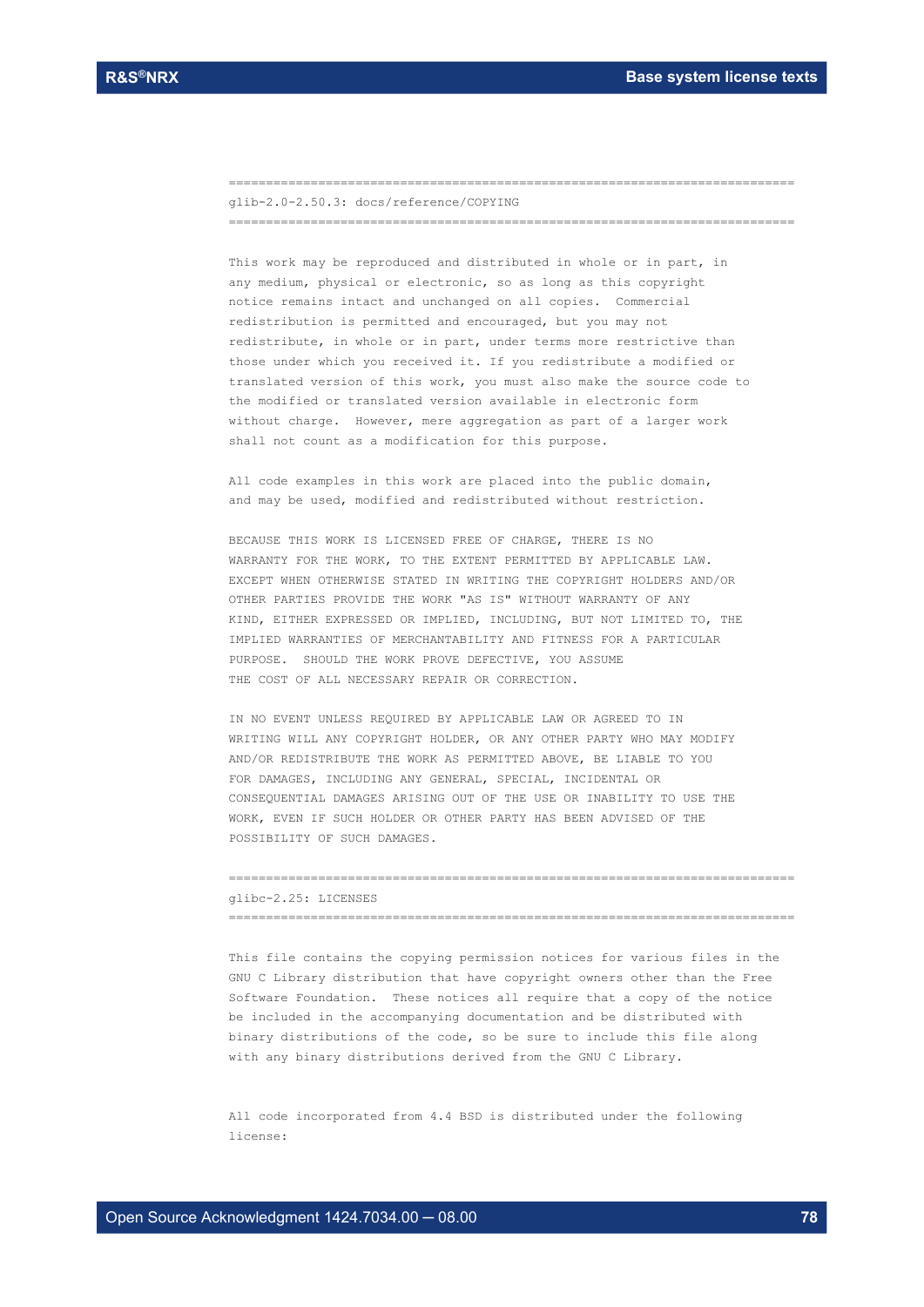```
================================================================================
glib-2.0-2.50.3: docs/reference/COPYING
================================================================================
```

This work may be reproduced and distributed in whole or in part, in any medium, physical or electronic, so as long as this copyright notice remains intact and unchanged on all copies. Commercial redistribution is permitted and encouraged, but you may not redistribute, in whole or in part, under terms more restrictive than those under which you received it. If you redistribute a modified or translated version of this work, you must also make the source code to the modified or translated version available in electronic form without charge. However, mere aggregation as part of a larger work shall not count as a modification for this purpose.

All code examples in this work are placed into the public domain, and may be used, modified and redistributed without restriction.

BECAUSE THIS WORK IS LICENSED FREE OF CHARGE, THERE IS NO WARRANTY FOR THE WORK, TO THE EXTENT PERMITTED BY APPLICABLE LAW. EXCEPT WHEN OTHERWISE STATED IN WRITING THE COPYRIGHT HOLDERS AND/OR OTHER PARTIES PROVIDE THE WORK "AS IS" WITHOUT WARRANTY OF ANY KIND, EITHER EXPRESSED OR IMPLIED, INCLUDING, BUT NOT LIMITED TO, THE IMPLIED WARRANTIES OF MERCHANTABILITY AND FITNESS FOR A PARTICULAR PURPOSE. SHOULD THE WORK PROVE DEFECTIVE, YOU ASSUME THE COST OF ALL NECESSARY REPAIR OR CORRECTION.

IN NO EVENT UNLESS REQUIRED BY APPLICABLE LAW OR AGREED TO IN WRITING WILL ANY COPYRIGHT HOLDER, OR ANY OTHER PARTY WHO MAY MODIFY AND/OR REDISTRIBUTE THE WORK AS PERMITTED ABOVE, BE LIABLE TO YOU FOR DAMAGES, INCLUDING ANY GENERAL, SPECIAL, INCIDENTAL OR CONSEQUENTIAL DAMAGES ARISING OUT OF THE USE OR INABILITY TO USE THE WORK, EVEN IF SUCH HOLDER OR OTHER PARTY HAS BEEN ADVISED OF THE POSSIBILITY OF SUCH DAMAGES.

```
================================================================================
glibc-2.25: LICENSES
================================================================================
```

This file contains the copying permission notices for various files in the GNU C Library distribution that have copyright owners other than the Free Software Foundation. These notices all require that a copy of the notice be included in the accompanying documentation and be distributed with binary distributions of the code, so be sure to include this file along with any binary distributions derived from the GNU C Library.

All code incorporated from 4.4 BSD is distributed under the following license: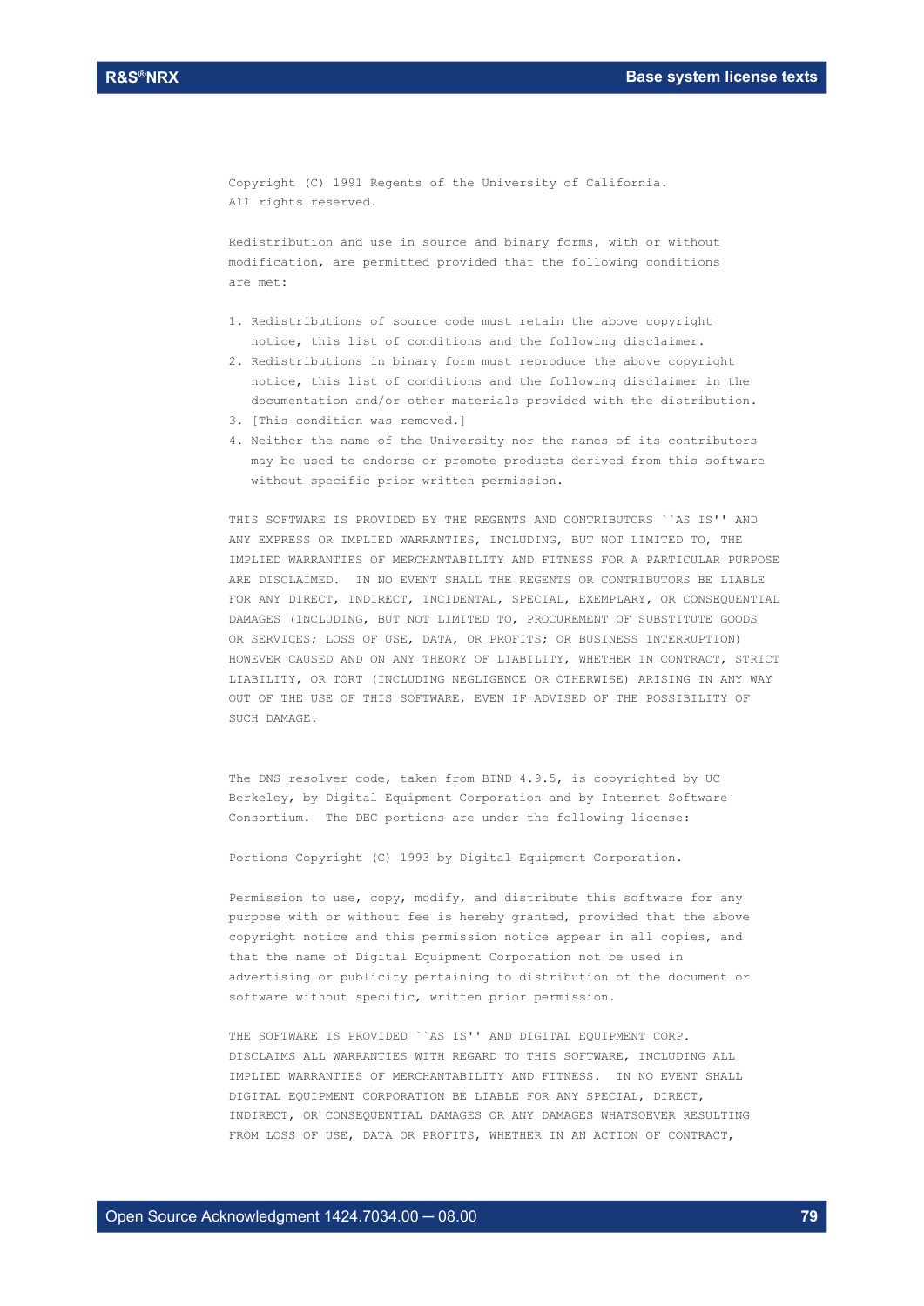Copyright (C) 1991 Regents of the University of California.
All rights reserved.

Redistribution and use in source and binary forms, with or without modification, are permitted provided that the following conditions are met:

1. Redistributions of source code must retain the above copyright notice, this list of conditions and the following disclaimer.
2. Redistributions in binary form must reproduce the above copyright notice, this list of conditions and the following disclaimer in the documentation and/or other materials provided with the distribution.
3. [This condition was removed.]
4. Neither the name of the University nor the names of its contributors may be used to endorse or promote products derived from this software without specific prior written permission.

THIS SOFTWARE IS PROVIDED BY THE REGENTS AND CONTRIBUTORS ``AS IS'' AND ANY EXPRESS OR IMPLIED WARRANTIES, INCLUDING, BUT NOT LIMITED TO, THE IMPLIED WARRANTIES OF MERCHANTABILITY AND FITNESS FOR A PARTICULAR PURPOSE ARE DISCLAIMED. IN NO EVENT SHALL THE REGENTS OR CONTRIBUTORS BE LIABLE FOR ANY DIRECT, INDIRECT, INCIDENTAL, SPECIAL, EXEMPLARY, OR CONSEQUENTIAL DAMAGES (INCLUDING, BUT NOT LIMITED TO, PROCUREMENT OF SUBSTITUTE GOODS OR SERVICES; LOSS OF USE, DATA, OR PROFITS; OR BUSINESS INTERRUPTION) HOWEVER CAUSED AND ON ANY THEORY OF LIABILITY, WHETHER IN CONTRACT, STRICT LIABILITY, OR TORT (INCLUDING NEGLIGENCE OR OTHERWISE) ARISING IN ANY WAY OUT OF THE USE OF THIS SOFTWARE, EVEN IF ADVISED OF THE POSSIBILITY OF SUCH DAMAGE.

The DNS resolver code, taken from BIND 4.9.5, is copyrighted by UC Berkeley, by Digital Equipment Corporation and by Internet Software Consortium. The DEC portions are under the following license:

Portions Copyright (C) 1993 by Digital Equipment Corporation.

Permission to use, copy, modify, and distribute this software for any purpose with or without fee is hereby granted, provided that the above copyright notice and this permission notice appear in all copies, and that the name of Digital Equipment Corporation not be used in advertising or publicity pertaining to distribution of the document or software without specific, written prior permission.

THE SOFTWARE IS PROVIDED ``AS IS'' AND DIGITAL EQUIPMENT CORP. DISCLAIMS ALL WARRANTIES WITH REGARD TO THIS SOFTWARE, INCLUDING ALL IMPLIED WARRANTIES OF MERCHANTABILITY AND FITNESS. IN NO EVENT SHALL DIGITAL EQUIPMENT CORPORATION BE LIABLE FOR ANY SPECIAL, DIRECT, INDIRECT, OR CONSEQUENTIAL DAMAGES OR ANY DAMAGES WHATSOEVER RESULTING FROM LOSS OF USE, DATA OR PROFITS, WHETHER IN AN ACTION OF CONTRACT,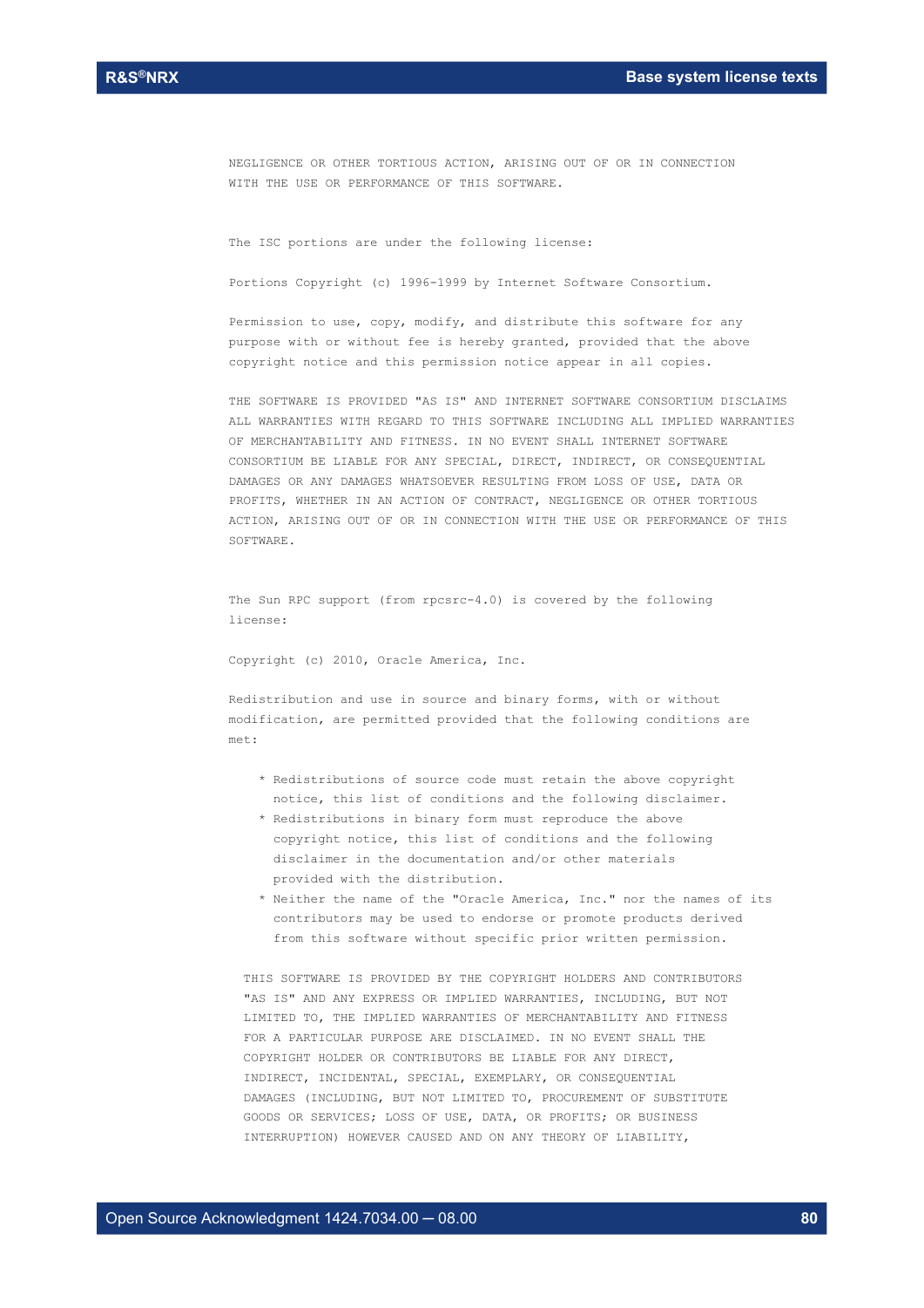NEGLIGENCE OR OTHER TORTIOUS ACTION, ARISING OUT OF OR IN CONNECTION WITH THE USE OR PERFORMANCE OF THIS SOFTWARE.

The ISC portions are under the following license:

Portions Copyright (c) 1996-1999 by Internet Software Consortium.

Permission to use, copy, modify, and distribute this software for any purpose with or without fee is hereby granted, provided that the above copyright notice and this permission notice appear in all copies.

THE SOFTWARE IS PROVIDED "AS IS" AND INTERNET SOFTWARE CONSORTIUM DISCLAIMS ALL WARRANTIES WITH REGARD TO THIS SOFTWARE INCLUDING ALL IMPLIED WARRANTIES OF MERCHANTABILITY AND FITNESS. IN NO EVENT SHALL INTERNET SOFTWARE CONSORTIUM BE LIABLE FOR ANY SPECIAL, DIRECT, INDIRECT, OR CONSEQUENTIAL DAMAGES OR ANY DAMAGES WHATSOEVER RESULTING FROM LOSS OF USE, DATA OR PROFITS, WHETHER IN AN ACTION OF CONTRACT, NEGLIGENCE OR OTHER TORTIOUS ACTION, ARISING OUT OF OR IN CONNECTION WITH THE USE OR PERFORMANCE OF THIS SOFTWARE.

The Sun RPC support (from rpcsrc-4.0) is covered by the following license:

Copyright (c) 2010, Oracle America, Inc.

Redistribution and use in source and binary forms, with or without modification, are permitted provided that the following conditions are met:

* Redistributions of source code must retain the above copyright notice, this list of conditions and the following disclaimer.
* Redistributions in binary form must reproduce the above copyright notice, this list of conditions and the following disclaimer in the documentation and/or other materials provided with the distribution.
* Neither the name of the "Oracle America, Inc." nor the names of its contributors may be used to endorse or promote products derived from this software without specific prior written permission.

THIS SOFTWARE IS PROVIDED BY THE COPYRIGHT HOLDERS AND CONTRIBUTORS "AS IS" AND ANY EXPRESS OR IMPLIED WARRANTIES, INCLUDING, BUT NOT LIMITED TO, THE IMPLIED WARRANTIES OF MERCHANTABILITY AND FITNESS FOR A PARTICULAR PURPOSE ARE DISCLAIMED. IN NO EVENT SHALL THE COPYRIGHT HOLDER OR CONTRIBUTORS BE LIABLE FOR ANY DIRECT, INDIRECT, INCIDENTAL, SPECIAL, EXEMPLARY, OR CONSEQUENTIAL DAMAGES (INCLUDING, BUT NOT LIMITED TO, PROCUREMENT OF SUBSTITUTE GOODS OR SERVICES; LOSS OF USE, DATA, OR PROFITS; OR BUSINESS INTERRUPTION) HOWEVER CAUSED AND ON ANY THEORY OF LIABILITY,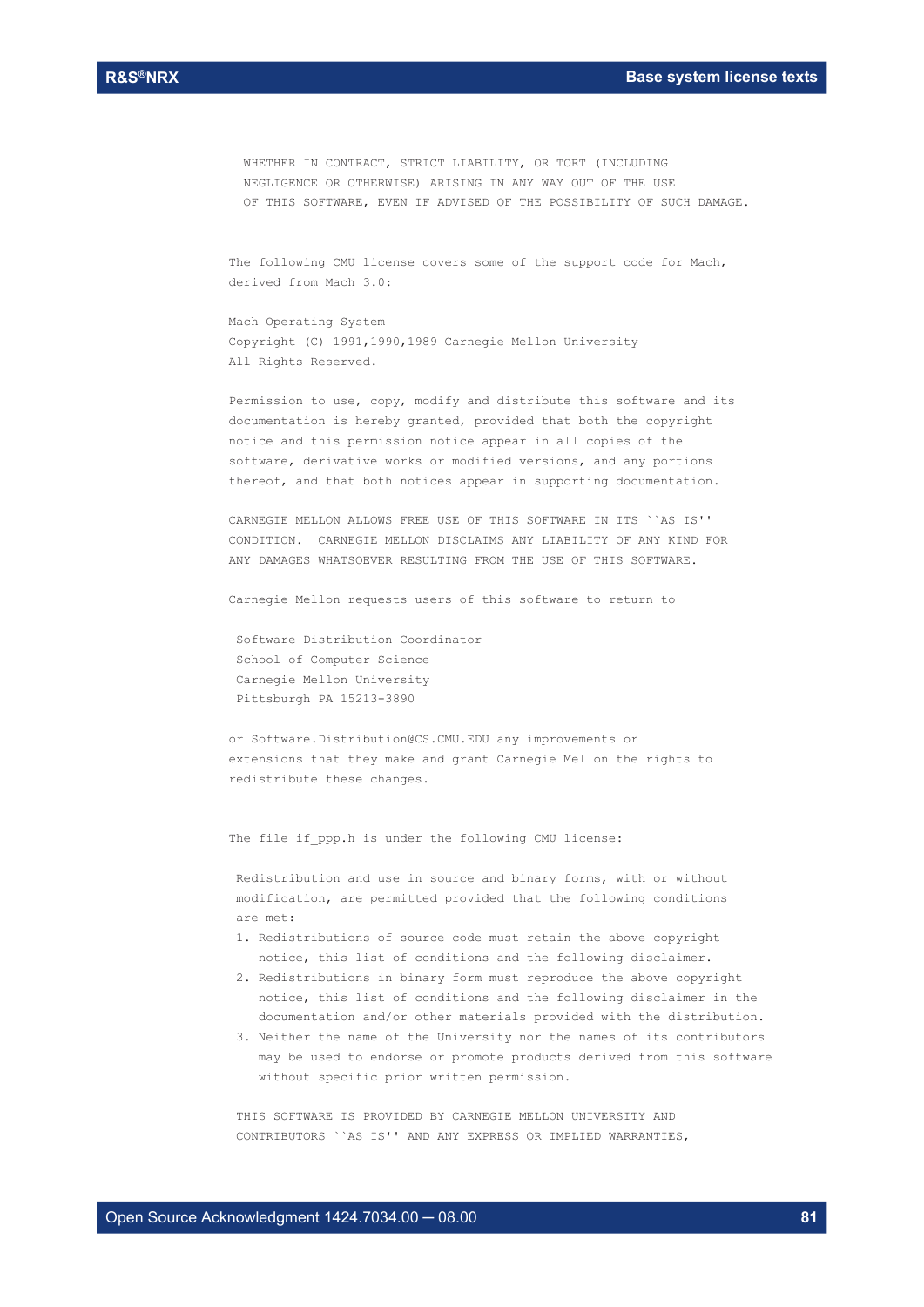```
  WHETHER IN CONTRACT, STRICT LIABILITY, OR TORT (INCLUDING
  NEGLIGENCE OR OTHERWISE) ARISING IN ANY WAY OUT OF THE USE
  OF THIS SOFTWARE, EVEN IF ADVISED OF THE POSSIBILITY OF SUCH DAMAGE.


The following CMU license covers some of the support code for Mach,
derived from Mach 3.0:

Mach Operating System
Copyright (C) 1991,1990,1989 Carnegie Mellon University
All Rights Reserved.

Permission to use, copy, modify and distribute this software and its
documentation is hereby granted, provided that both the copyright
notice and this permission notice appear in all copies of the
software, derivative works or modified versions, and any portions
thereof, and that both notices appear in supporting documentation.

CARNEGIE MELLON ALLOWS FREE USE OF THIS SOFTWARE IN ITS ``AS IS''
CONDITION.  CARNEGIE MELLON DISCLAIMS ANY LIABILITY OF ANY KIND FOR
ANY DAMAGES WHATSOEVER RESULTING FROM THE USE OF THIS SOFTWARE.

Carnegie Mellon requests users of this software to return to

 Software Distribution Coordinator
 School of Computer Science
 Carnegie Mellon University
 Pittsburgh PA 15213-3890

or Software.Distribution@CS.CMU.EDU any improvements or
extensions that they make and grant Carnegie Mellon the rights to
redistribute these changes.


The file if_ppp.h is under the following CMU license:

 Redistribution and use in source and binary forms, with or without
 modification, are permitted provided that the following conditions
 are met:
 1. Redistributions of source code must retain the above copyright
    notice, this list of conditions and the following disclaimer.
 2. Redistributions in binary form must reproduce the above copyright
    notice, this list of conditions and the following disclaimer in the
    documentation and/or other materials provided with the distribution.
 3. Neither the name of the University nor the names of its contributors
    may be used to endorse or promote products derived from this software
    without specific prior written permission.

 THIS SOFTWARE IS PROVIDED BY CARNEGIE MELLON UNIVERSITY AND
 CONTRIBUTORS ``AS IS'' AND ANY EXPRESS OR IMPLIED WARRANTIES,
```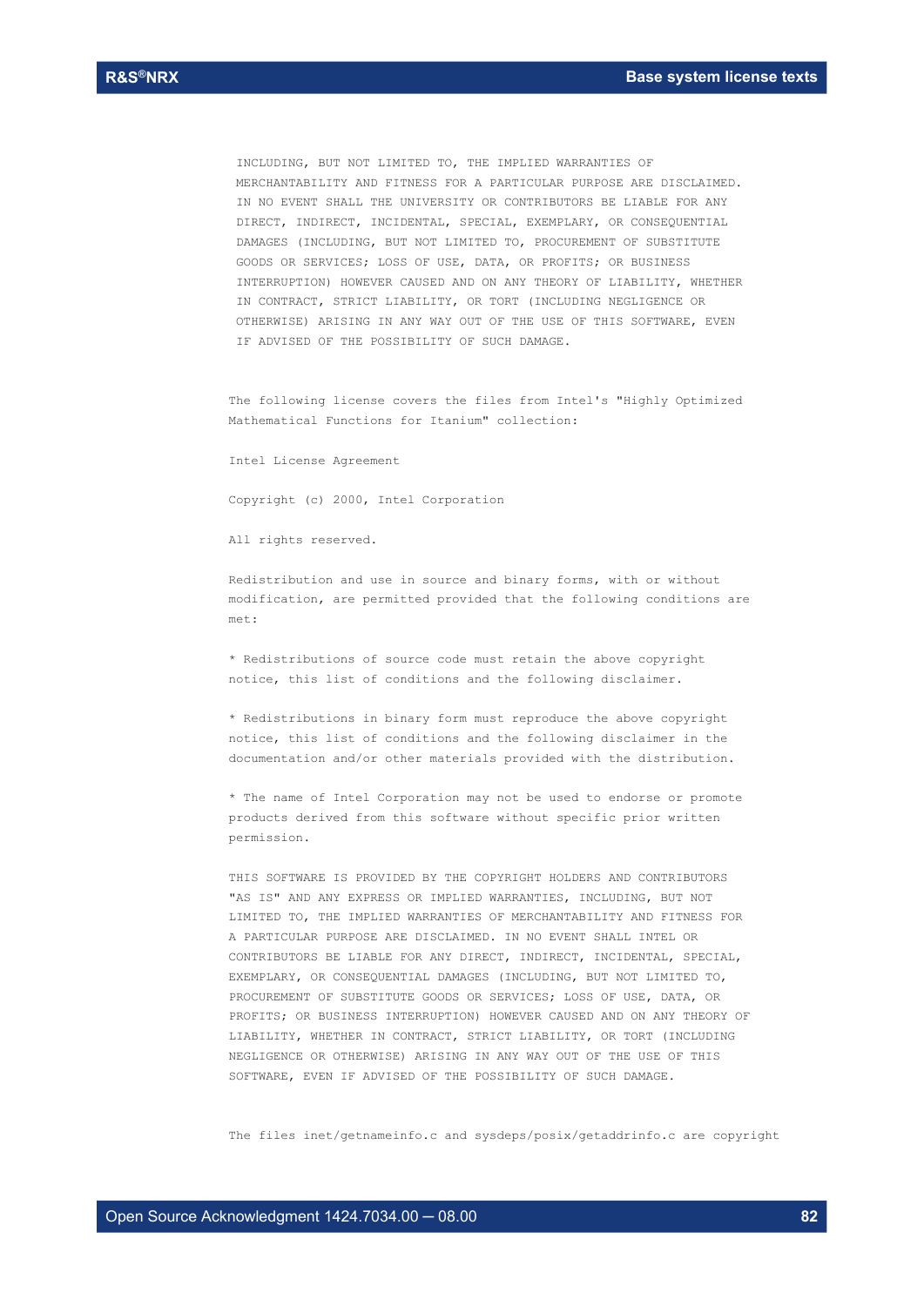INCLUDING, BUT NOT LIMITED TO, THE IMPLIED WARRANTIES OF MERCHANTABILITY AND FITNESS FOR A PARTICULAR PURPOSE ARE DISCLAIMED. IN NO EVENT SHALL THE UNIVERSITY OR CONTRIBUTORS BE LIABLE FOR ANY DIRECT, INDIRECT, INCIDENTAL, SPECIAL, EXEMPLARY, OR CONSEQUENTIAL DAMAGES (INCLUDING, BUT NOT LIMITED TO, PROCUREMENT OF SUBSTITUTE GOODS OR SERVICES; LOSS OF USE, DATA, OR PROFITS; OR BUSINESS INTERRUPTION) HOWEVER CAUSED AND ON ANY THEORY OF LIABILITY, WHETHER IN CONTRACT, STRICT LIABILITY, OR TORT (INCLUDING NEGLIGENCE OR OTHERWISE) ARISING IN ANY WAY OUT OF THE USE OF THIS SOFTWARE, EVEN IF ADVISED OF THE POSSIBILITY OF SUCH DAMAGE.

The following license covers the files from Intel's "Highly Optimized Mathematical Functions for Itanium" collection:

Intel License Agreement

Copyright (c) 2000, Intel Corporation

All rights reserved.

Redistribution and use in source and binary forms, with or without modification, are permitted provided that the following conditions are met:

* Redistributions of source code must retain the above copyright notice, this list of conditions and the following disclaimer.

* Redistributions in binary form must reproduce the above copyright notice, this list of conditions and the following disclaimer in the documentation and/or other materials provided with the distribution.

* The name of Intel Corporation may not be used to endorse or promote products derived from this software without specific prior written permission.

THIS SOFTWARE IS PROVIDED BY THE COPYRIGHT HOLDERS AND CONTRIBUTORS "AS IS" AND ANY EXPRESS OR IMPLIED WARRANTIES, INCLUDING, BUT NOT LIMITED TO, THE IMPLIED WARRANTIES OF MERCHANTABILITY AND FITNESS FOR A PARTICULAR PURPOSE ARE DISCLAIMED. IN NO EVENT SHALL INTEL OR CONTRIBUTORS BE LIABLE FOR ANY DIRECT, INDIRECT, INCIDENTAL, SPECIAL, EXEMPLARY, OR CONSEQUENTIAL DAMAGES (INCLUDING, BUT NOT LIMITED TO, PROCUREMENT OF SUBSTITUTE GOODS OR SERVICES; LOSS OF USE, DATA, OR PROFITS; OR BUSINESS INTERRUPTION) HOWEVER CAUSED AND ON ANY THEORY OF LIABILITY, WHETHER IN CONTRACT, STRICT LIABILITY, OR TORT (INCLUDING NEGLIGENCE OR OTHERWISE) ARISING IN ANY WAY OUT OF THE USE OF THIS SOFTWARE, EVEN IF ADVISED OF THE POSSIBILITY OF SUCH DAMAGE.

The files inet/getnameinfo.c and sysdeps/posix/getaddrinfo.c are copyright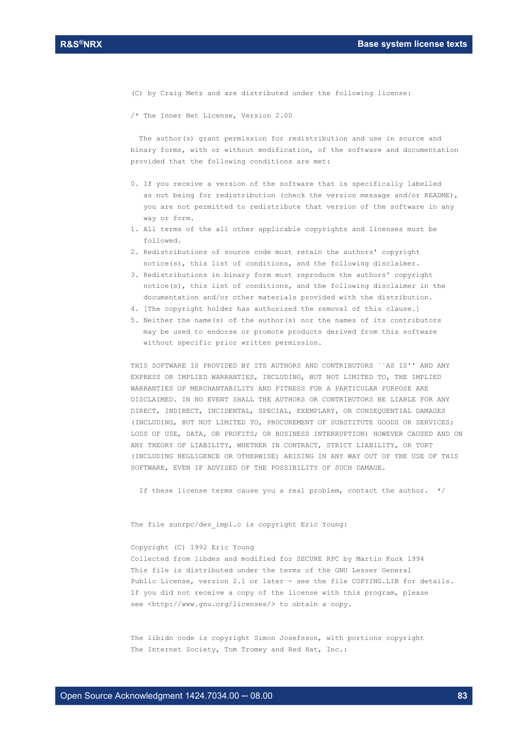(C) by Craig Metz and are distributed under the following license:

/* The Inner Net License, Version 2.00

The author(s) grant permission for redistribution and use in source and binary forms, with or without modification, of the software and documentation provided that the following conditions are met:

0. If you receive a version of the software that is specifically labelled as not being for redistribution (check the version message and/or README), you are not permitted to redistribute that version of the software in any way or form.
1. All terms of the all other applicable copyrights and licenses must be followed.
2. Redistributions of source code must retain the authors' copyright notice(s), this list of conditions, and the following disclaimer.
3. Redistributions in binary form must reproduce the authors' copyright notice(s), this list of conditions, and the following disclaimer in the documentation and/or other materials provided with the distribution.
4. [The copyright holder has authorized the removal of this clause.]
5. Neither the name(s) of the author(s) nor the names of its contributors may be used to endorse or promote products derived from this software without specific prior written permission.

THIS SOFTWARE IS PROVIDED BY ITS AUTHORS AND CONTRIBUTORS ``AS IS'' AND ANY EXPRESS OR IMPLIED WARRANTIES, INCLUDING, BUT NOT LIMITED TO, THE IMPLIED WARRANTIES OF MERCHANTABILITY AND FITNESS FOR A PARTICULAR PURPOSE ARE DISCLAIMED. IN NO EVENT SHALL THE AUTHORS OR CONTRIBUTORS BE LIABLE FOR ANY DIRECT, INDIRECT, INCIDENTAL, SPECIAL, EXEMPLARY, OR CONSEQUENTIAL DAMAGES (INCLUDING, BUT NOT LIMITED TO, PROCUREMENT OF SUBSTITUTE GOODS OR SERVICES; LOSS OF USE, DATA, OR PROFITS; OR BUSINESS INTERRUPTION) HOWEVER CAUSED AND ON ANY THEORY OF LIABILITY, WHETHER IN CONTRACT, STRICT LIABILITY, OR TORT (INCLUDING NEGLIGENCE OR OTHERWISE) ARISING IN ANY WAY OUT OF THE USE OF THIS SOFTWARE, EVEN IF ADVISED OF THE POSSIBILITY OF SUCH DAMAGE.

If these license terms cause you a real problem, contact the author. */

The file sunrpc/des_impl.c is copyright Eric Young:

Copyright (C) 1992 Eric Young
Collected from libdes and modified for SECURE RPC by Martin Kuck 1994
This file is distributed under the terms of the GNU Lesser General Public License, version 2.1 or later - see the file COPYING.LIB for details.
If you did not receive a copy of the license with this program, please see <http://www.gnu.org/licenses/> to obtain a copy.

The libidn code is copyright Simon Josefsson, with portions copyright The Internet Society, Tom Tromey and Red Hat, Inc.: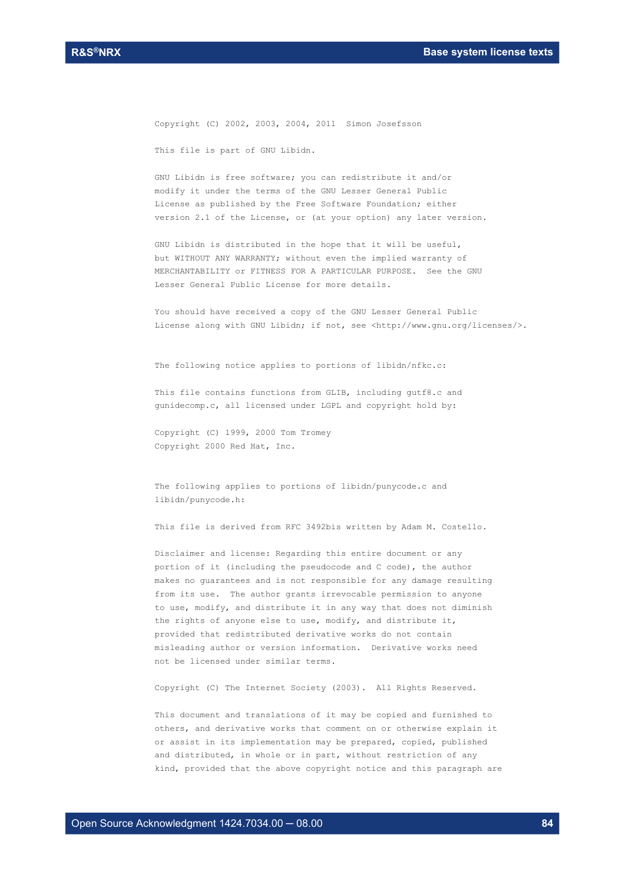```
Copyright (C) 2002, 2003, 2004, 2011  Simon Josefsson

This file is part of GNU Libidn.

GNU Libidn is free software; you can redistribute it and/or
modify it under the terms of the GNU Lesser General Public
License as published by the Free Software Foundation; either
version 2.1 of the License, or (at your option) any later version.

GNU Libidn is distributed in the hope that it will be useful,
but WITHOUT ANY WARRANTY; without even the implied warranty of
MERCHANTABILITY or FITNESS FOR A PARTICULAR PURPOSE.  See the GNU
Lesser General Public License for more details.

You should have received a copy of the GNU Lesser General Public
License along with GNU Libidn; if not, see <http://www.gnu.org/licenses/>.


The following notice applies to portions of libidn/nfkc.c:

This file contains functions from GLIB, including gutf8.c and
gunidecomp.c, all licensed under LGPL and copyright hold by:

Copyright (C) 1999, 2000 Tom Tromey
Copyright 2000 Red Hat, Inc.


The following applies to portions of libidn/punycode.c and
libidn/punycode.h:

This file is derived from RFC 3492bis written by Adam M. Costello.

Disclaimer and license: Regarding this entire document or any
portion of it (including the pseudocode and C code), the author
makes no guarantees and is not responsible for any damage resulting
from its use.  The author grants irrevocable permission to anyone
to use, modify, and distribute it in any way that does not diminish
the rights of anyone else to use, modify, and distribute it,
provided that redistributed derivative works do not contain
misleading author or version information.  Derivative works need
not be licensed under similar terms.

Copyright (C) The Internet Society (2003).  All Rights Reserved.

This document and translations of it may be copied and furnished to
others, and derivative works that comment on or otherwise explain it
or assist in its implementation may be prepared, copied, published
and distributed, in whole or in part, without restriction of any
kind, provided that the above copyright notice and this paragraph are
```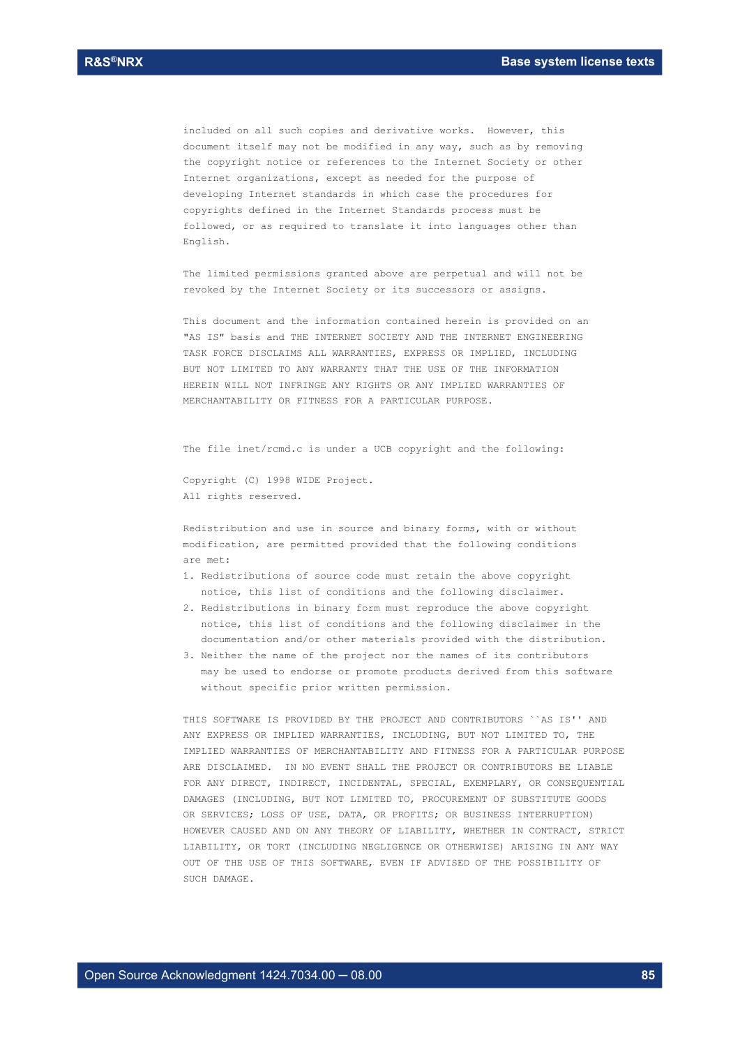included on all such copies and derivative works. However, this document itself may not be modified in any way, such as by removing the copyright notice or references to the Internet Society or other Internet organizations, except as needed for the purpose of developing Internet standards in which case the procedures for copyrights defined in the Internet Standards process must be followed, or as required to translate it into languages other than English.

The limited permissions granted above are perpetual and will not be revoked by the Internet Society or its successors or assigns.

This document and the information contained herein is provided on an "AS IS" basis and THE INTERNET SOCIETY AND THE INTERNET ENGINEERING TASK FORCE DISCLAIMS ALL WARRANTIES, EXPRESS OR IMPLIED, INCLUDING BUT NOT LIMITED TO ANY WARRANTY THAT THE USE OF THE INFORMATION HEREIN WILL NOT INFRINGE ANY RIGHTS OR ANY IMPLIED WARRANTIES OF MERCHANTABILITY OR FITNESS FOR A PARTICULAR PURPOSE.

The file inet/rcmd.c is under a UCB copyright and the following:

Copyright (C) 1998 WIDE Project.
All rights reserved.

Redistribution and use in source and binary forms, with or without modification, are permitted provided that the following conditions are met:

1. Redistributions of source code must retain the above copyright notice, this list of conditions and the following disclaimer.
2. Redistributions in binary form must reproduce the above copyright notice, this list of conditions and the following disclaimer in the documentation and/or other materials provided with the distribution.
3. Neither the name of the project nor the names of its contributors may be used to endorse or promote products derived from this software without specific prior written permission.

THIS SOFTWARE IS PROVIDED BY THE PROJECT AND CONTRIBUTORS ``AS IS'' AND ANY EXPRESS OR IMPLIED WARRANTIES, INCLUDING, BUT NOT LIMITED TO, THE IMPLIED WARRANTIES OF MERCHANTABILITY AND FITNESS FOR A PARTICULAR PURPOSE ARE DISCLAIMED. IN NO EVENT SHALL THE PROJECT OR CONTRIBUTORS BE LIABLE FOR ANY DIRECT, INDIRECT, INCIDENTAL, SPECIAL, EXEMPLARY, OR CONSEQUENTIAL DAMAGES (INCLUDING, BUT NOT LIMITED TO, PROCUREMENT OF SUBSTITUTE GOODS OR SERVICES; LOSS OF USE, DATA, OR PROFITS; OR BUSINESS INTERRUPTION) HOWEVER CAUSED AND ON ANY THEORY OF LIABILITY, WHETHER IN CONTRACT, STRICT LIABILITY, OR TORT (INCLUDING NEGLIGENCE OR OTHERWISE) ARISING IN ANY WAY OUT OF THE USE OF THIS SOFTWARE, EVEN IF ADVISED OF THE POSSIBILITY OF SUCH DAMAGE.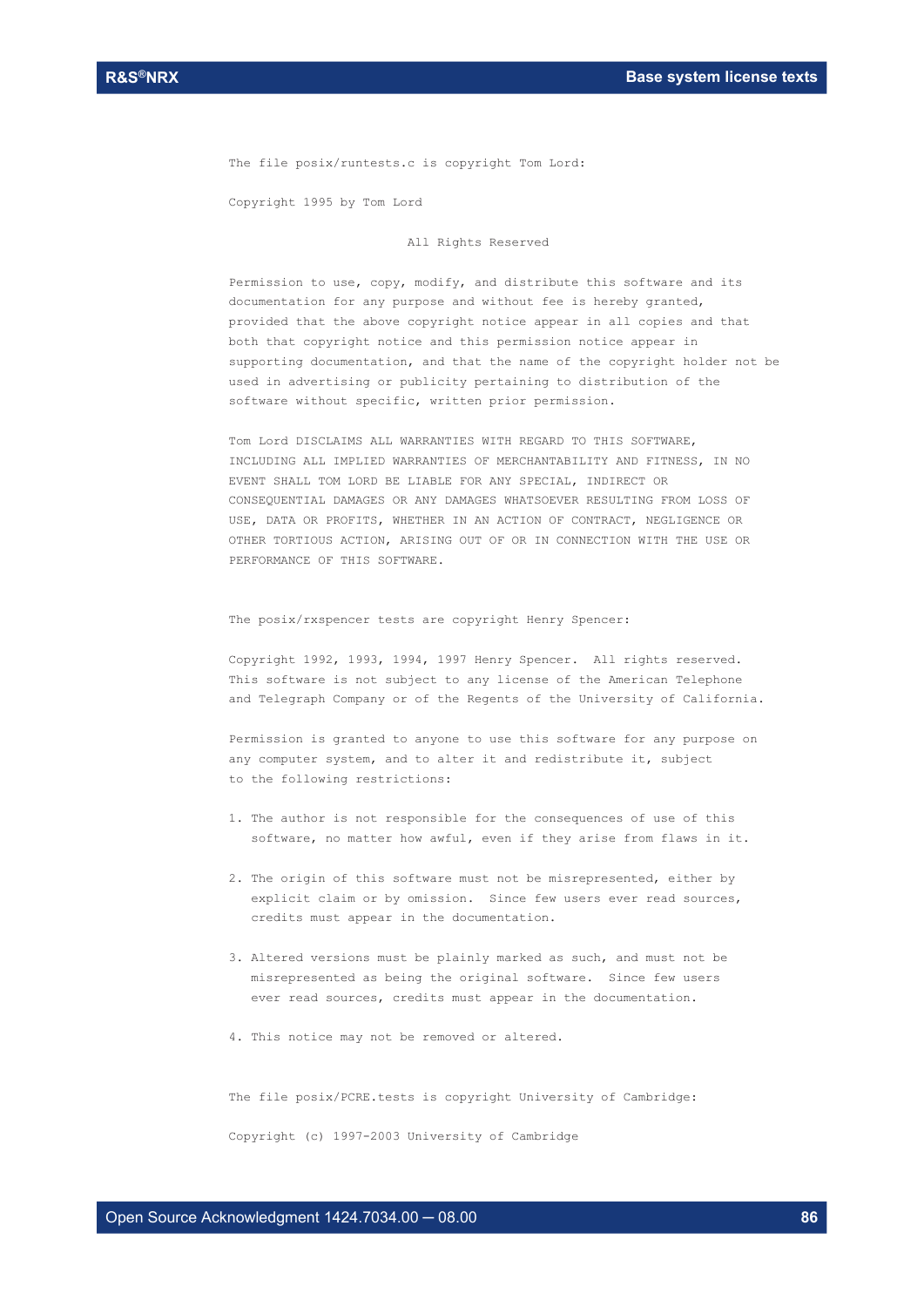The file posix/runtests.c is copyright Tom Lord:

Copyright 1995 by Tom Lord

All Rights Reserved

Permission to use, copy, modify, and distribute this software and its documentation for any purpose and without fee is hereby granted, provided that the above copyright notice appear in all copies and that both that copyright notice and this permission notice appear in supporting documentation, and that the name of the copyright holder not be used in advertising or publicity pertaining to distribution of the software without specific, written prior permission.

Tom Lord DISCLAIMS ALL WARRANTIES WITH REGARD TO THIS SOFTWARE, INCLUDING ALL IMPLIED WARRANTIES OF MERCHANTABILITY AND FITNESS, IN NO EVENT SHALL TOM LORD BE LIABLE FOR ANY SPECIAL, INDIRECT OR CONSEQUENTIAL DAMAGES OR ANY DAMAGES WHATSOEVER RESULTING FROM LOSS OF USE, DATA OR PROFITS, WHETHER IN AN ACTION OF CONTRACT, NEGLIGENCE OR OTHER TORTIOUS ACTION, ARISING OUT OF OR IN CONNECTION WITH THE USE OR PERFORMANCE OF THIS SOFTWARE.

The posix/rxspencer tests are copyright Henry Spencer:

Copyright 1992, 1993, 1994, 1997 Henry Spencer. All rights reserved. This software is not subject to any license of the American Telephone and Telegraph Company or of the Regents of the University of California.

Permission is granted to anyone to use this software for any purpose on any computer system, and to alter it and redistribute it, subject to the following restrictions:

1. The author is not responsible for the consequences of use of this software, no matter how awful, even if they arise from flaws in it.

2. The origin of this software must not be misrepresented, either by explicit claim or by omission. Since few users ever read sources, credits must appear in the documentation.

3. Altered versions must be plainly marked as such, and must not be misrepresented as being the original software. Since few users ever read sources, credits must appear in the documentation.

4. This notice may not be removed or altered.

The file posix/PCRE.tests is copyright University of Cambridge:

Copyright (c) 1997-2003 University of Cambridge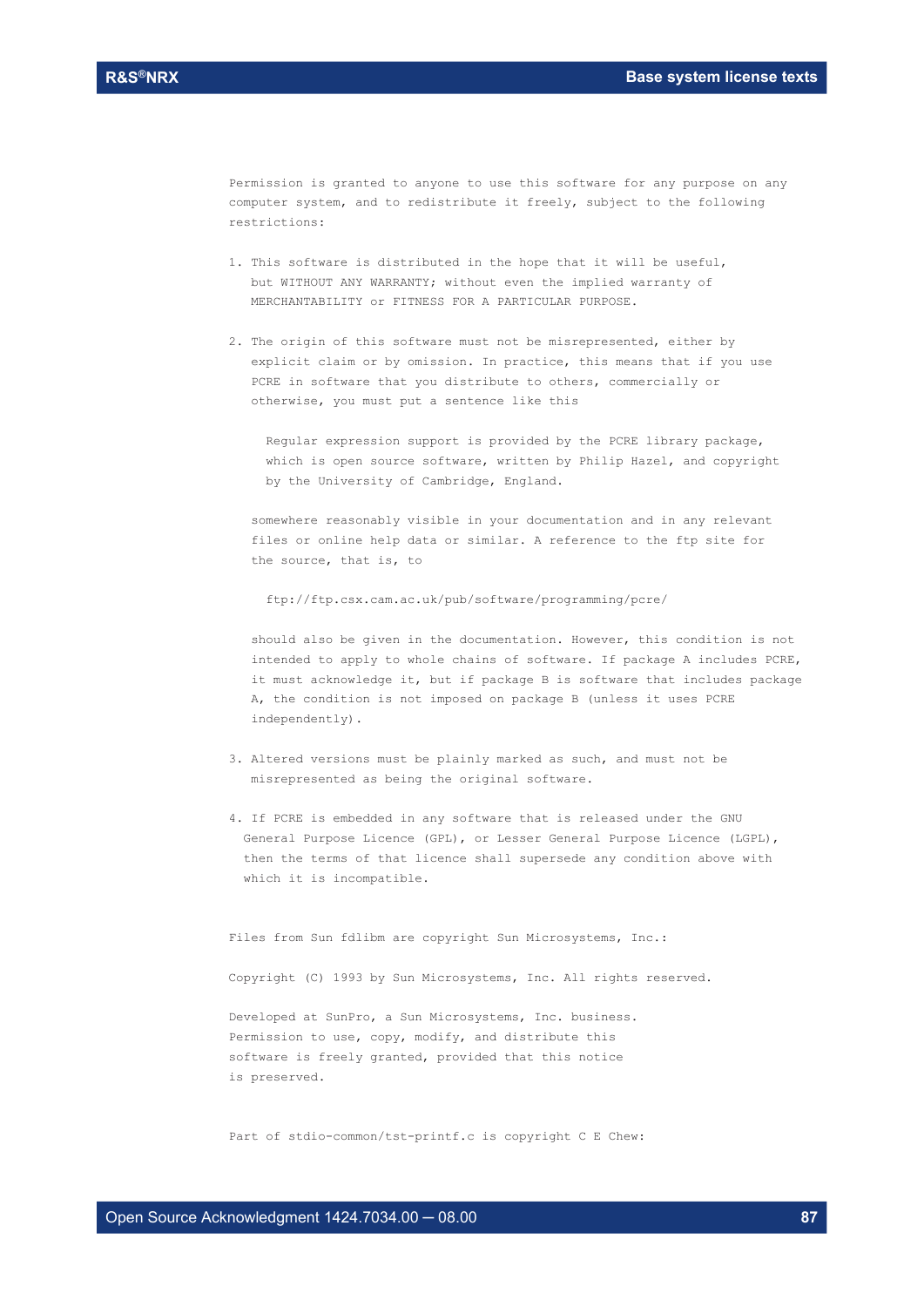Permission is granted to anyone to use this software for any purpose on any computer system, and to redistribute it freely, subject to the following restrictions:

1. This software is distributed in the hope that it will be useful, but WITHOUT ANY WARRANTY; without even the implied warranty of MERCHANTABILITY or FITNESS FOR A PARTICULAR PURPOSE.

2. The origin of this software must not be misrepresented, either by explicit claim or by omission. In practice, this means that if you use PCRE in software that you distribute to others, commercially or otherwise, you must put a sentence like this

   Regular expression support is provided by the PCRE library package, which is open source software, written by Philip Hazel, and copyright by the University of Cambridge, England.

   somewhere reasonably visible in your documentation and in any relevant files or online help data or similar. A reference to the ftp site for the source, that is, to

   ftp://ftp.csx.cam.ac.uk/pub/software/programming/pcre/

   should also be given in the documentation. However, this condition is not intended to apply to whole chains of software. If package A includes PCRE, it must acknowledge it, but if package B is software that includes package A, the condition is not imposed on package B (unless it uses PCRE independently).

3. Altered versions must be plainly marked as such, and must not be misrepresented as being the original software.

4. If PCRE is embedded in any software that is released under the GNU General Purpose Licence (GPL), or Lesser General Purpose Licence (LGPL), then the terms of that licence shall supersede any condition above with which it is incompatible.

Files from Sun fdlibm are copyright Sun Microsystems, Inc.:

Copyright (C) 1993 by Sun Microsystems, Inc. All rights reserved.

Developed at SunPro, a Sun Microsystems, Inc. business.
Permission to use, copy, modify, and distribute this software is freely granted, provided that this notice is preserved.

Part of stdio-common/tst-printf.c is copyright C E Chew: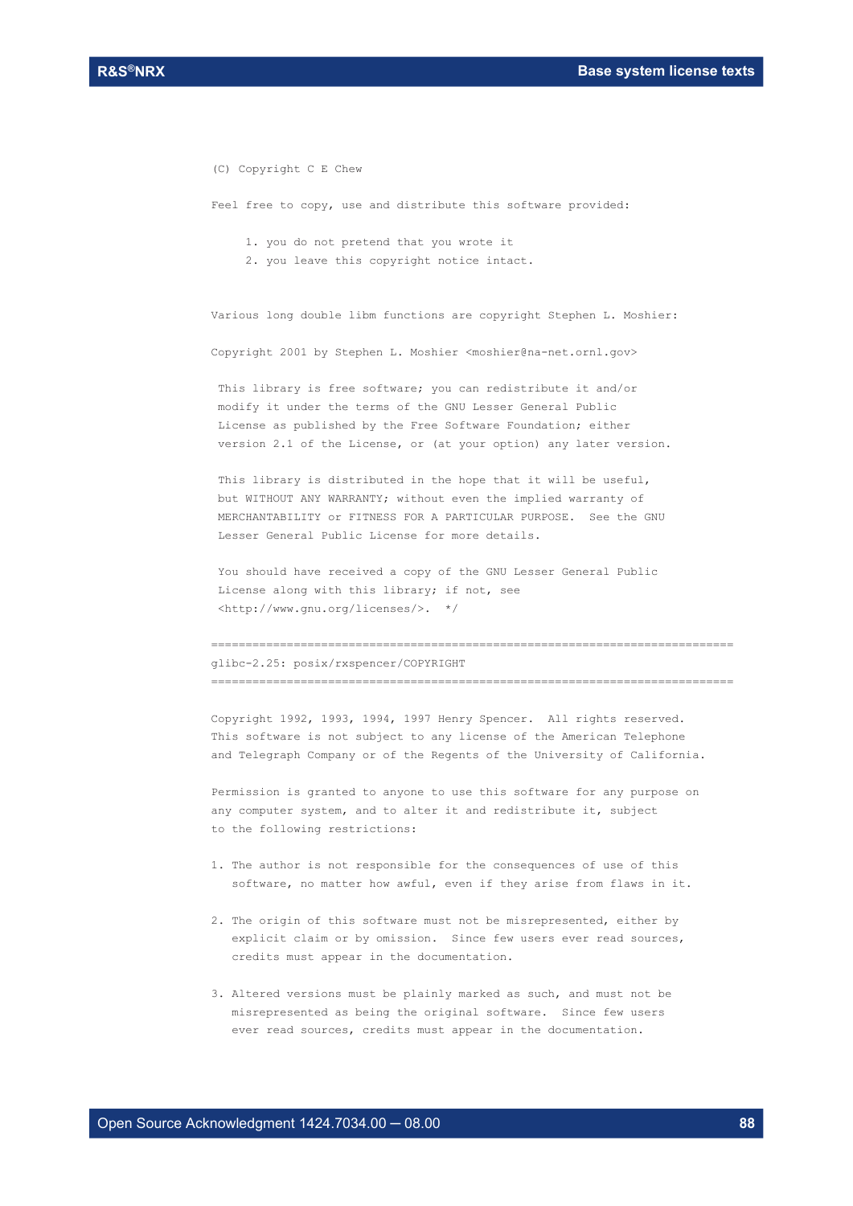(C) Copyright C E Chew

Feel free to copy, use and distribute this software provided:

1. you do not pretend that you wrote it
2. you leave this copyright notice intact.

Various long double libm functions are copyright Stephen L. Moshier:

Copyright 2001 by Stephen L. Moshier <moshier@na-net.ornl.gov>

This library is free software; you can redistribute it and/or modify it under the terms of the GNU Lesser General Public License as published by the Free Software Foundation; either version 2.1 of the License, or (at your option) any later version.

This library is distributed in the hope that it will be useful, but WITHOUT ANY WARRANTY; without even the implied warranty of MERCHANTABILITY or FITNESS FOR A PARTICULAR PURPOSE. See the GNU Lesser General Public License for more details.

You should have received a copy of the GNU Lesser General Public License along with this library; if not, see <http://www.gnu.org/licenses/>. */

============================================================================

glibc-2.25: posix/rxspencer/COPYRIGHT

============================================================================

Copyright 1992, 1993, 1994, 1997 Henry Spencer. All rights reserved.
This software is not subject to any license of the American Telephone and Telegraph Company or of the Regents of the University of California.

Permission is granted to anyone to use this software for any purpose on any computer system, and to alter it and redistribute it, subject to the following restrictions:

1. The author is not responsible for the consequences of use of this software, no matter how awful, even if they arise from flaws in it.

2. The origin of this software must not be misrepresented, either by explicit claim or by omission. Since few users ever read sources, credits must appear in the documentation.

3. Altered versions must be plainly marked as such, and must not be misrepresented as being the original software. Since few users ever read sources, credits must appear in the documentation.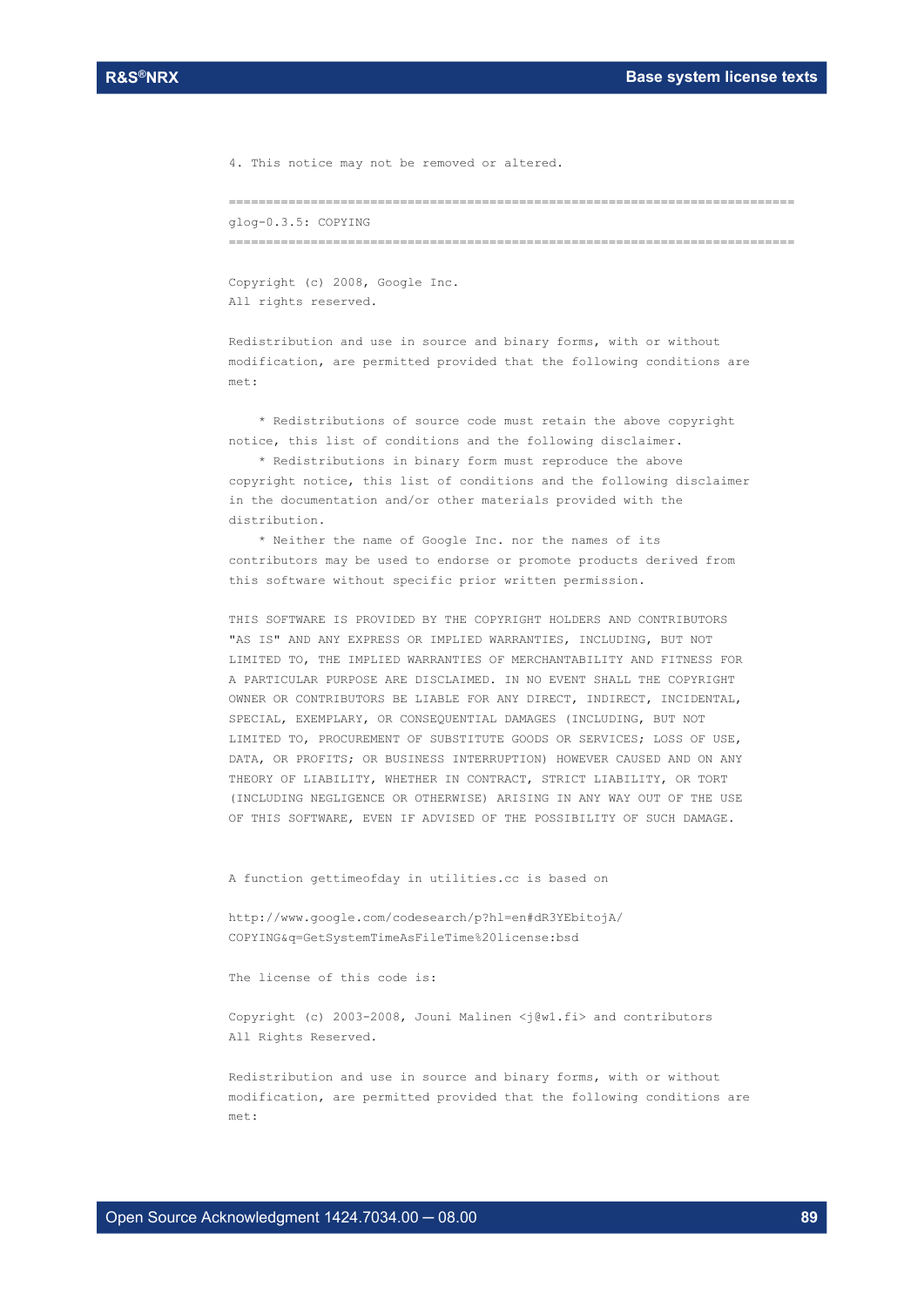4. This notice may not be removed or altered.

============================================================================

glog-0.3.5: COPYING

============================================================================

Copyright (c) 2008, Google Inc.
All rights reserved.

Redistribution and use in source and binary forms, with or without modification, are permitted provided that the following conditions are met:

* Redistributions of source code must retain the above copyright notice, this list of conditions and the following disclaimer.
* Redistributions in binary form must reproduce the above copyright notice, this list of conditions and the following disclaimer in the documentation and/or other materials provided with the distribution.
* Neither the name of Google Inc. nor the names of its contributors may be used to endorse or promote products derived from this software without specific prior written permission.

THIS SOFTWARE IS PROVIDED BY THE COPYRIGHT HOLDERS AND CONTRIBUTORS "AS IS" AND ANY EXPRESS OR IMPLIED WARRANTIES, INCLUDING, BUT NOT LIMITED TO, THE IMPLIED WARRANTIES OF MERCHANTABILITY AND FITNESS FOR A PARTICULAR PURPOSE ARE DISCLAIMED. IN NO EVENT SHALL THE COPYRIGHT OWNER OR CONTRIBUTORS BE LIABLE FOR ANY DIRECT, INDIRECT, INCIDENTAL, SPECIAL, EXEMPLARY, OR CONSEQUENTIAL DAMAGES (INCLUDING, BUT NOT LIMITED TO, PROCUREMENT OF SUBSTITUTE GOODS OR SERVICES; LOSS OF USE, DATA, OR PROFITS; OR BUSINESS INTERRUPTION) HOWEVER CAUSED AND ON ANY THEORY OF LIABILITY, WHETHER IN CONTRACT, STRICT LIABILITY, OR TORT (INCLUDING NEGLIGENCE OR OTHERWISE) ARISING IN ANY WAY OUT OF THE USE OF THIS SOFTWARE, EVEN IF ADVISED OF THE POSSIBILITY OF SUCH DAMAGE.

A function gettimeofday in utilities.cc is based on

http://www.google.com/codesearch/p?hl=en#dR3YEbitojA/COPYING&q=GetSystemTimeAsFileTime%20license:bsd

The license of this code is:

Copyright (c) 2003-2008, Jouni Malinen <j@w1.fi> and contributors
All Rights Reserved.

Redistribution and use in source and binary forms, with or without modification, are permitted provided that the following conditions are met: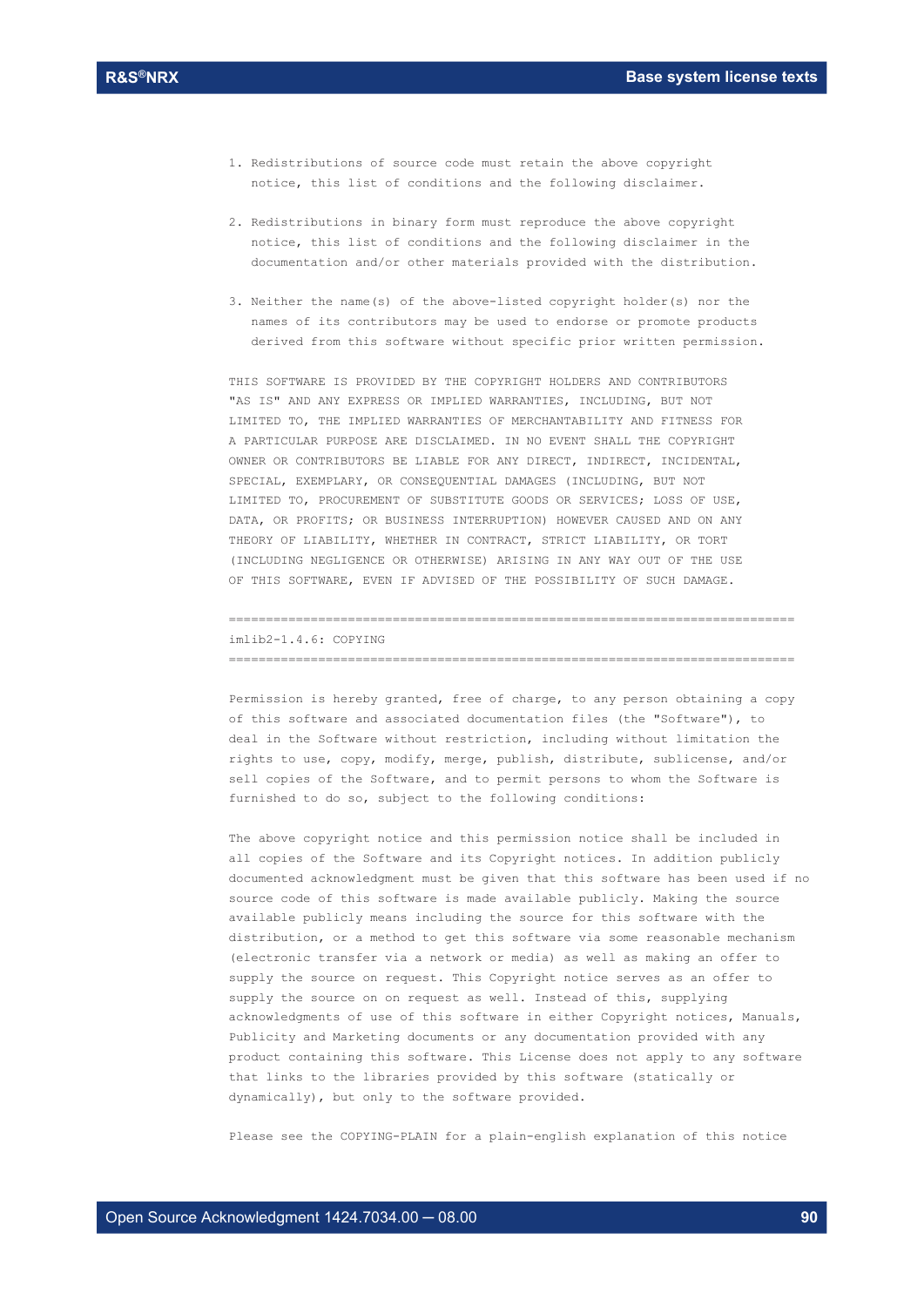1. Redistributions of source code must retain the above copyright notice, this list of conditions and the following disclaimer.

2. Redistributions in binary form must reproduce the above copyright notice, this list of conditions and the following disclaimer in the documentation and/or other materials provided with the distribution.

3. Neither the name(s) of the above-listed copyright holder(s) nor the names of its contributors may be used to endorse or promote products derived from this software without specific prior written permission.

THIS SOFTWARE IS PROVIDED BY THE COPYRIGHT HOLDERS AND CONTRIBUTORS "AS IS" AND ANY EXPRESS OR IMPLIED WARRANTIES, INCLUDING, BUT NOT LIMITED TO, THE IMPLIED WARRANTIES OF MERCHANTABILITY AND FITNESS FOR A PARTICULAR PURPOSE ARE DISCLAIMED. IN NO EVENT SHALL THE COPYRIGHT OWNER OR CONTRIBUTORS BE LIABLE FOR ANY DIRECT, INDIRECT, INCIDENTAL, SPECIAL, EXEMPLARY, OR CONSEQUENTIAL DAMAGES (INCLUDING, BUT NOT LIMITED TO, PROCUREMENT OF SUBSTITUTE GOODS OR SERVICES; LOSS OF USE, DATA, OR PROFITS; OR BUSINESS INTERRUPTION) HOWEVER CAUSED AND ON ANY THEORY OF LIABILITY, WHETHER IN CONTRACT, STRICT LIABILITY, OR TORT (INCLUDING NEGLIGENCE OR OTHERWISE) ARISING IN ANY WAY OUT OF THE USE OF THIS SOFTWARE, EVEN IF ADVISED OF THE POSSIBILITY OF SUCH DAMAGE.

============================================================================

imlib2-1.4.6: COPYING

============================================================================

Permission is hereby granted, free of charge, to any person obtaining a copy of this software and associated documentation files (the "Software"), to deal in the Software without restriction, including without limitation the rights to use, copy, modify, merge, publish, distribute, sublicense, and/or sell copies of the Software, and to permit persons to whom the Software is furnished to do so, subject to the following conditions:

The above copyright notice and this permission notice shall be included in all copies of the Software and its Copyright notices. In addition publicly documented acknowledgment must be given that this software has been used if no source code of this software is made available publicly. Making the source available publicly means including the source for this software with the distribution, or a method to get this software via some reasonable mechanism (electronic transfer via a network or media) as well as making an offer to supply the source on request. This Copyright notice serves as an offer to supply the source on on request as well. Instead of this, supplying acknowledgments of use of this software in either Copyright notices, Manuals, Publicity and Marketing documents or any documentation provided with any product containing this software. This License does not apply to any software that links to the libraries provided by this software (statically or dynamically), but only to the software provided.

Please see the COPYING-PLAIN for a plain-english explanation of this notice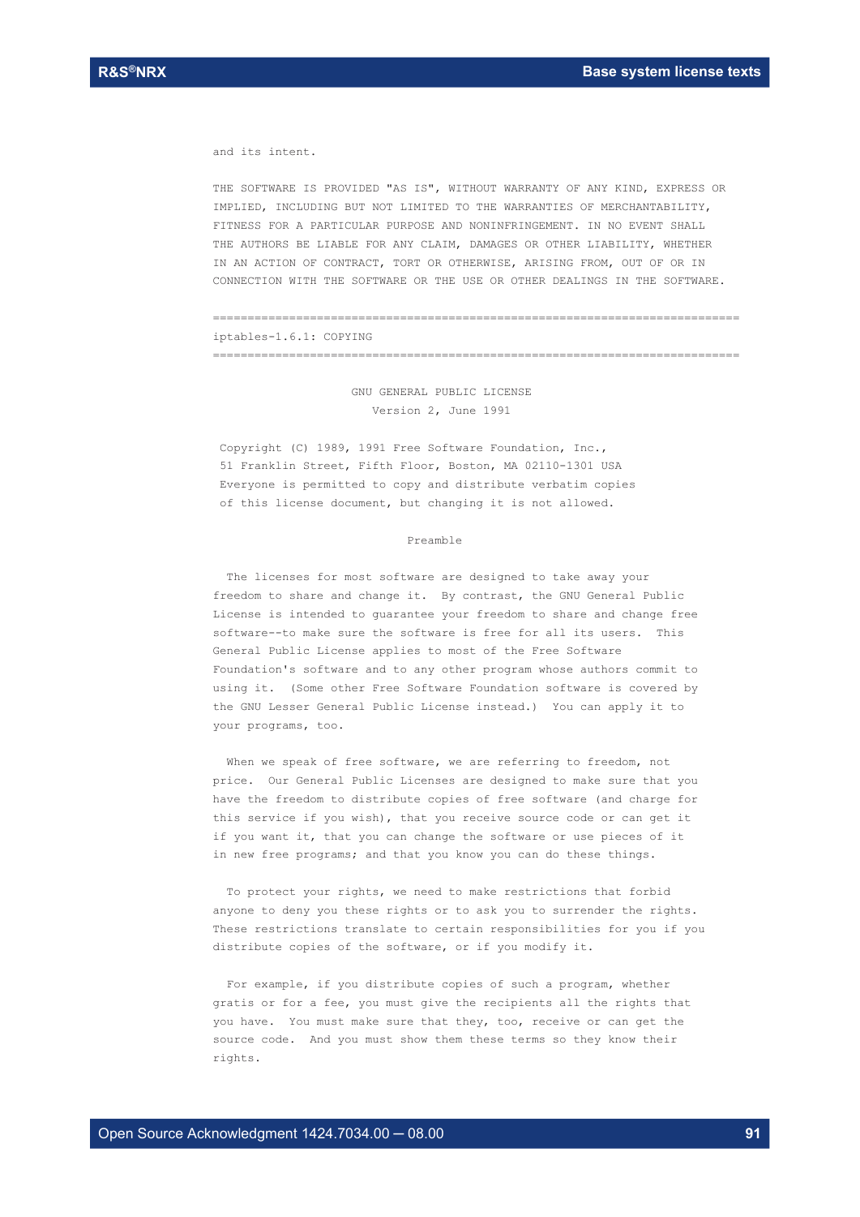and its intent.

THE SOFTWARE IS PROVIDED "AS IS", WITHOUT WARRANTY OF ANY KIND, EXPRESS OR IMPLIED, INCLUDING BUT NOT LIMITED TO THE WARRANTIES OF MERCHANTABILITY, FITNESS FOR A PARTICULAR PURPOSE AND NONINFRINGEMENT. IN NO EVENT SHALL THE AUTHORS BE LIABLE FOR ANY CLAIM, DAMAGES OR OTHER LIABILITY, WHETHER IN AN ACTION OF CONTRACT, TORT OR OTHERWISE, ARISING FROM, OUT OF OR IN CONNECTION WITH THE SOFTWARE OR THE USE OR OTHER DEALINGS IN THE SOFTWARE.

============================================================================

iptables-1.6.1: COPYING

============================================================================

GNU GENERAL PUBLIC LICENSE

Version 2, June 1991

Copyright (C) 1989, 1991 Free Software Foundation, Inc.,
51 Franklin Street, Fifth Floor, Boston, MA 02110-1301 USA
Everyone is permitted to copy and distribute verbatim copies
of this license document, but changing it is not allowed.

Preamble

The licenses for most software are designed to take away your freedom to share and change it. By contrast, the GNU General Public License is intended to guarantee your freedom to share and change free software--to make sure the software is free for all its users. This General Public License applies to most of the Free Software Foundation's software and to any other program whose authors commit to using it. (Some other Free Software Foundation software is covered by the GNU Lesser General Public License instead.) You can apply it to your programs, too.

When we speak of free software, we are referring to freedom, not price. Our General Public Licenses are designed to make sure that you have the freedom to distribute copies of free software (and charge for this service if you wish), that you receive source code or can get it if you want it, that you can change the software or use pieces of it in new free programs; and that you know you can do these things.

To protect your rights, we need to make restrictions that forbid anyone to deny you these rights or to ask you to surrender the rights. These restrictions translate to certain responsibilities for you if you distribute copies of the software, or if you modify it.

For example, if you distribute copies of such a program, whether gratis or for a fee, you must give the recipients all the rights that you have. You must make sure that they, too, receive or can get the source code. And you must show them these terms so they know their rights.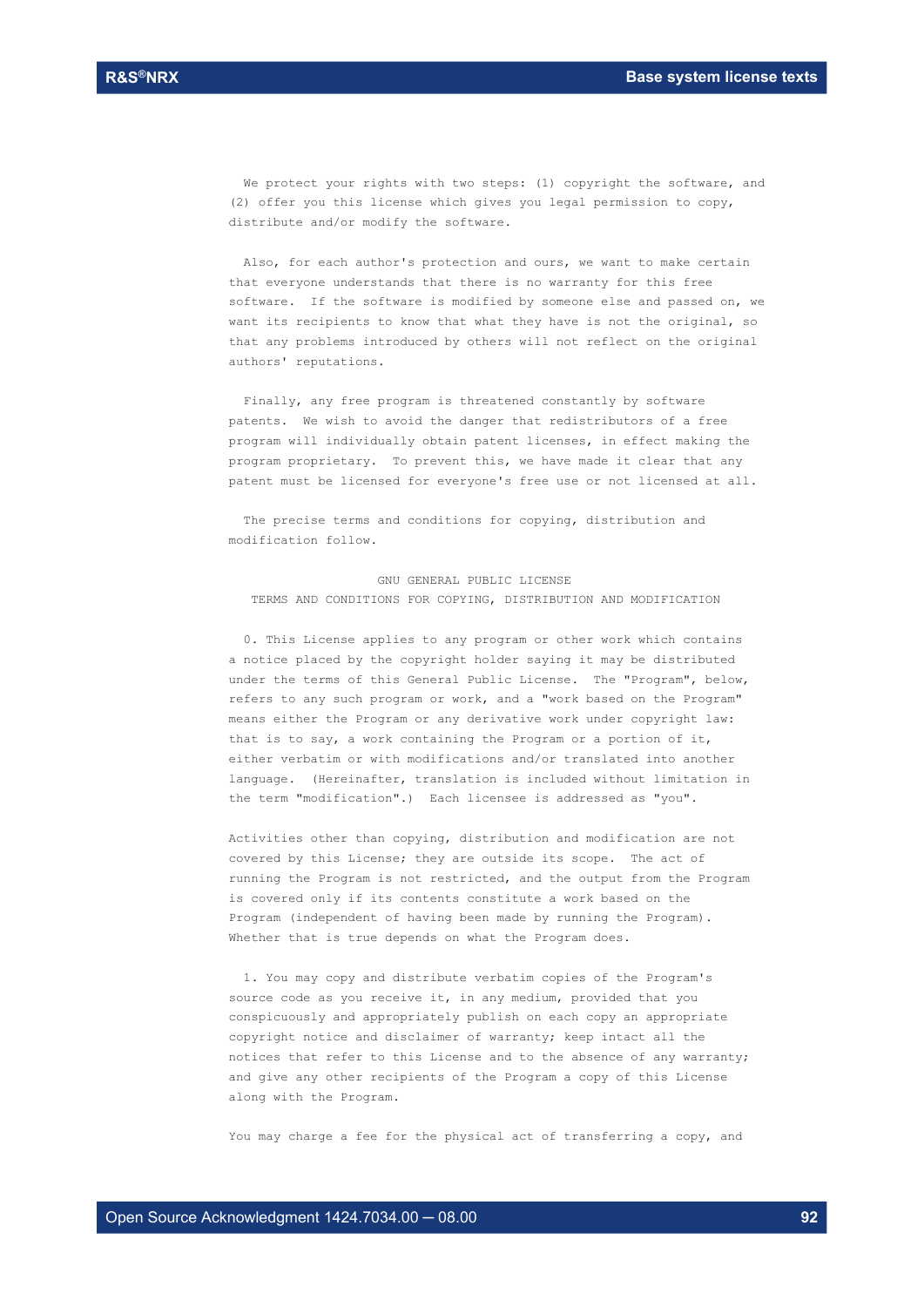We protect your rights with two steps: (1) copyright the software, and (2) offer you this license which gives you legal permission to copy, distribute and/or modify the software.

Also, for each author's protection and ours, we want to make certain that everyone understands that there is no warranty for this free software. If the software is modified by someone else and passed on, we want its recipients to know that what they have is not the original, so that any problems introduced by others will not reflect on the original authors' reputations.

Finally, any free program is threatened constantly by software patents. We wish to avoid the danger that redistributors of a free program will individually obtain patent licenses, in effect making the program proprietary. To prevent this, we have made it clear that any patent must be licensed for everyone's free use or not licensed at all.

The precise terms and conditions for copying, distribution and modification follow.

GNU GENERAL PUBLIC LICENSE
TERMS AND CONDITIONS FOR COPYING, DISTRIBUTION AND MODIFICATION

0. This License applies to any program or other work which contains a notice placed by the copyright holder saying it may be distributed under the terms of this General Public License. The "Program", below, refers to any such program or work, and a "work based on the Program" means either the Program or any derivative work under copyright law: that is to say, a work containing the Program or a portion of it, either verbatim or with modifications and/or translated into another language. (Hereinafter, translation is included without limitation in the term "modification".) Each licensee is addressed as "you".

Activities other than copying, distribution and modification are not covered by this License; they are outside its scope. The act of running the Program is not restricted, and the output from the Program is covered only if its contents constitute a work based on the Program (independent of having been made by running the Program). Whether that is true depends on what the Program does.

1. You may copy and distribute verbatim copies of the Program's source code as you receive it, in any medium, provided that you conspicuously and appropriately publish on each copy an appropriate copyright notice and disclaimer of warranty; keep intact all the notices that refer to this License and to the absence of any warranty; and give any other recipients of the Program a copy of this License along with the Program.

You may charge a fee for the physical act of transferring a copy, and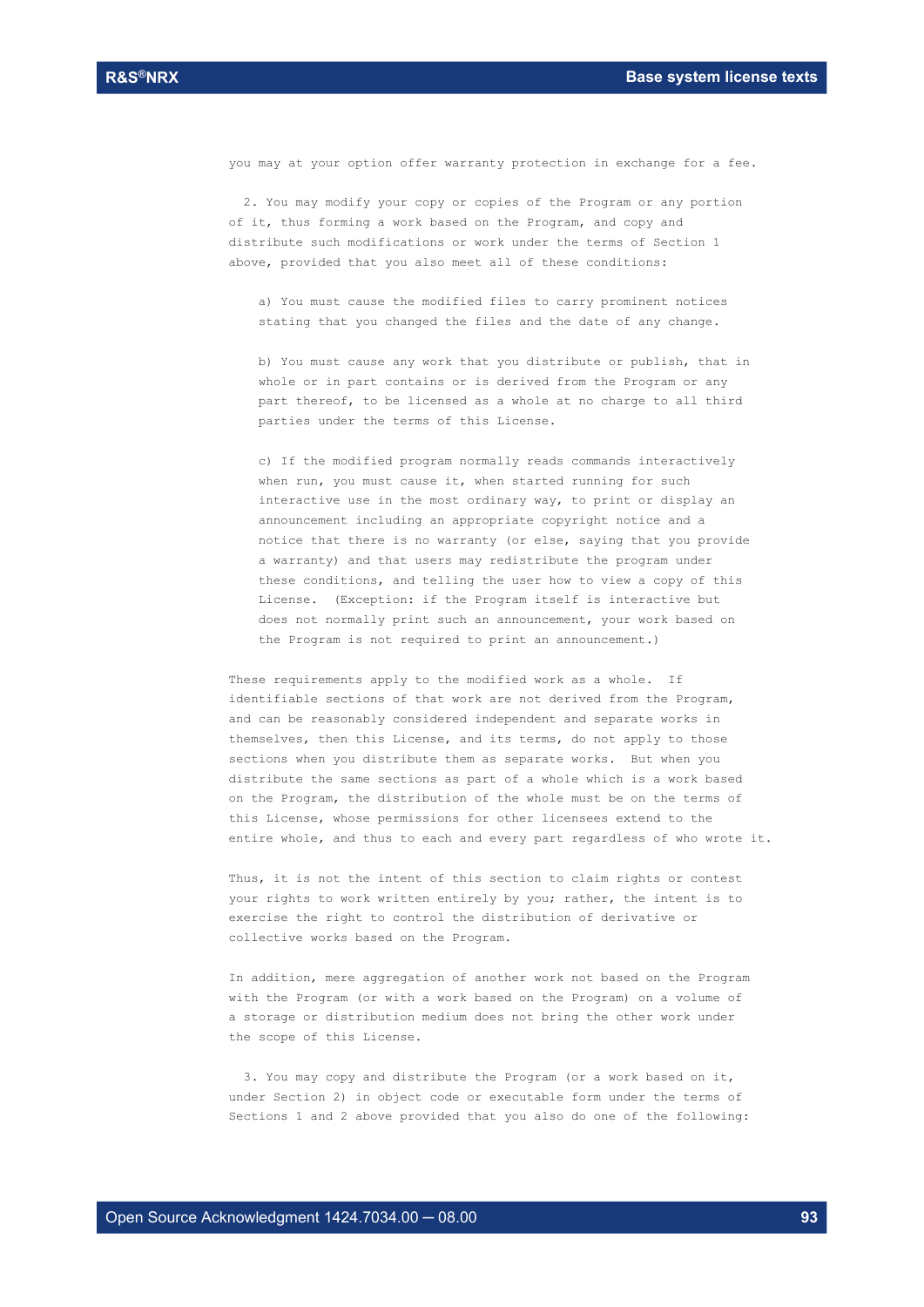you may at your option offer warranty protection in exchange for a fee.

2. You may modify your copy or copies of the Program or any portion of it, thus forming a work based on the Program, and copy and distribute such modifications or work under the terms of Section 1 above, provided that you also meet all of these conditions:

a) You must cause the modified files to carry prominent notices stating that you changed the files and the date of any change.

b) You must cause any work that you distribute or publish, that in whole or in part contains or is derived from the Program or any part thereof, to be licensed as a whole at no charge to all third parties under the terms of this License.

c) If the modified program normally reads commands interactively when run, you must cause it, when started running for such interactive use in the most ordinary way, to print or display an announcement including an appropriate copyright notice and a notice that there is no warranty (or else, saying that you provide a warranty) and that users may redistribute the program under these conditions, and telling the user how to view a copy of this License. (Exception: if the Program itself is interactive but does not normally print such an announcement, your work based on the Program is not required to print an announcement.)

These requirements apply to the modified work as a whole. If identifiable sections of that work are not derived from the Program, and can be reasonably considered independent and separate works in themselves, then this License, and its terms, do not apply to those sections when you distribute them as separate works. But when you distribute the same sections as part of a whole which is a work based on the Program, the distribution of the whole must be on the terms of this License, whose permissions for other licensees extend to the entire whole, and thus to each and every part regardless of who wrote it.

Thus, it is not the intent of this section to claim rights or contest your rights to work written entirely by you; rather, the intent is to exercise the right to control the distribution of derivative or collective works based on the Program.

In addition, mere aggregation of another work not based on the Program with the Program (or with a work based on the Program) on a volume of a storage or distribution medium does not bring the other work under the scope of this License.

3. You may copy and distribute the Program (or a work based on it, under Section 2) in object code or executable form under the terms of Sections 1 and 2 above provided that you also do one of the following: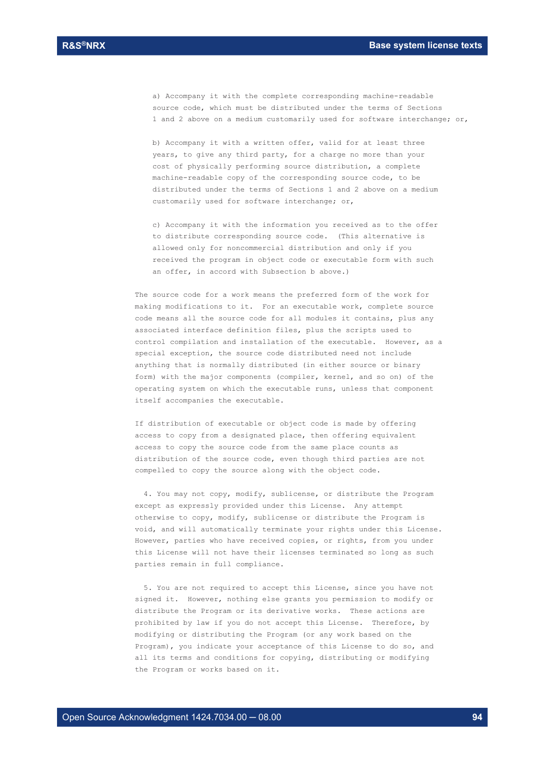a) Accompany it with the complete corresponding machine-readable source code, which must be distributed under the terms of Sections 1 and 2 above on a medium customarily used for software interchange; or,

b) Accompany it with a written offer, valid for at least three years, to give any third party, for a charge no more than your cost of physically performing source distribution, a complete machine-readable copy of the corresponding source code, to be distributed under the terms of Sections 1 and 2 above on a medium customarily used for software interchange; or,

c) Accompany it with the information you received as to the offer to distribute corresponding source code. (This alternative is allowed only for noncommercial distribution and only if you received the program in object code or executable form with such an offer, in accord with Subsection b above.)

The source code for a work means the preferred form of the work for making modifications to it. For an executable work, complete source code means all the source code for all modules it contains, plus any associated interface definition files, plus the scripts used to control compilation and installation of the executable. However, as a special exception, the source code distributed need not include anything that is normally distributed (in either source or binary form) with the major components (compiler, kernel, and so on) of the operating system on which the executable runs, unless that component itself accompanies the executable.

If distribution of executable or object code is made by offering access to copy from a designated place, then offering equivalent access to copy the source code from the same place counts as distribution of the source code, even though third parties are not compelled to copy the source along with the object code.

4. You may not copy, modify, sublicense, or distribute the Program except as expressly provided under this License. Any attempt otherwise to copy, modify, sublicense or distribute the Program is void, and will automatically terminate your rights under this License. However, parties who have received copies, or rights, from you under this License will not have their licenses terminated so long as such parties remain in full compliance.

5. You are not required to accept this License, since you have not signed it. However, nothing else grants you permission to modify or distribute the Program or its derivative works. These actions are prohibited by law if you do not accept this License. Therefore, by modifying or distributing the Program (or any work based on the Program), you indicate your acceptance of this License to do so, and all its terms and conditions for copying, distributing or modifying the Program or works based on it.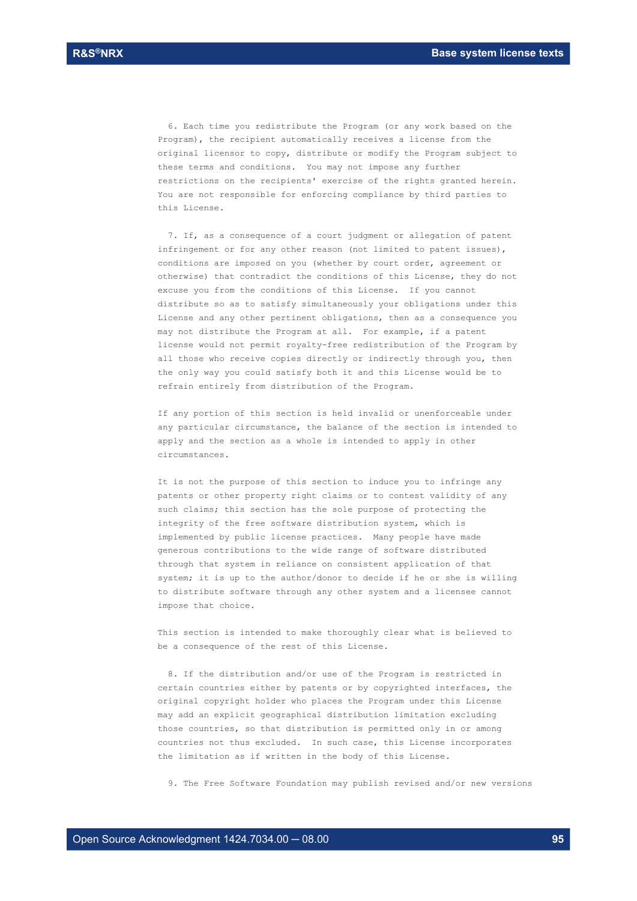6. Each time you redistribute the Program (or any work based on the Program), the recipient automatically receives a license from the original licensor to copy, distribute or modify the Program subject to these terms and conditions. You may not impose any further restrictions on the recipients' exercise of the rights granted herein. You are not responsible for enforcing compliance by third parties to this License.

7. If, as a consequence of a court judgment or allegation of patent infringement or for any other reason (not limited to patent issues), conditions are imposed on you (whether by court order, agreement or otherwise) that contradict the conditions of this License, they do not excuse you from the conditions of this License. If you cannot distribute so as to satisfy simultaneously your obligations under this License and any other pertinent obligations, then as a consequence you may not distribute the Program at all. For example, if a patent license would not permit royalty-free redistribution of the Program by all those who receive copies directly or indirectly through you, then the only way you could satisfy both it and this License would be to refrain entirely from distribution of the Program.

If any portion of this section is held invalid or unenforceable under any particular circumstance, the balance of the section is intended to apply and the section as a whole is intended to apply in other circumstances.

It is not the purpose of this section to induce you to infringe any patents or other property right claims or to contest validity of any such claims; this section has the sole purpose of protecting the integrity of the free software distribution system, which is implemented by public license practices. Many people have made generous contributions to the wide range of software distributed through that system in reliance on consistent application of that system; it is up to the author/donor to decide if he or she is willing to distribute software through any other system and a licensee cannot impose that choice.

This section is intended to make thoroughly clear what is believed to be a consequence of the rest of this License.

8. If the distribution and/or use of the Program is restricted in certain countries either by patents or by copyrighted interfaces, the original copyright holder who places the Program under this License may add an explicit geographical distribution limitation excluding those countries, so that distribution is permitted only in or among countries not thus excluded. In such case, this License incorporates the limitation as if written in the body of this License.

9. The Free Software Foundation may publish revised and/or new versions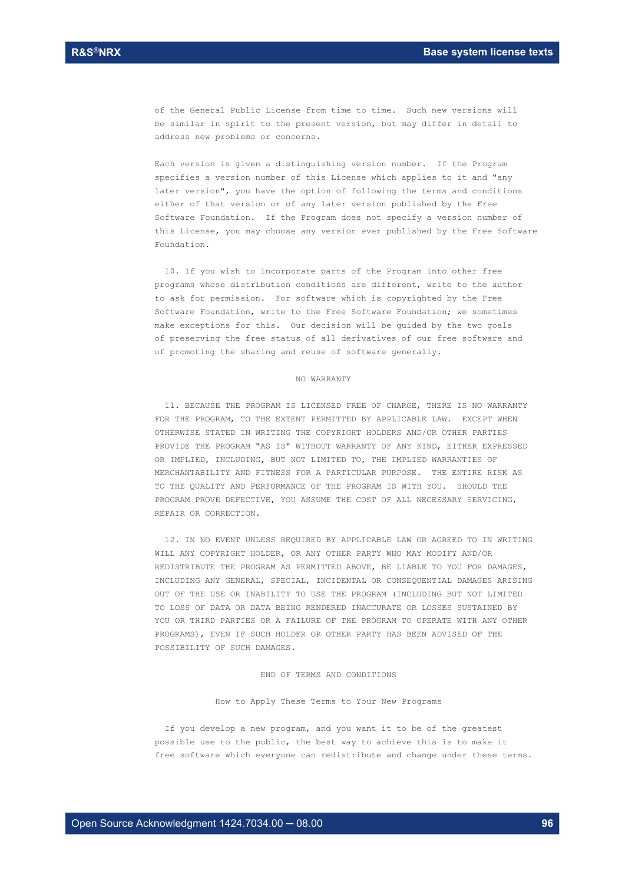of the General Public License from time to time. Such new versions will be similar in spirit to the present version, but may differ in detail to address new problems or concerns.

Each version is given a distinguishing version number. If the Program specifies a version number of this License which applies to it and "any later version", you have the option of following the terms and conditions either of that version or of any later version published by the Free Software Foundation. If the Program does not specify a version number of this License, you may choose any version ever published by the Free Software Foundation.

10. If you wish to incorporate parts of the Program into other free programs whose distribution conditions are different, write to the author to ask for permission. For software which is copyrighted by the Free Software Foundation, write to the Free Software Foundation; we sometimes make exceptions for this. Our decision will be guided by the two goals of preserving the free status of all derivatives of our free software and of promoting the sharing and reuse of software generally.

NO WARRANTY

11. BECAUSE THE PROGRAM IS LICENSED FREE OF CHARGE, THERE IS NO WARRANTY FOR THE PROGRAM, TO THE EXTENT PERMITTED BY APPLICABLE LAW. EXCEPT WHEN OTHERWISE STATED IN WRITING THE COPYRIGHT HOLDERS AND/OR OTHER PARTIES PROVIDE THE PROGRAM "AS IS" WITHOUT WARRANTY OF ANY KIND, EITHER EXPRESSED OR IMPLIED, INCLUDING, BUT NOT LIMITED TO, THE IMPLIED WARRANTIES OF MERCHANTABILITY AND FITNESS FOR A PARTICULAR PURPOSE. THE ENTIRE RISK AS TO THE QUALITY AND PERFORMANCE OF THE PROGRAM IS WITH YOU. SHOULD THE PROGRAM PROVE DEFECTIVE, YOU ASSUME THE COST OF ALL NECESSARY SERVICING, REPAIR OR CORRECTION.

12. IN NO EVENT UNLESS REQUIRED BY APPLICABLE LAW OR AGREED TO IN WRITING WILL ANY COPYRIGHT HOLDER, OR ANY OTHER PARTY WHO MAY MODIFY AND/OR REDISTRIBUTE THE PROGRAM AS PERMITTED ABOVE, BE LIABLE TO YOU FOR DAMAGES, INCLUDING ANY GENERAL, SPECIAL, INCIDENTAL OR CONSEQUENTIAL DAMAGES ARISING OUT OF THE USE OR INABILITY TO USE THE PROGRAM (INCLUDING BUT NOT LIMITED TO LOSS OF DATA OR DATA BEING RENDERED INACCURATE OR LOSSES SUSTAINED BY YOU OR THIRD PARTIES OR A FAILURE OF THE PROGRAM TO OPERATE WITH ANY OTHER PROGRAMS), EVEN IF SUCH HOLDER OR OTHER PARTY HAS BEEN ADVISED OF THE POSSIBILITY OF SUCH DAMAGES.

END OF TERMS AND CONDITIONS

How to Apply These Terms to Your New Programs

If you develop a new program, and you want it to be of the greatest possible use to the public, the best way to achieve this is to make it free software which everyone can redistribute and change under these terms.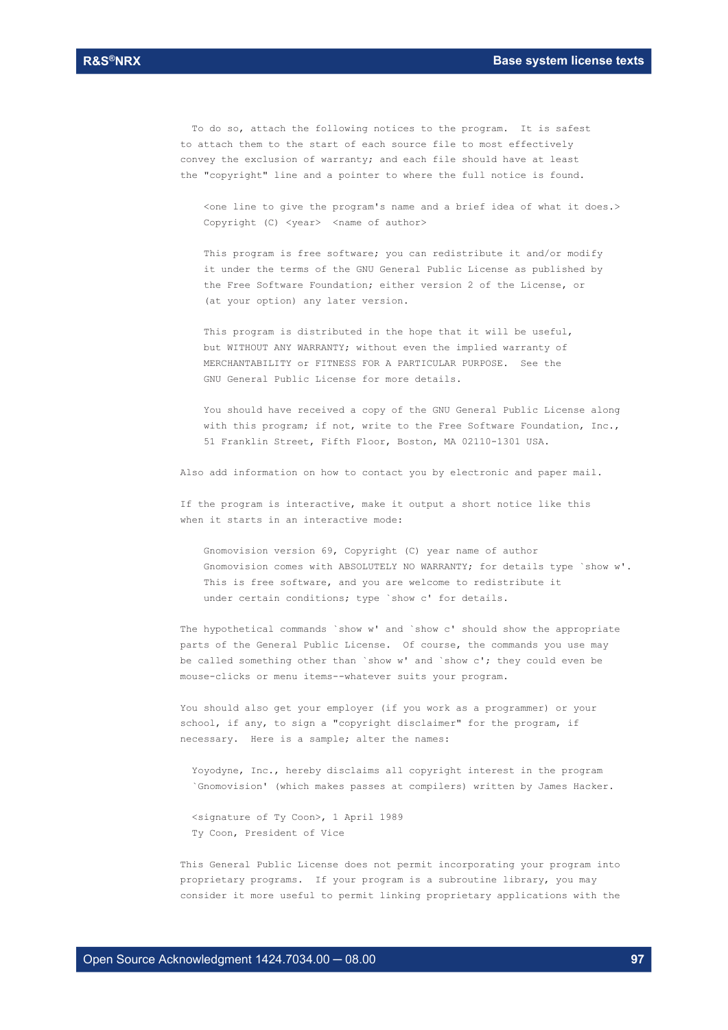```
  To do so, attach the following notices to the program.  It is safest
to attach them to the start of each source file to most effectively
convey the exclusion of warranty; and each file should have at least
the "copyright" line and a pointer to where the full notice is found.

    <one line to give the program's name and a brief idea of what it does.>
    Copyright (C) <year>  <name of author>

    This program is free software; you can redistribute it and/or modify
    it under the terms of the GNU General Public License as published by
    the Free Software Foundation; either version 2 of the License, or
    (at your option) any later version.

    This program is distributed in the hope that it will be useful,
    but WITHOUT ANY WARRANTY; without even the implied warranty of
    MERCHANTABILITY or FITNESS FOR A PARTICULAR PURPOSE.  See the
    GNU General Public License for more details.

    You should have received a copy of the GNU General Public License along
    with this program; if not, write to the Free Software Foundation, Inc.,
    51 Franklin Street, Fifth Floor, Boston, MA 02110-1301 USA.

Also add information on how to contact you by electronic and paper mail.

If the program is interactive, make it output a short notice like this
when it starts in an interactive mode:

    Gnomovision version 69, Copyright (C) year name of author
    Gnomovision comes with ABSOLUTELY NO WARRANTY; for details type `show w'.
    This is free software, and you are welcome to redistribute it
    under certain conditions; type `show c' for details.

The hypothetical commands `show w' and `show c' should show the appropriate
parts of the General Public License.  Of course, the commands you use may
be called something other than `show w' and `show c'; they could even be
mouse-clicks or menu items--whatever suits your program.

You should also get your employer (if you work as a programmer) or your
school, if any, to sign a "copyright disclaimer" for the program, if
necessary.  Here is a sample; alter the names:

  Yoyodyne, Inc., hereby disclaims all copyright interest in the program
  `Gnomovision' (which makes passes at compilers) written by James Hacker.

  <signature of Ty Coon>, 1 April 1989
  Ty Coon, President of Vice

This General Public License does not permit incorporating your program into
proprietary programs.  If your program is a subroutine library, you may
consider it more useful to permit linking proprietary applications with the
```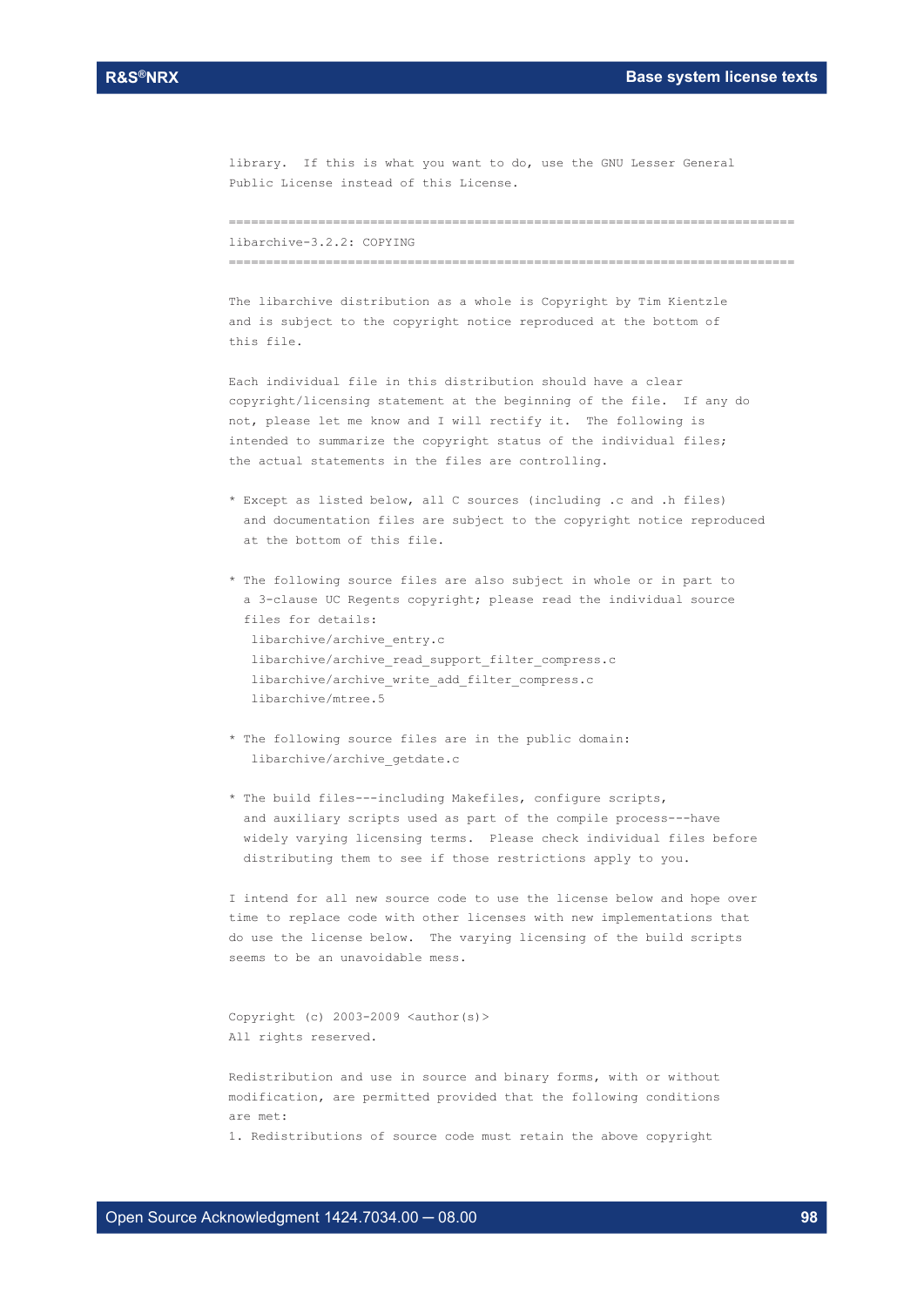library. If this is what you want to do, use the GNU Lesser General Public License instead of this License.

============================================================================

libarchive-3.2.2: COPYING

============================================================================

The libarchive distribution as a whole is Copyright by Tim Kientzle and is subject to the copyright notice reproduced at the bottom of this file.

Each individual file in this distribution should have a clear copyright/licensing statement at the beginning of the file. If any do not, please let me know and I will rectify it. The following is intended to summarize the copyright status of the individual files; the actual statements in the files are controlling.

* Except as listed below, all C sources (including .c and .h files) and documentation files are subject to the copyright notice reproduced at the bottom of this file.

* The following source files are also subject in whole or in part to a 3-clause UC Regents copyright; please read the individual source files for details:
  libarchive/archive_entry.c
  libarchive/archive_read_support_filter_compress.c
  libarchive/archive_write_add_filter_compress.c
  libarchive/mtree.5

* The following source files are in the public domain:
  libarchive/archive_getdate.c

* The build files---including Makefiles, configure scripts, and auxiliary scripts used as part of the compile process---have widely varying licensing terms. Please check individual files before distributing them to see if those restrictions apply to you.

I intend for all new source code to use the license below and hope over time to replace code with other licenses with new implementations that do use the license below. The varying licensing of the build scripts seems to be an unavoidable mess.

Copyright (c) 2003-2009 <author(s)>
All rights reserved.

Redistribution and use in source and binary forms, with or without modification, are permitted provided that the following conditions are met:
1. Redistributions of source code must retain the above copyright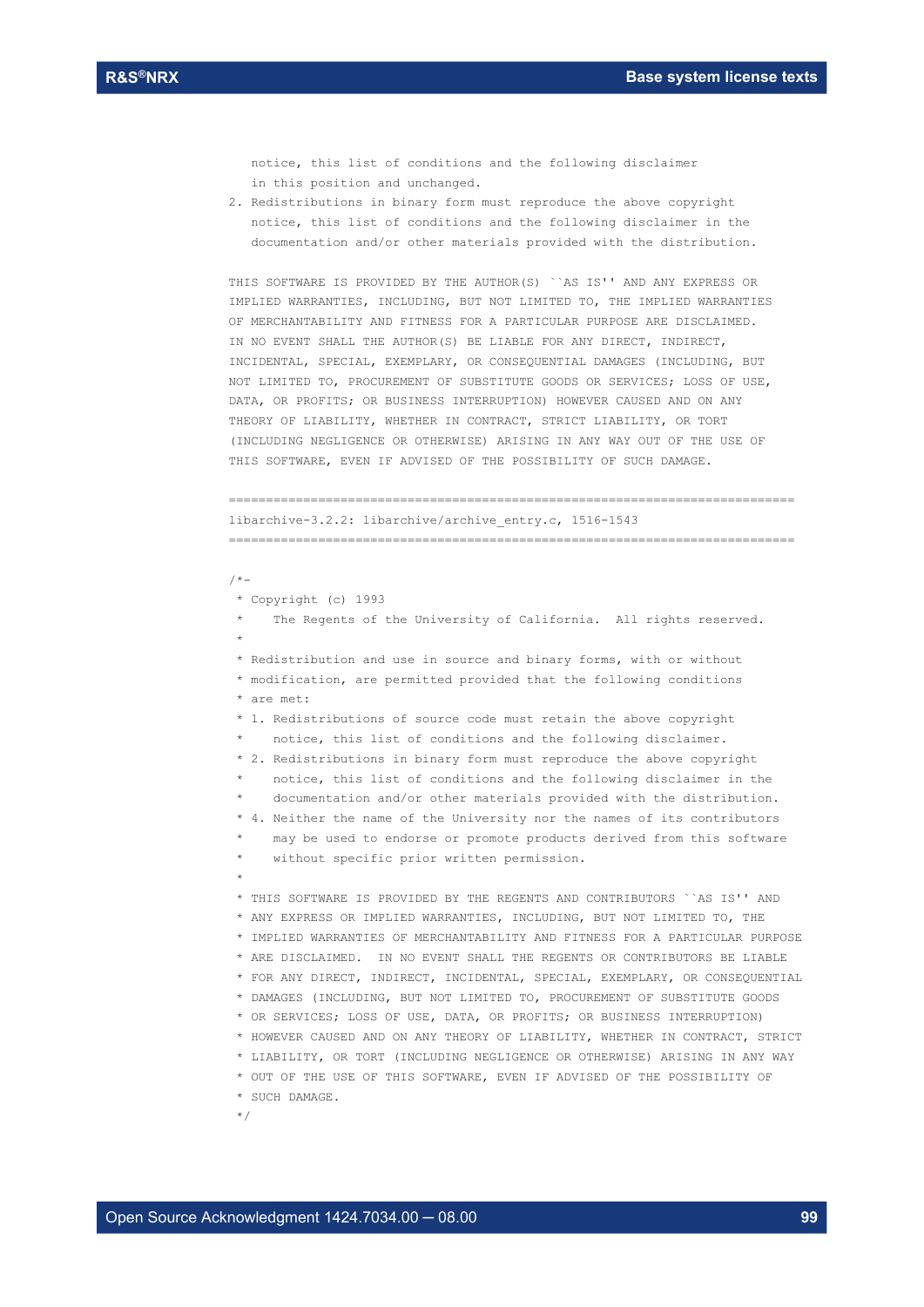```
   notice, this list of conditions and the following disclaimer
   in this position and unchanged.
2. Redistributions in binary form must reproduce the above copyright
   notice, this list of conditions and the following disclaimer in the
   documentation and/or other materials provided with the distribution.

THIS SOFTWARE IS PROVIDED BY THE AUTHOR(S) ``AS IS'' AND ANY EXPRESS OR
IMPLIED WARRANTIES, INCLUDING, BUT NOT LIMITED TO, THE IMPLIED WARRANTIES
OF MERCHANTABILITY AND FITNESS FOR A PARTICULAR PURPOSE ARE DISCLAIMED.
IN NO EVENT SHALL THE AUTHOR(S) BE LIABLE FOR ANY DIRECT, INDIRECT,
INCIDENTAL, SPECIAL, EXEMPLARY, OR CONSEQUENTIAL DAMAGES (INCLUDING, BUT
NOT LIMITED TO, PROCUREMENT OF SUBSTITUTE GOODS OR SERVICES; LOSS OF USE,
DATA, OR PROFITS; OR BUSINESS INTERRUPTION) HOWEVER CAUSED AND ON ANY
THEORY OF LIABILITY, WHETHER IN CONTRACT, STRICT LIABILITY, OR TORT
(INCLUDING NEGLIGENCE OR OTHERWISE) ARISING IN ANY WAY OUT OF THE USE OF
THIS SOFTWARE, EVEN IF ADVISED OF THE POSSIBILITY OF SUCH DAMAGE.

============================================================================
libarchive-3.2.2: libarchive/archive_entry.c, 1516-1543
============================================================================

/*-
 * Copyright (c) 1993
 *    The Regents of the University of California.  All rights reserved.
 *
 * Redistribution and use in source and binary forms, with or without
 * modification, are permitted provided that the following conditions
 * are met:
 * 1. Redistributions of source code must retain the above copyright
 *    notice, this list of conditions and the following disclaimer.
 * 2. Redistributions in binary form must reproduce the above copyright
 *    notice, this list of conditions and the following disclaimer in the
 *    documentation and/or other materials provided with the distribution.
 * 4. Neither the name of the University nor the names of its contributors
 *    may be used to endorse or promote products derived from this software
 *    without specific prior written permission.
 *
 * THIS SOFTWARE IS PROVIDED BY THE REGENTS AND CONTRIBUTORS ``AS IS'' AND
 * ANY EXPRESS OR IMPLIED WARRANTIES, INCLUDING, BUT NOT LIMITED TO, THE
 * IMPLIED WARRANTIES OF MERCHANTABILITY AND FITNESS FOR A PARTICULAR PURPOSE
 * ARE DISCLAIMED.  IN NO EVENT SHALL THE REGENTS OR CONTRIBUTORS BE LIABLE
 * FOR ANY DIRECT, INDIRECT, INCIDENTAL, SPECIAL, EXEMPLARY, OR CONSEQUENTIAL
 * DAMAGES (INCLUDING, BUT NOT LIMITED TO, PROCUREMENT OF SUBSTITUTE GOODS
 * OR SERVICES; LOSS OF USE, DATA, OR PROFITS; OR BUSINESS INTERRUPTION)
 * HOWEVER CAUSED AND ON ANY THEORY OF LIABILITY, WHETHER IN CONTRACT, STRICT
 * LIABILITY, OR TORT (INCLUDING NEGLIGENCE OR OTHERWISE) ARISING IN ANY WAY
 * OUT OF THE USE OF THIS SOFTWARE, EVEN IF ADVISED OF THE POSSIBILITY OF
 * SUCH DAMAGE.
 */
```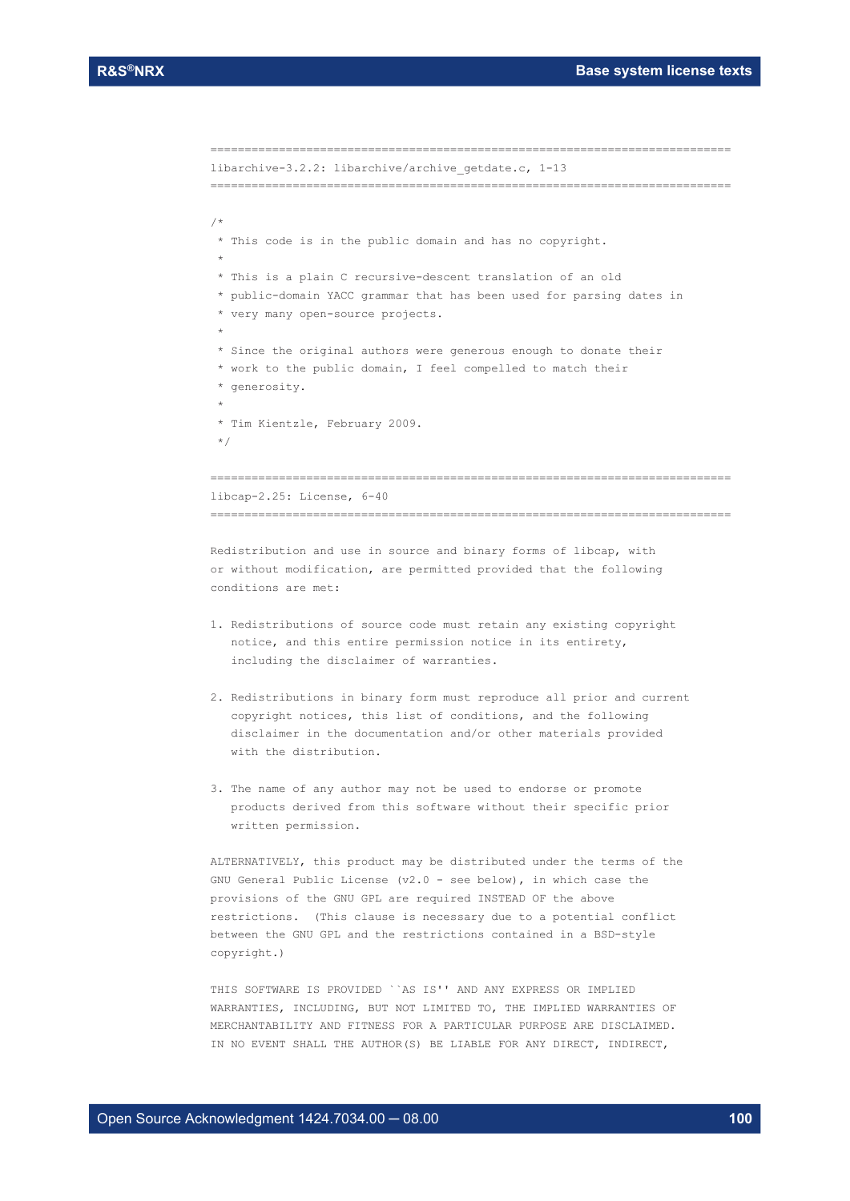```
==========================================================================
libarchive-3.2.2: libarchive/archive_getdate.c, 1-13
==========================================================================

/*
 * This code is in the public domain and has no copyright.
 *
 * This is a plain C recursive-descent translation of an old
 * public-domain YACC grammar that has been used for parsing dates in
 * very many open-source projects.
 *
 * Since the original authors were generous enough to donate their
 * work to the public domain, I feel compelled to match their
 * generosity.
 *
 * Tim Kientzle, February 2009.
 */

==========================================================================
libcap-2.25: License, 6-40
==========================================================================

Redistribution and use in source and binary forms of libcap, with
or without modification, are permitted provided that the following
conditions are met:

1. Redistributions of source code must retain any existing copyright
   notice, and this entire permission notice in its entirety,
   including the disclaimer of warranties.

2. Redistributions in binary form must reproduce all prior and current
   copyright notices, this list of conditions, and the following
   disclaimer in the documentation and/or other materials provided
   with the distribution.

3. The name of any author may not be used to endorse or promote
   products derived from this software without their specific prior
   written permission.

ALTERNATIVELY, this product may be distributed under the terms of the
GNU General Public License (v2.0 - see below), in which case the
provisions of the GNU GPL are required INSTEAD OF the above
restrictions.  (This clause is necessary due to a potential conflict
between the GNU GPL and the restrictions contained in a BSD-style
copyright.)

THIS SOFTWARE IS PROVIDED ``AS IS'' AND ANY EXPRESS OR IMPLIED
WARRANTIES, INCLUDING, BUT NOT LIMITED TO, THE IMPLIED WARRANTIES OF
MERCHANTABILITY AND FITNESS FOR A PARTICULAR PURPOSE ARE DISCLAIMED.
IN NO EVENT SHALL THE AUTHOR(S) BE LIABLE FOR ANY DIRECT, INDIRECT,
```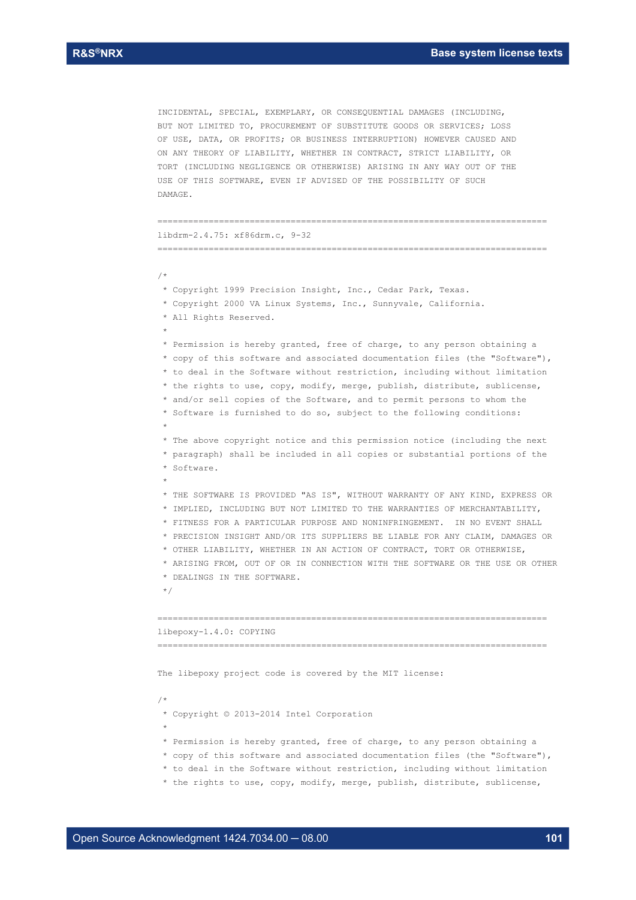```
INCIDENTAL, SPECIAL, EXEMPLARY, OR CONSEQUENTIAL DAMAGES (INCLUDING,
BUT NOT LIMITED TO, PROCUREMENT OF SUBSTITUTE GOODS OR SERVICES; LOSS
OF USE, DATA, OR PROFITS; OR BUSINESS INTERRUPTION) HOWEVER CAUSED AND
ON ANY THEORY OF LIABILITY, WHETHER IN CONTRACT, STRICT LIABILITY, OR
TORT (INCLUDING NEGLIGENCE OR OTHERWISE) ARISING IN ANY WAY OUT OF THE
USE OF THIS SOFTWARE, EVEN IF ADVISED OF THE POSSIBILITY OF SUCH
DAMAGE.

============================================================================
libdrm-2.4.75: xf86drm.c, 9-32
============================================================================

/*
 * Copyright 1999 Precision Insight, Inc., Cedar Park, Texas.
 * Copyright 2000 VA Linux Systems, Inc., Sunnyvale, California.
 * All Rights Reserved.
 *
 * Permission is hereby granted, free of charge, to any person obtaining a
 * copy of this software and associated documentation files (the "Software"),
 * to deal in the Software without restriction, including without limitation
 * the rights to use, copy, modify, merge, publish, distribute, sublicense,
 * and/or sell copies of the Software, and to permit persons to whom the
 * Software is furnished to do so, subject to the following conditions:
 *
 * The above copyright notice and this permission notice (including the next
 * paragraph) shall be included in all copies or substantial portions of the
 * Software.
 *
 * THE SOFTWARE IS PROVIDED "AS IS", WITHOUT WARRANTY OF ANY KIND, EXPRESS OR
 * IMPLIED, INCLUDING BUT NOT LIMITED TO THE WARRANTIES OF MERCHANTABILITY,
 * FITNESS FOR A PARTICULAR PURPOSE AND NONINFRINGEMENT.  IN NO EVENT SHALL
 * PRECISION INSIGHT AND/OR ITS SUPPLIERS BE LIABLE FOR ANY CLAIM, DAMAGES OR
 * OTHER LIABILITY, WHETHER IN AN ACTION OF CONTRACT, TORT OR OTHERWISE,
 * ARISING FROM, OUT OF OR IN CONNECTION WITH THE SOFTWARE OR THE USE OR OTHER
 * DEALINGS IN THE SOFTWARE.
 */

============================================================================
libepoxy-1.4.0: COPYING
============================================================================

The libepoxy project code is covered by the MIT license:

/*
 * Copyright © 2013-2014 Intel Corporation
 *
 * Permission is hereby granted, free of charge, to any person obtaining a
 * copy of this software and associated documentation files (the "Software"),
 * to deal in the Software without restriction, including without limitation
 * the rights to use, copy, modify, merge, publish, distribute, sublicense,
```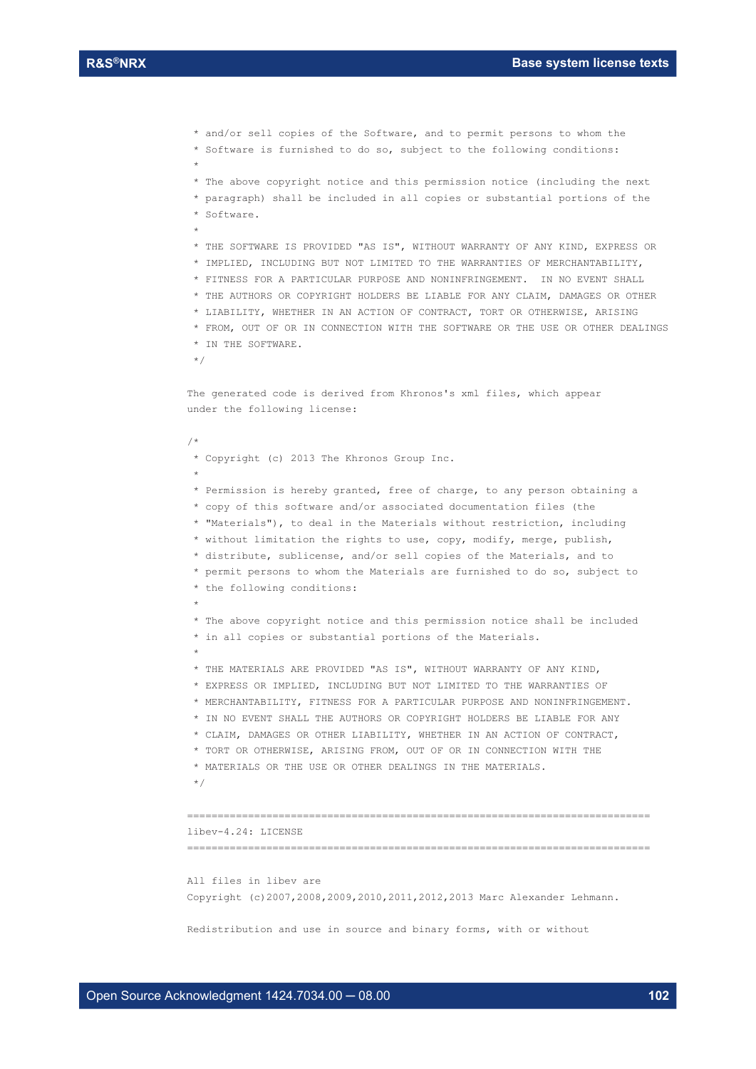```
 * and/or sell copies of the Software, and to permit persons to whom the
 * Software is furnished to do so, subject to the following conditions:
 *
 * The above copyright notice and this permission notice (including the next
 * paragraph) shall be included in all copies or substantial portions of the
 * Software.
 *
 * THE SOFTWARE IS PROVIDED "AS IS", WITHOUT WARRANTY OF ANY KIND, EXPRESS OR
 * IMPLIED, INCLUDING BUT NOT LIMITED TO THE WARRANTIES OF MERCHANTABILITY,
 * FITNESS FOR A PARTICULAR PURPOSE AND NONINFRINGEMENT.  IN NO EVENT SHALL
 * THE AUTHORS OR COPYRIGHT HOLDERS BE LIABLE FOR ANY CLAIM, DAMAGES OR OTHER
 * LIABILITY, WHETHER IN AN ACTION OF CONTRACT, TORT OR OTHERWISE, ARISING
 * FROM, OUT OF OR IN CONNECTION WITH THE SOFTWARE OR THE USE OR OTHER DEALINGS
 * IN THE SOFTWARE.
 */
```

The generated code is derived from Khronos's xml files, which appear under the following license:

```
/*
 * Copyright (c) 2013 The Khronos Group Inc.
 *
 * Permission is hereby granted, free of charge, to any person obtaining a
 * copy of this software and/or associated documentation files (the
 * "Materials"), to deal in the Materials without restriction, including
 * without limitation the rights to use, copy, modify, merge, publish,
 * distribute, sublicense, and/or sell copies of the Materials, and to
 * permit persons to whom the Materials are furnished to do so, subject to
 * the following conditions:
 *
 * The above copyright notice and this permission notice shall be included
 * in all copies or substantial portions of the Materials.
 *
 * THE MATERIALS ARE PROVIDED "AS IS", WITHOUT WARRANTY OF ANY KIND,
 * EXPRESS OR IMPLIED, INCLUDING BUT NOT LIMITED TO THE WARRANTIES OF
 * MERCHANTABILITY, FITNESS FOR A PARTICULAR PURPOSE AND NONINFRINGEMENT.
 * IN NO EVENT SHALL THE AUTHORS OR COPYRIGHT HOLDERS BE LIABLE FOR ANY
 * CLAIM, DAMAGES OR OTHER LIABILITY, WHETHER IN AN ACTION OF CONTRACT,
 * TORT OR OTHERWISE, ARISING FROM, OUT OF OR IN CONNECTION WITH THE
 * MATERIALS OR THE USE OR OTHER DEALINGS IN THE MATERIALS.
 */
```

============================================================================

libev-4.24: LICENSE

============================================================================

All files in libev are
Copyright (c)2007,2008,2009,2010,2011,2012,2013 Marc Alexander Lehmann.

Redistribution and use in source and binary forms, with or without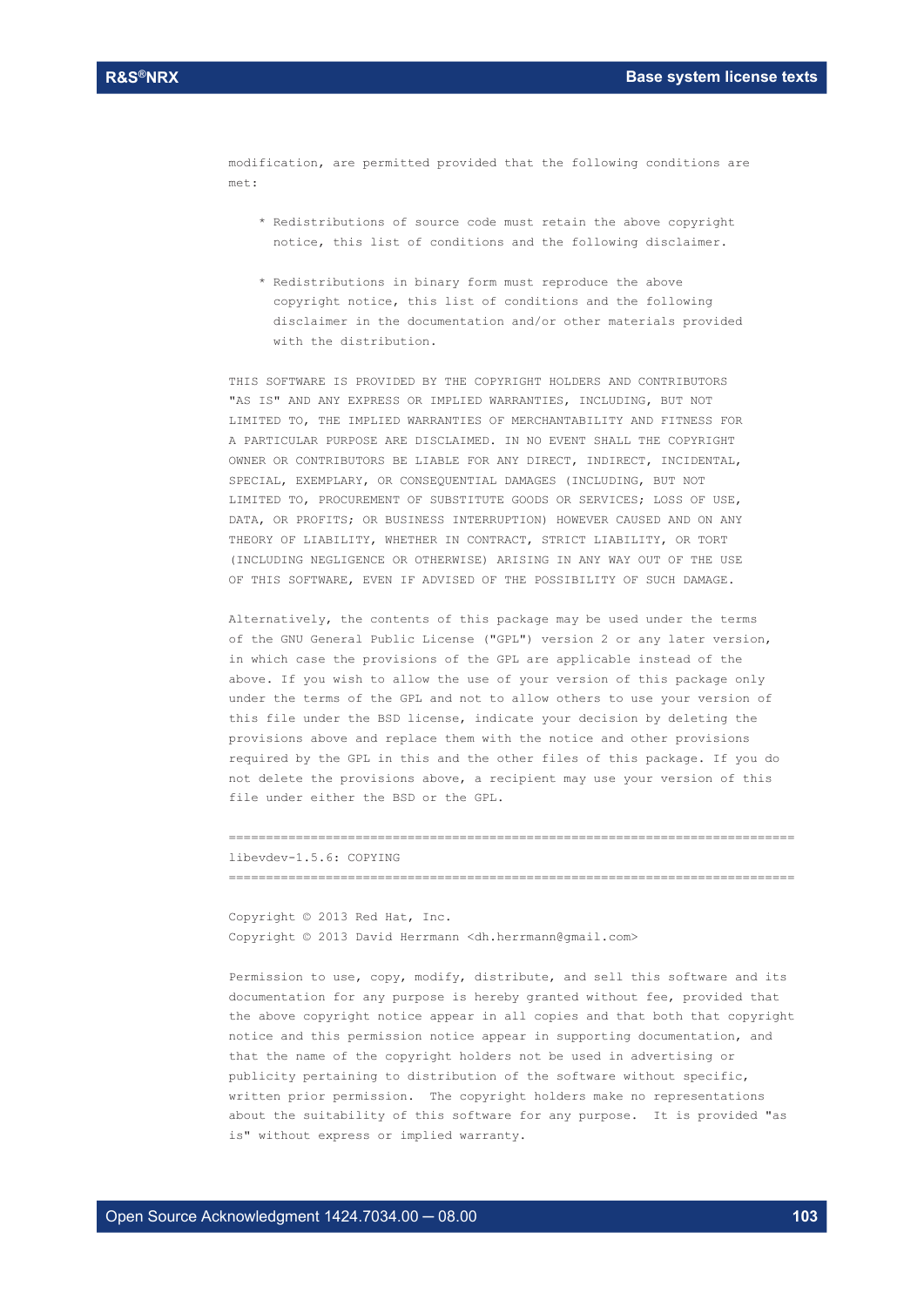modification, are permitted provided that the following conditions are met:

* Redistributions of source code must retain the above copyright notice, this list of conditions and the following disclaimer.

* Redistributions in binary form must reproduce the above copyright notice, this list of conditions and the following disclaimer in the documentation and/or other materials provided with the distribution.

THIS SOFTWARE IS PROVIDED BY THE COPYRIGHT HOLDERS AND CONTRIBUTORS "AS IS" AND ANY EXPRESS OR IMPLIED WARRANTIES, INCLUDING, BUT NOT LIMITED TO, THE IMPLIED WARRANTIES OF MERCHANTABILITY AND FITNESS FOR A PARTICULAR PURPOSE ARE DISCLAIMED. IN NO EVENT SHALL THE COPYRIGHT OWNER OR CONTRIBUTORS BE LIABLE FOR ANY DIRECT, INDIRECT, INCIDENTAL, SPECIAL, EXEMPLARY, OR CONSEQUENTIAL DAMAGES (INCLUDING, BUT NOT LIMITED TO, PROCUREMENT OF SUBSTITUTE GOODS OR SERVICES; LOSS OF USE, DATA, OR PROFITS; OR BUSINESS INTERRUPTION) HOWEVER CAUSED AND ON ANY THEORY OF LIABILITY, WHETHER IN CONTRACT, STRICT LIABILITY, OR TORT (INCLUDING NEGLIGENCE OR OTHERWISE) ARISING IN ANY WAY OUT OF THE USE OF THIS SOFTWARE, EVEN IF ADVISED OF THE POSSIBILITY OF SUCH DAMAGE.

Alternatively, the contents of this package may be used under the terms of the GNU General Public License ("GPL") version 2 or any later version, in which case the provisions of the GPL are applicable instead of the above. If you wish to allow the use of your version of this package only under the terms of the GPL and not to allow others to use your version of this file under the BSD license, indicate your decision by deleting the provisions above and replace them with the notice and other provisions required by the GPL in this and the other files of this package. If you do not delete the provisions above, a recipient may use your version of this file under either the BSD or the GPL.

============================================================================

libevdev-1.5.6: COPYING

============================================================================

Copyright © 2013 Red Hat, Inc.
Copyright © 2013 David Herrmann <dh.herrmann@gmail.com>

Permission to use, copy, modify, distribute, and sell this software and its documentation for any purpose is hereby granted without fee, provided that the above copyright notice appear in all copies and that both that copyright notice and this permission notice appear in supporting documentation, and that the name of the copyright holders not be used in advertising or publicity pertaining to distribution of the software without specific, written prior permission. The copyright holders make no representations about the suitability of this software for any purpose. It is provided "as is" without express or implied warranty.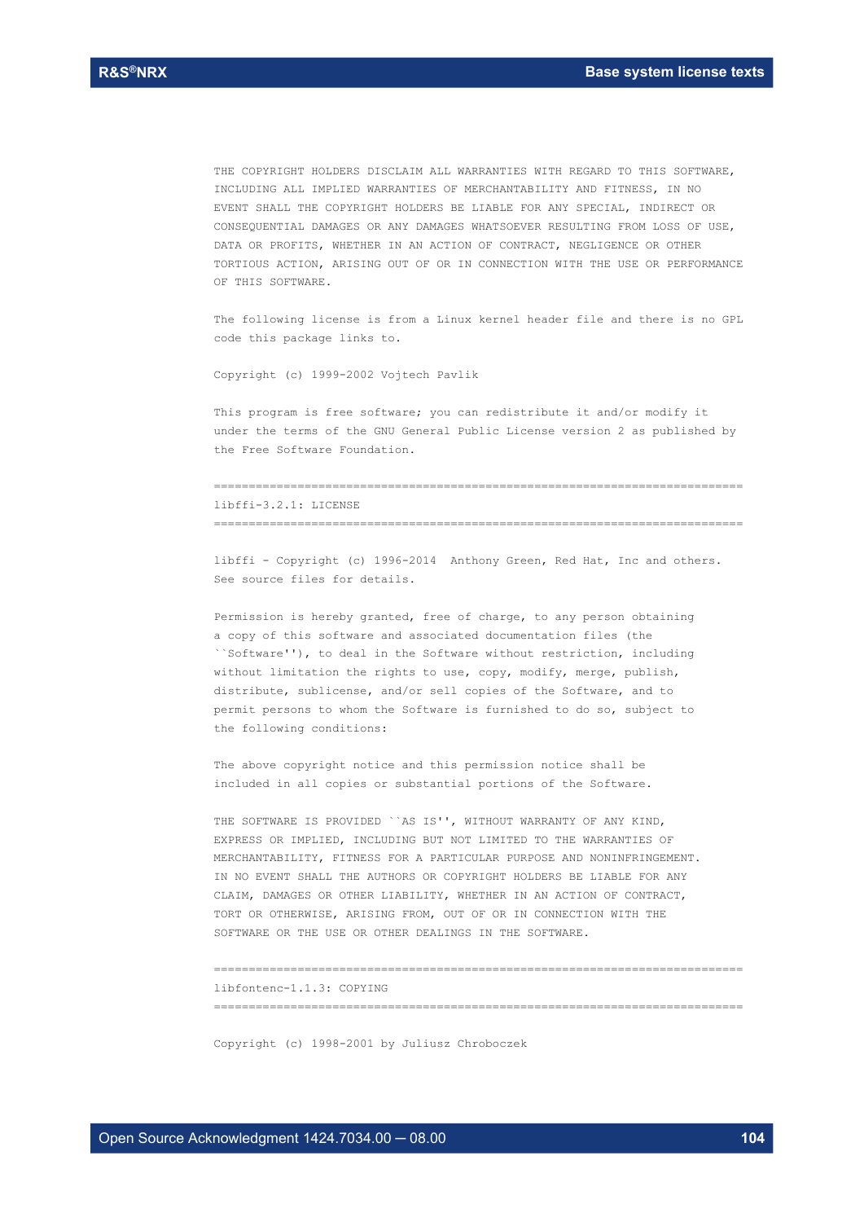THE COPYRIGHT HOLDERS DISCLAIM ALL WARRANTIES WITH REGARD TO THIS SOFTWARE, INCLUDING ALL IMPLIED WARRANTIES OF MERCHANTABILITY AND FITNESS, IN NO EVENT SHALL THE COPYRIGHT HOLDERS BE LIABLE FOR ANY SPECIAL, INDIRECT OR CONSEQUENTIAL DAMAGES OR ANY DAMAGES WHATSOEVER RESULTING FROM LOSS OF USE, DATA OR PROFITS, WHETHER IN AN ACTION OF CONTRACT, NEGLIGENCE OR OTHER TORTIOUS ACTION, ARISING OUT OF OR IN CONNECTION WITH THE USE OR PERFORMANCE OF THIS SOFTWARE.

The following license is from a Linux kernel header file and there is no GPL code this package links to.

Copyright (c) 1999-2002 Vojtech Pavlik

This program is free software; you can redistribute it and/or modify it under the terms of the GNU General Public License version 2 as published by the Free Software Foundation.

============================================================================

libffi-3.2.1: LICENSE

============================================================================

libffi - Copyright (c) 1996-2014 Anthony Green, Red Hat, Inc and others. See source files for details.

Permission is hereby granted, free of charge, to any person obtaining a copy of this software and associated documentation files (the ``Software''), to deal in the Software without restriction, including without limitation the rights to use, copy, modify, merge, publish, distribute, sublicense, and/or sell copies of the Software, and to permit persons to whom the Software is furnished to do so, subject to the following conditions:

The above copyright notice and this permission notice shall be included in all copies or substantial portions of the Software.

THE SOFTWARE IS PROVIDED ``AS IS'', WITHOUT WARRANTY OF ANY KIND, EXPRESS OR IMPLIED, INCLUDING BUT NOT LIMITED TO THE WARRANTIES OF MERCHANTABILITY, FITNESS FOR A PARTICULAR PURPOSE AND NONINFRINGEMENT. IN NO EVENT SHALL THE AUTHORS OR COPYRIGHT HOLDERS BE LIABLE FOR ANY CLAIM, DAMAGES OR OTHER LIABILITY, WHETHER IN AN ACTION OF CONTRACT, TORT OR OTHERWISE, ARISING FROM, OUT OF OR IN CONNECTION WITH THE SOFTWARE OR THE USE OR OTHER DEALINGS IN THE SOFTWARE.

============================================================================

libfontenc-1.1.3: COPYING

============================================================================

Copyright (c) 1998-2001 by Juliusz Chroboczek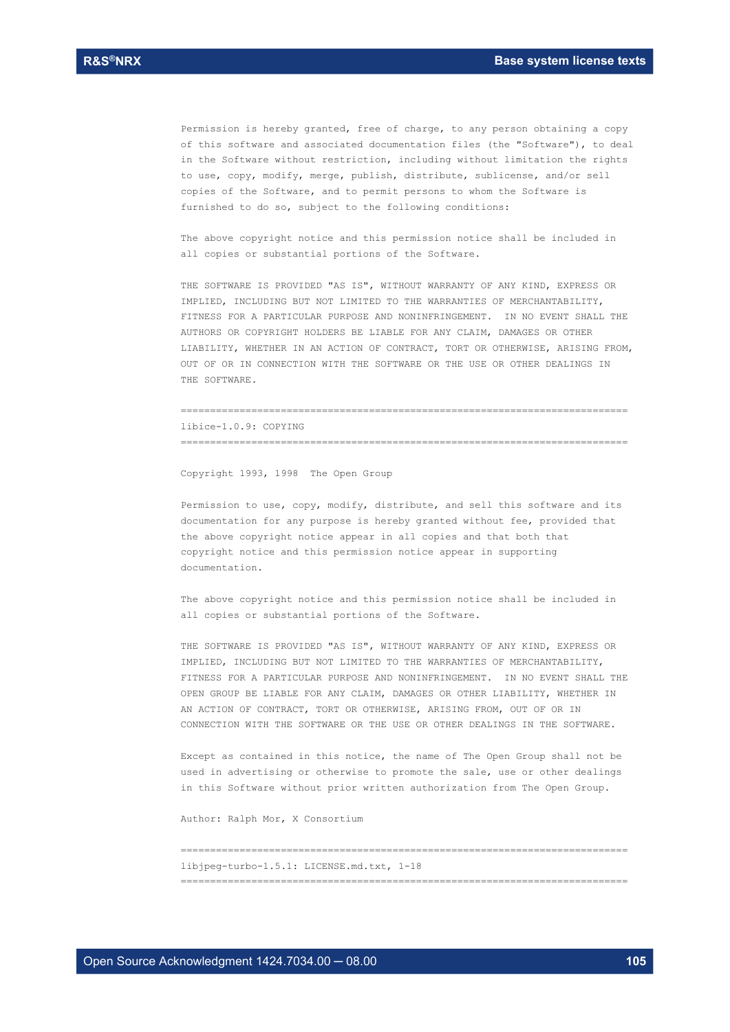Permission is hereby granted, free of charge, to any person obtaining a copy of this software and associated documentation files (the "Software"), to deal in the Software without restriction, including without limitation the rights to use, copy, modify, merge, publish, distribute, sublicense, and/or sell copies of the Software, and to permit persons to whom the Software is furnished to do so, subject to the following conditions:

The above copyright notice and this permission notice shall be included in all copies or substantial portions of the Software.

THE SOFTWARE IS PROVIDED "AS IS", WITHOUT WARRANTY OF ANY KIND, EXPRESS OR IMPLIED, INCLUDING BUT NOT LIMITED TO THE WARRANTIES OF MERCHANTABILITY, FITNESS FOR A PARTICULAR PURPOSE AND NONINFRINGEMENT. IN NO EVENT SHALL THE AUTHORS OR COPYRIGHT HOLDERS BE LIABLE FOR ANY CLAIM, DAMAGES OR OTHER LIABILITY, WHETHER IN AN ACTION OF CONTRACT, TORT OR OTHERWISE, ARISING FROM, OUT OF OR IN CONNECTION WITH THE SOFTWARE OR THE USE OR OTHER DEALINGS IN THE SOFTWARE.

============================================================================

libice-1.0.9: COPYING

============================================================================

Copyright 1993, 1998 The Open Group

Permission to use, copy, modify, distribute, and sell this software and its documentation for any purpose is hereby granted without fee, provided that the above copyright notice appear in all copies and that both that copyright notice and this permission notice appear in supporting documentation.

The above copyright notice and this permission notice shall be included in all copies or substantial portions of the Software.

THE SOFTWARE IS PROVIDED "AS IS", WITHOUT WARRANTY OF ANY KIND, EXPRESS OR IMPLIED, INCLUDING BUT NOT LIMITED TO THE WARRANTIES OF MERCHANTABILITY, FITNESS FOR A PARTICULAR PURPOSE AND NONINFRINGEMENT. IN NO EVENT SHALL THE OPEN GROUP BE LIABLE FOR ANY CLAIM, DAMAGES OR OTHER LIABILITY, WHETHER IN AN ACTION OF CONTRACT, TORT OR OTHERWISE, ARISING FROM, OUT OF OR IN CONNECTION WITH THE SOFTWARE OR THE USE OR OTHER DEALINGS IN THE SOFTWARE.

Except as contained in this notice, the name of The Open Group shall not be used in advertising or otherwise to promote the sale, use or other dealings in this Software without prior written authorization from The Open Group.

Author: Ralph Mor, X Consortium

============================================================================

libjpeg-turbo-1.5.1: LICENSE.md.txt, 1-18

============================================================================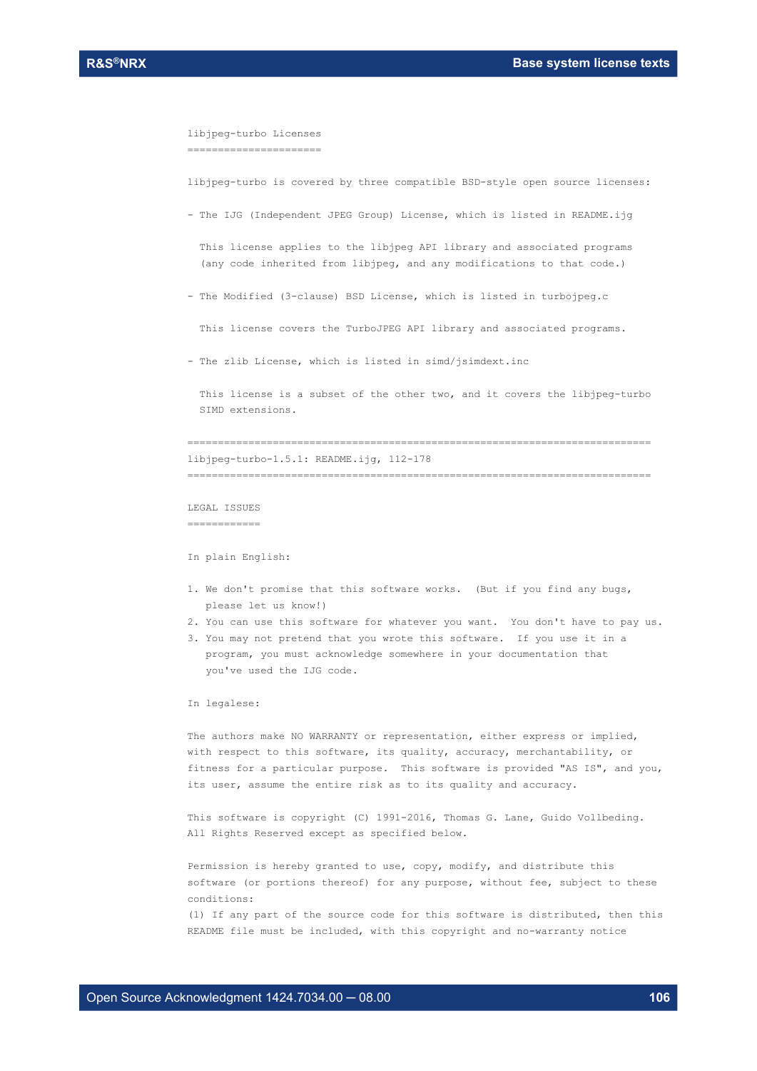```
libjpeg-turbo Licenses
======================

libjpeg-turbo is covered by three compatible BSD-style open source licenses:

- The IJG (Independent JPEG Group) License, which is listed in README.ijg

  This license applies to the libjpeg API library and associated programs
  (any code inherited from libjpeg, and any modifications to that code.)

- The Modified (3-clause) BSD License, which is listed in turbojpeg.c

  This license covers the TurboJPEG API library and associated programs.

- The zlib License, which is listed in simd/jsimdext.inc

  This license is a subset of the other two, and it covers the libjpeg-turbo
  SIMD extensions.

=============================================================================
libjpeg-turbo-1.5.1: README.ijg, 112-178
=============================================================================

LEGAL ISSUES
============

In plain English:

1. We don't promise that this software works.  (But if you find any bugs,
   please let us know!)
2. You can use this software for whatever you want.  You don't have to pay us.
3. You may not pretend that you wrote this software.  If you use it in a
   program, you must acknowledge somewhere in your documentation that
   you've used the IJG code.

In legalese:

The authors make NO WARRANTY or representation, either express or implied,
with respect to this software, its quality, accuracy, merchantability, or
fitness for a particular purpose.  This software is provided "AS IS", and you,
its user, assume the entire risk as to its quality and accuracy.

This software is copyright (C) 1991-2016, Thomas G. Lane, Guido Vollbeding.
All Rights Reserved except as specified below.

Permission is hereby granted to use, copy, modify, and distribute this
software (or portions thereof) for any purpose, without fee, subject to these
conditions:
(1) If any part of the source code for this software is distributed, then this
README file must be included, with this copyright and no-warranty notice
```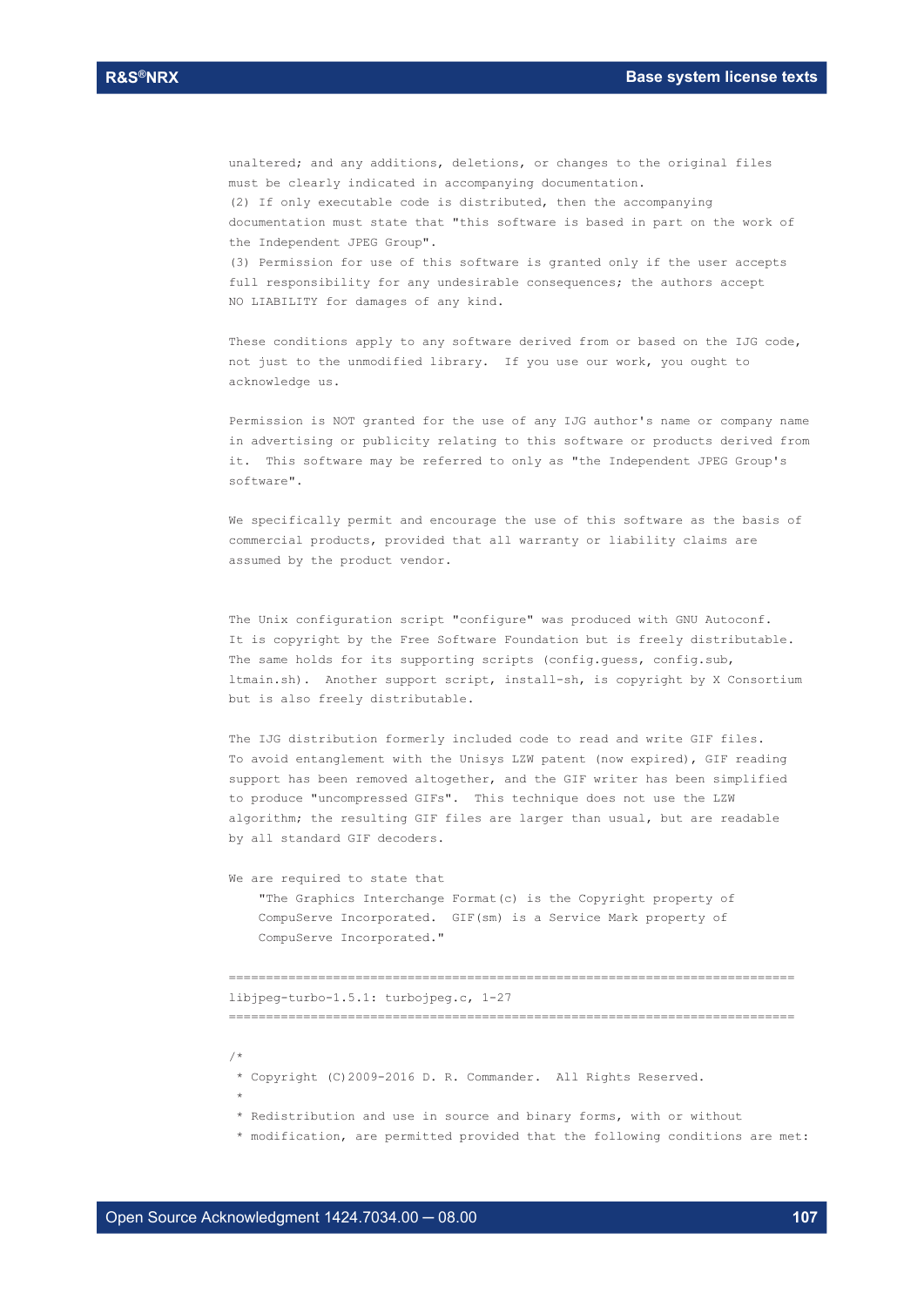```
unaltered; and any additions, deletions, or changes to the original files
must be clearly indicated in accompanying documentation.
(2) If only executable code is distributed, then the accompanying
documentation must state that "this software is based in part on the work of
the Independent JPEG Group".
(3) Permission for use of this software is granted only if the user accepts
full responsibility for any undesirable consequences; the authors accept
NO LIABILITY for damages of any kind.

These conditions apply to any software derived from or based on the IJG code,
not just to the unmodified library.  If you use our work, you ought to
acknowledge us.

Permission is NOT granted for the use of any IJG author's name or company name
in advertising or publicity relating to this software or products derived from
it.  This software may be referred to only as "the Independent JPEG Group's
software".

We specifically permit and encourage the use of this software as the basis of
commercial products, provided that all warranty or liability claims are
assumed by the product vendor.


The Unix configuration script "configure" was produced with GNU Autoconf.
It is copyright by the Free Software Foundation but is freely distributable.
The same holds for its supporting scripts (config.guess, config.sub,
ltmain.sh).  Another support script, install-sh, is copyright by X Consortium
but is also freely distributable.

The IJG distribution formerly included code to read and write GIF files.
To avoid entanglement with the Unisys LZW patent (now expired), GIF reading
support has been removed altogether, and the GIF writer has been simplified
to produce "uncompressed GIFs".  This technique does not use the LZW
algorithm; the resulting GIF files are larger than usual, but are readable
by all standard GIF decoders.

We are required to state that
    "The Graphics Interchange Format(c) is the Copyright property of
    CompuServe Incorporated.  GIF(sm) is a Service Mark property of
    CompuServe Incorporated."

============================================================================
libjpeg-turbo-1.5.1: turbojpeg.c, 1-27
============================================================================

/*
 * Copyright (C)2009-2016 D. R. Commander.  All Rights Reserved.
 *
 * Redistribution and use in source and binary forms, with or without
 * modification, are permitted provided that the following conditions are met:
```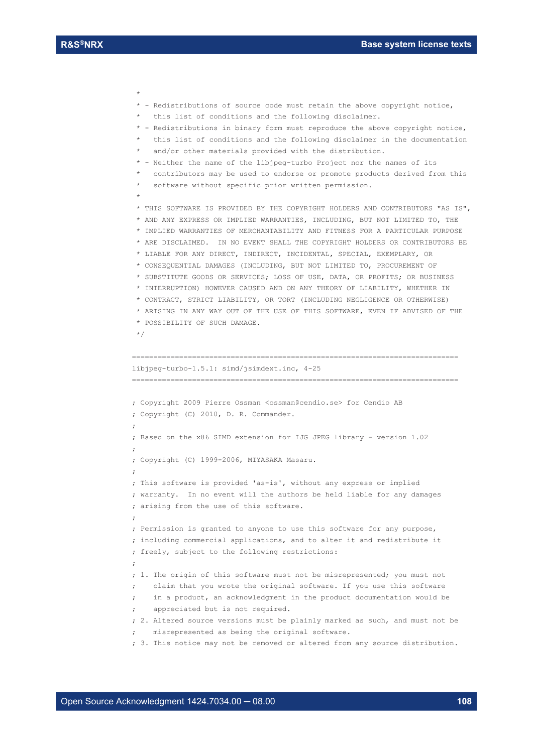```
 *
 * - Redistributions of source code must retain the above copyright notice,
 *   this list of conditions and the following disclaimer.
 * - Redistributions in binary form must reproduce the above copyright notice,
 *   this list of conditions and the following disclaimer in the documentation
 *   and/or other materials provided with the distribution.
 * - Neither the name of the libjpeg-turbo Project nor the names of its
 *   contributors may be used to endorse or promote products derived from this
 *   software without specific prior written permission.
 *
 * THIS SOFTWARE IS PROVIDED BY THE COPYRIGHT HOLDERS AND CONTRIBUTORS "AS IS",
 * AND ANY EXPRESS OR IMPLIED WARRANTIES, INCLUDING, BUT NOT LIMITED TO, THE
 * IMPLIED WARRANTIES OF MERCHANTABILITY AND FITNESS FOR A PARTICULAR PURPOSE
 * ARE DISCLAIMED.  IN NO EVENT SHALL THE COPYRIGHT HOLDERS OR CONTRIBUTORS BE
 * LIABLE FOR ANY DIRECT, INDIRECT, INCIDENTAL, SPECIAL, EXEMPLARY, OR
 * CONSEQUENTIAL DAMAGES (INCLUDING, BUT NOT LIMITED TO, PROCUREMENT OF
 * SUBSTITUTE GOODS OR SERVICES; LOSS OF USE, DATA, OR PROFITS; OR BUSINESS
 * INTERRUPTION) HOWEVER CAUSED AND ON ANY THEORY OF LIABILITY, WHETHER IN
 * CONTRACT, STRICT LIABILITY, OR TORT (INCLUDING NEGLIGENCE OR OTHERWISE)
 * ARISING IN ANY WAY OUT OF THE USE OF THIS SOFTWARE, EVEN IF ADVISED OF THE
 * POSSIBILITY OF SUCH DAMAGE.
 */
```

```
==============================================================================
libjpeg-turbo-1.5.1: simd/jsimdext.inc, 4-25
==============================================================================
```

```
; Copyright 2009 Pierre Ossman <ossman@cendio.se> for Cendio AB
; Copyright (C) 2010, D. R. Commander.
;
; Based on the x86 SIMD extension for IJG JPEG library - version 1.02
;
; Copyright (C) 1999-2006, MIYASAKA Masaru.
;
; This software is provided 'as-is', without any express or implied
; warranty.  In no event will the authors be held liable for any damages
; arising from the use of this software.
;
; Permission is granted to anyone to use this software for any purpose,
; including commercial applications, and to alter it and redistribute it
; freely, subject to the following restrictions:
;
; 1. The origin of this software must not be misrepresented; you must not
;    claim that you wrote the original software. If you use this software
;    in a product, an acknowledgment in the product documentation would be
;    appreciated but is not required.
; 2. Altered source versions must be plainly marked as such, and must not be
;    misrepresented as being the original software.
; 3. This notice may not be removed or altered from any source distribution.
```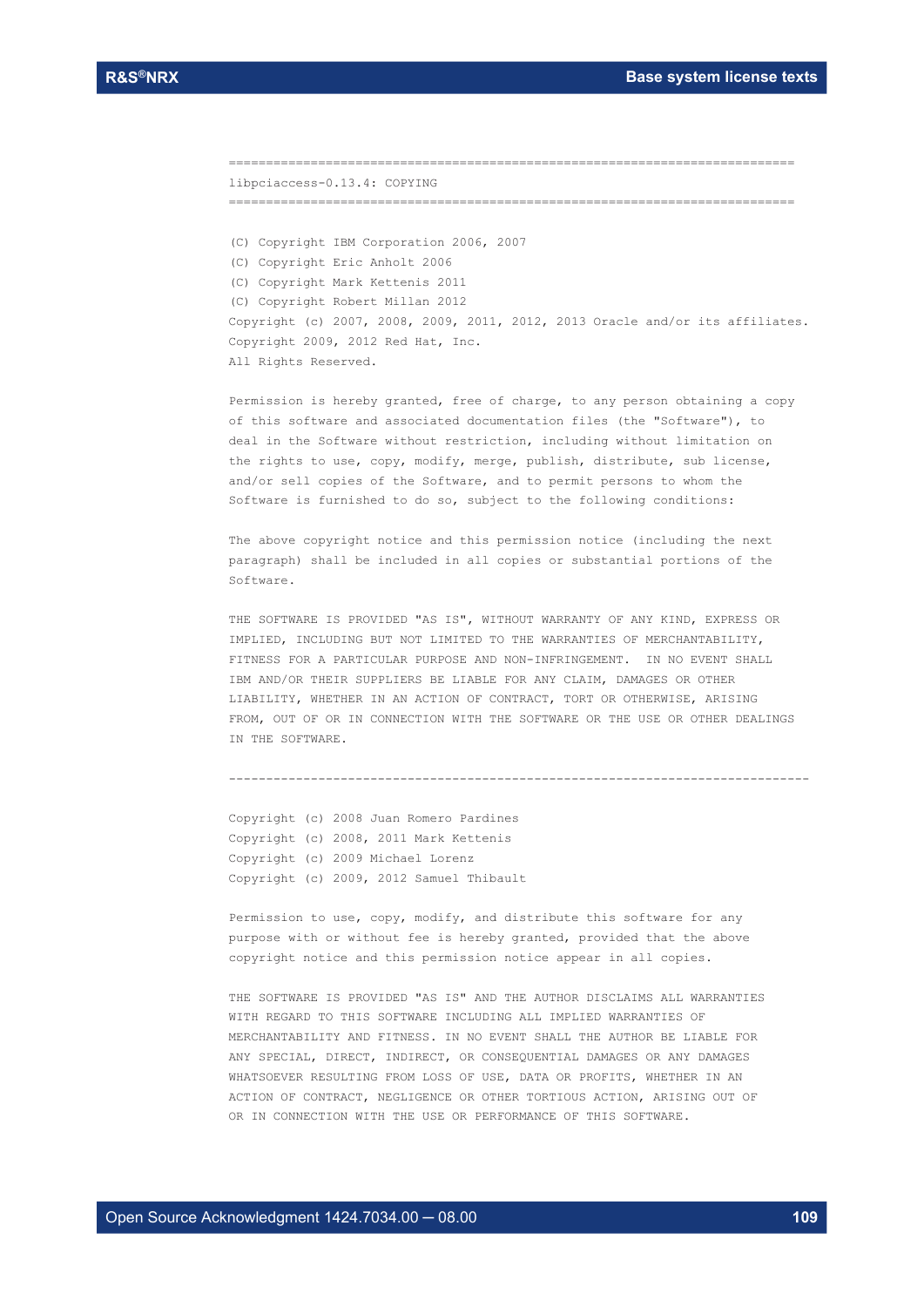```
==============================================================================
libpciaccess-0.13.4: COPYING
==============================================================================

(C) Copyright IBM Corporation 2006, 2007
(C) Copyright Eric Anholt 2006
(C) Copyright Mark Kettenis 2011
(C) Copyright Robert Millan 2012
Copyright (c) 2007, 2008, 2009, 2011, 2012, 2013 Oracle and/or its affiliates.
Copyright 2009, 2012 Red Hat, Inc.
All Rights Reserved.

Permission is hereby granted, free of charge, to any person obtaining a copy
of this software and associated documentation files (the "Software"), to
deal in the Software without restriction, including without limitation on
the rights to use, copy, modify, merge, publish, distribute, sub license,
and/or sell copies of the Software, and to permit persons to whom the
Software is furnished to do so, subject to the following conditions:

The above copyright notice and this permission notice (including the next
paragraph) shall be included in all copies or substantial portions of the
Software.

THE SOFTWARE IS PROVIDED "AS IS", WITHOUT WARRANTY OF ANY KIND, EXPRESS OR
IMPLIED, INCLUDING BUT NOT LIMITED TO THE WARRANTIES OF MERCHANTABILITY,
FITNESS FOR A PARTICULAR PURPOSE AND NON-INFRINGEMENT.  IN NO EVENT SHALL
IBM AND/OR THEIR SUPPLIERS BE LIABLE FOR ANY CLAIM, DAMAGES OR OTHER
LIABILITY, WHETHER IN AN ACTION OF CONTRACT, TORT OR OTHERWISE, ARISING
FROM, OUT OF OR IN CONNECTION WITH THE SOFTWARE OR THE USE OR OTHER DEALINGS
IN THE SOFTWARE.

------------------------------------------------------------------------------

Copyright (c) 2008 Juan Romero Pardines
Copyright (c) 2008, 2011 Mark Kettenis
Copyright (c) 2009 Michael Lorenz
Copyright (c) 2009, 2012 Samuel Thibault

Permission to use, copy, modify, and distribute this software for any
purpose with or without fee is hereby granted, provided that the above
copyright notice and this permission notice appear in all copies.

THE SOFTWARE IS PROVIDED "AS IS" AND THE AUTHOR DISCLAIMS ALL WARRANTIES
WITH REGARD TO THIS SOFTWARE INCLUDING ALL IMPLIED WARRANTIES OF
MERCHANTABILITY AND FITNESS. IN NO EVENT SHALL THE AUTHOR BE LIABLE FOR
ANY SPECIAL, DIRECT, INDIRECT, OR CONSEQUENTIAL DAMAGES OR ANY DAMAGES
WHATSOEVER RESULTING FROM LOSS OF USE, DATA OR PROFITS, WHETHER IN AN
ACTION OF CONTRACT, NEGLIGENCE OR OTHER TORTIOUS ACTION, ARISING OUT OF
OR IN CONNECTION WITH THE USE OR PERFORMANCE OF THIS SOFTWARE.
```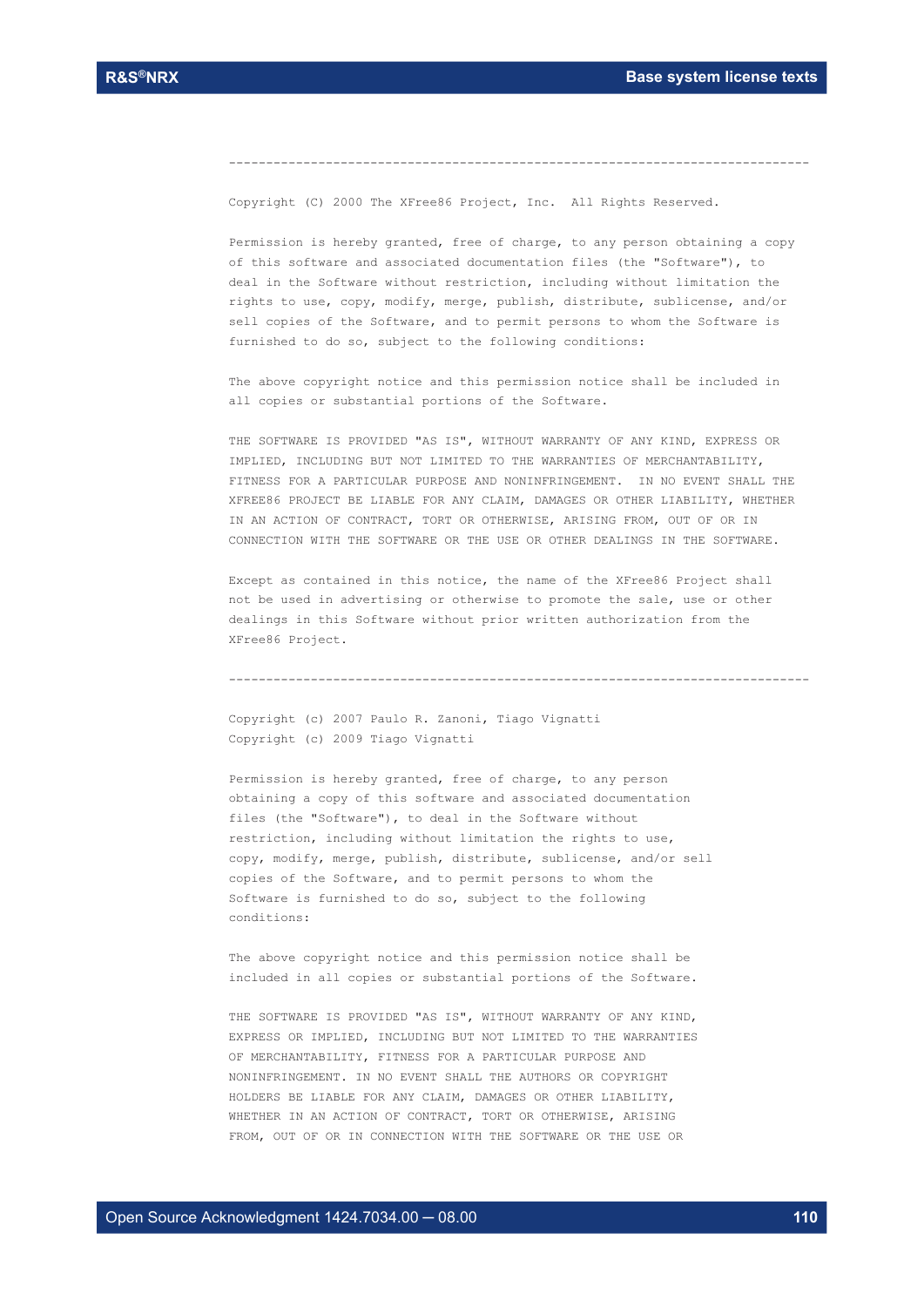-------------------------------------------------------------------------------

Copyright (C) 2000 The XFree86 Project, Inc. All Rights Reserved.

Permission is hereby granted, free of charge, to any person obtaining a copy of this software and associated documentation files (the "Software"), to deal in the Software without restriction, including without limitation the rights to use, copy, modify, merge, publish, distribute, sublicense, and/or sell copies of the Software, and to permit persons to whom the Software is furnished to do so, subject to the following conditions:

The above copyright notice and this permission notice shall be included in all copies or substantial portions of the Software.

THE SOFTWARE IS PROVIDED "AS IS", WITHOUT WARRANTY OF ANY KIND, EXPRESS OR IMPLIED, INCLUDING BUT NOT LIMITED TO THE WARRANTIES OF MERCHANTABILITY, FITNESS FOR A PARTICULAR PURPOSE AND NONINFRINGEMENT. IN NO EVENT SHALL THE XFREE86 PROJECT BE LIABLE FOR ANY CLAIM, DAMAGES OR OTHER LIABILITY, WHETHER IN AN ACTION OF CONTRACT, TORT OR OTHERWISE, ARISING FROM, OUT OF OR IN CONNECTION WITH THE SOFTWARE OR THE USE OR OTHER DEALINGS IN THE SOFTWARE.

Except as contained in this notice, the name of the XFree86 Project shall not be used in advertising or otherwise to promote the sale, use or other dealings in this Software without prior written authorization from the XFree86 Project.

-------------------------------------------------------------------------------

Copyright (c) 2007 Paulo R. Zanoni, Tiago Vignatti
Copyright (c) 2009 Tiago Vignatti

Permission is hereby granted, free of charge, to any person obtaining a copy of this software and associated documentation files (the "Software"), to deal in the Software without restriction, including without limitation the rights to use, copy, modify, merge, publish, distribute, sublicense, and/or sell copies of the Software, and to permit persons to whom the Software is furnished to do so, subject to the following conditions:

The above copyright notice and this permission notice shall be included in all copies or substantial portions of the Software.

THE SOFTWARE IS PROVIDED "AS IS", WITHOUT WARRANTY OF ANY KIND, EXPRESS OR IMPLIED, INCLUDING BUT NOT LIMITED TO THE WARRANTIES OF MERCHANTABILITY, FITNESS FOR A PARTICULAR PURPOSE AND NONINFRINGEMENT. IN NO EVENT SHALL THE AUTHORS OR COPYRIGHT HOLDERS BE LIABLE FOR ANY CLAIM, DAMAGES OR OTHER LIABILITY, WHETHER IN AN ACTION OF CONTRACT, TORT OR OTHERWISE, ARISING FROM, OUT OF OR IN CONNECTION WITH THE SOFTWARE OR THE USE OR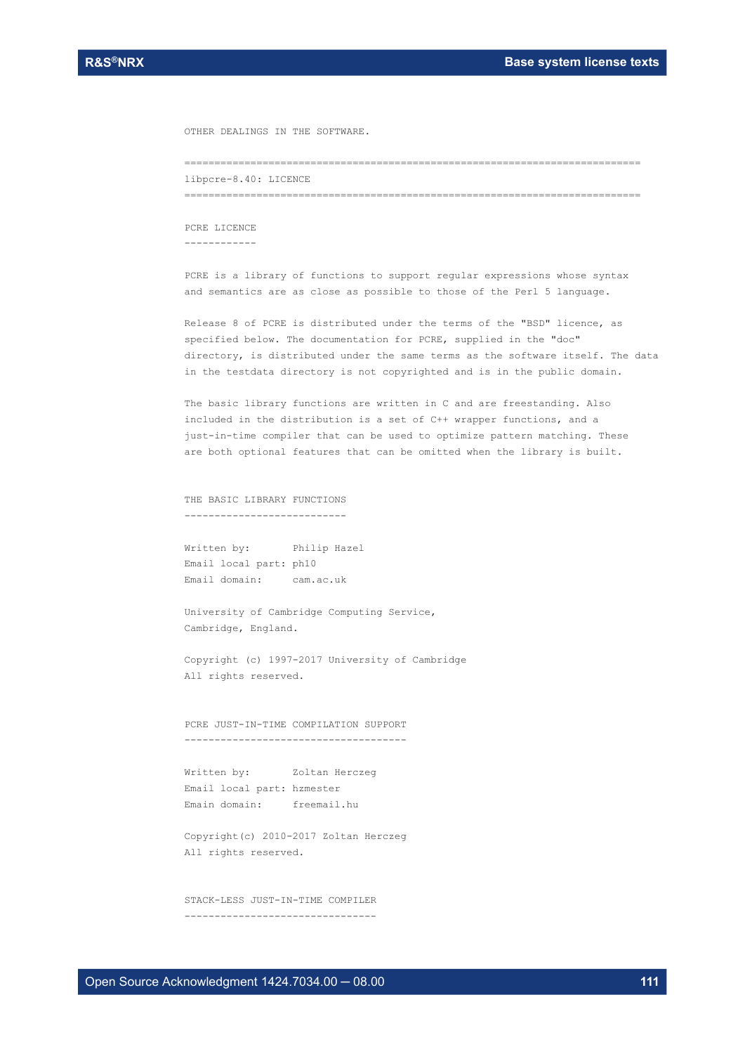OTHER DEALINGS IN THE SOFTWARE.

```
===============================================================================
libpcre-8.40: LICENCE
===============================================================================
```

PCRE LICENCE
------------

PCRE is a library of functions to support regular expressions whose syntax
and semantics are as close as possible to those of the Perl 5 language.

Release 8 of PCRE is distributed under the terms of the "BSD" licence, as
specified below. The documentation for PCRE, supplied in the "doc"
directory, is distributed under the same terms as the software itself. The data
in the testdata directory is not copyrighted and is in the public domain.

The basic library functions are written in C and are freestanding. Also
included in the distribution is a set of C++ wrapper functions, and a
just-in-time compiler that can be used to optimize pattern matching. These
are both optional features that can be omitted when the library is built.

THE BASIC LIBRARY FUNCTIONS
---------------------------

```
Written by:       Philip Hazel
Email local part: ph10
Email domain:     cam.ac.uk
```

University of Cambridge Computing Service,
Cambridge, England.

Copyright (c) 1997-2017 University of Cambridge
All rights reserved.

PCRE JUST-IN-TIME COMPILATION SUPPORT
-------------------------------------

```
Written by:       Zoltan Herczeg
Email local part: hzmester
Emain domain:     freemail.hu
```

Copyright(c) 2010-2017 Zoltan Herczeg
All rights reserved.

STACK-LESS JUST-IN-TIME COMPILER
--------------------------------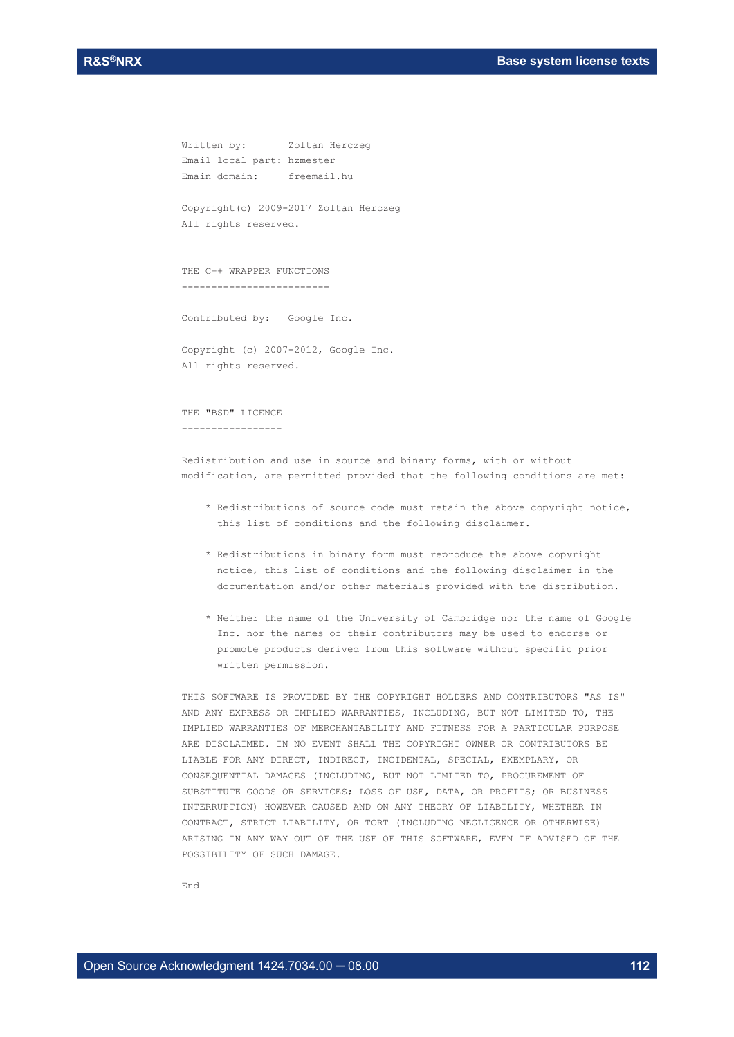```
Written by:       Zoltan Herczeg
Email local part: hzmester
Emain domain:     freemail.hu

Copyright(c) 2009-2017 Zoltan Herczeg
All rights reserved.


THE C++ WRAPPER FUNCTIONS
-------------------------

Contributed by:   Google Inc.

Copyright (c) 2007-2012, Google Inc.
All rights reserved.


THE "BSD" LICENCE
-----------------

Redistribution and use in source and binary forms, with or without
modification, are permitted provided that the following conditions are met:

    * Redistributions of source code must retain the above copyright notice,
      this list of conditions and the following disclaimer.

    * Redistributions in binary form must reproduce the above copyright
      notice, this list of conditions and the following disclaimer in the
      documentation and/or other materials provided with the distribution.

    * Neither the name of the University of Cambridge nor the name of Google
      Inc. nor the names of their contributors may be used to endorse or
      promote products derived from this software without specific prior
      written permission.

THIS SOFTWARE IS PROVIDED BY THE COPYRIGHT HOLDERS AND CONTRIBUTORS "AS IS"
AND ANY EXPRESS OR IMPLIED WARRANTIES, INCLUDING, BUT NOT LIMITED TO, THE
IMPLIED WARRANTIES OF MERCHANTABILITY AND FITNESS FOR A PARTICULAR PURPOSE
ARE DISCLAIMED. IN NO EVENT SHALL THE COPYRIGHT OWNER OR CONTRIBUTORS BE
LIABLE FOR ANY DIRECT, INDIRECT, INCIDENTAL, SPECIAL, EXEMPLARY, OR
CONSEQUENTIAL DAMAGES (INCLUDING, BUT NOT LIMITED TO, PROCUREMENT OF
SUBSTITUTE GOODS OR SERVICES; LOSS OF USE, DATA, OR PROFITS; OR BUSINESS
INTERRUPTION) HOWEVER CAUSED AND ON ANY THEORY OF LIABILITY, WHETHER IN
CONTRACT, STRICT LIABILITY, OR TORT (INCLUDING NEGLIGENCE OR OTHERWISE)
ARISING IN ANY WAY OUT OF THE USE OF THIS SOFTWARE, EVEN IF ADVISED OF THE
POSSIBILITY OF SUCH DAMAGE.

End
```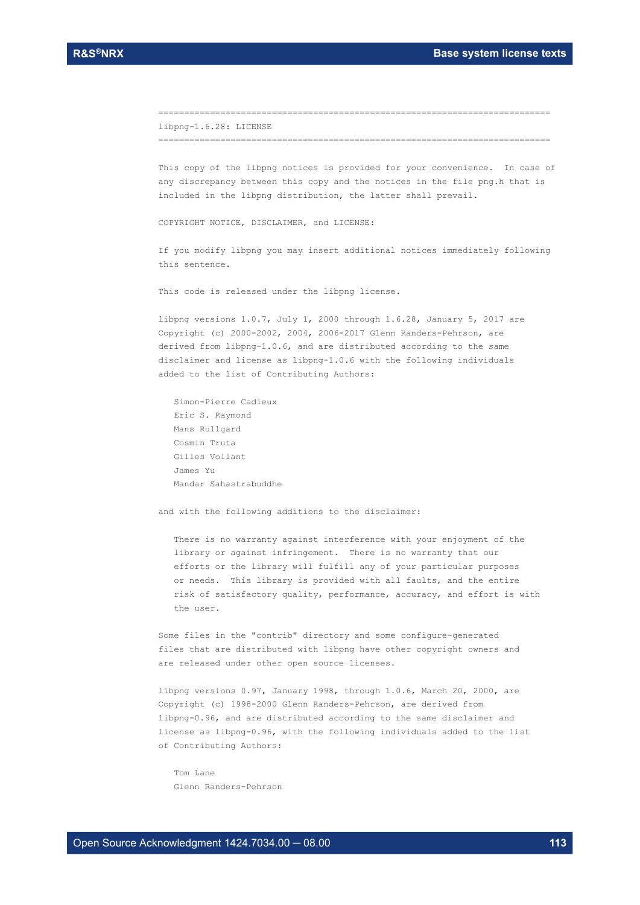```
===========================================================================
libpng-1.6.28: LICENSE
===========================================================================

This copy of the libpng notices is provided for your convenience.  In case of
any discrepancy between this copy and the notices in the file png.h that is
included in the libpng distribution, the latter shall prevail.

COPYRIGHT NOTICE, DISCLAIMER, and LICENSE:

If you modify libpng you may insert additional notices immediately following
this sentence.

This code is released under the libpng license.

libpng versions 1.0.7, July 1, 2000 through 1.6.28, January 5, 2017 are
Copyright (c) 2000-2002, 2004, 2006-2017 Glenn Randers-Pehrson, are
derived from libpng-1.0.6, and are distributed according to the same
disclaimer and license as libpng-1.0.6 with the following individuals
added to the list of Contributing Authors:

   Simon-Pierre Cadieux
   Eric S. Raymond
   Mans Rullgard
   Cosmin Truta
   Gilles Vollant
   James Yu
   Mandar Sahastrabuddhe

and with the following additions to the disclaimer:

   There is no warranty against interference with your enjoyment of the
   library or against infringement.  There is no warranty that our
   efforts or the library will fulfill any of your particular purposes
   or needs.  This library is provided with all faults, and the entire
   risk of satisfactory quality, performance, accuracy, and effort is with
   the user.

Some files in the "contrib" directory and some configure-generated
files that are distributed with libpng have other copyright owners and
are released under other open source licenses.

libpng versions 0.97, January 1998, through 1.0.6, March 20, 2000, are
Copyright (c) 1998-2000 Glenn Randers-Pehrson, are derived from
libpng-0.96, and are distributed according to the same disclaimer and
license as libpng-0.96, with the following individuals added to the list
of Contributing Authors:

   Tom Lane
   Glenn Randers-Pehrson
```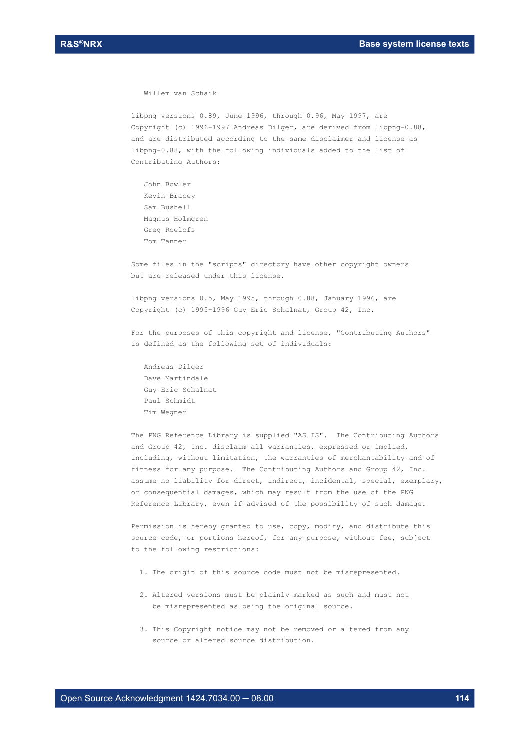```
   Willem van Schaik

libpng versions 0.89, June 1996, through 0.96, May 1997, are
Copyright (c) 1996-1997 Andreas Dilger, are derived from libpng-0.88,
and are distributed according to the same disclaimer and license as
libpng-0.88, with the following individuals added to the list of
Contributing Authors:

   John Bowler
   Kevin Bracey
   Sam Bushell
   Magnus Holmgren
   Greg Roelofs
   Tom Tanner

Some files in the "scripts" directory have other copyright owners
but are released under this license.

libpng versions 0.5, May 1995, through 0.88, January 1996, are
Copyright (c) 1995-1996 Guy Eric Schalnat, Group 42, Inc.

For the purposes of this copyright and license, "Contributing Authors"
is defined as the following set of individuals:

   Andreas Dilger
   Dave Martindale
   Guy Eric Schalnat
   Paul Schmidt
   Tim Wegner

The PNG Reference Library is supplied "AS IS".  The Contributing Authors
and Group 42, Inc. disclaim all warranties, expressed or implied,
including, without limitation, the warranties of merchantability and of
fitness for any purpose.  The Contributing Authors and Group 42, Inc.
assume no liability for direct, indirect, incidental, special, exemplary,
or consequential damages, which may result from the use of the PNG
Reference Library, even if advised of the possibility of such damage.

Permission is hereby granted to use, copy, modify, and distribute this
source code, or portions hereof, for any purpose, without fee, subject
to the following restrictions:

  1. The origin of this source code must not be misrepresented.

  2. Altered versions must be plainly marked as such and must not
     be misrepresented as being the original source.

  3. This Copyright notice may not be removed or altered from any
     source or altered source distribution.
```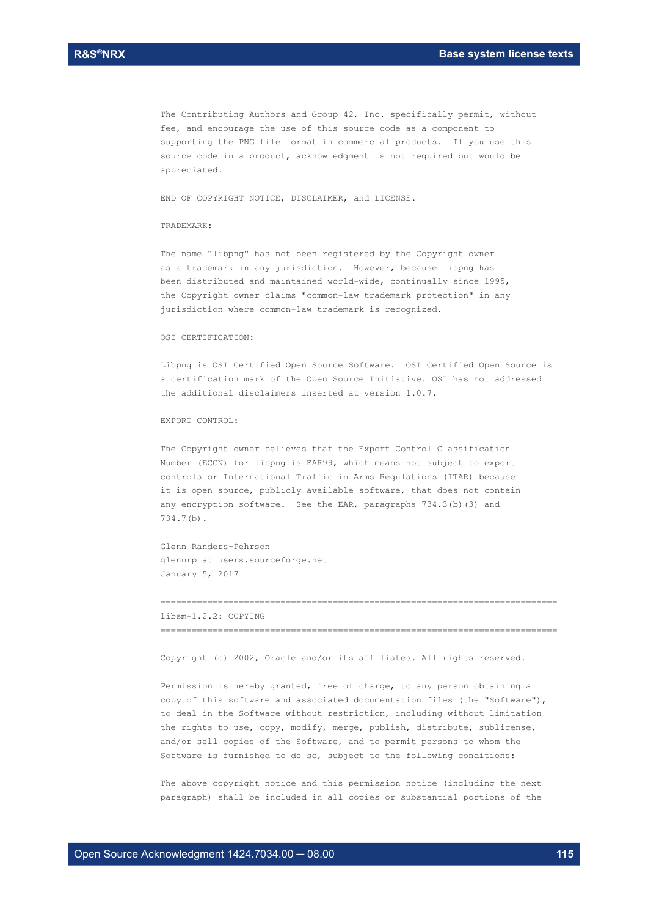The Contributing Authors and Group 42, Inc. specifically permit, without fee, and encourage the use of this source code as a component to supporting the PNG file format in commercial products. If you use this source code in a product, acknowledgment is not required but would be appreciated.

END OF COPYRIGHT NOTICE, DISCLAIMER, and LICENSE.

TRADEMARK:

The name "libpng" has not been registered by the Copyright owner as a trademark in any jurisdiction. However, because libpng has been distributed and maintained world-wide, continually since 1995, the Copyright owner claims "common-law trademark protection" in any jurisdiction where common-law trademark is recognized.

OSI CERTIFICATION:

Libpng is OSI Certified Open Source Software. OSI Certified Open Source is a certification mark of the Open Source Initiative. OSI has not addressed the additional disclaimers inserted at version 1.0.7.

EXPORT CONTROL:

The Copyright owner believes that the Export Control Classification Number (ECCN) for libpng is EAR99, which means not subject to export controls or International Traffic in Arms Regulations (ITAR) because it is open source, publicly available software, that does not contain any encryption software. See the EAR, paragraphs 734.3(b)(3) and 734.7(b).

Glenn Randers-Pehrson
glennrp at users.sourceforge.net
January 5, 2017

================================================================================
libsm-1.2.2: COPYING
================================================================================

Copyright (c) 2002, Oracle and/or its affiliates. All rights reserved.

Permission is hereby granted, free of charge, to any person obtaining a copy of this software and associated documentation files (the "Software"), to deal in the Software without restriction, including without limitation the rights to use, copy, modify, merge, publish, distribute, sublicense, and/or sell copies of the Software, and to permit persons to whom the Software is furnished to do so, subject to the following conditions:

The above copyright notice and this permission notice (including the next paragraph) shall be included in all copies or substantial portions of the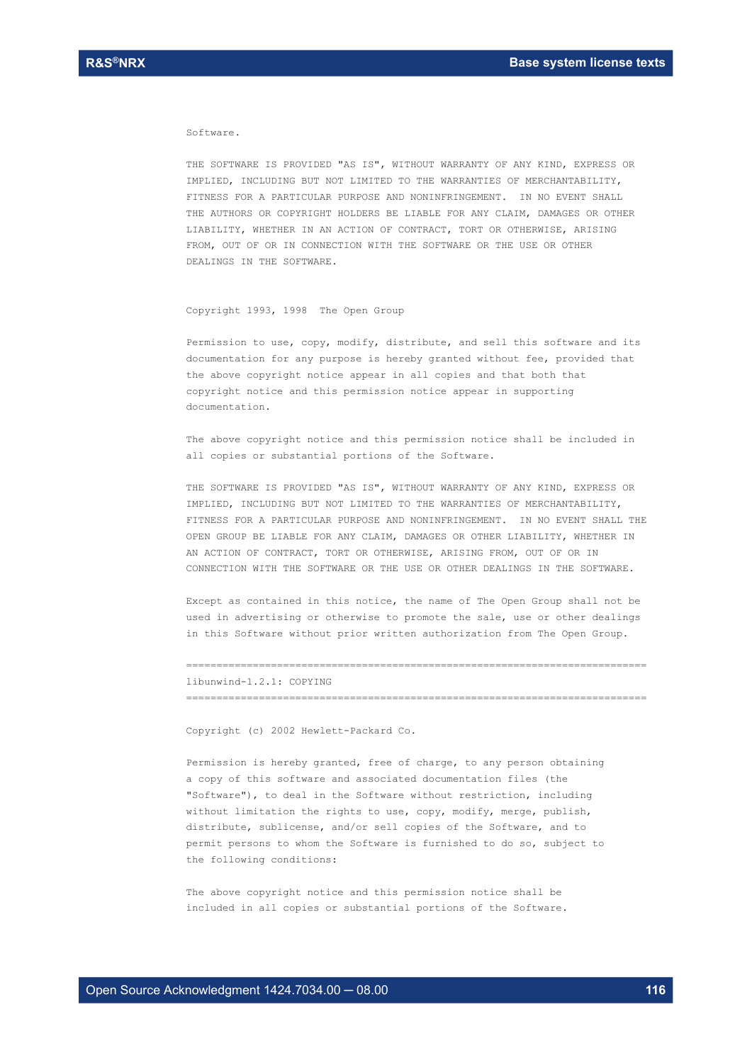Software.

THE SOFTWARE IS PROVIDED "AS IS", WITHOUT WARRANTY OF ANY KIND, EXPRESS OR IMPLIED, INCLUDING BUT NOT LIMITED TO THE WARRANTIES OF MERCHANTABILITY, FITNESS FOR A PARTICULAR PURPOSE AND NONINFRINGEMENT. IN NO EVENT SHALL THE AUTHORS OR COPYRIGHT HOLDERS BE LIABLE FOR ANY CLAIM, DAMAGES OR OTHER LIABILITY, WHETHER IN AN ACTION OF CONTRACT, TORT OR OTHERWISE, ARISING FROM, OUT OF OR IN CONNECTION WITH THE SOFTWARE OR THE USE OR OTHER DEALINGS IN THE SOFTWARE.

Copyright 1993, 1998 The Open Group

Permission to use, copy, modify, distribute, and sell this software and its documentation for any purpose is hereby granted without fee, provided that the above copyright notice appear in all copies and that both that copyright notice and this permission notice appear in supporting documentation.

The above copyright notice and this permission notice shall be included in all copies or substantial portions of the Software.

THE SOFTWARE IS PROVIDED "AS IS", WITHOUT WARRANTY OF ANY KIND, EXPRESS OR IMPLIED, INCLUDING BUT NOT LIMITED TO THE WARRANTIES OF MERCHANTABILITY, FITNESS FOR A PARTICULAR PURPOSE AND NONINFRINGEMENT. IN NO EVENT SHALL THE OPEN GROUP BE LIABLE FOR ANY CLAIM, DAMAGES OR OTHER LIABILITY, WHETHER IN AN ACTION OF CONTRACT, TORT OR OTHERWISE, ARISING FROM, OUT OF OR IN CONNECTION WITH THE SOFTWARE OR THE USE OR OTHER DEALINGS IN THE SOFTWARE.

Except as contained in this notice, the name of The Open Group shall not be used in advertising or otherwise to promote the sale, use or other dealings in this Software without prior written authorization from The Open Group.

=============================================================================

libunwind-1.2.1: COPYING

=============================================================================

Copyright (c) 2002 Hewlett-Packard Co.

Permission is hereby granted, free of charge, to any person obtaining a copy of this software and associated documentation files (the "Software"), to deal in the Software without restriction, including without limitation the rights to use, copy, modify, merge, publish, distribute, sublicense, and/or sell copies of the Software, and to permit persons to whom the Software is furnished to do so, subject to the following conditions:

The above copyright notice and this permission notice shall be included in all copies or substantial portions of the Software.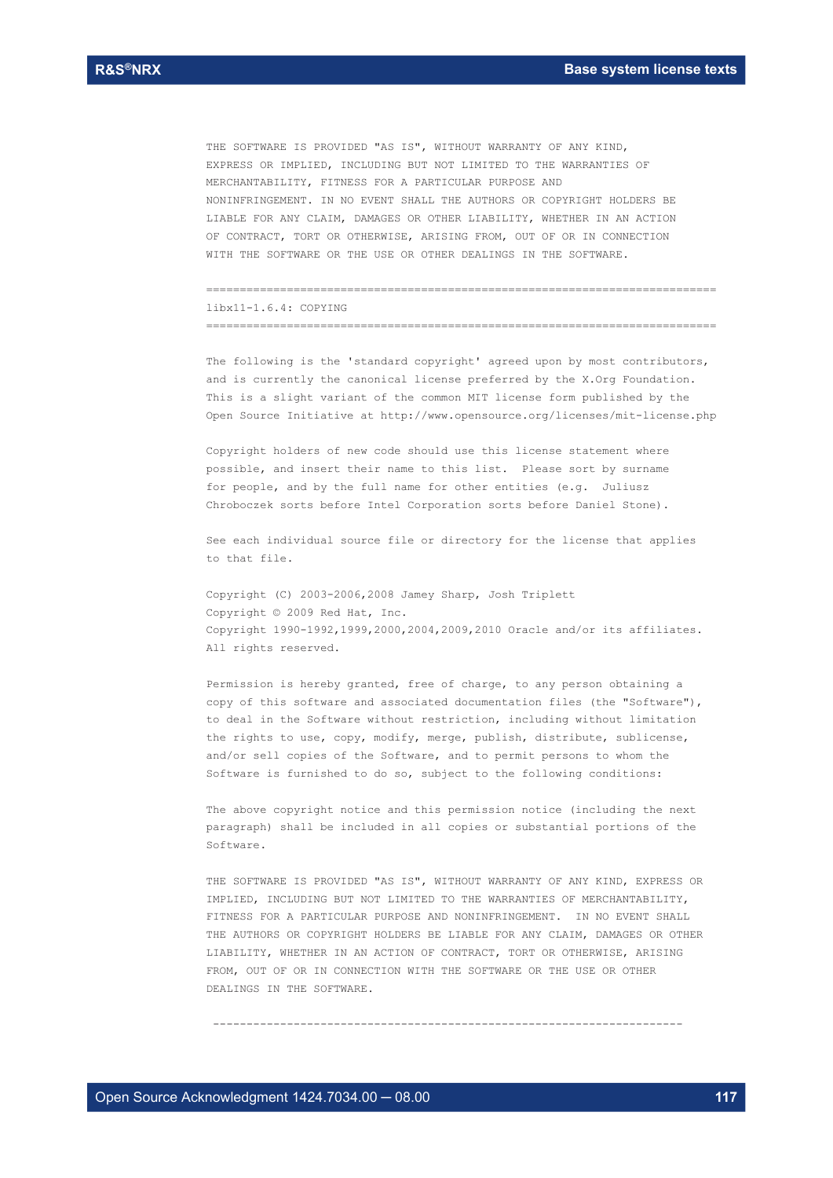THE SOFTWARE IS PROVIDED "AS IS", WITHOUT WARRANTY OF ANY KIND,
EXPRESS OR IMPLIED, INCLUDING BUT NOT LIMITED TO THE WARRANTIES OF
MERCHANTABILITY, FITNESS FOR A PARTICULAR PURPOSE AND
NONINFRINGEMENT. IN NO EVENT SHALL THE AUTHORS OR COPYRIGHT HOLDERS BE
LIABLE FOR ANY CLAIM, DAMAGES OR OTHER LIABILITY, WHETHER IN AN ACTION
OF CONTRACT, TORT OR OTHERWISE, ARISING FROM, OUT OF OR IN CONNECTION
WITH THE SOFTWARE OR THE USE OR OTHER DEALINGS IN THE SOFTWARE.

============================================================================

libx11-1.6.4: COPYING

============================================================================

The following is the 'standard copyright' agreed upon by most contributors,
and is currently the canonical license preferred by the X.Org Foundation.
This is a slight variant of the common MIT license form published by the
Open Source Initiative at http://www.opensource.org/licenses/mit-license.php

Copyright holders of new code should use this license statement where
possible, and insert their name to this list. Please sort by surname
for people, and by the full name for other entities (e.g. Juliusz
Chroboczek sorts before Intel Corporation sorts before Daniel Stone).

See each individual source file or directory for the license that applies
to that file.

Copyright (C) 2003-2006,2008 Jamey Sharp, Josh Triplett
Copyright © 2009 Red Hat, Inc.
Copyright 1990-1992,1999,2000,2004,2009,2010 Oracle and/or its affiliates.
All rights reserved.

Permission is hereby granted, free of charge, to any person obtaining a
copy of this software and associated documentation files (the "Software"),
to deal in the Software without restriction, including without limitation
the rights to use, copy, modify, merge, publish, distribute, sublicense,
and/or sell copies of the Software, and to permit persons to whom the
Software is furnished to do so, subject to the following conditions:

The above copyright notice and this permission notice (including the next
paragraph) shall be included in all copies or substantial portions of the
Software.

THE SOFTWARE IS PROVIDED "AS IS", WITHOUT WARRANTY OF ANY KIND, EXPRESS OR
IMPLIED, INCLUDING BUT NOT LIMITED TO THE WARRANTIES OF MERCHANTABILITY,
FITNESS FOR A PARTICULAR PURPOSE AND NONINFRINGEMENT. IN NO EVENT SHALL
THE AUTHORS OR COPYRIGHT HOLDERS BE LIABLE FOR ANY CLAIM, DAMAGES OR OTHER
LIABILITY, WHETHER IN AN ACTION OF CONTRACT, TORT OR OTHERWISE, ARISING
FROM, OUT OF OR IN CONNECTION WITH THE SOFTWARE OR THE USE OR OTHER
DEALINGS IN THE SOFTWARE.

----------------------------------------------------------------------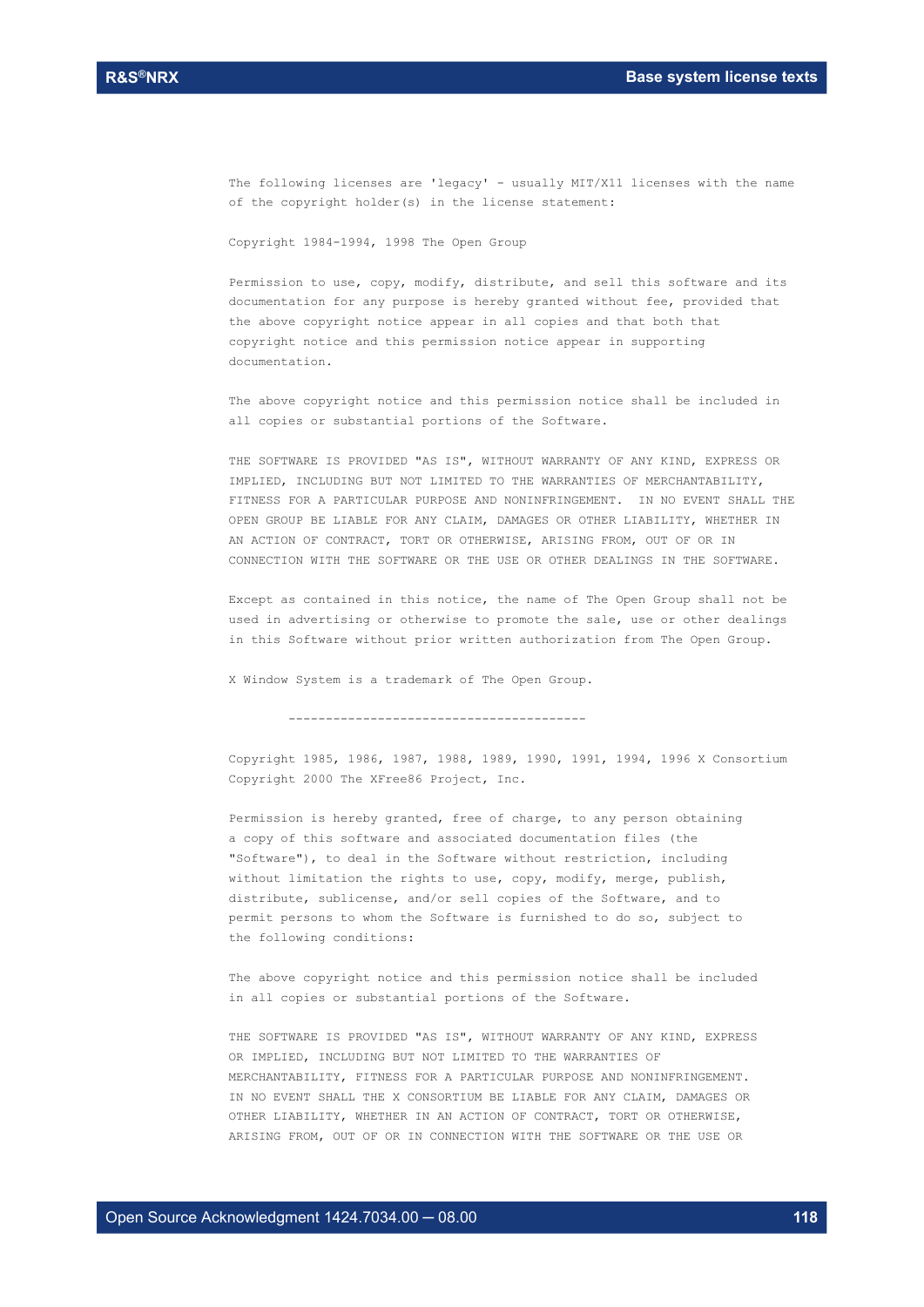The following licenses are 'legacy' - usually MIT/X11 licenses with the name of the copyright holder(s) in the license statement:

Copyright 1984-1994, 1998 The Open Group

Permission to use, copy, modify, distribute, and sell this software and its documentation for any purpose is hereby granted without fee, provided that the above copyright notice appear in all copies and that both that copyright notice and this permission notice appear in supporting documentation.

The above copyright notice and this permission notice shall be included in all copies or substantial portions of the Software.

THE SOFTWARE IS PROVIDED "AS IS", WITHOUT WARRANTY OF ANY KIND, EXPRESS OR IMPLIED, INCLUDING BUT NOT LIMITED TO THE WARRANTIES OF MERCHANTABILITY, FITNESS FOR A PARTICULAR PURPOSE AND NONINFRINGEMENT. IN NO EVENT SHALL THE OPEN GROUP BE LIABLE FOR ANY CLAIM, DAMAGES OR OTHER LIABILITY, WHETHER IN AN ACTION OF CONTRACT, TORT OR OTHERWISE, ARISING FROM, OUT OF OR IN CONNECTION WITH THE SOFTWARE OR THE USE OR OTHER DEALINGS IN THE SOFTWARE.

Except as contained in this notice, the name of The Open Group shall not be used in advertising or otherwise to promote the sale, use or other dealings in this Software without prior written authorization from The Open Group.

X Window System is a trademark of The Open Group.

----------------------------------------

Copyright 1985, 1986, 1987, 1988, 1989, 1990, 1991, 1994, 1996 X Consortium
Copyright 2000 The XFree86 Project, Inc.

Permission is hereby granted, free of charge, to any person obtaining a copy of this software and associated documentation files (the "Software"), to deal in the Software without restriction, including without limitation the rights to use, copy, modify, merge, publish, distribute, sublicense, and/or sell copies of the Software, and to permit persons to whom the Software is furnished to do so, subject to the following conditions:

The above copyright notice and this permission notice shall be included in all copies or substantial portions of the Software.

THE SOFTWARE IS PROVIDED "AS IS", WITHOUT WARRANTY OF ANY KIND, EXPRESS OR IMPLIED, INCLUDING BUT NOT LIMITED TO THE WARRANTIES OF MERCHANTABILITY, FITNESS FOR A PARTICULAR PURPOSE AND NONINFRINGEMENT. IN NO EVENT SHALL THE X CONSORTIUM BE LIABLE FOR ANY CLAIM, DAMAGES OR OTHER LIABILITY, WHETHER IN AN ACTION OF CONTRACT, TORT OR OTHERWISE, ARISING FROM, OUT OF OR IN CONNECTION WITH THE SOFTWARE OR THE USE OR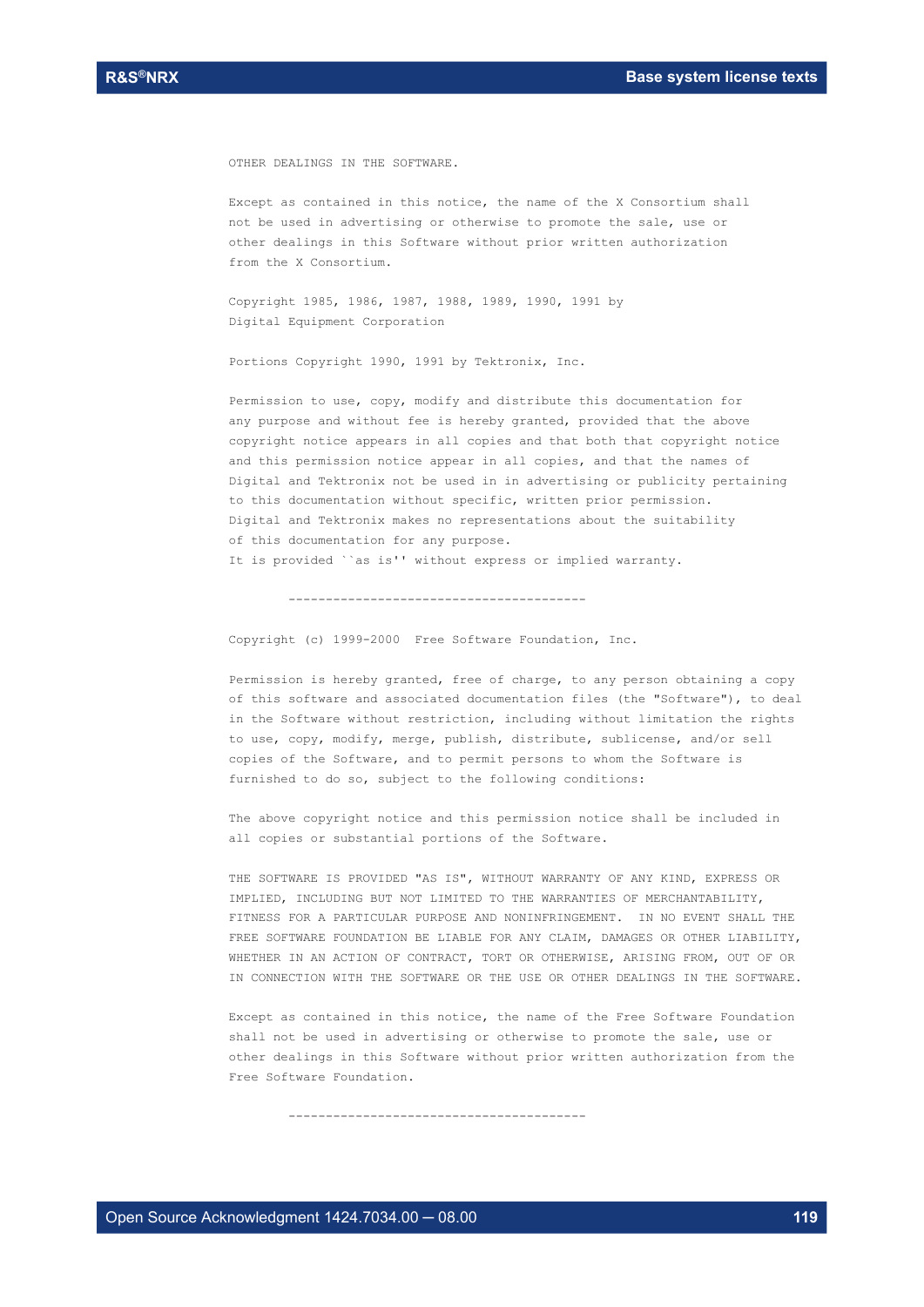OTHER DEALINGS IN THE SOFTWARE.

Except as contained in this notice, the name of the X Consortium shall not be used in advertising or otherwise to promote the sale, use or other dealings in this Software without prior written authorization from the X Consortium.

Copyright 1985, 1986, 1987, 1988, 1989, 1990, 1991 by Digital Equipment Corporation

Portions Copyright 1990, 1991 by Tektronix, Inc.

Permission to use, copy, modify and distribute this documentation for any purpose and without fee is hereby granted, provided that the above copyright notice appears in all copies and that both that copyright notice and this permission notice appear in all copies, and that the names of Digital and Tektronix not be used in in advertising or publicity pertaining to this documentation without specific, written prior permission. Digital and Tektronix makes no representations about the suitability of this documentation for any purpose. It is provided ``as is'' without express or implied warranty.

----------------------------------------

Copyright (c) 1999-2000 Free Software Foundation, Inc.

Permission is hereby granted, free of charge, to any person obtaining a copy of this software and associated documentation files (the "Software"), to deal in the Software without restriction, including without limitation the rights to use, copy, modify, merge, publish, distribute, sublicense, and/or sell copies of the Software, and to permit persons to whom the Software is furnished to do so, subject to the following conditions:

The above copyright notice and this permission notice shall be included in all copies or substantial portions of the Software.

THE SOFTWARE IS PROVIDED "AS IS", WITHOUT WARRANTY OF ANY KIND, EXPRESS OR IMPLIED, INCLUDING BUT NOT LIMITED TO THE WARRANTIES OF MERCHANTABILITY, FITNESS FOR A PARTICULAR PURPOSE AND NONINFRINGEMENT. IN NO EVENT SHALL THE FREE SOFTWARE FOUNDATION BE LIABLE FOR ANY CLAIM, DAMAGES OR OTHER LIABILITY, WHETHER IN AN ACTION OF CONTRACT, TORT OR OTHERWISE, ARISING FROM, OUT OF OR IN CONNECTION WITH THE SOFTWARE OR THE USE OR OTHER DEALINGS IN THE SOFTWARE.

Except as contained in this notice, the name of the Free Software Foundation shall not be used in advertising or otherwise to promote the sale, use or other dealings in this Software without prior written authorization from the Free Software Foundation.

----------------------------------------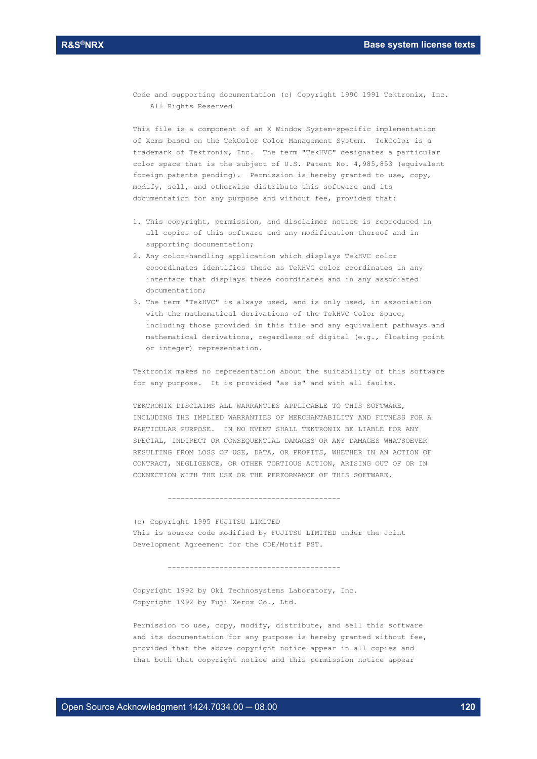Code and supporting documentation (c) Copyright 1990 1991 Tektronix, Inc.
All Rights Reserved

This file is a component of an X Window System-specific implementation of Xcms based on the TekColor Color Management System. TekColor is a trademark of Tektronix, Inc. The term "TekHVC" designates a particular color space that is the subject of U.S. Patent No. 4,985,853 (equivalent foreign patents pending). Permission is hereby granted to use, copy, modify, sell, and otherwise distribute this software and its documentation for any purpose and without fee, provided that:

1. This copyright, permission, and disclaimer notice is reproduced in all copies of this software and any modification thereof and in supporting documentation;
2. Any color-handling application which displays TekHVC color cooordinates identifies these as TekHVC color coordinates in any interface that displays these coordinates and in any associated documentation;
3. The term "TekHVC" is always used, and is only used, in association with the mathematical derivations of the TekHVC Color Space, including those provided in this file and any equivalent pathways and mathematical derivations, regardless of digital (e.g., floating point or integer) representation.

Tektronix makes no representation about the suitability of this software for any purpose. It is provided "as is" and with all faults.

TEKTRONIX DISCLAIMS ALL WARRANTIES APPLICABLE TO THIS SOFTWARE, INCLUDING THE IMPLIED WARRANTIES OF MERCHANTABILITY AND FITNESS FOR A PARTICULAR PURPOSE. IN NO EVENT SHALL TEKTRONIX BE LIABLE FOR ANY SPECIAL, INDIRECT OR CONSEQUENTIAL DAMAGES OR ANY DAMAGES WHATSOEVER RESULTING FROM LOSS OF USE, DATA, OR PROFITS, WHETHER IN AN ACTION OF CONTRACT, NEGLIGENCE, OR OTHER TORTIOUS ACTION, ARISING OUT OF OR IN CONNECTION WITH THE USE OR THE PERFORMANCE OF THIS SOFTWARE.

----------------------------------------

(c) Copyright 1995 FUJITSU LIMITED
This is source code modified by FUJITSU LIMITED under the Joint Development Agreement for the CDE/Motif PST.

----------------------------------------

Copyright 1992 by Oki Technosystems Laboratory, Inc.
Copyright 1992 by Fuji Xerox Co., Ltd.

Permission to use, copy, modify, distribute, and sell this software and its documentation for any purpose is hereby granted without fee, provided that the above copyright notice appear in all copies and that both that copyright notice and this permission notice appear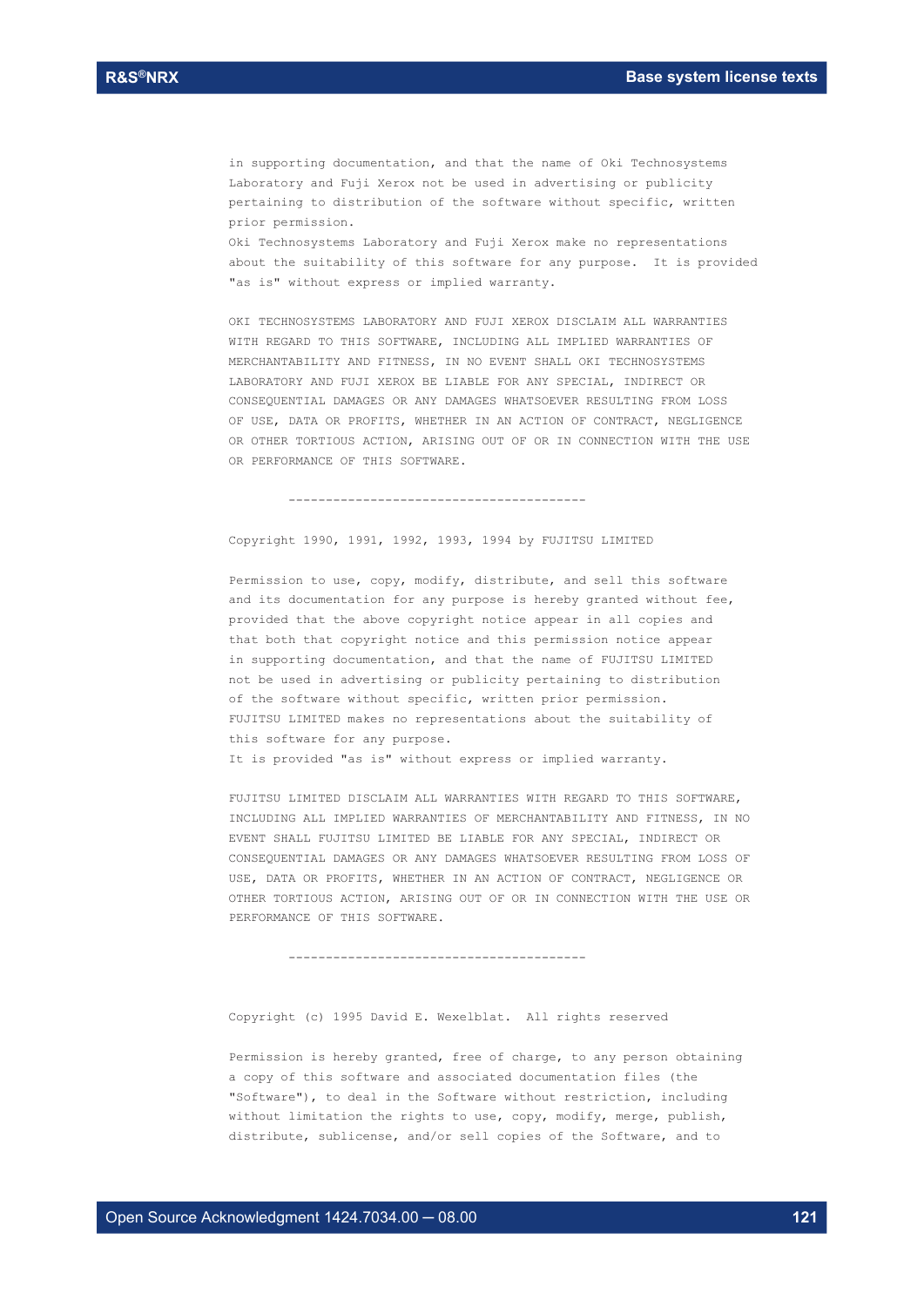in supporting documentation, and that the name of Oki Technosystems Laboratory and Fuji Xerox not be used in advertising or publicity pertaining to distribution of the software without specific, written prior permission.
Oki Technosystems Laboratory and Fuji Xerox make no representations about the suitability of this software for any purpose. It is provided "as is" without express or implied warranty.

OKI TECHNOSYSTEMS LABORATORY AND FUJI XEROX DISCLAIM ALL WARRANTIES WITH REGARD TO THIS SOFTWARE, INCLUDING ALL IMPLIED WARRANTIES OF MERCHANTABILITY AND FITNESS, IN NO EVENT SHALL OKI TECHNOSYSTEMS LABORATORY AND FUJI XEROX BE LIABLE FOR ANY SPECIAL, INDIRECT OR CONSEQUENTIAL DAMAGES OR ANY DAMAGES WHATSOEVER RESULTING FROM LOSS OF USE, DATA OR PROFITS, WHETHER IN AN ACTION OF CONTRACT, NEGLIGENCE OR OTHER TORTIOUS ACTION, ARISING OUT OF OR IN CONNECTION WITH THE USE OR PERFORMANCE OF THIS SOFTWARE.

----------------------------------------

Copyright 1990, 1991, 1992, 1993, 1994 by FUJITSU LIMITED

Permission to use, copy, modify, distribute, and sell this software and its documentation for any purpose is hereby granted without fee, provided that the above copyright notice appear in all copies and that both that copyright notice and this permission notice appear in supporting documentation, and that the name of FUJITSU LIMITED not be used in advertising or publicity pertaining to distribution of the software without specific, written prior permission.
FUJITSU LIMITED makes no representations about the suitability of this software for any purpose.
It is provided "as is" without express or implied warranty.

FUJITSU LIMITED DISCLAIM ALL WARRANTIES WITH REGARD TO THIS SOFTWARE, INCLUDING ALL IMPLIED WARRANTIES OF MERCHANTABILITY AND FITNESS, IN NO EVENT SHALL FUJITSU LIMITED BE LIABLE FOR ANY SPECIAL, INDIRECT OR CONSEQUENTIAL DAMAGES OR ANY DAMAGES WHATSOEVER RESULTING FROM LOSS OF USE, DATA OR PROFITS, WHETHER IN AN ACTION OF CONTRACT, NEGLIGENCE OR OTHER TORTIOUS ACTION, ARISING OUT OF OR IN CONNECTION WITH THE USE OR PERFORMANCE OF THIS SOFTWARE.

----------------------------------------

Copyright (c) 1995 David E. Wexelblat. All rights reserved

Permission is hereby granted, free of charge, to any person obtaining a copy of this software and associated documentation files (the "Software"), to deal in the Software without restriction, including without limitation the rights to use, copy, modify, merge, publish, distribute, sublicense, and/or sell copies of the Software, and to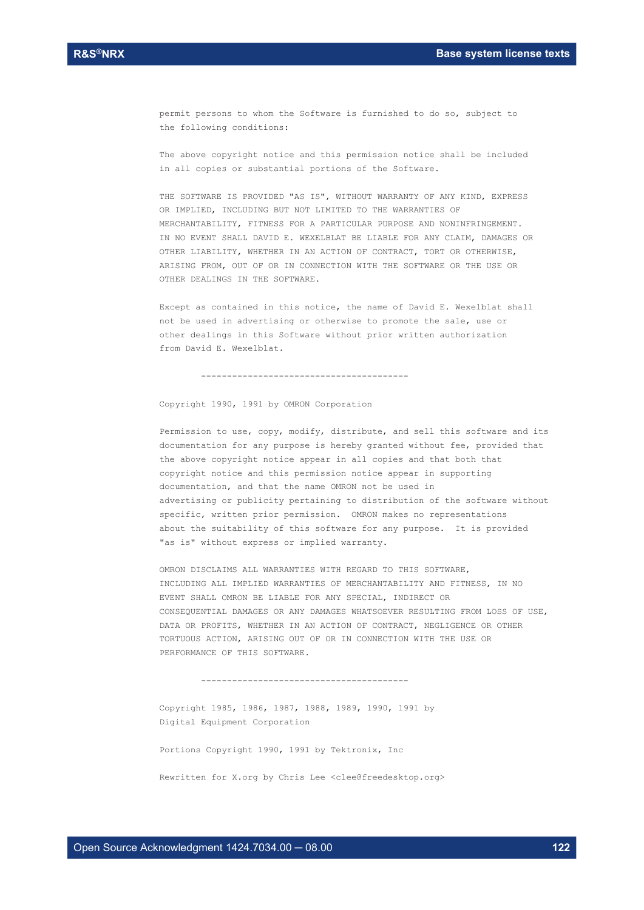permit persons to whom the Software is furnished to do so, subject to
the following conditions:

The above copyright notice and this permission notice shall be included
in all copies or substantial portions of the Software.

THE SOFTWARE IS PROVIDED "AS IS", WITHOUT WARRANTY OF ANY KIND, EXPRESS
OR IMPLIED, INCLUDING BUT NOT LIMITED TO THE WARRANTIES OF
MERCHANTABILITY, FITNESS FOR A PARTICULAR PURPOSE AND NONINFRINGEMENT.
IN NO EVENT SHALL DAVID E. WEXELBLAT BE LIABLE FOR ANY CLAIM, DAMAGES OR
OTHER LIABILITY, WHETHER IN AN ACTION OF CONTRACT, TORT OR OTHERWISE,
ARISING FROM, OUT OF OR IN CONNECTION WITH THE SOFTWARE OR THE USE OR
OTHER DEALINGS IN THE SOFTWARE.

Except as contained in this notice, the name of David E. Wexelblat shall
not be used in advertising or otherwise to promote the sale, use or
other dealings in this Software without prior written authorization
from David E. Wexelblat.

----------------------------------------

Copyright 1990, 1991 by OMRON Corporation

Permission to use, copy, modify, distribute, and sell this software and its
documentation for any purpose is hereby granted without fee, provided that
the above copyright notice appear in all copies and that both that
copyright notice and this permission notice appear in supporting
documentation, and that the name OMRON not be used in
advertising or publicity pertaining to distribution of the software without
specific, written prior permission. OMRON makes no representations
about the suitability of this software for any purpose. It is provided
"as is" without express or implied warranty.

OMRON DISCLAIMS ALL WARRANTIES WITH REGARD TO THIS SOFTWARE,
INCLUDING ALL IMPLIED WARRANTIES OF MERCHANTABILITY AND FITNESS, IN NO
EVENT SHALL OMRON BE LIABLE FOR ANY SPECIAL, INDIRECT OR
CONSEQUENTIAL DAMAGES OR ANY DAMAGES WHATSOEVER RESULTING FROM LOSS OF USE,
DATA OR PROFITS, WHETHER IN AN ACTION OF CONTRACT, NEGLIGENCE OR OTHER
TORTUOUS ACTION, ARISING OUT OF OR IN CONNECTION WITH THE USE OR
PERFORMANCE OF THIS SOFTWARE.

----------------------------------------

Copyright 1985, 1986, 1987, 1988, 1989, 1990, 1991 by
Digital Equipment Corporation

Portions Copyright 1990, 1991 by Tektronix, Inc

Rewritten for X.org by Chris Lee <clee@freedesktop.org>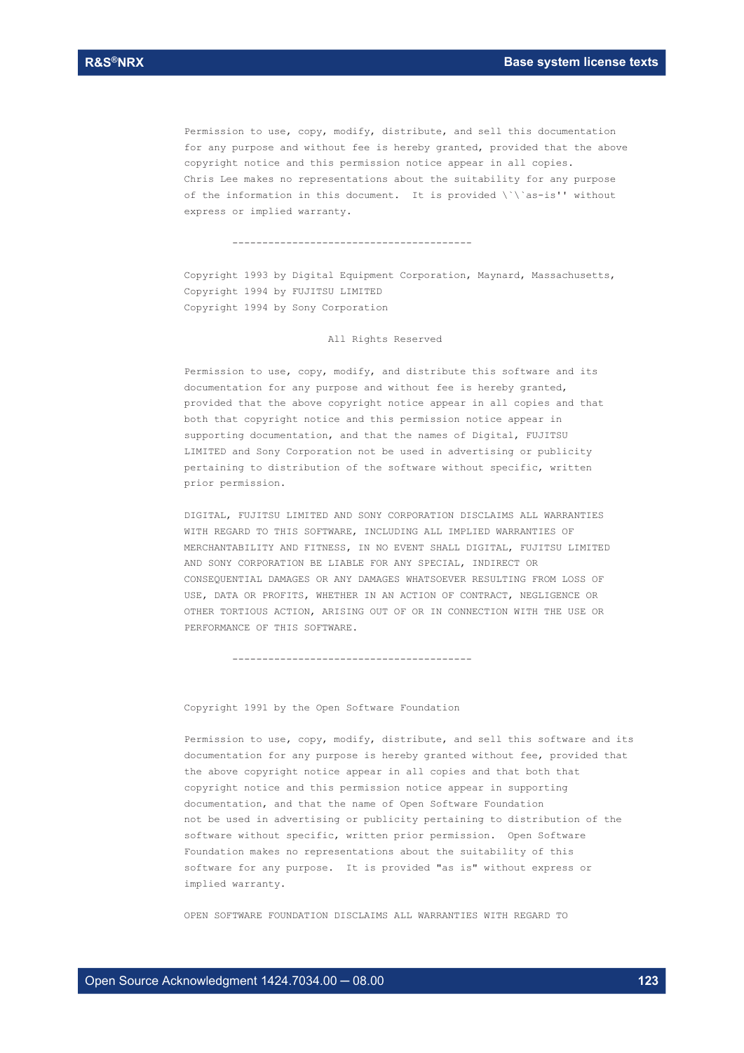Permission to use, copy, modify, distribute, and sell this documentation for any purpose and without fee is hereby granted, provided that the above copyright notice and this permission notice appear in all copies. Chris Lee makes no representations about the suitability for any purpose of the information in this document. It is provided \`\`as-is'' without express or implied warranty.

----------------------------------------

Copyright 1993 by Digital Equipment Corporation, Maynard, Massachusetts,
Copyright 1994 by FUJITSU LIMITED
Copyright 1994 by Sony Corporation

All Rights Reserved

Permission to use, copy, modify, and distribute this software and its documentation for any purpose and without fee is hereby granted, provided that the above copyright notice appear in all copies and that both that copyright notice and this permission notice appear in supporting documentation, and that the names of Digital, FUJITSU LIMITED and Sony Corporation not be used in advertising or publicity pertaining to distribution of the software without specific, written prior permission.

DIGITAL, FUJITSU LIMITED AND SONY CORPORATION DISCLAIMS ALL WARRANTIES WITH REGARD TO THIS SOFTWARE, INCLUDING ALL IMPLIED WARRANTIES OF MERCHANTABILITY AND FITNESS, IN NO EVENT SHALL DIGITAL, FUJITSU LIMITED AND SONY CORPORATION BE LIABLE FOR ANY SPECIAL, INDIRECT OR CONSEQUENTIAL DAMAGES OR ANY DAMAGES WHATSOEVER RESULTING FROM LOSS OF USE, DATA OR PROFITS, WHETHER IN AN ACTION OF CONTRACT, NEGLIGENCE OR OTHER TORTIOUS ACTION, ARISING OUT OF OR IN CONNECTION WITH THE USE OR PERFORMANCE OF THIS SOFTWARE.

----------------------------------------

Copyright 1991 by the Open Software Foundation

Permission to use, copy, modify, distribute, and sell this software and its documentation for any purpose is hereby granted without fee, provided that the above copyright notice appear in all copies and that both that copyright notice and this permission notice appear in supporting documentation, and that the name of Open Software Foundation not be used in advertising or publicity pertaining to distribution of the software without specific, written prior permission. Open Software Foundation makes no representations about the suitability of this software for any purpose. It is provided "as is" without express or implied warranty.

OPEN SOFTWARE FOUNDATION DISCLAIMS ALL WARRANTIES WITH REGARD TO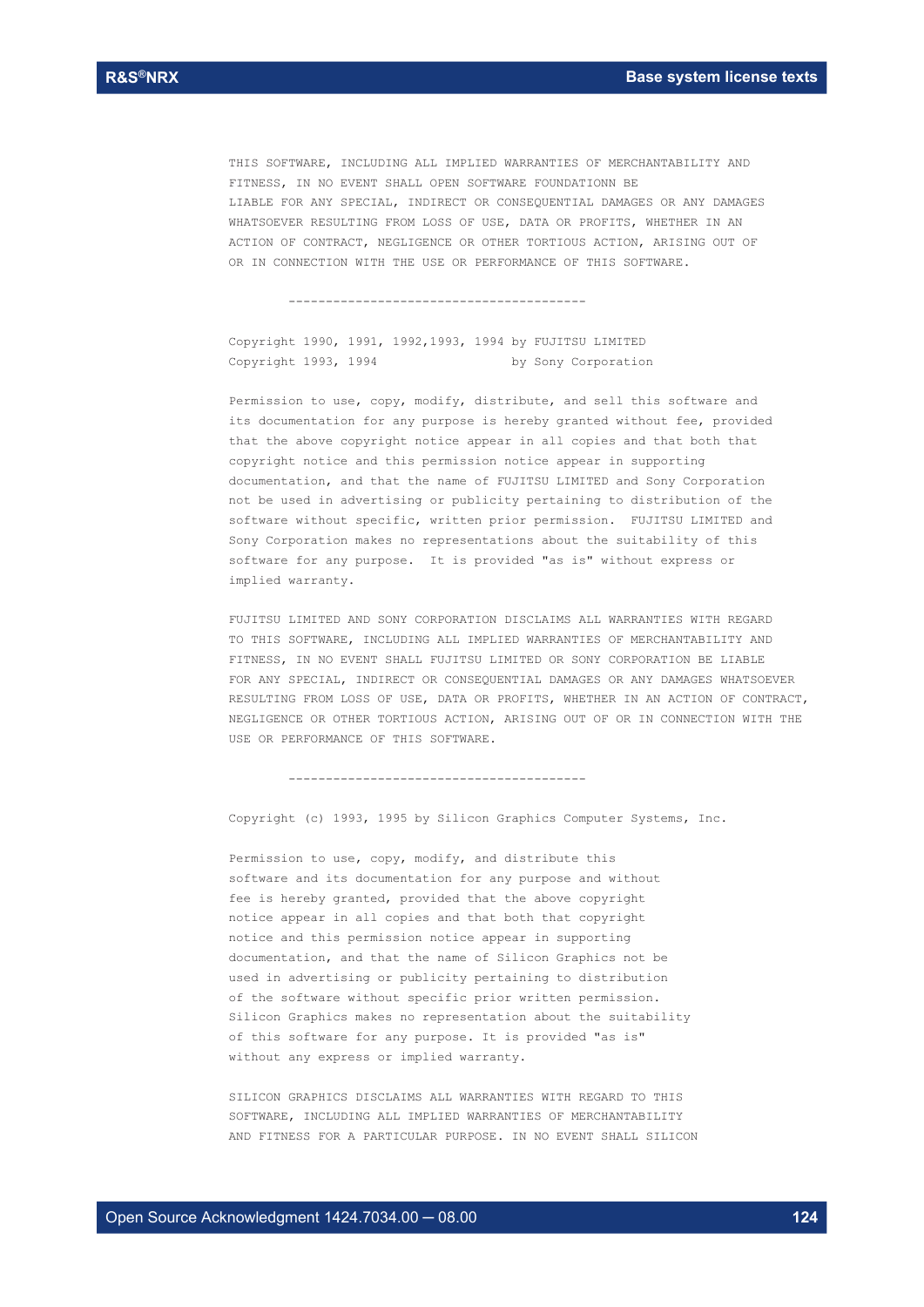THIS SOFTWARE, INCLUDING ALL IMPLIED WARRANTIES OF MERCHANTABILITY AND FITNESS, IN NO EVENT SHALL OPEN SOFTWARE FOUNDATIONN BE LIABLE FOR ANY SPECIAL, INDIRECT OR CONSEQUENTIAL DAMAGES OR ANY DAMAGES WHATSOEVER RESULTING FROM LOSS OF USE, DATA OR PROFITS, WHETHER IN AN ACTION OF CONTRACT, NEGLIGENCE OR OTHER TORTIOUS ACTION, ARISING OUT OF OR IN CONNECTION WITH THE USE OR PERFORMANCE OF THIS SOFTWARE.

----------------------------------------

Copyright 1990, 1991, 1992,1993, 1994 by FUJITSU LIMITED
Copyright 1993, 1994 by Sony Corporation

Permission to use, copy, modify, distribute, and sell this software and its documentation for any purpose is hereby granted without fee, provided that the above copyright notice appear in all copies and that both that copyright notice and this permission notice appear in supporting documentation, and that the name of FUJITSU LIMITED and Sony Corporation not be used in advertising or publicity pertaining to distribution of the software without specific, written prior permission. FUJITSU LIMITED and Sony Corporation makes no representations about the suitability of this software for any purpose. It is provided "as is" without express or implied warranty.

FUJITSU LIMITED AND SONY CORPORATION DISCLAIMS ALL WARRANTIES WITH REGARD TO THIS SOFTWARE, INCLUDING ALL IMPLIED WARRANTIES OF MERCHANTABILITY AND FITNESS, IN NO EVENT SHALL FUJITSU LIMITED OR SONY CORPORATION BE LIABLE FOR ANY SPECIAL, INDIRECT OR CONSEQUENTIAL DAMAGES OR ANY DAMAGES WHATSOEVER RESULTING FROM LOSS OF USE, DATA OR PROFITS, WHETHER IN AN ACTION OF CONTRACT, NEGLIGENCE OR OTHER TORTIOUS ACTION, ARISING OUT OF OR IN CONNECTION WITH THE USE OR PERFORMANCE OF THIS SOFTWARE.

----------------------------------------

Copyright (c) 1993, 1995 by Silicon Graphics Computer Systems, Inc.

Permission to use, copy, modify, and distribute this software and its documentation for any purpose and without fee is hereby granted, provided that the above copyright notice appear in all copies and that both that copyright notice and this permission notice appear in supporting documentation, and that the name of Silicon Graphics not be used in advertising or publicity pertaining to distribution of the software without specific prior written permission. Silicon Graphics makes no representation about the suitability of this software for any purpose. It is provided "as is" without any express or implied warranty.

SILICON GRAPHICS DISCLAIMS ALL WARRANTIES WITH REGARD TO THIS SOFTWARE, INCLUDING ALL IMPLIED WARRANTIES OF MERCHANTABILITY AND FITNESS FOR A PARTICULAR PURPOSE. IN NO EVENT SHALL SILICON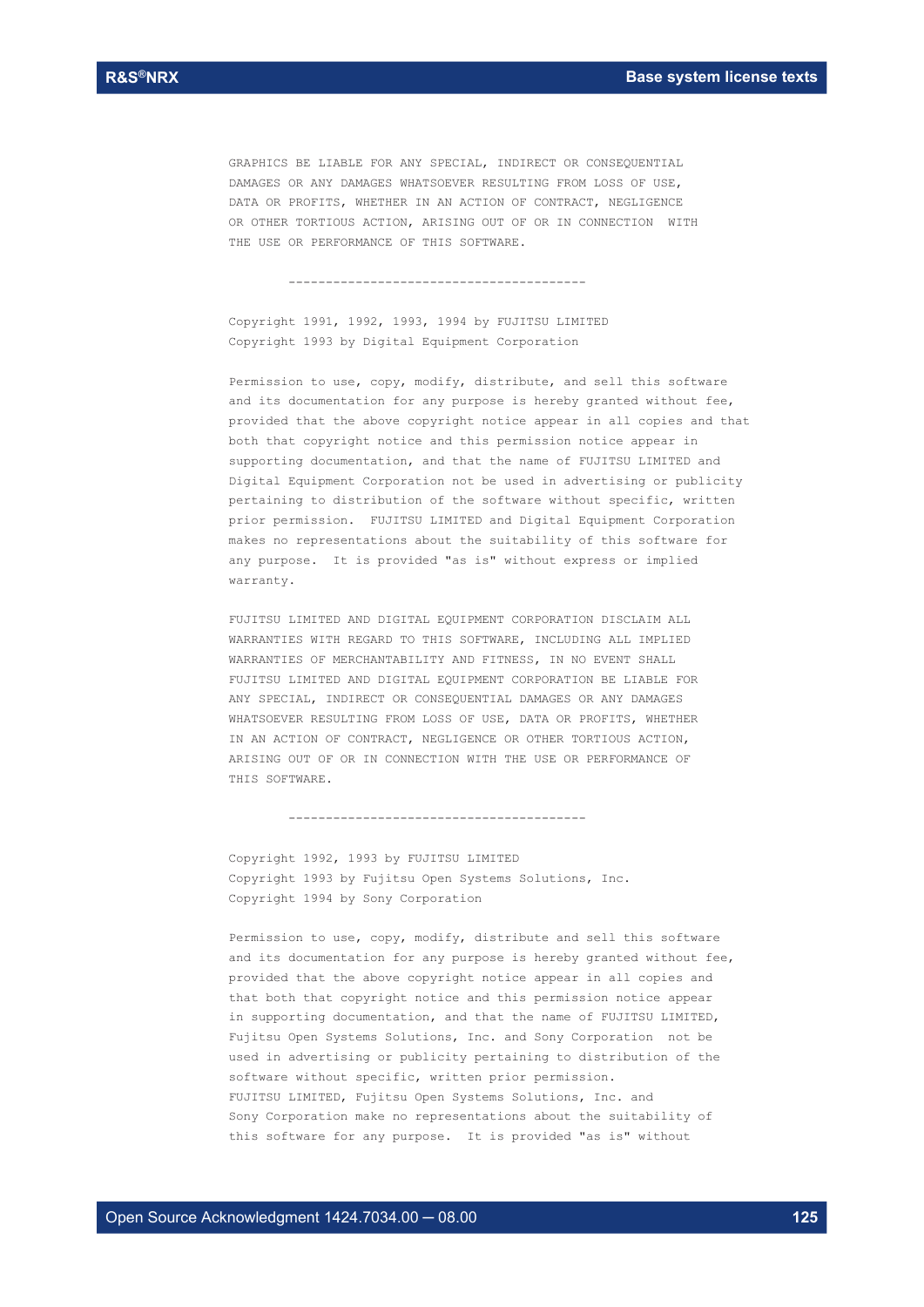GRAPHICS BE LIABLE FOR ANY SPECIAL, INDIRECT OR CONSEQUENTIAL DAMAGES OR ANY DAMAGES WHATSOEVER RESULTING FROM LOSS OF USE, DATA OR PROFITS, WHETHER IN AN ACTION OF CONTRACT, NEGLIGENCE OR OTHER TORTIOUS ACTION, ARISING OUT OF OR IN CONNECTION WITH THE USE OR PERFORMANCE OF THIS SOFTWARE.

----------------------------------------

Copyright 1991, 1992, 1993, 1994 by FUJITSU LIMITED
Copyright 1993 by Digital Equipment Corporation

Permission to use, copy, modify, distribute, and sell this software and its documentation for any purpose is hereby granted without fee, provided that the above copyright notice appear in all copies and that both that copyright notice and this permission notice appear in supporting documentation, and that the name of FUJITSU LIMITED and Digital Equipment Corporation not be used in advertising or publicity pertaining to distribution of the software without specific, written prior permission. FUJITSU LIMITED and Digital Equipment Corporation makes no representations about the suitability of this software for any purpose. It is provided "as is" without express or implied warranty.

FUJITSU LIMITED AND DIGITAL EQUIPMENT CORPORATION DISCLAIM ALL WARRANTIES WITH REGARD TO THIS SOFTWARE, INCLUDING ALL IMPLIED WARRANTIES OF MERCHANTABILITY AND FITNESS, IN NO EVENT SHALL FUJITSU LIMITED AND DIGITAL EQUIPMENT CORPORATION BE LIABLE FOR ANY SPECIAL, INDIRECT OR CONSEQUENTIAL DAMAGES OR ANY DAMAGES WHATSOEVER RESULTING FROM LOSS OF USE, DATA OR PROFITS, WHETHER IN AN ACTION OF CONTRACT, NEGLIGENCE OR OTHER TORTIOUS ACTION, ARISING OUT OF OR IN CONNECTION WITH THE USE OR PERFORMANCE OF THIS SOFTWARE.

----------------------------------------

Copyright 1992, 1993 by FUJITSU LIMITED
Copyright 1993 by Fujitsu Open Systems Solutions, Inc.
Copyright 1994 by Sony Corporation

Permission to use, copy, modify, distribute and sell this software and its documentation for any purpose is hereby granted without fee, provided that the above copyright notice appear in all copies and that both that copyright notice and this permission notice appear in supporting documentation, and that the name of FUJITSU LIMITED, Fujitsu Open Systems Solutions, Inc. and Sony Corporation not be used in advertising or publicity pertaining to distribution of the software without specific, written prior permission.
FUJITSU LIMITED, Fujitsu Open Systems Solutions, Inc. and Sony Corporation make no representations about the suitability of this software for any purpose. It is provided "as is" without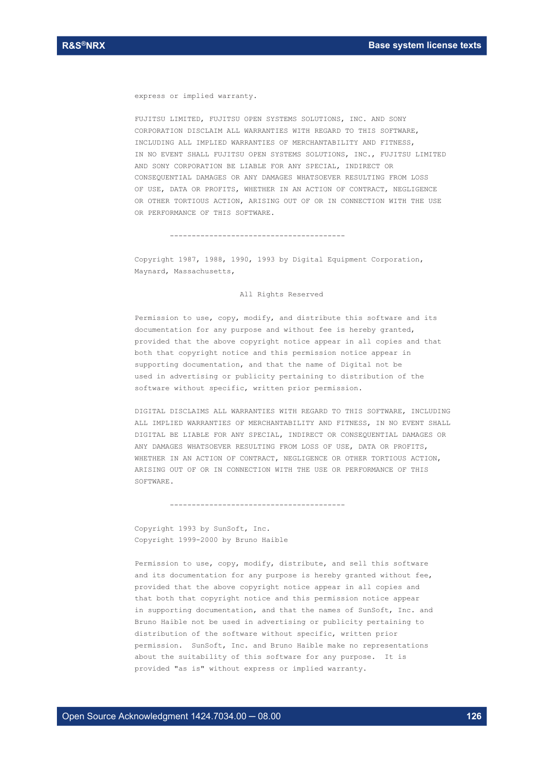express or implied warranty.

FUJITSU LIMITED, FUJITSU OPEN SYSTEMS SOLUTIONS, INC. AND SONY CORPORATION DISCLAIM ALL WARRANTIES WITH REGARD TO THIS SOFTWARE, INCLUDING ALL IMPLIED WARRANTIES OF MERCHANTABILITY AND FITNESS, IN NO EVENT SHALL FUJITSU OPEN SYSTEMS SOLUTIONS, INC., FUJITSU LIMITED AND SONY CORPORATION BE LIABLE FOR ANY SPECIAL, INDIRECT OR CONSEQUENTIAL DAMAGES OR ANY DAMAGES WHATSOEVER RESULTING FROM LOSS OF USE, DATA OR PROFITS, WHETHER IN AN ACTION OF CONTRACT, NEGLIGENCE OR OTHER TORTIOUS ACTION, ARISING OUT OF OR IN CONNECTION WITH THE USE OR PERFORMANCE OF THIS SOFTWARE.

----------------------------------------

Copyright 1987, 1988, 1990, 1993 by Digital Equipment Corporation, Maynard, Massachusetts,

All Rights Reserved

Permission to use, copy, modify, and distribute this software and its documentation for any purpose and without fee is hereby granted, provided that the above copyright notice appear in all copies and that both that copyright notice and this permission notice appear in supporting documentation, and that the name of Digital not be used in advertising or publicity pertaining to distribution of the software without specific, written prior permission.

DIGITAL DISCLAIMS ALL WARRANTIES WITH REGARD TO THIS SOFTWARE, INCLUDING ALL IMPLIED WARRANTIES OF MERCHANTABILITY AND FITNESS, IN NO EVENT SHALL DIGITAL BE LIABLE FOR ANY SPECIAL, INDIRECT OR CONSEQUENTIAL DAMAGES OR ANY DAMAGES WHATSOEVER RESULTING FROM LOSS OF USE, DATA OR PROFITS, WHETHER IN AN ACTION OF CONTRACT, NEGLIGENCE OR OTHER TORTIOUS ACTION, ARISING OUT OF OR IN CONNECTION WITH THE USE OR PERFORMANCE OF THIS SOFTWARE.

----------------------------------------

Copyright 1993 by SunSoft, Inc.
Copyright 1999-2000 by Bruno Haible

Permission to use, copy, modify, distribute, and sell this software and its documentation for any purpose is hereby granted without fee, provided that the above copyright notice appear in all copies and that both that copyright notice and this permission notice appear in supporting documentation, and that the names of SunSoft, Inc. and Bruno Haible not be used in advertising or publicity pertaining to distribution of the software without specific, written prior permission. SunSoft, Inc. and Bruno Haible make no representations about the suitability of this software for any purpose. It is provided "as is" without express or implied warranty.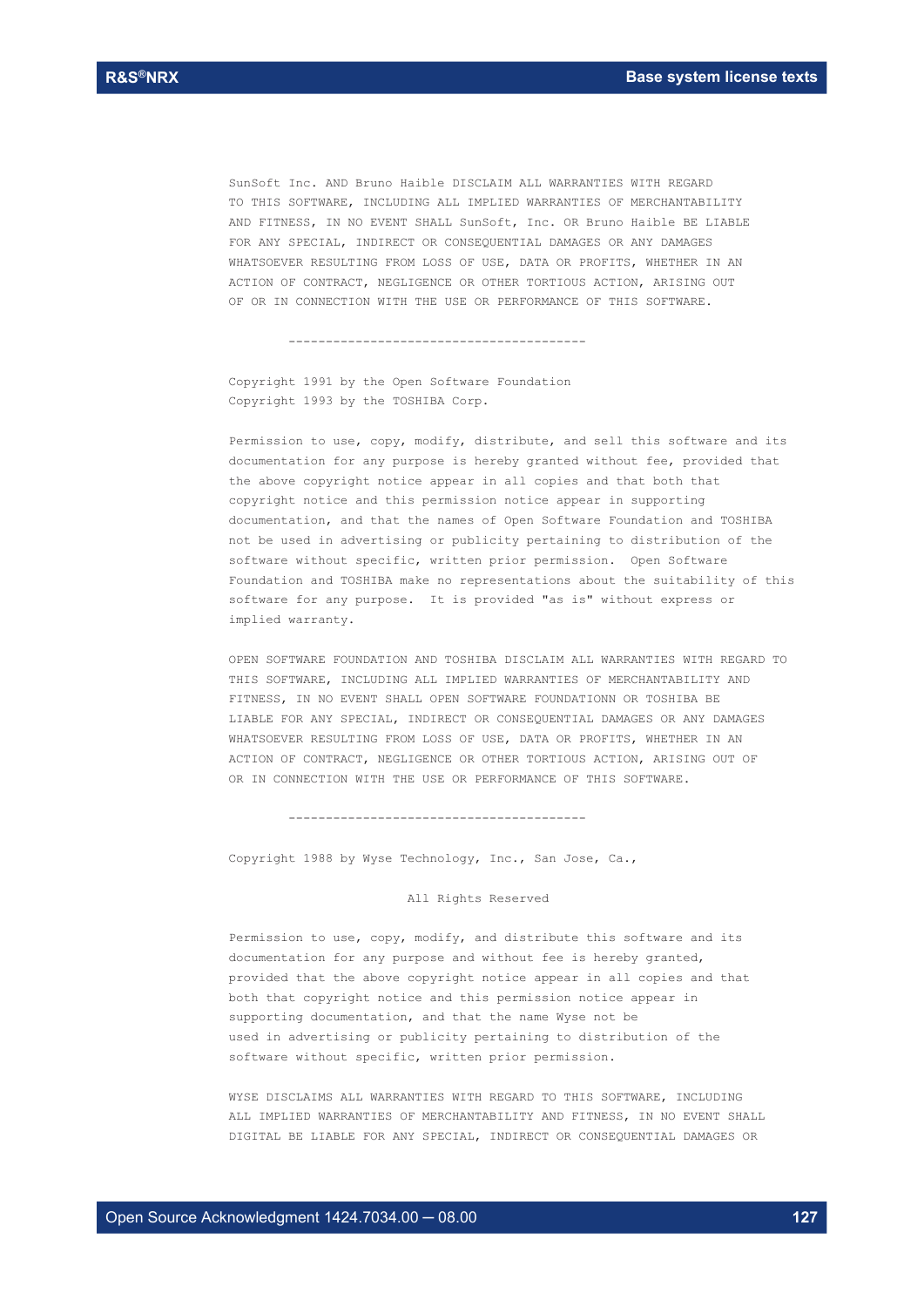SunSoft Inc. AND Bruno Haible DISCLAIM ALL WARRANTIES WITH REGARD
TO THIS SOFTWARE, INCLUDING ALL IMPLIED WARRANTIES OF MERCHANTABILITY
AND FITNESS, IN NO EVENT SHALL SunSoft, Inc. OR Bruno Haible BE LIABLE
FOR ANY SPECIAL, INDIRECT OR CONSEQUENTIAL DAMAGES OR ANY DAMAGES
WHATSOEVER RESULTING FROM LOSS OF USE, DATA OR PROFITS, WHETHER IN AN
ACTION OF CONTRACT, NEGLIGENCE OR OTHER TORTIOUS ACTION, ARISING OUT
OF OR IN CONNECTION WITH THE USE OR PERFORMANCE OF THIS SOFTWARE.

----------------------------------------

Copyright 1991 by the Open Software Foundation
Copyright 1993 by the TOSHIBA Corp.

Permission to use, copy, modify, distribute, and sell this software and its
documentation for any purpose is hereby granted without fee, provided that
the above copyright notice appear in all copies and that both that
copyright notice and this permission notice appear in supporting
documentation, and that the names of Open Software Foundation and TOSHIBA
not be used in advertising or publicity pertaining to distribution of the
software without specific, written prior permission. Open Software
Foundation and TOSHIBA make no representations about the suitability of this
software for any purpose. It is provided "as is" without express or
implied warranty.

OPEN SOFTWARE FOUNDATION AND TOSHIBA DISCLAIM ALL WARRANTIES WITH REGARD TO
THIS SOFTWARE, INCLUDING ALL IMPLIED WARRANTIES OF MERCHANTABILITY AND
FITNESS, IN NO EVENT SHALL OPEN SOFTWARE FOUNDATIONN OR TOSHIBA BE
LIABLE FOR ANY SPECIAL, INDIRECT OR CONSEQUENTIAL DAMAGES OR ANY DAMAGES
WHATSOEVER RESULTING FROM LOSS OF USE, DATA OR PROFITS, WHETHER IN AN
ACTION OF CONTRACT, NEGLIGENCE OR OTHER TORTIOUS ACTION, ARISING OUT OF
OR IN CONNECTION WITH THE USE OR PERFORMANCE OF THIS SOFTWARE.

----------------------------------------

Copyright 1988 by Wyse Technology, Inc., San Jose, Ca.,

All Rights Reserved

Permission to use, copy, modify, and distribute this software and its
documentation for any purpose and without fee is hereby granted,
provided that the above copyright notice appear in all copies and that
both that copyright notice and this permission notice appear in
supporting documentation, and that the name Wyse not be
used in advertising or publicity pertaining to distribution of the
software without specific, written prior permission.

WYSE DISCLAIMS ALL WARRANTIES WITH REGARD TO THIS SOFTWARE, INCLUDING
ALL IMPLIED WARRANTIES OF MERCHANTABILITY AND FITNESS, IN NO EVENT SHALL
DIGITAL BE LIABLE FOR ANY SPECIAL, INDIRECT OR CONSEQUENTIAL DAMAGES OR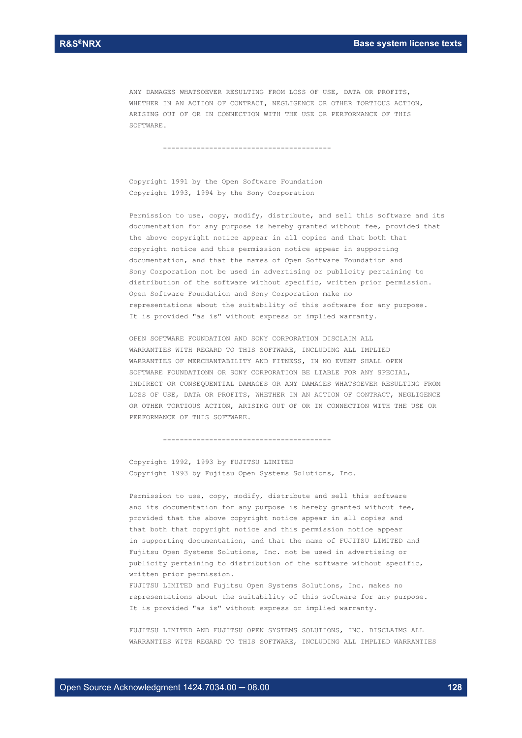ANY DAMAGES WHATSOEVER RESULTING FROM LOSS OF USE, DATA OR PROFITS,
WHETHER IN AN ACTION OF CONTRACT, NEGLIGENCE OR OTHER TORTIOUS ACTION,
ARISING OUT OF OR IN CONNECTION WITH THE USE OR PERFORMANCE OF THIS
SOFTWARE.

----------------------------------------

Copyright 1991 by the Open Software Foundation
Copyright 1993, 1994 by the Sony Corporation

Permission to use, copy, modify, distribute, and sell this software and its
documentation for any purpose is hereby granted without fee, provided that
the above copyright notice appear in all copies and that both that
copyright notice and this permission notice appear in supporting
documentation, and that the names of Open Software Foundation and
Sony Corporation not be used in advertising or publicity pertaining to
distribution of the software without specific, written prior permission.
Open Software Foundation and Sony Corporation make no
representations about the suitability of this software for any purpose.
It is provided "as is" without express or implied warranty.

OPEN SOFTWARE FOUNDATION AND SONY CORPORATION DISCLAIM ALL
WARRANTIES WITH REGARD TO THIS SOFTWARE, INCLUDING ALL IMPLIED
WARRANTIES OF MERCHANTABILITY AND FITNESS, IN NO EVENT SHALL OPEN
SOFTWARE FOUNDATIONN OR SONY CORPORATION BE LIABLE FOR ANY SPECIAL,
INDIRECT OR CONSEQUENTIAL DAMAGES OR ANY DAMAGES WHATSOEVER RESULTING FROM
LOSS OF USE, DATA OR PROFITS, WHETHER IN AN ACTION OF CONTRACT, NEGLIGENCE
OR OTHER TORTIOUS ACTION, ARISING OUT OF OR IN CONNECTION WITH THE USE OR
PERFORMANCE OF THIS SOFTWARE.

----------------------------------------

Copyright 1992, 1993 by FUJITSU LIMITED
Copyright 1993 by Fujitsu Open Systems Solutions, Inc.

Permission to use, copy, modify, distribute and sell this software
and its documentation for any purpose is hereby granted without fee,
provided that the above copyright notice appear in all copies and
that both that copyright notice and this permission notice appear
in supporting documentation, and that the name of FUJITSU LIMITED and
Fujitsu Open Systems Solutions, Inc. not be used in advertising or
publicity pertaining to distribution of the software without specific,
written prior permission.
FUJITSU LIMITED and Fujitsu Open Systems Solutions, Inc. makes no
representations about the suitability of this software for any purpose.
It is provided "as is" without express or implied warranty.

FUJITSU LIMITED AND FUJITSU OPEN SYSTEMS SOLUTIONS, INC. DISCLAIMS ALL
WARRANTIES WITH REGARD TO THIS SOFTWARE, INCLUDING ALL IMPLIED WARRANTIES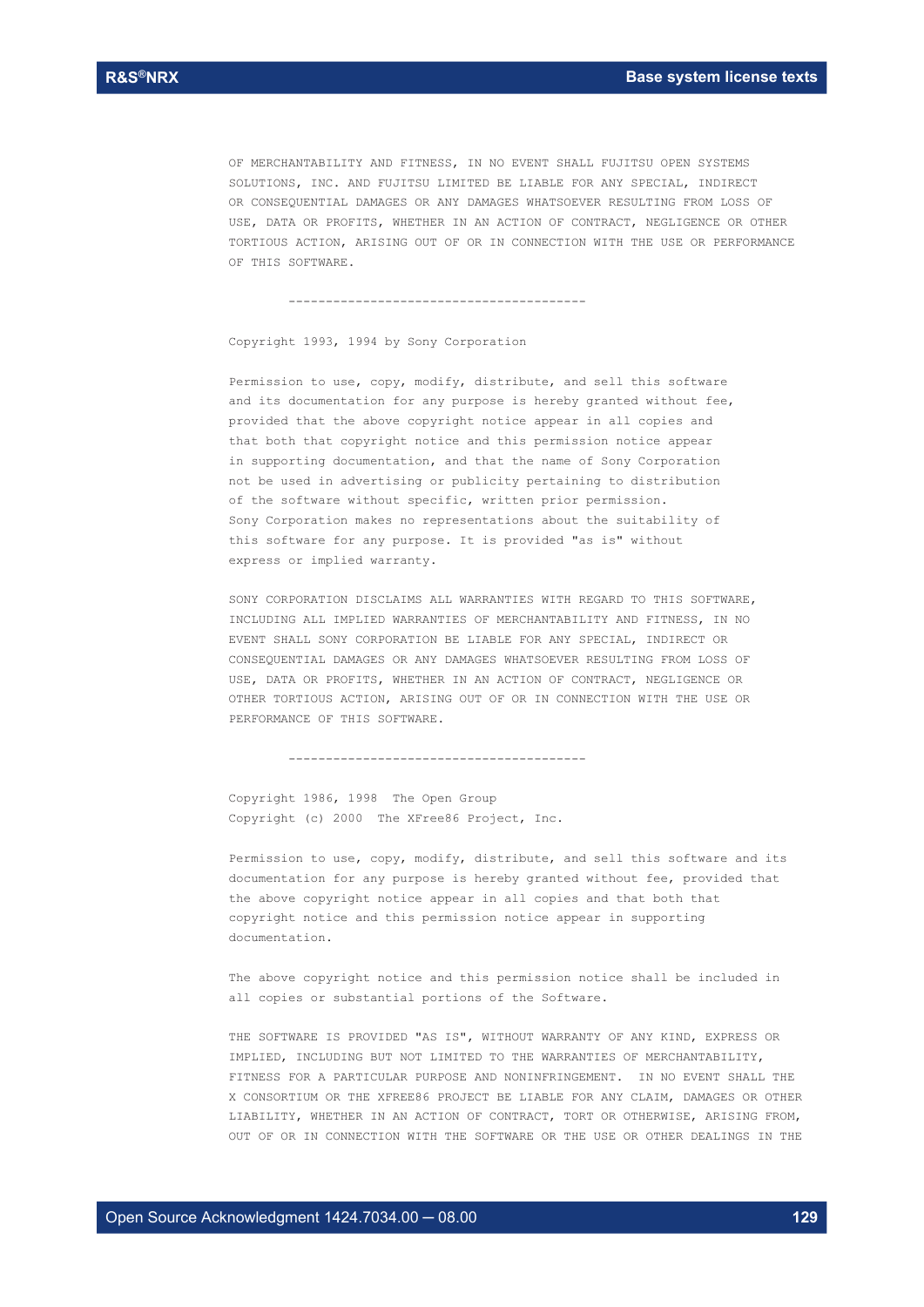OF MERCHANTABILITY AND FITNESS, IN NO EVENT SHALL FUJITSU OPEN SYSTEMS SOLUTIONS, INC. AND FUJITSU LIMITED BE LIABLE FOR ANY SPECIAL, INDIRECT OR CONSEQUENTIAL DAMAGES OR ANY DAMAGES WHATSOEVER RESULTING FROM LOSS OF USE, DATA OR PROFITS, WHETHER IN AN ACTION OF CONTRACT, NEGLIGENCE OR OTHER TORTIOUS ACTION, ARISING OUT OF OR IN CONNECTION WITH THE USE OR PERFORMANCE OF THIS SOFTWARE.

----------------------------------------

Copyright 1993, 1994 by Sony Corporation

Permission to use, copy, modify, distribute, and sell this software and its documentation for any purpose is hereby granted without fee, provided that the above copyright notice appear in all copies and that both that copyright notice and this permission notice appear in supporting documentation, and that the name of Sony Corporation not be used in advertising or publicity pertaining to distribution of the software without specific, written prior permission. Sony Corporation makes no representations about the suitability of this software for any purpose. It is provided "as is" without express or implied warranty.

SONY CORPORATION DISCLAIMS ALL WARRANTIES WITH REGARD TO THIS SOFTWARE, INCLUDING ALL IMPLIED WARRANTIES OF MERCHANTABILITY AND FITNESS, IN NO EVENT SHALL SONY CORPORATION BE LIABLE FOR ANY SPECIAL, INDIRECT OR CONSEQUENTIAL DAMAGES OR ANY DAMAGES WHATSOEVER RESULTING FROM LOSS OF USE, DATA OR PROFITS, WHETHER IN AN ACTION OF CONTRACT, NEGLIGENCE OR OTHER TORTIOUS ACTION, ARISING OUT OF OR IN CONNECTION WITH THE USE OR PERFORMANCE OF THIS SOFTWARE.

----------------------------------------

Copyright 1986, 1998 The Open Group
Copyright (c) 2000 The XFree86 Project, Inc.

Permission to use, copy, modify, distribute, and sell this software and its documentation for any purpose is hereby granted without fee, provided that the above copyright notice appear in all copies and that both that copyright notice and this permission notice appear in supporting documentation.

The above copyright notice and this permission notice shall be included in all copies or substantial portions of the Software.

THE SOFTWARE IS PROVIDED "AS IS", WITHOUT WARRANTY OF ANY KIND, EXPRESS OR IMPLIED, INCLUDING BUT NOT LIMITED TO THE WARRANTIES OF MERCHANTABILITY, FITNESS FOR A PARTICULAR PURPOSE AND NONINFRINGEMENT. IN NO EVENT SHALL THE X CONSORTIUM OR THE XFREE86 PROJECT BE LIABLE FOR ANY CLAIM, DAMAGES OR OTHER LIABILITY, WHETHER IN AN ACTION OF CONTRACT, TORT OR OTHERWISE, ARISING FROM, OUT OF OR IN CONNECTION WITH THE SOFTWARE OR THE USE OR OTHER DEALINGS IN THE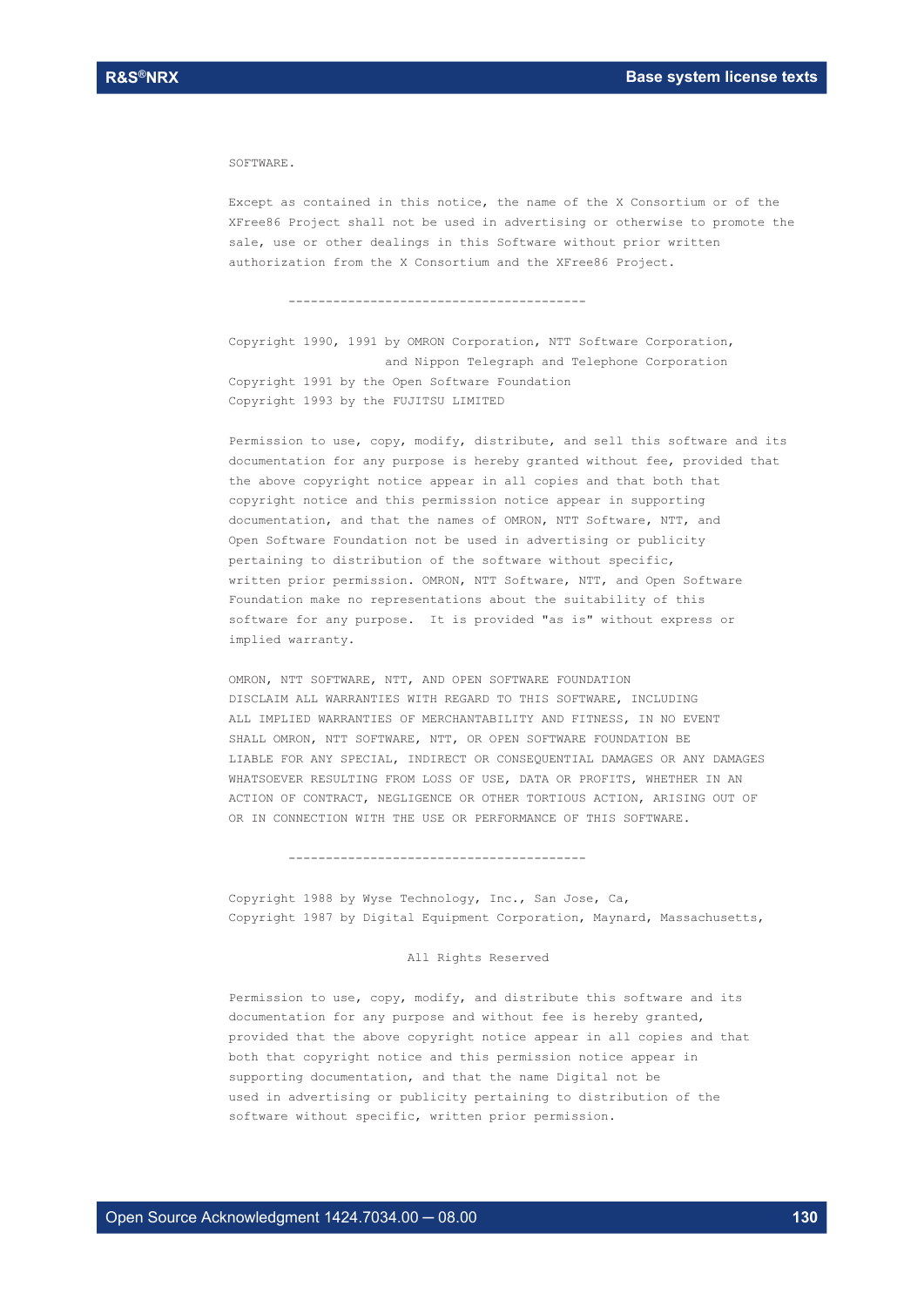SOFTWARE.

Except as contained in this notice, the name of the X Consortium or of the XFree86 Project shall not be used in advertising or otherwise to promote the sale, use or other dealings in this Software without prior written authorization from the X Consortium and the XFree86 Project.

----------------------------------------

Copyright 1990, 1991 by OMRON Corporation, NTT Software Corporation,
and Nippon Telegraph and Telephone Corporation
Copyright 1991 by the Open Software Foundation
Copyright 1993 by the FUJITSU LIMITED

Permission to use, copy, modify, distribute, and sell this software and its documentation for any purpose is hereby granted without fee, provided that the above copyright notice appear in all copies and that both that copyright notice and this permission notice appear in supporting documentation, and that the names of OMRON, NTT Software, NTT, and Open Software Foundation not be used in advertising or publicity pertaining to distribution of the software without specific, written prior permission. OMRON, NTT Software, NTT, and Open Software Foundation make no representations about the suitability of this software for any purpose. It is provided "as is" without express or implied warranty.

OMRON, NTT SOFTWARE, NTT, AND OPEN SOFTWARE FOUNDATION DISCLAIM ALL WARRANTIES WITH REGARD TO THIS SOFTWARE, INCLUDING ALL IMPLIED WARRANTIES OF MERCHANTABILITY AND FITNESS, IN NO EVENT SHALL OMRON, NTT SOFTWARE, NTT, OR OPEN SOFTWARE FOUNDATION BE LIABLE FOR ANY SPECIAL, INDIRECT OR CONSEQUENTIAL DAMAGES OR ANY DAMAGES WHATSOEVER RESULTING FROM LOSS OF USE, DATA OR PROFITS, WHETHER IN AN ACTION OF CONTRACT, NEGLIGENCE OR OTHER TORTIOUS ACTION, ARISING OUT OF OR IN CONNECTION WITH THE USE OR PERFORMANCE OF THIS SOFTWARE.

----------------------------------------

Copyright 1988 by Wyse Technology, Inc., San Jose, Ca,
Copyright 1987 by Digital Equipment Corporation, Maynard, Massachusetts,

All Rights Reserved

Permission to use, copy, modify, and distribute this software and its documentation for any purpose and without fee is hereby granted, provided that the above copyright notice appear in all copies and that both that copyright notice and this permission notice appear in supporting documentation, and that the name Digital not be used in advertising or publicity pertaining to distribution of the software without specific, written prior permission.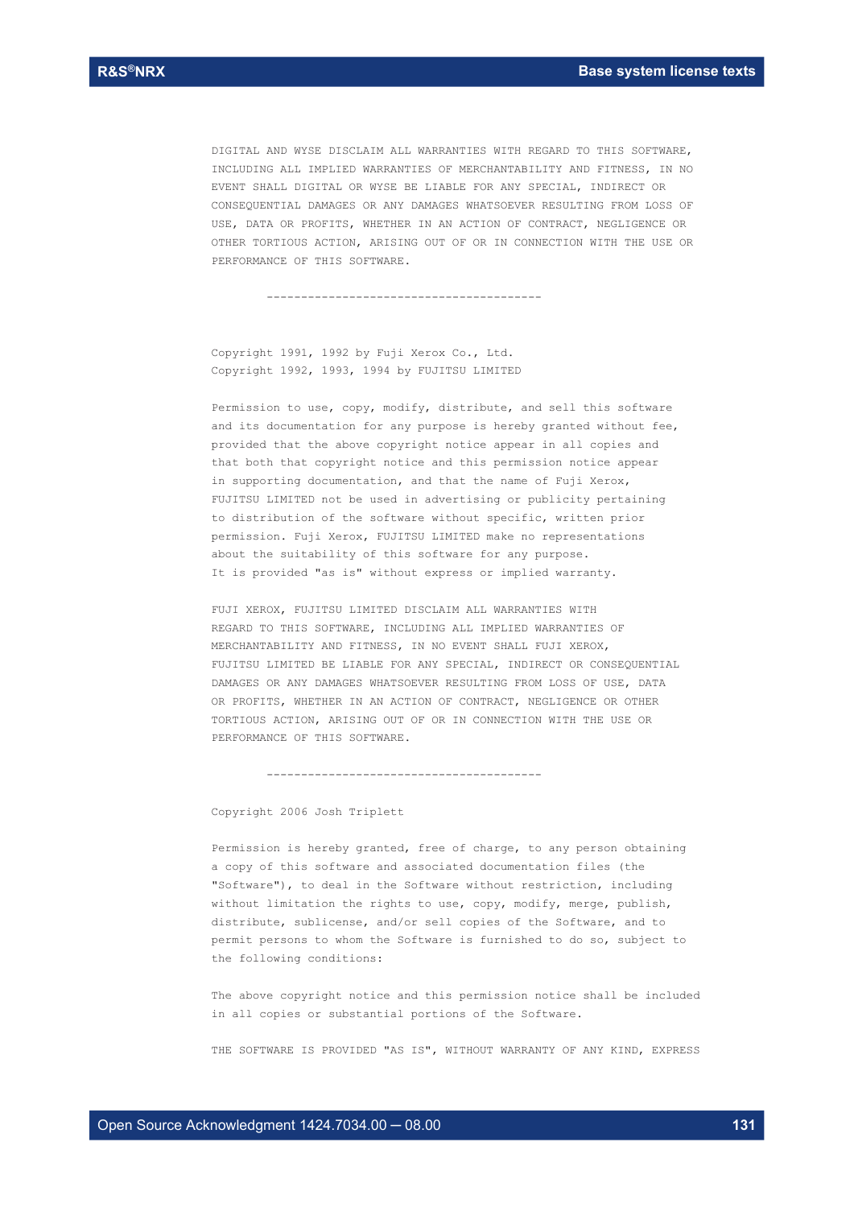DIGITAL AND WYSE DISCLAIM ALL WARRANTIES WITH REGARD TO THIS SOFTWARE, INCLUDING ALL IMPLIED WARRANTIES OF MERCHANTABILITY AND FITNESS, IN NO EVENT SHALL DIGITAL OR WYSE BE LIABLE FOR ANY SPECIAL, INDIRECT OR CONSEQUENTIAL DAMAGES OR ANY DAMAGES WHATSOEVER RESULTING FROM LOSS OF USE, DATA OR PROFITS, WHETHER IN AN ACTION OF CONTRACT, NEGLIGENCE OR OTHER TORTIOUS ACTION, ARISING OUT OF OR IN CONNECTION WITH THE USE OR PERFORMANCE OF THIS SOFTWARE.

----------------------------------------

Copyright 1991, 1992 by Fuji Xerox Co., Ltd.
Copyright 1992, 1993, 1994 by FUJITSU LIMITED

Permission to use, copy, modify, distribute, and sell this software and its documentation for any purpose is hereby granted without fee, provided that the above copyright notice appear in all copies and that both that copyright notice and this permission notice appear in supporting documentation, and that the name of Fuji Xerox, FUJITSU LIMITED not be used in advertising or publicity pertaining to distribution of the software without specific, written prior permission. Fuji Xerox, FUJITSU LIMITED make no representations about the suitability of this software for any purpose. It is provided "as is" without express or implied warranty.

FUJI XEROX, FUJITSU LIMITED DISCLAIM ALL WARRANTIES WITH REGARD TO THIS SOFTWARE, INCLUDING ALL IMPLIED WARRANTIES OF MERCHANTABILITY AND FITNESS, IN NO EVENT SHALL FUJI XEROX, FUJITSU LIMITED BE LIABLE FOR ANY SPECIAL, INDIRECT OR CONSEQUENTIAL DAMAGES OR ANY DAMAGES WHATSOEVER RESULTING FROM LOSS OF USE, DATA OR PROFITS, WHETHER IN AN ACTION OF CONTRACT, NEGLIGENCE OR OTHER TORTIOUS ACTION, ARISING OUT OF OR IN CONNECTION WITH THE USE OR PERFORMANCE OF THIS SOFTWARE.

----------------------------------------

Copyright 2006 Josh Triplett

Permission is hereby granted, free of charge, to any person obtaining a copy of this software and associated documentation files (the "Software"), to deal in the Software without restriction, including without limitation the rights to use, copy, modify, merge, publish, distribute, sublicense, and/or sell copies of the Software, and to permit persons to whom the Software is furnished to do so, subject to the following conditions:

The above copyright notice and this permission notice shall be included in all copies or substantial portions of the Software.

THE SOFTWARE IS PROVIDED "AS IS", WITHOUT WARRANTY OF ANY KIND, EXPRESS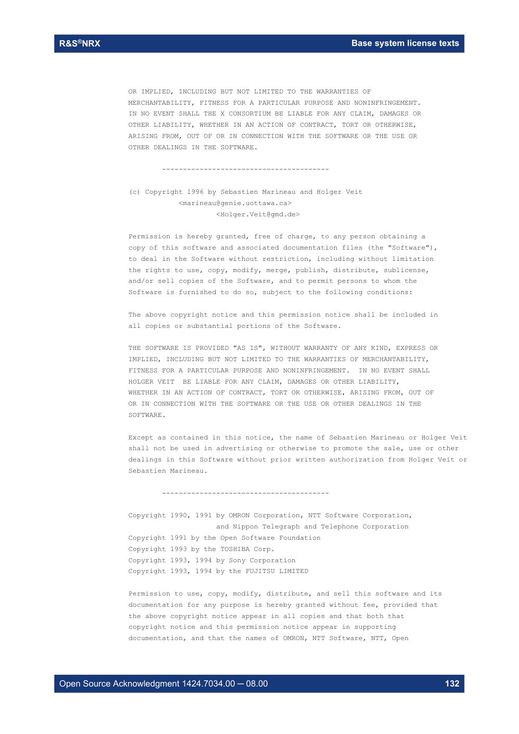OR IMPLIED, INCLUDING BUT NOT LIMITED TO THE WARRANTIES OF MERCHANTABILITY, FITNESS FOR A PARTICULAR PURPOSE AND NONINFRINGEMENT. IN NO EVENT SHALL THE X CONSORTIUM BE LIABLE FOR ANY CLAIM, DAMAGES OR OTHER LIABILITY, WHETHER IN AN ACTION OF CONTRACT, TORT OR OTHERWISE, ARISING FROM, OUT OF OR IN CONNECTION WITH THE SOFTWARE OR THE USE OR OTHER DEALINGS IN THE SOFTWARE.

----------------------------------------

(c) Copyright 1996 by Sebastien Marineau and Holger Veit
<marineau@genie.uottawa.ca>
<Holger.Veit@gmd.de>

Permission is hereby granted, free of charge, to any person obtaining a copy of this software and associated documentation files (the "Software"), to deal in the Software without restriction, including without limitation the rights to use, copy, modify, merge, publish, distribute, sublicense, and/or sell copies of the Software, and to permit persons to whom the Software is furnished to do so, subject to the following conditions:

The above copyright notice and this permission notice shall be included in all copies or substantial portions of the Software.

THE SOFTWARE IS PROVIDED "AS IS", WITHOUT WARRANTY OF ANY KIND, EXPRESS OR IMPLIED, INCLUDING BUT NOT LIMITED TO THE WARRANTIES OF MERCHANTABILITY, FITNESS FOR A PARTICULAR PURPOSE AND NONINFRINGEMENT. IN NO EVENT SHALL HOLGER VEIT BE LIABLE FOR ANY CLAIM, DAMAGES OR OTHER LIABILITY, WHETHER IN AN ACTION OF CONTRACT, TORT OR OTHERWISE, ARISING FROM, OUT OF OR IN CONNECTION WITH THE SOFTWARE OR THE USE OR OTHER DEALINGS IN THE SOFTWARE.

Except as contained in this notice, the name of Sebastien Marineau or Holger Veit shall not be used in advertising or otherwise to promote the sale, use or other dealings in this Software without prior written authorization from Holger Veit or Sebastien Marineau.

----------------------------------------

Copyright 1990, 1991 by OMRON Corporation, NTT Software Corporation,
and Nippon Telegraph and Telephone Corporation
Copyright 1991 by the Open Software Foundation
Copyright 1993 by the TOSHIBA Corp.
Copyright 1993, 1994 by Sony Corporation
Copyright 1993, 1994 by the FUJITSU LIMITED

Permission to use, copy, modify, distribute, and sell this software and its documentation for any purpose is hereby granted without fee, provided that the above copyright notice appear in all copies and that both that copyright notice and this permission notice appear in supporting documentation, and that the names of OMRON, NTT Software, NTT, Open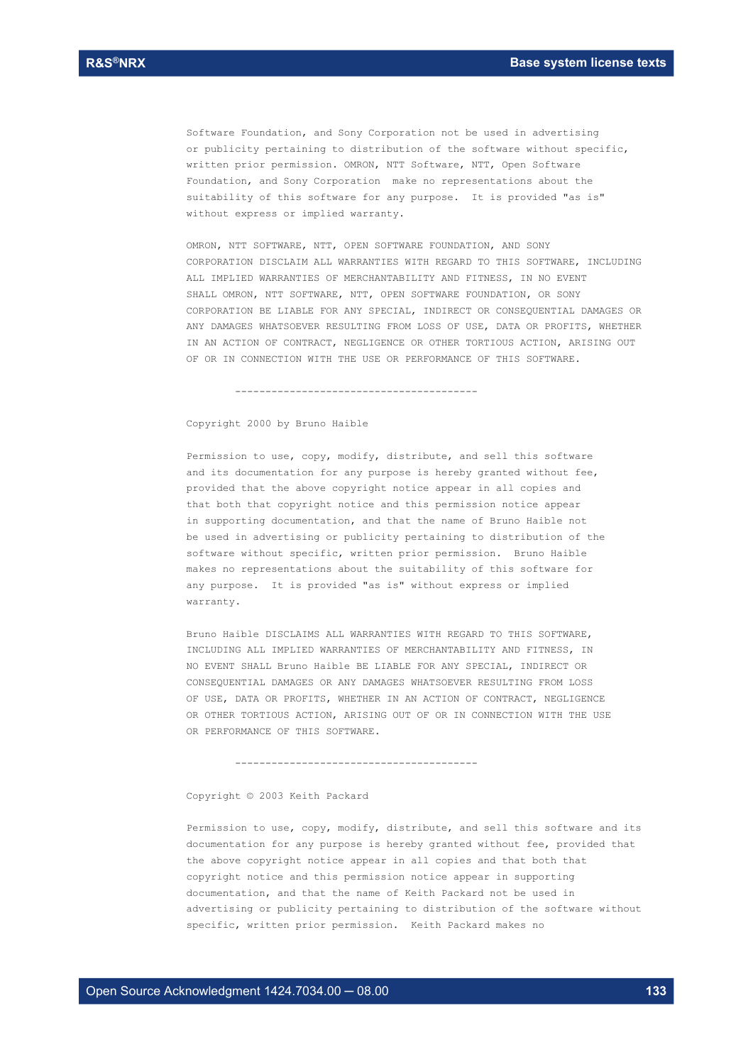Software Foundation, and Sony Corporation not be used in advertising or publicity pertaining to distribution of the software without specific, written prior permission. OMRON, NTT Software, NTT, Open Software Foundation, and Sony Corporation make no representations about the suitability of this software for any purpose. It is provided "as is" without express or implied warranty.

OMRON, NTT SOFTWARE, NTT, OPEN SOFTWARE FOUNDATION, AND SONY CORPORATION DISCLAIM ALL WARRANTIES WITH REGARD TO THIS SOFTWARE, INCLUDING ALL IMPLIED WARRANTIES OF MERCHANTABILITY AND FITNESS, IN NO EVENT SHALL OMRON, NTT SOFTWARE, NTT, OPEN SOFTWARE FOUNDATION, OR SONY CORPORATION BE LIABLE FOR ANY SPECIAL, INDIRECT OR CONSEQUENTIAL DAMAGES OR ANY DAMAGES WHATSOEVER RESULTING FROM LOSS OF USE, DATA OR PROFITS, WHETHER IN AN ACTION OF CONTRACT, NEGLIGENCE OR OTHER TORTIOUS ACTION, ARISING OUT OF OR IN CONNECTION WITH THE USE OR PERFORMANCE OF THIS SOFTWARE.

----------------------------------------

Copyright 2000 by Bruno Haible

Permission to use, copy, modify, distribute, and sell this software and its documentation for any purpose is hereby granted without fee, provided that the above copyright notice appear in all copies and that both that copyright notice and this permission notice appear in supporting documentation, and that the name of Bruno Haible not be used in advertising or publicity pertaining to distribution of the software without specific, written prior permission. Bruno Haible makes no representations about the suitability of this software for any purpose. It is provided "as is" without express or implied warranty.

Bruno Haible DISCLAIMS ALL WARRANTIES WITH REGARD TO THIS SOFTWARE, INCLUDING ALL IMPLIED WARRANTIES OF MERCHANTABILITY AND FITNESS, IN NO EVENT SHALL Bruno Haible BE LIABLE FOR ANY SPECIAL, INDIRECT OR CONSEQUENTIAL DAMAGES OR ANY DAMAGES WHATSOEVER RESULTING FROM LOSS OF USE, DATA OR PROFITS, WHETHER IN AN ACTION OF CONTRACT, NEGLIGENCE OR OTHER TORTIOUS ACTION, ARISING OUT OF OR IN CONNECTION WITH THE USE OR PERFORMANCE OF THIS SOFTWARE.

----------------------------------------

Copyright © 2003 Keith Packard

Permission to use, copy, modify, distribute, and sell this software and its documentation for any purpose is hereby granted without fee, provided that the above copyright notice appear in all copies and that both that copyright notice and this permission notice appear in supporting documentation, and that the name of Keith Packard not be used in advertising or publicity pertaining to distribution of the software without specific, written prior permission. Keith Packard makes no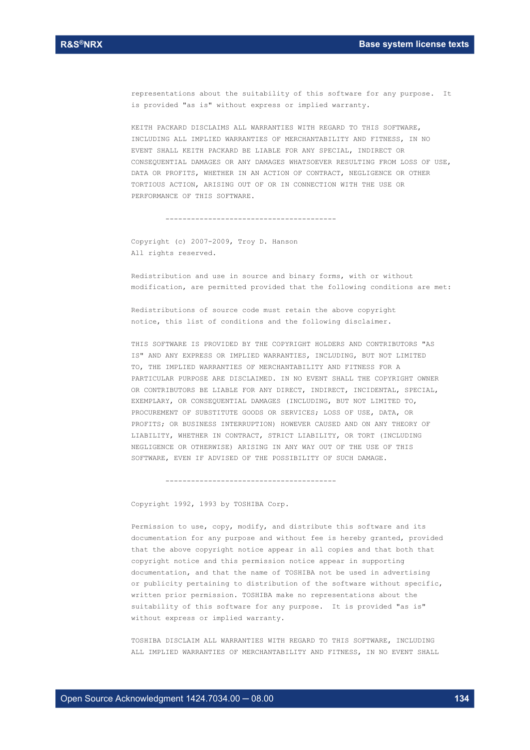representations about the suitability of this software for any purpose. It is provided "as is" without express or implied warranty.

KEITH PACKARD DISCLAIMS ALL WARRANTIES WITH REGARD TO THIS SOFTWARE, INCLUDING ALL IMPLIED WARRANTIES OF MERCHANTABILITY AND FITNESS, IN NO EVENT SHALL KEITH PACKARD BE LIABLE FOR ANY SPECIAL, INDIRECT OR CONSEQUENTIAL DAMAGES OR ANY DAMAGES WHATSOEVER RESULTING FROM LOSS OF USE, DATA OR PROFITS, WHETHER IN AN ACTION OF CONTRACT, NEGLIGENCE OR OTHER TORTIOUS ACTION, ARISING OUT OF OR IN CONNECTION WITH THE USE OR PERFORMANCE OF THIS SOFTWARE.

----------------------------------------

Copyright (c) 2007-2009, Troy D. Hanson
All rights reserved.

Redistribution and use in source and binary forms, with or without modification, are permitted provided that the following conditions are met:

Redistributions of source code must retain the above copyright notice, this list of conditions and the following disclaimer.

THIS SOFTWARE IS PROVIDED BY THE COPYRIGHT HOLDERS AND CONTRIBUTORS "AS IS" AND ANY EXPRESS OR IMPLIED WARRANTIES, INCLUDING, BUT NOT LIMITED TO, THE IMPLIED WARRANTIES OF MERCHANTABILITY AND FITNESS FOR A PARTICULAR PURPOSE ARE DISCLAIMED. IN NO EVENT SHALL THE COPYRIGHT OWNER OR CONTRIBUTORS BE LIABLE FOR ANY DIRECT, INDIRECT, INCIDENTAL, SPECIAL, EXEMPLARY, OR CONSEQUENTIAL DAMAGES (INCLUDING, BUT NOT LIMITED TO, PROCUREMENT OF SUBSTITUTE GOODS OR SERVICES; LOSS OF USE, DATA, OR PROFITS; OR BUSINESS INTERRUPTION) HOWEVER CAUSED AND ON ANY THEORY OF LIABILITY, WHETHER IN CONTRACT, STRICT LIABILITY, OR TORT (INCLUDING NEGLIGENCE OR OTHERWISE) ARISING IN ANY WAY OUT OF THE USE OF THIS SOFTWARE, EVEN IF ADVISED OF THE POSSIBILITY OF SUCH DAMAGE.

----------------------------------------

Copyright 1992, 1993 by TOSHIBA Corp.

Permission to use, copy, modify, and distribute this software and its documentation for any purpose and without fee is hereby granted, provided that the above copyright notice appear in all copies and that both that copyright notice and this permission notice appear in supporting documentation, and that the name of TOSHIBA not be used in advertising or publicity pertaining to distribution of the software without specific, written prior permission. TOSHIBA make no representations about the suitability of this software for any purpose. It is provided "as is" without express or implied warranty.

TOSHIBA DISCLAIM ALL WARRANTIES WITH REGARD TO THIS SOFTWARE, INCLUDING ALL IMPLIED WARRANTIES OF MERCHANTABILITY AND FITNESS, IN NO EVENT SHALL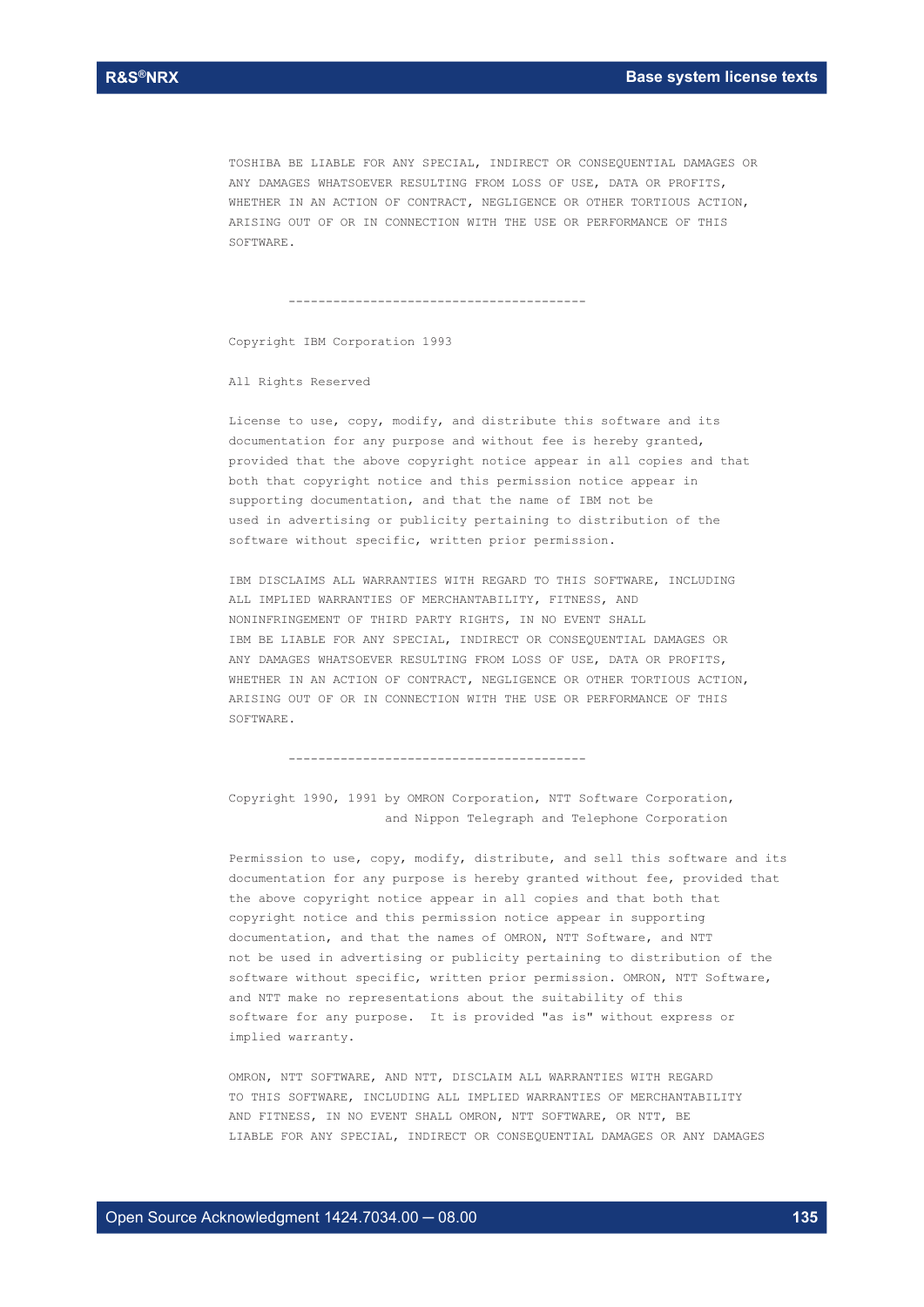TOSHIBA BE LIABLE FOR ANY SPECIAL, INDIRECT OR CONSEQUENTIAL DAMAGES OR ANY DAMAGES WHATSOEVER RESULTING FROM LOSS OF USE, DATA OR PROFITS, WHETHER IN AN ACTION OF CONTRACT, NEGLIGENCE OR OTHER TORTIOUS ACTION, ARISING OUT OF OR IN CONNECTION WITH THE USE OR PERFORMANCE OF THIS SOFTWARE.

----------------------------------------

Copyright IBM Corporation 1993

All Rights Reserved

License to use, copy, modify, and distribute this software and its documentation for any purpose and without fee is hereby granted, provided that the above copyright notice appear in all copies and that both that copyright notice and this permission notice appear in supporting documentation, and that the name of IBM not be used in advertising or publicity pertaining to distribution of the software without specific, written prior permission.

IBM DISCLAIMS ALL WARRANTIES WITH REGARD TO THIS SOFTWARE, INCLUDING ALL IMPLIED WARRANTIES OF MERCHANTABILITY, FITNESS, AND NONINFRINGEMENT OF THIRD PARTY RIGHTS, IN NO EVENT SHALL IBM BE LIABLE FOR ANY SPECIAL, INDIRECT OR CONSEQUENTIAL DAMAGES OR ANY DAMAGES WHATSOEVER RESULTING FROM LOSS OF USE, DATA OR PROFITS, WHETHER IN AN ACTION OF CONTRACT, NEGLIGENCE OR OTHER TORTIOUS ACTION, ARISING OUT OF OR IN CONNECTION WITH THE USE OR PERFORMANCE OF THIS SOFTWARE.

----------------------------------------

Copyright 1990, 1991 by OMRON Corporation, NTT Software Corporation, and Nippon Telegraph and Telephone Corporation

Permission to use, copy, modify, distribute, and sell this software and its documentation for any purpose is hereby granted without fee, provided that the above copyright notice appear in all copies and that both that copyright notice and this permission notice appear in supporting documentation, and that the names of OMRON, NTT Software, and NTT not be used in advertising or publicity pertaining to distribution of the software without specific, written prior permission. OMRON, NTT Software, and NTT make no representations about the suitability of this software for any purpose. It is provided "as is" without express or implied warranty.

OMRON, NTT SOFTWARE, AND NTT, DISCLAIM ALL WARRANTIES WITH REGARD TO THIS SOFTWARE, INCLUDING ALL IMPLIED WARRANTIES OF MERCHANTABILITY AND FITNESS, IN NO EVENT SHALL OMRON, NTT SOFTWARE, OR NTT, BE LIABLE FOR ANY SPECIAL, INDIRECT OR CONSEQUENTIAL DAMAGES OR ANY DAMAGES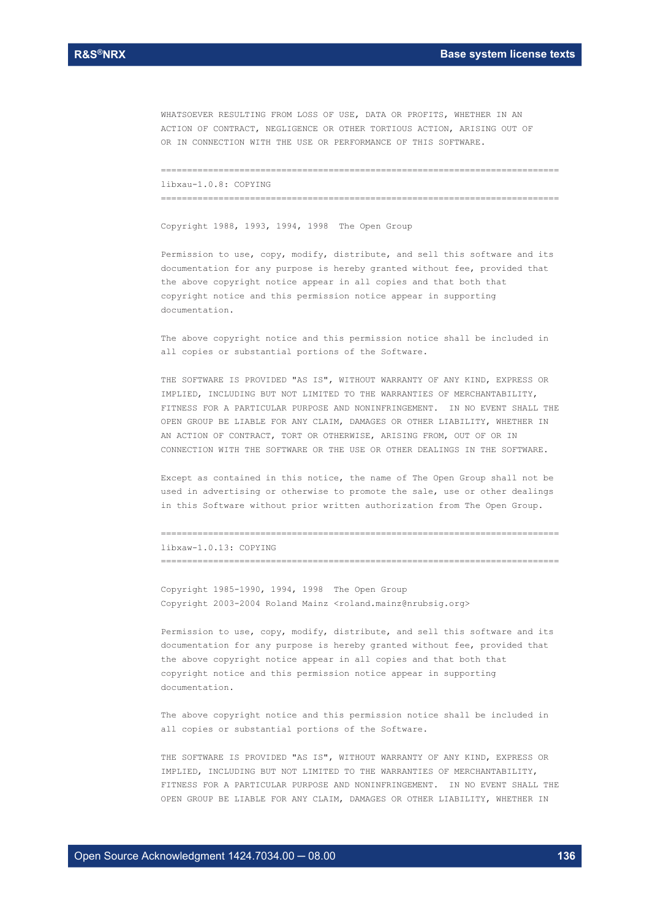WHATSOEVER RESULTING FROM LOSS OF USE, DATA OR PROFITS, WHETHER IN AN ACTION OF CONTRACT, NEGLIGENCE OR OTHER TORTIOUS ACTION, ARISING OUT OF OR IN CONNECTION WITH THE USE OR PERFORMANCE OF THIS SOFTWARE.

===========================================================================

libxau-1.0.8: COPYING

===========================================================================

Copyright 1988, 1993, 1994, 1998  The Open Group

Permission to use, copy, modify, distribute, and sell this software and its documentation for any purpose is hereby granted without fee, provided that the above copyright notice appear in all copies and that both that copyright notice and this permission notice appear in supporting documentation.

The above copyright notice and this permission notice shall be included in all copies or substantial portions of the Software.

THE SOFTWARE IS PROVIDED "AS IS", WITHOUT WARRANTY OF ANY KIND, EXPRESS OR IMPLIED, INCLUDING BUT NOT LIMITED TO THE WARRANTIES OF MERCHANTABILITY, FITNESS FOR A PARTICULAR PURPOSE AND NONINFRINGEMENT.  IN NO EVENT SHALL THE OPEN GROUP BE LIABLE FOR ANY CLAIM, DAMAGES OR OTHER LIABILITY, WHETHER IN AN ACTION OF CONTRACT, TORT OR OTHERWISE, ARISING FROM, OUT OF OR IN CONNECTION WITH THE SOFTWARE OR THE USE OR OTHER DEALINGS IN THE SOFTWARE.

Except as contained in this notice, the name of The Open Group shall not be used in advertising or otherwise to promote the sale, use or other dealings in this Software without prior written authorization from The Open Group.

===========================================================================

libxaw-1.0.13: COPYING

===========================================================================

Copyright 1985-1990, 1994, 1998  The Open Group
Copyright 2003-2004 Roland Mainz <roland.mainz@nrubsig.org>

Permission to use, copy, modify, distribute, and sell this software and its documentation for any purpose is hereby granted without fee, provided that the above copyright notice appear in all copies and that both that copyright notice and this permission notice appear in supporting documentation.

The above copyright notice and this permission notice shall be included in all copies or substantial portions of the Software.

THE SOFTWARE IS PROVIDED "AS IS", WITHOUT WARRANTY OF ANY KIND, EXPRESS OR IMPLIED, INCLUDING BUT NOT LIMITED TO THE WARRANTIES OF MERCHANTABILITY, FITNESS FOR A PARTICULAR PURPOSE AND NONINFRINGEMENT.  IN NO EVENT SHALL THE OPEN GROUP BE LIABLE FOR ANY CLAIM, DAMAGES OR OTHER LIABILITY, WHETHER IN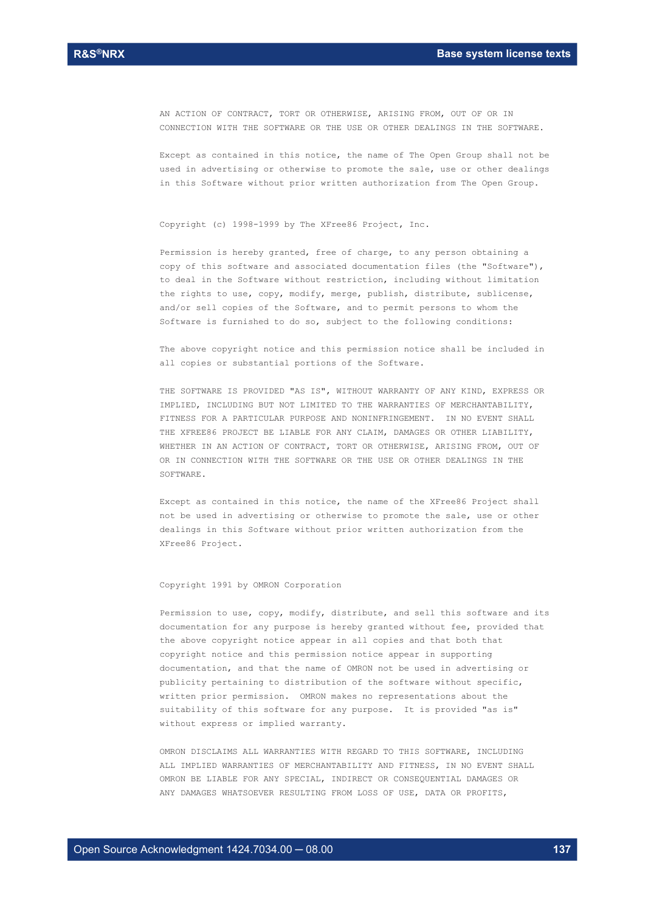AN ACTION OF CONTRACT, TORT OR OTHERWISE, ARISING FROM, OUT OF OR IN CONNECTION WITH THE SOFTWARE OR THE USE OR OTHER DEALINGS IN THE SOFTWARE.

Except as contained in this notice, the name of The Open Group shall not be used in advertising or otherwise to promote the sale, use or other dealings in this Software without prior written authorization from The Open Group.

Copyright (c) 1998-1999 by The XFree86 Project, Inc.

Permission is hereby granted, free of charge, to any person obtaining a copy of this software and associated documentation files (the "Software"), to deal in the Software without restriction, including without limitation the rights to use, copy, modify, merge, publish, distribute, sublicense, and/or sell copies of the Software, and to permit persons to whom the Software is furnished to do so, subject to the following conditions:

The above copyright notice and this permission notice shall be included in all copies or substantial portions of the Software.

THE SOFTWARE IS PROVIDED "AS IS", WITHOUT WARRANTY OF ANY KIND, EXPRESS OR IMPLIED, INCLUDING BUT NOT LIMITED TO THE WARRANTIES OF MERCHANTABILITY, FITNESS FOR A PARTICULAR PURPOSE AND NONINFRINGEMENT. IN NO EVENT SHALL THE XFREE86 PROJECT BE LIABLE FOR ANY CLAIM, DAMAGES OR OTHER LIABILITY, WHETHER IN AN ACTION OF CONTRACT, TORT OR OTHERWISE, ARISING FROM, OUT OF OR IN CONNECTION WITH THE SOFTWARE OR THE USE OR OTHER DEALINGS IN THE SOFTWARE.

Except as contained in this notice, the name of the XFree86 Project shall not be used in advertising or otherwise to promote the sale, use or other dealings in this Software without prior written authorization from the XFree86 Project.

Copyright 1991 by OMRON Corporation

Permission to use, copy, modify, distribute, and sell this software and its documentation for any purpose is hereby granted without fee, provided that the above copyright notice appear in all copies and that both that copyright notice and this permission notice appear in supporting documentation, and that the name of OMRON not be used in advertising or publicity pertaining to distribution of the software without specific, written prior permission. OMRON makes no representations about the suitability of this software for any purpose. It is provided "as is" without express or implied warranty.

OMRON DISCLAIMS ALL WARRANTIES WITH REGARD TO THIS SOFTWARE, INCLUDING ALL IMPLIED WARRANTIES OF MERCHANTABILITY AND FITNESS, IN NO EVENT SHALL OMRON BE LIABLE FOR ANY SPECIAL, INDIRECT OR CONSEQUENTIAL DAMAGES OR ANY DAMAGES WHATSOEVER RESULTING FROM LOSS OF USE, DATA OR PROFITS,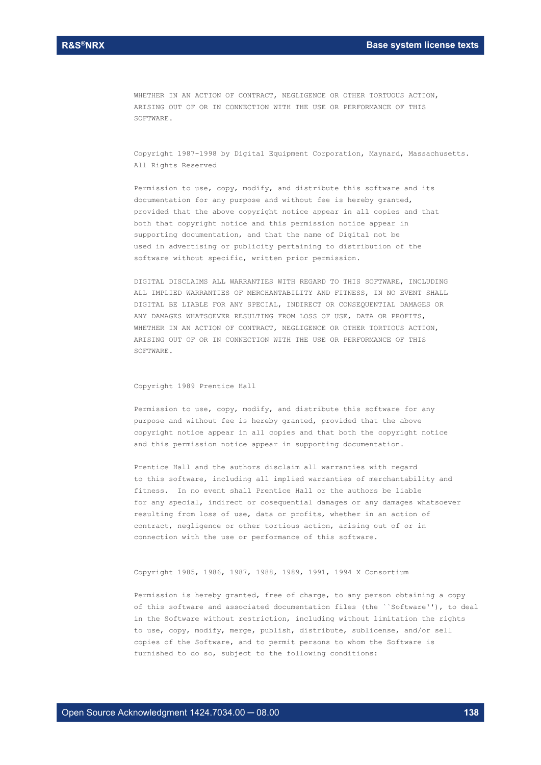WHETHER IN AN ACTION OF CONTRACT, NEGLIGENCE OR OTHER TORTUOUS ACTION, ARISING OUT OF OR IN CONNECTION WITH THE USE OR PERFORMANCE OF THIS SOFTWARE.

Copyright 1987-1998 by Digital Equipment Corporation, Maynard, Massachusetts. All Rights Reserved

Permission to use, copy, modify, and distribute this software and its documentation for any purpose and without fee is hereby granted, provided that the above copyright notice appear in all copies and that both that copyright notice and this permission notice appear in supporting documentation, and that the name of Digital not be used in advertising or publicity pertaining to distribution of the software without specific, written prior permission.

DIGITAL DISCLAIMS ALL WARRANTIES WITH REGARD TO THIS SOFTWARE, INCLUDING ALL IMPLIED WARRANTIES OF MERCHANTABILITY AND FITNESS, IN NO EVENT SHALL DIGITAL BE LIABLE FOR ANY SPECIAL, INDIRECT OR CONSEQUENTIAL DAMAGES OR ANY DAMAGES WHATSOEVER RESULTING FROM LOSS OF USE, DATA OR PROFITS, WHETHER IN AN ACTION OF CONTRACT, NEGLIGENCE OR OTHER TORTIOUS ACTION, ARISING OUT OF OR IN CONNECTION WITH THE USE OR PERFORMANCE OF THIS SOFTWARE.

Copyright 1989 Prentice Hall

Permission to use, copy, modify, and distribute this software for any purpose and without fee is hereby granted, provided that the above copyright notice appear in all copies and that both the copyright notice and this permission notice appear in supporting documentation.

Prentice Hall and the authors disclaim all warranties with regard to this software, including all implied warranties of merchantability and fitness. In no event shall Prentice Hall or the authors be liable for any special, indirect or cosequential damages or any damages whatsoever resulting from loss of use, data or profits, whether in an action of contract, negligence or other tortious action, arising out of or in connection with the use or performance of this software.

Copyright 1985, 1986, 1987, 1988, 1989, 1991, 1994 X Consortium

Permission is hereby granted, free of charge, to any person obtaining a copy of this software and associated documentation files (the ``Software''), to deal in the Software without restriction, including without limitation the rights to use, copy, modify, merge, publish, distribute, sublicense, and/or sell copies of the Software, and to permit persons to whom the Software is furnished to do so, subject to the following conditions: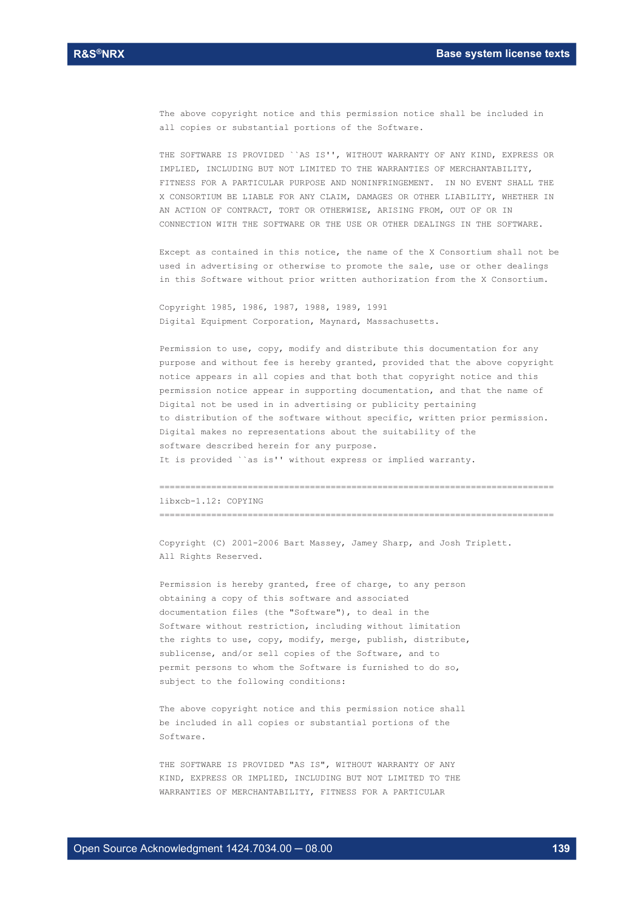The above copyright notice and this permission notice shall be included in all copies or substantial portions of the Software.

THE SOFTWARE IS PROVIDED ``AS IS'', WITHOUT WARRANTY OF ANY KIND, EXPRESS OR IMPLIED, INCLUDING BUT NOT LIMITED TO THE WARRANTIES OF MERCHANTABILITY, FITNESS FOR A PARTICULAR PURPOSE AND NONINFRINGEMENT.  IN NO EVENT SHALL THE X CONSORTIUM BE LIABLE FOR ANY CLAIM, DAMAGES OR OTHER LIABILITY, WHETHER IN AN ACTION OF CONTRACT, TORT OR OTHERWISE, ARISING FROM, OUT OF OR IN CONNECTION WITH THE SOFTWARE OR THE USE OR OTHER DEALINGS IN THE SOFTWARE.

Except as contained in this notice, the name of the X Consortium shall not be used in advertising or otherwise to promote the sale, use or other dealings in this Software without prior written authorization from the X Consortium.

Copyright 1985, 1986, 1987, 1988, 1989, 1991
Digital Equipment Corporation, Maynard, Massachusetts.

Permission to use, copy, modify and distribute this documentation for any purpose and without fee is hereby granted, provided that the above copyright notice appears in all copies and that both that copyright notice and this permission notice appear in supporting documentation, and that the name of Digital not be used in in advertising or publicity pertaining to distribution of the software without specific, written prior permission. Digital makes no representations about the suitability of the software described herein for any purpose.
It is provided ``as is'' without express or implied warranty.

============================================================================

libxcb-1.12: COPYING

============================================================================

Copyright (C) 2001-2006 Bart Massey, Jamey Sharp, and Josh Triplett.
All Rights Reserved.

Permission is hereby granted, free of charge, to any person obtaining a copy of this software and associated documentation files (the "Software"), to deal in the Software without restriction, including without limitation the rights to use, copy, modify, merge, publish, distribute, sublicense, and/or sell copies of the Software, and to permit persons to whom the Software is furnished to do so, subject to the following conditions:

The above copyright notice and this permission notice shall be included in all copies or substantial portions of the Software.

THE SOFTWARE IS PROVIDED "AS IS", WITHOUT WARRANTY OF ANY KIND, EXPRESS OR IMPLIED, INCLUDING BUT NOT LIMITED TO THE WARRANTIES OF MERCHANTABILITY, FITNESS FOR A PARTICULAR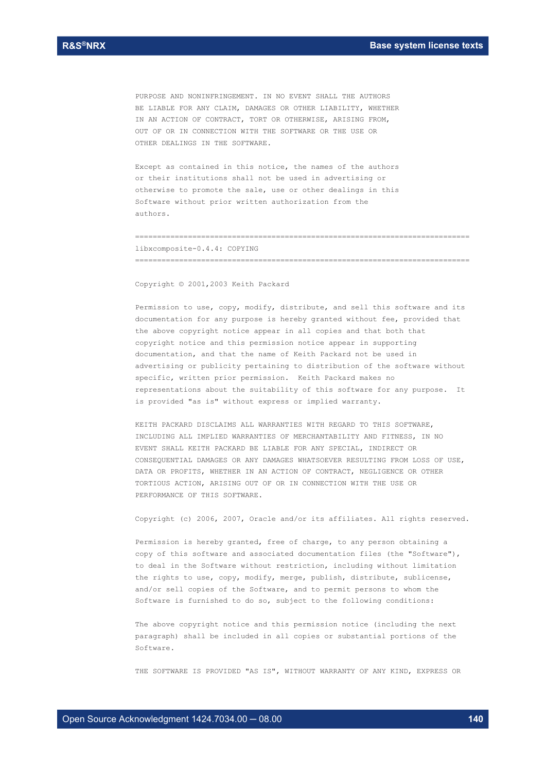PURPOSE AND NONINFRINGEMENT. IN NO EVENT SHALL THE AUTHORS BE LIABLE FOR ANY CLAIM, DAMAGES OR OTHER LIABILITY, WHETHER IN AN ACTION OF CONTRACT, TORT OR OTHERWISE, ARISING FROM, OUT OF OR IN CONNECTION WITH THE SOFTWARE OR THE USE OR OTHER DEALINGS IN THE SOFTWARE.

Except as contained in this notice, the names of the authors or their institutions shall not be used in advertising or otherwise to promote the sale, use or other dealings in this Software without prior written authorization from the authors.

==========================================================================

libxcomposite-0.4.4: COPYING

==========================================================================

Copyright © 2001,2003 Keith Packard

Permission to use, copy, modify, distribute, and sell this software and its documentation for any purpose is hereby granted without fee, provided that the above copyright notice appear in all copies and that both that copyright notice and this permission notice appear in supporting documentation, and that the name of Keith Packard not be used in advertising or publicity pertaining to distribution of the software without specific, written prior permission. Keith Packard makes no representations about the suitability of this software for any purpose. It is provided "as is" without express or implied warranty.

KEITH PACKARD DISCLAIMS ALL WARRANTIES WITH REGARD TO THIS SOFTWARE, INCLUDING ALL IMPLIED WARRANTIES OF MERCHANTABILITY AND FITNESS, IN NO EVENT SHALL KEITH PACKARD BE LIABLE FOR ANY SPECIAL, INDIRECT OR CONSEQUENTIAL DAMAGES OR ANY DAMAGES WHATSOEVER RESULTING FROM LOSS OF USE, DATA OR PROFITS, WHETHER IN AN ACTION OF CONTRACT, NEGLIGENCE OR OTHER TORTIOUS ACTION, ARISING OUT OF OR IN CONNECTION WITH THE USE OR PERFORMANCE OF THIS SOFTWARE.

Copyright (c) 2006, 2007, Oracle and/or its affiliates. All rights reserved.

Permission is hereby granted, free of charge, to any person obtaining a copy of this software and associated documentation files (the "Software"), to deal in the Software without restriction, including without limitation the rights to use, copy, modify, merge, publish, distribute, sublicense, and/or sell copies of the Software, and to permit persons to whom the Software is furnished to do so, subject to the following conditions:

The above copyright notice and this permission notice (including the next paragraph) shall be included in all copies or substantial portions of the Software.

THE SOFTWARE IS PROVIDED "AS IS", WITHOUT WARRANTY OF ANY KIND, EXPRESS OR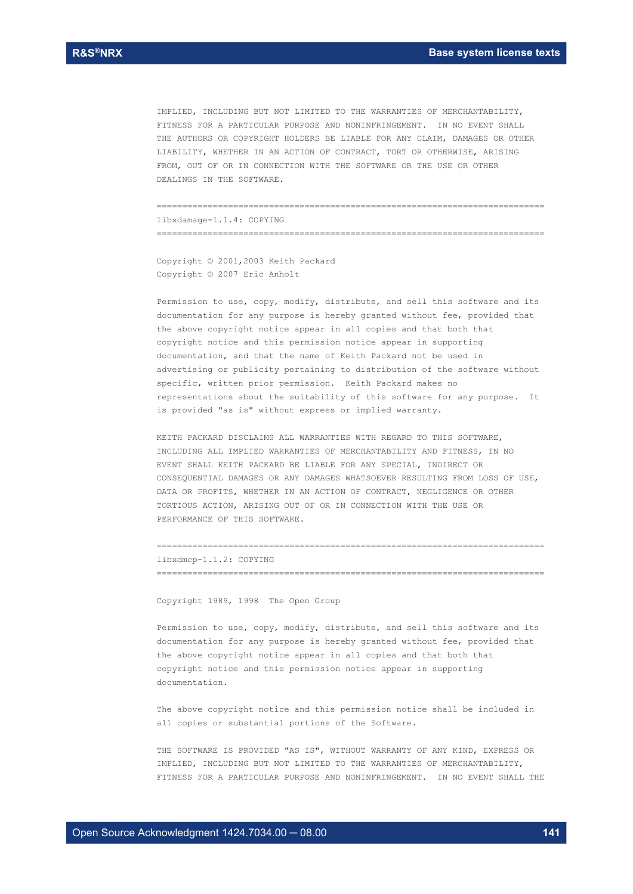IMPLIED, INCLUDING BUT NOT LIMITED TO THE WARRANTIES OF MERCHANTABILITY, FITNESS FOR A PARTICULAR PURPOSE AND NONINFRINGEMENT. IN NO EVENT SHALL THE AUTHORS OR COPYRIGHT HOLDERS BE LIABLE FOR ANY CLAIM, DAMAGES OR OTHER LIABILITY, WHETHER IN AN ACTION OF CONTRACT, TORT OR OTHERWISE, ARISING FROM, OUT OF OR IN CONNECTION WITH THE SOFTWARE OR THE USE OR OTHER DEALINGS IN THE SOFTWARE.

============================================================================

libxdamage-1.1.4: COPYING

============================================================================

Copyright © 2001,2003 Keith Packard
Copyright © 2007 Eric Anholt

Permission to use, copy, modify, distribute, and sell this software and its documentation for any purpose is hereby granted without fee, provided that the above copyright notice appear in all copies and that both that copyright notice and this permission notice appear in supporting documentation, and that the name of Keith Packard not be used in advertising or publicity pertaining to distribution of the software without specific, written prior permission. Keith Packard makes no representations about the suitability of this software for any purpose. It is provided "as is" without express or implied warranty.

KEITH PACKARD DISCLAIMS ALL WARRANTIES WITH REGARD TO THIS SOFTWARE, INCLUDING ALL IMPLIED WARRANTIES OF MERCHANTABILITY AND FITNESS, IN NO EVENT SHALL KEITH PACKARD BE LIABLE FOR ANY SPECIAL, INDIRECT OR CONSEQUENTIAL DAMAGES OR ANY DAMAGES WHATSOEVER RESULTING FROM LOSS OF USE, DATA OR PROFITS, WHETHER IN AN ACTION OF CONTRACT, NEGLIGENCE OR OTHER TORTIOUS ACTION, ARISING OUT OF OR IN CONNECTION WITH THE USE OR PERFORMANCE OF THIS SOFTWARE.

============================================================================

libxdmcp-1.1.2: COPYING

============================================================================

Copyright 1989, 1998 The Open Group

Permission to use, copy, modify, distribute, and sell this software and its documentation for any purpose is hereby granted without fee, provided that the above copyright notice appear in all copies and that both that copyright notice and this permission notice appear in supporting documentation.

The above copyright notice and this permission notice shall be included in all copies or substantial portions of the Software.

THE SOFTWARE IS PROVIDED "AS IS", WITHOUT WARRANTY OF ANY KIND, EXPRESS OR IMPLIED, INCLUDING BUT NOT LIMITED TO THE WARRANTIES OF MERCHANTABILITY, FITNESS FOR A PARTICULAR PURPOSE AND NONINFRINGEMENT. IN NO EVENT SHALL THE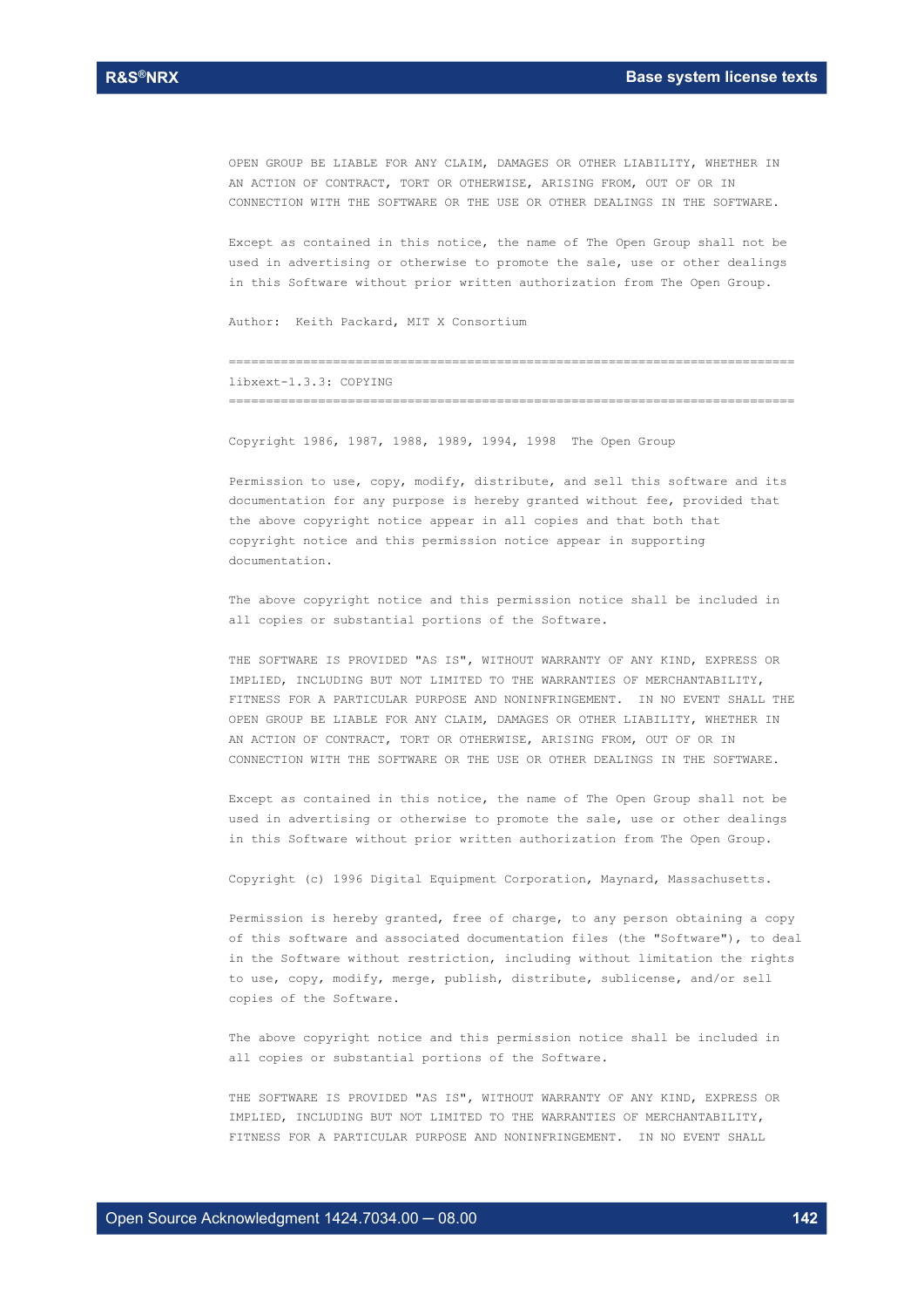OPEN GROUP BE LIABLE FOR ANY CLAIM, DAMAGES OR OTHER LIABILITY, WHETHER IN AN ACTION OF CONTRACT, TORT OR OTHERWISE, ARISING FROM, OUT OF OR IN CONNECTION WITH THE SOFTWARE OR THE USE OR OTHER DEALINGS IN THE SOFTWARE.

Except as contained in this notice, the name of The Open Group shall not be used in advertising or otherwise to promote the sale, use or other dealings in this Software without prior written authorization from The Open Group.

Author: Keith Packard, MIT X Consortium

================================================================================

libxext-1.3.3: COPYING

================================================================================

Copyright 1986, 1987, 1988, 1989, 1994, 1998 The Open Group

Permission to use, copy, modify, distribute, and sell this software and its documentation for any purpose is hereby granted without fee, provided that the above copyright notice appear in all copies and that both that copyright notice and this permission notice appear in supporting documentation.

The above copyright notice and this permission notice shall be included in all copies or substantial portions of the Software.

THE SOFTWARE IS PROVIDED "AS IS", WITHOUT WARRANTY OF ANY KIND, EXPRESS OR IMPLIED, INCLUDING BUT NOT LIMITED TO THE WARRANTIES OF MERCHANTABILITY, FITNESS FOR A PARTICULAR PURPOSE AND NONINFRINGEMENT. IN NO EVENT SHALL THE OPEN GROUP BE LIABLE FOR ANY CLAIM, DAMAGES OR OTHER LIABILITY, WHETHER IN AN ACTION OF CONTRACT, TORT OR OTHERWISE, ARISING FROM, OUT OF OR IN CONNECTION WITH THE SOFTWARE OR THE USE OR OTHER DEALINGS IN THE SOFTWARE.

Except as contained in this notice, the name of The Open Group shall not be used in advertising or otherwise to promote the sale, use or other dealings in this Software without prior written authorization from The Open Group.

Copyright (c) 1996 Digital Equipment Corporation, Maynard, Massachusetts.

Permission is hereby granted, free of charge, to any person obtaining a copy of this software and associated documentation files (the "Software"), to deal in the Software without restriction, including without limitation the rights to use, copy, modify, merge, publish, distribute, sublicense, and/or sell copies of the Software.

The above copyright notice and this permission notice shall be included in all copies or substantial portions of the Software.

THE SOFTWARE IS PROVIDED "AS IS", WITHOUT WARRANTY OF ANY KIND, EXPRESS OR IMPLIED, INCLUDING BUT NOT LIMITED TO THE WARRANTIES OF MERCHANTABILITY, FITNESS FOR A PARTICULAR PURPOSE AND NONINFRINGEMENT. IN NO EVENT SHALL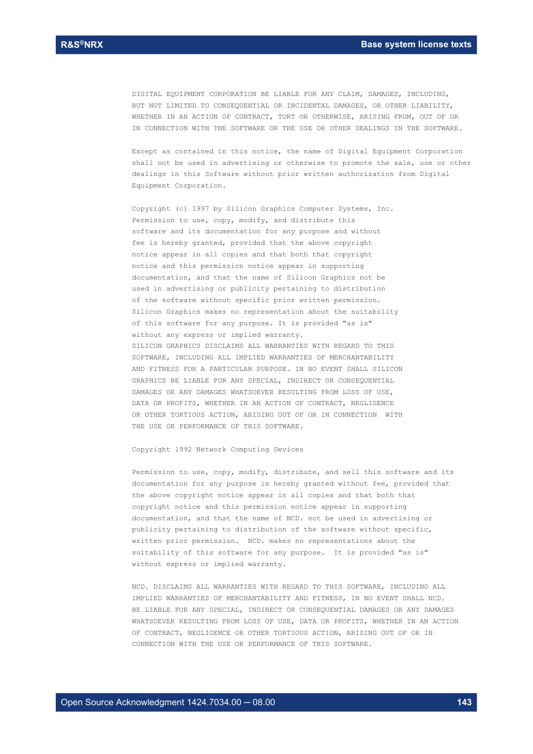DIGITAL EQUIPMENT CORPORATION BE LIABLE FOR ANY CLAIM, DAMAGES, INCLUDING, BUT NOT LIMITED TO CONSEQUENTIAL OR INCIDENTAL DAMAGES, OR OTHER LIABILITY, WHETHER IN AN ACTION OF CONTRACT, TORT OR OTHERWISE, ARISING FROM, OUT OF OR IN CONNECTION WITH THE SOFTWARE OR THE USE OR OTHER DEALINGS IN THE SOFTWARE.

Except as contained in this notice, the name of Digital Equipment Corporation shall not be used in advertising or otherwise to promote the sale, use or other dealings in this Software without prior written authorization from Digital Equipment Corporation.

Copyright (c) 1997 by Silicon Graphics Computer Systems, Inc.
Permission to use, copy, modify, and distribute this software and its documentation for any purpose and without fee is hereby granted, provided that the above copyright notice appear in all copies and that both that copyright notice and this permission notice appear in supporting documentation, and that the name of Silicon Graphics not be used in advertising or publicity pertaining to distribution of the software without specific prior written permission.
Silicon Graphics makes no representation about the suitability of this software for any purpose. It is provided "as is" without any express or implied warranty.
SILICON GRAPHICS DISCLAIMS ALL WARRANTIES WITH REGARD TO THIS SOFTWARE, INCLUDING ALL IMPLIED WARRANTIES OF MERCHANTABILITY AND FITNESS FOR A PARTICULAR PURPOSE. IN NO EVENT SHALL SILICON GRAPHICS BE LIABLE FOR ANY SPECIAL, INDIRECT OR CONSEQUENTIAL DAMAGES OR ANY DAMAGES WHATSOEVER RESULTING FROM LOSS OF USE, DATA OR PROFITS, WHETHER IN AN ACTION OF CONTRACT, NEGLIGENCE OR OTHER TORTIOUS ACTION, ARISING OUT OF OR IN CONNECTION WITH THE USE OR PERFORMANCE OF THIS SOFTWARE.

Copyright 1992 Network Computing Devices

Permission to use, copy, modify, distribute, and sell this software and its documentation for any purpose is hereby granted without fee, provided that the above copyright notice appear in all copies and that both that copyright notice and this permission notice appear in supporting documentation, and that the name of NCD. not be used in advertising or publicity pertaining to distribution of the software without specific, written prior permission. NCD. makes no representations about the suitability of this software for any purpose. It is provided "as is" without express or implied warranty.

NCD. DISCLAIMS ALL WARRANTIES WITH REGARD TO THIS SOFTWARE, INCLUDING ALL IMPLIED WARRANTIES OF MERCHANTABILITY AND FITNESS, IN NO EVENT SHALL NCD. BE LIABLE FOR ANY SPECIAL, INDIRECT OR CONSEQUENTIAL DAMAGES OR ANY DAMAGES WHATSOEVER RESULTING FROM LOSS OF USE, DATA OR PROFITS, WHETHER IN AN ACTION OF CONTRACT, NEGLIGENCE OR OTHER TORTIOUS ACTION, ARISING OUT OF OR IN CONNECTION WITH THE USE OR PERFORMANCE OF THIS SOFTWARE.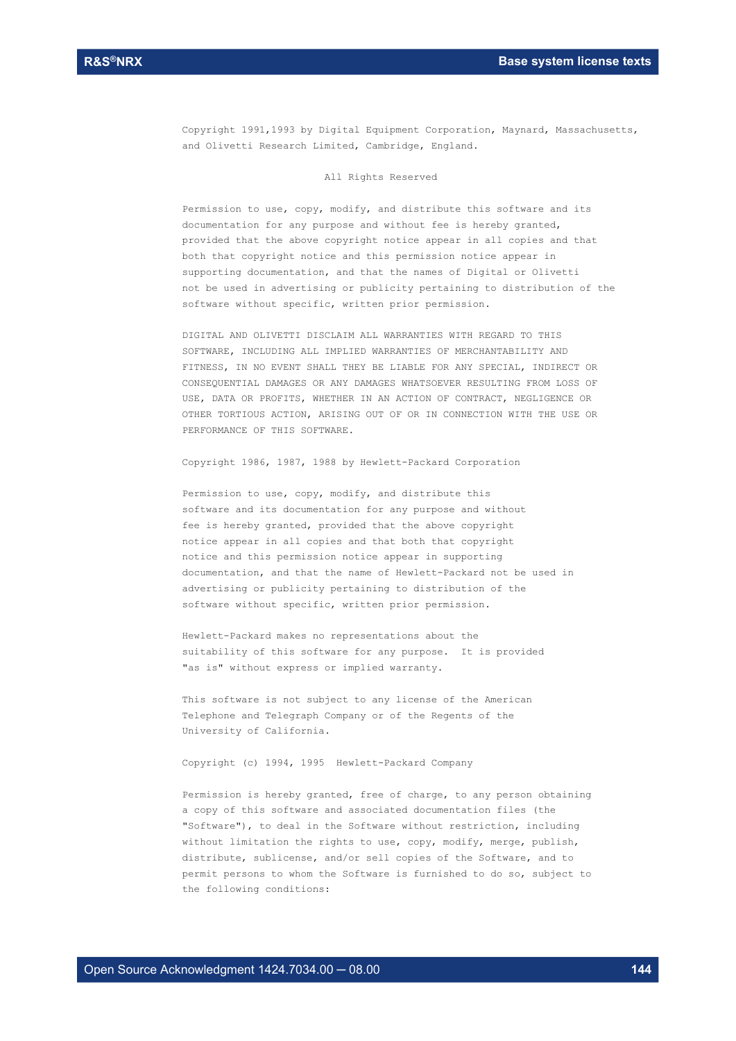Copyright 1991,1993 by Digital Equipment Corporation, Maynard, Massachusetts, and Olivetti Research Limited, Cambridge, England.

All Rights Reserved

Permission to use, copy, modify, and distribute this software and its documentation for any purpose and without fee is hereby granted, provided that the above copyright notice appear in all copies and that both that copyright notice and this permission notice appear in supporting documentation, and that the names of Digital or Olivetti not be used in advertising or publicity pertaining to distribution of the software without specific, written prior permission.

DIGITAL AND OLIVETTI DISCLAIM ALL WARRANTIES WITH REGARD TO THIS SOFTWARE, INCLUDING ALL IMPLIED WARRANTIES OF MERCHANTABILITY AND FITNESS, IN NO EVENT SHALL THEY BE LIABLE FOR ANY SPECIAL, INDIRECT OR CONSEQUENTIAL DAMAGES OR ANY DAMAGES WHATSOEVER RESULTING FROM LOSS OF USE, DATA OR PROFITS, WHETHER IN AN ACTION OF CONTRACT, NEGLIGENCE OR OTHER TORTIOUS ACTION, ARISING OUT OF OR IN CONNECTION WITH THE USE OR PERFORMANCE OF THIS SOFTWARE.

Copyright 1986, 1987, 1988 by Hewlett-Packard Corporation

Permission to use, copy, modify, and distribute this software and its documentation for any purpose and without fee is hereby granted, provided that the above copyright notice appear in all copies and that both that copyright notice and this permission notice appear in supporting documentation, and that the name of Hewlett-Packard not be used in advertising or publicity pertaining to distribution of the software without specific, written prior permission.

Hewlett-Packard makes no representations about the suitability of this software for any purpose. It is provided "as is" without express or implied warranty.

This software is not subject to any license of the American Telephone and Telegraph Company or of the Regents of the University of California.

Copyright (c) 1994, 1995 Hewlett-Packard Company

Permission is hereby granted, free of charge, to any person obtaining a copy of this software and associated documentation files (the "Software"), to deal in the Software without restriction, including without limitation the rights to use, copy, modify, merge, publish, distribute, sublicense, and/or sell copies of the Software, and to permit persons to whom the Software is furnished to do so, subject to the following conditions: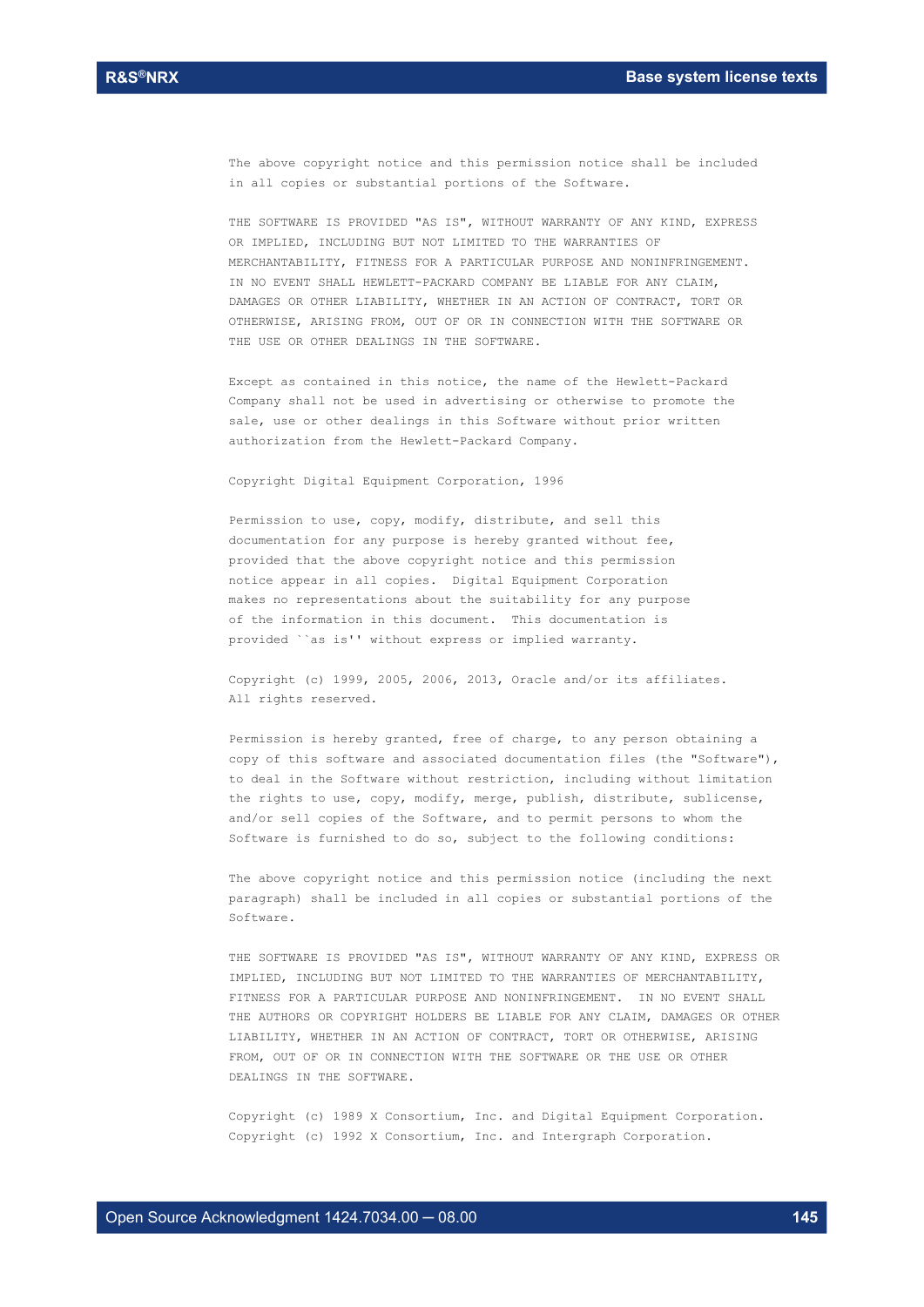The above copyright notice and this permission notice shall be included in all copies or substantial portions of the Software.

THE SOFTWARE IS PROVIDED "AS IS", WITHOUT WARRANTY OF ANY KIND, EXPRESS OR IMPLIED, INCLUDING BUT NOT LIMITED TO THE WARRANTIES OF MERCHANTABILITY, FITNESS FOR A PARTICULAR PURPOSE AND NONINFRINGEMENT. IN NO EVENT SHALL HEWLETT-PACKARD COMPANY BE LIABLE FOR ANY CLAIM, DAMAGES OR OTHER LIABILITY, WHETHER IN AN ACTION OF CONTRACT, TORT OR OTHERWISE, ARISING FROM, OUT OF OR IN CONNECTION WITH THE SOFTWARE OR THE USE OR OTHER DEALINGS IN THE SOFTWARE.

Except as contained in this notice, the name of the Hewlett-Packard Company shall not be used in advertising or otherwise to promote the sale, use or other dealings in this Software without prior written authorization from the Hewlett-Packard Company.

Copyright Digital Equipment Corporation, 1996

Permission to use, copy, modify, distribute, and sell this documentation for any purpose is hereby granted without fee, provided that the above copyright notice and this permission notice appear in all copies. Digital Equipment Corporation makes no representations about the suitability for any purpose of the information in this document. This documentation is provided ``as is'' without express or implied warranty.

Copyright (c) 1999, 2005, 2006, 2013, Oracle and/or its affiliates. All rights reserved.

Permission is hereby granted, free of charge, to any person obtaining a copy of this software and associated documentation files (the "Software"), to deal in the Software without restriction, including without limitation the rights to use, copy, modify, merge, publish, distribute, sublicense, and/or sell copies of the Software, and to permit persons to whom the Software is furnished to do so, subject to the following conditions:

The above copyright notice and this permission notice (including the next paragraph) shall be included in all copies or substantial portions of the Software.

THE SOFTWARE IS PROVIDED "AS IS", WITHOUT WARRANTY OF ANY KIND, EXPRESS OR IMPLIED, INCLUDING BUT NOT LIMITED TO THE WARRANTIES OF MERCHANTABILITY, FITNESS FOR A PARTICULAR PURPOSE AND NONINFRINGEMENT. IN NO EVENT SHALL THE AUTHORS OR COPYRIGHT HOLDERS BE LIABLE FOR ANY CLAIM, DAMAGES OR OTHER LIABILITY, WHETHER IN AN ACTION OF CONTRACT, TORT OR OTHERWISE, ARISING FROM, OUT OF OR IN CONNECTION WITH THE SOFTWARE OR THE USE OR OTHER DEALINGS IN THE SOFTWARE.

Copyright (c) 1989 X Consortium, Inc. and Digital Equipment Corporation.
Copyright (c) 1992 X Consortium, Inc. and Intergraph Corporation.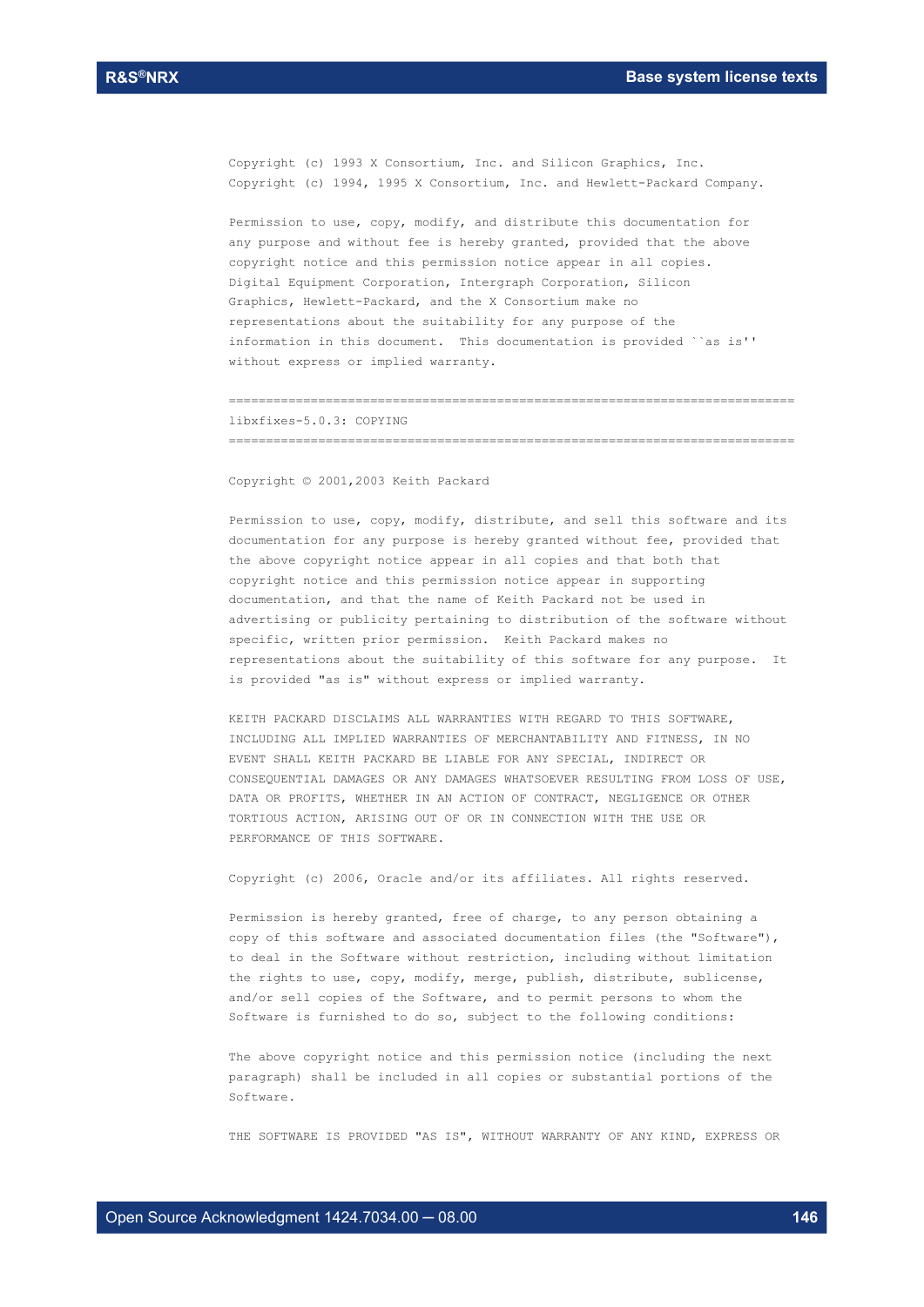Copyright (c) 1993 X Consortium, Inc. and Silicon Graphics, Inc.
Copyright (c) 1994, 1995 X Consortium, Inc. and Hewlett-Packard Company.

Permission to use, copy, modify, and distribute this documentation for any purpose and without fee is hereby granted, provided that the above copyright notice and this permission notice appear in all copies. Digital Equipment Corporation, Intergraph Corporation, Silicon Graphics, Hewlett-Packard, and the X Consortium make no representations about the suitability for any purpose of the information in this document. This documentation is provided ``as is'' without express or implied warranty.

============================================================================

libxfixes-5.0.3: COPYING

============================================================================

Copyright © 2001,2003 Keith Packard

Permission to use, copy, modify, distribute, and sell this software and its documentation for any purpose is hereby granted without fee, provided that the above copyright notice appear in all copies and that both that copyright notice and this permission notice appear in supporting documentation, and that the name of Keith Packard not be used in advertising or publicity pertaining to distribution of the software without specific, written prior permission. Keith Packard makes no representations about the suitability of this software for any purpose. It is provided "as is" without express or implied warranty.

KEITH PACKARD DISCLAIMS ALL WARRANTIES WITH REGARD TO THIS SOFTWARE, INCLUDING ALL IMPLIED WARRANTIES OF MERCHANTABILITY AND FITNESS, IN NO EVENT SHALL KEITH PACKARD BE LIABLE FOR ANY SPECIAL, INDIRECT OR CONSEQUENTIAL DAMAGES OR ANY DAMAGES WHATSOEVER RESULTING FROM LOSS OF USE, DATA OR PROFITS, WHETHER IN AN ACTION OF CONTRACT, NEGLIGENCE OR OTHER TORTIOUS ACTION, ARISING OUT OF OR IN CONNECTION WITH THE USE OR PERFORMANCE OF THIS SOFTWARE.

Copyright (c) 2006, Oracle and/or its affiliates. All rights reserved.

Permission is hereby granted, free of charge, to any person obtaining a copy of this software and associated documentation files (the "Software"), to deal in the Software without restriction, including without limitation the rights to use, copy, modify, merge, publish, distribute, sublicense, and/or sell copies of the Software, and to permit persons to whom the Software is furnished to do so, subject to the following conditions:

The above copyright notice and this permission notice (including the next paragraph) shall be included in all copies or substantial portions of the Software.

THE SOFTWARE IS PROVIDED "AS IS", WITHOUT WARRANTY OF ANY KIND, EXPRESS OR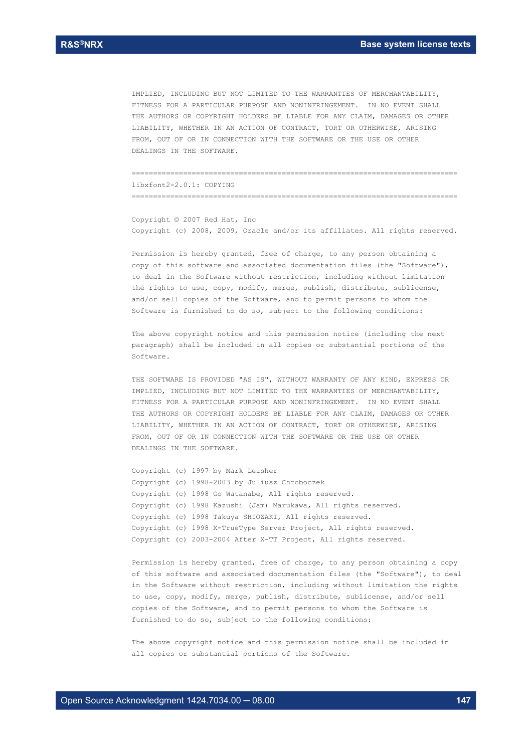IMPLIED, INCLUDING BUT NOT LIMITED TO THE WARRANTIES OF MERCHANTABILITY, FITNESS FOR A PARTICULAR PURPOSE AND NONINFRINGEMENT. IN NO EVENT SHALL THE AUTHORS OR COPYRIGHT HOLDERS BE LIABLE FOR ANY CLAIM, DAMAGES OR OTHER LIABILITY, WHETHER IN AN ACTION OF CONTRACT, TORT OR OTHERWISE, ARISING FROM, OUT OF OR IN CONNECTION WITH THE SOFTWARE OR THE USE OR OTHER DEALINGS IN THE SOFTWARE.

============================================================================

libxfont2-2.0.1: COPYING

============================================================================

Copyright © 2007 Red Hat, Inc
Copyright (c) 2008, 2009, Oracle and/or its affiliates. All rights reserved.

Permission is hereby granted, free of charge, to any person obtaining a copy of this software and associated documentation files (the "Software"), to deal in the Software without restriction, including without limitation the rights to use, copy, modify, merge, publish, distribute, sublicense, and/or sell copies of the Software, and to permit persons to whom the Software is furnished to do so, subject to the following conditions:

The above copyright notice and this permission notice (including the next paragraph) shall be included in all copies or substantial portions of the Software.

THE SOFTWARE IS PROVIDED "AS IS", WITHOUT WARRANTY OF ANY KIND, EXPRESS OR IMPLIED, INCLUDING BUT NOT LIMITED TO THE WARRANTIES OF MERCHANTABILITY, FITNESS FOR A PARTICULAR PURPOSE AND NONINFRINGEMENT. IN NO EVENT SHALL THE AUTHORS OR COPYRIGHT HOLDERS BE LIABLE FOR ANY CLAIM, DAMAGES OR OTHER LIABILITY, WHETHER IN AN ACTION OF CONTRACT, TORT OR OTHERWISE, ARISING FROM, OUT OF OR IN CONNECTION WITH THE SOFTWARE OR THE USE OR OTHER DEALINGS IN THE SOFTWARE.

Copyright (c) 1997 by Mark Leisher
Copyright (c) 1998-2003 by Juliusz Chroboczek
Copyright (c) 1998 Go Watanabe, All rights reserved.
Copyright (c) 1998 Kazushi (Jam) Marukawa, All rights reserved.
Copyright (c) 1998 Takuya SHIOZAKI, All rights reserved.
Copyright (c) 1998 X-TrueType Server Project, All rights reserved.
Copyright (c) 2003-2004 After X-TT Project, All rights reserved.

Permission is hereby granted, free of charge, to any person obtaining a copy of this software and associated documentation files (the "Software"), to deal in the Software without restriction, including without limitation the rights to use, copy, modify, merge, publish, distribute, sublicense, and/or sell copies of the Software, and to permit persons to whom the Software is furnished to do so, subject to the following conditions:

The above copyright notice and this permission notice shall be included in all copies or substantial portions of the Software.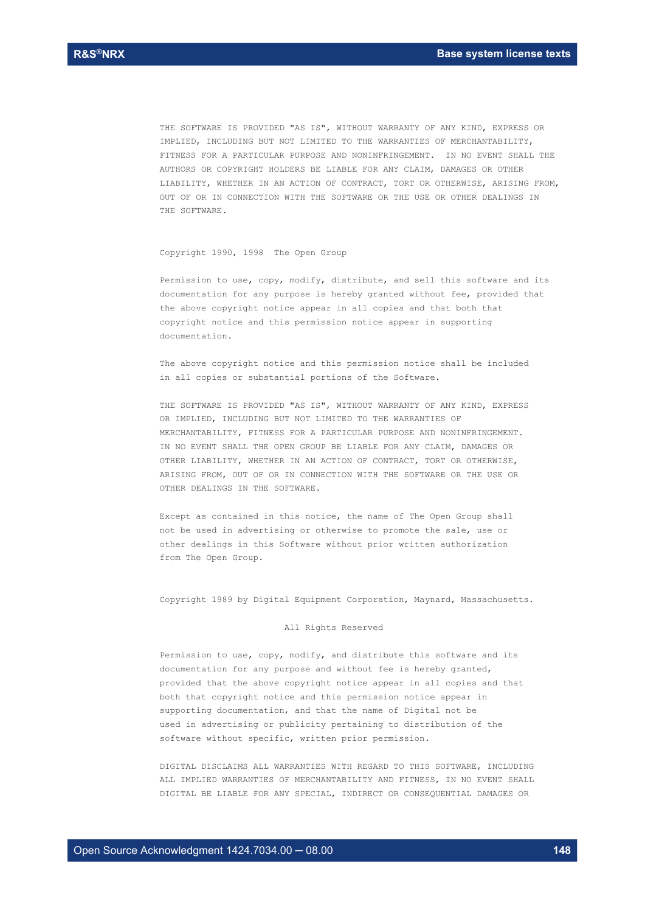THE SOFTWARE IS PROVIDED "AS IS", WITHOUT WARRANTY OF ANY KIND, EXPRESS OR IMPLIED, INCLUDING BUT NOT LIMITED TO THE WARRANTIES OF MERCHANTABILITY, FITNESS FOR A PARTICULAR PURPOSE AND NONINFRINGEMENT. IN NO EVENT SHALL THE AUTHORS OR COPYRIGHT HOLDERS BE LIABLE FOR ANY CLAIM, DAMAGES OR OTHER LIABILITY, WHETHER IN AN ACTION OF CONTRACT, TORT OR OTHERWISE, ARISING FROM, OUT OF OR IN CONNECTION WITH THE SOFTWARE OR THE USE OR OTHER DEALINGS IN THE SOFTWARE.

Copyright 1990, 1998 The Open Group

Permission to use, copy, modify, distribute, and sell this software and its documentation for any purpose is hereby granted without fee, provided that the above copyright notice appear in all copies and that both that copyright notice and this permission notice appear in supporting documentation.

The above copyright notice and this permission notice shall be included in all copies or substantial portions of the Software.

THE SOFTWARE IS PROVIDED "AS IS", WITHOUT WARRANTY OF ANY KIND, EXPRESS OR IMPLIED, INCLUDING BUT NOT LIMITED TO THE WARRANTIES OF MERCHANTABILITY, FITNESS FOR A PARTICULAR PURPOSE AND NONINFRINGEMENT. IN NO EVENT SHALL THE OPEN GROUP BE LIABLE FOR ANY CLAIM, DAMAGES OR OTHER LIABILITY, WHETHER IN AN ACTION OF CONTRACT, TORT OR OTHERWISE, ARISING FROM, OUT OF OR IN CONNECTION WITH THE SOFTWARE OR THE USE OR OTHER DEALINGS IN THE SOFTWARE.

Except as contained in this notice, the name of The Open Group shall not be used in advertising or otherwise to promote the sale, use or other dealings in this Software without prior written authorization from The Open Group.

Copyright 1989 by Digital Equipment Corporation, Maynard, Massachusetts.

All Rights Reserved

Permission to use, copy, modify, and distribute this software and its documentation for any purpose and without fee is hereby granted, provided that the above copyright notice appear in all copies and that both that copyright notice and this permission notice appear in supporting documentation, and that the name of Digital not be used in advertising or publicity pertaining to distribution of the software without specific, written prior permission.

DIGITAL DISCLAIMS ALL WARRANTIES WITH REGARD TO THIS SOFTWARE, INCLUDING ALL IMPLIED WARRANTIES OF MERCHANTABILITY AND FITNESS, IN NO EVENT SHALL DIGITAL BE LIABLE FOR ANY SPECIAL, INDIRECT OR CONSEQUENTIAL DAMAGES OR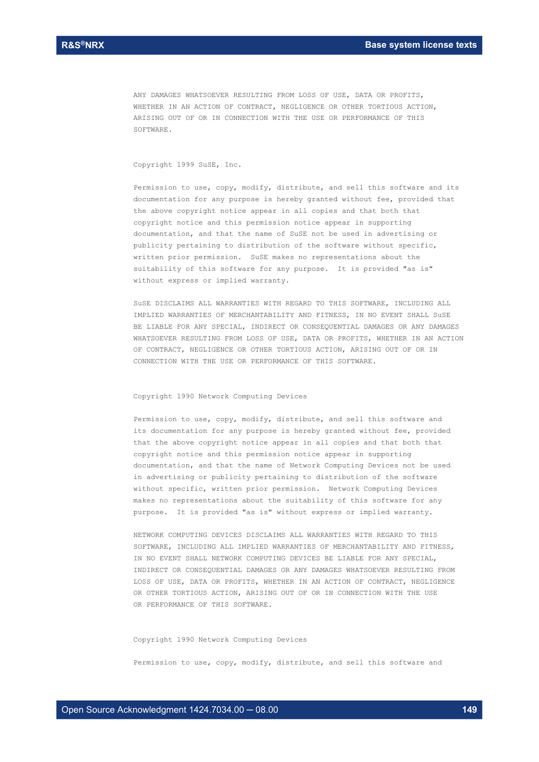ANY DAMAGES WHATSOEVER RESULTING FROM LOSS OF USE, DATA OR PROFITS, WHETHER IN AN ACTION OF CONTRACT, NEGLIGENCE OR OTHER TORTIOUS ACTION, ARISING OUT OF OR IN CONNECTION WITH THE USE OR PERFORMANCE OF THIS SOFTWARE.

Copyright 1999 SuSE, Inc.

Permission to use, copy, modify, distribute, and sell this software and its documentation for any purpose is hereby granted without fee, provided that the above copyright notice appear in all copies and that both that copyright notice and this permission notice appear in supporting documentation, and that the name of SuSE not be used in advertising or publicity pertaining to distribution of the software without specific, written prior permission. SuSE makes no representations about the suitability of this software for any purpose. It is provided "as is" without express or implied warranty.

SuSE DISCLAIMS ALL WARRANTIES WITH REGARD TO THIS SOFTWARE, INCLUDING ALL IMPLIED WARRANTIES OF MERCHANTABILITY AND FITNESS, IN NO EVENT SHALL SuSE BE LIABLE FOR ANY SPECIAL, INDIRECT OR CONSEQUENTIAL DAMAGES OR ANY DAMAGES WHATSOEVER RESULTING FROM LOSS OF USE, DATA OR PROFITS, WHETHER IN AN ACTION OF CONTRACT, NEGLIGENCE OR OTHER TORTIOUS ACTION, ARISING OUT OF OR IN CONNECTION WITH THE USE OR PERFORMANCE OF THIS SOFTWARE.

Copyright 1990 Network Computing Devices

Permission to use, copy, modify, distribute, and sell this software and its documentation for any purpose is hereby granted without fee, provided that the above copyright notice appear in all copies and that both that copyright notice and this permission notice appear in supporting documentation, and that the name of Network Computing Devices not be used in advertising or publicity pertaining to distribution of the software without specific, written prior permission. Network Computing Devices makes no representations about the suitability of this software for any purpose. It is provided "as is" without express or implied warranty.

NETWORK COMPUTING DEVICES DISCLAIMS ALL WARRANTIES WITH REGARD TO THIS SOFTWARE, INCLUDING ALL IMPLIED WARRANTIES OF MERCHANTABILITY AND FITNESS, IN NO EVENT SHALL NETWORK COMPUTING DEVICES BE LIABLE FOR ANY SPECIAL, INDIRECT OR CONSEQUENTIAL DAMAGES OR ANY DAMAGES WHATSOEVER RESULTING FROM LOSS OF USE, DATA OR PROFITS, WHETHER IN AN ACTION OF CONTRACT, NEGLIGENCE OR OTHER TORTIOUS ACTION, ARISING OUT OF OR IN CONNECTION WITH THE USE OR PERFORMANCE OF THIS SOFTWARE.

Copyright 1990 Network Computing Devices

Permission to use, copy, modify, distribute, and sell this software and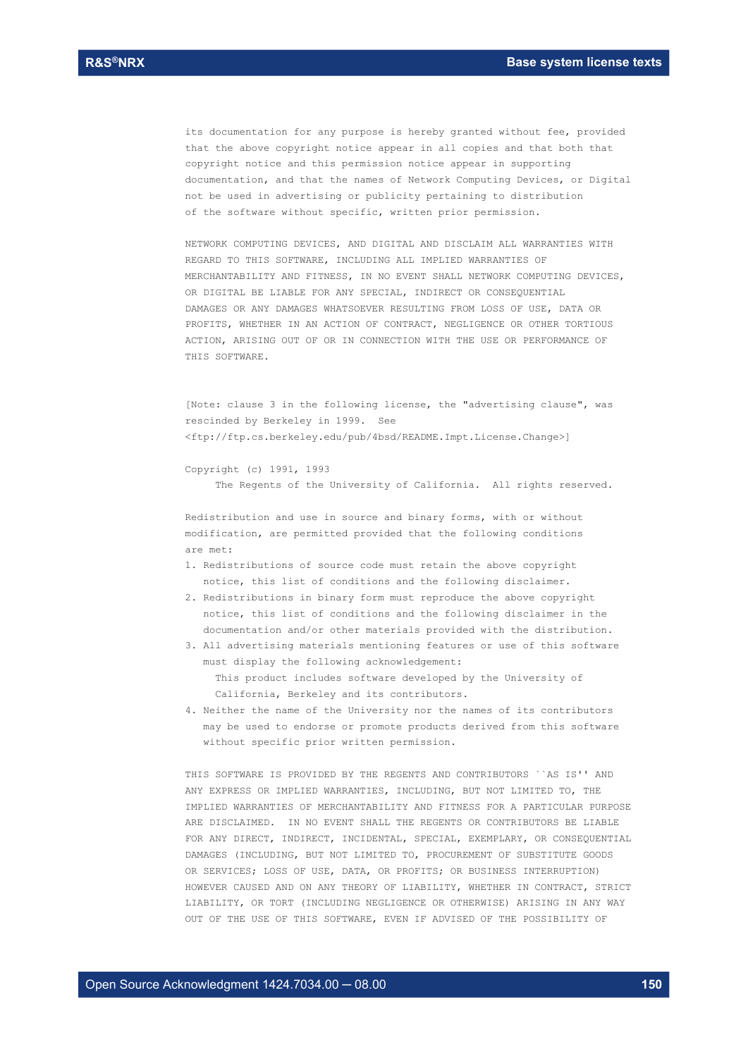its documentation for any purpose is hereby granted without fee, provided that the above copyright notice appear in all copies and that both that copyright notice and this permission notice appear in supporting documentation, and that the names of Network Computing Devices, or Digital not be used in advertising or publicity pertaining to distribution of the software without specific, written prior permission.

NETWORK COMPUTING DEVICES, AND DIGITAL AND DISCLAIM ALL WARRANTIES WITH REGARD TO THIS SOFTWARE, INCLUDING ALL IMPLIED WARRANTIES OF MERCHANTABILITY AND FITNESS, IN NO EVENT SHALL NETWORK COMPUTING DEVICES, OR DIGITAL BE LIABLE FOR ANY SPECIAL, INDIRECT OR CONSEQUENTIAL DAMAGES OR ANY DAMAGES WHATSOEVER RESULTING FROM LOSS OF USE, DATA OR PROFITS, WHETHER IN AN ACTION OF CONTRACT, NEGLIGENCE OR OTHER TORTIOUS ACTION, ARISING OUT OF OR IN CONNECTION WITH THE USE OR PERFORMANCE OF THIS SOFTWARE.

[Note: clause 3 in the following license, the "advertising clause", was rescinded by Berkeley in 1999. See <ftp://ftp.cs.berkeley.edu/pub/4bsd/README.Impt.License.Change>]

Copyright (c) 1991, 1993
The Regents of the University of California. All rights reserved.

Redistribution and use in source and binary forms, with or without modification, are permitted provided that the following conditions are met:

1. Redistributions of source code must retain the above copyright notice, this list of conditions and the following disclaimer.
2. Redistributions in binary form must reproduce the above copyright notice, this list of conditions and the following disclaimer in the documentation and/or other materials provided with the distribution.
3. All advertising materials mentioning features or use of this software must display the following acknowledgement:
   This product includes software developed by the University of California, Berkeley and its contributors.
4. Neither the name of the University nor the names of its contributors may be used to endorse or promote products derived from this software without specific prior written permission.

THIS SOFTWARE IS PROVIDED BY THE REGENTS AND CONTRIBUTORS ``AS IS'' AND ANY EXPRESS OR IMPLIED WARRANTIES, INCLUDING, BUT NOT LIMITED TO, THE IMPLIED WARRANTIES OF MERCHANTABILITY AND FITNESS FOR A PARTICULAR PURPOSE ARE DISCLAIMED. IN NO EVENT SHALL THE REGENTS OR CONTRIBUTORS BE LIABLE FOR ANY DIRECT, INDIRECT, INCIDENTAL, SPECIAL, EXEMPLARY, OR CONSEQUENTIAL DAMAGES (INCLUDING, BUT NOT LIMITED TO, PROCUREMENT OF SUBSTITUTE GOODS OR SERVICES; LOSS OF USE, DATA, OR PROFITS; OR BUSINESS INTERRUPTION) HOWEVER CAUSED AND ON ANY THEORY OF LIABILITY, WHETHER IN CONTRACT, STRICT LIABILITY, OR TORT (INCLUDING NEGLIGENCE OR OTHERWISE) ARISING IN ANY WAY OUT OF THE USE OF THIS SOFTWARE, EVEN IF ADVISED OF THE POSSIBILITY OF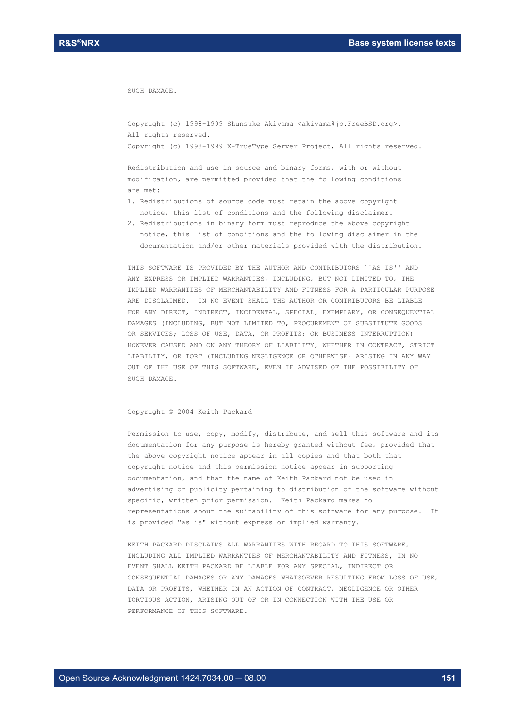SUCH DAMAGE.

Copyright (c) 1998-1999 Shunsuke Akiyama <akiyama@jp.FreeBSD.org>.
All rights reserved.
Copyright (c) 1998-1999 X-TrueType Server Project, All rights reserved.

Redistribution and use in source and binary forms, with or without modification, are permitted provided that the following conditions are met:

1. Redistributions of source code must retain the above copyright notice, this list of conditions and the following disclaimer.
2. Redistributions in binary form must reproduce the above copyright notice, this list of conditions and the following disclaimer in the documentation and/or other materials provided with the distribution.

THIS SOFTWARE IS PROVIDED BY THE AUTHOR AND CONTRIBUTORS ``AS IS'' AND ANY EXPRESS OR IMPLIED WARRANTIES, INCLUDING, BUT NOT LIMITED TO, THE IMPLIED WARRANTIES OF MERCHANTABILITY AND FITNESS FOR A PARTICULAR PURPOSE ARE DISCLAIMED. IN NO EVENT SHALL THE AUTHOR OR CONTRIBUTORS BE LIABLE FOR ANY DIRECT, INDIRECT, INCIDENTAL, SPECIAL, EXEMPLARY, OR CONSEQUENTIAL DAMAGES (INCLUDING, BUT NOT LIMITED TO, PROCUREMENT OF SUBSTITUTE GOODS OR SERVICES; LOSS OF USE, DATA, OR PROFITS; OR BUSINESS INTERRUPTION) HOWEVER CAUSED AND ON ANY THEORY OF LIABILITY, WHETHER IN CONTRACT, STRICT LIABILITY, OR TORT (INCLUDING NEGLIGENCE OR OTHERWISE) ARISING IN ANY WAY OUT OF THE USE OF THIS SOFTWARE, EVEN IF ADVISED OF THE POSSIBILITY OF SUCH DAMAGE.

Copyright © 2004 Keith Packard

Permission to use, copy, modify, distribute, and sell this software and its documentation for any purpose is hereby granted without fee, provided that the above copyright notice appear in all copies and that both that copyright notice and this permission notice appear in supporting documentation, and that the name of Keith Packard not be used in advertising or publicity pertaining to distribution of the software without specific, written prior permission. Keith Packard makes no representations about the suitability of this software for any purpose. It is provided "as is" without express or implied warranty.

KEITH PACKARD DISCLAIMS ALL WARRANTIES WITH REGARD TO THIS SOFTWARE, INCLUDING ALL IMPLIED WARRANTIES OF MERCHANTABILITY AND FITNESS, IN NO EVENT SHALL KEITH PACKARD BE LIABLE FOR ANY SPECIAL, INDIRECT OR CONSEQUENTIAL DAMAGES OR ANY DAMAGES WHATSOEVER RESULTING FROM LOSS OF USE, DATA OR PROFITS, WHETHER IN AN ACTION OF CONTRACT, NEGLIGENCE OR OTHER TORTIOUS ACTION, ARISING OUT OF OR IN CONNECTION WITH THE USE OR PERFORMANCE OF THIS SOFTWARE.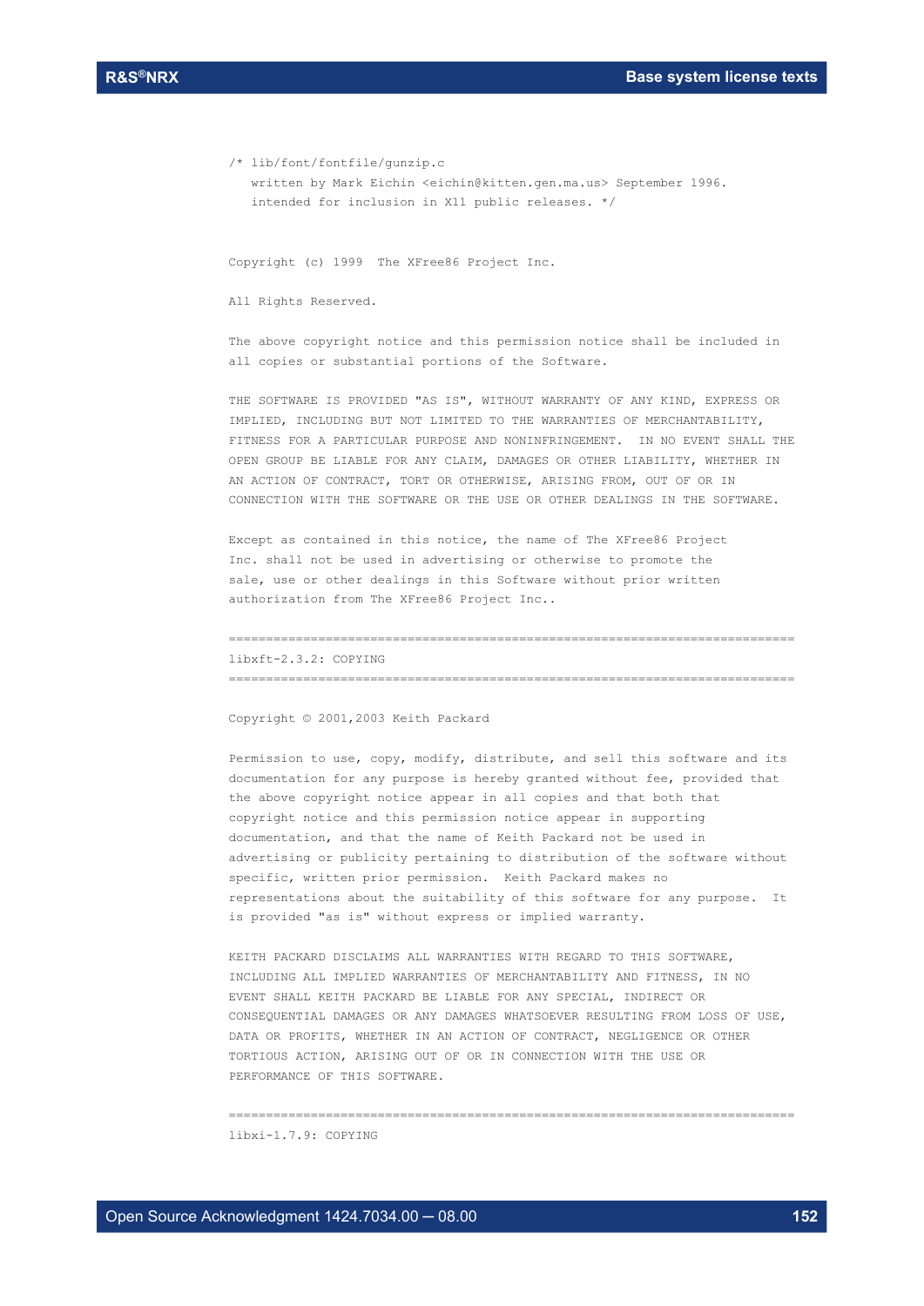```
/* lib/font/fontfile/gunzip.c
   written by Mark Eichin <eichin@kitten.gen.ma.us> September 1996.
   intended for inclusion in X11 public releases. */
```

Copyright (c) 1999  The XFree86 Project Inc.

All Rights Reserved.

The above copyright notice and this permission notice shall be included in all copies or substantial portions of the Software.

THE SOFTWARE IS PROVIDED "AS IS", WITHOUT WARRANTY OF ANY KIND, EXPRESS OR IMPLIED, INCLUDING BUT NOT LIMITED TO THE WARRANTIES OF MERCHANTABILITY, FITNESS FOR A PARTICULAR PURPOSE AND NONINFRINGEMENT.  IN NO EVENT SHALL THE OPEN GROUP BE LIABLE FOR ANY CLAIM, DAMAGES OR OTHER LIABILITY, WHETHER IN AN ACTION OF CONTRACT, TORT OR OTHERWISE, ARISING FROM, OUT OF OR IN CONNECTION WITH THE SOFTWARE OR THE USE OR OTHER DEALINGS IN THE SOFTWARE.

Except as contained in this notice, the name of The XFree86 Project Inc. shall not be used in advertising or otherwise to promote the sale, use or other dealings in this Software without prior written authorization from The XFree86 Project Inc..

============================================================================

libxft-2.3.2: COPYING

============================================================================

Copyright © 2001,2003 Keith Packard

Permission to use, copy, modify, distribute, and sell this software and its documentation for any purpose is hereby granted without fee, provided that the above copyright notice appear in all copies and that both that copyright notice and this permission notice appear in supporting documentation, and that the name of Keith Packard not be used in advertising or publicity pertaining to distribution of the software without specific, written prior permission.  Keith Packard makes no representations about the suitability of this software for any purpose.  It is provided "as is" without express or implied warranty.

KEITH PACKARD DISCLAIMS ALL WARRANTIES WITH REGARD TO THIS SOFTWARE, INCLUDING ALL IMPLIED WARRANTIES OF MERCHANTABILITY AND FITNESS, IN NO EVENT SHALL KEITH PACKARD BE LIABLE FOR ANY SPECIAL, INDIRECT OR CONSEQUENTIAL DAMAGES OR ANY DAMAGES WHATSOEVER RESULTING FROM LOSS OF USE, DATA OR PROFITS, WHETHER IN AN ACTION OF CONTRACT, NEGLIGENCE OR OTHER TORTIOUS ACTION, ARISING OUT OF OR IN CONNECTION WITH THE USE OR PERFORMANCE OF THIS SOFTWARE.

============================================================================

libxi-1.7.9: COPYING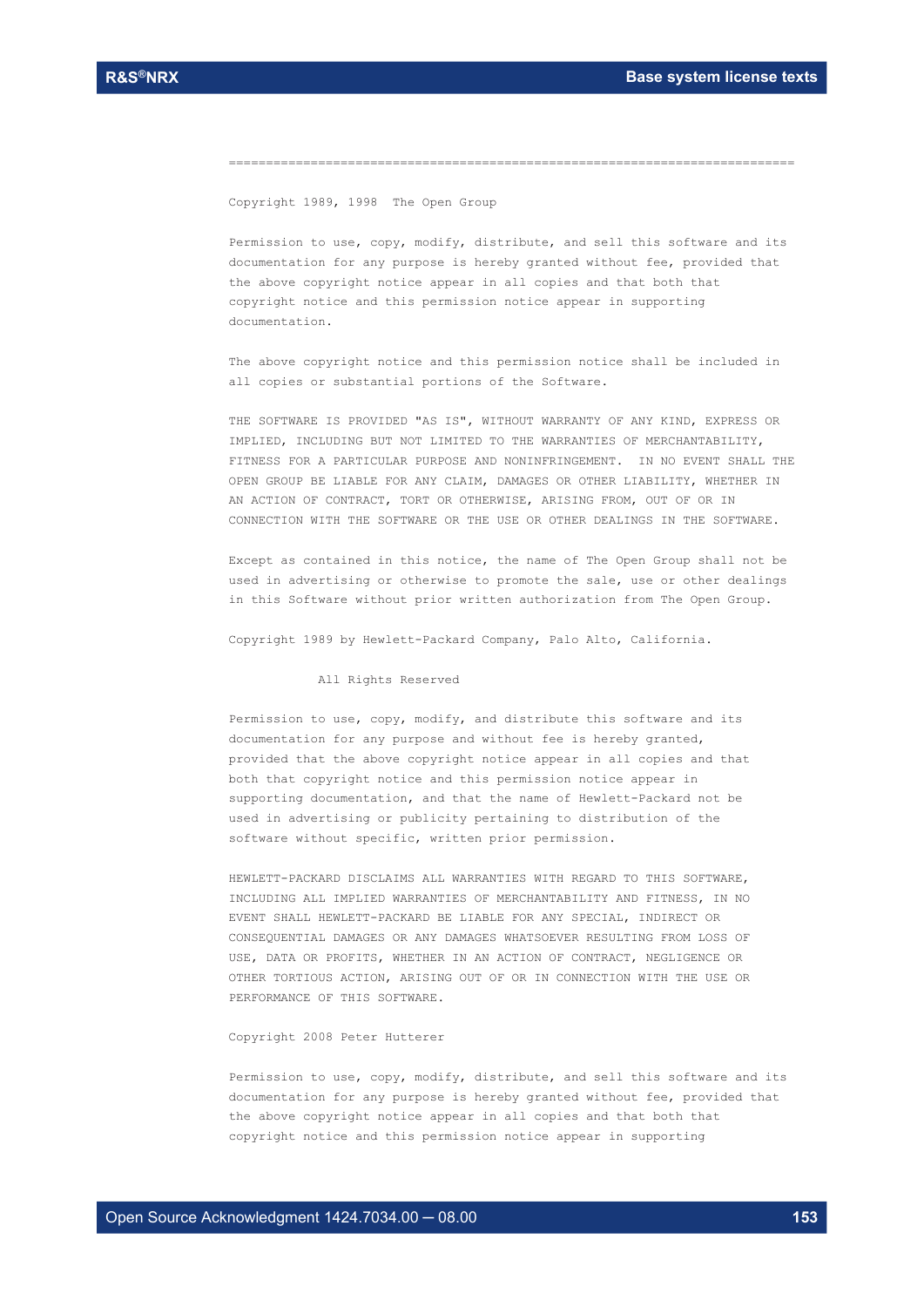=============================================================================

Copyright 1989, 1998  The Open Group

Permission to use, copy, modify, distribute, and sell this software and its documentation for any purpose is hereby granted without fee, provided that the above copyright notice appear in all copies and that both that copyright notice and this permission notice appear in supporting documentation.

The above copyright notice and this permission notice shall be included in all copies or substantial portions of the Software.

THE SOFTWARE IS PROVIDED "AS IS", WITHOUT WARRANTY OF ANY KIND, EXPRESS OR IMPLIED, INCLUDING BUT NOT LIMITED TO THE WARRANTIES OF MERCHANTABILITY, FITNESS FOR A PARTICULAR PURPOSE AND NONINFRINGEMENT.  IN NO EVENT SHALL THE OPEN GROUP BE LIABLE FOR ANY CLAIM, DAMAGES OR OTHER LIABILITY, WHETHER IN AN ACTION OF CONTRACT, TORT OR OTHERWISE, ARISING FROM, OUT OF OR IN CONNECTION WITH THE SOFTWARE OR THE USE OR OTHER DEALINGS IN THE SOFTWARE.

Except as contained in this notice, the name of The Open Group shall not be used in advertising or otherwise to promote the sale, use or other dealings in this Software without prior written authorization from The Open Group.

Copyright 1989 by Hewlett-Packard Company, Palo Alto, California.

All Rights Reserved

Permission to use, copy, modify, and distribute this software and its documentation for any purpose and without fee is hereby granted, provided that the above copyright notice appear in all copies and that both that copyright notice and this permission notice appear in supporting documentation, and that the name of Hewlett-Packard not be used in advertising or publicity pertaining to distribution of the software without specific, written prior permission.

HEWLETT-PACKARD DISCLAIMS ALL WARRANTIES WITH REGARD TO THIS SOFTWARE, INCLUDING ALL IMPLIED WARRANTIES OF MERCHANTABILITY AND FITNESS, IN NO EVENT SHALL HEWLETT-PACKARD BE LIABLE FOR ANY SPECIAL, INDIRECT OR CONSEQUENTIAL DAMAGES OR ANY DAMAGES WHATSOEVER RESULTING FROM LOSS OF USE, DATA OR PROFITS, WHETHER IN AN ACTION OF CONTRACT, NEGLIGENCE OR OTHER TORTIOUS ACTION, ARISING OUT OF OR IN CONNECTION WITH THE USE OR PERFORMANCE OF THIS SOFTWARE.

Copyright 2008 Peter Hutterer

Permission to use, copy, modify, distribute, and sell this software and its documentation for any purpose is hereby granted without fee, provided that the above copyright notice appear in all copies and that both that copyright notice and this permission notice appear in supporting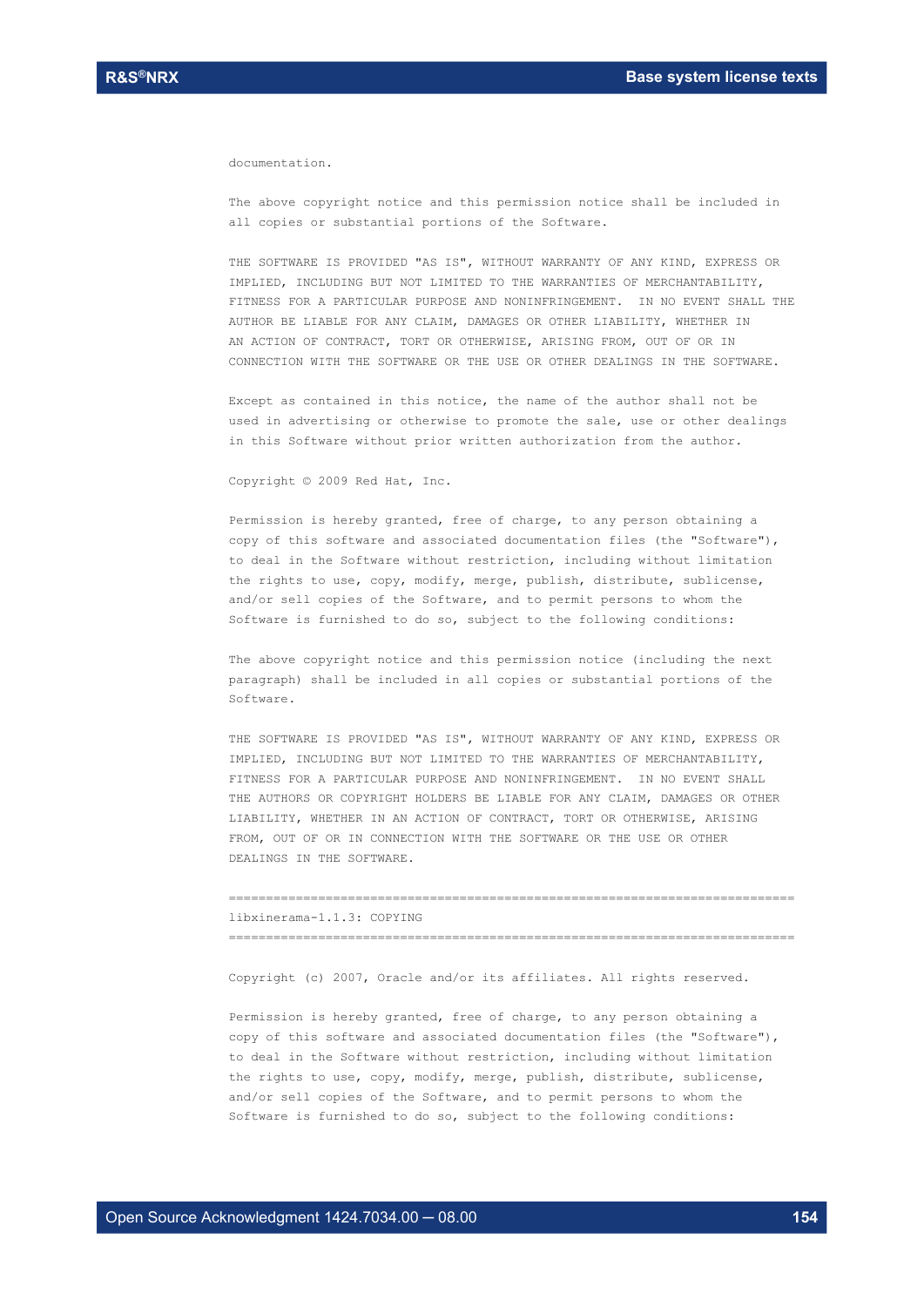documentation.

The above copyright notice and this permission notice shall be included in all copies or substantial portions of the Software.

THE SOFTWARE IS PROVIDED "AS IS", WITHOUT WARRANTY OF ANY KIND, EXPRESS OR IMPLIED, INCLUDING BUT NOT LIMITED TO THE WARRANTIES OF MERCHANTABILITY, FITNESS FOR A PARTICULAR PURPOSE AND NONINFRINGEMENT. IN NO EVENT SHALL THE AUTHOR BE LIABLE FOR ANY CLAIM, DAMAGES OR OTHER LIABILITY, WHETHER IN AN ACTION OF CONTRACT, TORT OR OTHERWISE, ARISING FROM, OUT OF OR IN CONNECTION WITH THE SOFTWARE OR THE USE OR OTHER DEALINGS IN THE SOFTWARE.

Except as contained in this notice, the name of the author shall not be used in advertising or otherwise to promote the sale, use or other dealings in this Software without prior written authorization from the author.

Copyright © 2009 Red Hat, Inc.

Permission is hereby granted, free of charge, to any person obtaining a copy of this software and associated documentation files (the "Software"), to deal in the Software without restriction, including without limitation the rights to use, copy, modify, merge, publish, distribute, sublicense, and/or sell copies of the Software, and to permit persons to whom the Software is furnished to do so, subject to the following conditions:

The above copyright notice and this permission notice (including the next paragraph) shall be included in all copies or substantial portions of the Software.

THE SOFTWARE IS PROVIDED "AS IS", WITHOUT WARRANTY OF ANY KIND, EXPRESS OR IMPLIED, INCLUDING BUT NOT LIMITED TO THE WARRANTIES OF MERCHANTABILITY, FITNESS FOR A PARTICULAR PURPOSE AND NONINFRINGEMENT. IN NO EVENT SHALL THE AUTHORS OR COPYRIGHT HOLDERS BE LIABLE FOR ANY CLAIM, DAMAGES OR OTHER LIABILITY, WHETHER IN AN ACTION OF CONTRACT, TORT OR OTHERWISE, ARISING FROM, OUT OF OR IN CONNECTION WITH THE SOFTWARE OR THE USE OR OTHER DEALINGS IN THE SOFTWARE.

============================================================================

libxinerama-1.1.3: COPYING

============================================================================

Copyright (c) 2007, Oracle and/or its affiliates. All rights reserved.

Permission is hereby granted, free of charge, to any person obtaining a copy of this software and associated documentation files (the "Software"), to deal in the Software without restriction, including without limitation the rights to use, copy, modify, merge, publish, distribute, sublicense, and/or sell copies of the Software, and to permit persons to whom the Software is furnished to do so, subject to the following conditions: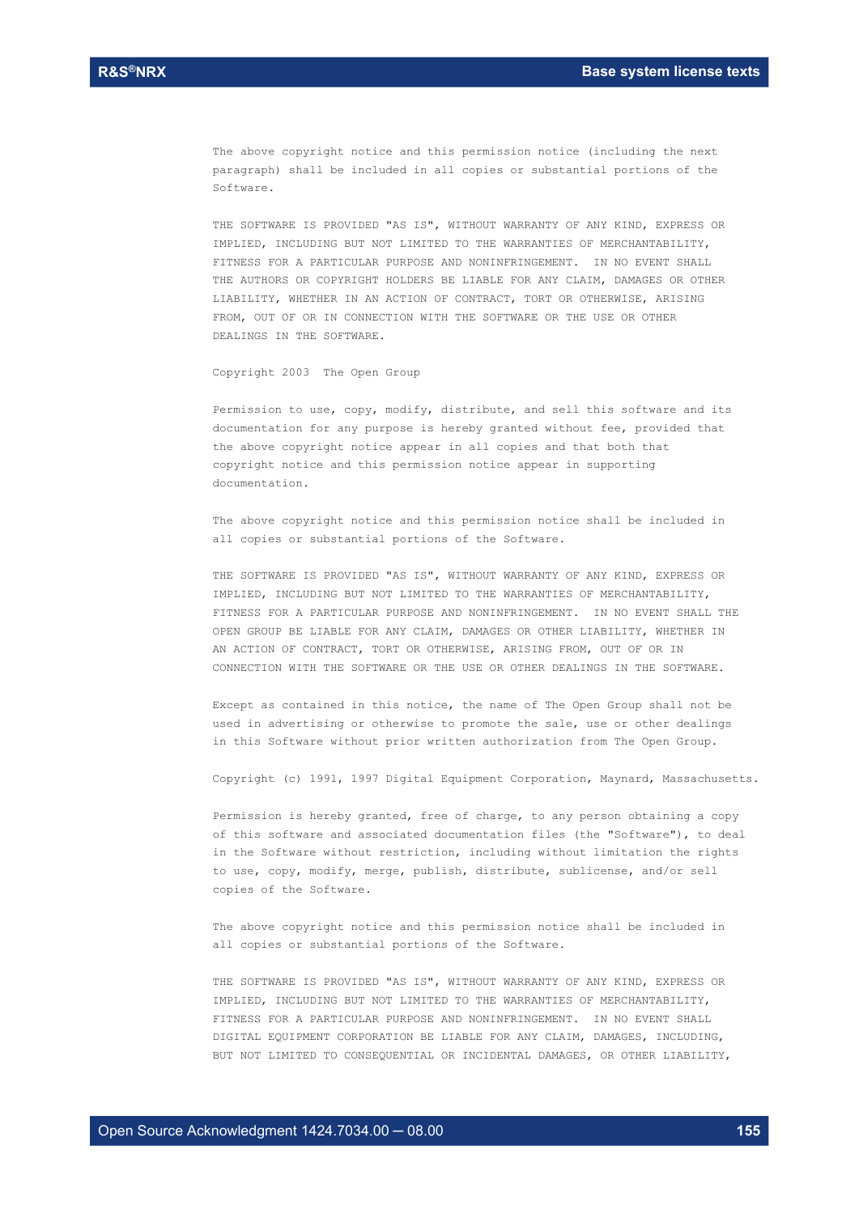The above copyright notice and this permission notice (including the next paragraph) shall be included in all copies or substantial portions of the Software.

THE SOFTWARE IS PROVIDED "AS IS", WITHOUT WARRANTY OF ANY KIND, EXPRESS OR IMPLIED, INCLUDING BUT NOT LIMITED TO THE WARRANTIES OF MERCHANTABILITY, FITNESS FOR A PARTICULAR PURPOSE AND NONINFRINGEMENT. IN NO EVENT SHALL THE AUTHORS OR COPYRIGHT HOLDERS BE LIABLE FOR ANY CLAIM, DAMAGES OR OTHER LIABILITY, WHETHER IN AN ACTION OF CONTRACT, TORT OR OTHERWISE, ARISING FROM, OUT OF OR IN CONNECTION WITH THE SOFTWARE OR THE USE OR OTHER DEALINGS IN THE SOFTWARE.

Copyright 2003 The Open Group

Permission to use, copy, modify, distribute, and sell this software and its documentation for any purpose is hereby granted without fee, provided that the above copyright notice appear in all copies and that both that copyright notice and this permission notice appear in supporting documentation.

The above copyright notice and this permission notice shall be included in all copies or substantial portions of the Software.

THE SOFTWARE IS PROVIDED "AS IS", WITHOUT WARRANTY OF ANY KIND, EXPRESS OR IMPLIED, INCLUDING BUT NOT LIMITED TO THE WARRANTIES OF MERCHANTABILITY, FITNESS FOR A PARTICULAR PURPOSE AND NONINFRINGEMENT. IN NO EVENT SHALL THE OPEN GROUP BE LIABLE FOR ANY CLAIM, DAMAGES OR OTHER LIABILITY, WHETHER IN AN ACTION OF CONTRACT, TORT OR OTHERWISE, ARISING FROM, OUT OF OR IN CONNECTION WITH THE SOFTWARE OR THE USE OR OTHER DEALINGS IN THE SOFTWARE.

Except as contained in this notice, the name of The Open Group shall not be used in advertising or otherwise to promote the sale, use or other dealings in this Software without prior written authorization from The Open Group.

Copyright (c) 1991, 1997 Digital Equipment Corporation, Maynard, Massachusetts.

Permission is hereby granted, free of charge, to any person obtaining a copy of this software and associated documentation files (the "Software"), to deal in the Software without restriction, including without limitation the rights to use, copy, modify, merge, publish, distribute, sublicense, and/or sell copies of the Software.

The above copyright notice and this permission notice shall be included in all copies or substantial portions of the Software.

THE SOFTWARE IS PROVIDED "AS IS", WITHOUT WARRANTY OF ANY KIND, EXPRESS OR IMPLIED, INCLUDING BUT NOT LIMITED TO THE WARRANTIES OF MERCHANTABILITY, FITNESS FOR A PARTICULAR PURPOSE AND NONINFRINGEMENT. IN NO EVENT SHALL DIGITAL EQUIPMENT CORPORATION BE LIABLE FOR ANY CLAIM, DAMAGES, INCLUDING, BUT NOT LIMITED TO CONSEQUENTIAL OR INCIDENTAL DAMAGES, OR OTHER LIABILITY,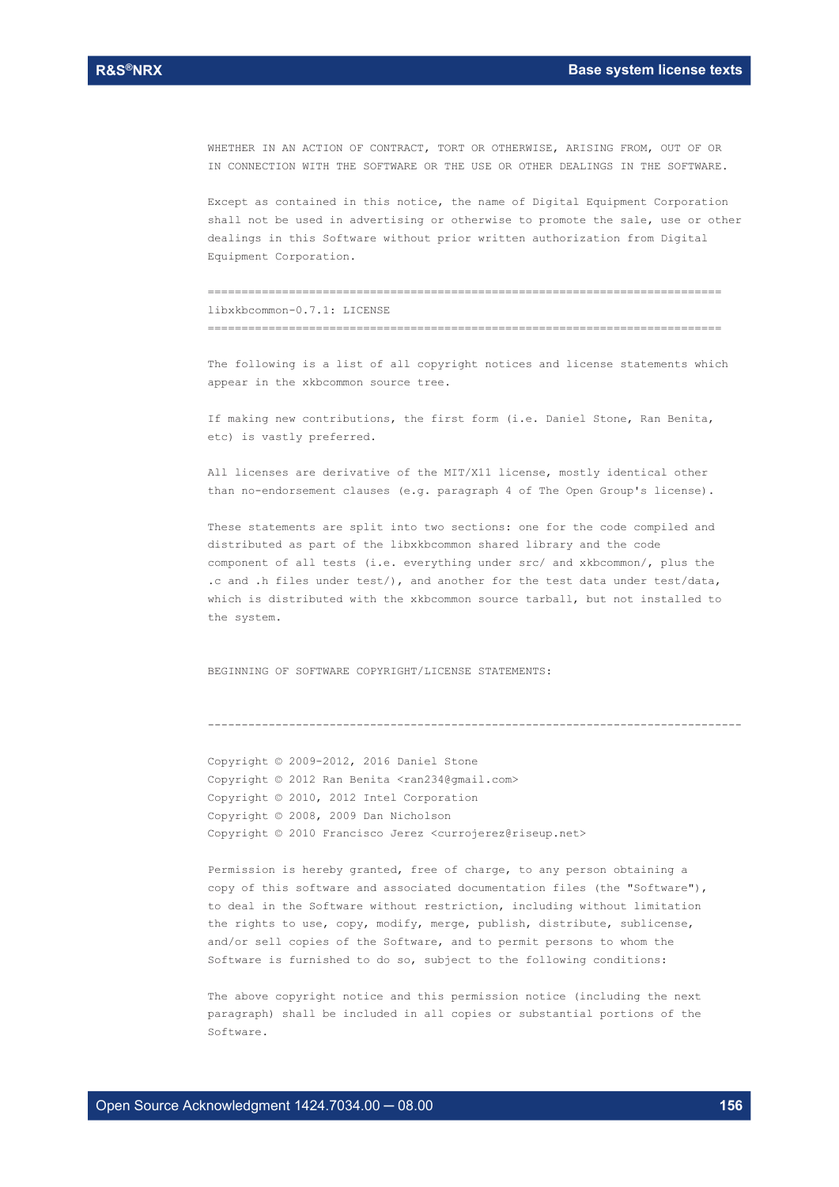WHETHER IN AN ACTION OF CONTRACT, TORT OR OTHERWISE, ARISING FROM, OUT OF OR IN CONNECTION WITH THE SOFTWARE OR THE USE OR OTHER DEALINGS IN THE SOFTWARE.

Except as contained in this notice, the name of Digital Equipment Corporation shall not be used in advertising or otherwise to promote the sale, use or other dealings in this Software without prior written authorization from Digital Equipment Corporation.

===========================================================================

libxkbcommon-0.7.1: LICENSE

===========================================================================

The following is a list of all copyright notices and license statements which appear in the xkbcommon source tree.

If making new contributions, the first form (i.e. Daniel Stone, Ran Benita, etc) is vastly preferred.

All licenses are derivative of the MIT/X11 license, mostly identical other than no-endorsement clauses (e.g. paragraph 4 of The Open Group's license).

These statements are split into two sections: one for the code compiled and distributed as part of the libxkbcommon shared library and the code component of all tests (i.e. everything under src/ and xkbcommon/, plus the .c and .h files under test/), and another for the test data under test/data, which is distributed with the xkbcommon source tarball, but not installed to the system.

BEGINNING OF SOFTWARE COPYRIGHT/LICENSE STATEMENTS:

-------------------------------------------------------------------------------

Copyright © 2009-2012, 2016 Daniel Stone
Copyright © 2012 Ran Benita <ran234@gmail.com>
Copyright © 2010, 2012 Intel Corporation
Copyright © 2008, 2009 Dan Nicholson
Copyright © 2010 Francisco Jerez <currojerez@riseup.net>

Permission is hereby granted, free of charge, to any person obtaining a copy of this software and associated documentation files (the "Software"), to deal in the Software without restriction, including without limitation the rights to use, copy, modify, merge, publish, distribute, sublicense, and/or sell copies of the Software, and to permit persons to whom the Software is furnished to do so, subject to the following conditions:

The above copyright notice and this permission notice (including the next paragraph) shall be included in all copies or substantial portions of the Software.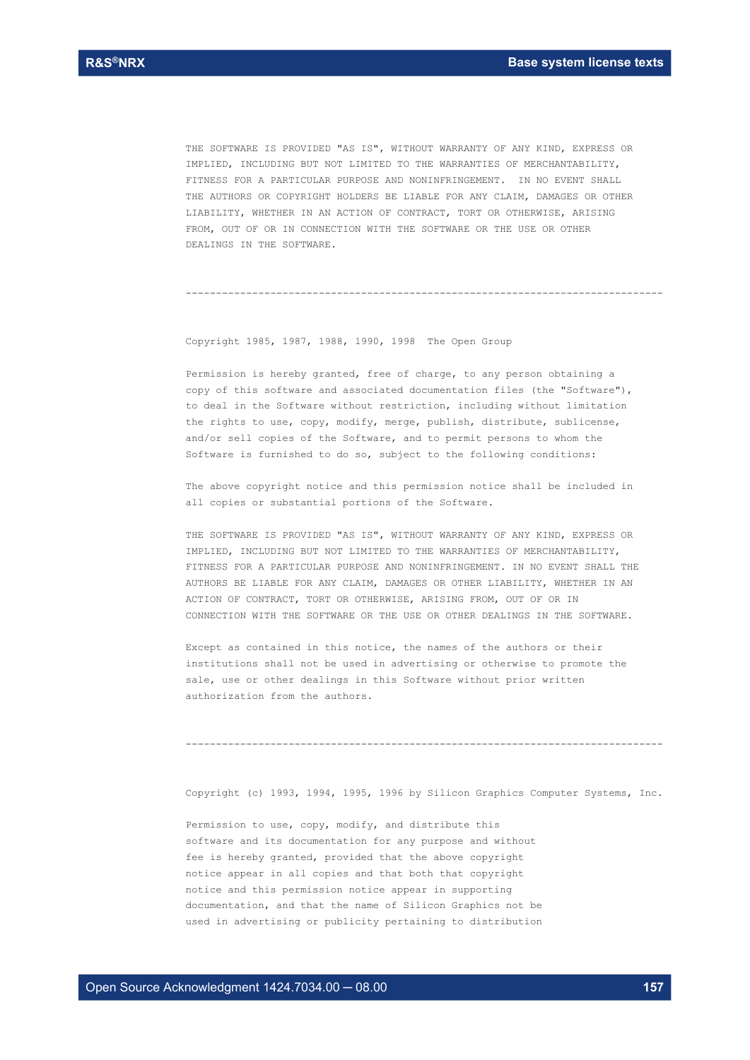THE SOFTWARE IS PROVIDED "AS IS", WITHOUT WARRANTY OF ANY KIND, EXPRESS OR IMPLIED, INCLUDING BUT NOT LIMITED TO THE WARRANTIES OF MERCHANTABILITY, FITNESS FOR A PARTICULAR PURPOSE AND NONINFRINGEMENT. IN NO EVENT SHALL THE AUTHORS OR COPYRIGHT HOLDERS BE LIABLE FOR ANY CLAIM, DAMAGES OR OTHER LIABILITY, WHETHER IN AN ACTION OF CONTRACT, TORT OR OTHERWISE, ARISING FROM, OUT OF OR IN CONNECTION WITH THE SOFTWARE OR THE USE OR OTHER DEALINGS IN THE SOFTWARE.

--------------------------------------------------------------------------------

Copyright 1985, 1987, 1988, 1990, 1998 The Open Group

Permission is hereby granted, free of charge, to any person obtaining a copy of this software and associated documentation files (the "Software"), to deal in the Software without restriction, including without limitation the rights to use, copy, modify, merge, publish, distribute, sublicense, and/or sell copies of the Software, and to permit persons to whom the Software is furnished to do so, subject to the following conditions:

The above copyright notice and this permission notice shall be included in all copies or substantial portions of the Software.

THE SOFTWARE IS PROVIDED "AS IS", WITHOUT WARRANTY OF ANY KIND, EXPRESS OR IMPLIED, INCLUDING BUT NOT LIMITED TO THE WARRANTIES OF MERCHANTABILITY, FITNESS FOR A PARTICULAR PURPOSE AND NONINFRINGEMENT. IN NO EVENT SHALL THE AUTHORS BE LIABLE FOR ANY CLAIM, DAMAGES OR OTHER LIABILITY, WHETHER IN AN ACTION OF CONTRACT, TORT OR OTHERWISE, ARISING FROM, OUT OF OR IN CONNECTION WITH THE SOFTWARE OR THE USE OR OTHER DEALINGS IN THE SOFTWARE.

Except as contained in this notice, the names of the authors or their institutions shall not be used in advertising or otherwise to promote the sale, use or other dealings in this Software without prior written authorization from the authors.

--------------------------------------------------------------------------------

Copyright (c) 1993, 1994, 1995, 1996 by Silicon Graphics Computer Systems, Inc.

Permission to use, copy, modify, and distribute this software and its documentation for any purpose and without fee is hereby granted, provided that the above copyright notice appear in all copies and that both that copyright notice and this permission notice appear in supporting documentation, and that the name of Silicon Graphics not be used in advertising or publicity pertaining to distribution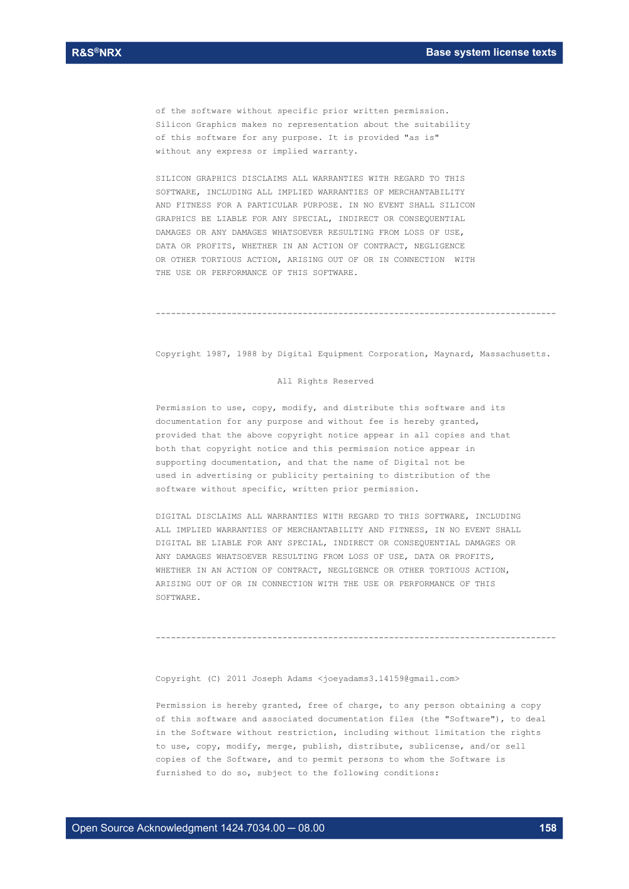of the software without specific prior written permission.
Silicon Graphics makes no representation about the suitability
of this software for any purpose. It is provided "as is"
without any express or implied warranty.

SILICON GRAPHICS DISCLAIMS ALL WARRANTIES WITH REGARD TO THIS
SOFTWARE, INCLUDING ALL IMPLIED WARRANTIES OF MERCHANTABILITY
AND FITNESS FOR A PARTICULAR PURPOSE. IN NO EVENT SHALL SILICON
GRAPHICS BE LIABLE FOR ANY SPECIAL, INDIRECT OR CONSEQUENTIAL
DAMAGES OR ANY DAMAGES WHATSOEVER RESULTING FROM LOSS OF USE,
DATA OR PROFITS, WHETHER IN AN ACTION OF CONTRACT, NEGLIGENCE
OR OTHER TORTIOUS ACTION, ARISING OUT OF OR IN CONNECTION WITH
THE USE OR PERFORMANCE OF THIS SOFTWARE.

---

Copyright 1987, 1988 by Digital Equipment Corporation, Maynard, Massachusetts.

All Rights Reserved

Permission to use, copy, modify, and distribute this software and its
documentation for any purpose and without fee is hereby granted,
provided that the above copyright notice appear in all copies and that
both that copyright notice and this permission notice appear in
supporting documentation, and that the name of Digital not be
used in advertising or publicity pertaining to distribution of the
software without specific, written prior permission.

DIGITAL DISCLAIMS ALL WARRANTIES WITH REGARD TO THIS SOFTWARE, INCLUDING
ALL IMPLIED WARRANTIES OF MERCHANTABILITY AND FITNESS, IN NO EVENT SHALL
DIGITAL BE LIABLE FOR ANY SPECIAL, INDIRECT OR CONSEQUENTIAL DAMAGES OR
ANY DAMAGES WHATSOEVER RESULTING FROM LOSS OF USE, DATA OR PROFITS,
WHETHER IN AN ACTION OF CONTRACT, NEGLIGENCE OR OTHER TORTIOUS ACTION,
ARISING OUT OF OR IN CONNECTION WITH THE USE OR PERFORMANCE OF THIS
SOFTWARE.

---

Copyright (C) 2011 Joseph Adams <joeyadams3.14159@gmail.com>

Permission is hereby granted, free of charge, to any person obtaining a copy
of this software and associated documentation files (the "Software"), to deal
in the Software without restriction, including without limitation the rights
to use, copy, modify, merge, publish, distribute, sublicense, and/or sell
copies of the Software, and to permit persons to whom the Software is
furnished to do so, subject to the following conditions: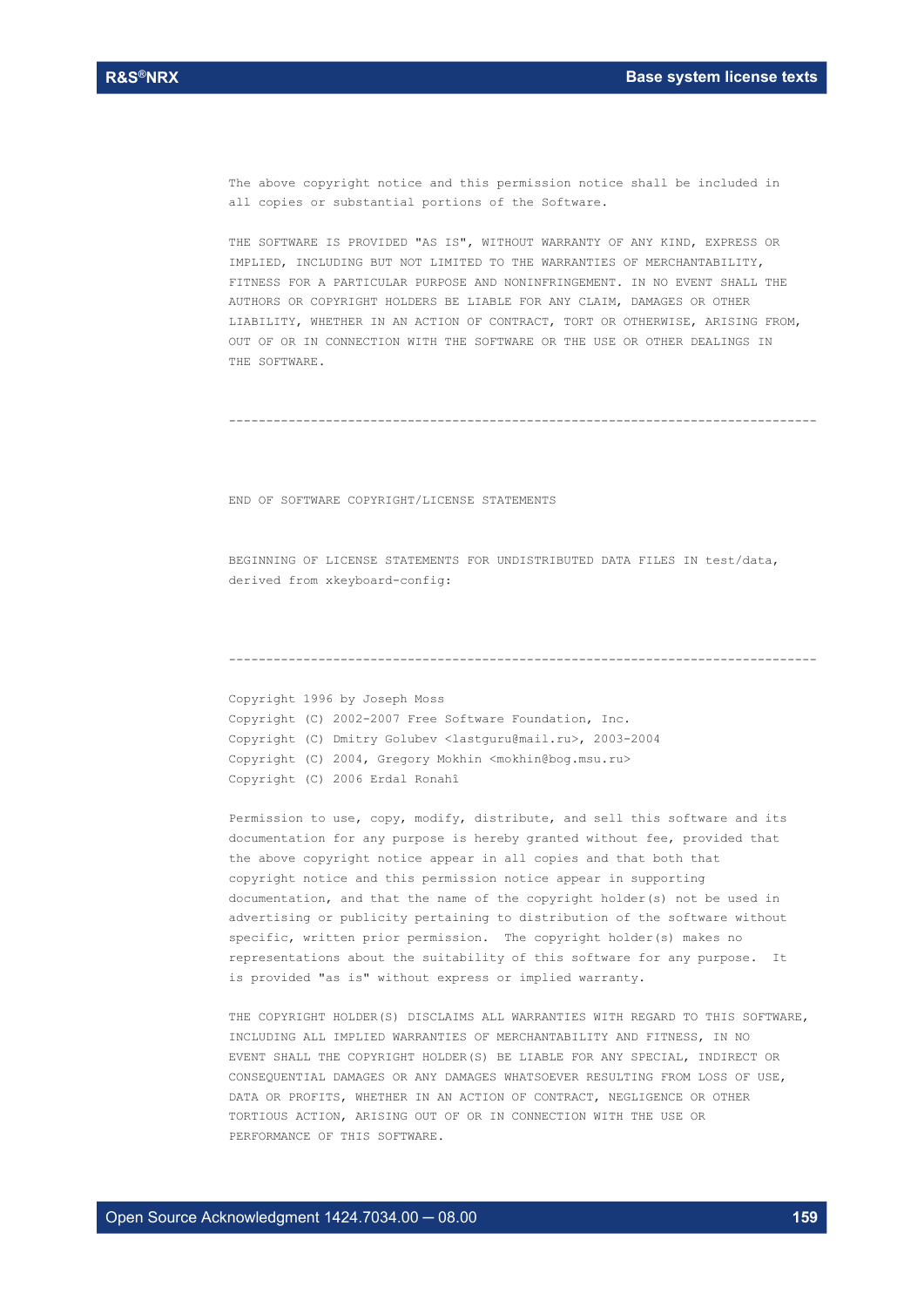The above copyright notice and this permission notice shall be included in all copies or substantial portions of the Software.

THE SOFTWARE IS PROVIDED "AS IS", WITHOUT WARRANTY OF ANY KIND, EXPRESS OR IMPLIED, INCLUDING BUT NOT LIMITED TO THE WARRANTIES OF MERCHANTABILITY, FITNESS FOR A PARTICULAR PURPOSE AND NONINFRINGEMENT. IN NO EVENT SHALL THE AUTHORS OR COPYRIGHT HOLDERS BE LIABLE FOR ANY CLAIM, DAMAGES OR OTHER LIABILITY, WHETHER IN AN ACTION OF CONTRACT, TORT OR OTHERWISE, ARISING FROM, OUT OF OR IN CONNECTION WITH THE SOFTWARE OR THE USE OR OTHER DEALINGS IN THE SOFTWARE.

------------------------------------------------------------------------------

END OF SOFTWARE COPYRIGHT/LICENSE STATEMENTS

BEGINNING OF LICENSE STATEMENTS FOR UNDISTRIBUTED DATA FILES IN test/data, derived from xkeyboard-config:

------------------------------------------------------------------------------

Copyright 1996 by Joseph Moss
Copyright (C) 2002-2007 Free Software Foundation, Inc.
Copyright (C) Dmitry Golubev <lastguru@mail.ru>, 2003-2004
Copyright (C) 2004, Gregory Mokhin <mokhin@bog.msu.ru>
Copyright (C) 2006 Erdal Ronahî

Permission to use, copy, modify, distribute, and sell this software and its documentation for any purpose is hereby granted without fee, provided that the above copyright notice appear in all copies and that both that copyright notice and this permission notice appear in supporting documentation, and that the name of the copyright holder(s) not be used in advertising or publicity pertaining to distribution of the software without specific, written prior permission. The copyright holder(s) makes no representations about the suitability of this software for any purpose. It is provided "as is" without express or implied warranty.

THE COPYRIGHT HOLDER(S) DISCLAIMS ALL WARRANTIES WITH REGARD TO THIS SOFTWARE, INCLUDING ALL IMPLIED WARRANTIES OF MERCHANTABILITY AND FITNESS, IN NO EVENT SHALL THE COPYRIGHT HOLDER(S) BE LIABLE FOR ANY SPECIAL, INDIRECT OR CONSEQUENTIAL DAMAGES OR ANY DAMAGES WHATSOEVER RESULTING FROM LOSS OF USE, DATA OR PROFITS, WHETHER IN AN ACTION OF CONTRACT, NEGLIGENCE OR OTHER TORTIOUS ACTION, ARISING OUT OF OR IN CONNECTION WITH THE USE OR PERFORMANCE OF THIS SOFTWARE.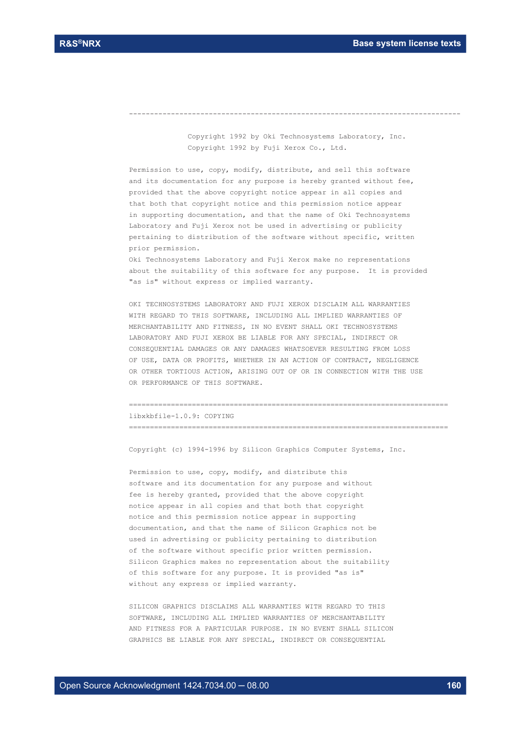------------------------------------------------------------------------------

Copyright 1992 by Oki Technosystems Laboratory, Inc.
Copyright 1992 by Fuji Xerox Co., Ltd.

Permission to use, copy, modify, distribute, and sell this software and its documentation for any purpose is hereby granted without fee, provided that the above copyright notice appear in all copies and that both that copyright notice and this permission notice appear in supporting documentation, and that the name of Oki Technosystems Laboratory and Fuji Xerox not be used in advertising or publicity pertaining to distribution of the software without specific, written prior permission.
Oki Technosystems Laboratory and Fuji Xerox make no representations about the suitability of this software for any purpose.  It is provided "as is" without express or implied warranty.

OKI TECHNOSYSTEMS LABORATORY AND FUJI XEROX DISCLAIM ALL WARRANTIES WITH REGARD TO THIS SOFTWARE, INCLUDING ALL IMPLIED WARRANTIES OF MERCHANTABILITY AND FITNESS, IN NO EVENT SHALL OKI TECHNOSYSTEMS LABORATORY AND FUJI XEROX BE LIABLE FOR ANY SPECIAL, INDIRECT OR CONSEQUENTIAL DAMAGES OR ANY DAMAGES WHATSOEVER RESULTING FROM LOSS OF USE, DATA OR PROFITS, WHETHER IN AN ACTION OF CONTRACT, NEGLIGENCE OR OTHER TORTIOUS ACTION, ARISING OUT OF OR IN CONNECTION WITH THE USE OR PERFORMANCE OF THIS SOFTWARE.

============================================================================
libxkbfile-1.0.9: COPYING
============================================================================

Copyright (c) 1994-1996 by Silicon Graphics Computer Systems, Inc.

Permission to use, copy, modify, and distribute this software and its documentation for any purpose and without fee is hereby granted, provided that the above copyright notice appear in all copies and that both that copyright notice and this permission notice appear in supporting documentation, and that the name of Silicon Graphics not be used in advertising or publicity pertaining to distribution of the software without specific prior written permission.
Silicon Graphics makes no representation about the suitability of this software for any purpose. It is provided "as is" without any express or implied warranty.

SILICON GRAPHICS DISCLAIMS ALL WARRANTIES WITH REGARD TO THIS SOFTWARE, INCLUDING ALL IMPLIED WARRANTIES OF MERCHANTABILITY AND FITNESS FOR A PARTICULAR PURPOSE. IN NO EVENT SHALL SILICON GRAPHICS BE LIABLE FOR ANY SPECIAL, INDIRECT OR CONSEQUENTIAL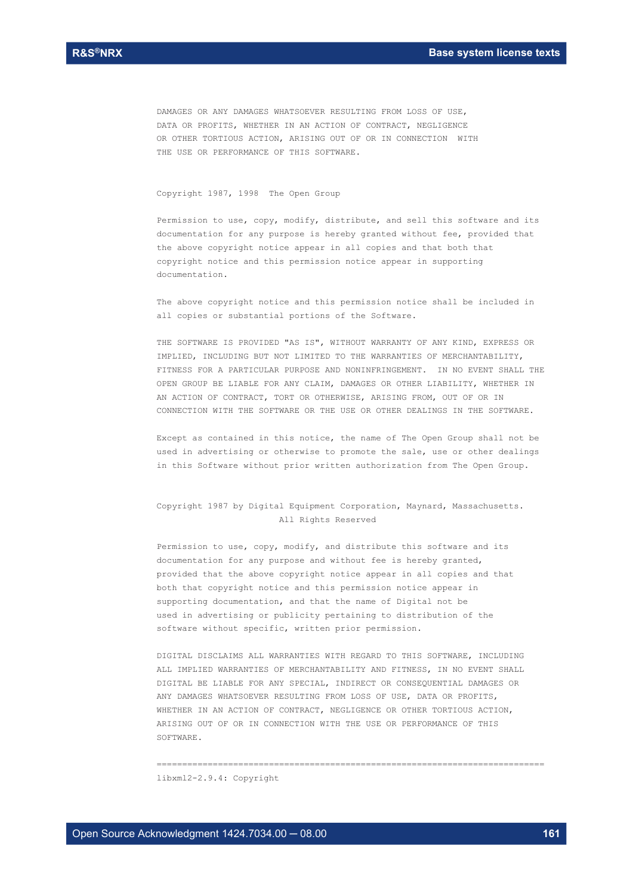DAMAGES OR ANY DAMAGES WHATSOEVER RESULTING FROM LOSS OF USE, DATA OR PROFITS, WHETHER IN AN ACTION OF CONTRACT, NEGLIGENCE OR OTHER TORTIOUS ACTION, ARISING OUT OF OR IN CONNECTION WITH THE USE OR PERFORMANCE OF THIS SOFTWARE.

Copyright 1987, 1998 The Open Group

Permission to use, copy, modify, distribute, and sell this software and its documentation for any purpose is hereby granted without fee, provided that the above copyright notice appear in all copies and that both that copyright notice and this permission notice appear in supporting documentation.

The above copyright notice and this permission notice shall be included in all copies or substantial portions of the Software.

THE SOFTWARE IS PROVIDED "AS IS", WITHOUT WARRANTY OF ANY KIND, EXPRESS OR IMPLIED, INCLUDING BUT NOT LIMITED TO THE WARRANTIES OF MERCHANTABILITY, FITNESS FOR A PARTICULAR PURPOSE AND NONINFRINGEMENT. IN NO EVENT SHALL THE OPEN GROUP BE LIABLE FOR ANY CLAIM, DAMAGES OR OTHER LIABILITY, WHETHER IN AN ACTION OF CONTRACT, TORT OR OTHERWISE, ARISING FROM, OUT OF OR IN CONNECTION WITH THE SOFTWARE OR THE USE OR OTHER DEALINGS IN THE SOFTWARE.

Except as contained in this notice, the name of The Open Group shall not be used in advertising or otherwise to promote the sale, use or other dealings in this Software without prior written authorization from The Open Group.

Copyright 1987 by Digital Equipment Corporation, Maynard, Massachusetts.
All Rights Reserved

Permission to use, copy, modify, and distribute this software and its documentation for any purpose and without fee is hereby granted, provided that the above copyright notice appear in all copies and that both that copyright notice and this permission notice appear in supporting documentation, and that the name of Digital not be used in advertising or publicity pertaining to distribution of the software without specific, written prior permission.

DIGITAL DISCLAIMS ALL WARRANTIES WITH REGARD TO THIS SOFTWARE, INCLUDING ALL IMPLIED WARRANTIES OF MERCHANTABILITY AND FITNESS, IN NO EVENT SHALL DIGITAL BE LIABLE FOR ANY SPECIAL, INDIRECT OR CONSEQUENTIAL DAMAGES OR ANY DAMAGES WHATSOEVER RESULTING FROM LOSS OF USE, DATA OR PROFITS, WHETHER IN AN ACTION OF CONTRACT, NEGLIGENCE OR OTHER TORTIOUS ACTION, ARISING OUT OF OR IN CONNECTION WITH THE USE OR PERFORMANCE OF THIS SOFTWARE.

============================================================================

libxml2-2.9.4: Copyright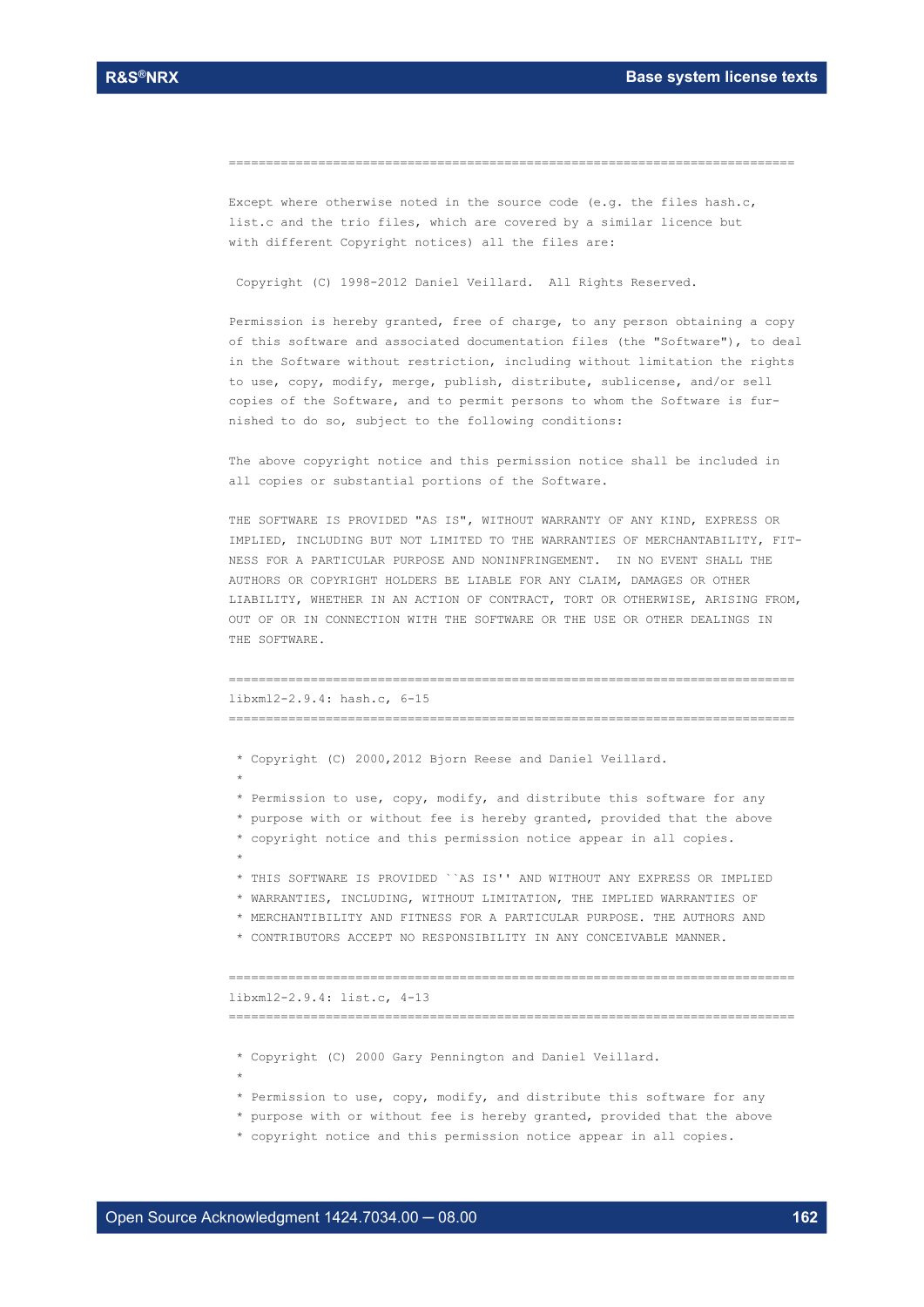```
===========================================================================

Except where otherwise noted in the source code (e.g. the files hash.c,
list.c and the trio files, which are covered by a similar licence but
with different Copyright notices) all the files are:

 Copyright (C) 1998-2012 Daniel Veillard.  All Rights Reserved.

Permission is hereby granted, free of charge, to any person obtaining a copy
of this software and associated documentation files (the "Software"), to deal
in the Software without restriction, including without limitation the rights
to use, copy, modify, merge, publish, distribute, sublicense, and/or sell
copies of the Software, and to permit persons to whom the Software is fur-
nished to do so, subject to the following conditions:

The above copyright notice and this permission notice shall be included in
all copies or substantial portions of the Software.

THE SOFTWARE IS PROVIDED "AS IS", WITHOUT WARRANTY OF ANY KIND, EXPRESS OR
IMPLIED, INCLUDING BUT NOT LIMITED TO THE WARRANTIES OF MERCHANTABILITY, FIT-
NESS FOR A PARTICULAR PURPOSE AND NONINFRINGEMENT.  IN NO EVENT SHALL THE
AUTHORS OR COPYRIGHT HOLDERS BE LIABLE FOR ANY CLAIM, DAMAGES OR OTHER
LIABILITY, WHETHER IN AN ACTION OF CONTRACT, TORT OR OTHERWISE, ARISING FROM,
OUT OF OR IN CONNECTION WITH THE SOFTWARE OR THE USE OR OTHER DEALINGS IN
THE SOFTWARE.

===========================================================================
libxml2-2.9.4: hash.c, 6-15
===========================================================================

 * Copyright (C) 2000,2012 Bjorn Reese and Daniel Veillard.
 *
 * Permission to use, copy, modify, and distribute this software for any
 * purpose with or without fee is hereby granted, provided that the above
 * copyright notice and this permission notice appear in all copies.
 *
 * THIS SOFTWARE IS PROVIDED ``AS IS'' AND WITHOUT ANY EXPRESS OR IMPLIED
 * WARRANTIES, INCLUDING, WITHOUT LIMITATION, THE IMPLIED WARRANTIES OF
 * MERCHANTIBILITY AND FITNESS FOR A PARTICULAR PURPOSE. THE AUTHORS AND
 * CONTRIBUTORS ACCEPT NO RESPONSIBILITY IN ANY CONCEIVABLE MANNER.

===========================================================================
libxml2-2.9.4: list.c, 4-13
===========================================================================

 * Copyright (C) 2000 Gary Pennington and Daniel Veillard.
 *
 * Permission to use, copy, modify, and distribute this software for any
 * purpose with or without fee is hereby granted, provided that the above
 * copyright notice and this permission notice appear in all copies.
```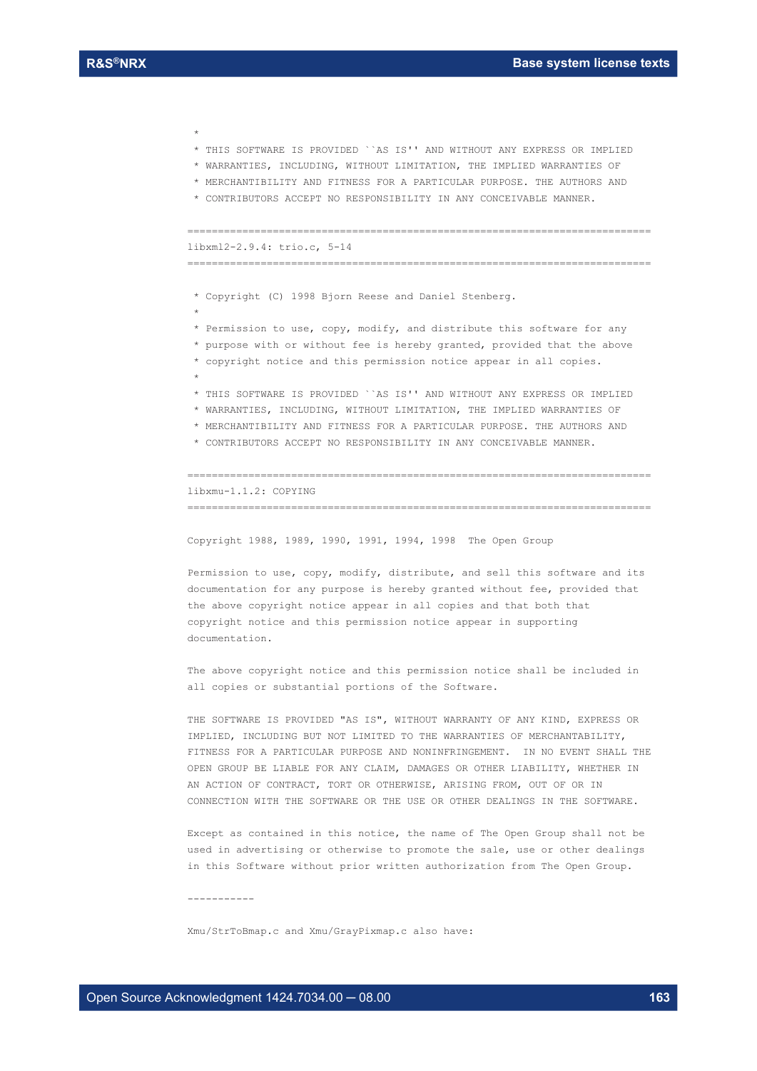```
 *
 * THIS SOFTWARE IS PROVIDED ``AS IS'' AND WITHOUT ANY EXPRESS OR IMPLIED
 * WARRANTIES, INCLUDING, WITHOUT LIMITATION, THE IMPLIED WARRANTIES OF
 * MERCHANTIBILITY AND FITNESS FOR A PARTICULAR PURPOSE. THE AUTHORS AND
 * CONTRIBUTORS ACCEPT NO RESPONSIBILITY IN ANY CONCEIVABLE MANNER.

=============================================================================
libxml2-2.9.4: trio.c, 5-14
=============================================================================

 * Copyright (C) 1998 Bjorn Reese and Daniel Stenberg.
 *
 * Permission to use, copy, modify, and distribute this software for any
 * purpose with or without fee is hereby granted, provided that the above
 * copyright notice and this permission notice appear in all copies.
 *
 * THIS SOFTWARE IS PROVIDED ``AS IS'' AND WITHOUT ANY EXPRESS OR IMPLIED
 * WARRANTIES, INCLUDING, WITHOUT LIMITATION, THE IMPLIED WARRANTIES OF
 * MERCHANTIBILITY AND FITNESS FOR A PARTICULAR PURPOSE. THE AUTHORS AND
 * CONTRIBUTORS ACCEPT NO RESPONSIBILITY IN ANY CONCEIVABLE MANNER.

=============================================================================
libxmu-1.1.2: COPYING
=============================================================================

Copyright 1988, 1989, 1990, 1991, 1994, 1998  The Open Group

Permission to use, copy, modify, distribute, and sell this software and its
documentation for any purpose is hereby granted without fee, provided that
the above copyright notice appear in all copies and that both that
copyright notice and this permission notice appear in supporting
documentation.

The above copyright notice and this permission notice shall be included in
all copies or substantial portions of the Software.

THE SOFTWARE IS PROVIDED "AS IS", WITHOUT WARRANTY OF ANY KIND, EXPRESS OR
IMPLIED, INCLUDING BUT NOT LIMITED TO THE WARRANTIES OF MERCHANTABILITY,
FITNESS FOR A PARTICULAR PURPOSE AND NONINFRINGEMENT.  IN NO EVENT SHALL THE
OPEN GROUP BE LIABLE FOR ANY CLAIM, DAMAGES OR OTHER LIABILITY, WHETHER IN
AN ACTION OF CONTRACT, TORT OR OTHERWISE, ARISING FROM, OUT OF OR IN
CONNECTION WITH THE SOFTWARE OR THE USE OR OTHER DEALINGS IN THE SOFTWARE.

Except as contained in this notice, the name of The Open Group shall not be
used in advertising or otherwise to promote the sale, use or other dealings
in this Software without prior written authorization from The Open Group.

-----------

Xmu/StrToBmap.c and Xmu/GrayPixmap.c also have:
```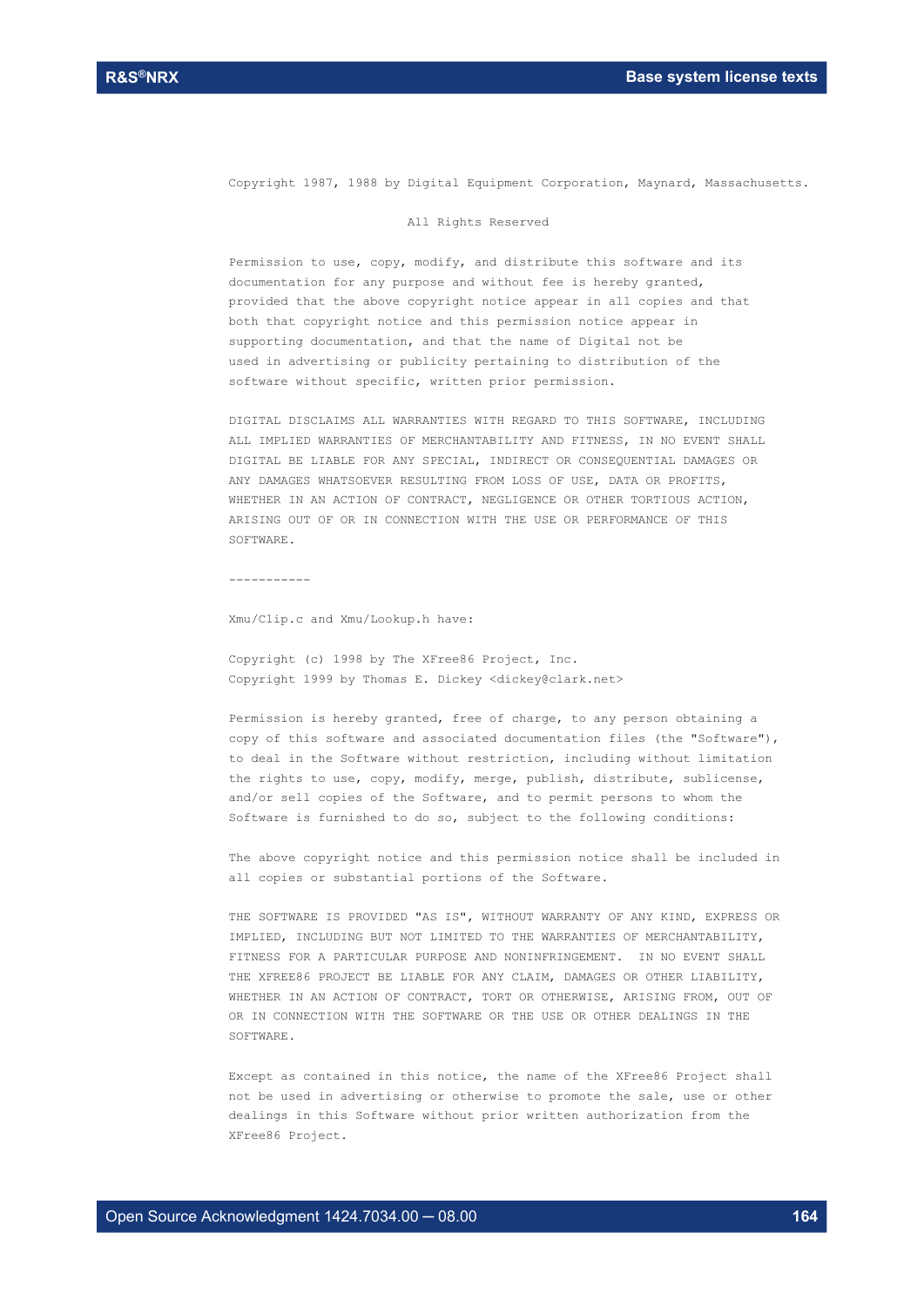Copyright 1987, 1988 by Digital Equipment Corporation, Maynard, Massachusetts.

All Rights Reserved

Permission to use, copy, modify, and distribute this software and its documentation for any purpose and without fee is hereby granted, provided that the above copyright notice appear in all copies and that both that copyright notice and this permission notice appear in supporting documentation, and that the name of Digital not be used in advertising or publicity pertaining to distribution of the software without specific, written prior permission.

DIGITAL DISCLAIMS ALL WARRANTIES WITH REGARD TO THIS SOFTWARE, INCLUDING ALL IMPLIED WARRANTIES OF MERCHANTABILITY AND FITNESS, IN NO EVENT SHALL DIGITAL BE LIABLE FOR ANY SPECIAL, INDIRECT OR CONSEQUENTIAL DAMAGES OR ANY DAMAGES WHATSOEVER RESULTING FROM LOSS OF USE, DATA OR PROFITS, WHETHER IN AN ACTION OF CONTRACT, NEGLIGENCE OR OTHER TORTIOUS ACTION, ARISING OUT OF OR IN CONNECTION WITH THE USE OR PERFORMANCE OF THIS SOFTWARE.

-----------

Xmu/Clip.c and Xmu/Lookup.h have:

Copyright (c) 1998 by The XFree86 Project, Inc.
Copyright 1999 by Thomas E. Dickey <dickey@clark.net>

Permission is hereby granted, free of charge, to any person obtaining a copy of this software and associated documentation files (the "Software"), to deal in the Software without restriction, including without limitation the rights to use, copy, modify, merge, publish, distribute, sublicense, and/or sell copies of the Software, and to permit persons to whom the Software is furnished to do so, subject to the following conditions:

The above copyright notice and this permission notice shall be included in all copies or substantial portions of the Software.

THE SOFTWARE IS PROVIDED "AS IS", WITHOUT WARRANTY OF ANY KIND, EXPRESS OR IMPLIED, INCLUDING BUT NOT LIMITED TO THE WARRANTIES OF MERCHANTABILITY, FITNESS FOR A PARTICULAR PURPOSE AND NONINFRINGEMENT. IN NO EVENT SHALL THE XFREE86 PROJECT BE LIABLE FOR ANY CLAIM, DAMAGES OR OTHER LIABILITY, WHETHER IN AN ACTION OF CONTRACT, TORT OR OTHERWISE, ARISING FROM, OUT OF OR IN CONNECTION WITH THE SOFTWARE OR THE USE OR OTHER DEALINGS IN THE SOFTWARE.

Except as contained in this notice, the name of the XFree86 Project shall not be used in advertising or otherwise to promote the sale, use or other dealings in this Software without prior written authorization from the XFree86 Project.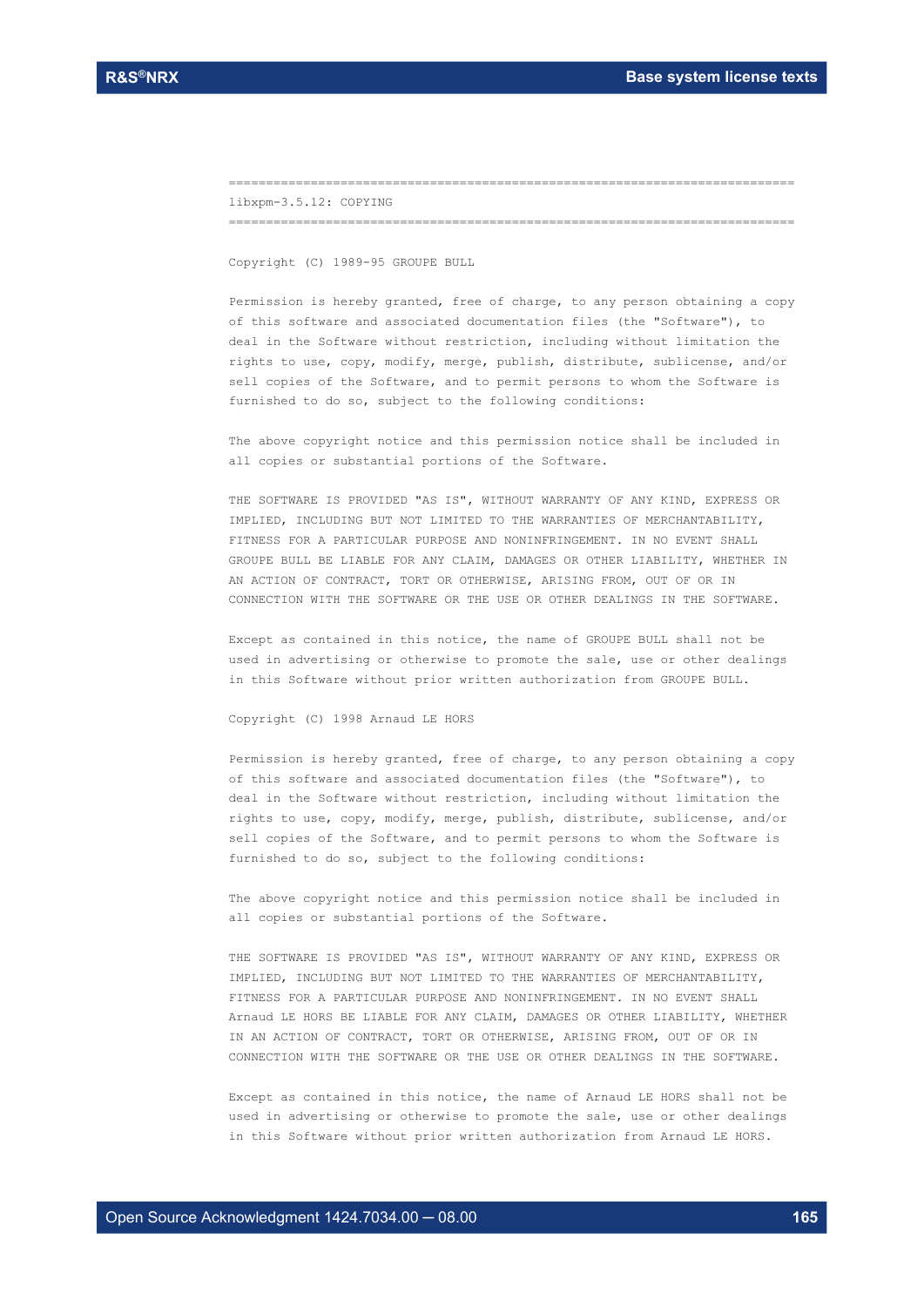```
==============================================================================
libxpm-3.5.12: COPYING
==============================================================================

Copyright (C) 1989-95 GROUPE BULL

Permission is hereby granted, free of charge, to any person obtaining a copy
of this software and associated documentation files (the "Software"), to
deal in the Software without restriction, including without limitation the
rights to use, copy, modify, merge, publish, distribute, sublicense, and/or
sell copies of the Software, and to permit persons to whom the Software is
furnished to do so, subject to the following conditions:

The above copyright notice and this permission notice shall be included in
all copies or substantial portions of the Software.

THE SOFTWARE IS PROVIDED "AS IS", WITHOUT WARRANTY OF ANY KIND, EXPRESS OR
IMPLIED, INCLUDING BUT NOT LIMITED TO THE WARRANTIES OF MERCHANTABILITY,
FITNESS FOR A PARTICULAR PURPOSE AND NONINFRINGEMENT. IN NO EVENT SHALL
GROUPE BULL BE LIABLE FOR ANY CLAIM, DAMAGES OR OTHER LIABILITY, WHETHER IN
AN ACTION OF CONTRACT, TORT OR OTHERWISE, ARISING FROM, OUT OF OR IN
CONNECTION WITH THE SOFTWARE OR THE USE OR OTHER DEALINGS IN THE SOFTWARE.

Except as contained in this notice, the name of GROUPE BULL shall not be
used in advertising or otherwise to promote the sale, use or other dealings
in this Software without prior written authorization from GROUPE BULL.

Copyright (C) 1998 Arnaud LE HORS

Permission is hereby granted, free of charge, to any person obtaining a copy
of this software and associated documentation files (the "Software"), to
deal in the Software without restriction, including without limitation the
rights to use, copy, modify, merge, publish, distribute, sublicense, and/or
sell copies of the Software, and to permit persons to whom the Software is
furnished to do so, subject to the following conditions:

The above copyright notice and this permission notice shall be included in
all copies or substantial portions of the Software.

THE SOFTWARE IS PROVIDED "AS IS", WITHOUT WARRANTY OF ANY KIND, EXPRESS OR
IMPLIED, INCLUDING BUT NOT LIMITED TO THE WARRANTIES OF MERCHANTABILITY,
FITNESS FOR A PARTICULAR PURPOSE AND NONINFRINGEMENT. IN NO EVENT SHALL
Arnaud LE HORS BE LIABLE FOR ANY CLAIM, DAMAGES OR OTHER LIABILITY, WHETHER
IN AN ACTION OF CONTRACT, TORT OR OTHERWISE, ARISING FROM, OUT OF OR IN
CONNECTION WITH THE SOFTWARE OR THE USE OR OTHER DEALINGS IN THE SOFTWARE.

Except as contained in this notice, the name of Arnaud LE HORS shall not be
used in advertising or otherwise to promote the sale, use or other dealings
in this Software without prior written authorization from Arnaud LE HORS.
```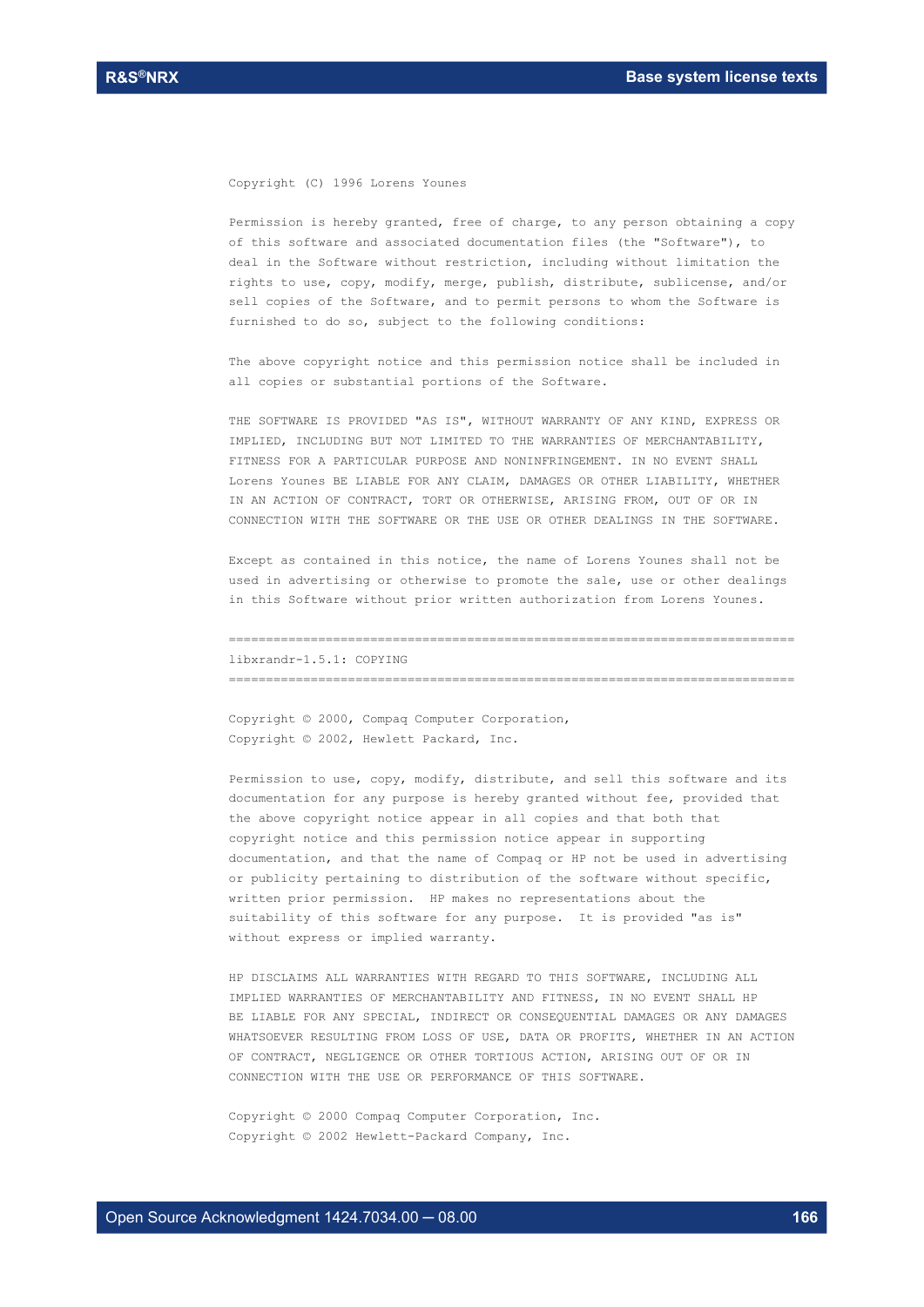Copyright (C) 1996 Lorens Younes

Permission is hereby granted, free of charge, to any person obtaining a copy of this software and associated documentation files (the "Software"), to deal in the Software without restriction, including without limitation the rights to use, copy, modify, merge, publish, distribute, sublicense, and/or sell copies of the Software, and to permit persons to whom the Software is furnished to do so, subject to the following conditions:

The above copyright notice and this permission notice shall be included in all copies or substantial portions of the Software.

THE SOFTWARE IS PROVIDED "AS IS", WITHOUT WARRANTY OF ANY KIND, EXPRESS OR IMPLIED, INCLUDING BUT NOT LIMITED TO THE WARRANTIES OF MERCHANTABILITY, FITNESS FOR A PARTICULAR PURPOSE AND NONINFRINGEMENT. IN NO EVENT SHALL Lorens Younes BE LIABLE FOR ANY CLAIM, DAMAGES OR OTHER LIABILITY, WHETHER IN AN ACTION OF CONTRACT, TORT OR OTHERWISE, ARISING FROM, OUT OF OR IN CONNECTION WITH THE SOFTWARE OR THE USE OR OTHER DEALINGS IN THE SOFTWARE.

Except as contained in this notice, the name of Lorens Younes shall not be used in advertising or otherwise to promote the sale, use or other dealings in this Software without prior written authorization from Lorens Younes.

============================================================================

libxrandr-1.5.1: COPYING

============================================================================

Copyright © 2000, Compaq Computer Corporation,
Copyright © 2002, Hewlett Packard, Inc.

Permission to use, copy, modify, distribute, and sell this software and its documentation for any purpose is hereby granted without fee, provided that the above copyright notice appear in all copies and that both that copyright notice and this permission notice appear in supporting documentation, and that the name of Compaq or HP not be used in advertising or publicity pertaining to distribution of the software without specific, written prior permission. HP makes no representations about the suitability of this software for any purpose. It is provided "as is" without express or implied warranty.

HP DISCLAIMS ALL WARRANTIES WITH REGARD TO THIS SOFTWARE, INCLUDING ALL IMPLIED WARRANTIES OF MERCHANTABILITY AND FITNESS, IN NO EVENT SHALL HP BE LIABLE FOR ANY SPECIAL, INDIRECT OR CONSEQUENTIAL DAMAGES OR ANY DAMAGES WHATSOEVER RESULTING FROM LOSS OF USE, DATA OR PROFITS, WHETHER IN AN ACTION OF CONTRACT, NEGLIGENCE OR OTHER TORTIOUS ACTION, ARISING OUT OF OR IN CONNECTION WITH THE USE OR PERFORMANCE OF THIS SOFTWARE.

Copyright © 2000 Compaq Computer Corporation, Inc.
Copyright © 2002 Hewlett-Packard Company, Inc.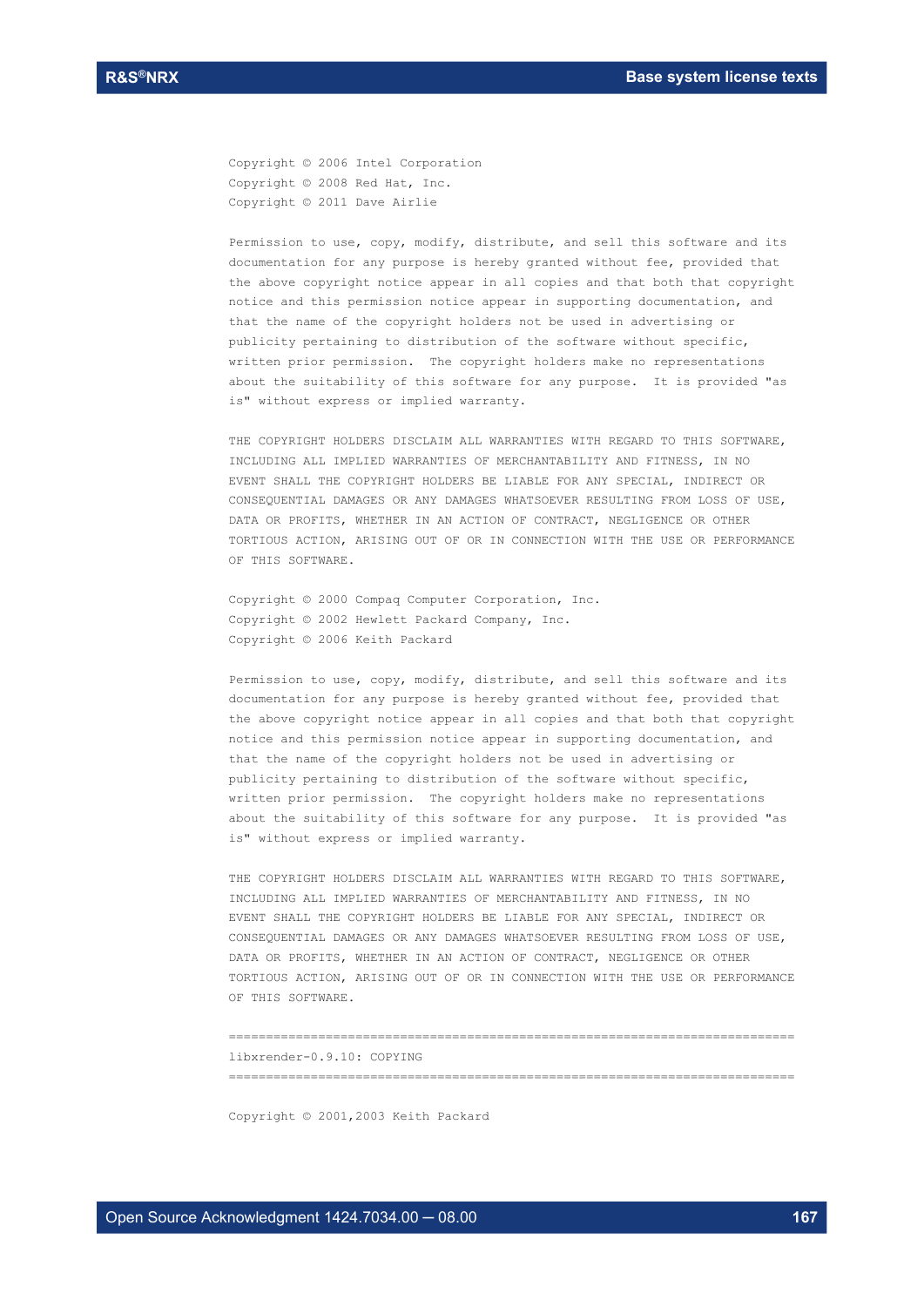Copyright © 2006 Intel Corporation
Copyright © 2008 Red Hat, Inc.
Copyright © 2011 Dave Airlie

Permission to use, copy, modify, distribute, and sell this software and its documentation for any purpose is hereby granted without fee, provided that the above copyright notice appear in all copies and that both that copyright notice and this permission notice appear in supporting documentation, and that the name of the copyright holders not be used in advertising or publicity pertaining to distribution of the software without specific, written prior permission. The copyright holders make no representations about the suitability of this software for any purpose. It is provided "as is" without express or implied warranty.

THE COPYRIGHT HOLDERS DISCLAIM ALL WARRANTIES WITH REGARD TO THIS SOFTWARE, INCLUDING ALL IMPLIED WARRANTIES OF MERCHANTABILITY AND FITNESS, IN NO EVENT SHALL THE COPYRIGHT HOLDERS BE LIABLE FOR ANY SPECIAL, INDIRECT OR CONSEQUENTIAL DAMAGES OR ANY DAMAGES WHATSOEVER RESULTING FROM LOSS OF USE, DATA OR PROFITS, WHETHER IN AN ACTION OF CONTRACT, NEGLIGENCE OR OTHER TORTIOUS ACTION, ARISING OUT OF OR IN CONNECTION WITH THE USE OR PERFORMANCE OF THIS SOFTWARE.

Copyright © 2000 Compaq Computer Corporation, Inc.
Copyright © 2002 Hewlett Packard Company, Inc.
Copyright © 2006 Keith Packard

Permission to use, copy, modify, distribute, and sell this software and its documentation for any purpose is hereby granted without fee, provided that the above copyright notice appear in all copies and that both that copyright notice and this permission notice appear in supporting documentation, and that the name of the copyright holders not be used in advertising or publicity pertaining to distribution of the software without specific, written prior permission. The copyright holders make no representations about the suitability of this software for any purpose. It is provided "as is" without express or implied warranty.

THE COPYRIGHT HOLDERS DISCLAIM ALL WARRANTIES WITH REGARD TO THIS SOFTWARE, INCLUDING ALL IMPLIED WARRANTIES OF MERCHANTABILITY AND FITNESS, IN NO EVENT SHALL THE COPYRIGHT HOLDERS BE LIABLE FOR ANY SPECIAL, INDIRECT OR CONSEQUENTIAL DAMAGES OR ANY DAMAGES WHATSOEVER RESULTING FROM LOSS OF USE, DATA OR PROFITS, WHETHER IN AN ACTION OF CONTRACT, NEGLIGENCE OR OTHER TORTIOUS ACTION, ARISING OUT OF OR IN CONNECTION WITH THE USE OR PERFORMANCE OF THIS SOFTWARE.

============================================================================

libxrender-0.9.10: COPYING

============================================================================

Copyright © 2001,2003 Keith Packard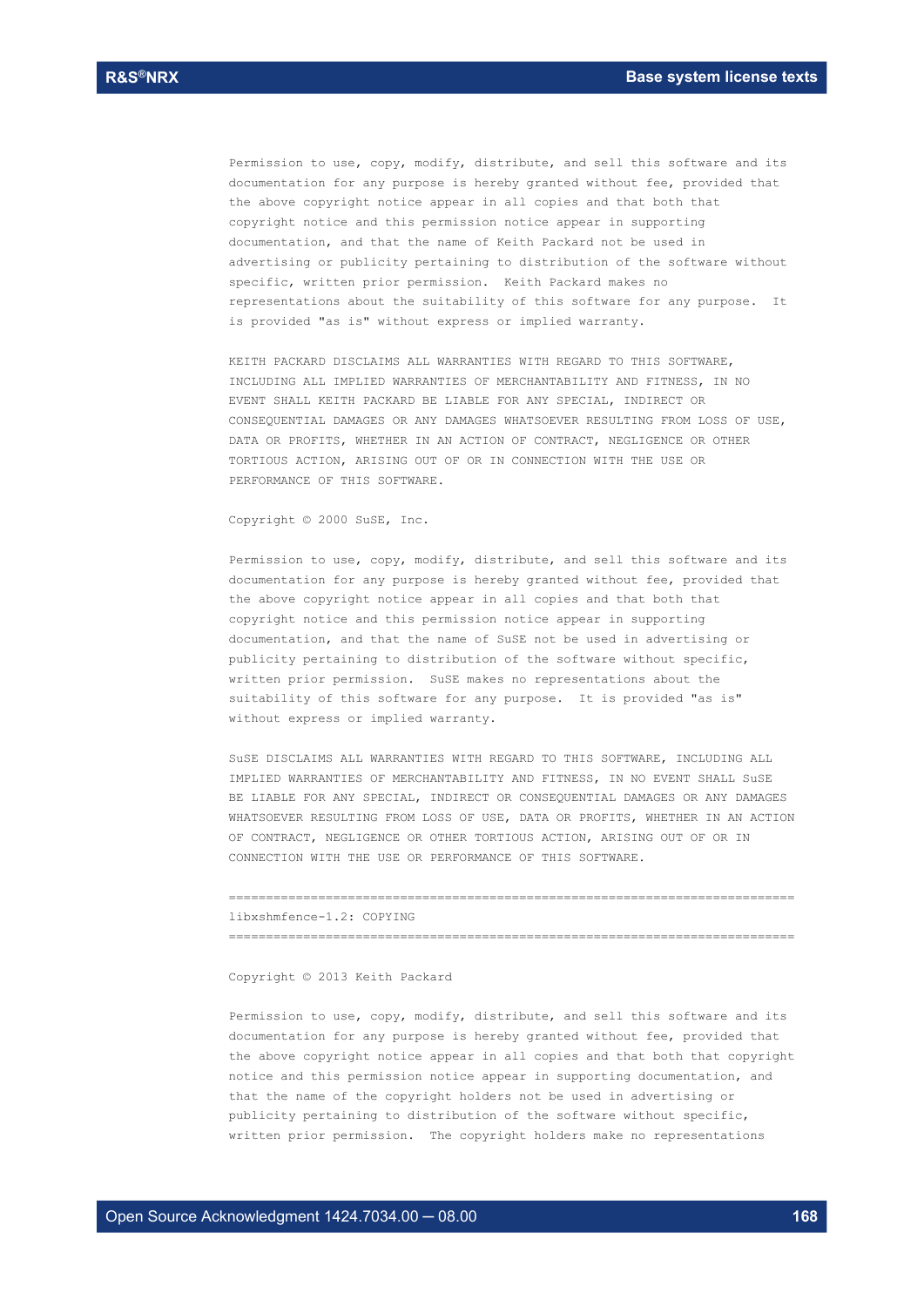Permission to use, copy, modify, distribute, and sell this software and its documentation for any purpose is hereby granted without fee, provided that the above copyright notice appear in all copies and that both that copyright notice and this permission notice appear in supporting documentation, and that the name of Keith Packard not be used in advertising or publicity pertaining to distribution of the software without specific, written prior permission. Keith Packard makes no representations about the suitability of this software for any purpose. It is provided "as is" without express or implied warranty.

KEITH PACKARD DISCLAIMS ALL WARRANTIES WITH REGARD TO THIS SOFTWARE, INCLUDING ALL IMPLIED WARRANTIES OF MERCHANTABILITY AND FITNESS, IN NO EVENT SHALL KEITH PACKARD BE LIABLE FOR ANY SPECIAL, INDIRECT OR CONSEQUENTIAL DAMAGES OR ANY DAMAGES WHATSOEVER RESULTING FROM LOSS OF USE, DATA OR PROFITS, WHETHER IN AN ACTION OF CONTRACT, NEGLIGENCE OR OTHER TORTIOUS ACTION, ARISING OUT OF OR IN CONNECTION WITH THE USE OR PERFORMANCE OF THIS SOFTWARE.

Copyright © 2000 SuSE, Inc.

Permission to use, copy, modify, distribute, and sell this software and its documentation for any purpose is hereby granted without fee, provided that the above copyright notice appear in all copies and that both that copyright notice and this permission notice appear in supporting documentation, and that the name of SuSE not be used in advertising or publicity pertaining to distribution of the software without specific, written prior permission. SuSE makes no representations about the suitability of this software for any purpose. It is provided "as is" without express or implied warranty.

SuSE DISCLAIMS ALL WARRANTIES WITH REGARD TO THIS SOFTWARE, INCLUDING ALL IMPLIED WARRANTIES OF MERCHANTABILITY AND FITNESS, IN NO EVENT SHALL SuSE BE LIABLE FOR ANY SPECIAL, INDIRECT OR CONSEQUENTIAL DAMAGES OR ANY DAMAGES WHATSOEVER RESULTING FROM LOSS OF USE, DATA OR PROFITS, WHETHER IN AN ACTION OF CONTRACT, NEGLIGENCE OR OTHER TORTIOUS ACTION, ARISING OUT OF OR IN CONNECTION WITH THE USE OR PERFORMANCE OF THIS SOFTWARE.

============================================================================

libxshmfence-1.2: COPYING

============================================================================

Copyright © 2013 Keith Packard

Permission to use, copy, modify, distribute, and sell this software and its documentation for any purpose is hereby granted without fee, provided that the above copyright notice appear in all copies and that both that copyright notice and this permission notice appear in supporting documentation, and that the name of the copyright holders not be used in advertising or publicity pertaining to distribution of the software without specific, written prior permission. The copyright holders make no representations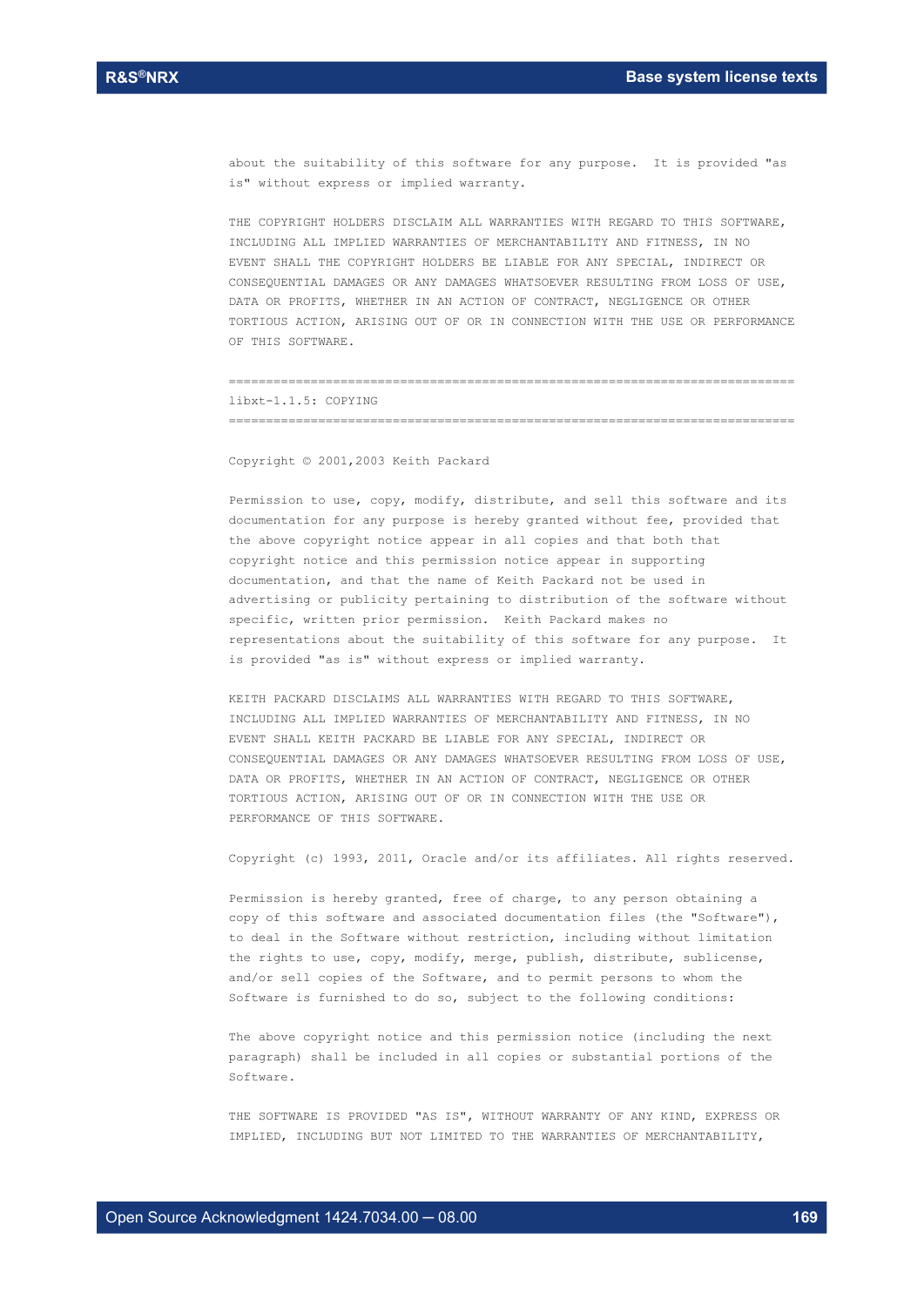about the suitability of this software for any purpose. It is provided "as is" without express or implied warranty.

THE COPYRIGHT HOLDERS DISCLAIM ALL WARRANTIES WITH REGARD TO THIS SOFTWARE, INCLUDING ALL IMPLIED WARRANTIES OF MERCHANTABILITY AND FITNESS, IN NO EVENT SHALL THE COPYRIGHT HOLDERS BE LIABLE FOR ANY SPECIAL, INDIRECT OR CONSEQUENTIAL DAMAGES OR ANY DAMAGES WHATSOEVER RESULTING FROM LOSS OF USE, DATA OR PROFITS, WHETHER IN AN ACTION OF CONTRACT, NEGLIGENCE OR OTHER TORTIOUS ACTION, ARISING OUT OF OR IN CONNECTION WITH THE USE OR PERFORMANCE OF THIS SOFTWARE.

============================================================================

libxt-1.1.5: COPYING

============================================================================

Copyright © 2001,2003 Keith Packard

Permission to use, copy, modify, distribute, and sell this software and its documentation for any purpose is hereby granted without fee, provided that the above copyright notice appear in all copies and that both that copyright notice and this permission notice appear in supporting documentation, and that the name of Keith Packard not be used in advertising or publicity pertaining to distribution of the software without specific, written prior permission. Keith Packard makes no representations about the suitability of this software for any purpose. It is provided "as is" without express or implied warranty.

KEITH PACKARD DISCLAIMS ALL WARRANTIES WITH REGARD TO THIS SOFTWARE, INCLUDING ALL IMPLIED WARRANTIES OF MERCHANTABILITY AND FITNESS, IN NO EVENT SHALL KEITH PACKARD BE LIABLE FOR ANY SPECIAL, INDIRECT OR CONSEQUENTIAL DAMAGES OR ANY DAMAGES WHATSOEVER RESULTING FROM LOSS OF USE, DATA OR PROFITS, WHETHER IN AN ACTION OF CONTRACT, NEGLIGENCE OR OTHER TORTIOUS ACTION, ARISING OUT OF OR IN CONNECTION WITH THE USE OR PERFORMANCE OF THIS SOFTWARE.

Copyright (c) 1993, 2011, Oracle and/or its affiliates. All rights reserved.

Permission is hereby granted, free of charge, to any person obtaining a copy of this software and associated documentation files (the "Software"), to deal in the Software without restriction, including without limitation the rights to use, copy, modify, merge, publish, distribute, sublicense, and/or sell copies of the Software, and to permit persons to whom the Software is furnished to do so, subject to the following conditions:

The above copyright notice and this permission notice (including the next paragraph) shall be included in all copies or substantial portions of the Software.

THE SOFTWARE IS PROVIDED "AS IS", WITHOUT WARRANTY OF ANY KIND, EXPRESS OR IMPLIED, INCLUDING BUT NOT LIMITED TO THE WARRANTIES OF MERCHANTABILITY,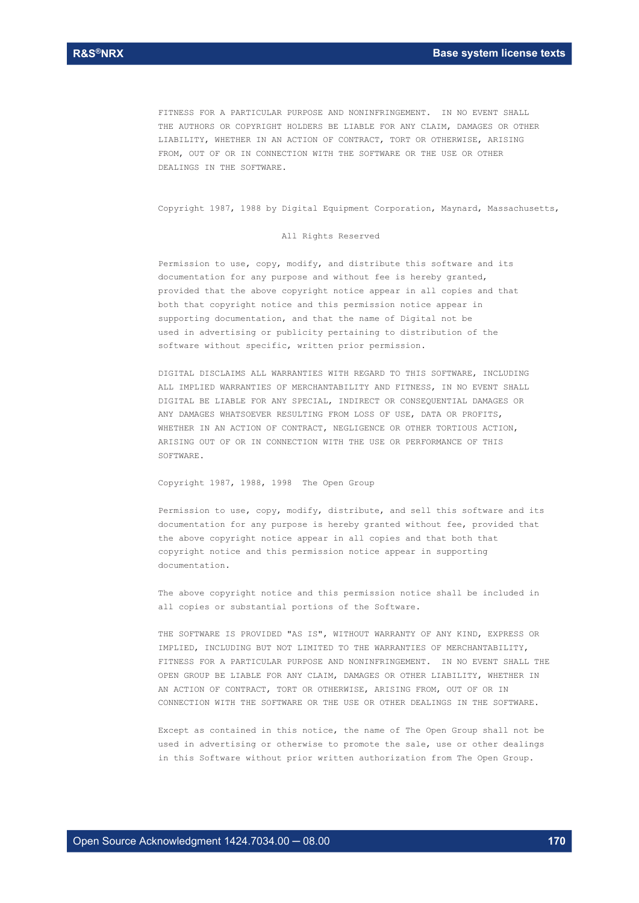FITNESS FOR A PARTICULAR PURPOSE AND NONINFRINGEMENT. IN NO EVENT SHALL THE AUTHORS OR COPYRIGHT HOLDERS BE LIABLE FOR ANY CLAIM, DAMAGES OR OTHER LIABILITY, WHETHER IN AN ACTION OF CONTRACT, TORT OR OTHERWISE, ARISING FROM, OUT OF OR IN CONNECTION WITH THE SOFTWARE OR THE USE OR OTHER DEALINGS IN THE SOFTWARE.

Copyright 1987, 1988 by Digital Equipment Corporation, Maynard, Massachusetts,

All Rights Reserved

Permission to use, copy, modify, and distribute this software and its documentation for any purpose and without fee is hereby granted, provided that the above copyright notice appear in all copies and that both that copyright notice and this permission notice appear in supporting documentation, and that the name of Digital not be used in advertising or publicity pertaining to distribution of the software without specific, written prior permission.

DIGITAL DISCLAIMS ALL WARRANTIES WITH REGARD TO THIS SOFTWARE, INCLUDING ALL IMPLIED WARRANTIES OF MERCHANTABILITY AND FITNESS, IN NO EVENT SHALL DIGITAL BE LIABLE FOR ANY SPECIAL, INDIRECT OR CONSEQUENTIAL DAMAGES OR ANY DAMAGES WHATSOEVER RESULTING FROM LOSS OF USE, DATA OR PROFITS, WHETHER IN AN ACTION OF CONTRACT, NEGLIGENCE OR OTHER TORTIOUS ACTION, ARISING OUT OF OR IN CONNECTION WITH THE USE OR PERFORMANCE OF THIS SOFTWARE.

Copyright 1987, 1988, 1998 The Open Group

Permission to use, copy, modify, distribute, and sell this software and its documentation for any purpose is hereby granted without fee, provided that the above copyright notice appear in all copies and that both that copyright notice and this permission notice appear in supporting documentation.

The above copyright notice and this permission notice shall be included in all copies or substantial portions of the Software.

THE SOFTWARE IS PROVIDED "AS IS", WITHOUT WARRANTY OF ANY KIND, EXPRESS OR IMPLIED, INCLUDING BUT NOT LIMITED TO THE WARRANTIES OF MERCHANTABILITY, FITNESS FOR A PARTICULAR PURPOSE AND NONINFRINGEMENT. IN NO EVENT SHALL THE OPEN GROUP BE LIABLE FOR ANY CLAIM, DAMAGES OR OTHER LIABILITY, WHETHER IN AN ACTION OF CONTRACT, TORT OR OTHERWISE, ARISING FROM, OUT OF OR IN CONNECTION WITH THE SOFTWARE OR THE USE OR OTHER DEALINGS IN THE SOFTWARE.

Except as contained in this notice, the name of The Open Group shall not be used in advertising or otherwise to promote the sale, use or other dealings in this Software without prior written authorization from The Open Group.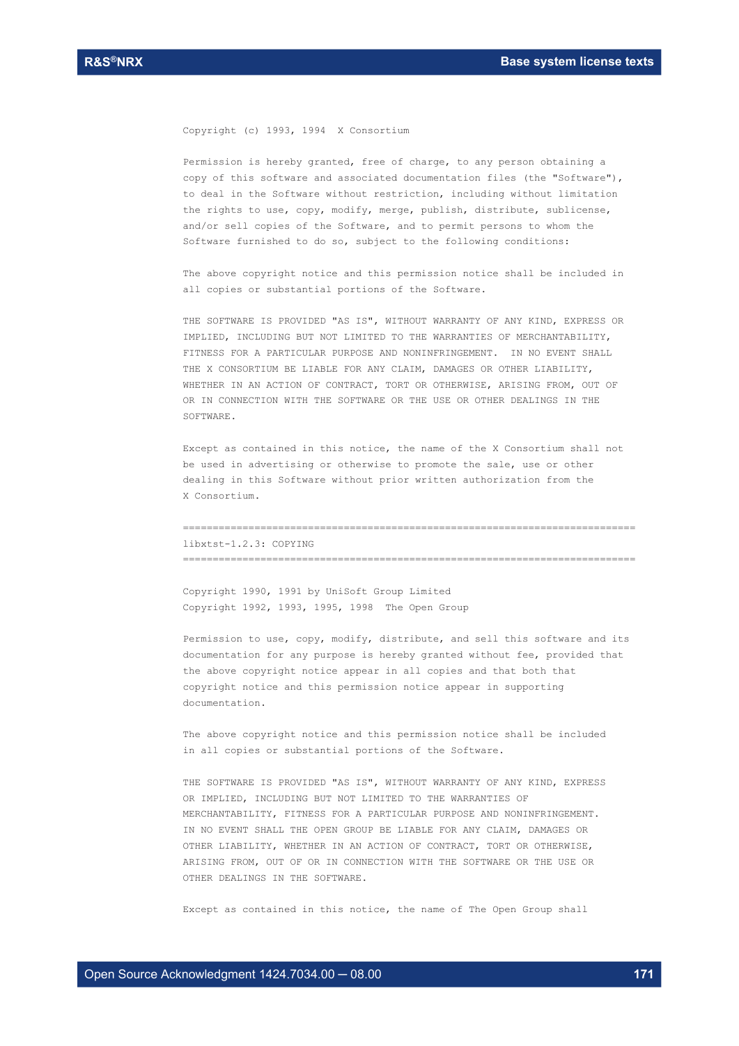Copyright (c) 1993, 1994 X Consortium

Permission is hereby granted, free of charge, to any person obtaining a copy of this software and associated documentation files (the "Software"), to deal in the Software without restriction, including without limitation the rights to use, copy, modify, merge, publish, distribute, sublicense, and/or sell copies of the Software, and to permit persons to whom the Software furnished to do so, subject to the following conditions:

The above copyright notice and this permission notice shall be included in all copies or substantial portions of the Software.

THE SOFTWARE IS PROVIDED "AS IS", WITHOUT WARRANTY OF ANY KIND, EXPRESS OR IMPLIED, INCLUDING BUT NOT LIMITED TO THE WARRANTIES OF MERCHANTABILITY, FITNESS FOR A PARTICULAR PURPOSE AND NONINFRINGEMENT. IN NO EVENT SHALL THE X CONSORTIUM BE LIABLE FOR ANY CLAIM, DAMAGES OR OTHER LIABILITY, WHETHER IN AN ACTION OF CONTRACT, TORT OR OTHERWISE, ARISING FROM, OUT OF OR IN CONNECTION WITH THE SOFTWARE OR THE USE OR OTHER DEALINGS IN THE SOFTWARE.

Except as contained in this notice, the name of the X Consortium shall not be used in advertising or otherwise to promote the sale, use or other dealing in this Software without prior written authorization from the X Consortium.

=============================================================================

libxtst-1.2.3: COPYING

=============================================================================

Copyright 1990, 1991 by UniSoft Group Limited
Copyright 1992, 1993, 1995, 1998 The Open Group

Permission to use, copy, modify, distribute, and sell this software and its documentation for any purpose is hereby granted without fee, provided that the above copyright notice appear in all copies and that both that copyright notice and this permission notice appear in supporting documentation.

The above copyright notice and this permission notice shall be included in all copies or substantial portions of the Software.

THE SOFTWARE IS PROVIDED "AS IS", WITHOUT WARRANTY OF ANY KIND, EXPRESS OR IMPLIED, INCLUDING BUT NOT LIMITED TO THE WARRANTIES OF MERCHANTABILITY, FITNESS FOR A PARTICULAR PURPOSE AND NONINFRINGEMENT. IN NO EVENT SHALL THE OPEN GROUP BE LIABLE FOR ANY CLAIM, DAMAGES OR OTHER LIABILITY, WHETHER IN AN ACTION OF CONTRACT, TORT OR OTHERWISE, ARISING FROM, OUT OF OR IN CONNECTION WITH THE SOFTWARE OR THE USE OR OTHER DEALINGS IN THE SOFTWARE.

Except as contained in this notice, the name of The Open Group shall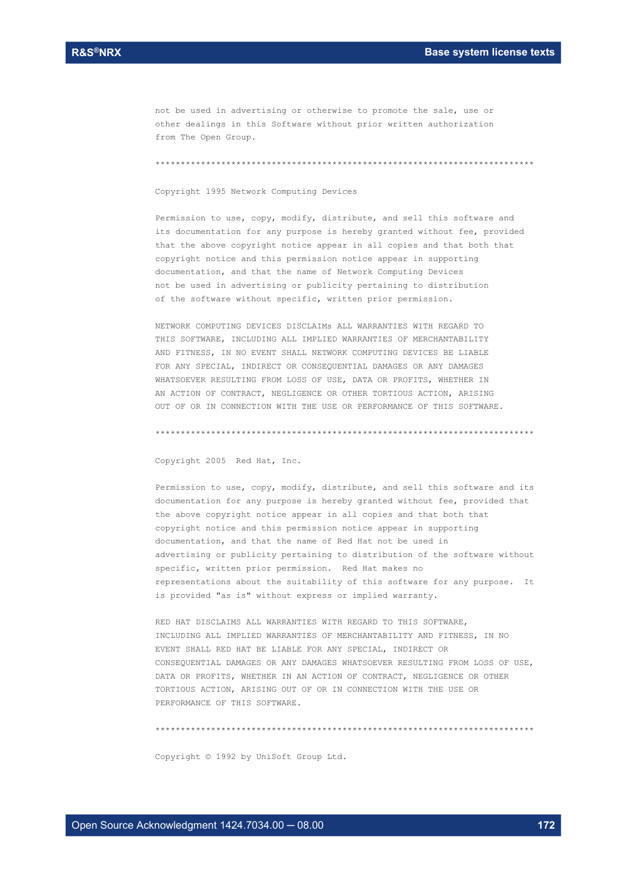not be used in advertising or otherwise to promote the sale, use or other dealings in this Software without prior written authorization from The Open Group.

******************************************************************************

Copyright 1995 Network Computing Devices

Permission to use, copy, modify, distribute, and sell this software and its documentation for any purpose is hereby granted without fee, provided that the above copyright notice appear in all copies and that both that copyright notice and this permission notice appear in supporting documentation, and that the name of Network Computing Devices not be used in advertising or publicity pertaining to distribution of the software without specific, written prior permission.

NETWORK COMPUTING DEVICES DISCLAIMs ALL WARRANTIES WITH REGARD TO THIS SOFTWARE, INCLUDING ALL IMPLIED WARRANTIES OF MERCHANTABILITY AND FITNESS, IN NO EVENT SHALL NETWORK COMPUTING DEVICES BE LIABLE FOR ANY SPECIAL, INDIRECT OR CONSEQUENTIAL DAMAGES OR ANY DAMAGES WHATSOEVER RESULTING FROM LOSS OF USE, DATA OR PROFITS, WHETHER IN AN ACTION OF CONTRACT, NEGLIGENCE OR OTHER TORTIOUS ACTION, ARISING OUT OF OR IN CONNECTION WITH THE USE OR PERFORMANCE OF THIS SOFTWARE.

******************************************************************************

Copyright 2005 Red Hat, Inc.

Permission to use, copy, modify, distribute, and sell this software and its documentation for any purpose is hereby granted without fee, provided that the above copyright notice appear in all copies and that both that copyright notice and this permission notice appear in supporting documentation, and that the name of Red Hat not be used in advertising or publicity pertaining to distribution of the software without specific, written prior permission. Red Hat makes no representations about the suitability of this software for any purpose. It is provided "as is" without express or implied warranty.

RED HAT DISCLAIMS ALL WARRANTIES WITH REGARD TO THIS SOFTWARE, INCLUDING ALL IMPLIED WARRANTIES OF MERCHANTABILITY AND FITNESS, IN NO EVENT SHALL RED HAT BE LIABLE FOR ANY SPECIAL, INDIRECT OR CONSEQUENTIAL DAMAGES OR ANY DAMAGES WHATSOEVER RESULTING FROM LOSS OF USE, DATA OR PROFITS, WHETHER IN AN ACTION OF CONTRACT, NEGLIGENCE OR OTHER TORTIOUS ACTION, ARISING OUT OF OR IN CONNECTION WITH THE USE OR PERFORMANCE OF THIS SOFTWARE.

******************************************************************************

Copyright © 1992 by UniSoft Group Ltd.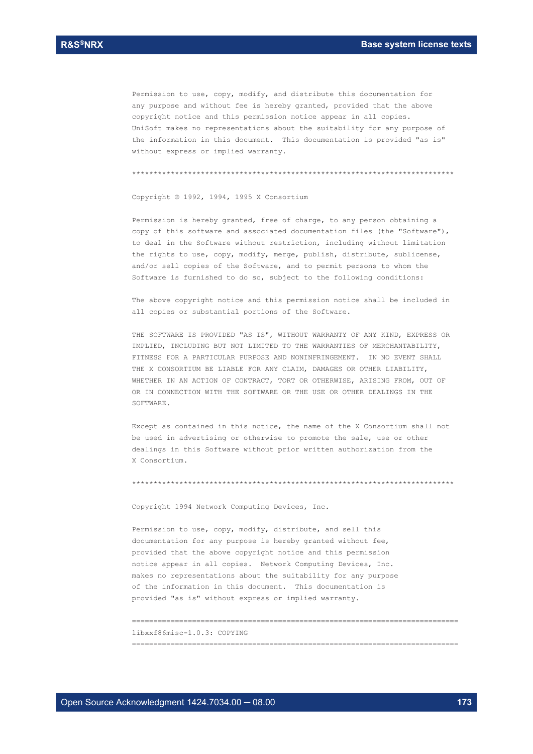Permission to use, copy, modify, and distribute this documentation for any purpose and without fee is hereby granted, provided that the above copyright notice and this permission notice appear in all copies. UniSoft makes no representations about the suitability for any purpose of the information in this document. This documentation is provided "as is" without express or implied warranty.

****************************************************************************

Copyright © 1992, 1994, 1995 X Consortium

Permission is hereby granted, free of charge, to any person obtaining a copy of this software and associated documentation files (the "Software"), to deal in the Software without restriction, including without limitation the rights to use, copy, modify, merge, publish, distribute, sublicense, and/or sell copies of the Software, and to permit persons to whom the Software is furnished to do so, subject to the following conditions:

The above copyright notice and this permission notice shall be included in all copies or substantial portions of the Software.

THE SOFTWARE IS PROVIDED "AS IS", WITHOUT WARRANTY OF ANY KIND, EXPRESS OR IMPLIED, INCLUDING BUT NOT LIMITED TO THE WARRANTIES OF MERCHANTABILITY, FITNESS FOR A PARTICULAR PURPOSE AND NONINFRINGEMENT. IN NO EVENT SHALL THE X CONSORTIUM BE LIABLE FOR ANY CLAIM, DAMAGES OR OTHER LIABILITY, WHETHER IN AN ACTION OF CONTRACT, TORT OR OTHERWISE, ARISING FROM, OUT OF OR IN CONNECTION WITH THE SOFTWARE OR THE USE OR OTHER DEALINGS IN THE SOFTWARE.

Except as contained in this notice, the name of the X Consortium shall not be used in advertising or otherwise to promote the sale, use or other dealings in this Software without prior written authorization from the X Consortium.

****************************************************************************

Copyright 1994 Network Computing Devices, Inc.

Permission to use, copy, modify, distribute, and sell this documentation for any purpose is hereby granted without fee, provided that the above copyright notice and this permission notice appear in all copies. Network Computing Devices, Inc. makes no representations about the suitability for any purpose of the information in this document. This documentation is provided "as is" without express or implied warranty.

============================================================================

libxxf86misc-1.0.3: COPYING

============================================================================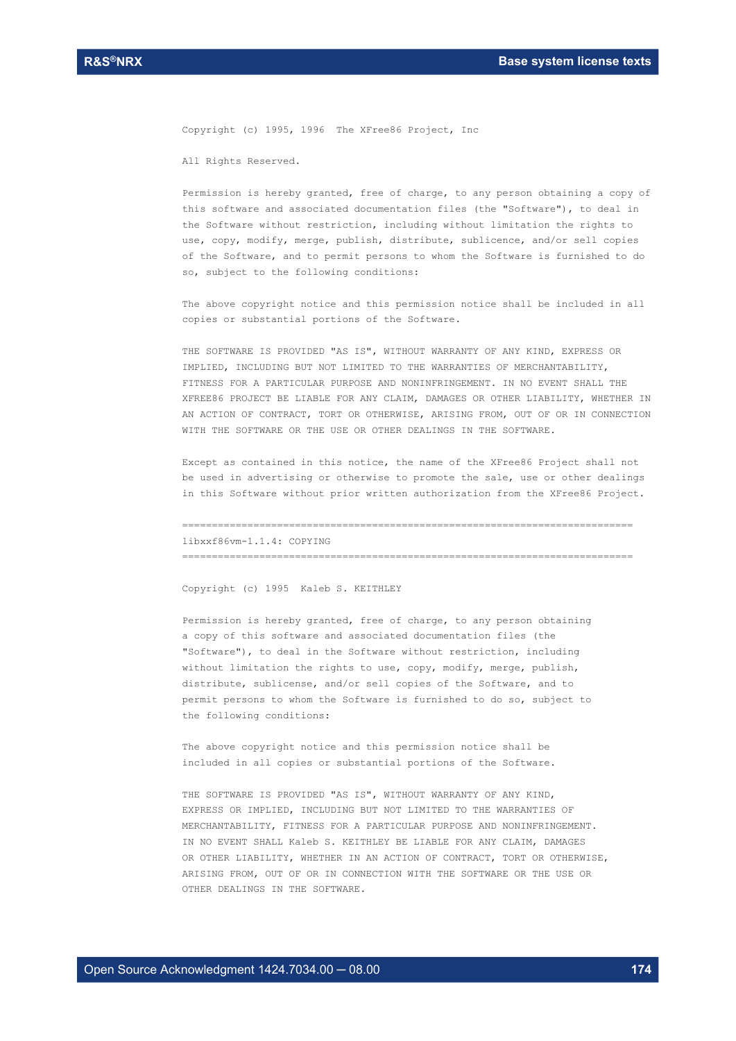Copyright (c) 1995, 1996  The XFree86 Project, Inc

All Rights Reserved.

Permission is hereby granted, free of charge, to any person obtaining a copy of this software and associated documentation files (the "Software"), to deal in the Software without restriction, including without limitation the rights to use, copy, modify, merge, publish, distribute, sublicence, and/or sell copies of the Software, and to permit persons to whom the Software is furnished to do so, subject to the following conditions:

The above copyright notice and this permission notice shall be included in all copies or substantial portions of the Software.

THE SOFTWARE IS PROVIDED "AS IS", WITHOUT WARRANTY OF ANY KIND, EXPRESS OR IMPLIED, INCLUDING BUT NOT LIMITED TO THE WARRANTIES OF MERCHANTABILITY, FITNESS FOR A PARTICULAR PURPOSE AND NONINFRINGEMENT. IN NO EVENT SHALL THE XFREE86 PROJECT BE LIABLE FOR ANY CLAIM, DAMAGES OR OTHER LIABILITY, WHETHER IN AN ACTION OF CONTRACT, TORT OR OTHERWISE, ARISING FROM, OUT OF OR IN CONNECTION WITH THE SOFTWARE OR THE USE OR OTHER DEALINGS IN THE SOFTWARE.

Except as contained in this notice, the name of the XFree86 Project shall not be used in advertising or otherwise to promote the sale, use or other dealings in this Software without prior written authorization from the XFree86 Project.

============================================================================

libxxf86vm-1.1.4: COPYING

============================================================================

Copyright (c) 1995  Kaleb S. KEITHLEY

Permission is hereby granted, free of charge, to any person obtaining a copy of this software and associated documentation files (the "Software"), to deal in the Software without restriction, including without limitation the rights to use, copy, modify, merge, publish, distribute, sublicense, and/or sell copies of the Software, and to permit persons to whom the Software is furnished to do so, subject to the following conditions:

The above copyright notice and this permission notice shall be included in all copies or substantial portions of the Software.

THE SOFTWARE IS PROVIDED "AS IS", WITHOUT WARRANTY OF ANY KIND, EXPRESS OR IMPLIED, INCLUDING BUT NOT LIMITED TO THE WARRANTIES OF MERCHANTABILITY, FITNESS FOR A PARTICULAR PURPOSE AND NONINFRINGEMENT. IN NO EVENT SHALL Kaleb S. KEITHLEY BE LIABLE FOR ANY CLAIM, DAMAGES OR OTHER LIABILITY, WHETHER IN AN ACTION OF CONTRACT, TORT OR OTHERWISE, ARISING FROM, OUT OF OR IN CONNECTION WITH THE SOFTWARE OR THE USE OR OTHER DEALINGS IN THE SOFTWARE.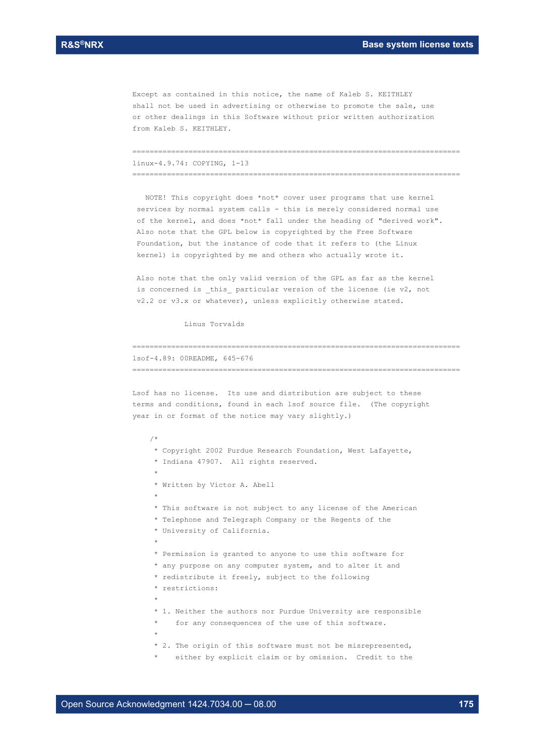```
Except as contained in this notice, the name of Kaleb S. KEITHLEY
shall not be used in advertising or otherwise to promote the sale, use
or other dealings in this Software without prior written authorization
from Kaleb S. KEITHLEY.
```

```
============================================================================
linux-4.9.74: COPYING, 1-13
============================================================================
```

```
   NOTE! This copyright does *not* cover user programs that use kernel
 services by normal system calls - this is merely considered normal use
 of the kernel, and does *not* fall under the heading of "derived work".
 Also note that the GPL below is copyrighted by the Free Software
 Foundation, but the instance of code that it refers to (the Linux
 kernel) is copyrighted by me and others who actually wrote it.

 Also note that the only valid version of the GPL as far as the kernel
 is concerned is _this_ particular version of the license (ie v2, not
 v2.2 or v3.x or whatever), unless explicitly otherwise stated.

             Linus Torvalds
```

```
============================================================================
lsof-4.89: 00README, 645-676
============================================================================
```

```
Lsof has no license.  Its use and distribution are subject to these
terms and conditions, found in each lsof source file.  (The copyright
year in or format of the notice may vary slightly.)

    /*
     * Copyright 2002 Purdue Research Foundation, West Lafayette,
     * Indiana 47907.  All rights reserved.
     *
     * Written by Victor A. Abell
     *
     * This software is not subject to any license of the American
     * Telephone and Telegraph Company or the Regents of the
     * University of California.
     *
     * Permission is granted to anyone to use this software for
     * any purpose on any computer system, and to alter it and
     * redistribute it freely, subject to the following
     * restrictions:
     *
     * 1. Neither the authors nor Purdue University are responsible
     *    for any consequences of the use of this software.
     *
     * 2. The origin of this software must not be misrepresented,
     *    either by explicit claim or by omission.  Credit to the
```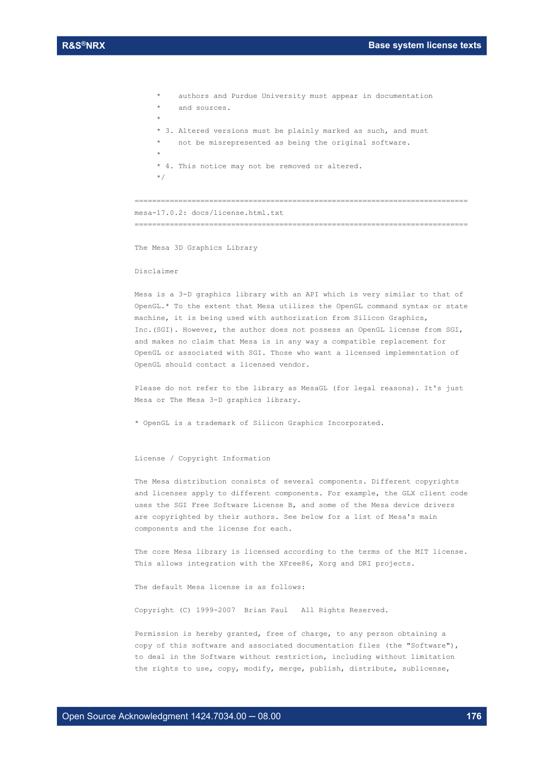```
 *    authors and Purdue University must appear in documentation
 *    and sources.
 *
 * 3. Altered versions must be plainly marked as such, and must
 *    not be misrepresented as being the original software.
 *
 * 4. This notice may not be removed or altered.
 */
```

```
==============================================================================
mesa-17.0.2: docs/license.html.txt
==============================================================================
```

The Mesa 3D Graphics Library

Disclaimer

Mesa is a 3-D graphics library with an API which is very similar to that of OpenGL.* To the extent that Mesa utilizes the OpenGL command syntax or state machine, it is being used with authorization from Silicon Graphics, Inc.(SGI). However, the author does not possess an OpenGL license from SGI, and makes no claim that Mesa is in any way a compatible replacement for OpenGL or associated with SGI. Those who want a licensed implementation of OpenGL should contact a licensed vendor.

Please do not refer to the library as MesaGL (for legal reasons). It's just Mesa or The Mesa 3-D graphics library.

* OpenGL is a trademark of Silicon Graphics Incorporated.

License / Copyright Information

The Mesa distribution consists of several components. Different copyrights and licenses apply to different components. For example, the GLX client code uses the SGI Free Software License B, and some of the Mesa device drivers are copyrighted by their authors. See below for a list of Mesa's main components and the license for each.

The core Mesa library is licensed according to the terms of the MIT license. This allows integration with the XFree86, Xorg and DRI projects.

The default Mesa license is as follows:

Copyright (C) 1999-2007  Brian Paul   All Rights Reserved.

Permission is hereby granted, free of charge, to any person obtaining a copy of this software and associated documentation files (the "Software"), to deal in the Software without restriction, including without limitation the rights to use, copy, modify, merge, publish, distribute, sublicense,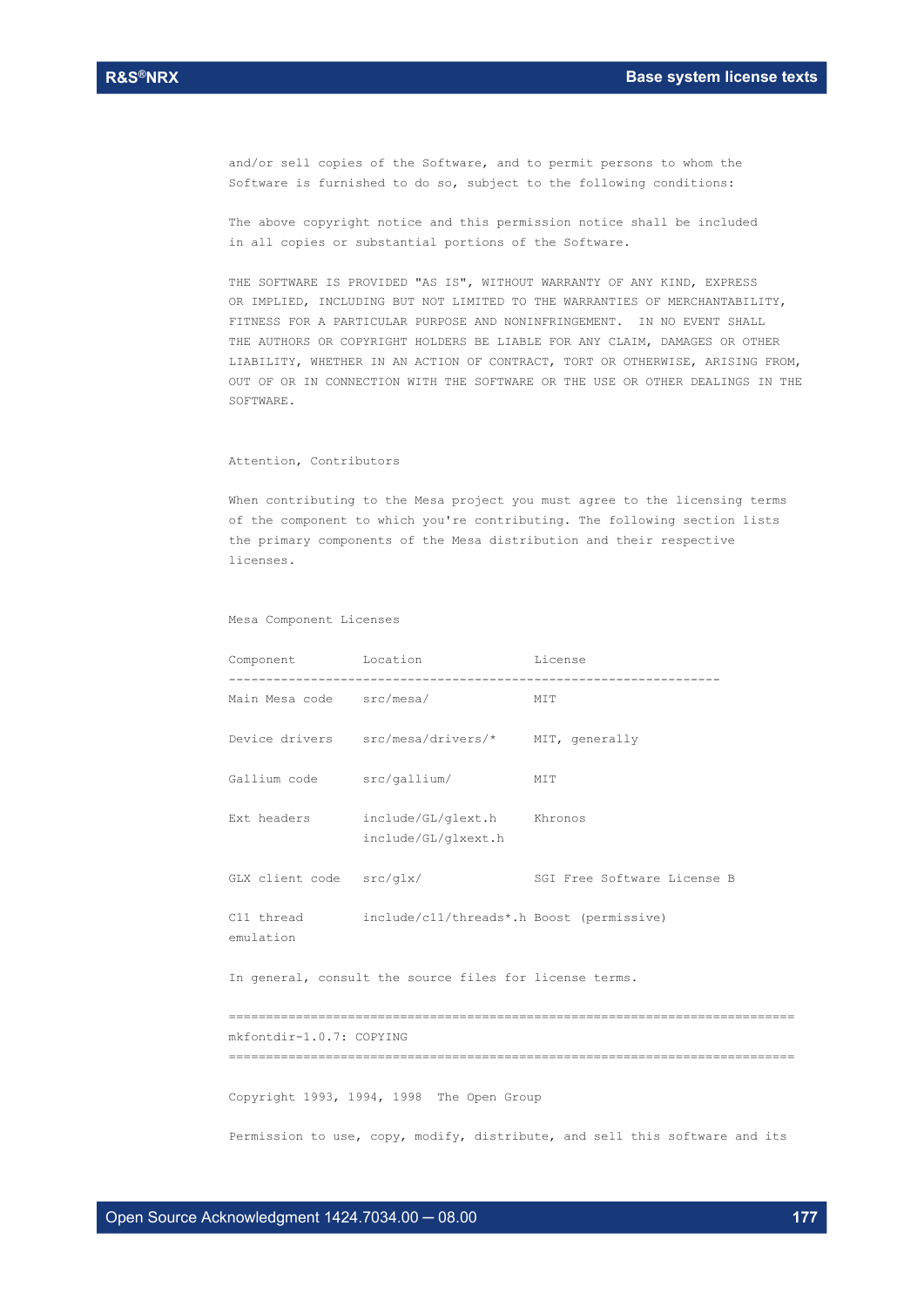and/or sell copies of the Software, and to permit persons to whom the Software is furnished to do so, subject to the following conditions:

The above copyright notice and this permission notice shall be included in all copies or substantial portions of the Software.

THE SOFTWARE IS PROVIDED "AS IS", WITHOUT WARRANTY OF ANY KIND, EXPRESS OR IMPLIED, INCLUDING BUT NOT LIMITED TO THE WARRANTIES OF MERCHANTABILITY, FITNESS FOR A PARTICULAR PURPOSE AND NONINFRINGEMENT. IN NO EVENT SHALL THE AUTHORS OR COPYRIGHT HOLDERS BE LIABLE FOR ANY CLAIM, DAMAGES OR OTHER LIABILITY, WHETHER IN AN ACTION OF CONTRACT, TORT OR OTHERWISE, ARISING FROM, OUT OF OR IN CONNECTION WITH THE SOFTWARE OR THE USE OR OTHER DEALINGS IN THE SOFTWARE.

Attention, Contributors

When contributing to the Mesa project you must agree to the licensing terms of the component to which you're contributing. The following section lists the primary components of the Mesa distribution and their respective licenses.

Mesa Component Licenses

| Component | Location | License |
|---|---|---|
| Main Mesa code | src/mesa/ | MIT |
| Device drivers | src/mesa/drivers/* | MIT, generally |
| Gallium code | src/gallium/ | MIT |
| Ext headers | include/GL/glext.h include/GL/glxext.h | Khronos |
| GLX client code | src/glx/ | SGI Free Software License B |
| C11 thread emulation | include/c11/threads*.h | Boost (permissive) |

In general, consult the source files for license terms.

============================================================================

mkfontdir-1.0.7: COPYING

============================================================================

Copyright 1993, 1994, 1998 The Open Group

Permission to use, copy, modify, distribute, and sell this software and its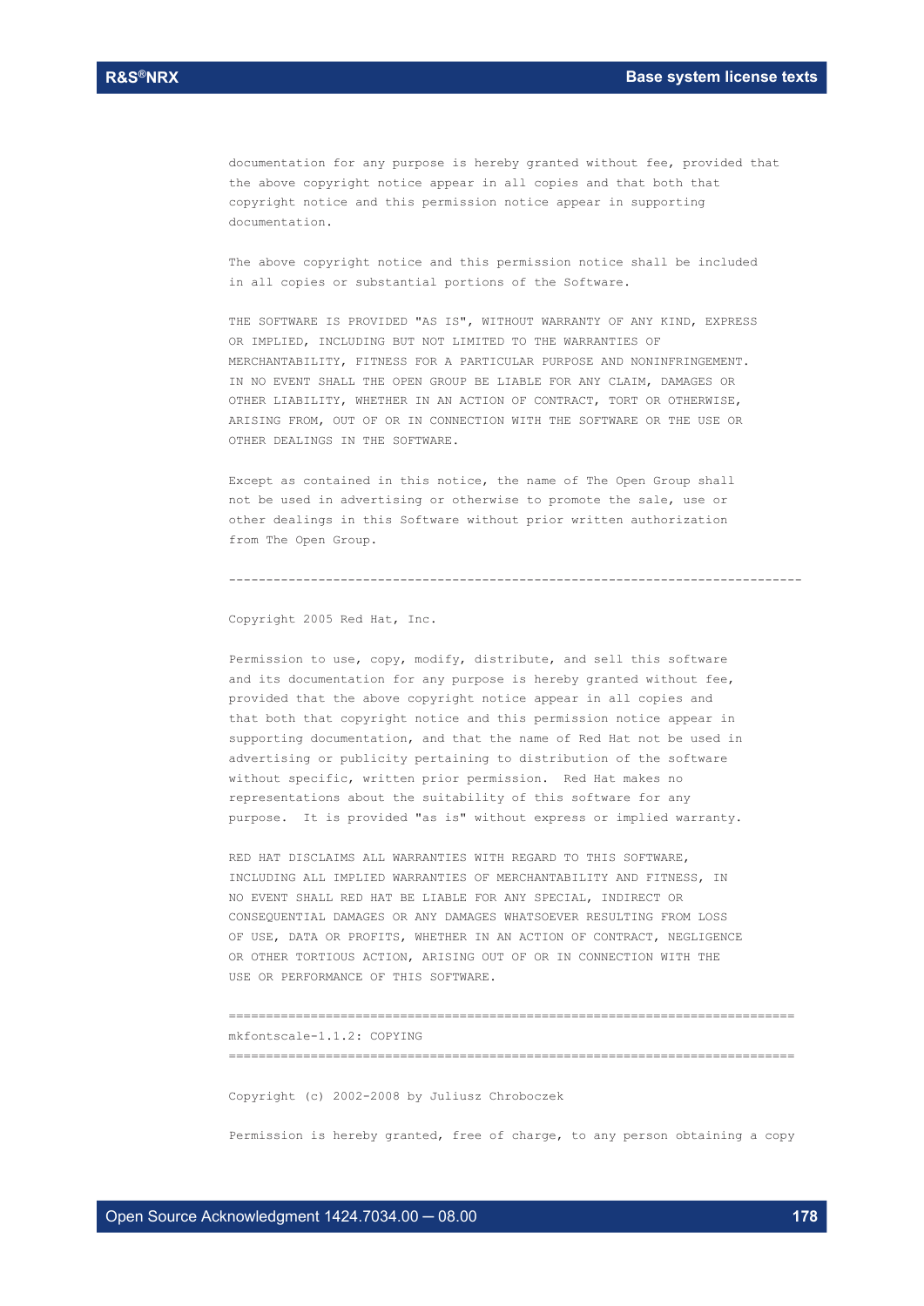documentation for any purpose is hereby granted without fee, provided that the above copyright notice appear in all copies and that both that copyright notice and this permission notice appear in supporting documentation.

The above copyright notice and this permission notice shall be included in all copies or substantial portions of the Software.

THE SOFTWARE IS PROVIDED "AS IS", WITHOUT WARRANTY OF ANY KIND, EXPRESS OR IMPLIED, INCLUDING BUT NOT LIMITED TO THE WARRANTIES OF MERCHANTABILITY, FITNESS FOR A PARTICULAR PURPOSE AND NONINFRINGEMENT. IN NO EVENT SHALL THE OPEN GROUP BE LIABLE FOR ANY CLAIM, DAMAGES OR OTHER LIABILITY, WHETHER IN AN ACTION OF CONTRACT, TORT OR OTHERWISE, ARISING FROM, OUT OF OR IN CONNECTION WITH THE SOFTWARE OR THE USE OR OTHER DEALINGS IN THE SOFTWARE.

Except as contained in this notice, the name of The Open Group shall not be used in advertising or otherwise to promote the sale, use or other dealings in this Software without prior written authorization from The Open Group.

------------------------------------------------------------------------------

Copyright 2005 Red Hat, Inc.

Permission to use, copy, modify, distribute, and sell this software and its documentation for any purpose is hereby granted without fee, provided that the above copyright notice appear in all copies and that both that copyright notice and this permission notice appear in supporting documentation, and that the name of Red Hat not be used in advertising or publicity pertaining to distribution of the software without specific, written prior permission. Red Hat makes no representations about the suitability of this software for any purpose. It is provided "as is" without express or implied warranty.

RED HAT DISCLAIMS ALL WARRANTIES WITH REGARD TO THIS SOFTWARE, INCLUDING ALL IMPLIED WARRANTIES OF MERCHANTABILITY AND FITNESS, IN NO EVENT SHALL RED HAT BE LIABLE FOR ANY SPECIAL, INDIRECT OR CONSEQUENTIAL DAMAGES OR ANY DAMAGES WHATSOEVER RESULTING FROM LOSS OF USE, DATA OR PROFITS, WHETHER IN AN ACTION OF CONTRACT, NEGLIGENCE OR OTHER TORTIOUS ACTION, ARISING OUT OF OR IN CONNECTION WITH THE USE OR PERFORMANCE OF THIS SOFTWARE.

==============================================================================

mkfontscale-1.1.2: COPYING

==============================================================================

Copyright (c) 2002-2008 by Juliusz Chroboczek

Permission is hereby granted, free of charge, to any person obtaining a copy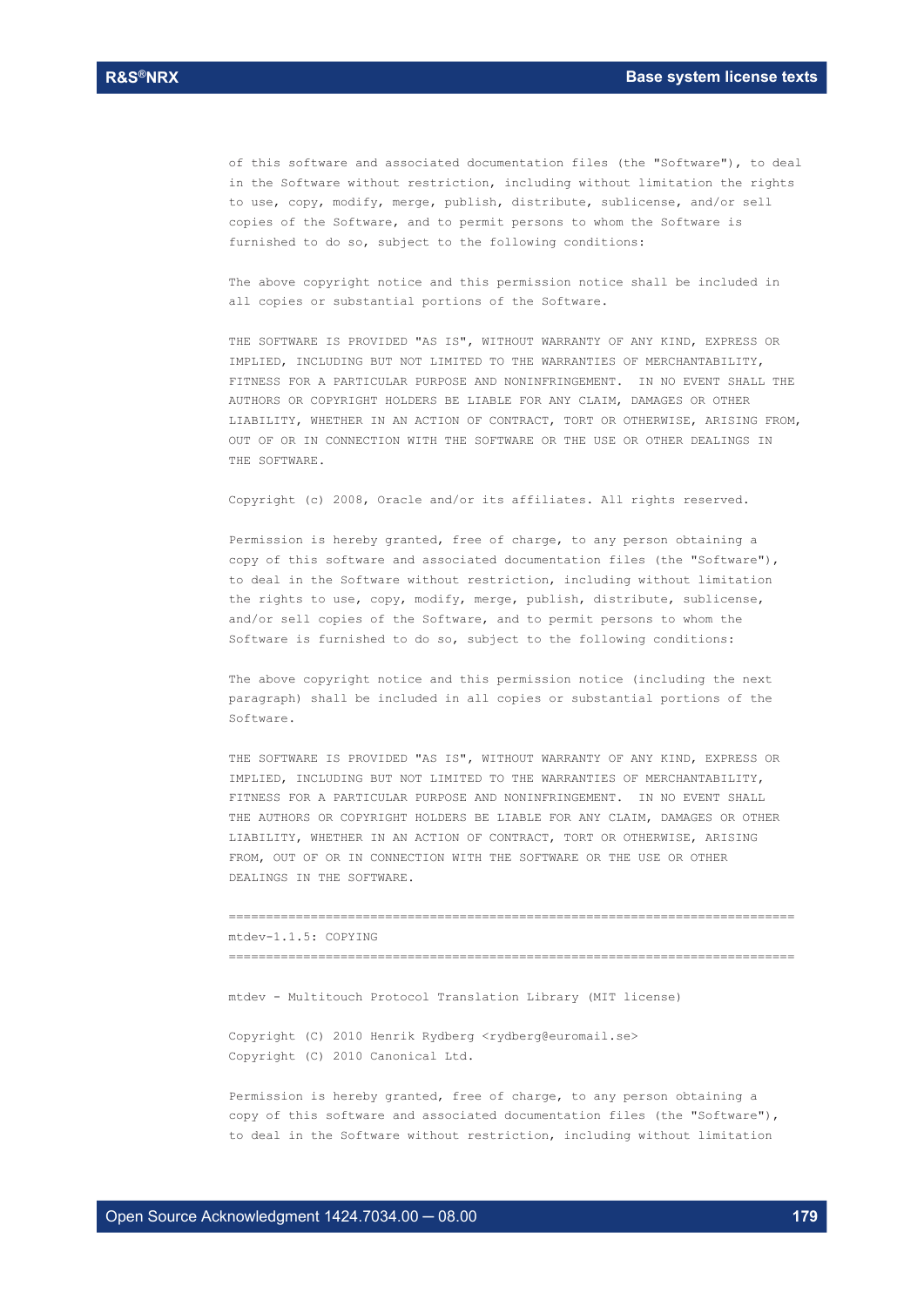of this software and associated documentation files (the "Software"), to deal in the Software without restriction, including without limitation the rights to use, copy, modify, merge, publish, distribute, sublicense, and/or sell copies of the Software, and to permit persons to whom the Software is furnished to do so, subject to the following conditions:

The above copyright notice and this permission notice shall be included in all copies or substantial portions of the Software.

THE SOFTWARE IS PROVIDED "AS IS", WITHOUT WARRANTY OF ANY KIND, EXPRESS OR IMPLIED, INCLUDING BUT NOT LIMITED TO THE WARRANTIES OF MERCHANTABILITY, FITNESS FOR A PARTICULAR PURPOSE AND NONINFRINGEMENT. IN NO EVENT SHALL THE AUTHORS OR COPYRIGHT HOLDERS BE LIABLE FOR ANY CLAIM, DAMAGES OR OTHER LIABILITY, WHETHER IN AN ACTION OF CONTRACT, TORT OR OTHERWISE, ARISING FROM, OUT OF OR IN CONNECTION WITH THE SOFTWARE OR THE USE OR OTHER DEALINGS IN THE SOFTWARE.

Copyright (c) 2008, Oracle and/or its affiliates. All rights reserved.

Permission is hereby granted, free of charge, to any person obtaining a copy of this software and associated documentation files (the "Software"), to deal in the Software without restriction, including without limitation the rights to use, copy, modify, merge, publish, distribute, sublicense, and/or sell copies of the Software, and to permit persons to whom the Software is furnished to do so, subject to the following conditions:

The above copyright notice and this permission notice (including the next paragraph) shall be included in all copies or substantial portions of the Software.

THE SOFTWARE IS PROVIDED "AS IS", WITHOUT WARRANTY OF ANY KIND, EXPRESS OR IMPLIED, INCLUDING BUT NOT LIMITED TO THE WARRANTIES OF MERCHANTABILITY, FITNESS FOR A PARTICULAR PURPOSE AND NONINFRINGEMENT. IN NO EVENT SHALL THE AUTHORS OR COPYRIGHT HOLDERS BE LIABLE FOR ANY CLAIM, DAMAGES OR OTHER LIABILITY, WHETHER IN AN ACTION OF CONTRACT, TORT OR OTHERWISE, ARISING FROM, OUT OF OR IN CONNECTION WITH THE SOFTWARE OR THE USE OR OTHER DEALINGS IN THE SOFTWARE.

=============================================================================

mtdev-1.1.5: COPYING

=============================================================================

mtdev - Multitouch Protocol Translation Library (MIT license)

Copyright (C) 2010 Henrik Rydberg <rydberg@euromail.se>
Copyright (C) 2010 Canonical Ltd.

Permission is hereby granted, free of charge, to any person obtaining a copy of this software and associated documentation files (the "Software"), to deal in the Software without restriction, including without limitation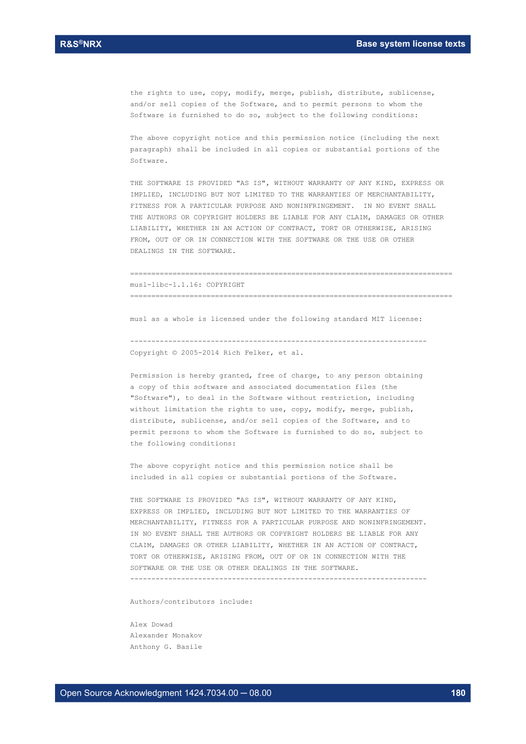the rights to use, copy, modify, merge, publish, distribute, sublicense, and/or sell copies of the Software, and to permit persons to whom the Software is furnished to do so, subject to the following conditions:

The above copyright notice and this permission notice (including the next paragraph) shall be included in all copies or substantial portions of the Software.

THE SOFTWARE IS PROVIDED "AS IS", WITHOUT WARRANTY OF ANY KIND, EXPRESS OR IMPLIED, INCLUDING BUT NOT LIMITED TO THE WARRANTIES OF MERCHANTABILITY, FITNESS FOR A PARTICULAR PURPOSE AND NONINFRINGEMENT. IN NO EVENT SHALL THE AUTHORS OR COPYRIGHT HOLDERS BE LIABLE FOR ANY CLAIM, DAMAGES OR OTHER LIABILITY, WHETHER IN AN ACTION OF CONTRACT, TORT OR OTHERWISE, ARISING FROM, OUT OF OR IN CONNECTION WITH THE SOFTWARE OR THE USE OR OTHER DEALINGS IN THE SOFTWARE.

============================================================================

musl-libc-1.1.16: COPYRIGHT

============================================================================

musl as a whole is licensed under the following standard MIT license:

----------------------------------------------------------------------

Copyright © 2005-2014 Rich Felker, et al.

Permission is hereby granted, free of charge, to any person obtaining a copy of this software and associated documentation files (the "Software"), to deal in the Software without restriction, including without limitation the rights to use, copy, modify, merge, publish, distribute, sublicense, and/or sell copies of the Software, and to permit persons to whom the Software is furnished to do so, subject to the following conditions:

The above copyright notice and this permission notice shall be included in all copies or substantial portions of the Software.

THE SOFTWARE IS PROVIDED "AS IS", WITHOUT WARRANTY OF ANY KIND, EXPRESS OR IMPLIED, INCLUDING BUT NOT LIMITED TO THE WARRANTIES OF MERCHANTABILITY, FITNESS FOR A PARTICULAR PURPOSE AND NONINFRINGEMENT. IN NO EVENT SHALL THE AUTHORS OR COPYRIGHT HOLDERS BE LIABLE FOR ANY CLAIM, DAMAGES OR OTHER LIABILITY, WHETHER IN AN ACTION OF CONTRACT, TORT OR OTHERWISE, ARISING FROM, OUT OF OR IN CONNECTION WITH THE SOFTWARE OR THE USE OR OTHER DEALINGS IN THE SOFTWARE.

----------------------------------------------------------------------

Authors/contributors include:

Alex Dowad
Alexander Monakov
Anthony G. Basile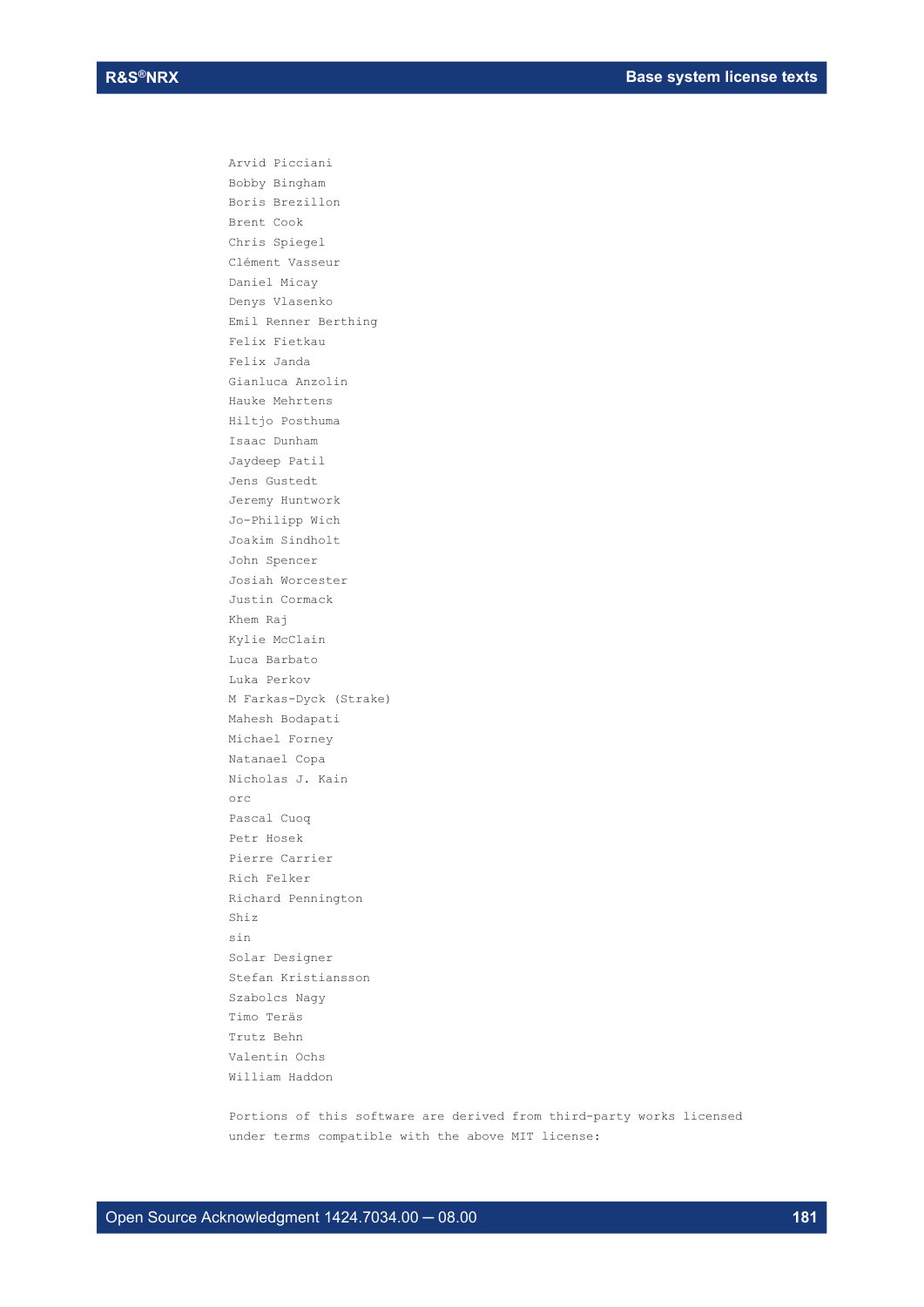```
Arvid Picciani
Bobby Bingham
Boris Brezillon
Brent Cook
Chris Spiegel
Clément Vasseur
Daniel Micay
Denys Vlasenko
Emil Renner Berthing
Felix Fietkau
Felix Janda
Gianluca Anzolin
Hauke Mehrtens
Hiltjo Posthuma
Isaac Dunham
Jaydeep Patil
Jens Gustedt
Jeremy Huntwork
Jo-Philipp Wich
Joakim Sindholt
John Spencer
Josiah Worcester
Justin Cormack
Khem Raj
Kylie McClain
Luca Barbato
Luka Perkov
M Farkas-Dyck (Strake)
Mahesh Bodapati
Michael Forney
Natanael Copa
Nicholas J. Kain
orc
Pascal Cuoq
Petr Hosek
Pierre Carrier
Rich Felker
Richard Pennington
Shiz
sin
Solar Designer
Stefan Kristiansson
Szabolcs Nagy
Timo Teräs
Trutz Behn
Valentin Ochs
William Haddon

Portions of this software are derived from third-party works licensed
under terms compatible with the above MIT license:
```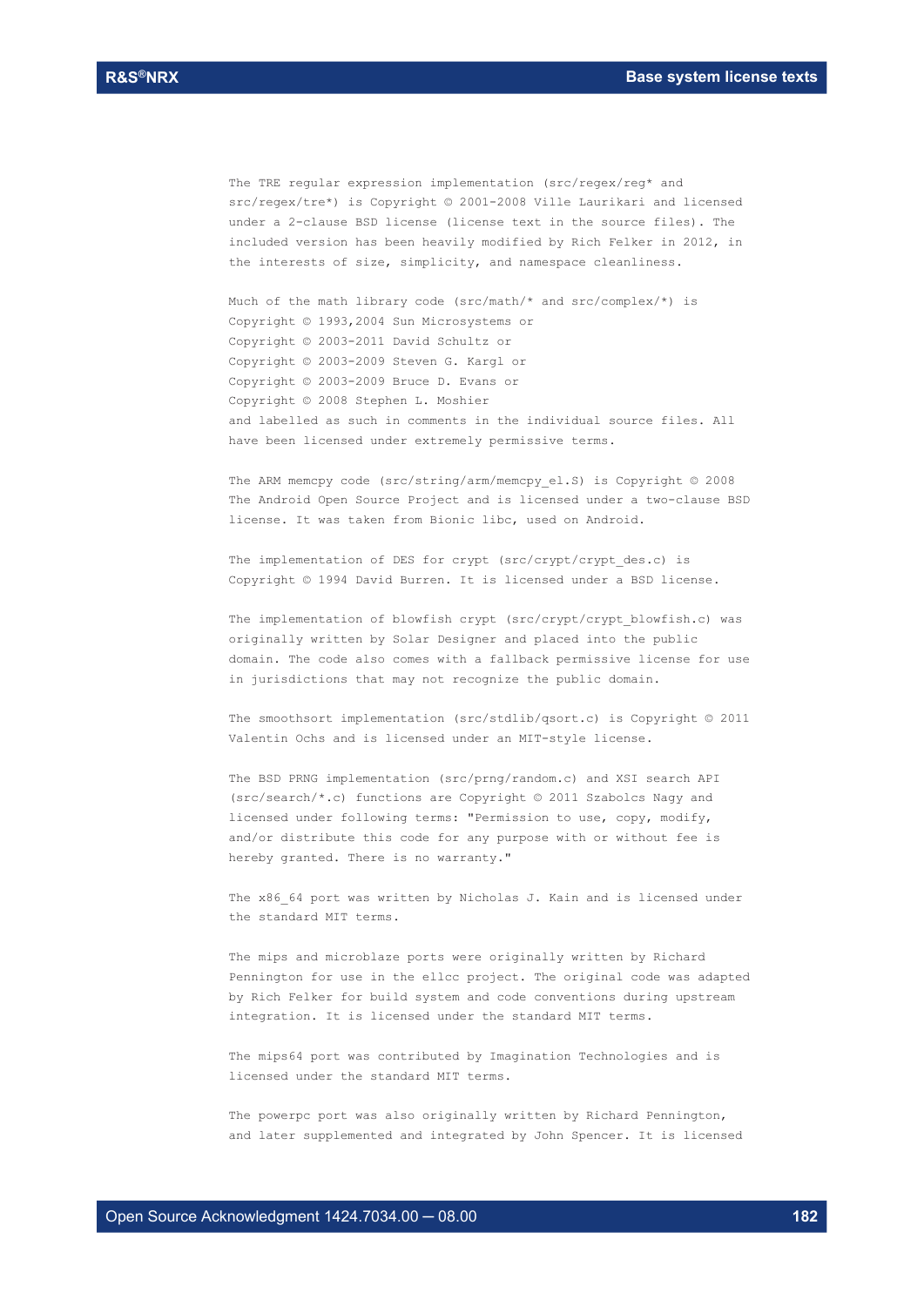The TRE regular expression implementation (src/regex/reg* and src/regex/tre*) is Copyright © 2001-2008 Ville Laurikari and licensed under a 2-clause BSD license (license text in the source files). The included version has been heavily modified by Rich Felker in 2012, in the interests of size, simplicity, and namespace cleanliness.

Much of the math library code (src/math/* and src/complex/*) is
Copyright © 1993,2004 Sun Microsystems or
Copyright © 2003-2011 David Schultz or
Copyright © 2003-2009 Steven G. Kargl or
Copyright © 2003-2009 Bruce D. Evans or
Copyright © 2008 Stephen L. Moshier
and labelled as such in comments in the individual source files. All have been licensed under extremely permissive terms.

The ARM memcpy code (src/string/arm/memcpy_el.S) is Copyright © 2008 The Android Open Source Project and is licensed under a two-clause BSD license. It was taken from Bionic libc, used on Android.

The implementation of DES for crypt (src/crypt/crypt_des.c) is Copyright © 1994 David Burren. It is licensed under a BSD license.

The implementation of blowfish crypt (src/crypt/crypt_blowfish.c) was originally written by Solar Designer and placed into the public domain. The code also comes with a fallback permissive license for use in jurisdictions that may not recognize the public domain.

The smoothsort implementation (src/stdlib/qsort.c) is Copyright © 2011 Valentin Ochs and is licensed under an MIT-style license.

The BSD PRNG implementation (src/prng/random.c) and XSI search API (src/search/*.c) functions are Copyright © 2011 Szabolcs Nagy and licensed under following terms: "Permission to use, copy, modify, and/or distribute this code for any purpose with or without fee is hereby granted. There is no warranty."

The x86_64 port was written by Nicholas J. Kain and is licensed under the standard MIT terms.

The mips and microblaze ports were originally written by Richard Pennington for use in the ellcc project. The original code was adapted by Rich Felker for build system and code conventions during upstream integration. It is licensed under the standard MIT terms.

The mips64 port was contributed by Imagination Technologies and is licensed under the standard MIT terms.

The powerpc port was also originally written by Richard Pennington, and later supplemented and integrated by John Spencer. It is licensed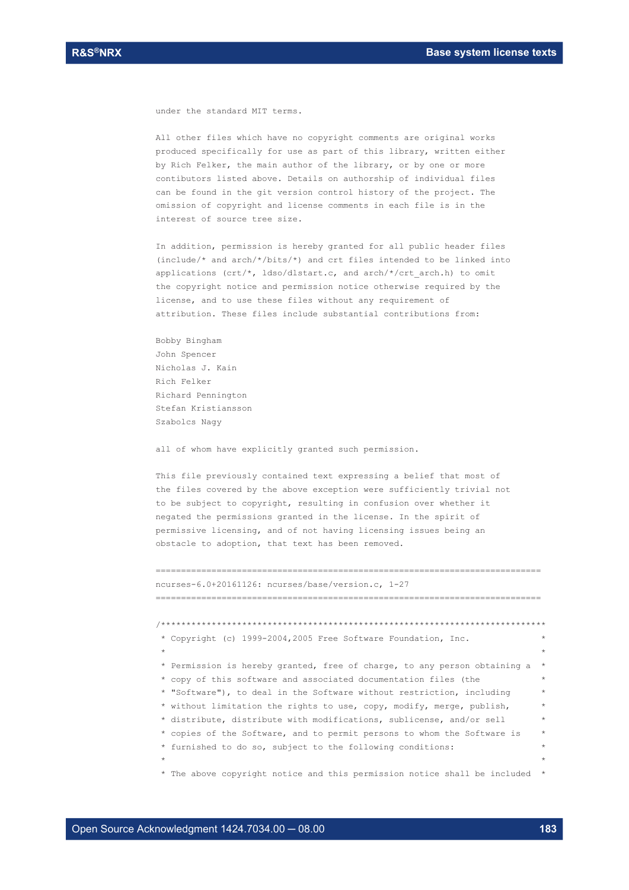under the standard MIT terms.

All other files which have no copyright comments are original works produced specifically for use as part of this library, written either by Rich Felker, the main author of the library, or by one or more contibutors listed above. Details on authorship of individual files can be found in the git version control history of the project. The omission of copyright and license comments in each file is in the interest of source tree size.

In addition, permission is hereby granted for all public header files (include/* and arch/*/bits/*) and crt files intended to be linked into applications (crt/*, ldso/dlstart.c, and arch/*/crt_arch.h) to omit the copyright notice and permission notice otherwise required by the license, and to use these files without any requirement of attribution. These files include substantial contributions from:

Bobby Bingham
John Spencer
Nicholas J. Kain
Rich Felker
Richard Pennington
Stefan Kristiansson
Szabolcs Nagy

all of whom have explicitly granted such permission.

This file previously contained text expressing a belief that most of the files covered by the above exception were sufficiently trivial not to be subject to copyright, resulting in confusion over whether it negated the permissions granted in the license. In the spirit of permissive licensing, and of not having licensing issues being an obstacle to adoption, that text has been removed.

============================================================================

ncurses-6.0+20161126: ncurses/base/version.c, 1-27

============================================================================

```
/****************************************************************************
 * Copyright (c) 1999-2004,2005 Free Software Foundation, Inc.              *
 *                                                                          *
 * Permission is hereby granted, free of charge, to any person obtaining a  *
 * copy of this software and associated documentation files (the            *
 * "Software"), to deal in the Software without restriction, including     *
 * without limitation the rights to use, copy, modify, merge, publish,      *
 * distribute, distribute with modifications, sublicense, and/or sell       *
 * copies of the Software, and to permit persons to whom the Software is    *
 * furnished to do so, subject to the following conditions:                *
 *                                                                          *
 * The above copyright notice and this permission notice shall be included  *
```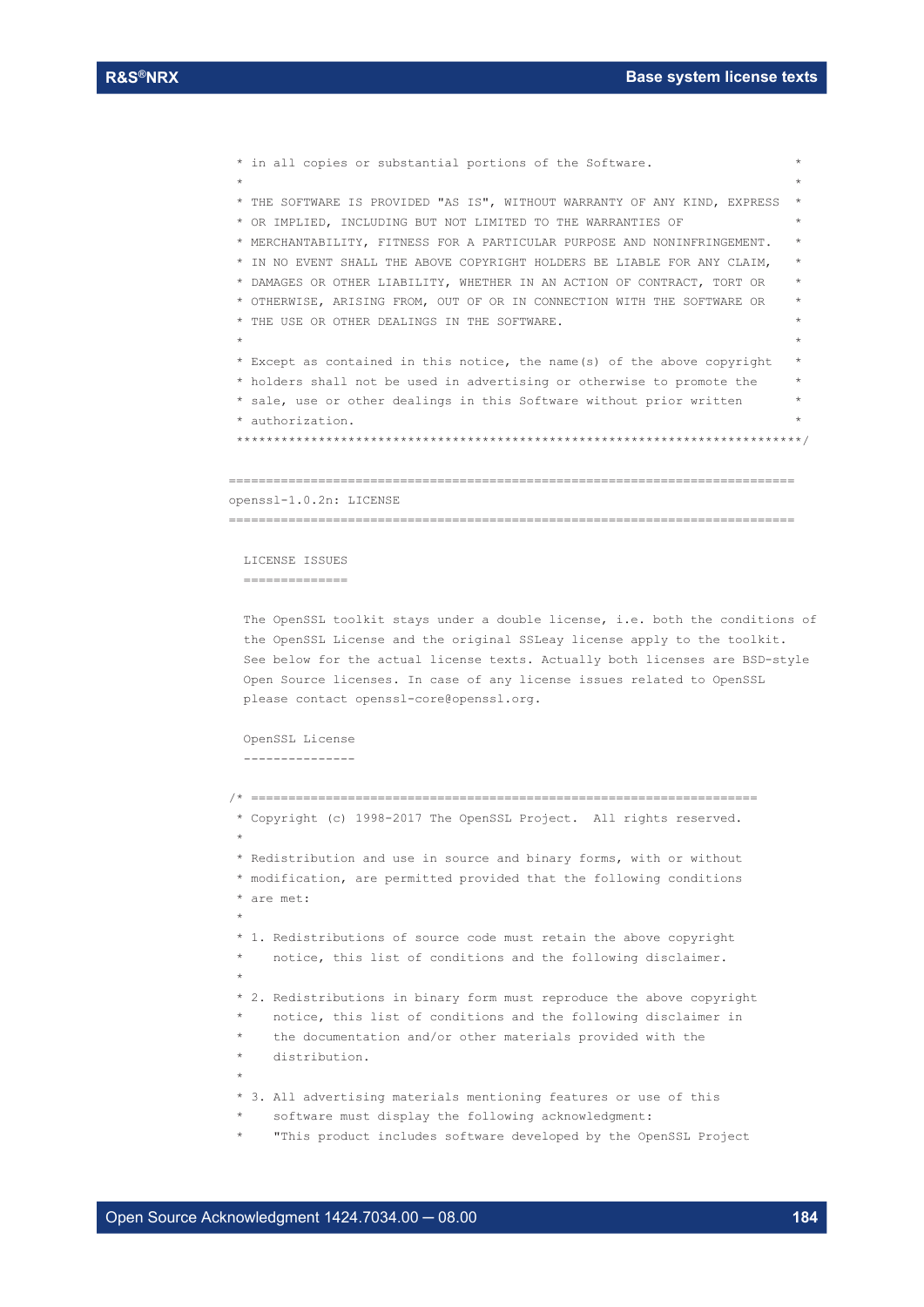```
 * in all copies or substantial portions of the Software.                  *
 *                                                                         *
 * THE SOFTWARE IS PROVIDED "AS IS", WITHOUT WARRANTY OF ANY KIND, EXPRESS *
 * OR IMPLIED, INCLUDING BUT NOT LIMITED TO THE WARRANTIES OF              *
 * MERCHANTABILITY, FITNESS FOR A PARTICULAR PURPOSE AND NONINFRINGEMENT.  *
 * IN NO EVENT SHALL THE ABOVE COPYRIGHT HOLDERS BE LIABLE FOR ANY CLAIM,  *
 * DAMAGES OR OTHER LIABILITY, WHETHER IN AN ACTION OF CONTRACT, TORT OR   *
 * OTHERWISE, ARISING FROM, OUT OF OR IN CONNECTION WITH THE SOFTWARE OR   *
 * THE USE OR OTHER DEALINGS IN THE SOFTWARE.                              *
 *                                                                         *
 * Except as contained in this notice, the name(s) of the above copyright  *
 * holders shall not be used in advertising or otherwise to promote the    *
 * sale, use or other dealings in this Software without prior written      *
 * authorization.                                                          *
 ***************************************************************************/
```

```
=============================================================================
openssl-1.0.2n: LICENSE
=============================================================================
```

```
  LICENSE ISSUES
  ==============

  The OpenSSL toolkit stays under a double license, i.e. both the conditions of
  the OpenSSL License and the original SSLeay license apply to the toolkit.
  See below for the actual license texts. Actually both licenses are BSD-style
  Open Source licenses. In case of any license issues related to OpenSSL
  please contact openssl-core@openssl.org.

  OpenSSL License
  ---------------

/* ====================================================================
 * Copyright (c) 1998-2017 The OpenSSL Project.  All rights reserved.
 *
 * Redistribution and use in source and binary forms, with or without
 * modification, are permitted provided that the following conditions
 * are met:
 *
 * 1. Redistributions of source code must retain the above copyright
 *    notice, this list of conditions and the following disclaimer.
 *
 * 2. Redistributions in binary form must reproduce the above copyright
 *    notice, this list of conditions and the following disclaimer in
 *    the documentation and/or other materials provided with the
 *    distribution.
 *
 * 3. All advertising materials mentioning features or use of this
 *    software must display the following acknowledgment:
 *    "This product includes software developed by the OpenSSL Project
```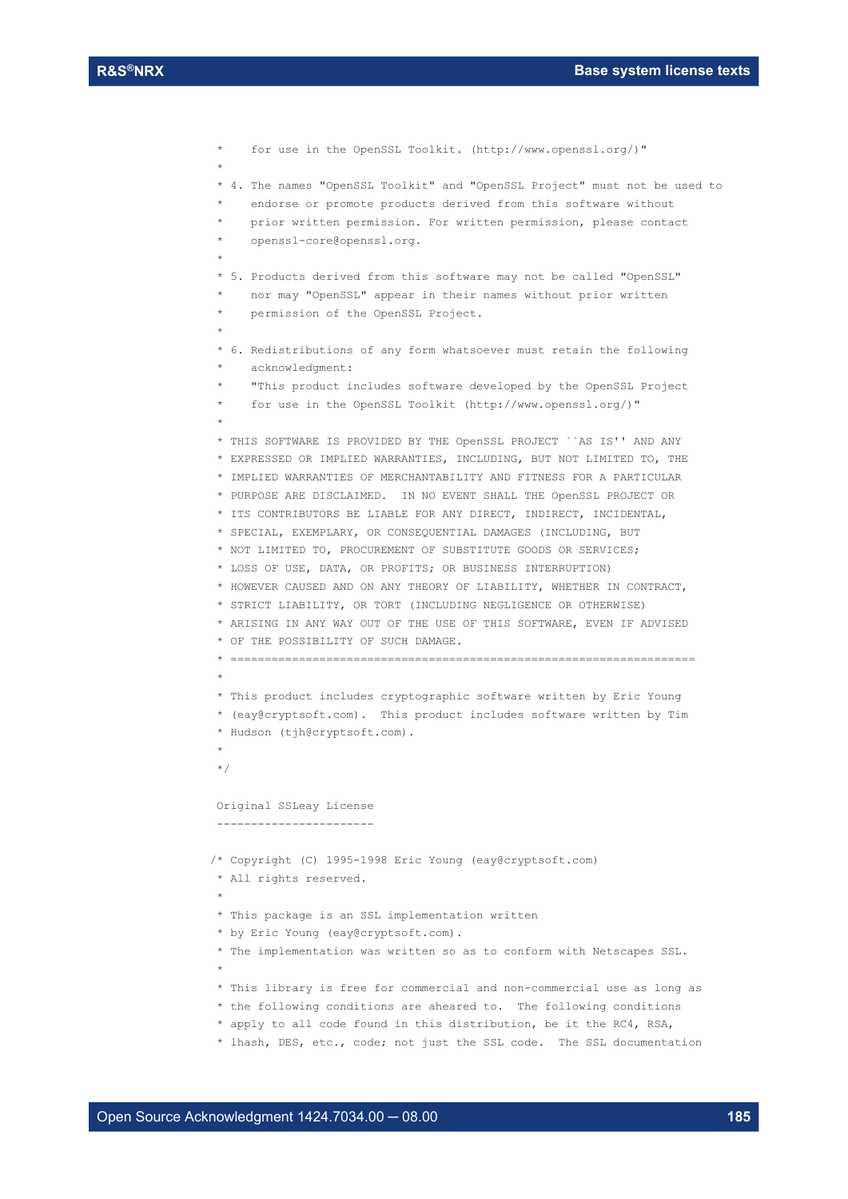```
 *    for use in the OpenSSL Toolkit. (http://www.openssl.org/)"
 *
 * 4. The names "OpenSSL Toolkit" and "OpenSSL Project" must not be used to
 *    endorse or promote products derived from this software without
 *    prior written permission. For written permission, please contact
 *    openssl-core@openssl.org.
 *
 * 5. Products derived from this software may not be called "OpenSSL"
 *    nor may "OpenSSL" appear in their names without prior written
 *    permission of the OpenSSL Project.
 *
 * 6. Redistributions of any form whatsoever must retain the following
 *    acknowledgment:
 *    "This product includes software developed by the OpenSSL Project
 *    for use in the OpenSSL Toolkit (http://www.openssl.org/)"
 *
 * THIS SOFTWARE IS PROVIDED BY THE OpenSSL PROJECT ``AS IS'' AND ANY
 * EXPRESSED OR IMPLIED WARRANTIES, INCLUDING, BUT NOT LIMITED TO, THE
 * IMPLIED WARRANTIES OF MERCHANTABILITY AND FITNESS FOR A PARTICULAR
 * PURPOSE ARE DISCLAIMED.  IN NO EVENT SHALL THE OpenSSL PROJECT OR
 * ITS CONTRIBUTORS BE LIABLE FOR ANY DIRECT, INDIRECT, INCIDENTAL,
 * SPECIAL, EXEMPLARY, OR CONSEQUENTIAL DAMAGES (INCLUDING, BUT
 * NOT LIMITED TO, PROCUREMENT OF SUBSTITUTE GOODS OR SERVICES;
 * LOSS OF USE, DATA, OR PROFITS; OR BUSINESS INTERRUPTION)
 * HOWEVER CAUSED AND ON ANY THEORY OF LIABILITY, WHETHER IN CONTRACT,
 * STRICT LIABILITY, OR TORT (INCLUDING NEGLIGENCE OR OTHERWISE)
 * ARISING IN ANY WAY OUT OF THE USE OF THIS SOFTWARE, EVEN IF ADVISED
 * OF THE POSSIBILITY OF SUCH DAMAGE.
 * ====================================================================
 *
 * This product includes cryptographic software written by Eric Young
 * (eay@cryptsoft.com).  This product includes software written by Tim
 * Hudson (tjh@cryptsoft.com).
 *
 */

 Original SSLeay License
 -----------------------

/* Copyright (C) 1995-1998 Eric Young (eay@cryptsoft.com)
 * All rights reserved.
 *
 * This package is an SSL implementation written
 * by Eric Young (eay@cryptsoft.com).
 * The implementation was written so as to conform with Netscapes SSL.
 *
 * This library is free for commercial and non-commercial use as long as
 * the following conditions are aheared to.  The following conditions
 * apply to all code found in this distribution, be it the RC4, RSA,
 * lhash, DES, etc., code; not just the SSL code.  The SSL documentation
```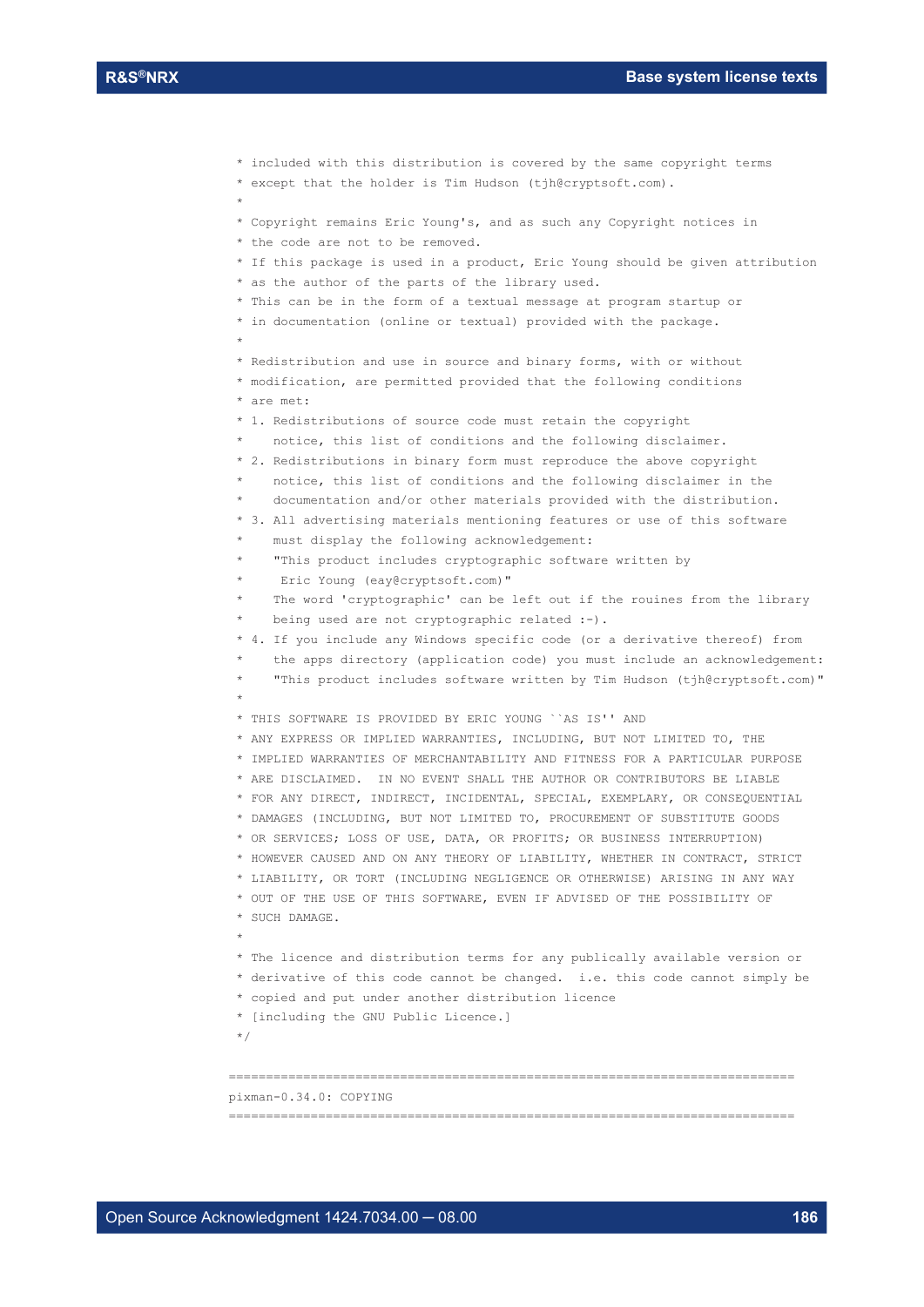```
 * included with this distribution is covered by the same copyright terms
 * except that the holder is Tim Hudson (tjh@cryptsoft.com).
 *
 * Copyright remains Eric Young's, and as such any Copyright notices in
 * the code are not to be removed.
 * If this package is used in a product, Eric Young should be given attribution
 * as the author of the parts of the library used.
 * This can be in the form of a textual message at program startup or
 * in documentation (online or textual) provided with the package.
 *
 * Redistribution and use in source and binary forms, with or without
 * modification, are permitted provided that the following conditions
 * are met:
 * 1. Redistributions of source code must retain the copyright
 *    notice, this list of conditions and the following disclaimer.
 * 2. Redistributions in binary form must reproduce the above copyright
 *    notice, this list of conditions and the following disclaimer in the
 *    documentation and/or other materials provided with the distribution.
 * 3. All advertising materials mentioning features or use of this software
 *    must display the following acknowledgement:
 *    "This product includes cryptographic software written by
 *     Eric Young (eay@cryptsoft.com)"
 *    The word 'cryptographic' can be left out if the rouines from the library
 *    being used are not cryptographic related :-).
 * 4. If you include any Windows specific code (or a derivative thereof) from
 *    the apps directory (application code) you must include an acknowledgement:
 *    "This product includes software written by Tim Hudson (tjh@cryptsoft.com)"
 *
 * THIS SOFTWARE IS PROVIDED BY ERIC YOUNG ``AS IS'' AND
 * ANY EXPRESS OR IMPLIED WARRANTIES, INCLUDING, BUT NOT LIMITED TO, THE
 * IMPLIED WARRANTIES OF MERCHANTABILITY AND FITNESS FOR A PARTICULAR PURPOSE
 * ARE DISCLAIMED.  IN NO EVENT SHALL THE AUTHOR OR CONTRIBUTORS BE LIABLE
 * FOR ANY DIRECT, INDIRECT, INCIDENTAL, SPECIAL, EXEMPLARY, OR CONSEQUENTIAL
 * DAMAGES (INCLUDING, BUT NOT LIMITED TO, PROCUREMENT OF SUBSTITUTE GOODS
 * OR SERVICES; LOSS OF USE, DATA, OR PROFITS; OR BUSINESS INTERRUPTION)
 * HOWEVER CAUSED AND ON ANY THEORY OF LIABILITY, WHETHER IN CONTRACT, STRICT
 * LIABILITY, OR TORT (INCLUDING NEGLIGENCE OR OTHERWISE) ARISING IN ANY WAY
 * OUT OF THE USE OF THIS SOFTWARE, EVEN IF ADVISED OF THE POSSIBILITY OF
 * SUCH DAMAGE.
 *
 * The licence and distribution terms for any publically available version or
 * derivative of this code cannot be changed.  i.e. this code cannot simply be
 * copied and put under another distribution licence
 * [including the GNU Public Licence.]
 */
```

```
==============================================================================
pixman-0.34.0: COPYING
==============================================================================
```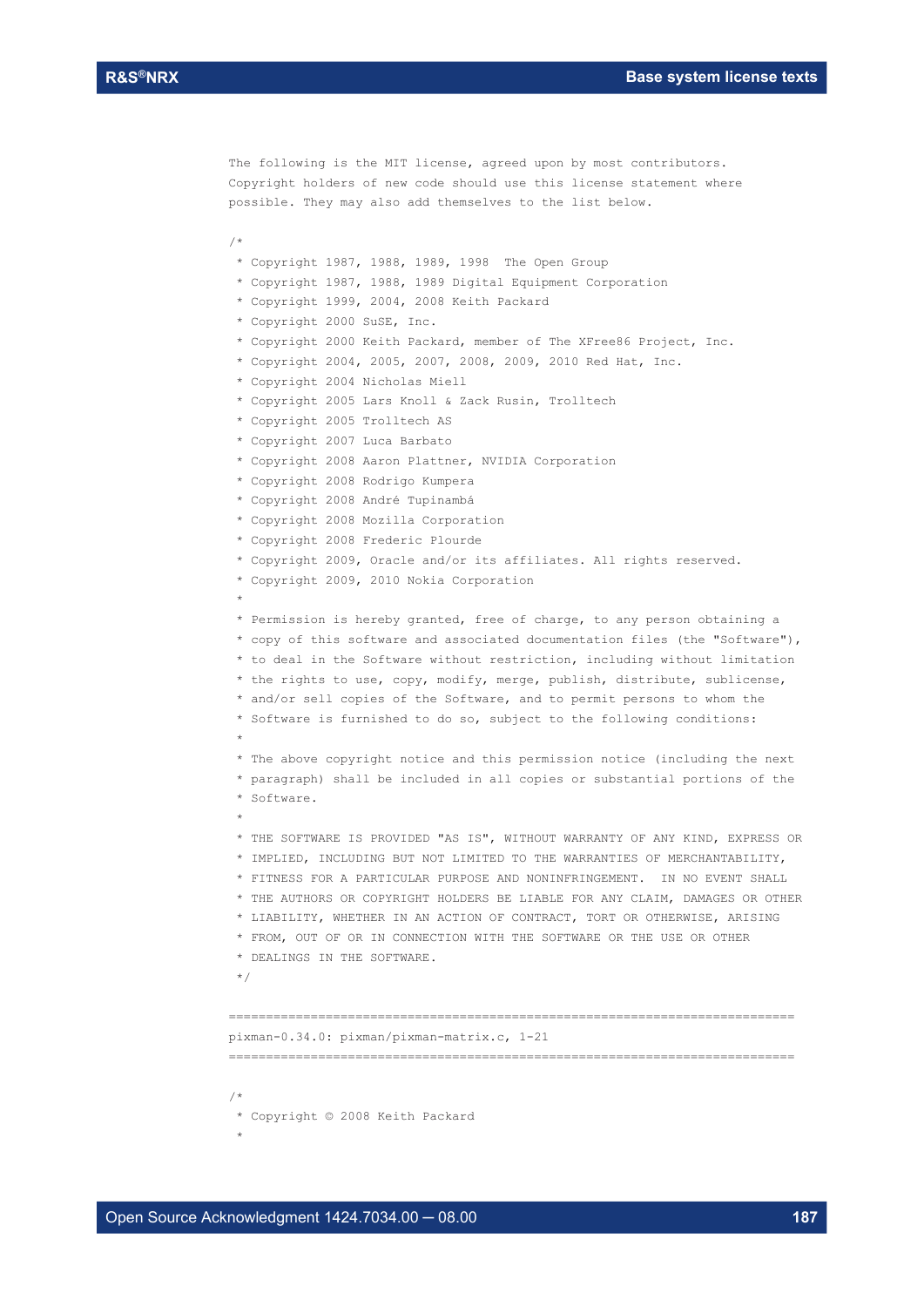The following is the MIT license, agreed upon by most contributors. Copyright holders of new code should use this license statement where possible. They may also add themselves to the list below.

```
/*
 * Copyright 1987, 1988, 1989, 1998  The Open Group
 * Copyright 1987, 1988, 1989 Digital Equipment Corporation
 * Copyright 1999, 2004, 2008 Keith Packard
 * Copyright 2000 SuSE, Inc.
 * Copyright 2000 Keith Packard, member of The XFree86 Project, Inc.
 * Copyright 2004, 2005, 2007, 2008, 2009, 2010 Red Hat, Inc.
 * Copyright 2004 Nicholas Miell
 * Copyright 2005 Lars Knoll & Zack Rusin, Trolltech
 * Copyright 2005 Trolltech AS
 * Copyright 2007 Luca Barbato
 * Copyright 2008 Aaron Plattner, NVIDIA Corporation
 * Copyright 2008 Rodrigo Kumpera
 * Copyright 2008 André Tupinambá
 * Copyright 2008 Mozilla Corporation
 * Copyright 2008 Frederic Plourde
 * Copyright 2009, Oracle and/or its affiliates. All rights reserved.
 * Copyright 2009, 2010 Nokia Corporation
 *
 * Permission is hereby granted, free of charge, to any person obtaining a
 * copy of this software and associated documentation files (the "Software"),
 * to deal in the Software without restriction, including without limitation
 * the rights to use, copy, modify, merge, publish, distribute, sublicense,
 * and/or sell copies of the Software, and to permit persons to whom the
 * Software is furnished to do so, subject to the following conditions:
 *
 * The above copyright notice and this permission notice (including the next
 * paragraph) shall be included in all copies or substantial portions of the
 * Software.
 *
 * THE SOFTWARE IS PROVIDED "AS IS", WITHOUT WARRANTY OF ANY KIND, EXPRESS OR
 * IMPLIED, INCLUDING BUT NOT LIMITED TO THE WARRANTIES OF MERCHANTABILITY,
 * FITNESS FOR A PARTICULAR PURPOSE AND NONINFRINGEMENT.  IN NO EVENT SHALL
 * THE AUTHORS OR COPYRIGHT HOLDERS BE LIABLE FOR ANY CLAIM, DAMAGES OR OTHER
 * LIABILITY, WHETHER IN AN ACTION OF CONTRACT, TORT OR OTHERWISE, ARISING
 * FROM, OUT OF OR IN CONNECTION WITH THE SOFTWARE OR THE USE OR OTHER
 * DEALINGS IN THE SOFTWARE.
 */
```

============================================================================

pixman-0.34.0: pixman/pixman-matrix.c, 1-21

============================================================================

```
/*
 * Copyright © 2008 Keith Packard
 *
```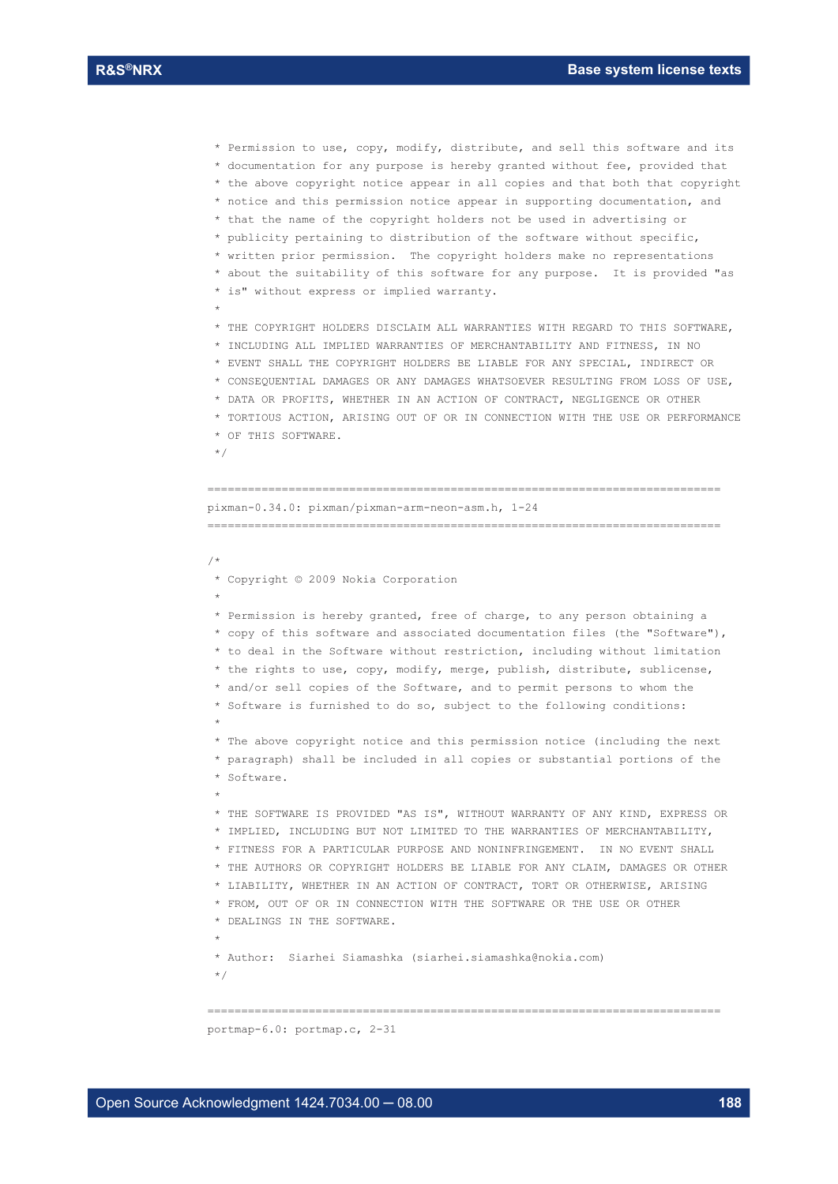```
 * Permission to use, copy, modify, distribute, and sell this software and its
 * documentation for any purpose is hereby granted without fee, provided that
 * the above copyright notice appear in all copies and that both that copyright
 * notice and this permission notice appear in supporting documentation, and
 * that the name of the copyright holders not be used in advertising or
 * publicity pertaining to distribution of the software without specific,
 * written prior permission.  The copyright holders make no representations
 * about the suitability of this software for any purpose.  It is provided "as
 * is" without express or implied warranty.
 *
 * THE COPYRIGHT HOLDERS DISCLAIM ALL WARRANTIES WITH REGARD TO THIS SOFTWARE,
 * INCLUDING ALL IMPLIED WARRANTIES OF MERCHANTABILITY AND FITNESS, IN NO
 * EVENT SHALL THE COPYRIGHT HOLDERS BE LIABLE FOR ANY SPECIAL, INDIRECT OR
 * CONSEQUENTIAL DAMAGES OR ANY DAMAGES WHATSOEVER RESULTING FROM LOSS OF USE,
 * DATA OR PROFITS, WHETHER IN AN ACTION OF CONTRACT, NEGLIGENCE OR OTHER
 * TORTIOUS ACTION, ARISING OUT OF OR IN CONNECTION WITH THE USE OR PERFORMANCE
 * OF THIS SOFTWARE.
 */

============================================================================
pixman-0.34.0: pixman/pixman-arm-neon-asm.h, 1-24
============================================================================

/*
 * Copyright © 2009 Nokia Corporation
 *
 * Permission is hereby granted, free of charge, to any person obtaining a
 * copy of this software and associated documentation files (the "Software"),
 * to deal in the Software without restriction, including without limitation
 * the rights to use, copy, modify, merge, publish, distribute, sublicense,
 * and/or sell copies of the Software, and to permit persons to whom the
 * Software is furnished to do so, subject to the following conditions:
 *
 * The above copyright notice and this permission notice (including the next
 * paragraph) shall be included in all copies or substantial portions of the
 * Software.
 *
 * THE SOFTWARE IS PROVIDED "AS IS", WITHOUT WARRANTY OF ANY KIND, EXPRESS OR
 * IMPLIED, INCLUDING BUT NOT LIMITED TO THE WARRANTIES OF MERCHANTABILITY,
 * FITNESS FOR A PARTICULAR PURPOSE AND NONINFRINGEMENT.  IN NO EVENT SHALL
 * THE AUTHORS OR COPYRIGHT HOLDERS BE LIABLE FOR ANY CLAIM, DAMAGES OR OTHER
 * LIABILITY, WHETHER IN AN ACTION OF CONTRACT, TORT OR OTHERWISE, ARISING
 * FROM, OUT OF OR IN CONNECTION WITH THE SOFTWARE OR THE USE OR OTHER
 * DEALINGS IN THE SOFTWARE.
 *
 * Author:  Siarhei Siamashka (siarhei.siamashka@nokia.com)
 */

============================================================================
portmap-6.0: portmap.c, 2-31
```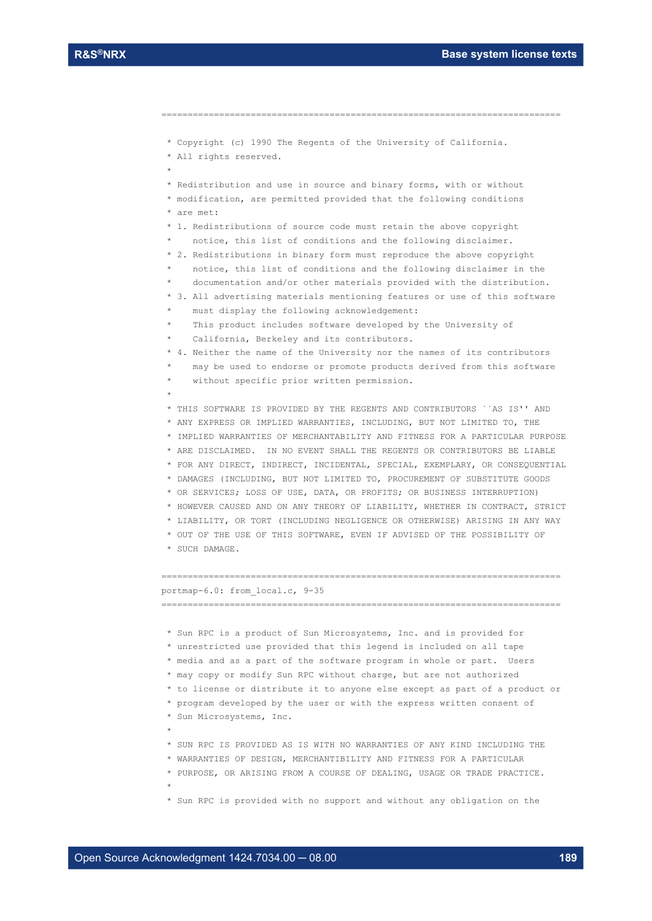```
============================================================================

 * Copyright (c) 1990 The Regents of the University of California.
 * All rights reserved.
 *
 * Redistribution and use in source and binary forms, with or without
 * modification, are permitted provided that the following conditions
 * are met:
 * 1. Redistributions of source code must retain the above copyright
 *    notice, this list of conditions and the following disclaimer.
 * 2. Redistributions in binary form must reproduce the above copyright
 *    notice, this list of conditions and the following disclaimer in the
 *    documentation and/or other materials provided with the distribution.
 * 3. All advertising materials mentioning features or use of this software
 *    must display the following acknowledgement:
 *    This product includes software developed by the University of
 *    California, Berkeley and its contributors.
 * 4. Neither the name of the University nor the names of its contributors
 *    may be used to endorse or promote products derived from this software
 *    without specific prior written permission.
 *
 * THIS SOFTWARE IS PROVIDED BY THE REGENTS AND CONTRIBUTORS ``AS IS'' AND
 * ANY EXPRESS OR IMPLIED WARRANTIES, INCLUDING, BUT NOT LIMITED TO, THE
 * IMPLIED WARRANTIES OF MERCHANTABILITY AND FITNESS FOR A PARTICULAR PURPOSE
 * ARE DISCLAIMED.  IN NO EVENT SHALL THE REGENTS OR CONTRIBUTORS BE LIABLE
 * FOR ANY DIRECT, INDIRECT, INCIDENTAL, SPECIAL, EXEMPLARY, OR CONSEQUENTIAL
 * DAMAGES (INCLUDING, BUT NOT LIMITED TO, PROCUREMENT OF SUBSTITUTE GOODS
 * OR SERVICES; LOSS OF USE, DATA, OR PROFITS; OR BUSINESS INTERRUPTION)
 * HOWEVER CAUSED AND ON ANY THEORY OF LIABILITY, WHETHER IN CONTRACT, STRICT
 * LIABILITY, OR TORT (INCLUDING NEGLIGENCE OR OTHERWISE) ARISING IN ANY WAY
 * OUT OF THE USE OF THIS SOFTWARE, EVEN IF ADVISED OF THE POSSIBILITY OF
 * SUCH DAMAGE.

============================================================================
portmap-6.0: from_local.c, 9-35
============================================================================

 * Sun RPC is a product of Sun Microsystems, Inc. and is provided for
 * unrestricted use provided that this legend is included on all tape
 * media and as a part of the software program in whole or part.  Users
 * may copy or modify Sun RPC without charge, but are not authorized
 * to license or distribute it to anyone else except as part of a product or
 * program developed by the user or with the express written consent of
 * Sun Microsystems, Inc.
 *
 * SUN RPC IS PROVIDED AS IS WITH NO WARRANTIES OF ANY KIND INCLUDING THE
 * WARRANTIES OF DESIGN, MERCHANTIBILITY AND FITNESS FOR A PARTICULAR
 * PURPOSE, OR ARISING FROM A COURSE OF DEALING, USAGE OR TRADE PRACTICE.
 *
 * Sun RPC is provided with no support and without any obligation on the
```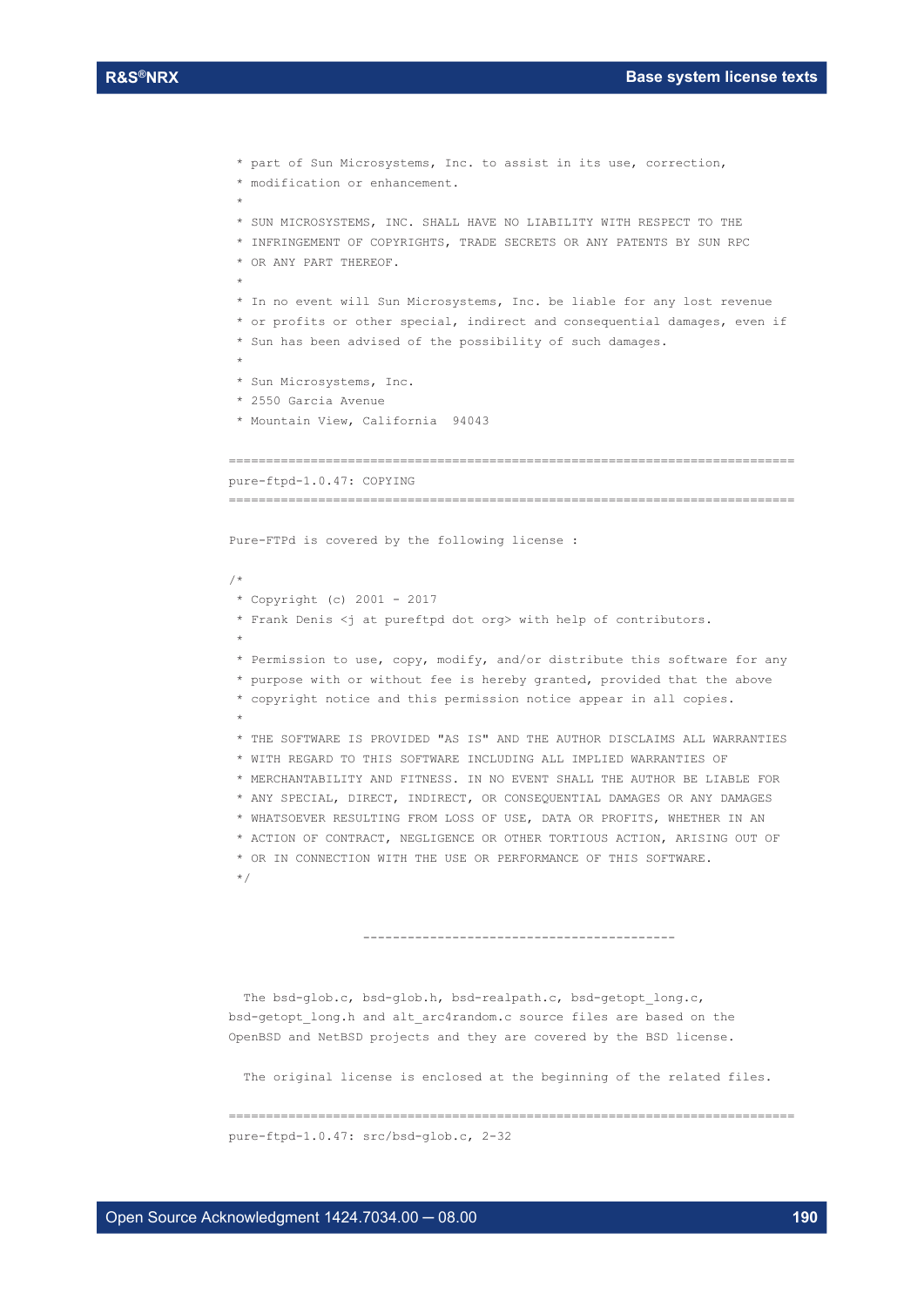```
 * part of Sun Microsystems, Inc. to assist in its use, correction,
 * modification or enhancement.
 *
 * SUN MICROSYSTEMS, INC. SHALL HAVE NO LIABILITY WITH RESPECT TO THE
 * INFRINGEMENT OF COPYRIGHTS, TRADE SECRETS OR ANY PATENTS BY SUN RPC
 * OR ANY PART THEREOF.
 *
 * In no event will Sun Microsystems, Inc. be liable for any lost revenue
 * or profits or other special, indirect and consequential damages, even if
 * Sun has been advised of the possibility of such damages.
 *
 * Sun Microsystems, Inc.
 * 2550 Garcia Avenue
 * Mountain View, California  94043
```

```
============================================================================
pure-ftpd-1.0.47: COPYING
============================================================================
```

```
Pure-FTPd is covered by the following license :

/*
 * Copyright (c) 2001 - 2017
 * Frank Denis <j at pureftpd dot org> with help of contributors.
 *
 * Permission to use, copy, modify, and/or distribute this software for any
 * purpose with or without fee is hereby granted, provided that the above
 * copyright notice and this permission notice appear in all copies.
 *
 * THE SOFTWARE IS PROVIDED "AS IS" AND THE AUTHOR DISCLAIMS ALL WARRANTIES
 * WITH REGARD TO THIS SOFTWARE INCLUDING ALL IMPLIED WARRANTIES OF
 * MERCHANTABILITY AND FITNESS. IN NO EVENT SHALL THE AUTHOR BE LIABLE FOR
 * ANY SPECIAL, DIRECT, INDIRECT, OR CONSEQUENTIAL DAMAGES OR ANY DAMAGES
 * WHATSOEVER RESULTING FROM LOSS OF USE, DATA OR PROFITS, WHETHER IN AN
 * ACTION OF CONTRACT, NEGLIGENCE OR OTHER TORTIOUS ACTION, ARISING OUT OF
 * OR IN CONNECTION WITH THE USE OR PERFORMANCE OF THIS SOFTWARE.
 */


                  ------------------------------------------


  The bsd-glob.c, bsd-glob.h, bsd-realpath.c, bsd-getopt_long.c,
bsd-getopt_long.h and alt_arc4random.c source files are based on the
OpenBSD and NetBSD projects and they are covered by the BSD license.

  The original license is enclosed at the beginning of the related files.
```

```
============================================================================
pure-ftpd-1.0.47: src/bsd-glob.c, 2-32
```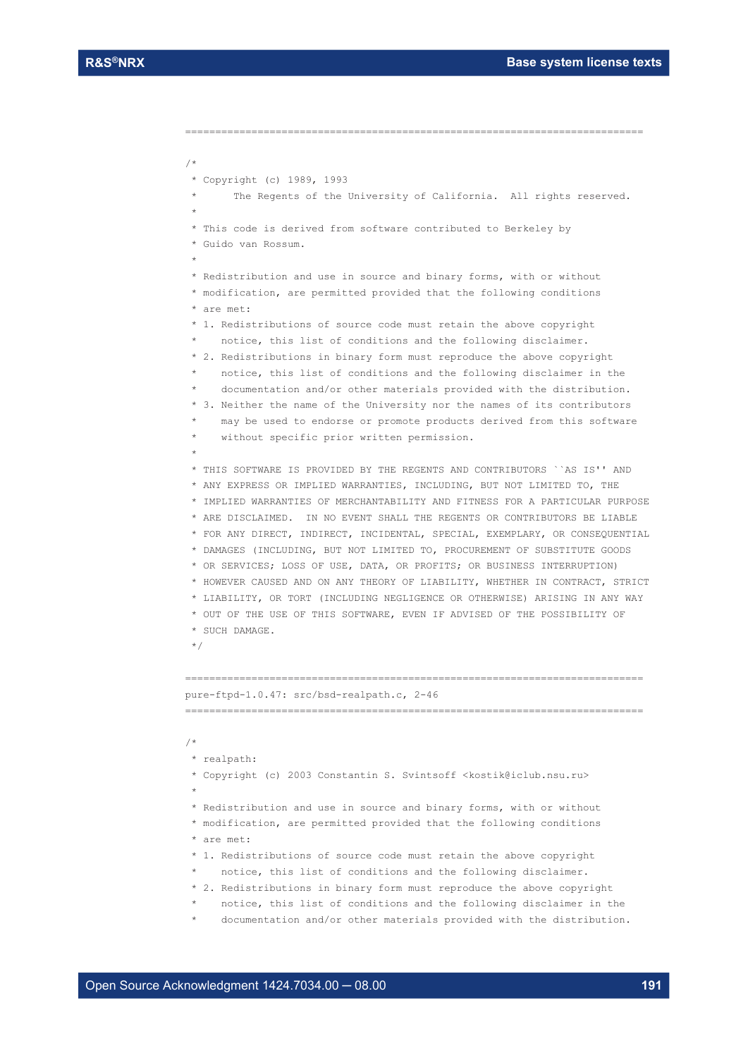```
==============================================================================

/*
 * Copyright (c) 1989, 1993
 *      The Regents of the University of California.  All rights reserved.
 *
 * This code is derived from software contributed to Berkeley by
 * Guido van Rossum.
 *
 * Redistribution and use in source and binary forms, with or without
 * modification, are permitted provided that the following conditions
 * are met:
 * 1. Redistributions of source code must retain the above copyright
 *    notice, this list of conditions and the following disclaimer.
 * 2. Redistributions in binary form must reproduce the above copyright
 *    notice, this list of conditions and the following disclaimer in the
 *    documentation and/or other materials provided with the distribution.
 * 3. Neither the name of the University nor the names of its contributors
 *    may be used to endorse or promote products derived from this software
 *    without specific prior written permission.
 *
 * THIS SOFTWARE IS PROVIDED BY THE REGENTS AND CONTRIBUTORS ``AS IS'' AND
 * ANY EXPRESS OR IMPLIED WARRANTIES, INCLUDING, BUT NOT LIMITED TO, THE
 * IMPLIED WARRANTIES OF MERCHANTABILITY AND FITNESS FOR A PARTICULAR PURPOSE
 * ARE DISCLAIMED.  IN NO EVENT SHALL THE REGENTS OR CONTRIBUTORS BE LIABLE
 * FOR ANY DIRECT, INDIRECT, INCIDENTAL, SPECIAL, EXEMPLARY, OR CONSEQUENTIAL
 * DAMAGES (INCLUDING, BUT NOT LIMITED TO, PROCUREMENT OF SUBSTITUTE GOODS
 * OR SERVICES; LOSS OF USE, DATA, OR PROFITS; OR BUSINESS INTERRUPTION)
 * HOWEVER CAUSED AND ON ANY THEORY OF LIABILITY, WHETHER IN CONTRACT, STRICT
 * LIABILITY, OR TORT (INCLUDING NEGLIGENCE OR OTHERWISE) ARISING IN ANY WAY
 * OUT OF THE USE OF THIS SOFTWARE, EVEN IF ADVISED OF THE POSSIBILITY OF
 * SUCH DAMAGE.
 */

==============================================================================
pure-ftpd-1.0.47: src/bsd-realpath.c, 2-46
==============================================================================

/*
 * realpath:
 * Copyright (c) 2003 Constantin S. Svintsoff <kostik@iclub.nsu.ru>
 *
 * Redistribution and use in source and binary forms, with or without
 * modification, are permitted provided that the following conditions
 * are met:
 * 1. Redistributions of source code must retain the above copyright
 *    notice, this list of conditions and the following disclaimer.
 * 2. Redistributions in binary form must reproduce the above copyright
 *    notice, this list of conditions and the following disclaimer in the
 *    documentation and/or other materials provided with the distribution.
```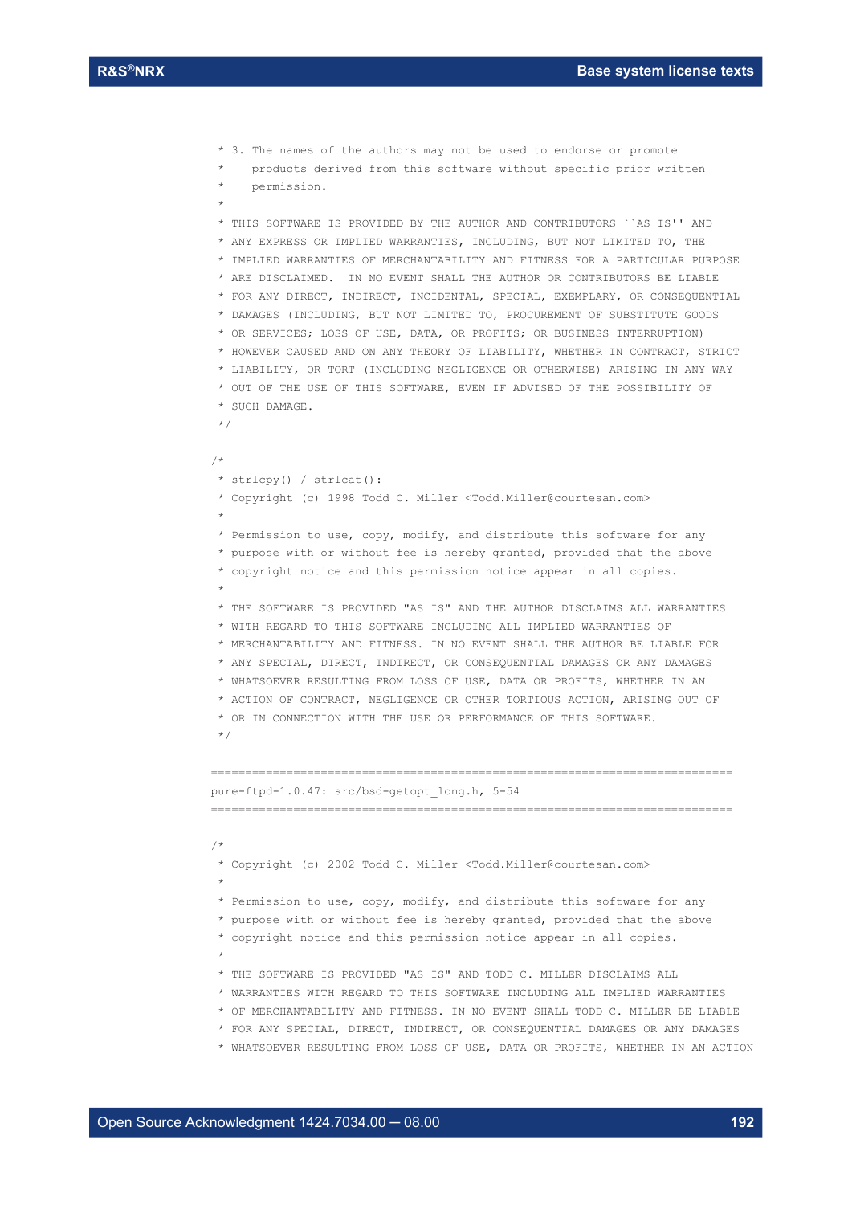```
 * 3. The names of the authors may not be used to endorse or promote
 *    products derived from this software without specific prior written
 *    permission.
 *
 * THIS SOFTWARE IS PROVIDED BY THE AUTHOR AND CONTRIBUTORS ``AS IS'' AND
 * ANY EXPRESS OR IMPLIED WARRANTIES, INCLUDING, BUT NOT LIMITED TO, THE
 * IMPLIED WARRANTIES OF MERCHANTABILITY AND FITNESS FOR A PARTICULAR PURPOSE
 * ARE DISCLAIMED.  IN NO EVENT SHALL THE AUTHOR OR CONTRIBUTORS BE LIABLE
 * FOR ANY DIRECT, INDIRECT, INCIDENTAL, SPECIAL, EXEMPLARY, OR CONSEQUENTIAL
 * DAMAGES (INCLUDING, BUT NOT LIMITED TO, PROCUREMENT OF SUBSTITUTE GOODS
 * OR SERVICES; LOSS OF USE, DATA, OR PROFITS; OR BUSINESS INTERRUPTION)
 * HOWEVER CAUSED AND ON ANY THEORY OF LIABILITY, WHETHER IN CONTRACT, STRICT
 * LIABILITY, OR TORT (INCLUDING NEGLIGENCE OR OTHERWISE) ARISING IN ANY WAY
 * OUT OF THE USE OF THIS SOFTWARE, EVEN IF ADVISED OF THE POSSIBILITY OF
 * SUCH DAMAGE.
 */

/*
 * strlcpy() / strlcat():
 * Copyright (c) 1998 Todd C. Miller <Todd.Miller@courtesan.com>
 *
 * Permission to use, copy, modify, and distribute this software for any
 * purpose with or without fee is hereby granted, provided that the above
 * copyright notice and this permission notice appear in all copies.
 *
 * THE SOFTWARE IS PROVIDED "AS IS" AND THE AUTHOR DISCLAIMS ALL WARRANTIES
 * WITH REGARD TO THIS SOFTWARE INCLUDING ALL IMPLIED WARRANTIES OF
 * MERCHANTABILITY AND FITNESS. IN NO EVENT SHALL THE AUTHOR BE LIABLE FOR
 * ANY SPECIAL, DIRECT, INDIRECT, OR CONSEQUENTIAL DAMAGES OR ANY DAMAGES
 * WHATSOEVER RESULTING FROM LOSS OF USE, DATA OR PROFITS, WHETHER IN AN
 * ACTION OF CONTRACT, NEGLIGENCE OR OTHER TORTIOUS ACTION, ARISING OUT OF
 * OR IN CONNECTION WITH THE USE OR PERFORMANCE OF THIS SOFTWARE.
 */

============================================================================
pure-ftpd-1.0.47: src/bsd-getopt_long.h, 5-54
============================================================================

/*
 * Copyright (c) 2002 Todd C. Miller <Todd.Miller@courtesan.com>
 *
 * Permission to use, copy, modify, and distribute this software for any
 * purpose with or without fee is hereby granted, provided that the above
 * copyright notice and this permission notice appear in all copies.
 *
 * THE SOFTWARE IS PROVIDED "AS IS" AND TODD C. MILLER DISCLAIMS ALL
 * WARRANTIES WITH REGARD TO THIS SOFTWARE INCLUDING ALL IMPLIED WARRANTIES
 * OF MERCHANTABILITY AND FITNESS. IN NO EVENT SHALL TODD C. MILLER BE LIABLE
 * FOR ANY SPECIAL, DIRECT, INDIRECT, OR CONSEQUENTIAL DAMAGES OR ANY DAMAGES
 * WHATSOEVER RESULTING FROM LOSS OF USE, DATA OR PROFITS, WHETHER IN AN ACTION
```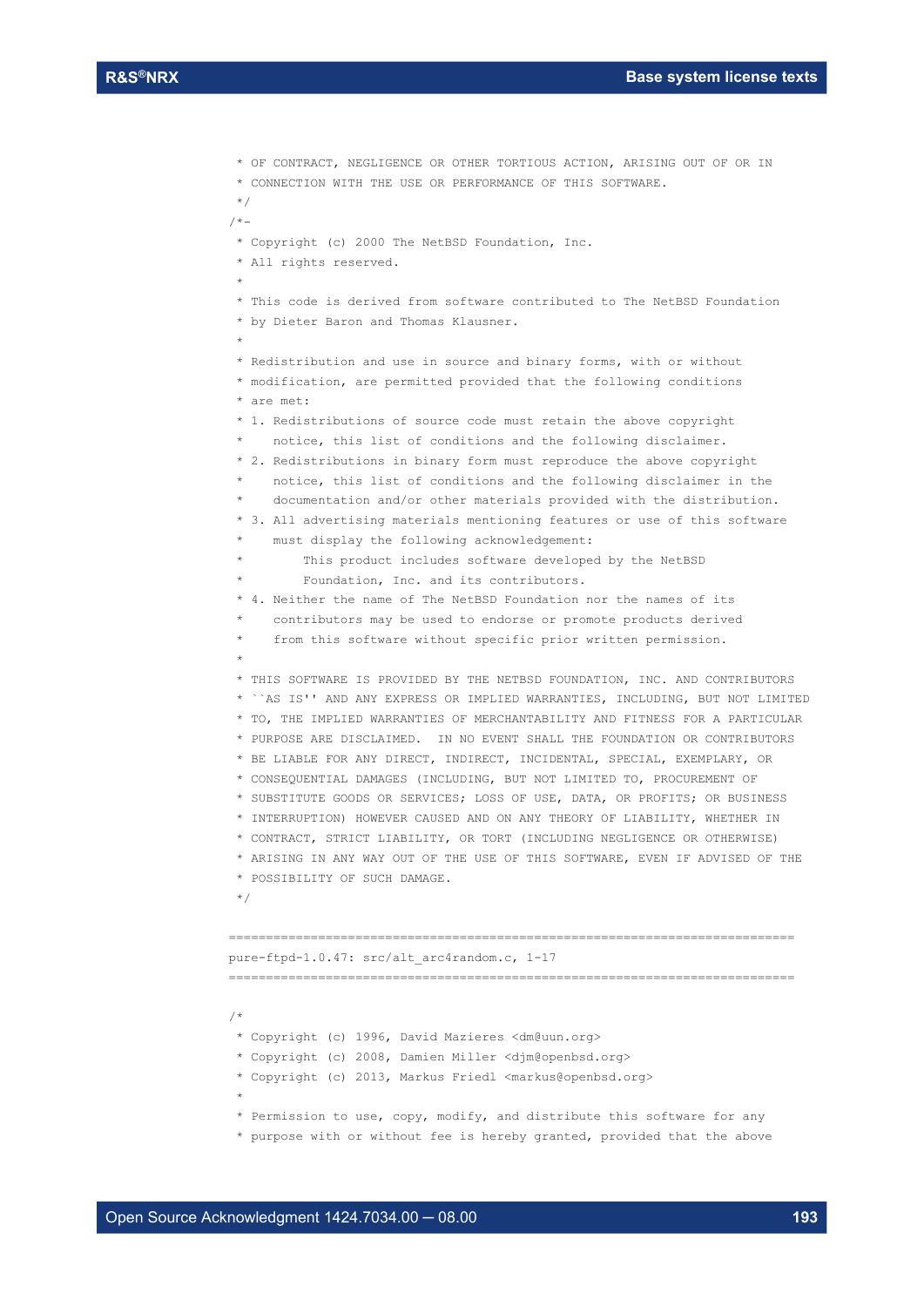```
 * OF CONTRACT, NEGLIGENCE OR OTHER TORTIOUS ACTION, ARISING OUT OF OR IN
 * CONNECTION WITH THE USE OR PERFORMANCE OF THIS SOFTWARE.
 */
/*-
 * Copyright (c) 2000 The NetBSD Foundation, Inc.
 * All rights reserved.
 *
 * This code is derived from software contributed to The NetBSD Foundation
 * by Dieter Baron and Thomas Klausner.
 *
 * Redistribution and use in source and binary forms, with or without
 * modification, are permitted provided that the following conditions
 * are met:
 * 1. Redistributions of source code must retain the above copyright
 *    notice, this list of conditions and the following disclaimer.
 * 2. Redistributions in binary form must reproduce the above copyright
 *    notice, this list of conditions and the following disclaimer in the
 *    documentation and/or other materials provided with the distribution.
 * 3. All advertising materials mentioning features or use of this software
 *    must display the following acknowledgement:
 *        This product includes software developed by the NetBSD
 *        Foundation, Inc. and its contributors.
 * 4. Neither the name of The NetBSD Foundation nor the names of its
 *    contributors may be used to endorse or promote products derived
 *    from this software without specific prior written permission.
 *
 * THIS SOFTWARE IS PROVIDED BY THE NETBSD FOUNDATION, INC. AND CONTRIBUTORS
 * ``AS IS'' AND ANY EXPRESS OR IMPLIED WARRANTIES, INCLUDING, BUT NOT LIMITED
 * TO, THE IMPLIED WARRANTIES OF MERCHANTABILITY AND FITNESS FOR A PARTICULAR
 * PURPOSE ARE DISCLAIMED.  IN NO EVENT SHALL THE FOUNDATION OR CONTRIBUTORS
 * BE LIABLE FOR ANY DIRECT, INDIRECT, INCIDENTAL, SPECIAL, EXEMPLARY, OR
 * CONSEQUENTIAL DAMAGES (INCLUDING, BUT NOT LIMITED TO, PROCUREMENT OF
 * SUBSTITUTE GOODS OR SERVICES; LOSS OF USE, DATA, OR PROFITS; OR BUSINESS
 * INTERRUPTION) HOWEVER CAUSED AND ON ANY THEORY OF LIABILITY, WHETHER IN
 * CONTRACT, STRICT LIABILITY, OR TORT (INCLUDING NEGLIGENCE OR OTHERWISE)
 * ARISING IN ANY WAY OUT OF THE USE OF THIS SOFTWARE, EVEN IF ADVISED OF THE
 * POSSIBILITY OF SUCH DAMAGE.
 */

============================================================================
pure-ftpd-1.0.47: src/alt_arc4random.c, 1-17
============================================================================

/*
 * Copyright (c) 1996, David Mazieres <dm@uun.org>
 * Copyright (c) 2008, Damien Miller <djm@openbsd.org>
 * Copyright (c) 2013, Markus Friedl <markus@openbsd.org>
 *
 * Permission to use, copy, modify, and distribute this software for any
 * purpose with or without fee is hereby granted, provided that the above
```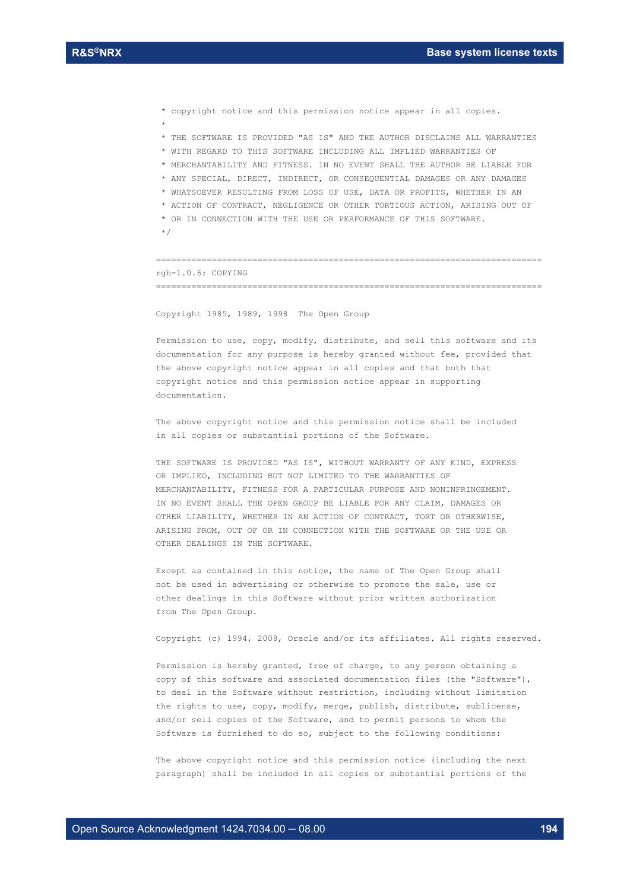```
 * copyright notice and this permission notice appear in all copies.
 *
 * THE SOFTWARE IS PROVIDED "AS IS" AND THE AUTHOR DISCLAIMS ALL WARRANTIES
 * WITH REGARD TO THIS SOFTWARE INCLUDING ALL IMPLIED WARRANTIES OF
 * MERCHANTABILITY AND FITNESS. IN NO EVENT SHALL THE AUTHOR BE LIABLE FOR
 * ANY SPECIAL, DIRECT, INDIRECT, OR CONSEQUENTIAL DAMAGES OR ANY DAMAGES
 * WHATSOEVER RESULTING FROM LOSS OF USE, DATA OR PROFITS, WHETHER IN AN
 * ACTION OF CONTRACT, NEGLIGENCE OR OTHER TORTIOUS ACTION, ARISING OUT OF
 * OR IN CONNECTION WITH THE USE OR PERFORMANCE OF THIS SOFTWARE.
 */
```

==============================================================================
rgb-1.0.6: COPYING
==============================================================================

Copyright 1985, 1989, 1998  The Open Group

Permission to use, copy, modify, distribute, and sell this software and its
documentation for any purpose is hereby granted without fee, provided that
the above copyright notice appear in all copies and that both that
copyright notice and this permission notice appear in supporting
documentation.

The above copyright notice and this permission notice shall be included
in all copies or substantial portions of the Software.

THE SOFTWARE IS PROVIDED "AS IS", WITHOUT WARRANTY OF ANY KIND, EXPRESS
OR IMPLIED, INCLUDING BUT NOT LIMITED TO THE WARRANTIES OF
MERCHANTABILITY, FITNESS FOR A PARTICULAR PURPOSE AND NONINFRINGEMENT.
IN NO EVENT SHALL THE OPEN GROUP BE LIABLE FOR ANY CLAIM, DAMAGES OR
OTHER LIABILITY, WHETHER IN AN ACTION OF CONTRACT, TORT OR OTHERWISE,
ARISING FROM, OUT OF OR IN CONNECTION WITH THE SOFTWARE OR THE USE OR
OTHER DEALINGS IN THE SOFTWARE.

Except as contained in this notice, the name of The Open Group shall
not be used in advertising or otherwise to promote the sale, use or
other dealings in this Software without prior written authorization
from The Open Group.

Copyright (c) 1994, 2008, Oracle and/or its affiliates. All rights reserved.

Permission is hereby granted, free of charge, to any person obtaining a
copy of this software and associated documentation files (the "Software"),
to deal in the Software without restriction, including without limitation
the rights to use, copy, modify, merge, publish, distribute, sublicense,
and/or sell copies of the Software, and to permit persons to whom the
Software is furnished to do so, subject to the following conditions:

The above copyright notice and this permission notice (including the next
paragraph) shall be included in all copies or substantial portions of the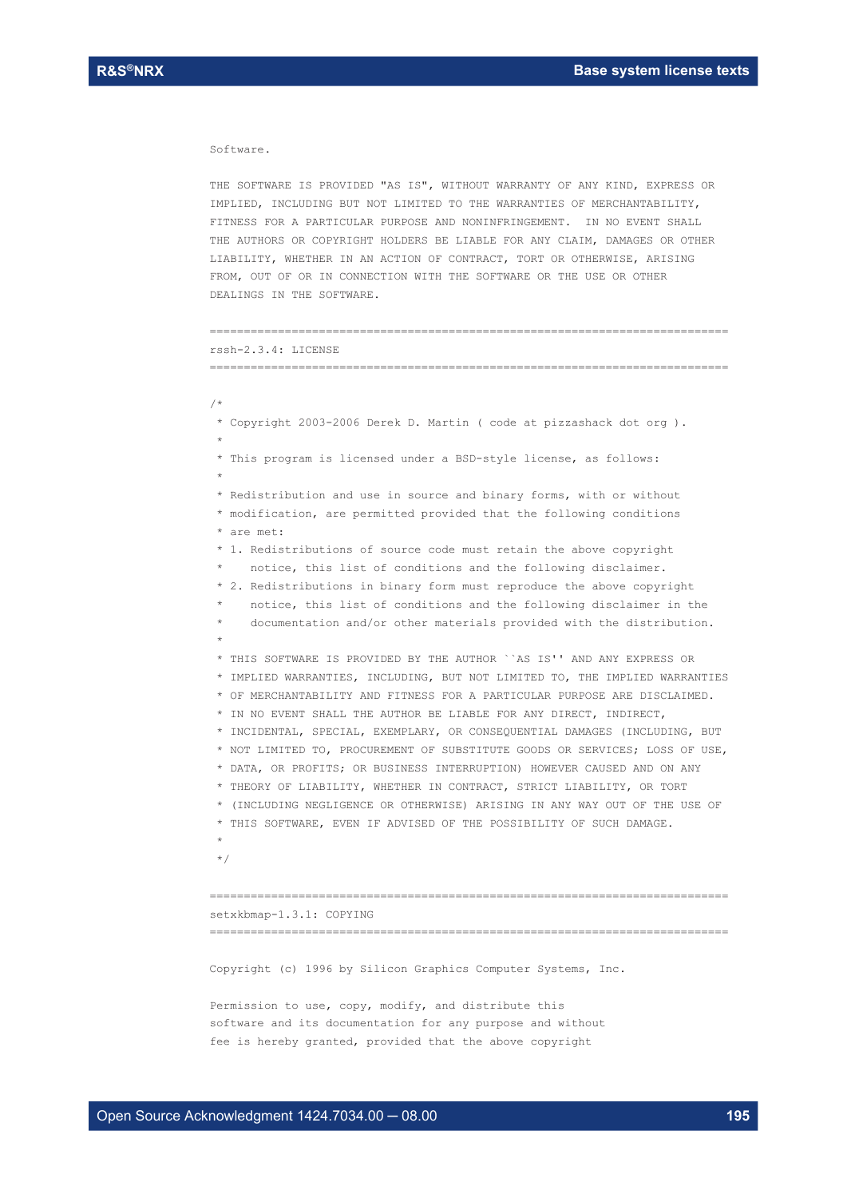```
Software.

THE SOFTWARE IS PROVIDED "AS IS", WITHOUT WARRANTY OF ANY KIND, EXPRESS OR
IMPLIED, INCLUDING BUT NOT LIMITED TO THE WARRANTIES OF MERCHANTABILITY,
FITNESS FOR A PARTICULAR PURPOSE AND NONINFRINGEMENT.  IN NO EVENT SHALL
THE AUTHORS OR COPYRIGHT HOLDERS BE LIABLE FOR ANY CLAIM, DAMAGES OR OTHER
LIABILITY, WHETHER IN AN ACTION OF CONTRACT, TORT OR OTHERWISE, ARISING
FROM, OUT OF OR IN CONNECTION WITH THE SOFTWARE OR THE USE OR OTHER
DEALINGS IN THE SOFTWARE.

==============================================================================
rssh-2.3.4: LICENSE
==============================================================================

/*
 * Copyright 2003-2006 Derek D. Martin ( code at pizzashack dot org ).
 *
 * This program is licensed under a BSD-style license, as follows:
 *
 * Redistribution and use in source and binary forms, with or without
 * modification, are permitted provided that the following conditions
 * are met:
 * 1. Redistributions of source code must retain the above copyright
 *    notice, this list of conditions and the following disclaimer.
 * 2. Redistributions in binary form must reproduce the above copyright
 *    notice, this list of conditions and the following disclaimer in the
 *    documentation and/or other materials provided with the distribution.
 *
 * THIS SOFTWARE IS PROVIDED BY THE AUTHOR ``AS IS'' AND ANY EXPRESS OR
 * IMPLIED WARRANTIES, INCLUDING, BUT NOT LIMITED TO, THE IMPLIED WARRANTIES
 * OF MERCHANTABILITY AND FITNESS FOR A PARTICULAR PURPOSE ARE DISCLAIMED.
 * IN NO EVENT SHALL THE AUTHOR BE LIABLE FOR ANY DIRECT, INDIRECT,
 * INCIDENTAL, SPECIAL, EXEMPLARY, OR CONSEQUENTIAL DAMAGES (INCLUDING, BUT
 * NOT LIMITED TO, PROCUREMENT OF SUBSTITUTE GOODS OR SERVICES; LOSS OF USE,
 * DATA, OR PROFITS; OR BUSINESS INTERRUPTION) HOWEVER CAUSED AND ON ANY
 * THEORY OF LIABILITY, WHETHER IN CONTRACT, STRICT LIABILITY, OR TORT
 * (INCLUDING NEGLIGENCE OR OTHERWISE) ARISING IN ANY WAY OUT OF THE USE OF
 * THIS SOFTWARE, EVEN IF ADVISED OF THE POSSIBILITY OF SUCH DAMAGE.
 *
 */

==============================================================================
setxkbmap-1.3.1: COPYING
==============================================================================

Copyright (c) 1996 by Silicon Graphics Computer Systems, Inc.

Permission to use, copy, modify, and distribute this
software and its documentation for any purpose and without
fee is hereby granted, provided that the above copyright
```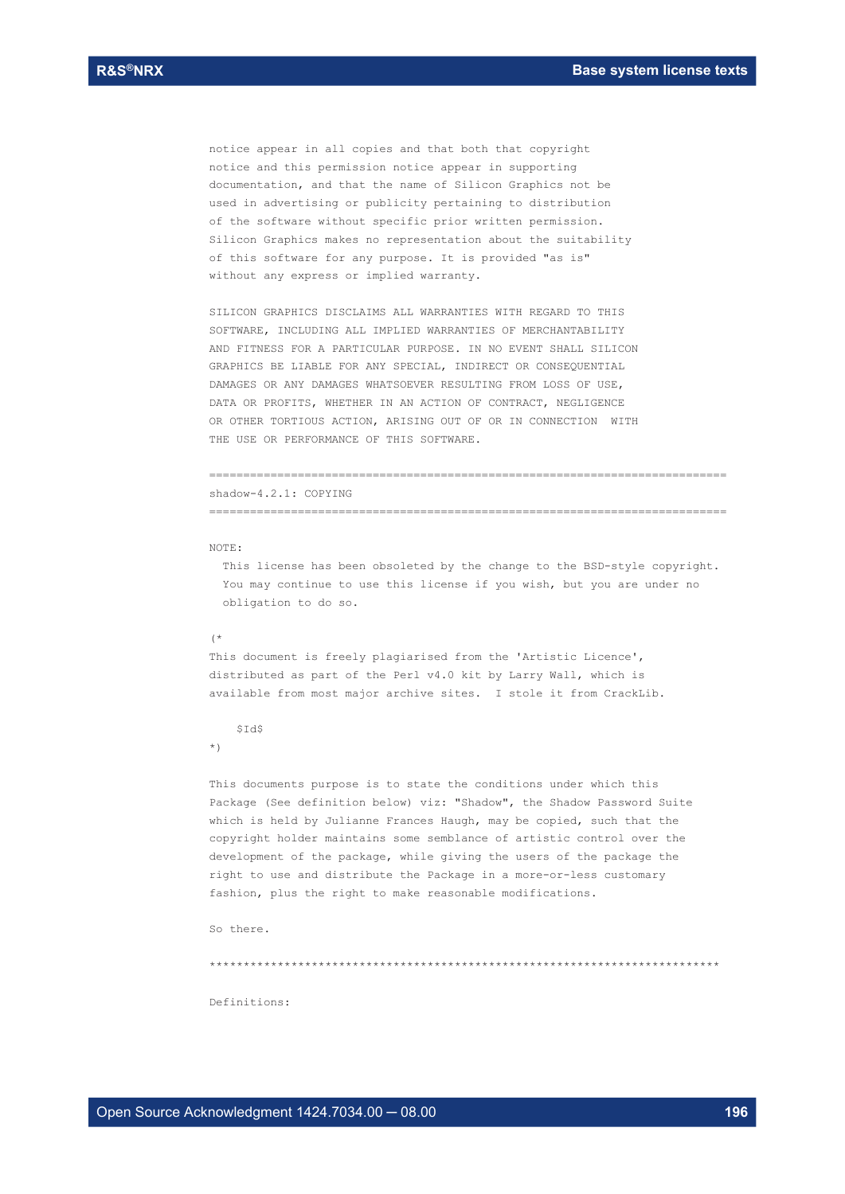notice appear in all copies and that both that copyright
notice and this permission notice appear in supporting
documentation, and that the name of Silicon Graphics not be
used in advertising or publicity pertaining to distribution
of the software without specific prior written permission.
Silicon Graphics makes no representation about the suitability
of this software for any purpose. It is provided "as is"
without any express or implied warranty.

SILICON GRAPHICS DISCLAIMS ALL WARRANTIES WITH REGARD TO THIS
SOFTWARE, INCLUDING ALL IMPLIED WARRANTIES OF MERCHANTABILITY
AND FITNESS FOR A PARTICULAR PURPOSE. IN NO EVENT SHALL SILICON
GRAPHICS BE LIABLE FOR ANY SPECIAL, INDIRECT OR CONSEQUENTIAL
DAMAGES OR ANY DAMAGES WHATSOEVER RESULTING FROM LOSS OF USE,
DATA OR PROFITS, WHETHER IN AN ACTION OF CONTRACT, NEGLIGENCE
OR OTHER TORTIOUS ACTION, ARISING OUT OF OR IN CONNECTION WITH
THE USE OR PERFORMANCE OF THIS SOFTWARE.

============================================================================

shadow-4.2.1: COPYING

============================================================================

NOTE:
  This license has been obsoleted by the change to the BSD-style copyright.
  You may continue to use this license if you wish, but you are under no
  obligation to do so.

(*
This document is freely plagiarised from the 'Artistic Licence',
distributed as part of the Perl v4.0 kit by Larry Wall, which is
available from most major archive sites.  I stole it from CrackLib.

    $Id$
*)

This documents purpose is to state the conditions under which this
Package (See definition below) viz: "Shadow", the Shadow Password Suite
which is held by Julianne Frances Haugh, may be copied, such that the
copyright holder maintains some semblance of artistic control over the
development of the package, while giving the users of the package the
right to use and distribute the Package in a more-or-less customary
fashion, plus the right to make reasonable modifications.

So there.

***************************************************************************

Definitions: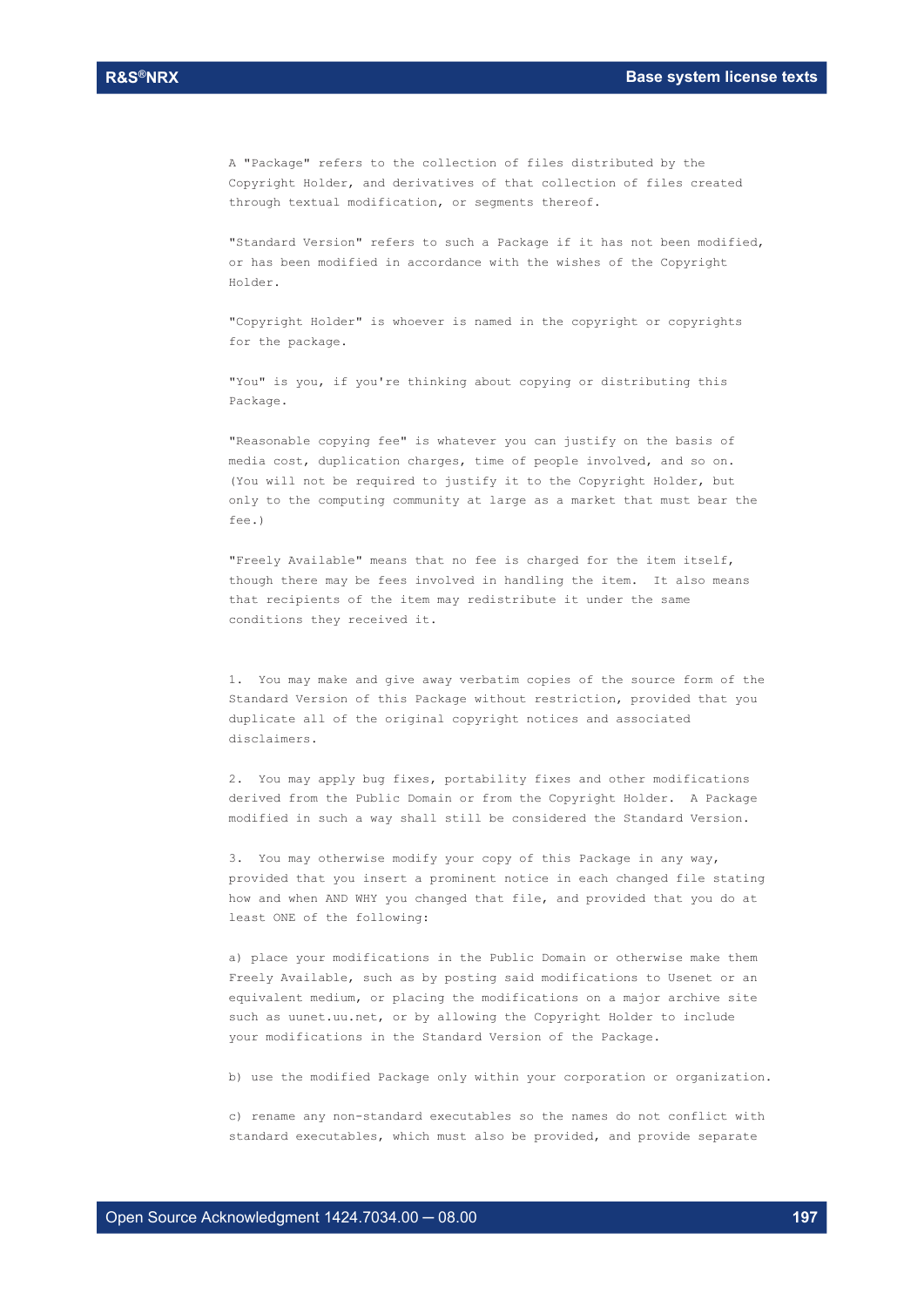A "Package" refers to the collection of files distributed by the Copyright Holder, and derivatives of that collection of files created through textual modification, or segments thereof.

"Standard Version" refers to such a Package if it has not been modified, or has been modified in accordance with the wishes of the Copyright Holder.

"Copyright Holder" is whoever is named in the copyright or copyrights for the package.

"You" is you, if you're thinking about copying or distributing this Package.

"Reasonable copying fee" is whatever you can justify on the basis of media cost, duplication charges, time of people involved, and so on. (You will not be required to justify it to the Copyright Holder, but only to the computing community at large as a market that must bear the fee.)

"Freely Available" means that no fee is charged for the item itself, though there may be fees involved in handling the item. It also means that recipients of the item may redistribute it under the same conditions they received it.

1. You may make and give away verbatim copies of the source form of the Standard Version of this Package without restriction, provided that you duplicate all of the original copyright notices and associated disclaimers.

2. You may apply bug fixes, portability fixes and other modifications derived from the Public Domain or from the Copyright Holder. A Package modified in such a way shall still be considered the Standard Version.

3. You may otherwise modify your copy of this Package in any way, provided that you insert a prominent notice in each changed file stating how and when AND WHY you changed that file, and provided that you do at least ONE of the following:

a) place your modifications in the Public Domain or otherwise make them Freely Available, such as by posting said modifications to Usenet or an equivalent medium, or placing the modifications on a major archive site such as uunet.uu.net, or by allowing the Copyright Holder to include your modifications in the Standard Version of the Package.

b) use the modified Package only within your corporation or organization.

c) rename any non-standard executables so the names do not conflict with standard executables, which must also be provided, and provide separate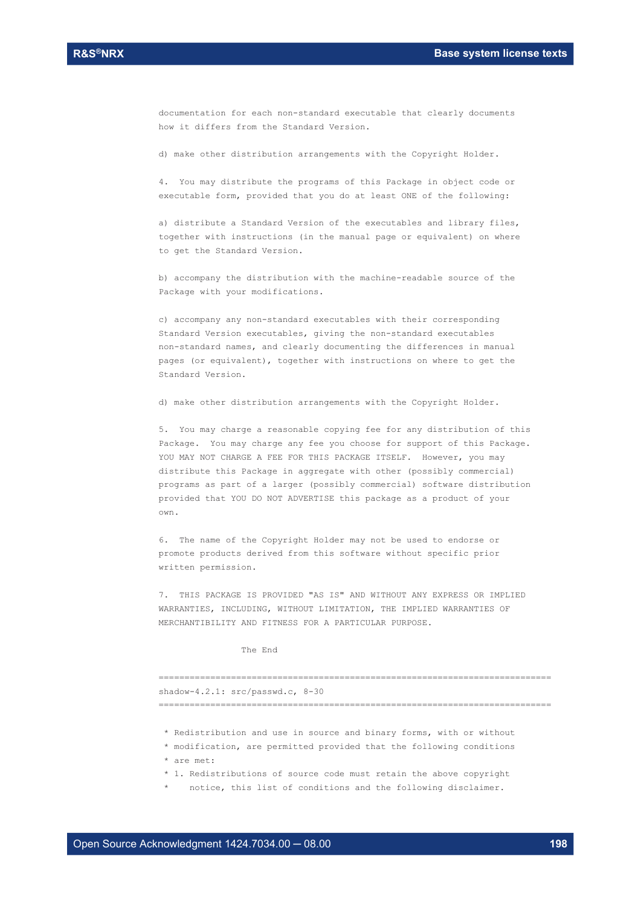documentation for each non-standard executable that clearly documents how it differs from the Standard Version.

d) make other distribution arrangements with the Copyright Holder.

4. You may distribute the programs of this Package in object code or executable form, provided that you do at least ONE of the following:

a) distribute a Standard Version of the executables and library files, together with instructions (in the manual page or equivalent) on where to get the Standard Version.

b) accompany the distribution with the machine-readable source of the Package with your modifications.

c) accompany any non-standard executables with their corresponding Standard Version executables, giving the non-standard executables non-standard names, and clearly documenting the differences in manual pages (or equivalent), together with instructions on where to get the Standard Version.

d) make other distribution arrangements with the Copyright Holder.

5. You may charge a reasonable copying fee for any distribution of this Package. You may charge any fee you choose for support of this Package. YOU MAY NOT CHARGE A FEE FOR THIS PACKAGE ITSELF. However, you may distribute this Package in aggregate with other (possibly commercial) programs as part of a larger (possibly commercial) software distribution provided that YOU DO NOT ADVERTISE this package as a product of your own.

6. The name of the Copyright Holder may not be used to endorse or promote products derived from this software without specific prior written permission.

7. THIS PACKAGE IS PROVIDED "AS IS" AND WITHOUT ANY EXPRESS OR IMPLIED WARRANTIES, INCLUDING, WITHOUT LIMITATION, THE IMPLIED WARRANTIES OF MERCHANTIBILITY AND FITNESS FOR A PARTICULAR PURPOSE.

The End

============================================================================

shadow-4.2.1: src/passwd.c, 8-30

============================================================================

```
 * Redistribution and use in source and binary forms, with or without
 * modification, are permitted provided that the following conditions
 * are met:
 * 1. Redistributions of source code must retain the above copyright
 *    notice, this list of conditions and the following disclaimer.
```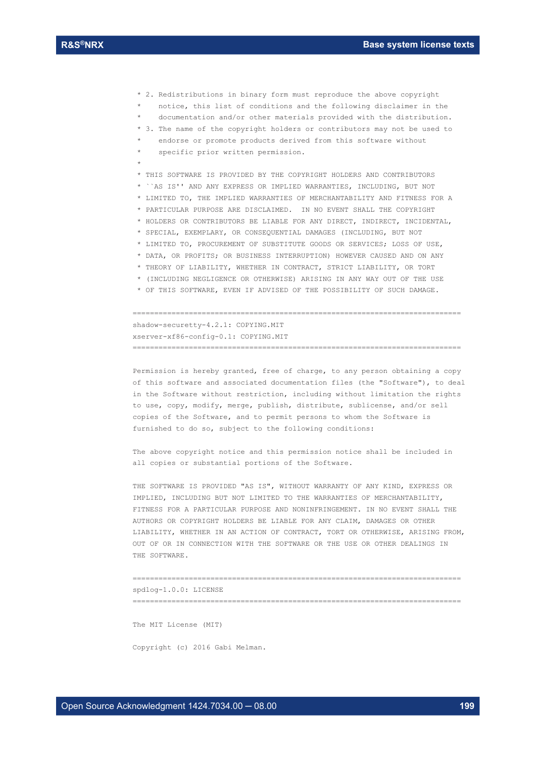```
 * 2. Redistributions in binary form must reproduce the above copyright
 *    notice, this list of conditions and the following disclaimer in the
 *    documentation and/or other materials provided with the distribution.
 * 3. The name of the copyright holders or contributors may not be used to
 *    endorse or promote products derived from this software without
 *    specific prior written permission.
 *
 * THIS SOFTWARE IS PROVIDED BY THE COPYRIGHT HOLDERS AND CONTRIBUTORS
 * ``AS IS'' AND ANY EXPRESS OR IMPLIED WARRANTIES, INCLUDING, BUT NOT
 * LIMITED TO, THE IMPLIED WARRANTIES OF MERCHANTABILITY AND FITNESS FOR A
 * PARTICULAR PURPOSE ARE DISCLAIMED.  IN NO EVENT SHALL THE COPYRIGHT
 * HOLDERS OR CONTRIBUTORS BE LIABLE FOR ANY DIRECT, INDIRECT, INCIDENTAL,
 * SPECIAL, EXEMPLARY, OR CONSEQUENTIAL DAMAGES (INCLUDING, BUT NOT
 * LIMITED TO, PROCUREMENT OF SUBSTITUTE GOODS OR SERVICES; LOSS OF USE,
 * DATA, OR PROFITS; OR BUSINESS INTERRUPTION) HOWEVER CAUSED AND ON ANY
 * THEORY OF LIABILITY, WHETHER IN CONTRACT, STRICT LIABILITY, OR TORT
 * (INCLUDING NEGLIGENCE OR OTHERWISE) ARISING IN ANY WAY OUT OF THE USE
 * OF THIS SOFTWARE, EVEN IF ADVISED OF THE POSSIBILITY OF SUCH DAMAGE.
```

============================================================================

shadow-securetty-4.2.1: COPYING.MIT
xserver-xf86-config-0.1: COPYING.MIT

============================================================================

Permission is hereby granted, free of charge, to any person obtaining a copy of this software and associated documentation files (the "Software"), to deal in the Software without restriction, including without limitation the rights to use, copy, modify, merge, publish, distribute, sublicense, and/or sell copies of the Software, and to permit persons to whom the Software is furnished to do so, subject to the following conditions:

The above copyright notice and this permission notice shall be included in all copies or substantial portions of the Software.

THE SOFTWARE IS PROVIDED "AS IS", WITHOUT WARRANTY OF ANY KIND, EXPRESS OR IMPLIED, INCLUDING BUT NOT LIMITED TO THE WARRANTIES OF MERCHANTABILITY, FITNESS FOR A PARTICULAR PURPOSE AND NONINFRINGEMENT. IN NO EVENT SHALL THE AUTHORS OR COPYRIGHT HOLDERS BE LIABLE FOR ANY CLAIM, DAMAGES OR OTHER LIABILITY, WHETHER IN AN ACTION OF CONTRACT, TORT OR OTHERWISE, ARISING FROM, OUT OF OR IN CONNECTION WITH THE SOFTWARE OR THE USE OR OTHER DEALINGS IN THE SOFTWARE.

============================================================================

spdlog-1.0.0: LICENSE

============================================================================

The MIT License (MIT)

Copyright (c) 2016 Gabi Melman.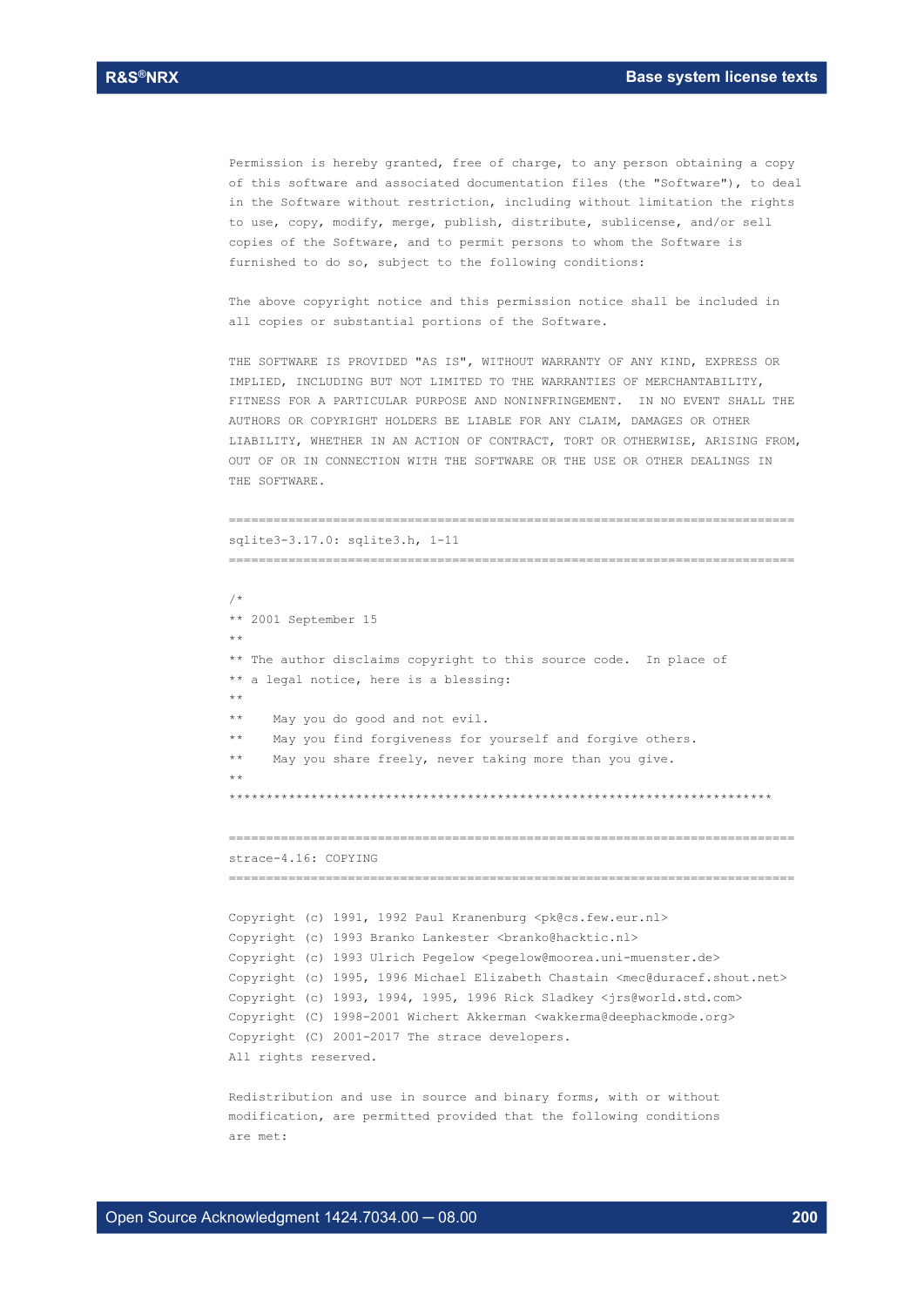Permission is hereby granted, free of charge, to any person obtaining a copy of this software and associated documentation files (the "Software"), to deal in the Software without restriction, including without limitation the rights to use, copy, modify, merge, publish, distribute, sublicense, and/or sell copies of the Software, and to permit persons to whom the Software is furnished to do so, subject to the following conditions:

The above copyright notice and this permission notice shall be included in all copies or substantial portions of the Software.

THE SOFTWARE IS PROVIDED "AS IS", WITHOUT WARRANTY OF ANY KIND, EXPRESS OR IMPLIED, INCLUDING BUT NOT LIMITED TO THE WARRANTIES OF MERCHANTABILITY, FITNESS FOR A PARTICULAR PURPOSE AND NONINFRINGEMENT. IN NO EVENT SHALL THE AUTHORS OR COPYRIGHT HOLDERS BE LIABLE FOR ANY CLAIM, DAMAGES OR OTHER LIABILITY, WHETHER IN AN ACTION OF CONTRACT, TORT OR OTHERWISE, ARISING FROM, OUT OF OR IN CONNECTION WITH THE SOFTWARE OR THE USE OR OTHER DEALINGS IN THE SOFTWARE.

```
==============================================================================
sqlite3-3.17.0: sqlite3.h, 1-11
==============================================================================
```

```
/*
** 2001 September 15
**
** The author disclaims copyright to this source code.  In place of
** a legal notice, here is a blessing:
**
**    May you do good and not evil.
**    May you find forgiveness for yourself and forgive others.
**    May you share freely, never taking more than you give.
**
*************************************************************************
```

```
==============================================================================
strace-4.16: COPYING
==============================================================================
```

Copyright (c) 1991, 1992 Paul Kranenburg <pk@cs.few.eur.nl>
Copyright (c) 1993 Branko Lankester <branko@hacktic.nl>
Copyright (c) 1993 Ulrich Pegelow <pegelow@moorea.uni-muenster.de>
Copyright (c) 1995, 1996 Michael Elizabeth Chastain <mec@duracef.shout.net>
Copyright (c) 1993, 1994, 1995, 1996 Rick Sladkey <jrs@world.std.com>
Copyright (C) 1998-2001 Wichert Akkerman <wakkerma@deephackmode.org>
Copyright (C) 2001-2017 The strace developers.
All rights reserved.

Redistribution and use in source and binary forms, with or without modification, are permitted provided that the following conditions are met: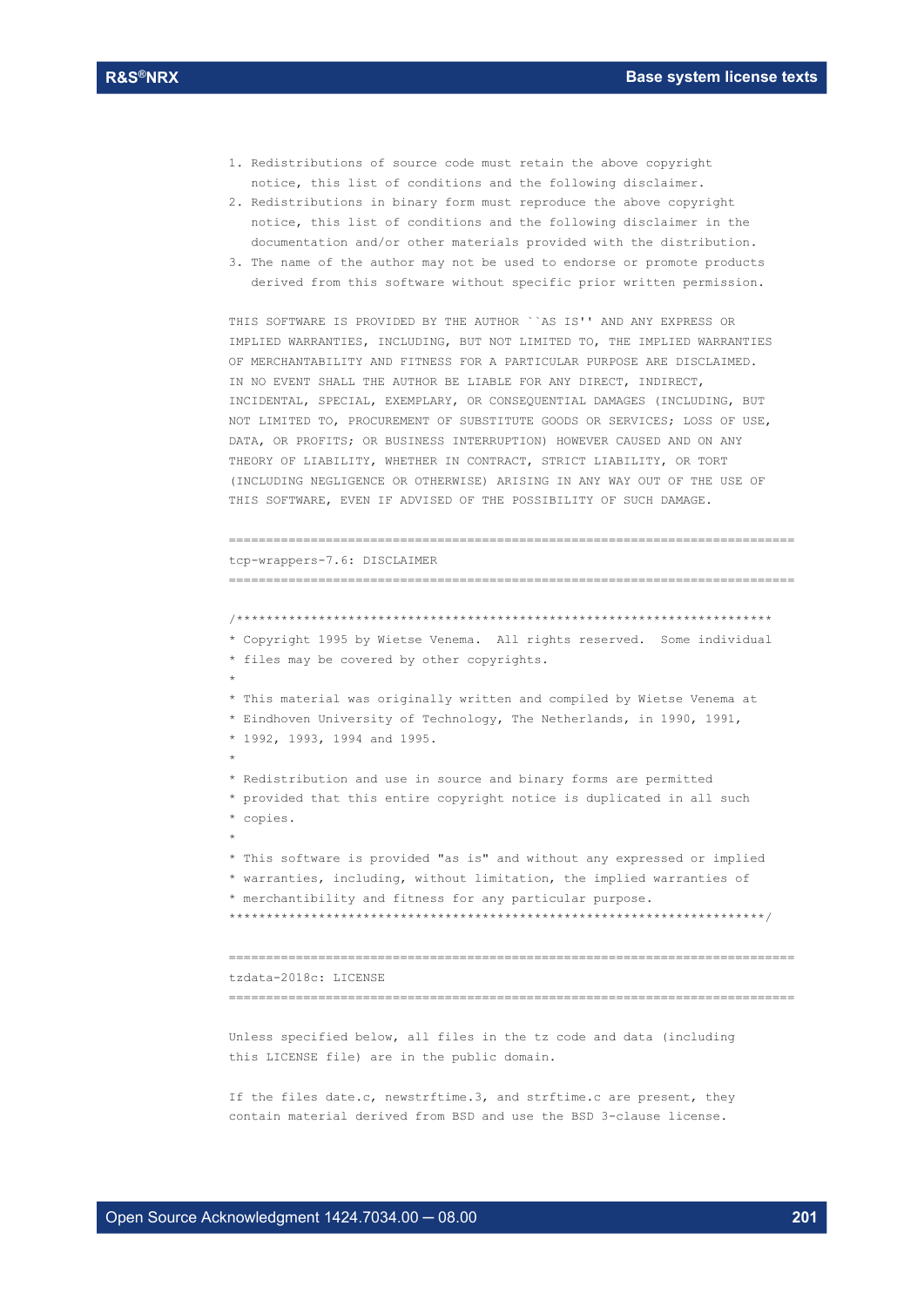```
1. Redistributions of source code must retain the above copyright
   notice, this list of conditions and the following disclaimer.
2. Redistributions in binary form must reproduce the above copyright
   notice, this list of conditions and the following disclaimer in the
   documentation and/or other materials provided with the distribution.
3. The name of the author may not be used to endorse or promote products
   derived from this software without specific prior written permission.

THIS SOFTWARE IS PROVIDED BY THE AUTHOR ``AS IS'' AND ANY EXPRESS OR
IMPLIED WARRANTIES, INCLUDING, BUT NOT LIMITED TO, THE IMPLIED WARRANTIES
OF MERCHANTABILITY AND FITNESS FOR A PARTICULAR PURPOSE ARE DISCLAIMED.
IN NO EVENT SHALL THE AUTHOR BE LIABLE FOR ANY DIRECT, INDIRECT,
INCIDENTAL, SPECIAL, EXEMPLARY, OR CONSEQUENTIAL DAMAGES (INCLUDING, BUT
NOT LIMITED TO, PROCUREMENT OF SUBSTITUTE GOODS OR SERVICES; LOSS OF USE,
DATA, OR PROFITS; OR BUSINESS INTERRUPTION) HOWEVER CAUSED AND ON ANY
THEORY OF LIABILITY, WHETHER IN CONTRACT, STRICT LIABILITY, OR TORT
(INCLUDING NEGLIGENCE OR OTHERWISE) ARISING IN ANY WAY OUT OF THE USE OF
THIS SOFTWARE, EVEN IF ADVISED OF THE POSSIBILITY OF SUCH DAMAGE.

==============================================================================
tcp-wrappers-7.6: DISCLAIMER
==============================================================================

/************************************************************************
* Copyright 1995 by Wietse Venema.  All rights reserved.  Some individual
* files may be covered by other copyrights.
*
* This material was originally written and compiled by Wietse Venema at
* Eindhoven University of Technology, The Netherlands, in 1990, 1991,
* 1992, 1993, 1994 and 1995.
*
* Redistribution and use in source and binary forms are permitted
* provided that this entire copyright notice is duplicated in all such
* copies.
*
* This software is provided "as is" and without any expressed or implied
* warranties, including, without limitation, the implied warranties of
* merchantibility and fitness for any particular purpose.
************************************************************************/

==============================================================================
tzdata-2018c: LICENSE
==============================================================================

Unless specified below, all files in the tz code and data (including
this LICENSE file) are in the public domain.

If the files date.c, newstrftime.3, and strftime.c are present, they
contain material derived from BSD and use the BSD 3-clause license.
```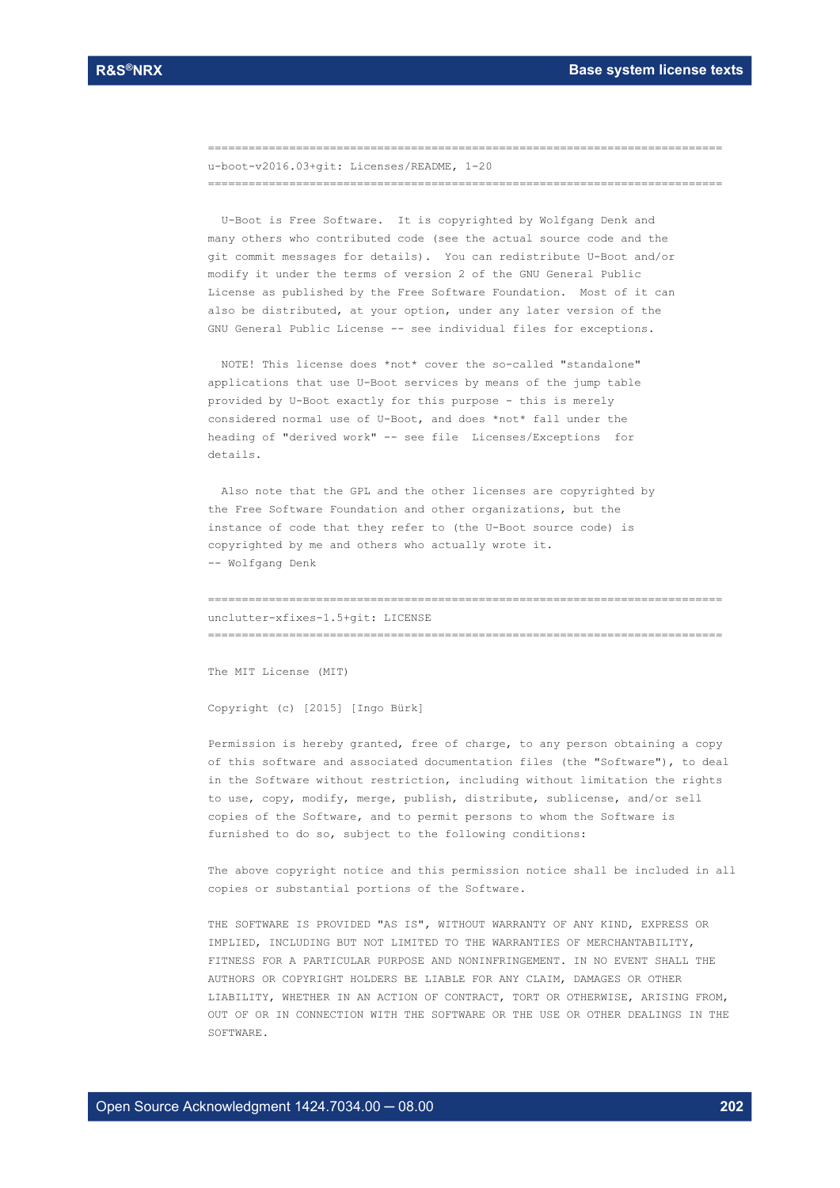```
===========================================================================
u-boot-v2016.03+git: Licenses/README, 1-20
===========================================================================
```

U-Boot is Free Software. It is copyrighted by Wolfgang Denk and many others who contributed code (see the actual source code and the git commit messages for details). You can redistribute U-Boot and/or modify it under the terms of version 2 of the GNU General Public License as published by the Free Software Foundation. Most of it can also be distributed, at your option, under any later version of the GNU General Public License -- see individual files for exceptions.

NOTE! This license does *not* cover the so-called "standalone" applications that use U-Boot services by means of the jump table provided by U-Boot exactly for this purpose - this is merely considered normal use of U-Boot, and does *not* fall under the heading of "derived work" -- see file Licenses/Exceptions for details.

Also note that the GPL and the other licenses are copyrighted by the Free Software Foundation and other organizations, but the instance of code that they refer to (the U-Boot source code) is copyrighted by me and others who actually wrote it.
-- Wolfgang Denk

```
===========================================================================
unclutter-xfixes-1.5+git: LICENSE
===========================================================================
```

The MIT License (MIT)

Copyright (c) [2015] [Ingo Bürk]

Permission is hereby granted, free of charge, to any person obtaining a copy of this software and associated documentation files (the "Software"), to deal in the Software without restriction, including without limitation the rights to use, copy, modify, merge, publish, distribute, sublicense, and/or sell copies of the Software, and to permit persons to whom the Software is furnished to do so, subject to the following conditions:

The above copyright notice and this permission notice shall be included in all copies or substantial portions of the Software.

THE SOFTWARE IS PROVIDED "AS IS", WITHOUT WARRANTY OF ANY KIND, EXPRESS OR IMPLIED, INCLUDING BUT NOT LIMITED TO THE WARRANTIES OF MERCHANTABILITY, FITNESS FOR A PARTICULAR PURPOSE AND NONINFRINGEMENT. IN NO EVENT SHALL THE AUTHORS OR COPYRIGHT HOLDERS BE LIABLE FOR ANY CLAIM, DAMAGES OR OTHER LIABILITY, WHETHER IN AN ACTION OF CONTRACT, TORT OR OTHERWISE, ARISING FROM, OUT OF OR IN CONNECTION WITH THE SOFTWARE OR THE USE OR OTHER DEALINGS IN THE SOFTWARE.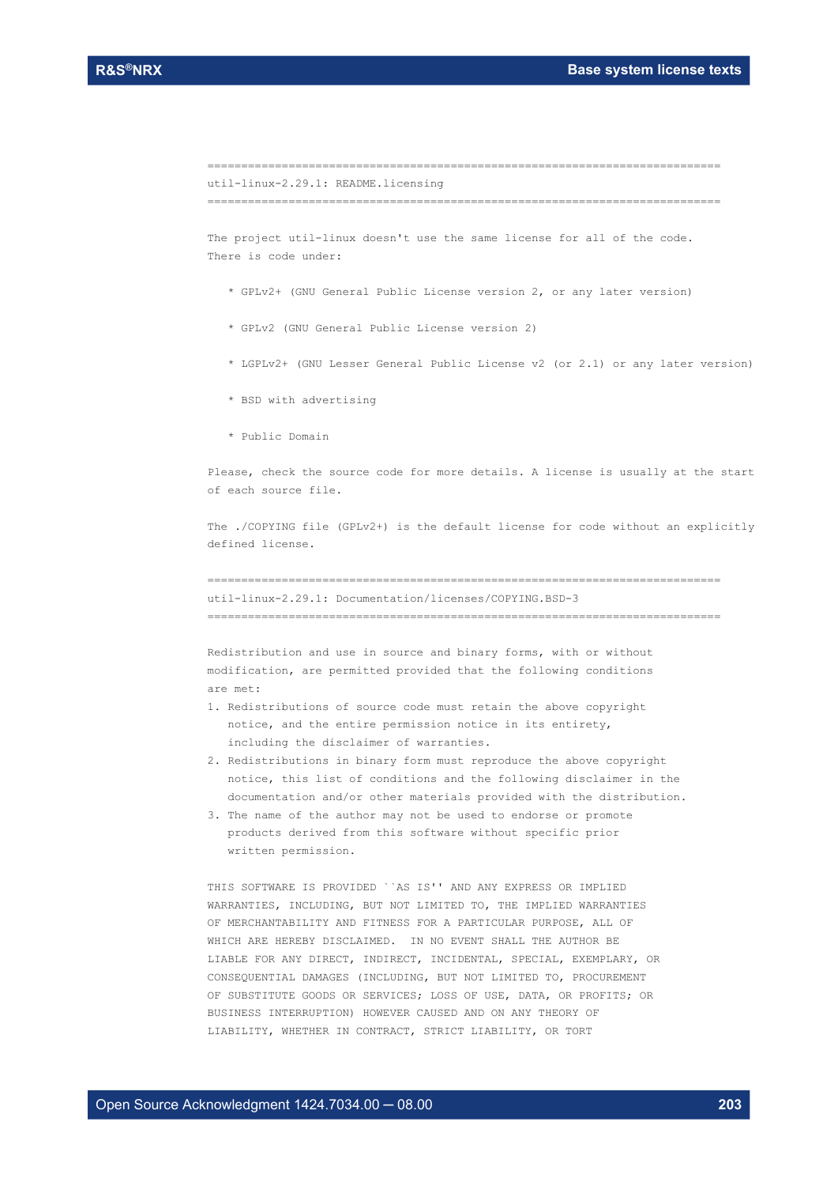```
==========================================================================
util-linux-2.29.1: README.licensing
==========================================================================

The project util-linux doesn't use the same license for all of the code.
There is code under:

   * GPLv2+ (GNU General Public License version 2, or any later version)

   * GPLv2 (GNU General Public License version 2)

   * LGPLv2+ (GNU Lesser General Public License v2 (or 2.1) or any later version)

   * BSD with advertising

   * Public Domain

Please, check the source code for more details. A license is usually at the start
of each source file.

The ./COPYING file (GPLv2+) is the default license for code without an explicitly
defined license.

==========================================================================
util-linux-2.29.1: Documentation/licenses/COPYING.BSD-3
==========================================================================

Redistribution and use in source and binary forms, with or without
modification, are permitted provided that the following conditions
are met:
1. Redistributions of source code must retain the above copyright
   notice, and the entire permission notice in its entirety,
   including the disclaimer of warranties.
2. Redistributions in binary form must reproduce the above copyright
   notice, this list of conditions and the following disclaimer in the
   documentation and/or other materials provided with the distribution.
3. The name of the author may not be used to endorse or promote
   products derived from this software without specific prior
   written permission.

THIS SOFTWARE IS PROVIDED ``AS IS'' AND ANY EXPRESS OR IMPLIED
WARRANTIES, INCLUDING, BUT NOT LIMITED TO, THE IMPLIED WARRANTIES
OF MERCHANTABILITY AND FITNESS FOR A PARTICULAR PURPOSE, ALL OF
WHICH ARE HEREBY DISCLAIMED.  IN NO EVENT SHALL THE AUTHOR BE
LIABLE FOR ANY DIRECT, INDIRECT, INCIDENTAL, SPECIAL, EXEMPLARY, OR
CONSEQUENTIAL DAMAGES (INCLUDING, BUT NOT LIMITED TO, PROCUREMENT
OF SUBSTITUTE GOODS OR SERVICES; LOSS OF USE, DATA, OR PROFITS; OR
BUSINESS INTERRUPTION) HOWEVER CAUSED AND ON ANY THEORY OF
LIABILITY, WHETHER IN CONTRACT, STRICT LIABILITY, OR TORT
```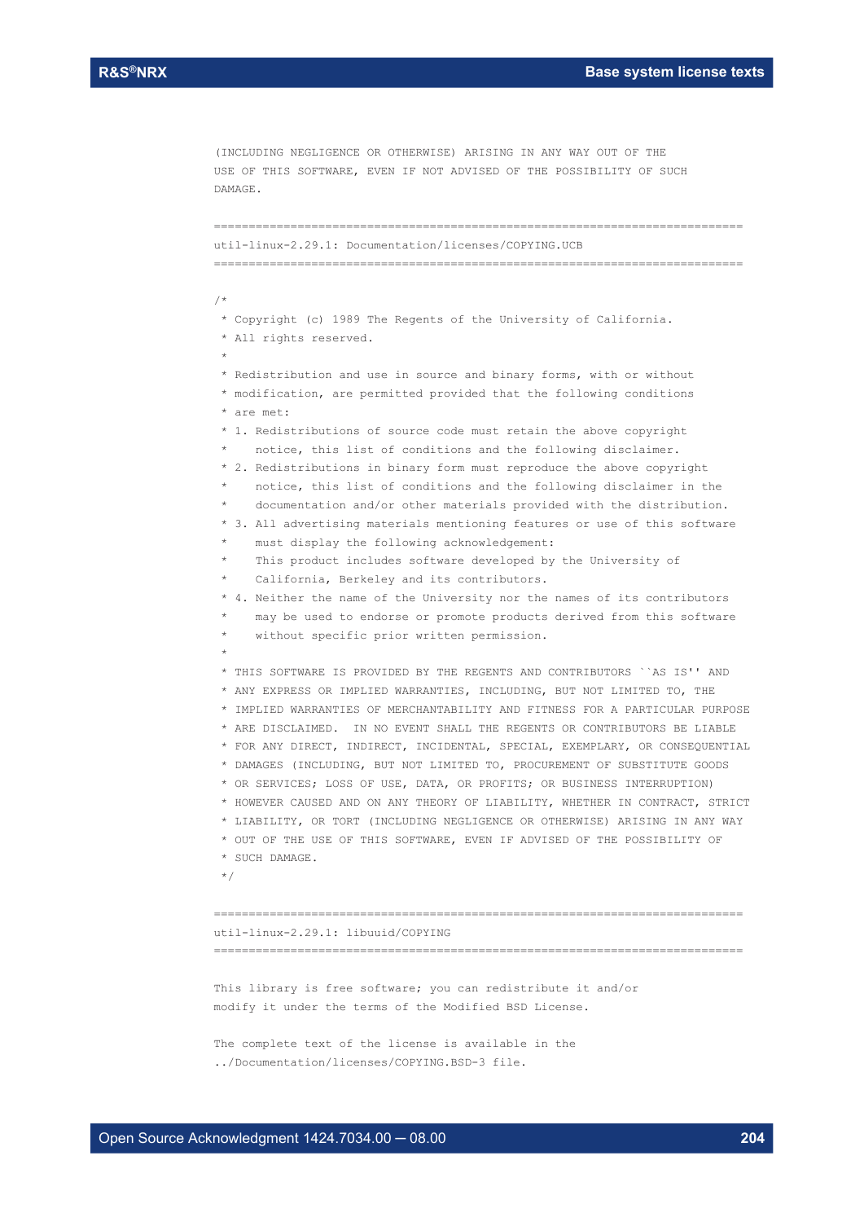```
(INCLUDING NEGLIGENCE OR OTHERWISE) ARISING IN ANY WAY OUT OF THE
USE OF THIS SOFTWARE, EVEN IF NOT ADVISED OF THE POSSIBILITY OF SUCH
DAMAGE.
```

```
============================================================================
util-linux-2.29.1: Documentation/licenses/COPYING.UCB
============================================================================
```

```
/*
 * Copyright (c) 1989 The Regents of the University of California.
 * All rights reserved.
 *
 * Redistribution and use in source and binary forms, with or without
 * modification, are permitted provided that the following conditions
 * are met:
 * 1. Redistributions of source code must retain the above copyright
 *    notice, this list of conditions and the following disclaimer.
 * 2. Redistributions in binary form must reproduce the above copyright
 *    notice, this list of conditions and the following disclaimer in the
 *    documentation and/or other materials provided with the distribution.
 * 3. All advertising materials mentioning features or use of this software
 *    must display the following acknowledgement:
 *    This product includes software developed by the University of
 *    California, Berkeley and its contributors.
 * 4. Neither the name of the University nor the names of its contributors
 *    may be used to endorse or promote products derived from this software
 *    without specific prior written permission.
 *
 * THIS SOFTWARE IS PROVIDED BY THE REGENTS AND CONTRIBUTORS ``AS IS'' AND
 * ANY EXPRESS OR IMPLIED WARRANTIES, INCLUDING, BUT NOT LIMITED TO, THE
 * IMPLIED WARRANTIES OF MERCHANTABILITY AND FITNESS FOR A PARTICULAR PURPOSE
 * ARE DISCLAIMED.  IN NO EVENT SHALL THE REGENTS OR CONTRIBUTORS BE LIABLE
 * FOR ANY DIRECT, INDIRECT, INCIDENTAL, SPECIAL, EXEMPLARY, OR CONSEQUENTIAL
 * DAMAGES (INCLUDING, BUT NOT LIMITED TO, PROCUREMENT OF SUBSTITUTE GOODS
 * OR SERVICES; LOSS OF USE, DATA, OR PROFITS; OR BUSINESS INTERRUPTION)
 * HOWEVER CAUSED AND ON ANY THEORY OF LIABILITY, WHETHER IN CONTRACT, STRICT
 * LIABILITY, OR TORT (INCLUDING NEGLIGENCE OR OTHERWISE) ARISING IN ANY WAY
 * OUT OF THE USE OF THIS SOFTWARE, EVEN IF ADVISED OF THE POSSIBILITY OF
 * SUCH DAMAGE.
 */
```

```
============================================================================
util-linux-2.29.1: libuuid/COPYING
============================================================================
```

```
This library is free software; you can redistribute it and/or
modify it under the terms of the Modified BSD License.

The complete text of the license is available in the
../Documentation/licenses/COPYING.BSD-3 file.
```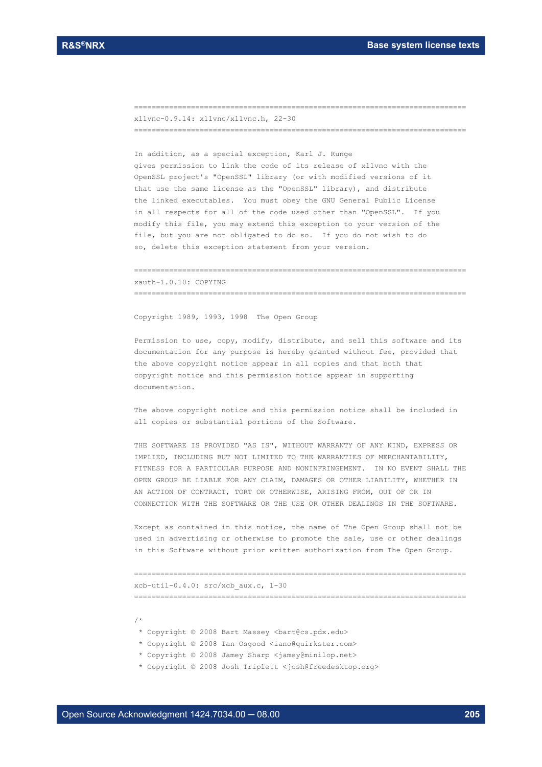```
==============================================================================
x11vnc-0.9.14: x11vnc/x11vnc.h, 22-30
==============================================================================

In addition, as a special exception, Karl J. Runge
gives permission to link the code of its release of x11vnc with the
OpenSSL project's "OpenSSL" library (or with modified versions of it
that use the same license as the "OpenSSL" library), and distribute
the linked executables.  You must obey the GNU General Public License
in all respects for all of the code used other than "OpenSSL".  If you
modify this file, you may extend this exception to your version of the
file, but you are not obligated to do so.  If you do not wish to do
so, delete this exception statement from your version.

==============================================================================
xauth-1.0.10: COPYING
==============================================================================

Copyright 1989, 1993, 1998  The Open Group

Permission to use, copy, modify, distribute, and sell this software and its
documentation for any purpose is hereby granted without fee, provided that
the above copyright notice appear in all copies and that both that
copyright notice and this permission notice appear in supporting
documentation.

The above copyright notice and this permission notice shall be included in
all copies or substantial portions of the Software.

THE SOFTWARE IS PROVIDED "AS IS", WITHOUT WARRANTY OF ANY KIND, EXPRESS OR
IMPLIED, INCLUDING BUT NOT LIMITED TO THE WARRANTIES OF MERCHANTABILITY,
FITNESS FOR A PARTICULAR PURPOSE AND NONINFRINGEMENT.  IN NO EVENT SHALL THE
OPEN GROUP BE LIABLE FOR ANY CLAIM, DAMAGES OR OTHER LIABILITY, WHETHER IN
AN ACTION OF CONTRACT, TORT OR OTHERWISE, ARISING FROM, OUT OF OR IN
CONNECTION WITH THE SOFTWARE OR THE USE OR OTHER DEALINGS IN THE SOFTWARE.

Except as contained in this notice, the name of The Open Group shall not be
used in advertising or otherwise to promote the sale, use or other dealings
in this Software without prior written authorization from The Open Group.

==============================================================================
xcb-util-0.4.0: src/xcb_aux.c, 1-30
==============================================================================

/*
 * Copyright © 2008 Bart Massey <bart@cs.pdx.edu>
 * Copyright © 2008 Ian Osgood <iano@quirkster.com>
 * Copyright © 2008 Jamey Sharp <jamey@minilop.net>
 * Copyright © 2008 Josh Triplett <josh@freedesktop.org>
```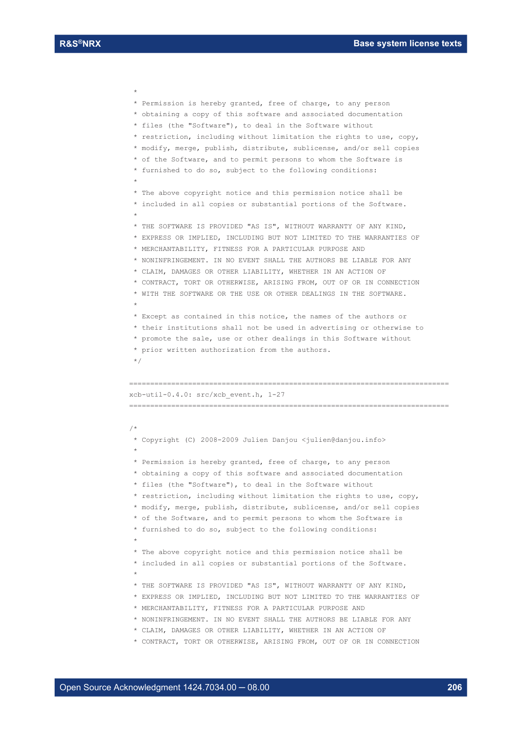```
 *
 * Permission is hereby granted, free of charge, to any person
 * obtaining a copy of this software and associated documentation
 * files (the "Software"), to deal in the Software without
 * restriction, including without limitation the rights to use, copy,
 * modify, merge, publish, distribute, sublicense, and/or sell copies
 * of the Software, and to permit persons to whom the Software is
 * furnished to do so, subject to the following conditions:
 *
 * The above copyright notice and this permission notice shall be
 * included in all copies or substantial portions of the Software.
 *
 * THE SOFTWARE IS PROVIDED "AS IS", WITHOUT WARRANTY OF ANY KIND,
 * EXPRESS OR IMPLIED, INCLUDING BUT NOT LIMITED TO THE WARRANTIES OF
 * MERCHANTABILITY, FITNESS FOR A PARTICULAR PURPOSE AND
 * NONINFRINGEMENT. IN NO EVENT SHALL THE AUTHORS BE LIABLE FOR ANY
 * CLAIM, DAMAGES OR OTHER LIABILITY, WHETHER IN AN ACTION OF
 * CONTRACT, TORT OR OTHERWISE, ARISING FROM, OUT OF OR IN CONNECTION
 * WITH THE SOFTWARE OR THE USE OR OTHER DEALINGS IN THE SOFTWARE.
 *
 * Except as contained in this notice, the names of the authors or
 * their institutions shall not be used in advertising or otherwise to
 * promote the sale, use or other dealings in this Software without
 * prior written authorization from the authors.
 */
```

```
============================================================================
xcb-util-0.4.0: src/xcb_event.h, 1-27
============================================================================
```

```
/*
 * Copyright (C) 2008-2009 Julien Danjou <julien@danjou.info>
 *
 * Permission is hereby granted, free of charge, to any person
 * obtaining a copy of this software and associated documentation
 * files (the "Software"), to deal in the Software without
 * restriction, including without limitation the rights to use, copy,
 * modify, merge, publish, distribute, sublicense, and/or sell copies
 * of the Software, and to permit persons to whom the Software is
 * furnished to do so, subject to the following conditions:
 *
 * The above copyright notice and this permission notice shall be
 * included in all copies or substantial portions of the Software.
 *
 * THE SOFTWARE IS PROVIDED "AS IS", WITHOUT WARRANTY OF ANY KIND,
 * EXPRESS OR IMPLIED, INCLUDING BUT NOT LIMITED TO THE WARRANTIES OF
 * MERCHANTABILITY, FITNESS FOR A PARTICULAR PURPOSE AND
 * NONINFRINGEMENT. IN NO EVENT SHALL THE AUTHORS BE LIABLE FOR ANY
 * CLAIM, DAMAGES OR OTHER LIABILITY, WHETHER IN AN ACTION OF
 * CONTRACT, TORT OR OTHERWISE, ARISING FROM, OUT OF OR IN CONNECTION
```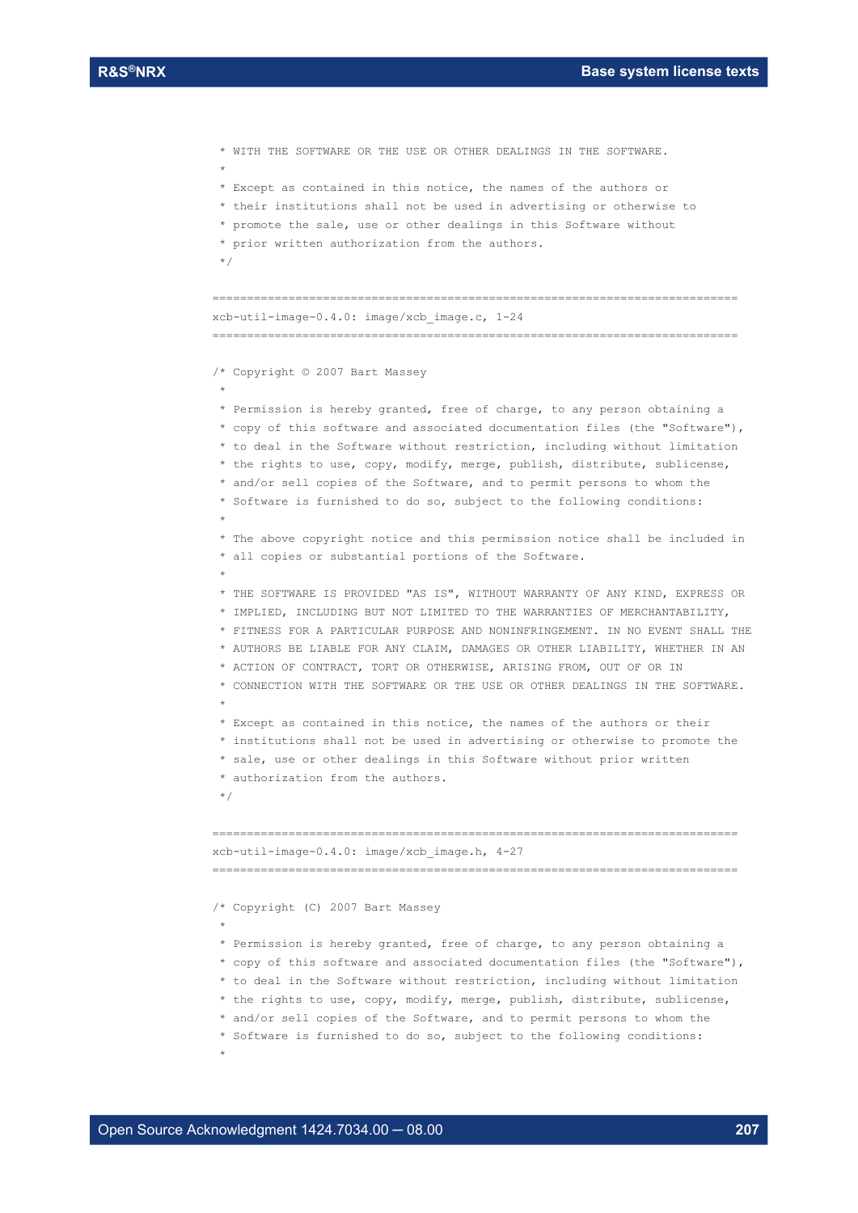```
 * WITH THE SOFTWARE OR THE USE OR OTHER DEALINGS IN THE SOFTWARE.
 *
 * Except as contained in this notice, the names of the authors or
 * their institutions shall not be used in advertising or otherwise to
 * promote the sale, use or other dealings in this Software without
 * prior written authorization from the authors.
 */
```

```
============================================================================
xcb-util-image-0.4.0: image/xcb_image.c, 1-24
============================================================================
```

```
/* Copyright © 2007 Bart Massey
 *
 * Permission is hereby granted, free of charge, to any person obtaining a
 * copy of this software and associated documentation files (the "Software"),
 * to deal in the Software without restriction, including without limitation
 * the rights to use, copy, modify, merge, publish, distribute, sublicense,
 * and/or sell copies of the Software, and to permit persons to whom the
 * Software is furnished to do so, subject to the following conditions:
 *
 * The above copyright notice and this permission notice shall be included in
 * all copies or substantial portions of the Software.
 *
 * THE SOFTWARE IS PROVIDED "AS IS", WITHOUT WARRANTY OF ANY KIND, EXPRESS OR
 * IMPLIED, INCLUDING BUT NOT LIMITED TO THE WARRANTIES OF MERCHANTABILITY,
 * FITNESS FOR A PARTICULAR PURPOSE AND NONINFRINGEMENT. IN NO EVENT SHALL THE
 * AUTHORS BE LIABLE FOR ANY CLAIM, DAMAGES OR OTHER LIABILITY, WHETHER IN AN
 * ACTION OF CONTRACT, TORT OR OTHERWISE, ARISING FROM, OUT OF OR IN
 * CONNECTION WITH THE SOFTWARE OR THE USE OR OTHER DEALINGS IN THE SOFTWARE.
 *
 * Except as contained in this notice, the names of the authors or their
 * institutions shall not be used in advertising or otherwise to promote the
 * sale, use or other dealings in this Software without prior written
 * authorization from the authors.
 */
```

```
============================================================================
xcb-util-image-0.4.0: image/xcb_image.h, 4-27
============================================================================
```

```
/* Copyright (C) 2007 Bart Massey
 *
 * Permission is hereby granted, free of charge, to any person obtaining a
 * copy of this software and associated documentation files (the "Software"),
 * to deal in the Software without restriction, including without limitation
 * the rights to use, copy, modify, merge, publish, distribute, sublicense,
 * and/or sell copies of the Software, and to permit persons to whom the
 * Software is furnished to do so, subject to the following conditions:
 *
```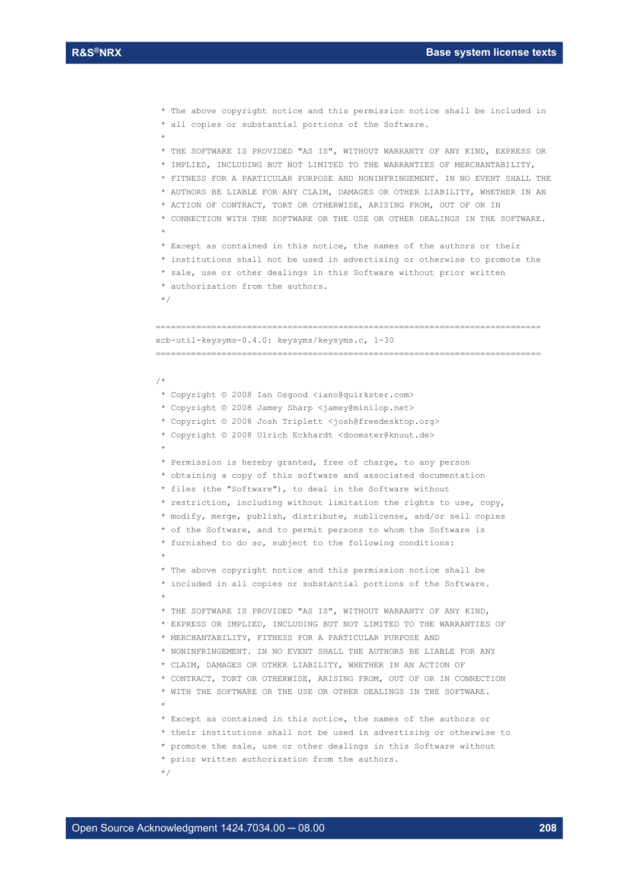```
 * The above copyright notice and this permission notice shall be included in
 * all copies or substantial portions of the Software.
 *
 * THE SOFTWARE IS PROVIDED "AS IS", WITHOUT WARRANTY OF ANY KIND, EXPRESS OR
 * IMPLIED, INCLUDING BUT NOT LIMITED TO THE WARRANTIES OF MERCHANTABILITY,
 * FITNESS FOR A PARTICULAR PURPOSE AND NONINFRINGEMENT. IN NO EVENT SHALL THE
 * AUTHORS BE LIABLE FOR ANY CLAIM, DAMAGES OR OTHER LIABILITY, WHETHER IN AN
 * ACTION OF CONTRACT, TORT OR OTHERWISE, ARISING FROM, OUT OF OR IN
 * CONNECTION WITH THE SOFTWARE OR THE USE OR OTHER DEALINGS IN THE SOFTWARE.
 *
 * Except as contained in this notice, the names of the authors or their
 * institutions shall not be used in advertising or otherwise to promote the
 * sale, use or other dealings in this Software without prior written
 * authorization from the authors.
 */
```

============================================================================

xcb-util-keysyms-0.4.0: keysyms/keysyms.c, 1-30

============================================================================

```
/*
 * Copyright © 2008 Ian Osgood <iano@quirkster.com>
 * Copyright © 2008 Jamey Sharp <jamey@minilop.net>
 * Copyright © 2008 Josh Triplett <josh@freedesktop.org>
 * Copyright © 2008 Ulrich Eckhardt <doomster@knuut.de>
 *
 * Permission is hereby granted, free of charge, to any person
 * obtaining a copy of this software and associated documentation
 * files (the "Software"), to deal in the Software without
 * restriction, including without limitation the rights to use, copy,
 * modify, merge, publish, distribute, sublicense, and/or sell copies
 * of the Software, and to permit persons to whom the Software is
 * furnished to do so, subject to the following conditions:
 *
 * The above copyright notice and this permission notice shall be
 * included in all copies or substantial portions of the Software.
 *
 * THE SOFTWARE IS PROVIDED "AS IS", WITHOUT WARRANTY OF ANY KIND,
 * EXPRESS OR IMPLIED, INCLUDING BUT NOT LIMITED TO THE WARRANTIES OF
 * MERCHANTABILITY, FITNESS FOR A PARTICULAR PURPOSE AND
 * NONINFRINGEMENT. IN NO EVENT SHALL THE AUTHORS BE LIABLE FOR ANY
 * CLAIM, DAMAGES OR OTHER LIABILITY, WHETHER IN AN ACTION OF
 * CONTRACT, TORT OR OTHERWISE, ARISING FROM, OUT OF OR IN CONNECTION
 * WITH THE SOFTWARE OR THE USE OR OTHER DEALINGS IN THE SOFTWARE.
 *
 * Except as contained in this notice, the names of the authors or
 * their institutions shall not be used in advertising or otherwise to
 * promote the sale, use or other dealings in this Software without
 * prior written authorization from the authors.
 */
```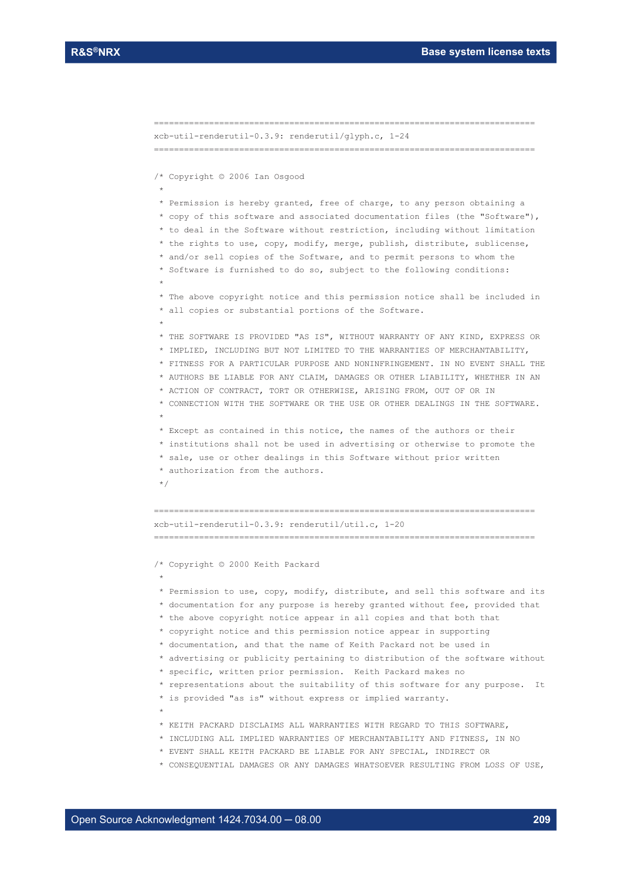```
============================================================================
xcb-util-renderutil-0.3.9: renderutil/glyph.c, 1-24
============================================================================

/* Copyright © 2006 Ian Osgood
 *
 * Permission is hereby granted, free of charge, to any person obtaining a
 * copy of this software and associated documentation files (the "Software"),
 * to deal in the Software without restriction, including without limitation
 * the rights to use, copy, modify, merge, publish, distribute, sublicense,
 * and/or sell copies of the Software, and to permit persons to whom the
 * Software is furnished to do so, subject to the following conditions:
 *
 * The above copyright notice and this permission notice shall be included in
 * all copies or substantial portions of the Software.
 *
 * THE SOFTWARE IS PROVIDED "AS IS", WITHOUT WARRANTY OF ANY KIND, EXPRESS OR
 * IMPLIED, INCLUDING BUT NOT LIMITED TO THE WARRANTIES OF MERCHANTABILITY,
 * FITNESS FOR A PARTICULAR PURPOSE AND NONINFRINGEMENT. IN NO EVENT SHALL THE
 * AUTHORS BE LIABLE FOR ANY CLAIM, DAMAGES OR OTHER LIABILITY, WHETHER IN AN
 * ACTION OF CONTRACT, TORT OR OTHERWISE, ARISING FROM, OUT OF OR IN
 * CONNECTION WITH THE SOFTWARE OR THE USE OR OTHER DEALINGS IN THE SOFTWARE.
 *
 * Except as contained in this notice, the names of the authors or their
 * institutions shall not be used in advertising or otherwise to promote the
 * sale, use or other dealings in this Software without prior written
 * authorization from the authors.
 */

============================================================================
xcb-util-renderutil-0.3.9: renderutil/util.c, 1-20
============================================================================

/* Copyright © 2000 Keith Packard
 *
 * Permission to use, copy, modify, distribute, and sell this software and its
 * documentation for any purpose is hereby granted without fee, provided that
 * the above copyright notice appear in all copies and that both that
 * copyright notice and this permission notice appear in supporting
 * documentation, and that the name of Keith Packard not be used in
 * advertising or publicity pertaining to distribution of the software without
 * specific, written prior permission.  Keith Packard makes no
 * representations about the suitability of this software for any purpose.  It
 * is provided "as is" without express or implied warranty.
 *
 * KEITH PACKARD DISCLAIMS ALL WARRANTIES WITH REGARD TO THIS SOFTWARE,
 * INCLUDING ALL IMPLIED WARRANTIES OF MERCHANTABILITY AND FITNESS, IN NO
 * EVENT SHALL KEITH PACKARD BE LIABLE FOR ANY SPECIAL, INDIRECT OR
 * CONSEQUENTIAL DAMAGES OR ANY DAMAGES WHATSOEVER RESULTING FROM LOSS OF USE,
```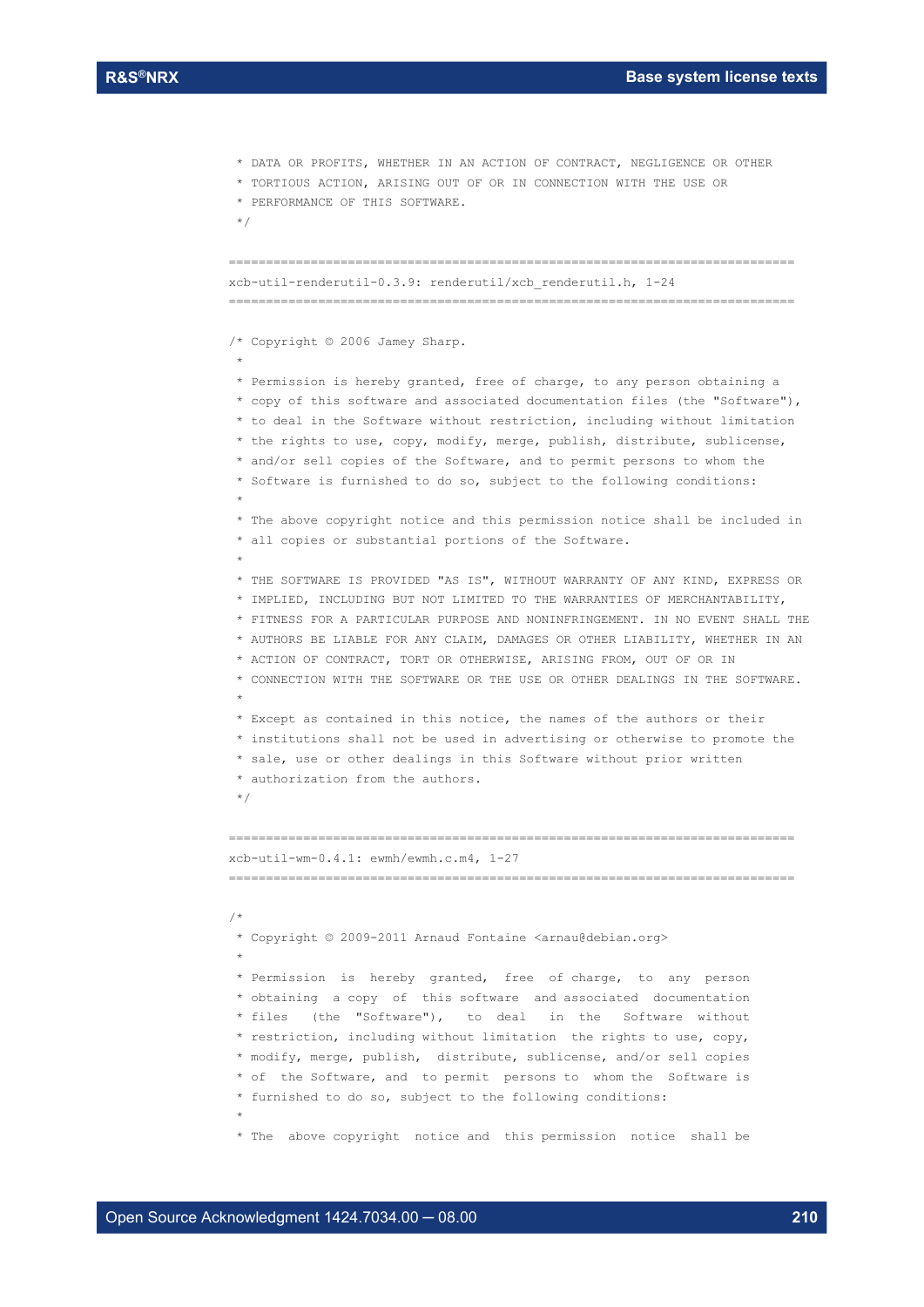```
 * DATA OR PROFITS, WHETHER IN AN ACTION OF CONTRACT, NEGLIGENCE OR OTHER
 * TORTIOUS ACTION, ARISING OUT OF OR IN CONNECTION WITH THE USE OR
 * PERFORMANCE OF THIS SOFTWARE.
 */
```

```
============================================================================
xcb-util-renderutil-0.3.9: renderutil/xcb_renderutil.h, 1-24
============================================================================
```

```
/* Copyright © 2006 Jamey Sharp.
 *
 * Permission is hereby granted, free of charge, to any person obtaining a
 * copy of this software and associated documentation files (the "Software"),
 * to deal in the Software without restriction, including without limitation
 * the rights to use, copy, modify, merge, publish, distribute, sublicense,
 * and/or sell copies of the Software, and to permit persons to whom the
 * Software is furnished to do so, subject to the following conditions:
 *
 * The above copyright notice and this permission notice shall be included in
 * all copies or substantial portions of the Software.
 *
 * THE SOFTWARE IS PROVIDED "AS IS", WITHOUT WARRANTY OF ANY KIND, EXPRESS OR
 * IMPLIED, INCLUDING BUT NOT LIMITED TO THE WARRANTIES OF MERCHANTABILITY,
 * FITNESS FOR A PARTICULAR PURPOSE AND NONINFRINGEMENT. IN NO EVENT SHALL THE
 * AUTHORS BE LIABLE FOR ANY CLAIM, DAMAGES OR OTHER LIABILITY, WHETHER IN AN
 * ACTION OF CONTRACT, TORT OR OTHERWISE, ARISING FROM, OUT OF OR IN
 * CONNECTION WITH THE SOFTWARE OR THE USE OR OTHER DEALINGS IN THE SOFTWARE.
 *
 * Except as contained in this notice, the names of the authors or their
 * institutions shall not be used in advertising or otherwise to promote the
 * sale, use or other dealings in this Software without prior written
 * authorization from the authors.
 */
```

```
============================================================================
xcb-util-wm-0.4.1: ewmh/ewmh.c.m4, 1-27
============================================================================
```

```
/*
 * Copyright © 2009-2011 Arnaud Fontaine <arnau@debian.org>
 *
 * Permission  is  hereby  granted,  free  of  charge,  to  any  person
 * obtaining  a copy  of  this software  and  associated  documentation
 * files   (the  "Software"),   to  deal   in  the   Software  without
 * restriction, including without limitation  the rights to use, copy,
 * modify, merge,  publish,  distribute,  sublicense, and/or sell copies
 * of  the Software, and  to permit  persons to  whom the  Software is
 * furnished to do so, subject to the following conditions:
 *
 * The  above copyright  notice and  this permission  notice  shall be
```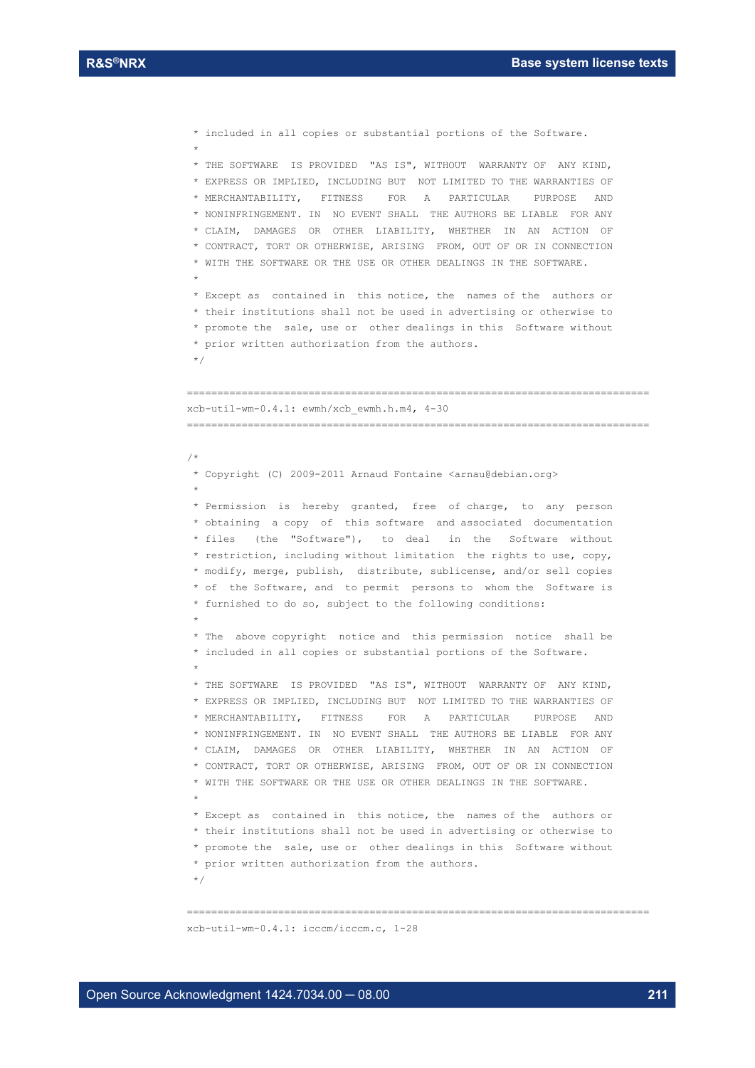```
 * included in all copies or substantial portions of the Software.
 *
 * THE SOFTWARE IS PROVIDED "AS IS", WITHOUT WARRANTY OF ANY KIND,
 * EXPRESS OR IMPLIED, INCLUDING BUT NOT LIMITED TO THE WARRANTIES OF
 * MERCHANTABILITY, FITNESS FOR A PARTICULAR PURPOSE AND
 * NONINFRINGEMENT. IN NO EVENT SHALL THE AUTHORS BE LIABLE FOR ANY
 * CLAIM, DAMAGES OR OTHER LIABILITY, WHETHER IN AN ACTION OF
 * CONTRACT, TORT OR OTHERWISE, ARISING FROM, OUT OF OR IN CONNECTION
 * WITH THE SOFTWARE OR THE USE OR OTHER DEALINGS IN THE SOFTWARE.
 *
 * Except as contained in this notice, the names of the authors or
 * their institutions shall not be used in advertising or otherwise to
 * promote the sale, use or other dealings in this Software without
 * prior written authorization from the authors.
 */
```

```
============================================================================
xcb-util-wm-0.4.1: ewmh/xcb_ewmh.h.m4, 4-30
============================================================================
```

```
/*
 * Copyright (C) 2009-2011 Arnaud Fontaine <arnau@debian.org>
 *
 * Permission is hereby granted, free of charge, to any person
 * obtaining a copy of this software and associated documentation
 * files (the "Software"), to deal in the Software without
 * restriction, including without limitation the rights to use, copy,
 * modify, merge, publish, distribute, sublicense, and/or sell copies
 * of the Software, and to permit persons to whom the Software is
 * furnished to do so, subject to the following conditions:
 *
 * The above copyright notice and this permission notice shall be
 * included in all copies or substantial portions of the Software.
 *
 * THE SOFTWARE IS PROVIDED "AS IS", WITHOUT WARRANTY OF ANY KIND,
 * EXPRESS OR IMPLIED, INCLUDING BUT NOT LIMITED TO THE WARRANTIES OF
 * MERCHANTABILITY, FITNESS FOR A PARTICULAR PURPOSE AND
 * NONINFRINGEMENT. IN NO EVENT SHALL THE AUTHORS BE LIABLE FOR ANY
 * CLAIM, DAMAGES OR OTHER LIABILITY, WHETHER IN AN ACTION OF
 * CONTRACT, TORT OR OTHERWISE, ARISING FROM, OUT OF OR IN CONNECTION
 * WITH THE SOFTWARE OR THE USE OR OTHER DEALINGS IN THE SOFTWARE.
 *
 * Except as contained in this notice, the names of the authors or
 * their institutions shall not be used in advertising or otherwise to
 * promote the sale, use or other dealings in this Software without
 * prior written authorization from the authors.
 */
```

```
============================================================================
xcb-util-wm-0.4.1: icccm/icccm.c, 1-28
```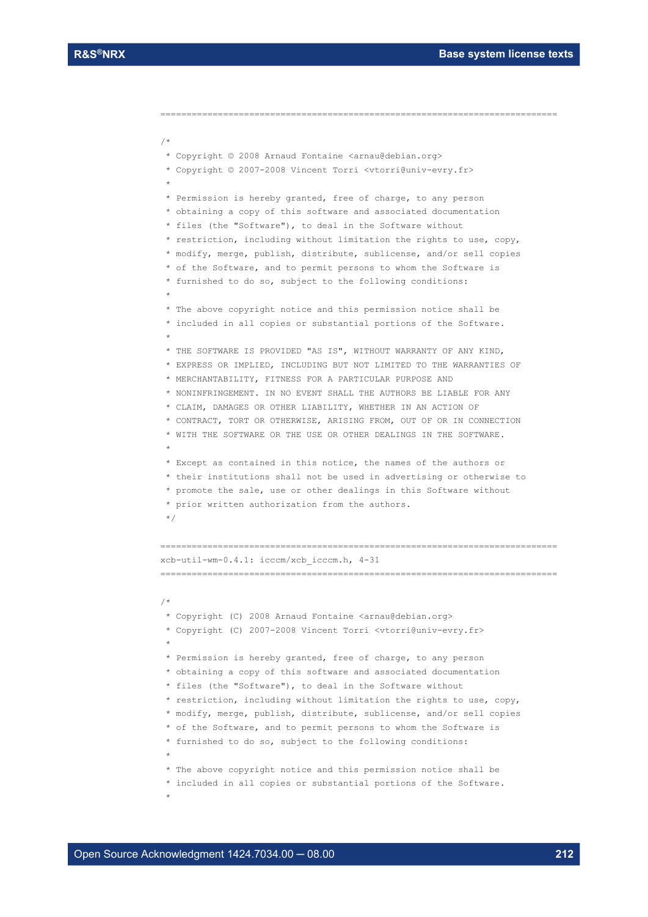```
==============================================================================

/*
 * Copyright © 2008 Arnaud Fontaine <arnau@debian.org>
 * Copyright © 2007-2008 Vincent Torri <vtorri@univ-evry.fr>
 *
 * Permission is hereby granted, free of charge, to any person
 * obtaining a copy of this software and associated documentation
 * files (the "Software"), to deal in the Software without
 * restriction, including without limitation the rights to use, copy,
 * modify, merge, publish, distribute, sublicense, and/or sell copies
 * of the Software, and to permit persons to whom the Software is
 * furnished to do so, subject to the following conditions:
 *
 * The above copyright notice and this permission notice shall be
 * included in all copies or substantial portions of the Software.
 *
 * THE SOFTWARE IS PROVIDED "AS IS", WITHOUT WARRANTY OF ANY KIND,
 * EXPRESS OR IMPLIED, INCLUDING BUT NOT LIMITED TO THE WARRANTIES OF
 * MERCHANTABILITY, FITNESS FOR A PARTICULAR PURPOSE AND
 * NONINFRINGEMENT. IN NO EVENT SHALL THE AUTHORS BE LIABLE FOR ANY
 * CLAIM, DAMAGES OR OTHER LIABILITY, WHETHER IN AN ACTION OF
 * CONTRACT, TORT OR OTHERWISE, ARISING FROM, OUT OF OR IN CONNECTION
 * WITH THE SOFTWARE OR THE USE OR OTHER DEALINGS IN THE SOFTWARE.
 *
 * Except as contained in this notice, the names of the authors or
 * their institutions shall not be used in advertising or otherwise to
 * promote the sale, use or other dealings in this Software without
 * prior written authorization from the authors.
 */

==============================================================================
xcb-util-wm-0.4.1: icccm/xcb_icccm.h, 4-31
==============================================================================

/*
 * Copyright (C) 2008 Arnaud Fontaine <arnau@debian.org>
 * Copyright (C) 2007-2008 Vincent Torri <vtorri@univ-evry.fr>
 *
 * Permission is hereby granted, free of charge, to any person
 * obtaining a copy of this software and associated documentation
 * files (the "Software"), to deal in the Software without
 * restriction, including without limitation the rights to use, copy,
 * modify, merge, publish, distribute, sublicense, and/or sell copies
 * of the Software, and to permit persons to whom the Software is
 * furnished to do so, subject to the following conditions:
 *
 * The above copyright notice and this permission notice shall be
 * included in all copies or substantial portions of the Software.
 *
```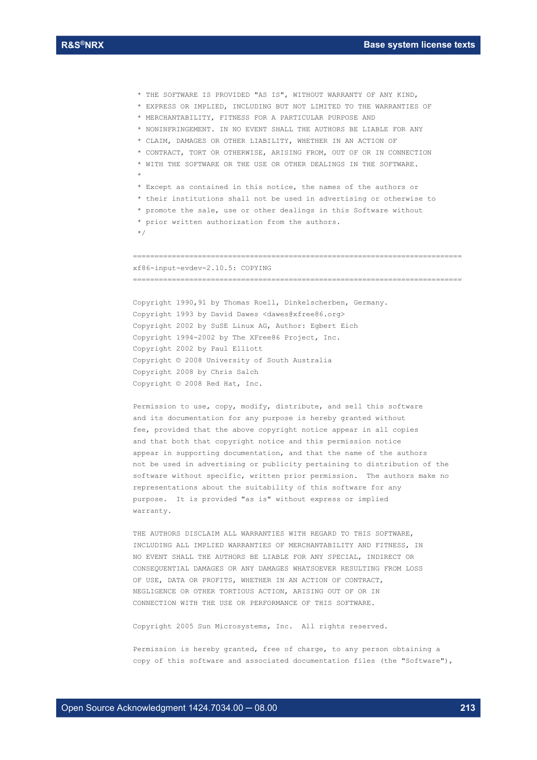```
 * THE SOFTWARE IS PROVIDED "AS IS", WITHOUT WARRANTY OF ANY KIND,
 * EXPRESS OR IMPLIED, INCLUDING BUT NOT LIMITED TO THE WARRANTIES OF
 * MERCHANTABILITY, FITNESS FOR A PARTICULAR PURPOSE AND
 * NONINFRINGEMENT. IN NO EVENT SHALL THE AUTHORS BE LIABLE FOR ANY
 * CLAIM, DAMAGES OR OTHER LIABILITY, WHETHER IN AN ACTION OF
 * CONTRACT, TORT OR OTHERWISE, ARISING FROM, OUT OF OR IN CONNECTION
 * WITH THE SOFTWARE OR THE USE OR OTHER DEALINGS IN THE SOFTWARE.
 *
 * Except as contained in this notice, the names of the authors or
 * their institutions shall not be used in advertising or otherwise to
 * promote the sale, use or other dealings in this Software without
 * prior written authorization from the authors.
 */
```

============================================================================

xf86-input-evdev-2.10.5: COPYING

============================================================================

Copyright 1990,91 by Thomas Roell, Dinkelscherben, Germany.
Copyright 1993 by David Dawes <dawes@xfree86.org>
Copyright 2002 by SuSE Linux AG, Author: Egbert Eich
Copyright 1994-2002 by The XFree86 Project, Inc.
Copyright 2002 by Paul Elliott
Copyright © 2008 University of South Australia
Copyright 2008 by Chris Salch
Copyright © 2008 Red Hat, Inc.

Permission to use, copy, modify, distribute, and sell this software
and its documentation for any purpose is hereby granted without
fee, provided that the above copyright notice appear in all copies
and that both that copyright notice and this permission notice
appear in supporting documentation, and that the name of the authors
not be used in advertising or publicity pertaining to distribution of the
software without specific, written prior permission. The authors make no
representations about the suitability of this software for any
purpose. It is provided "as is" without express or implied
warranty.

THE AUTHORS DISCLAIM ALL WARRANTIES WITH REGARD TO THIS SOFTWARE,
INCLUDING ALL IMPLIED WARRANTIES OF MERCHANTABILITY AND FITNESS, IN
NO EVENT SHALL THE AUTHORS BE LIABLE FOR ANY SPECIAL, INDIRECT OR
CONSEQUENTIAL DAMAGES OR ANY DAMAGES WHATSOEVER RESULTING FROM LOSS
OF USE, DATA OR PROFITS, WHETHER IN AN ACTION OF CONTRACT,
NEGLIGENCE OR OTHER TORTIOUS ACTION, ARISING OUT OF OR IN
CONNECTION WITH THE USE OR PERFORMANCE OF THIS SOFTWARE.

Copyright 2005 Sun Microsystems, Inc. All rights reserved.

Permission is hereby granted, free of charge, to any person obtaining a
copy of this software and associated documentation files (the "Software"),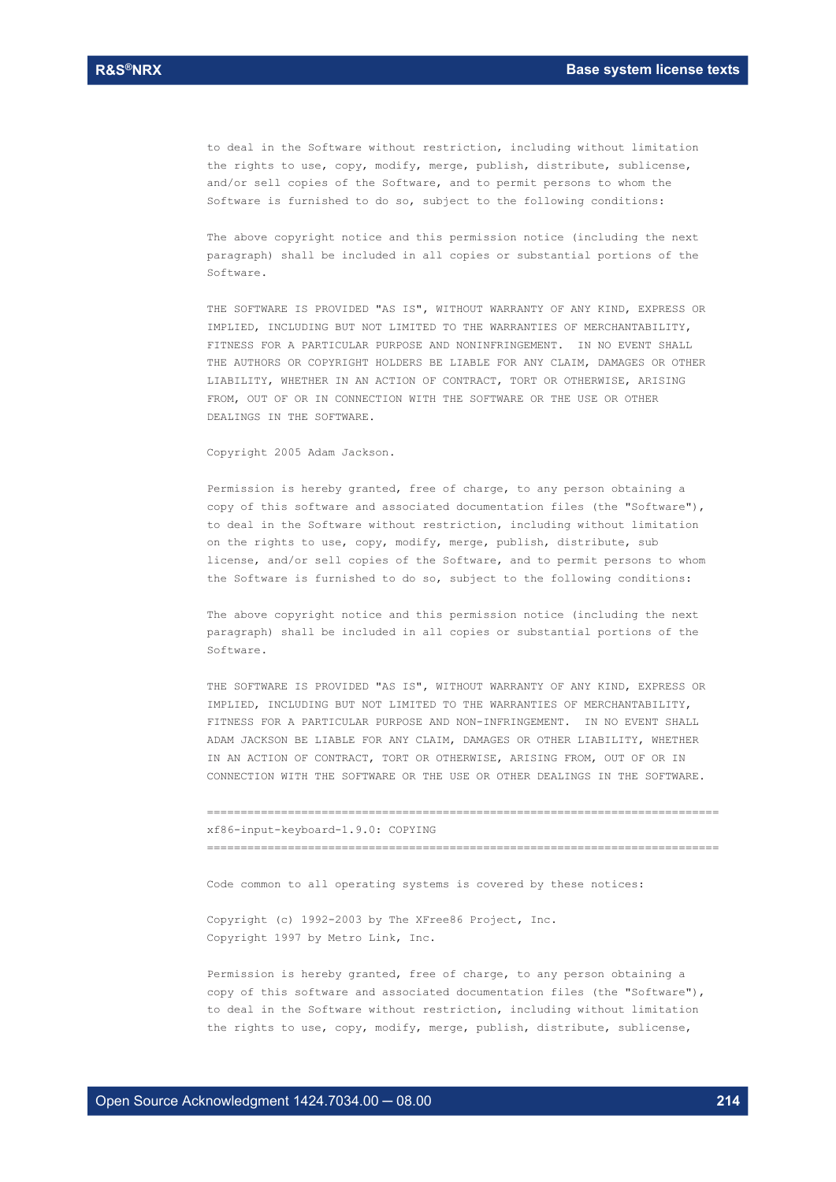to deal in the Software without restriction, including without limitation the rights to use, copy, modify, merge, publish, distribute, sublicense, and/or sell copies of the Software, and to permit persons to whom the Software is furnished to do so, subject to the following conditions:

The above copyright notice and this permission notice (including the next paragraph) shall be included in all copies or substantial portions of the Software.

THE SOFTWARE IS PROVIDED "AS IS", WITHOUT WARRANTY OF ANY KIND, EXPRESS OR IMPLIED, INCLUDING BUT NOT LIMITED TO THE WARRANTIES OF MERCHANTABILITY, FITNESS FOR A PARTICULAR PURPOSE AND NONINFRINGEMENT. IN NO EVENT SHALL THE AUTHORS OR COPYRIGHT HOLDERS BE LIABLE FOR ANY CLAIM, DAMAGES OR OTHER LIABILITY, WHETHER IN AN ACTION OF CONTRACT, TORT OR OTHERWISE, ARISING FROM, OUT OF OR IN CONNECTION WITH THE SOFTWARE OR THE USE OR OTHER DEALINGS IN THE SOFTWARE.

Copyright 2005 Adam Jackson.

Permission is hereby granted, free of charge, to any person obtaining a copy of this software and associated documentation files (the "Software"), to deal in the Software without restriction, including without limitation on the rights to use, copy, modify, merge, publish, distribute, sub license, and/or sell copies of the Software, and to permit persons to whom the Software is furnished to do so, subject to the following conditions:

The above copyright notice and this permission notice (including the next paragraph) shall be included in all copies or substantial portions of the Software.

THE SOFTWARE IS PROVIDED "AS IS", WITHOUT WARRANTY OF ANY KIND, EXPRESS OR IMPLIED, INCLUDING BUT NOT LIMITED TO THE WARRANTIES OF MERCHANTABILITY, FITNESS FOR A PARTICULAR PURPOSE AND NON-INFRINGEMENT. IN NO EVENT SHALL ADAM JACKSON BE LIABLE FOR ANY CLAIM, DAMAGES OR OTHER LIABILITY, WHETHER IN AN ACTION OF CONTRACT, TORT OR OTHERWISE, ARISING FROM, OUT OF OR IN CONNECTION WITH THE SOFTWARE OR THE USE OR OTHER DEALINGS IN THE SOFTWARE.

============================================================================

xf86-input-keyboard-1.9.0: COPYING

============================================================================

Code common to all operating systems is covered by these notices:

Copyright (c) 1992-2003 by The XFree86 Project, Inc.
Copyright 1997 by Metro Link, Inc.

Permission is hereby granted, free of charge, to any person obtaining a copy of this software and associated documentation files (the "Software"), to deal in the Software without restriction, including without limitation the rights to use, copy, modify, merge, publish, distribute, sublicense,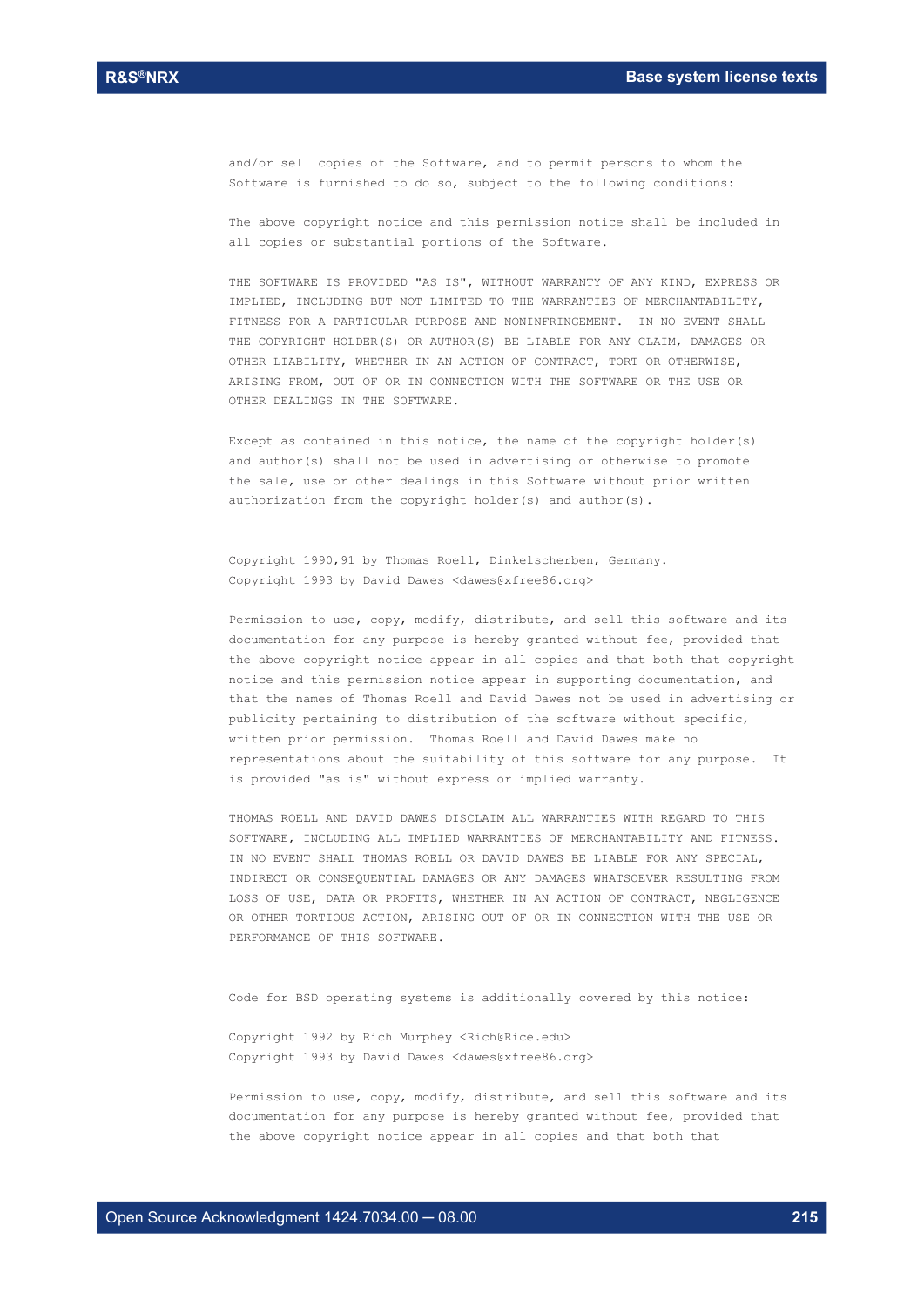and/or sell copies of the Software, and to permit persons to whom the Software is furnished to do so, subject to the following conditions:

The above copyright notice and this permission notice shall be included in all copies or substantial portions of the Software.

THE SOFTWARE IS PROVIDED "AS IS", WITHOUT WARRANTY OF ANY KIND, EXPRESS OR IMPLIED, INCLUDING BUT NOT LIMITED TO THE WARRANTIES OF MERCHANTABILITY, FITNESS FOR A PARTICULAR PURPOSE AND NONINFRINGEMENT. IN NO EVENT SHALL THE COPYRIGHT HOLDER(S) OR AUTHOR(S) BE LIABLE FOR ANY CLAIM, DAMAGES OR OTHER LIABILITY, WHETHER IN AN ACTION OF CONTRACT, TORT OR OTHERWISE, ARISING FROM, OUT OF OR IN CONNECTION WITH THE SOFTWARE OR THE USE OR OTHER DEALINGS IN THE SOFTWARE.

Except as contained in this notice, the name of the copyright holder(s) and author(s) shall not be used in advertising or otherwise to promote the sale, use or other dealings in this Software without prior written authorization from the copyright holder(s) and author(s).

Copyright 1990,91 by Thomas Roell, Dinkelscherben, Germany.
Copyright 1993 by David Dawes <dawes@xfree86.org>

Permission to use, copy, modify, distribute, and sell this software and its documentation for any purpose is hereby granted without fee, provided that the above copyright notice appear in all copies and that both that copyright notice and this permission notice appear in supporting documentation, and that the names of Thomas Roell and David Dawes not be used in advertising or publicity pertaining to distribution of the software without specific, written prior permission. Thomas Roell and David Dawes make no representations about the suitability of this software for any purpose. It is provided "as is" without express or implied warranty.

THOMAS ROELL AND DAVID DAWES DISCLAIM ALL WARRANTIES WITH REGARD TO THIS SOFTWARE, INCLUDING ALL IMPLIED WARRANTIES OF MERCHANTABILITY AND FITNESS. IN NO EVENT SHALL THOMAS ROELL OR DAVID DAWES BE LIABLE FOR ANY SPECIAL, INDIRECT OR CONSEQUENTIAL DAMAGES OR ANY DAMAGES WHATSOEVER RESULTING FROM LOSS OF USE, DATA OR PROFITS, WHETHER IN AN ACTION OF CONTRACT, NEGLIGENCE OR OTHER TORTIOUS ACTION, ARISING OUT OF OR IN CONNECTION WITH THE USE OR PERFORMANCE OF THIS SOFTWARE.

Code for BSD operating systems is additionally covered by this notice:

Copyright 1992 by Rich Murphey <Rich@Rice.edu>
Copyright 1993 by David Dawes <dawes@xfree86.org>

Permission to use, copy, modify, distribute, and sell this software and its documentation for any purpose is hereby granted without fee, provided that the above copyright notice appear in all copies and that both that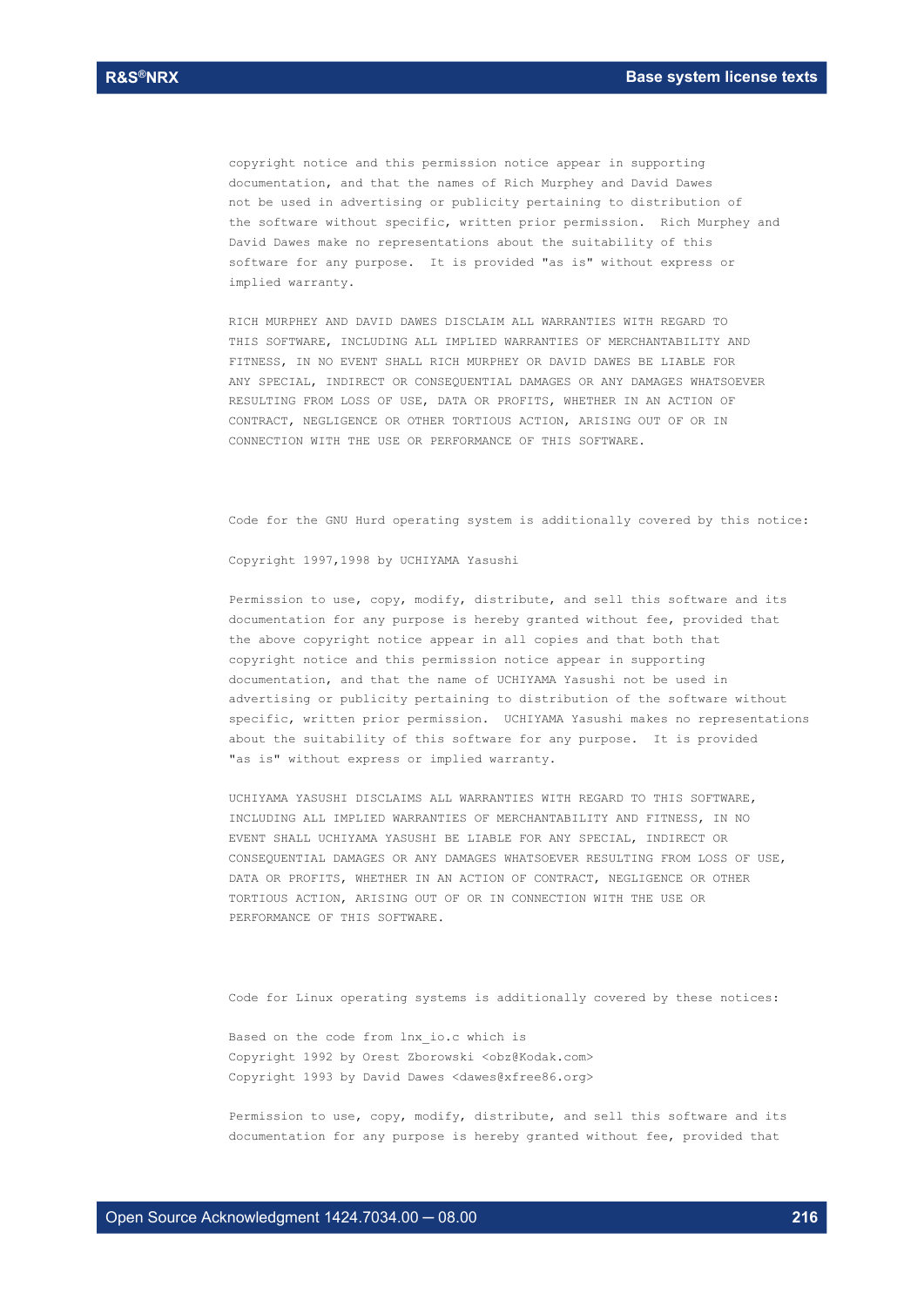copyright notice and this permission notice appear in supporting documentation, and that the names of Rich Murphey and David Dawes not be used in advertising or publicity pertaining to distribution of the software without specific, written prior permission. Rich Murphey and David Dawes make no representations about the suitability of this software for any purpose. It is provided "as is" without express or implied warranty.

RICH MURPHEY AND DAVID DAWES DISCLAIM ALL WARRANTIES WITH REGARD TO THIS SOFTWARE, INCLUDING ALL IMPLIED WARRANTIES OF MERCHANTABILITY AND FITNESS, IN NO EVENT SHALL RICH MURPHEY OR DAVID DAWES BE LIABLE FOR ANY SPECIAL, INDIRECT OR CONSEQUENTIAL DAMAGES OR ANY DAMAGES WHATSOEVER RESULTING FROM LOSS OF USE, DATA OR PROFITS, WHETHER IN AN ACTION OF CONTRACT, NEGLIGENCE OR OTHER TORTIOUS ACTION, ARISING OUT OF OR IN CONNECTION WITH THE USE OR PERFORMANCE OF THIS SOFTWARE.

Code for the GNU Hurd operating system is additionally covered by this notice:

Copyright 1997,1998 by UCHIYAMA Yasushi

Permission to use, copy, modify, distribute, and sell this software and its documentation for any purpose is hereby granted without fee, provided that the above copyright notice appear in all copies and that both that copyright notice and this permission notice appear in supporting documentation, and that the name of UCHIYAMA Yasushi not be used in advertising or publicity pertaining to distribution of the software without specific, written prior permission. UCHIYAMA Yasushi makes no representations about the suitability of this software for any purpose. It is provided "as is" without express or implied warranty.

UCHIYAMA YASUSHI DISCLAIMS ALL WARRANTIES WITH REGARD TO THIS SOFTWARE, INCLUDING ALL IMPLIED WARRANTIES OF MERCHANTABILITY AND FITNESS, IN NO EVENT SHALL UCHIYAMA YASUSHI BE LIABLE FOR ANY SPECIAL, INDIRECT OR CONSEQUENTIAL DAMAGES OR ANY DAMAGES WHATSOEVER RESULTING FROM LOSS OF USE, DATA OR PROFITS, WHETHER IN AN ACTION OF CONTRACT, NEGLIGENCE OR OTHER TORTIOUS ACTION, ARISING OUT OF OR IN CONNECTION WITH THE USE OR PERFORMANCE OF THIS SOFTWARE.

Code for Linux operating systems is additionally covered by these notices:

Based on the code from lnx_io.c which is
Copyright 1992 by Orest Zborowski <obz@Kodak.com>
Copyright 1993 by David Dawes <dawes@xfree86.org>

Permission to use, copy, modify, distribute, and sell this software and its documentation for any purpose is hereby granted without fee, provided that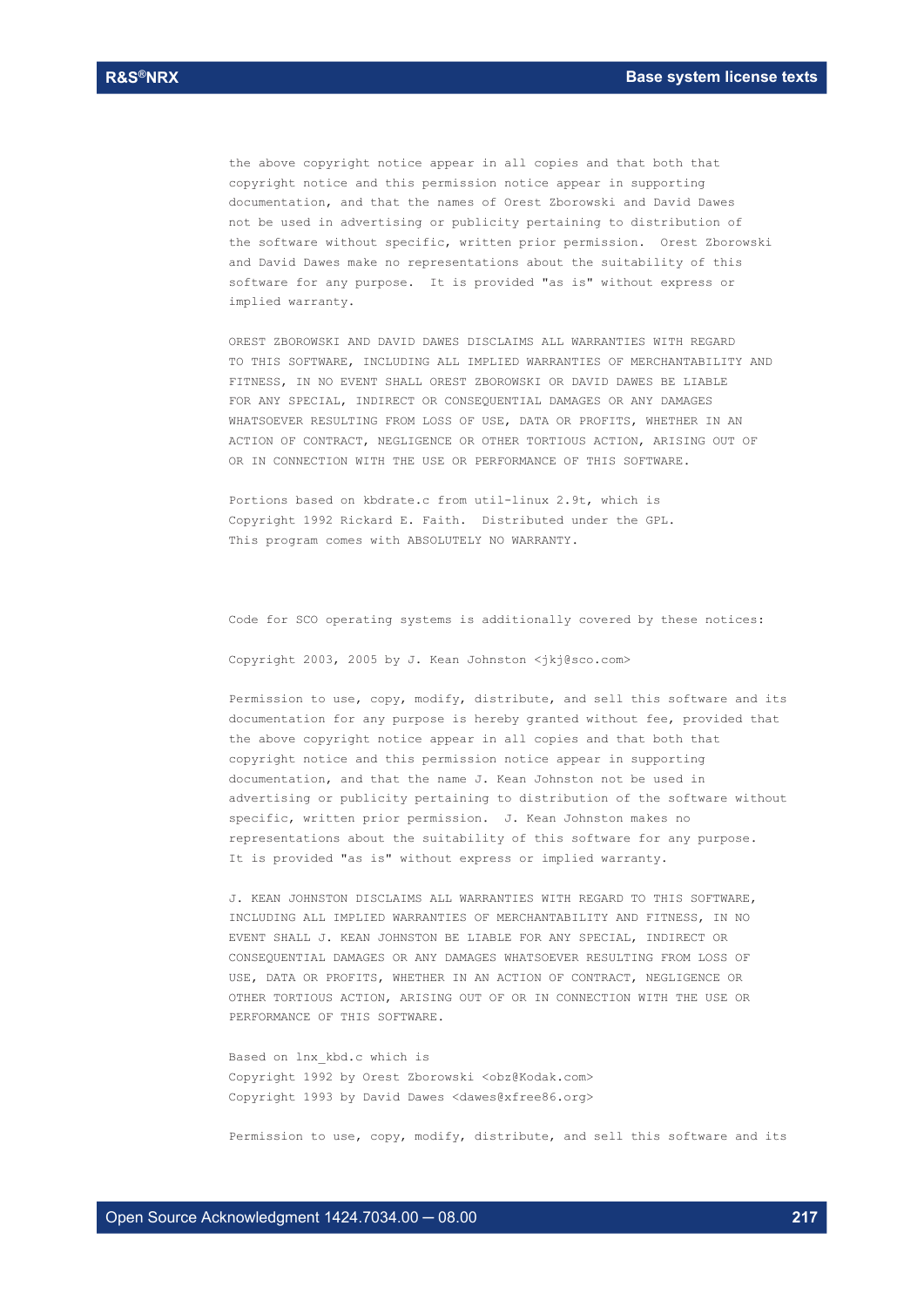the above copyright notice appear in all copies and that both that copyright notice and this permission notice appear in supporting documentation, and that the names of Orest Zborowski and David Dawes not be used in advertising or publicity pertaining to distribution of the software without specific, written prior permission. Orest Zborowski and David Dawes make no representations about the suitability of this software for any purpose. It is provided "as is" without express or implied warranty.

OREST ZBOROWSKI AND DAVID DAWES DISCLAIMS ALL WARRANTIES WITH REGARD TO THIS SOFTWARE, INCLUDING ALL IMPLIED WARRANTIES OF MERCHANTABILITY AND FITNESS, IN NO EVENT SHALL OREST ZBOROWSKI OR DAVID DAWES BE LIABLE FOR ANY SPECIAL, INDIRECT OR CONSEQUENTIAL DAMAGES OR ANY DAMAGES WHATSOEVER RESULTING FROM LOSS OF USE, DATA OR PROFITS, WHETHER IN AN ACTION OF CONTRACT, NEGLIGENCE OR OTHER TORTIOUS ACTION, ARISING OUT OF OR IN CONNECTION WITH THE USE OR PERFORMANCE OF THIS SOFTWARE.

Portions based on kbdrate.c from util-linux 2.9t, which is Copyright 1992 Rickard E. Faith. Distributed under the GPL. This program comes with ABSOLUTELY NO WARRANTY.

Code for SCO operating systems is additionally covered by these notices:

Copyright 2003, 2005 by J. Kean Johnston <jkj@sco.com>

Permission to use, copy, modify, distribute, and sell this software and its documentation for any purpose is hereby granted without fee, provided that the above copyright notice appear in all copies and that both that copyright notice and this permission notice appear in supporting documentation, and that the name J. Kean Johnston not be used in advertising or publicity pertaining to distribution of the software without specific, written prior permission. J. Kean Johnston makes no representations about the suitability of this software for any purpose. It is provided "as is" without express or implied warranty.

J. KEAN JOHNSTON DISCLAIMS ALL WARRANTIES WITH REGARD TO THIS SOFTWARE, INCLUDING ALL IMPLIED WARRANTIES OF MERCHANTABILITY AND FITNESS, IN NO EVENT SHALL J. KEAN JOHNSTON BE LIABLE FOR ANY SPECIAL, INDIRECT OR CONSEQUENTIAL DAMAGES OR ANY DAMAGES WHATSOEVER RESULTING FROM LOSS OF USE, DATA OR PROFITS, WHETHER IN AN ACTION OF CONTRACT, NEGLIGENCE OR OTHER TORTIOUS ACTION, ARISING OUT OF OR IN CONNECTION WITH THE USE OR PERFORMANCE OF THIS SOFTWARE.

Based on lnx_kbd.c which is
Copyright 1992 by Orest Zborowski <obz@Kodak.com>
Copyright 1993 by David Dawes <dawes@xfree86.org>

Permission to use, copy, modify, distribute, and sell this software and its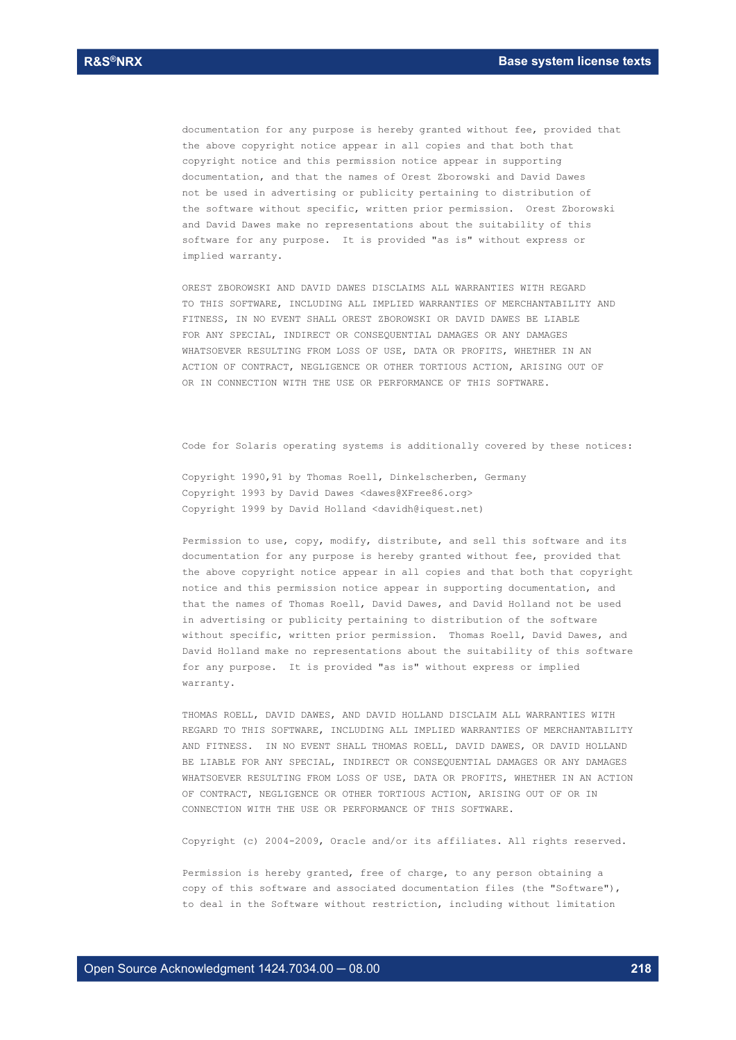documentation for any purpose is hereby granted without fee, provided that the above copyright notice appear in all copies and that both that copyright notice and this permission notice appear in supporting documentation, and that the names of Orest Zborowski and David Dawes not be used in advertising or publicity pertaining to distribution of the software without specific, written prior permission. Orest Zborowski and David Dawes make no representations about the suitability of this software for any purpose. It is provided "as is" without express or implied warranty.

OREST ZBOROWSKI AND DAVID DAWES DISCLAIMS ALL WARRANTIES WITH REGARD TO THIS SOFTWARE, INCLUDING ALL IMPLIED WARRANTIES OF MERCHANTABILITY AND FITNESS, IN NO EVENT SHALL OREST ZBOROWSKI OR DAVID DAWES BE LIABLE FOR ANY SPECIAL, INDIRECT OR CONSEQUENTIAL DAMAGES OR ANY DAMAGES WHATSOEVER RESULTING FROM LOSS OF USE, DATA OR PROFITS, WHETHER IN AN ACTION OF CONTRACT, NEGLIGENCE OR OTHER TORTIOUS ACTION, ARISING OUT OF OR IN CONNECTION WITH THE USE OR PERFORMANCE OF THIS SOFTWARE.

Code for Solaris operating systems is additionally covered by these notices:

Copyright 1990,91 by Thomas Roell, Dinkelscherben, Germany
Copyright 1993 by David Dawes <dawes@XFree86.org>
Copyright 1999 by David Holland <davidh@iquest.net)

Permission to use, copy, modify, distribute, and sell this software and its documentation for any purpose is hereby granted without fee, provided that the above copyright notice appear in all copies and that both that copyright notice and this permission notice appear in supporting documentation, and that the names of Thomas Roell, David Dawes, and David Holland not be used in advertising or publicity pertaining to distribution of the software without specific, written prior permission. Thomas Roell, David Dawes, and David Holland make no representations about the suitability of this software for any purpose. It is provided "as is" without express or implied warranty.

THOMAS ROELL, DAVID DAWES, AND DAVID HOLLAND DISCLAIM ALL WARRANTIES WITH REGARD TO THIS SOFTWARE, INCLUDING ALL IMPLIED WARRANTIES OF MERCHANTABILITY AND FITNESS. IN NO EVENT SHALL THOMAS ROELL, DAVID DAWES, OR DAVID HOLLAND BE LIABLE FOR ANY SPECIAL, INDIRECT OR CONSEQUENTIAL DAMAGES OR ANY DAMAGES WHATSOEVER RESULTING FROM LOSS OF USE, DATA OR PROFITS, WHETHER IN AN ACTION OF CONTRACT, NEGLIGENCE OR OTHER TORTIOUS ACTION, ARISING OUT OF OR IN CONNECTION WITH THE USE OR PERFORMANCE OF THIS SOFTWARE.

Copyright (c) 2004-2009, Oracle and/or its affiliates. All rights reserved.

Permission is hereby granted, free of charge, to any person obtaining a copy of this software and associated documentation files (the "Software"), to deal in the Software without restriction, including without limitation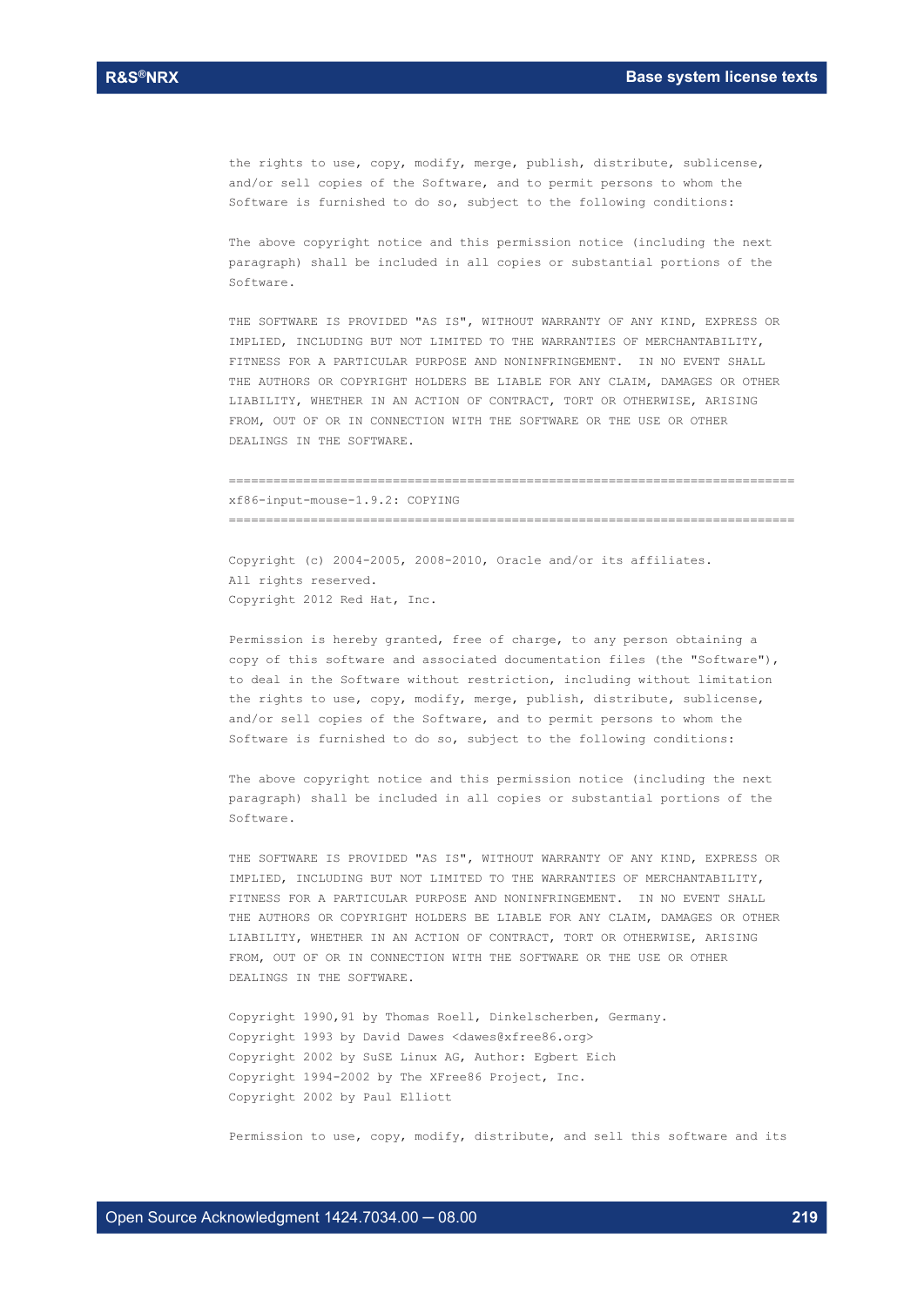the rights to use, copy, modify, merge, publish, distribute, sublicense,
and/or sell copies of the Software, and to permit persons to whom the
Software is furnished to do so, subject to the following conditions:

The above copyright notice and this permission notice (including the next
paragraph) shall be included in all copies or substantial portions of the
Software.

THE SOFTWARE IS PROVIDED "AS IS", WITHOUT WARRANTY OF ANY KIND, EXPRESS OR
IMPLIED, INCLUDING BUT NOT LIMITED TO THE WARRANTIES OF MERCHANTABILITY,
FITNESS FOR A PARTICULAR PURPOSE AND NONINFRINGEMENT. IN NO EVENT SHALL
THE AUTHORS OR COPYRIGHT HOLDERS BE LIABLE FOR ANY CLAIM, DAMAGES OR OTHER
LIABILITY, WHETHER IN AN ACTION OF CONTRACT, TORT OR OTHERWISE, ARISING
FROM, OUT OF OR IN CONNECTION WITH THE SOFTWARE OR THE USE OR OTHER
DEALINGS IN THE SOFTWARE.

============================================================================

xf86-input-mouse-1.9.2: COPYING

============================================================================

Copyright (c) 2004-2005, 2008-2010, Oracle and/or its affiliates.
All rights reserved.
Copyright 2012 Red Hat, Inc.

Permission is hereby granted, free of charge, to any person obtaining a
copy of this software and associated documentation files (the "Software"),
to deal in the Software without restriction, including without limitation
the rights to use, copy, modify, merge, publish, distribute, sublicense,
and/or sell copies of the Software, and to permit persons to whom the
Software is furnished to do so, subject to the following conditions:

The above copyright notice and this permission notice (including the next
paragraph) shall be included in all copies or substantial portions of the
Software.

THE SOFTWARE IS PROVIDED "AS IS", WITHOUT WARRANTY OF ANY KIND, EXPRESS OR
IMPLIED, INCLUDING BUT NOT LIMITED TO THE WARRANTIES OF MERCHANTABILITY,
FITNESS FOR A PARTICULAR PURPOSE AND NONINFRINGEMENT. IN NO EVENT SHALL
THE AUTHORS OR COPYRIGHT HOLDERS BE LIABLE FOR ANY CLAIM, DAMAGES OR OTHER
LIABILITY, WHETHER IN AN ACTION OF CONTRACT, TORT OR OTHERWISE, ARISING
FROM, OUT OF OR IN CONNECTION WITH THE SOFTWARE OR THE USE OR OTHER
DEALINGS IN THE SOFTWARE.

Copyright 1990,91 by Thomas Roell, Dinkelscherben, Germany.
Copyright 1993 by David Dawes <dawes@xfree86.org>
Copyright 2002 by SuSE Linux AG, Author: Egbert Eich
Copyright 1994-2002 by The XFree86 Project, Inc.
Copyright 2002 by Paul Elliott

Permission to use, copy, modify, distribute, and sell this software and its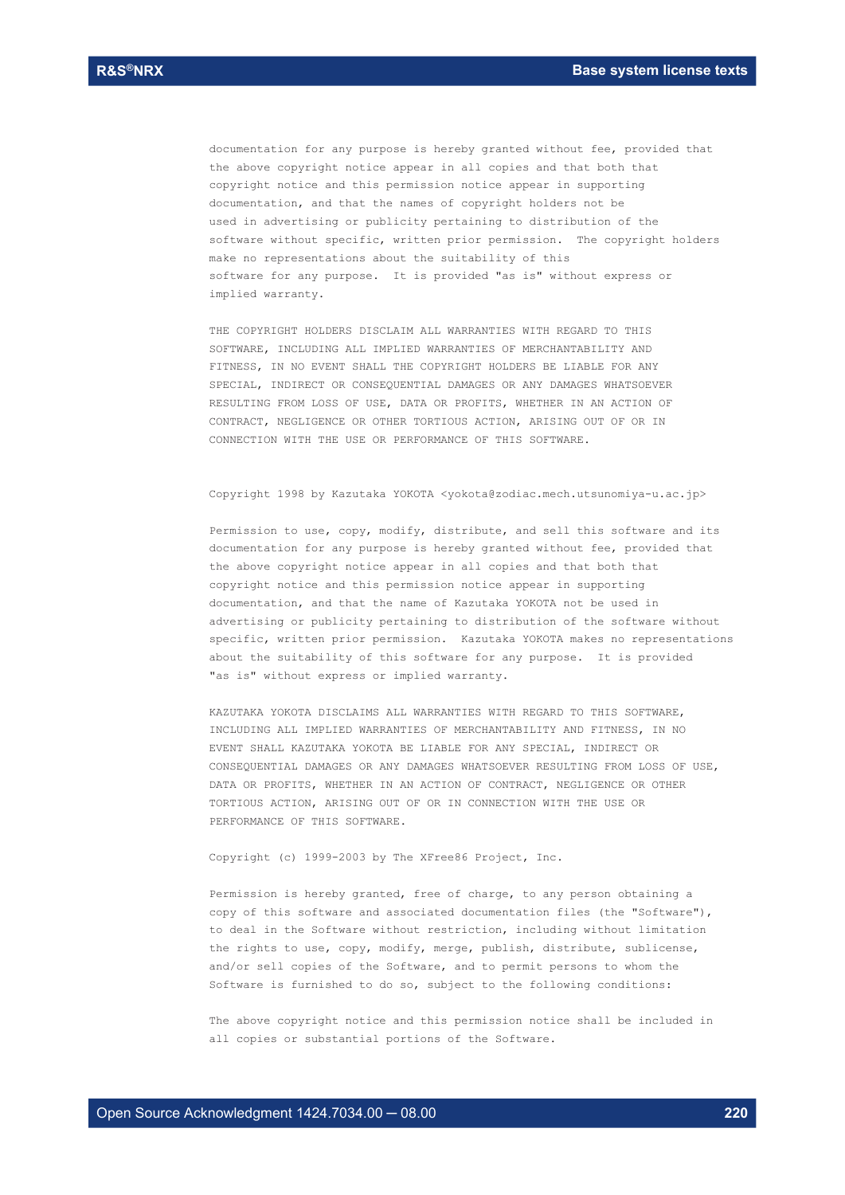documentation for any purpose is hereby granted without fee, provided that the above copyright notice appear in all copies and that both that copyright notice and this permission notice appear in supporting documentation, and that the names of copyright holders not be used in advertising or publicity pertaining to distribution of the software without specific, written prior permission. The copyright holders make no representations about the suitability of this software for any purpose. It is provided "as is" without express or implied warranty.

THE COPYRIGHT HOLDERS DISCLAIM ALL WARRANTIES WITH REGARD TO THIS SOFTWARE, INCLUDING ALL IMPLIED WARRANTIES OF MERCHANTABILITY AND FITNESS, IN NO EVENT SHALL THE COPYRIGHT HOLDERS BE LIABLE FOR ANY SPECIAL, INDIRECT OR CONSEQUENTIAL DAMAGES OR ANY DAMAGES WHATSOEVER RESULTING FROM LOSS OF USE, DATA OR PROFITS, WHETHER IN AN ACTION OF CONTRACT, NEGLIGENCE OR OTHER TORTIOUS ACTION, ARISING OUT OF OR IN CONNECTION WITH THE USE OR PERFORMANCE OF THIS SOFTWARE.

Copyright 1998 by Kazutaka YOKOTA <yokota@zodiac.mech.utsunomiya-u.ac.jp>

Permission to use, copy, modify, distribute, and sell this software and its documentation for any purpose is hereby granted without fee, provided that the above copyright notice appear in all copies and that both that copyright notice and this permission notice appear in supporting documentation, and that the name of Kazutaka YOKOTA not be used in advertising or publicity pertaining to distribution of the software without specific, written prior permission. Kazutaka YOKOTA makes no representations about the suitability of this software for any purpose. It is provided "as is" without express or implied warranty.

KAZUTAKA YOKOTA DISCLAIMS ALL WARRANTIES WITH REGARD TO THIS SOFTWARE, INCLUDING ALL IMPLIED WARRANTIES OF MERCHANTABILITY AND FITNESS, IN NO EVENT SHALL KAZUTAKA YOKOTA BE LIABLE FOR ANY SPECIAL, INDIRECT OR CONSEQUENTIAL DAMAGES OR ANY DAMAGES WHATSOEVER RESULTING FROM LOSS OF USE, DATA OR PROFITS, WHETHER IN AN ACTION OF CONTRACT, NEGLIGENCE OR OTHER TORTIOUS ACTION, ARISING OUT OF OR IN CONNECTION WITH THE USE OR PERFORMANCE OF THIS SOFTWARE.

Copyright (c) 1999-2003 by The XFree86 Project, Inc.

Permission is hereby granted, free of charge, to any person obtaining a copy of this software and associated documentation files (the "Software"), to deal in the Software without restriction, including without limitation the rights to use, copy, modify, merge, publish, distribute, sublicense, and/or sell copies of the Software, and to permit persons to whom the Software is furnished to do so, subject to the following conditions:

The above copyright notice and this permission notice shall be included in all copies or substantial portions of the Software.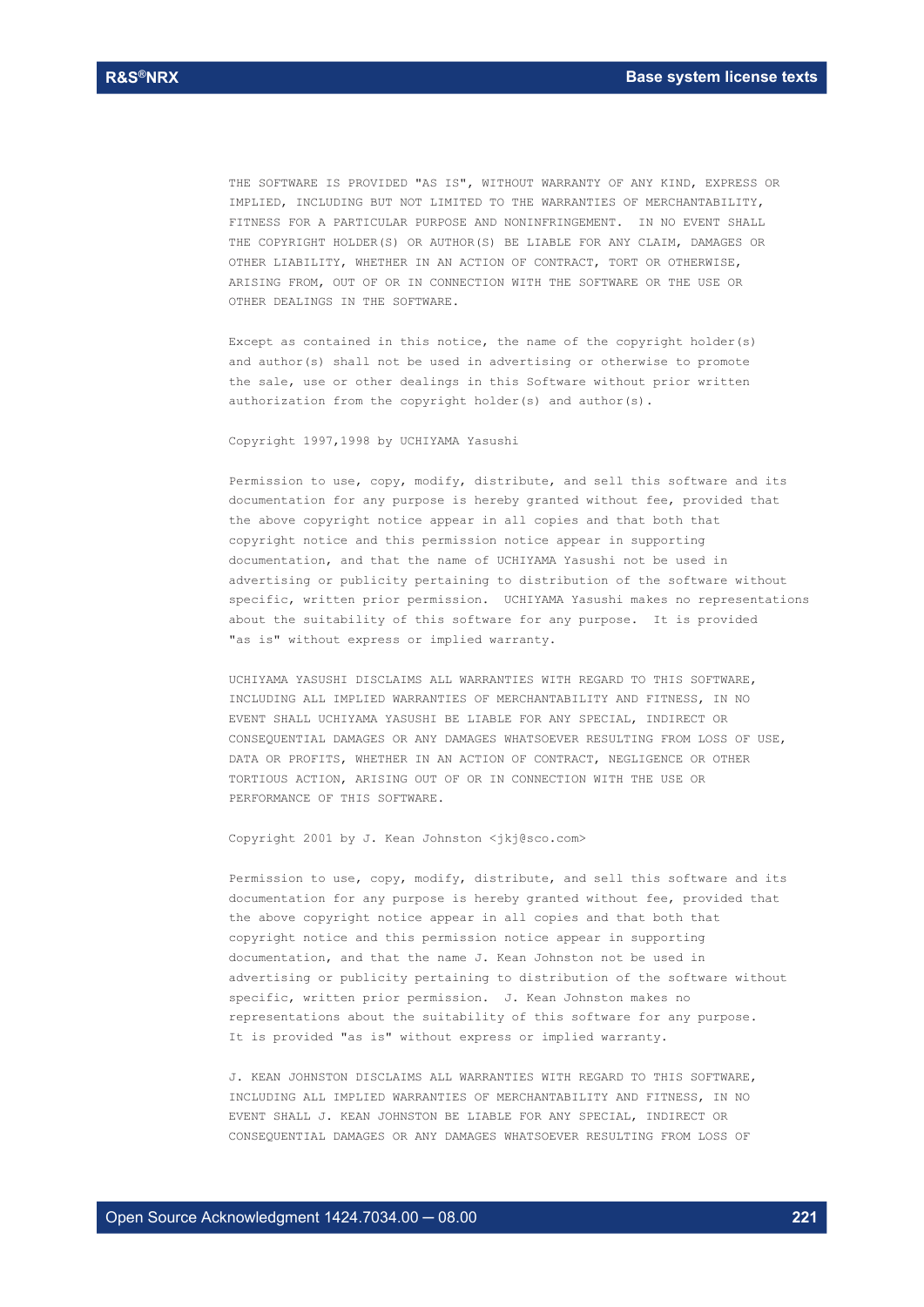THE SOFTWARE IS PROVIDED "AS IS", WITHOUT WARRANTY OF ANY KIND, EXPRESS OR IMPLIED, INCLUDING BUT NOT LIMITED TO THE WARRANTIES OF MERCHANTABILITY, FITNESS FOR A PARTICULAR PURPOSE AND NONINFRINGEMENT. IN NO EVENT SHALL THE COPYRIGHT HOLDER(S) OR AUTHOR(S) BE LIABLE FOR ANY CLAIM, DAMAGES OR OTHER LIABILITY, WHETHER IN AN ACTION OF CONTRACT, TORT OR OTHERWISE, ARISING FROM, OUT OF OR IN CONNECTION WITH THE SOFTWARE OR THE USE OR OTHER DEALINGS IN THE SOFTWARE.

Except as contained in this notice, the name of the copyright holder(s) and author(s) shall not be used in advertising or otherwise to promote the sale, use or other dealings in this Software without prior written authorization from the copyright holder(s) and author(s).

Copyright 1997,1998 by UCHIYAMA Yasushi

Permission to use, copy, modify, distribute, and sell this software and its documentation for any purpose is hereby granted without fee, provided that the above copyright notice appear in all copies and that both that copyright notice and this permission notice appear in supporting documentation, and that the name of UCHIYAMA Yasushi not be used in advertising or publicity pertaining to distribution of the software without specific, written prior permission. UCHIYAMA Yasushi makes no representations about the suitability of this software for any purpose. It is provided "as is" without express or implied warranty.

UCHIYAMA YASUSHI DISCLAIMS ALL WARRANTIES WITH REGARD TO THIS SOFTWARE, INCLUDING ALL IMPLIED WARRANTIES OF MERCHANTABILITY AND FITNESS, IN NO EVENT SHALL UCHIYAMA YASUSHI BE LIABLE FOR ANY SPECIAL, INDIRECT OR CONSEQUENTIAL DAMAGES OR ANY DAMAGES WHATSOEVER RESULTING FROM LOSS OF USE, DATA OR PROFITS, WHETHER IN AN ACTION OF CONTRACT, NEGLIGENCE OR OTHER TORTIOUS ACTION, ARISING OUT OF OR IN CONNECTION WITH THE USE OR PERFORMANCE OF THIS SOFTWARE.

Copyright 2001 by J. Kean Johnston <jkj@sco.com>

Permission to use, copy, modify, distribute, and sell this software and its documentation for any purpose is hereby granted without fee, provided that the above copyright notice appear in all copies and that both that copyright notice and this permission notice appear in supporting documentation, and that the name J. Kean Johnston not be used in advertising or publicity pertaining to distribution of the software without specific, written prior permission. J. Kean Johnston makes no representations about the suitability of this software for any purpose. It is provided "as is" without express or implied warranty.

J. KEAN JOHNSTON DISCLAIMS ALL WARRANTIES WITH REGARD TO THIS SOFTWARE, INCLUDING ALL IMPLIED WARRANTIES OF MERCHANTABILITY AND FITNESS, IN NO EVENT SHALL J. KEAN JOHNSTON BE LIABLE FOR ANY SPECIAL, INDIRECT OR CONSEQUENTIAL DAMAGES OR ANY DAMAGES WHATSOEVER RESULTING FROM LOSS OF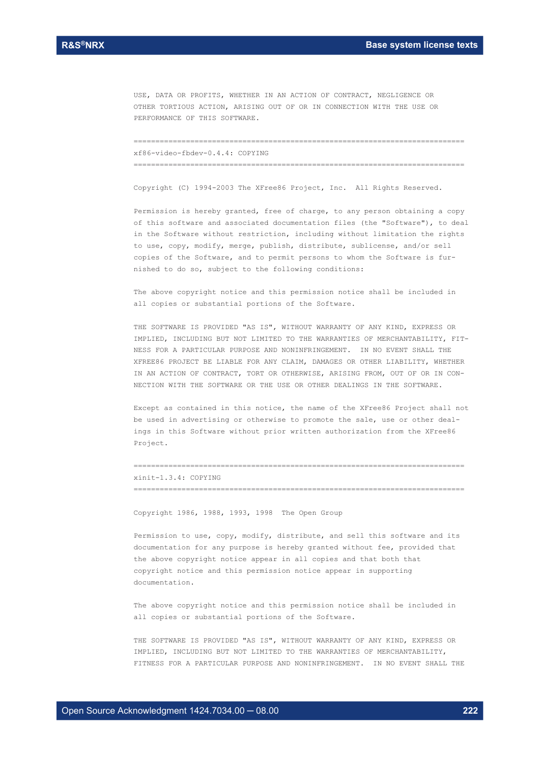USE, DATA OR PROFITS, WHETHER IN AN ACTION OF CONTRACT, NEGLIGENCE OR OTHER TORTIOUS ACTION, ARISING OUT OF OR IN CONNECTION WITH THE USE OR PERFORMANCE OF THIS SOFTWARE.

============================================================================

xf86-video-fbdev-0.4.4: COPYING

============================================================================

Copyright (C) 1994-2003 The XFree86 Project, Inc. All Rights Reserved.

Permission is hereby granted, free of charge, to any person obtaining a copy of this software and associated documentation files (the "Software"), to deal in the Software without restriction, including without limitation the rights to use, copy, modify, merge, publish, distribute, sublicense, and/or sell copies of the Software, and to permit persons to whom the Software is furnished to do so, subject to the following conditions:

The above copyright notice and this permission notice shall be included in all copies or substantial portions of the Software.

THE SOFTWARE IS PROVIDED "AS IS", WITHOUT WARRANTY OF ANY KIND, EXPRESS OR IMPLIED, INCLUDING BUT NOT LIMITED TO THE WARRANTIES OF MERCHANTABILITY, FITNESS FOR A PARTICULAR PURPOSE AND NONINFRINGEMENT. IN NO EVENT SHALL THE XFREE86 PROJECT BE LIABLE FOR ANY CLAIM, DAMAGES OR OTHER LIABILITY, WHETHER IN AN ACTION OF CONTRACT, TORT OR OTHERWISE, ARISING FROM, OUT OF OR IN CONNECTION WITH THE SOFTWARE OR THE USE OR OTHER DEALINGS IN THE SOFTWARE.

Except as contained in this notice, the name of the XFree86 Project shall not be used in advertising or otherwise to promote the sale, use or other dealings in this Software without prior written authorization from the XFree86 Project.

============================================================================

xinit-1.3.4: COPYING

============================================================================

Copyright 1986, 1988, 1993, 1998 The Open Group

Permission to use, copy, modify, distribute, and sell this software and its documentation for any purpose is hereby granted without fee, provided that the above copyright notice appear in all copies and that both that copyright notice and this permission notice appear in supporting documentation.

The above copyright notice and this permission notice shall be included in all copies or substantial portions of the Software.

THE SOFTWARE IS PROVIDED "AS IS", WITHOUT WARRANTY OF ANY KIND, EXPRESS OR IMPLIED, INCLUDING BUT NOT LIMITED TO THE WARRANTIES OF MERCHANTABILITY, FITNESS FOR A PARTICULAR PURPOSE AND NONINFRINGEMENT. IN NO EVENT SHALL THE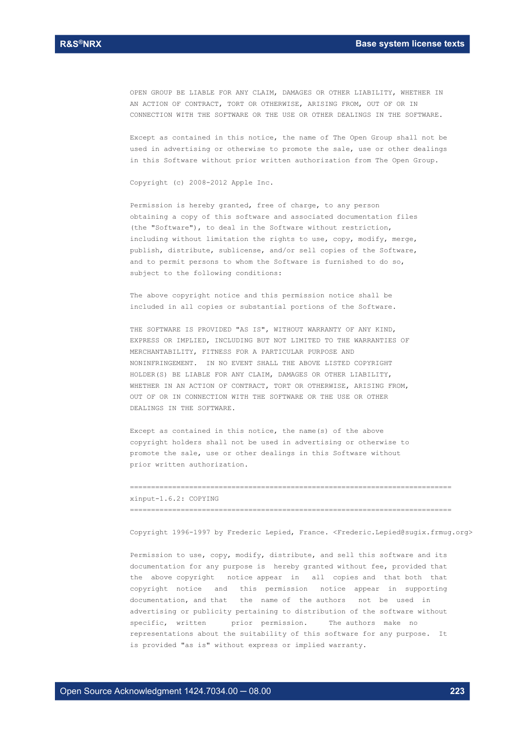OPEN GROUP BE LIABLE FOR ANY CLAIM, DAMAGES OR OTHER LIABILITY, WHETHER IN AN ACTION OF CONTRACT, TORT OR OTHERWISE, ARISING FROM, OUT OF OR IN CONNECTION WITH THE SOFTWARE OR THE USE OR OTHER DEALINGS IN THE SOFTWARE.

Except as contained in this notice, the name of The Open Group shall not be used in advertising or otherwise to promote the sale, use or other dealings in this Software without prior written authorization from The Open Group.

Copyright (c) 2008-2012 Apple Inc.

Permission is hereby granted, free of charge, to any person obtaining a copy of this software and associated documentation files (the "Software"), to deal in the Software without restriction, including without limitation the rights to use, copy, modify, merge, publish, distribute, sublicense, and/or sell copies of the Software, and to permit persons to whom the Software is furnished to do so, subject to the following conditions:

The above copyright notice and this permission notice shall be included in all copies or substantial portions of the Software.

THE SOFTWARE IS PROVIDED "AS IS", WITHOUT WARRANTY OF ANY KIND, EXPRESS OR IMPLIED, INCLUDING BUT NOT LIMITED TO THE WARRANTIES OF MERCHANTABILITY, FITNESS FOR A PARTICULAR PURPOSE AND NONINFRINGEMENT. IN NO EVENT SHALL THE ABOVE LISTED COPYRIGHT HOLDER(S) BE LIABLE FOR ANY CLAIM, DAMAGES OR OTHER LIABILITY, WHETHER IN AN ACTION OF CONTRACT, TORT OR OTHERWISE, ARISING FROM, OUT OF OR IN CONNECTION WITH THE SOFTWARE OR THE USE OR OTHER DEALINGS IN THE SOFTWARE.

Except as contained in this notice, the name(s) of the above copyright holders shall not be used in advertising or otherwise to promote the sale, use or other dealings in this Software without prior written authorization.

===========================================================================

xinput-1.6.2: COPYING

===========================================================================

Copyright 1996-1997 by Frederic Lepied, France. <Frederic.Lepied@sugix.frmug.org>

Permission to use, copy, modify, distribute, and sell this software and its documentation for any purpose is hereby granted without fee, provided that the above copyright notice appear in all copies and that both that copyright notice and this permission notice appear in supporting documentation, and that the name of the authors not be used in advertising or publicity pertaining to distribution of the software without specific, written prior permission. The authors make no representations about the suitability of this software for any purpose. It is provided "as is" without express or implied warranty.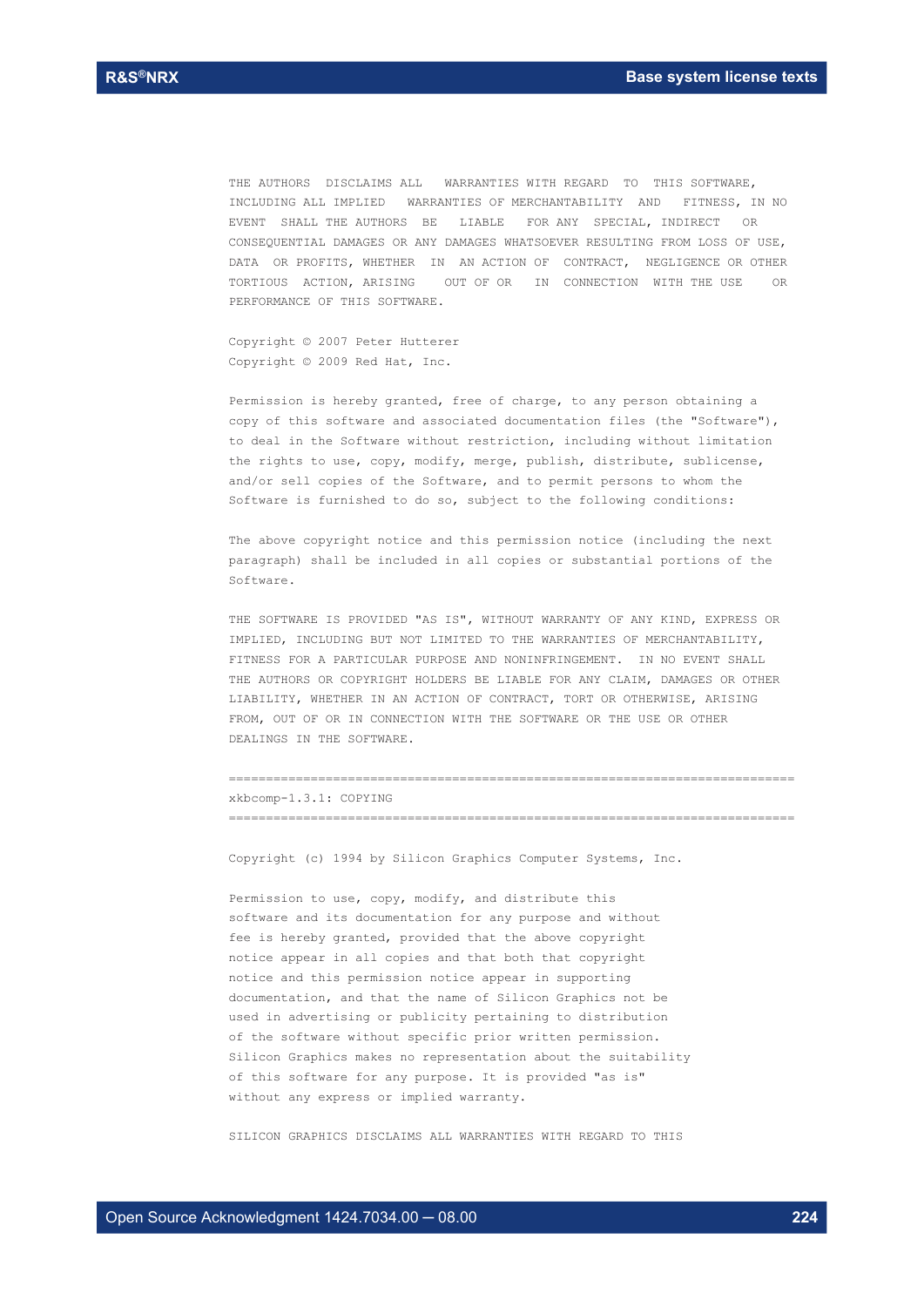THE AUTHORS DISCLAIMS ALL WARRANTIES WITH REGARD TO THIS SOFTWARE, INCLUDING ALL IMPLIED WARRANTIES OF MERCHANTABILITY AND FITNESS, IN NO EVENT SHALL THE AUTHORS BE LIABLE FOR ANY SPECIAL, INDIRECT OR CONSEQUENTIAL DAMAGES OR ANY DAMAGES WHATSOEVER RESULTING FROM LOSS OF USE, DATA OR PROFITS, WHETHER IN AN ACTION OF CONTRACT, NEGLIGENCE OR OTHER TORTIOUS ACTION, ARISING OUT OF OR IN CONNECTION WITH THE USE OR PERFORMANCE OF THIS SOFTWARE.

Copyright © 2007 Peter Hutterer
Copyright © 2009 Red Hat, Inc.

Permission is hereby granted, free of charge, to any person obtaining a copy of this software and associated documentation files (the "Software"), to deal in the Software without restriction, including without limitation the rights to use, copy, modify, merge, publish, distribute, sublicense, and/or sell copies of the Software, and to permit persons to whom the Software is furnished to do so, subject to the following conditions:

The above copyright notice and this permission notice (including the next paragraph) shall be included in all copies or substantial portions of the Software.

THE SOFTWARE IS PROVIDED "AS IS", WITHOUT WARRANTY OF ANY KIND, EXPRESS OR IMPLIED, INCLUDING BUT NOT LIMITED TO THE WARRANTIES OF MERCHANTABILITY, FITNESS FOR A PARTICULAR PURPOSE AND NONINFRINGEMENT. IN NO EVENT SHALL THE AUTHORS OR COPYRIGHT HOLDERS BE LIABLE FOR ANY CLAIM, DAMAGES OR OTHER LIABILITY, WHETHER IN AN ACTION OF CONTRACT, TORT OR OTHERWISE, ARISING FROM, OUT OF OR IN CONNECTION WITH THE SOFTWARE OR THE USE OR OTHER DEALINGS IN THE SOFTWARE.

============================================================================

xkbcomp-1.3.1: COPYING

============================================================================

Copyright (c) 1994 by Silicon Graphics Computer Systems, Inc.

Permission to use, copy, modify, and distribute this software and its documentation for any purpose and without fee is hereby granted, provided that the above copyright notice appear in all copies and that both that copyright notice and this permission notice appear in supporting documentation, and that the name of Silicon Graphics not be used in advertising or publicity pertaining to distribution of the software without specific prior written permission. Silicon Graphics makes no representation about the suitability of this software for any purpose. It is provided "as is" without any express or implied warranty.

SILICON GRAPHICS DISCLAIMS ALL WARRANTIES WITH REGARD TO THIS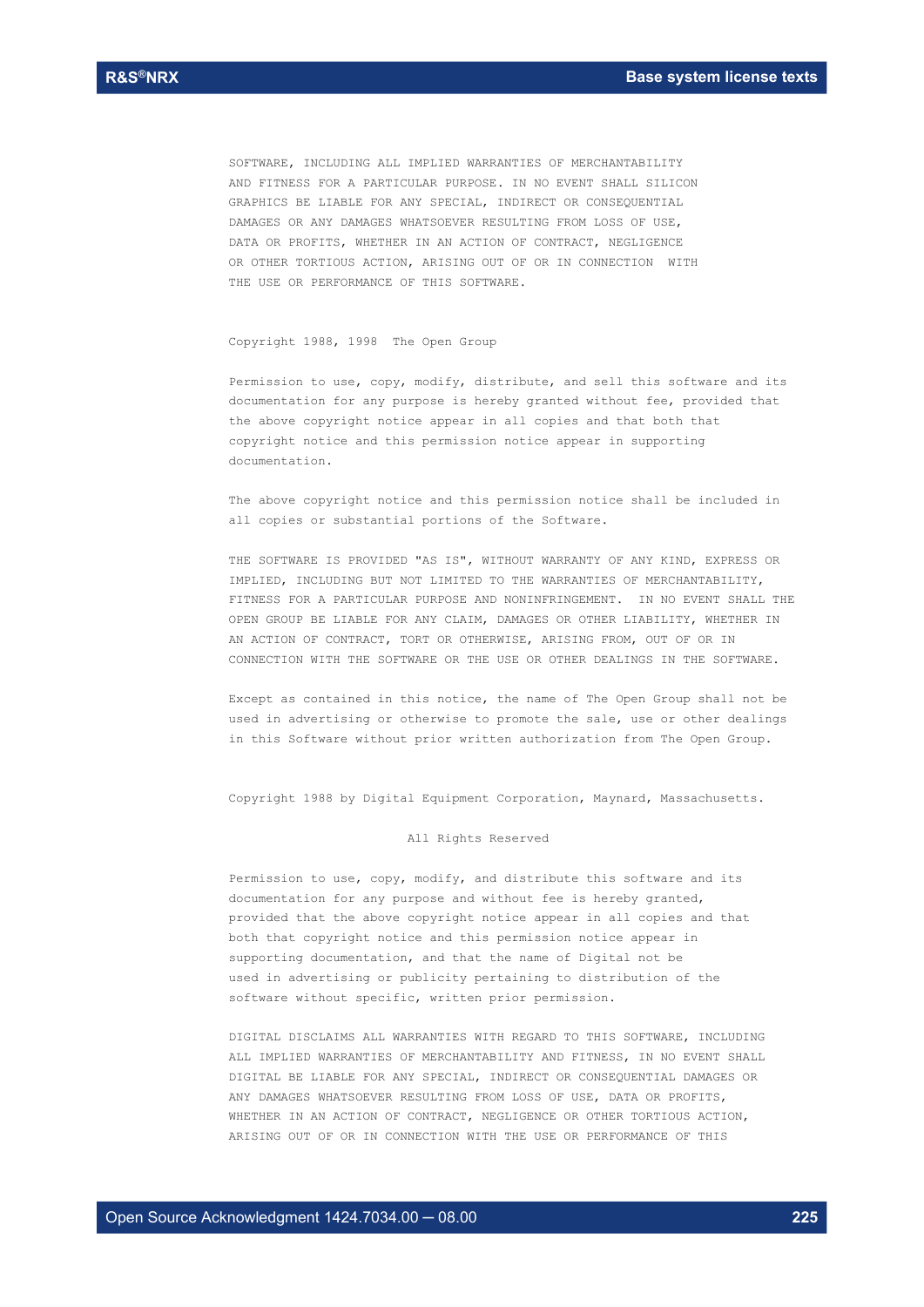SOFTWARE, INCLUDING ALL IMPLIED WARRANTIES OF MERCHANTABILITY AND FITNESS FOR A PARTICULAR PURPOSE. IN NO EVENT SHALL SILICON GRAPHICS BE LIABLE FOR ANY SPECIAL, INDIRECT OR CONSEQUENTIAL DAMAGES OR ANY DAMAGES WHATSOEVER RESULTING FROM LOSS OF USE, DATA OR PROFITS, WHETHER IN AN ACTION OF CONTRACT, NEGLIGENCE OR OTHER TORTIOUS ACTION, ARISING OUT OF OR IN CONNECTION WITH THE USE OR PERFORMANCE OF THIS SOFTWARE.

Copyright 1988, 1998 The Open Group

Permission to use, copy, modify, distribute, and sell this software and its documentation for any purpose is hereby granted without fee, provided that the above copyright notice appear in all copies and that both that copyright notice and this permission notice appear in supporting documentation.

The above copyright notice and this permission notice shall be included in all copies or substantial portions of the Software.

THE SOFTWARE IS PROVIDED "AS IS", WITHOUT WARRANTY OF ANY KIND, EXPRESS OR IMPLIED, INCLUDING BUT NOT LIMITED TO THE WARRANTIES OF MERCHANTABILITY, FITNESS FOR A PARTICULAR PURPOSE AND NONINFRINGEMENT. IN NO EVENT SHALL THE OPEN GROUP BE LIABLE FOR ANY CLAIM, DAMAGES OR OTHER LIABILITY, WHETHER IN AN ACTION OF CONTRACT, TORT OR OTHERWISE, ARISING FROM, OUT OF OR IN CONNECTION WITH THE SOFTWARE OR THE USE OR OTHER DEALINGS IN THE SOFTWARE.

Except as contained in this notice, the name of The Open Group shall not be used in advertising or otherwise to promote the sale, use or other dealings in this Software without prior written authorization from The Open Group.

Copyright 1988 by Digital Equipment Corporation, Maynard, Massachusetts.

All Rights Reserved

Permission to use, copy, modify, and distribute this software and its documentation for any purpose and without fee is hereby granted, provided that the above copyright notice appear in all copies and that both that copyright notice and this permission notice appear in supporting documentation, and that the name of Digital not be used in advertising or publicity pertaining to distribution of the software without specific, written prior permission.

DIGITAL DISCLAIMS ALL WARRANTIES WITH REGARD TO THIS SOFTWARE, INCLUDING ALL IMPLIED WARRANTIES OF MERCHANTABILITY AND FITNESS, IN NO EVENT SHALL DIGITAL BE LIABLE FOR ANY SPECIAL, INDIRECT OR CONSEQUENTIAL DAMAGES OR ANY DAMAGES WHATSOEVER RESULTING FROM LOSS OF USE, DATA OR PROFITS, WHETHER IN AN ACTION OF CONTRACT, NEGLIGENCE OR OTHER TORTIOUS ACTION, ARISING OUT OF OR IN CONNECTION WITH THE USE OR PERFORMANCE OF THIS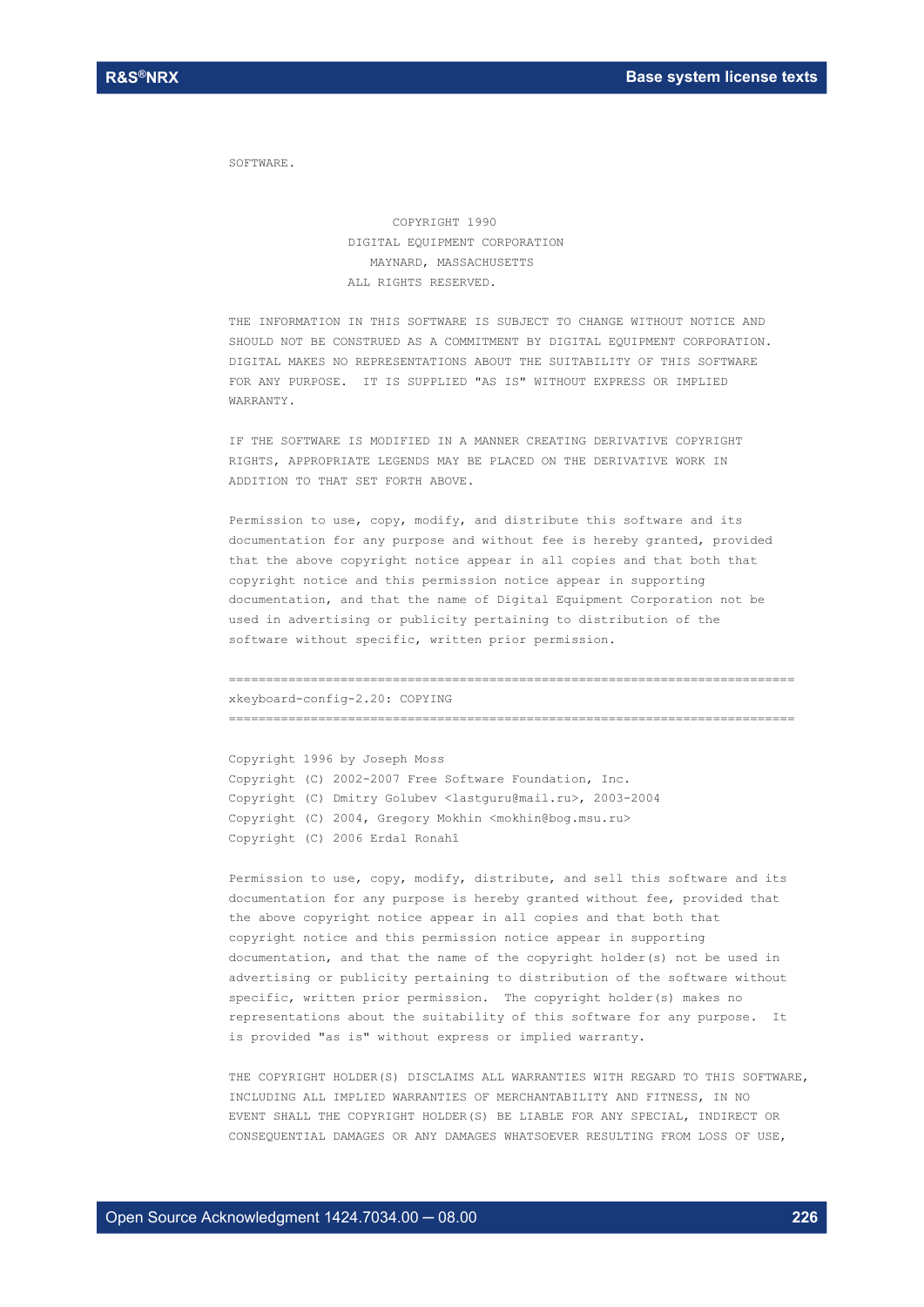SOFTWARE.

COPYRIGHT 1990
DIGITAL EQUIPMENT CORPORATION
MAYNARD, MASSACHUSETTS
ALL RIGHTS RESERVED.

THE INFORMATION IN THIS SOFTWARE IS SUBJECT TO CHANGE WITHOUT NOTICE AND SHOULD NOT BE CONSTRUED AS A COMMITMENT BY DIGITAL EQUIPMENT CORPORATION. DIGITAL MAKES NO REPRESENTATIONS ABOUT THE SUITABILITY OF THIS SOFTWARE FOR ANY PURPOSE. IT IS SUPPLIED "AS IS" WITHOUT EXPRESS OR IMPLIED WARRANTY.

IF THE SOFTWARE IS MODIFIED IN A MANNER CREATING DERIVATIVE COPYRIGHT RIGHTS, APPROPRIATE LEGENDS MAY BE PLACED ON THE DERIVATIVE WORK IN ADDITION TO THAT SET FORTH ABOVE.

Permission to use, copy, modify, and distribute this software and its documentation for any purpose and without fee is hereby granted, provided that the above copyright notice appear in all copies and that both that copyright notice and this permission notice appear in supporting documentation, and that the name of Digital Equipment Corporation not be used in advertising or publicity pertaining to distribution of the software without specific, written prior permission.

============================================================================

xkeyboard-config-2.20: COPYING

============================================================================

Copyright 1996 by Joseph Moss
Copyright (C) 2002-2007 Free Software Foundation, Inc.
Copyright (C) Dmitry Golubev <lastguru@mail.ru>, 2003-2004
Copyright (C) 2004, Gregory Mokhin <mokhin@bog.msu.ru>
Copyright (C) 2006 Erdal Ronahî

Permission to use, copy, modify, distribute, and sell this software and its documentation for any purpose is hereby granted without fee, provided that the above copyright notice appear in all copies and that both that copyright notice and this permission notice appear in supporting documentation, and that the name of the copyright holder(s) not be used in advertising or publicity pertaining to distribution of the software without specific, written prior permission. The copyright holder(s) makes no representations about the suitability of this software for any purpose. It is provided "as is" without express or implied warranty.

THE COPYRIGHT HOLDER(S) DISCLAIMS ALL WARRANTIES WITH REGARD TO THIS SOFTWARE, INCLUDING ALL IMPLIED WARRANTIES OF MERCHANTABILITY AND FITNESS, IN NO EVENT SHALL THE COPYRIGHT HOLDER(S) BE LIABLE FOR ANY SPECIAL, INDIRECT OR CONSEQUENTIAL DAMAGES OR ANY DAMAGES WHATSOEVER RESULTING FROM LOSS OF USE,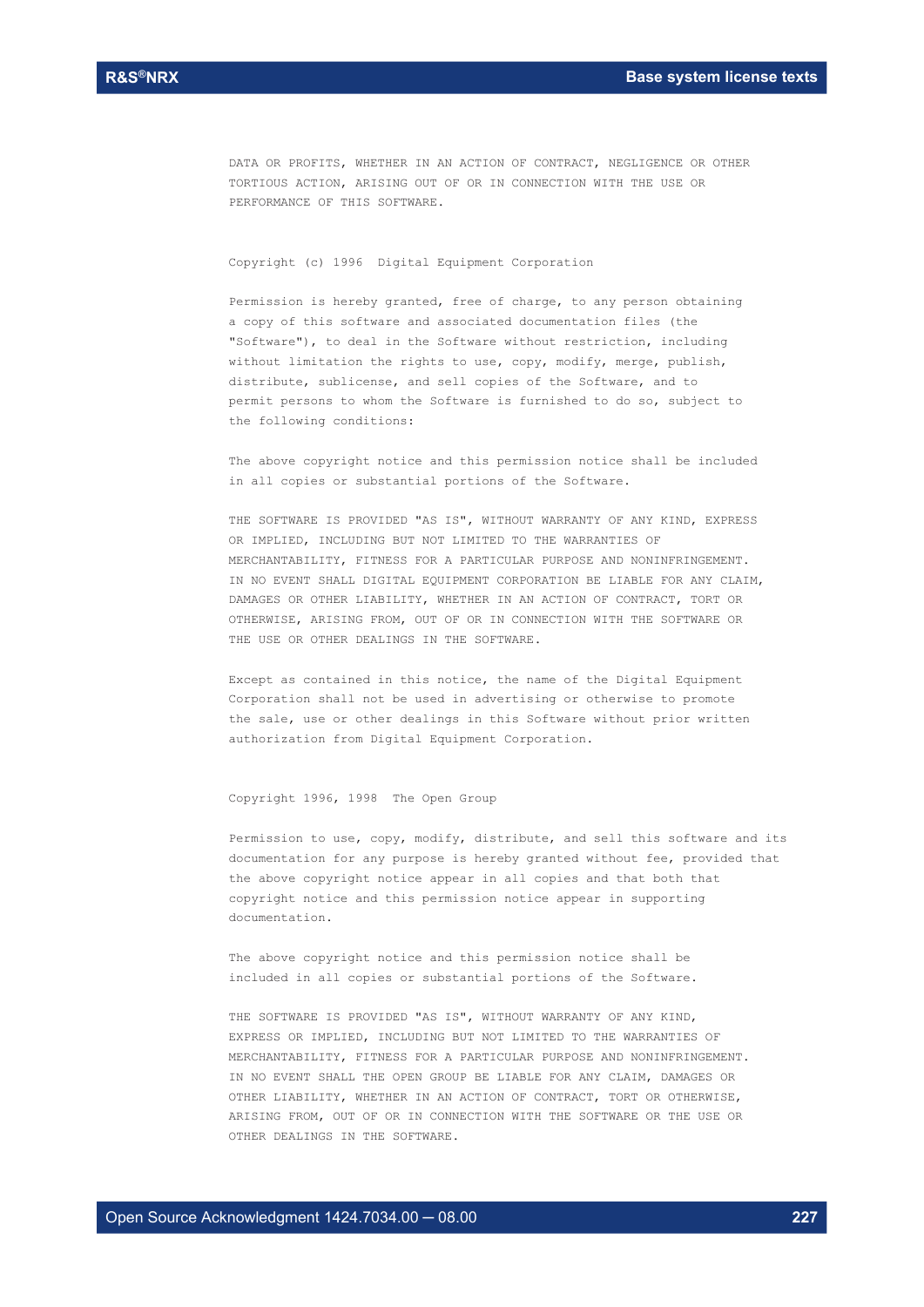DATA OR PROFITS, WHETHER IN AN ACTION OF CONTRACT, NEGLIGENCE OR OTHER TORTIOUS ACTION, ARISING OUT OF OR IN CONNECTION WITH THE USE OR PERFORMANCE OF THIS SOFTWARE.

Copyright (c) 1996  Digital Equipment Corporation

Permission is hereby granted, free of charge, to any person obtaining a copy of this software and associated documentation files (the "Software"), to deal in the Software without restriction, including without limitation the rights to use, copy, modify, merge, publish, distribute, sublicense, and sell copies of the Software, and to permit persons to whom the Software is furnished to do so, subject to the following conditions:

The above copyright notice and this permission notice shall be included in all copies or substantial portions of the Software.

THE SOFTWARE IS PROVIDED "AS IS", WITHOUT WARRANTY OF ANY KIND, EXPRESS OR IMPLIED, INCLUDING BUT NOT LIMITED TO THE WARRANTIES OF MERCHANTABILITY, FITNESS FOR A PARTICULAR PURPOSE AND NONINFRINGEMENT. IN NO EVENT SHALL DIGITAL EQUIPMENT CORPORATION BE LIABLE FOR ANY CLAIM, DAMAGES OR OTHER LIABILITY, WHETHER IN AN ACTION OF CONTRACT, TORT OR OTHERWISE, ARISING FROM, OUT OF OR IN CONNECTION WITH THE SOFTWARE OR THE USE OR OTHER DEALINGS IN THE SOFTWARE.

Except as contained in this notice, the name of the Digital Equipment Corporation shall not be used in advertising or otherwise to promote the sale, use or other dealings in this Software without prior written authorization from Digital Equipment Corporation.

Copyright 1996, 1998  The Open Group

Permission to use, copy, modify, distribute, and sell this software and its documentation for any purpose is hereby granted without fee, provided that the above copyright notice appear in all copies and that both that copyright notice and this permission notice appear in supporting documentation.

The above copyright notice and this permission notice shall be included in all copies or substantial portions of the Software.

THE SOFTWARE IS PROVIDED "AS IS", WITHOUT WARRANTY OF ANY KIND, EXPRESS OR IMPLIED, INCLUDING BUT NOT LIMITED TO THE WARRANTIES OF MERCHANTABILITY, FITNESS FOR A PARTICULAR PURPOSE AND NONINFRINGEMENT. IN NO EVENT SHALL THE OPEN GROUP BE LIABLE FOR ANY CLAIM, DAMAGES OR OTHER LIABILITY, WHETHER IN AN ACTION OF CONTRACT, TORT OR OTHERWISE, ARISING FROM, OUT OF OR IN CONNECTION WITH THE SOFTWARE OR THE USE OR OTHER DEALINGS IN THE SOFTWARE.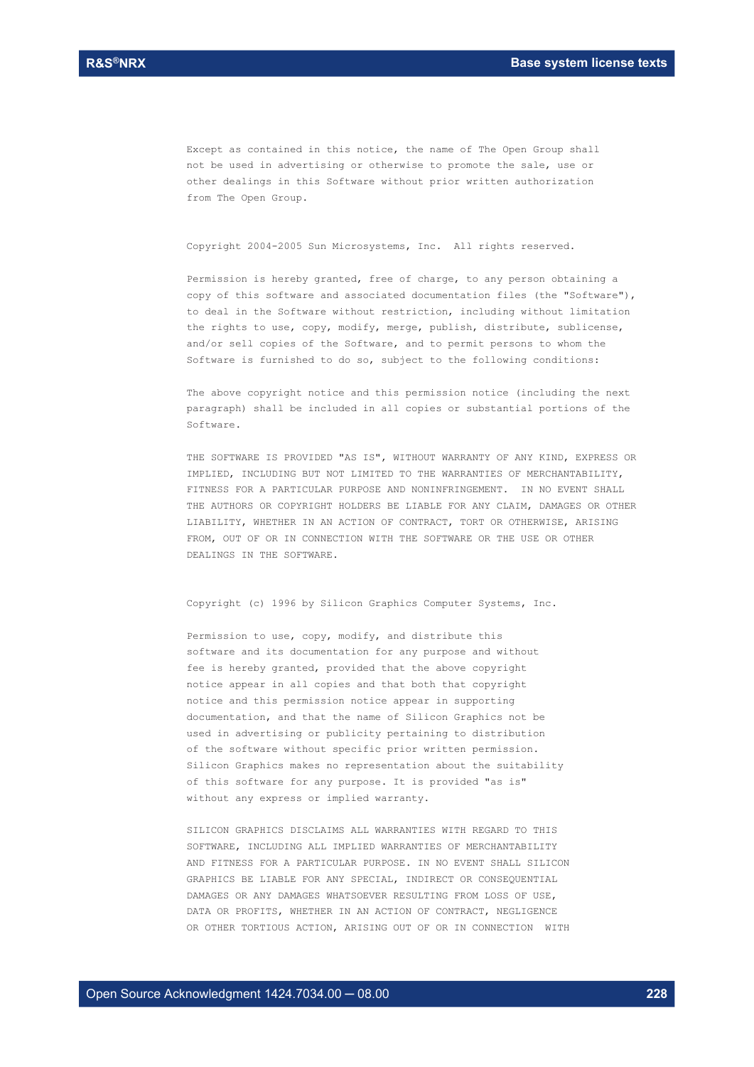Except as contained in this notice, the name of The Open Group shall not be used in advertising or otherwise to promote the sale, use or other dealings in this Software without prior written authorization from The Open Group.

Copyright 2004-2005 Sun Microsystems, Inc.  All rights reserved.

Permission is hereby granted, free of charge, to any person obtaining a copy of this software and associated documentation files (the "Software"), to deal in the Software without restriction, including without limitation the rights to use, copy, modify, merge, publish, distribute, sublicense, and/or sell copies of the Software, and to permit persons to whom the Software is furnished to do so, subject to the following conditions:

The above copyright notice and this permission notice (including the next paragraph) shall be included in all copies or substantial portions of the Software.

THE SOFTWARE IS PROVIDED "AS IS", WITHOUT WARRANTY OF ANY KIND, EXPRESS OR IMPLIED, INCLUDING BUT NOT LIMITED TO THE WARRANTIES OF MERCHANTABILITY, FITNESS FOR A PARTICULAR PURPOSE AND NONINFRINGEMENT.  IN NO EVENT SHALL THE AUTHORS OR COPYRIGHT HOLDERS BE LIABLE FOR ANY CLAIM, DAMAGES OR OTHER LIABILITY, WHETHER IN AN ACTION OF CONTRACT, TORT OR OTHERWISE, ARISING FROM, OUT OF OR IN CONNECTION WITH THE SOFTWARE OR THE USE OR OTHER DEALINGS IN THE SOFTWARE.

Copyright (c) 1996 by Silicon Graphics Computer Systems, Inc.

Permission to use, copy, modify, and distribute this software and its documentation for any purpose and without fee is hereby granted, provided that the above copyright notice appear in all copies and that both that copyright notice and this permission notice appear in supporting documentation, and that the name of Silicon Graphics not be used in advertising or publicity pertaining to distribution of the software without specific prior written permission. Silicon Graphics makes no representation about the suitability of this software for any purpose. It is provided "as is" without any express or implied warranty.

SILICON GRAPHICS DISCLAIMS ALL WARRANTIES WITH REGARD TO THIS SOFTWARE, INCLUDING ALL IMPLIED WARRANTIES OF MERCHANTABILITY AND FITNESS FOR A PARTICULAR PURPOSE. IN NO EVENT SHALL SILICON GRAPHICS BE LIABLE FOR ANY SPECIAL, INDIRECT OR CONSEQUENTIAL DAMAGES OR ANY DAMAGES WHATSOEVER RESULTING FROM LOSS OF USE, DATA OR PROFITS, WHETHER IN AN ACTION OF CONTRACT, NEGLIGENCE OR OTHER TORTIOUS ACTION, ARISING OUT OF OR IN CONNECTION  WITH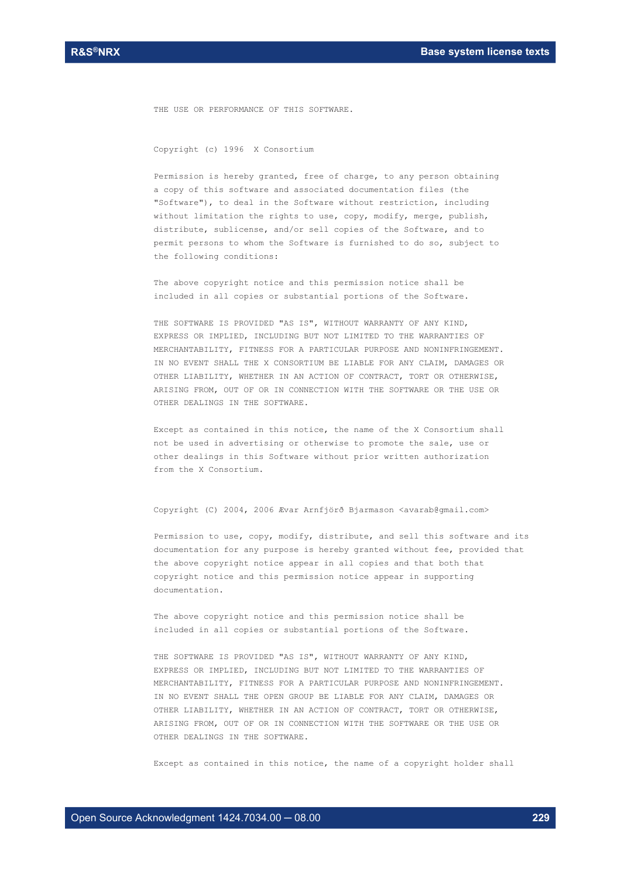THE USE OR PERFORMANCE OF THIS SOFTWARE.

Copyright (c) 1996  X Consortium

Permission is hereby granted, free of charge, to any person obtaining a copy of this software and associated documentation files (the "Software"), to deal in the Software without restriction, including without limitation the rights to use, copy, modify, merge, publish, distribute, sublicense, and/or sell copies of the Software, and to permit persons to whom the Software is furnished to do so, subject to the following conditions:

The above copyright notice and this permission notice shall be included in all copies or substantial portions of the Software.

THE SOFTWARE IS PROVIDED "AS IS", WITHOUT WARRANTY OF ANY KIND, EXPRESS OR IMPLIED, INCLUDING BUT NOT LIMITED TO THE WARRANTIES OF MERCHANTABILITY, FITNESS FOR A PARTICULAR PURPOSE AND NONINFRINGEMENT. IN NO EVENT SHALL THE X CONSORTIUM BE LIABLE FOR ANY CLAIM, DAMAGES OR OTHER LIABILITY, WHETHER IN AN ACTION OF CONTRACT, TORT OR OTHERWISE, ARISING FROM, OUT OF OR IN CONNECTION WITH THE SOFTWARE OR THE USE OR OTHER DEALINGS IN THE SOFTWARE.

Except as contained in this notice, the name of the X Consortium shall not be used in advertising or otherwise to promote the sale, use or other dealings in this Software without prior written authorization from the X Consortium.

Copyright (C) 2004, 2006 Ævar Arnfjörð Bjarmason <avarab@gmail.com>

Permission to use, copy, modify, distribute, and sell this software and its documentation for any purpose is hereby granted without fee, provided that the above copyright notice appear in all copies and that both that copyright notice and this permission notice appear in supporting documentation.

The above copyright notice and this permission notice shall be included in all copies or substantial portions of the Software.

THE SOFTWARE IS PROVIDED "AS IS", WITHOUT WARRANTY OF ANY KIND, EXPRESS OR IMPLIED, INCLUDING BUT NOT LIMITED TO THE WARRANTIES OF MERCHANTABILITY, FITNESS FOR A PARTICULAR PURPOSE AND NONINFRINGEMENT. IN NO EVENT SHALL THE OPEN GROUP BE LIABLE FOR ANY CLAIM, DAMAGES OR OTHER LIABILITY, WHETHER IN AN ACTION OF CONTRACT, TORT OR OTHERWISE, ARISING FROM, OUT OF OR IN CONNECTION WITH THE SOFTWARE OR THE USE OR OTHER DEALINGS IN THE SOFTWARE.

Except as contained in this notice, the name of a copyright holder shall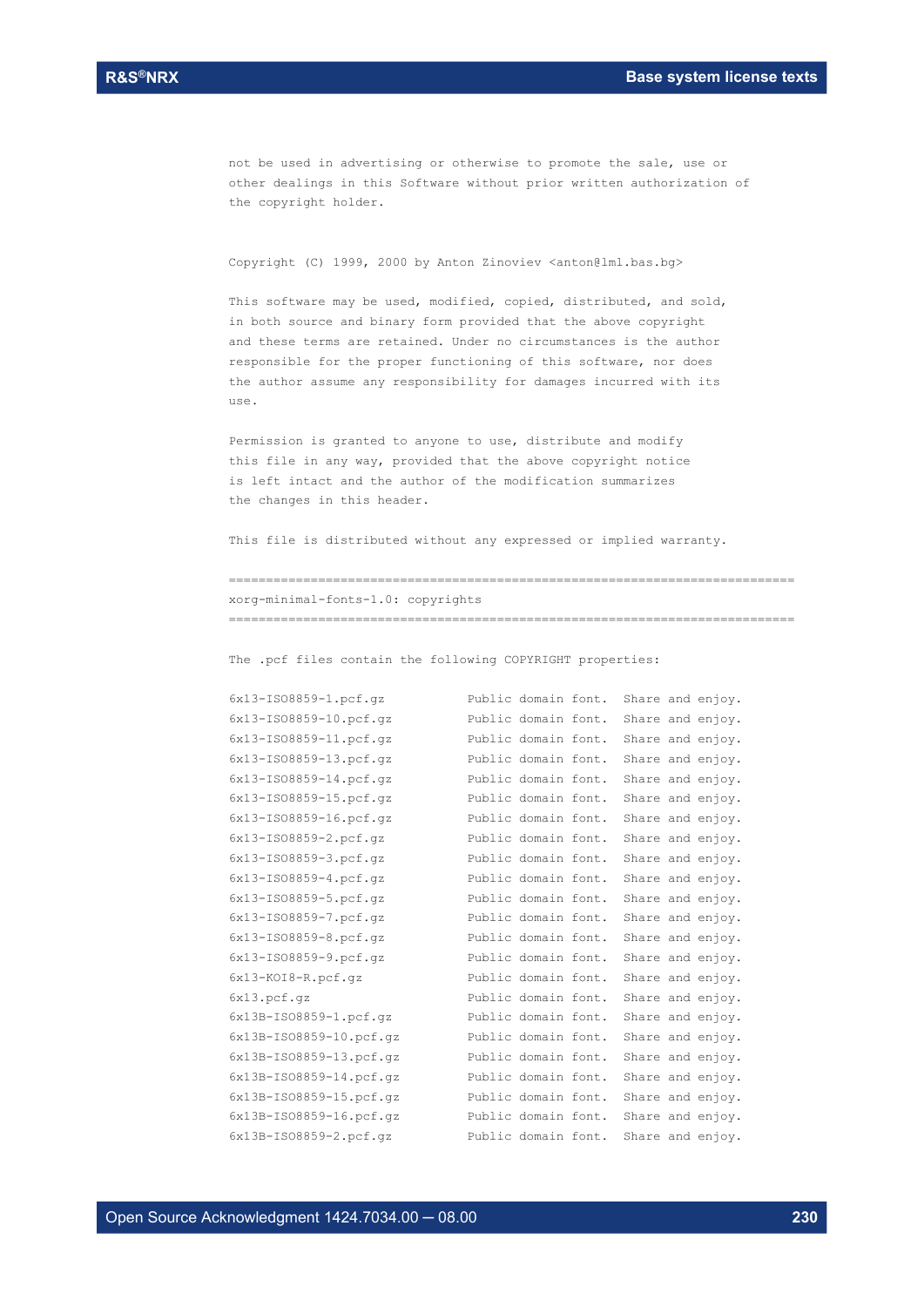not be used in advertising or otherwise to promote the sale, use or other dealings in this Software without prior written authorization of the copyright holder.

Copyright (C) 1999, 2000 by Anton Zinoviev <anton@lml.bas.bg>

This software may be used, modified, copied, distributed, and sold, in both source and binary form provided that the above copyright and these terms are retained. Under no circumstances is the author responsible for the proper functioning of this software, nor does the author assume any responsibility for damages incurred with its use.

Permission is granted to anyone to use, distribute and modify this file in any way, provided that the above copyright notice is left intact and the author of the modification summarizes the changes in this header.

This file is distributed without any expressed or implied warranty.

```
==========================================================================
xorg-minimal-fonts-1.0: copyrights
==========================================================================
```

The .pcf files contain the following COPYRIGHT properties:

```
6x13-ISO8859-1.pcf.gz          Public domain font.  Share and enjoy.
6x13-ISO8859-10.pcf.gz         Public domain font.  Share and enjoy.
6x13-ISO8859-11.pcf.gz         Public domain font.  Share and enjoy.
6x13-ISO8859-13.pcf.gz         Public domain font.  Share and enjoy.
6x13-ISO8859-14.pcf.gz         Public domain font.  Share and enjoy.
6x13-ISO8859-15.pcf.gz         Public domain font.  Share and enjoy.
6x13-ISO8859-16.pcf.gz         Public domain font.  Share and enjoy.
6x13-ISO8859-2.pcf.gz          Public domain font.  Share and enjoy.
6x13-ISO8859-3.pcf.gz          Public domain font.  Share and enjoy.
6x13-ISO8859-4.pcf.gz          Public domain font.  Share and enjoy.
6x13-ISO8859-5.pcf.gz          Public domain font.  Share and enjoy.
6x13-ISO8859-7.pcf.gz          Public domain font.  Share and enjoy.
6x13-ISO8859-8.pcf.gz          Public domain font.  Share and enjoy.
6x13-ISO8859-9.pcf.gz          Public domain font.  Share and enjoy.
6x13-KOI8-R.pcf.gz             Public domain font.  Share and enjoy.
6x13.pcf.gz                    Public domain font.  Share and enjoy.
6x13B-ISO8859-1.pcf.gz         Public domain font.  Share and enjoy.
6x13B-ISO8859-10.pcf.gz        Public domain font.  Share and enjoy.
6x13B-ISO8859-13.pcf.gz        Public domain font.  Share and enjoy.
6x13B-ISO8859-14.pcf.gz        Public domain font.  Share and enjoy.
6x13B-ISO8859-15.pcf.gz        Public domain font.  Share and enjoy.
6x13B-ISO8859-16.pcf.gz        Public domain font.  Share and enjoy.
6x13B-ISO8859-2.pcf.gz         Public domain font.  Share and enjoy.
```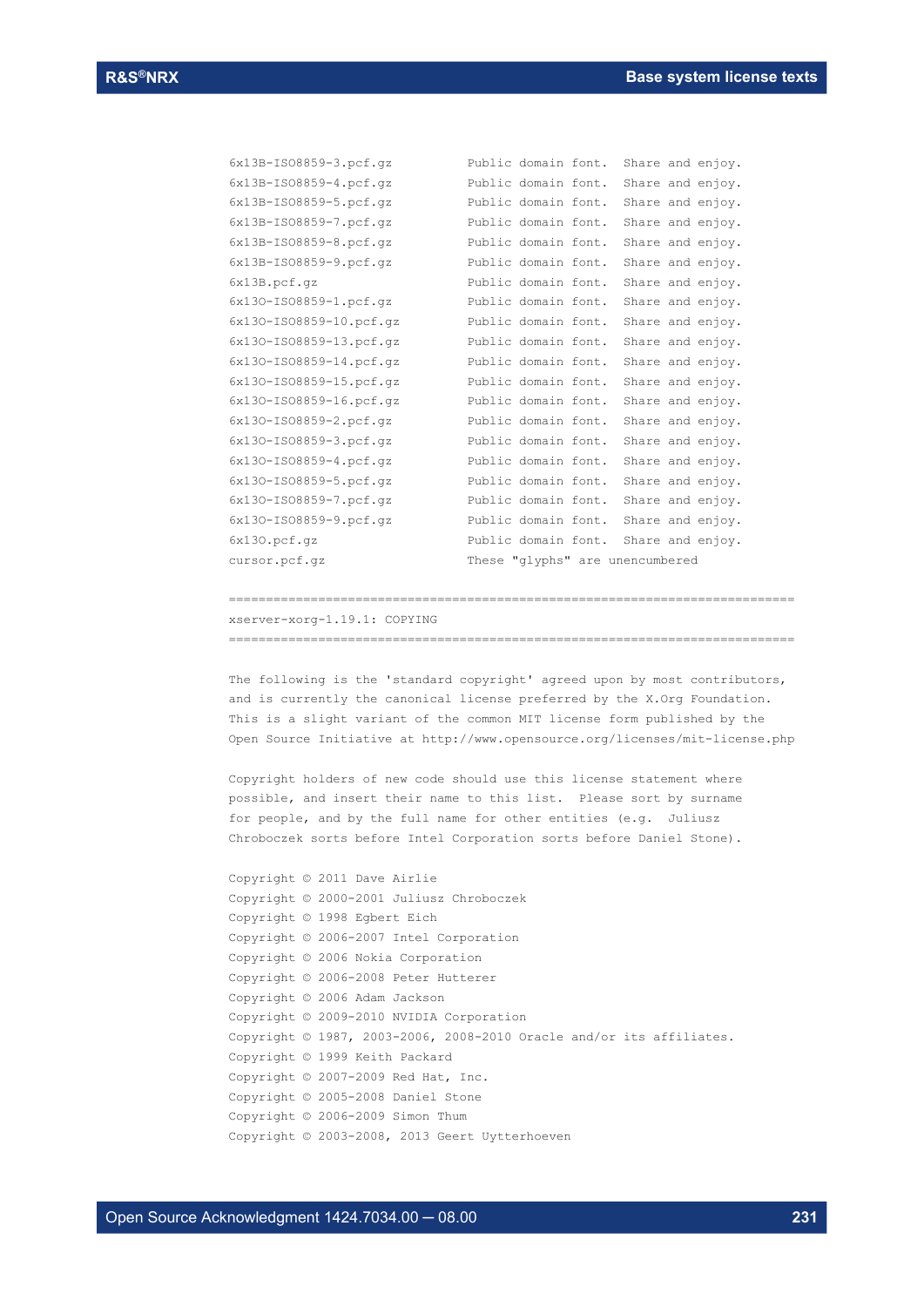```
6x13B-ISO8859-3.pcf.gz          Public domain font.  Share and enjoy.
6x13B-ISO8859-4.pcf.gz          Public domain font.  Share and enjoy.
6x13B-ISO8859-5.pcf.gz          Public domain font.  Share and enjoy.
6x13B-ISO8859-7.pcf.gz          Public domain font.  Share and enjoy.
6x13B-ISO8859-8.pcf.gz          Public domain font.  Share and enjoy.
6x13B-ISO8859-9.pcf.gz          Public domain font.  Share and enjoy.
6x13B.pcf.gz                    Public domain font.  Share and enjoy.
6x13O-ISO8859-1.pcf.gz          Public domain font.  Share and enjoy.
6x13O-ISO8859-10.pcf.gz         Public domain font.  Share and enjoy.
6x13O-ISO8859-13.pcf.gz         Public domain font.  Share and enjoy.
6x13O-ISO8859-14.pcf.gz         Public domain font.  Share and enjoy.
6x13O-ISO8859-15.pcf.gz         Public domain font.  Share and enjoy.
6x13O-ISO8859-16.pcf.gz         Public domain font.  Share and enjoy.
6x13O-ISO8859-2.pcf.gz          Public domain font.  Share and enjoy.
6x13O-ISO8859-3.pcf.gz          Public domain font.  Share and enjoy.
6x13O-ISO8859-4.pcf.gz          Public domain font.  Share and enjoy.
6x13O-ISO8859-5.pcf.gz          Public domain font.  Share and enjoy.
6x13O-ISO8859-7.pcf.gz          Public domain font.  Share and enjoy.
6x13O-ISO8859-9.pcf.gz          Public domain font.  Share and enjoy.
6x13O.pcf.gz                    Public domain font.  Share and enjoy.
cursor.pcf.gz                   These "glyphs" are unencumbered
```

===========================================================================

xserver-xorg-1.19.1: COPYING

===========================================================================

The following is the 'standard copyright' agreed upon by most contributors, and is currently the canonical license preferred by the X.Org Foundation. This is a slight variant of the common MIT license form published by the Open Source Initiative at http://www.opensource.org/licenses/mit-license.php

Copyright holders of new code should use this license statement where possible, and insert their name to this list. Please sort by surname for people, and by the full name for other entities (e.g. Juliusz Chroboczek sorts before Intel Corporation sorts before Daniel Stone).

Copyright © 2011 Dave Airlie
Copyright © 2000-2001 Juliusz Chroboczek
Copyright © 1998 Egbert Eich
Copyright © 2006-2007 Intel Corporation
Copyright © 2006 Nokia Corporation
Copyright © 2006-2008 Peter Hutterer
Copyright © 2006 Adam Jackson
Copyright © 2009-2010 NVIDIA Corporation
Copyright © 1987, 2003-2006, 2008-2010 Oracle and/or its affiliates.
Copyright © 1999 Keith Packard
Copyright © 2007-2009 Red Hat, Inc.
Copyright © 2005-2008 Daniel Stone
Copyright © 2006-2009 Simon Thum
Copyright © 2003-2008, 2013 Geert Uytterhoeven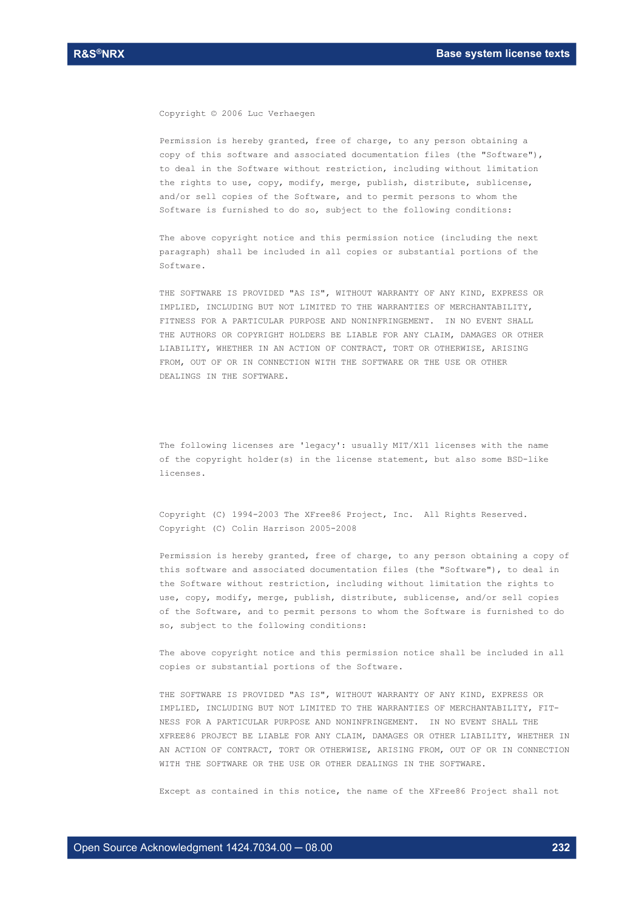Copyright © 2006 Luc Verhaegen

Permission is hereby granted, free of charge, to any person obtaining a copy of this software and associated documentation files (the "Software"), to deal in the Software without restriction, including without limitation the rights to use, copy, modify, merge, publish, distribute, sublicense, and/or sell copies of the Software, and to permit persons to whom the Software is furnished to do so, subject to the following conditions:

The above copyright notice and this permission notice (including the next paragraph) shall be included in all copies or substantial portions of the Software.

THE SOFTWARE IS PROVIDED "AS IS", WITHOUT WARRANTY OF ANY KIND, EXPRESS OR IMPLIED, INCLUDING BUT NOT LIMITED TO THE WARRANTIES OF MERCHANTABILITY, FITNESS FOR A PARTICULAR PURPOSE AND NONINFRINGEMENT. IN NO EVENT SHALL THE AUTHORS OR COPYRIGHT HOLDERS BE LIABLE FOR ANY CLAIM, DAMAGES OR OTHER LIABILITY, WHETHER IN AN ACTION OF CONTRACT, TORT OR OTHERWISE, ARISING FROM, OUT OF OR IN CONNECTION WITH THE SOFTWARE OR THE USE OR OTHER DEALINGS IN THE SOFTWARE.

The following licenses are 'legacy': usually MIT/X11 licenses with the name of the copyright holder(s) in the license statement, but also some BSD-like licenses.

Copyright (C) 1994-2003 The XFree86 Project, Inc. All Rights Reserved.
Copyright (C) Colin Harrison 2005-2008

Permission is hereby granted, free of charge, to any person obtaining a copy of this software and associated documentation files (the "Software"), to deal in the Software without restriction, including without limitation the rights to use, copy, modify, merge, publish, distribute, sublicense, and/or sell copies of the Software, and to permit persons to whom the Software is furnished to do so, subject to the following conditions:

The above copyright notice and this permission notice shall be included in all copies or substantial portions of the Software.

THE SOFTWARE IS PROVIDED "AS IS", WITHOUT WARRANTY OF ANY KIND, EXPRESS OR IMPLIED, INCLUDING BUT NOT LIMITED TO THE WARRANTIES OF MERCHANTABILITY, FIT-NESS FOR A PARTICULAR PURPOSE AND NONINFRINGEMENT. IN NO EVENT SHALL THE XFREE86 PROJECT BE LIABLE FOR ANY CLAIM, DAMAGES OR OTHER LIABILITY, WHETHER IN AN ACTION OF CONTRACT, TORT OR OTHERWISE, ARISING FROM, OUT OF OR IN CONNECTION WITH THE SOFTWARE OR THE USE OR OTHER DEALINGS IN THE SOFTWARE.

Except as contained in this notice, the name of the XFree86 Project shall not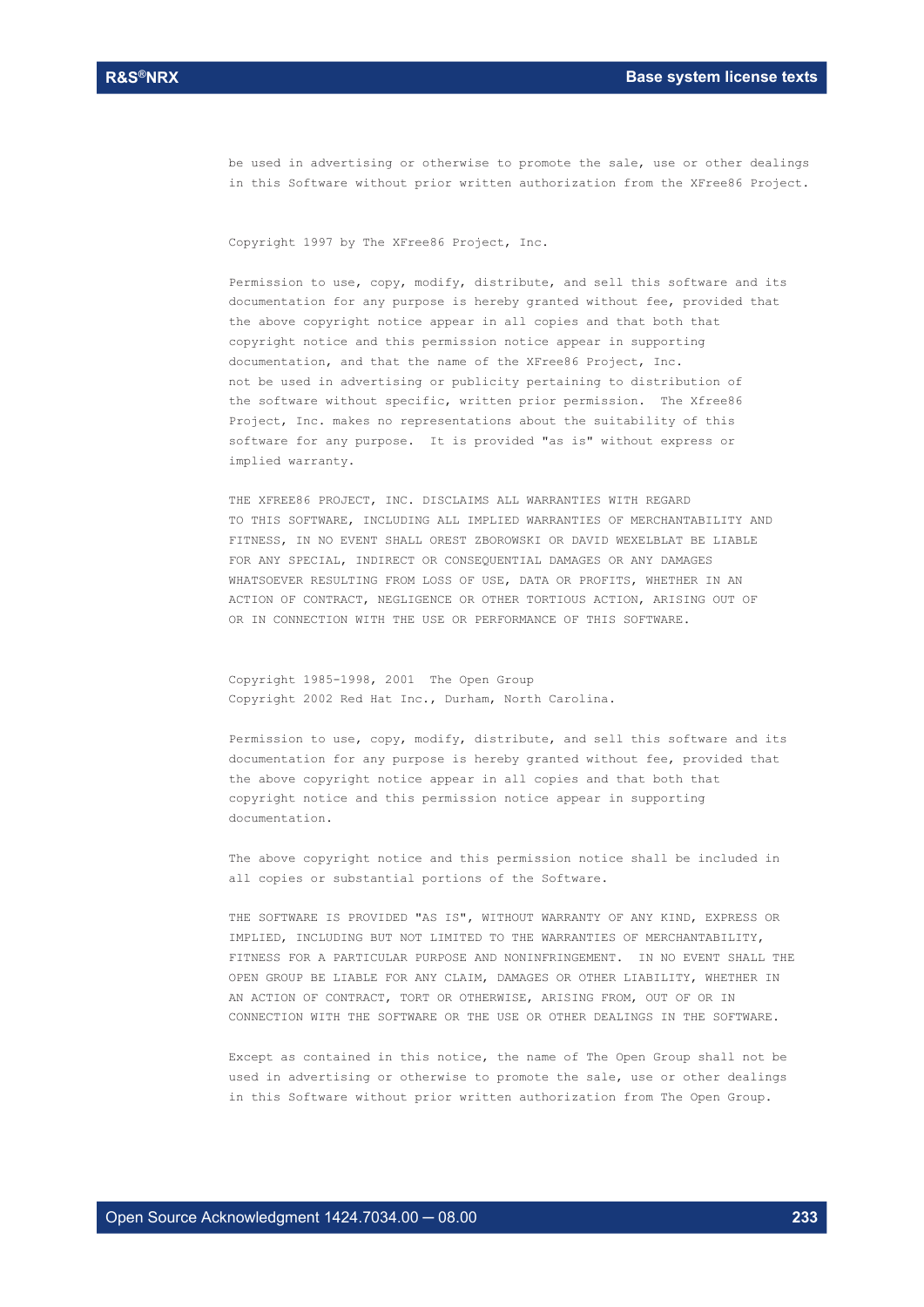be used in advertising or otherwise to promote the sale, use or other dealings in this Software without prior written authorization from the XFree86 Project.

Copyright 1997 by The XFree86 Project, Inc.

Permission to use, copy, modify, distribute, and sell this software and its documentation for any purpose is hereby granted without fee, provided that the above copyright notice appear in all copies and that both that copyright notice and this permission notice appear in supporting documentation, and that the name of the XFree86 Project, Inc. not be used in advertising or publicity pertaining to distribution of the software without specific, written prior permission. The Xfree86 Project, Inc. makes no representations about the suitability of this software for any purpose. It is provided "as is" without express or implied warranty.

THE XFREE86 PROJECT, INC. DISCLAIMS ALL WARRANTIES WITH REGARD TO THIS SOFTWARE, INCLUDING ALL IMPLIED WARRANTIES OF MERCHANTABILITY AND FITNESS, IN NO EVENT SHALL OREST ZBOROWSKI OR DAVID WEXELBLAT BE LIABLE FOR ANY SPECIAL, INDIRECT OR CONSEQUENTIAL DAMAGES OR ANY DAMAGES WHATSOEVER RESULTING FROM LOSS OF USE, DATA OR PROFITS, WHETHER IN AN ACTION OF CONTRACT, NEGLIGENCE OR OTHER TORTIOUS ACTION, ARISING OUT OF OR IN CONNECTION WITH THE USE OR PERFORMANCE OF THIS SOFTWARE.

Copyright 1985-1998, 2001 The Open Group
Copyright 2002 Red Hat Inc., Durham, North Carolina.

Permission to use, copy, modify, distribute, and sell this software and its documentation for any purpose is hereby granted without fee, provided that the above copyright notice appear in all copies and that both that copyright notice and this permission notice appear in supporting documentation.

The above copyright notice and this permission notice shall be included in all copies or substantial portions of the Software.

THE SOFTWARE IS PROVIDED "AS IS", WITHOUT WARRANTY OF ANY KIND, EXPRESS OR IMPLIED, INCLUDING BUT NOT LIMITED TO THE WARRANTIES OF MERCHANTABILITY, FITNESS FOR A PARTICULAR PURPOSE AND NONINFRINGEMENT. IN NO EVENT SHALL THE OPEN GROUP BE LIABLE FOR ANY CLAIM, DAMAGES OR OTHER LIABILITY, WHETHER IN AN ACTION OF CONTRACT, TORT OR OTHERWISE, ARISING FROM, OUT OF OR IN CONNECTION WITH THE SOFTWARE OR THE USE OR OTHER DEALINGS IN THE SOFTWARE.

Except as contained in this notice, the name of The Open Group shall not be used in advertising or otherwise to promote the sale, use or other dealings in this Software without prior written authorization from The Open Group.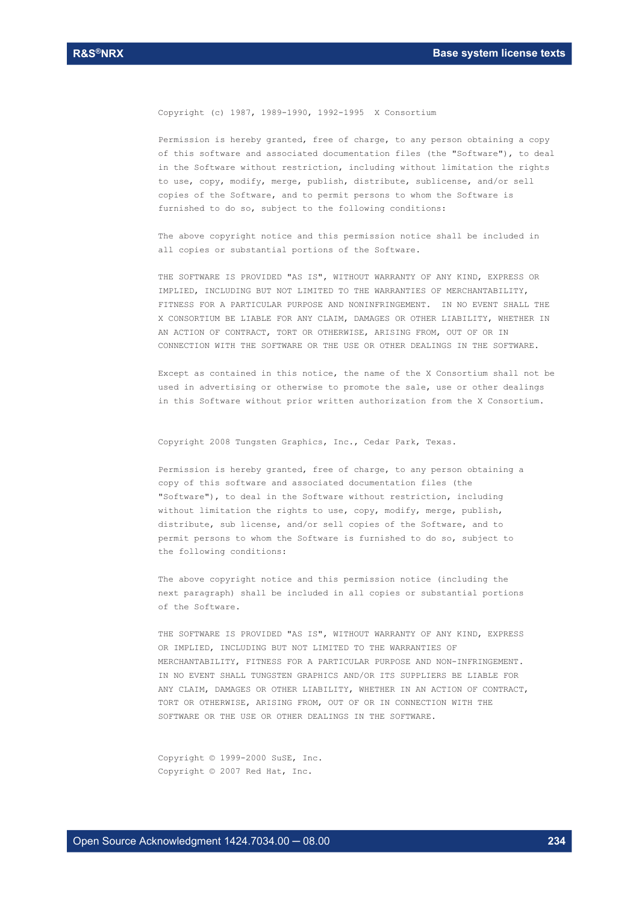Copyright (c) 1987, 1989-1990, 1992-1995 X Consortium

Permission is hereby granted, free of charge, to any person obtaining a copy of this software and associated documentation files (the "Software"), to deal in the Software without restriction, including without limitation the rights to use, copy, modify, merge, publish, distribute, sublicense, and/or sell copies of the Software, and to permit persons to whom the Software is furnished to do so, subject to the following conditions:

The above copyright notice and this permission notice shall be included in all copies or substantial portions of the Software.

THE SOFTWARE IS PROVIDED "AS IS", WITHOUT WARRANTY OF ANY KIND, EXPRESS OR IMPLIED, INCLUDING BUT NOT LIMITED TO THE WARRANTIES OF MERCHANTABILITY, FITNESS FOR A PARTICULAR PURPOSE AND NONINFRINGEMENT. IN NO EVENT SHALL THE X CONSORTIUM BE LIABLE FOR ANY CLAIM, DAMAGES OR OTHER LIABILITY, WHETHER IN AN ACTION OF CONTRACT, TORT OR OTHERWISE, ARISING FROM, OUT OF OR IN CONNECTION WITH THE SOFTWARE OR THE USE OR OTHER DEALINGS IN THE SOFTWARE.

Except as contained in this notice, the name of the X Consortium shall not be used in advertising or otherwise to promote the sale, use or other dealings in this Software without prior written authorization from the X Consortium.

Copyright 2008 Tungsten Graphics, Inc., Cedar Park, Texas.

Permission is hereby granted, free of charge, to any person obtaining a copy of this software and associated documentation files (the "Software"), to deal in the Software without restriction, including without limitation the rights to use, copy, modify, merge, publish, distribute, sub license, and/or sell copies of the Software, and to permit persons to whom the Software is furnished to do so, subject to the following conditions:

The above copyright notice and this permission notice (including the next paragraph) shall be included in all copies or substantial portions of the Software.

THE SOFTWARE IS PROVIDED "AS IS", WITHOUT WARRANTY OF ANY KIND, EXPRESS OR IMPLIED, INCLUDING BUT NOT LIMITED TO THE WARRANTIES OF MERCHANTABILITY, FITNESS FOR A PARTICULAR PURPOSE AND NON-INFRINGEMENT. IN NO EVENT SHALL TUNGSTEN GRAPHICS AND/OR ITS SUPPLIERS BE LIABLE FOR ANY CLAIM, DAMAGES OR OTHER LIABILITY, WHETHER IN AN ACTION OF CONTRACT, TORT OR OTHERWISE, ARISING FROM, OUT OF OR IN CONNECTION WITH THE SOFTWARE OR THE USE OR OTHER DEALINGS IN THE SOFTWARE.

Copyright © 1999-2000 SuSE, Inc.  
Copyright © 2007 Red Hat, Inc.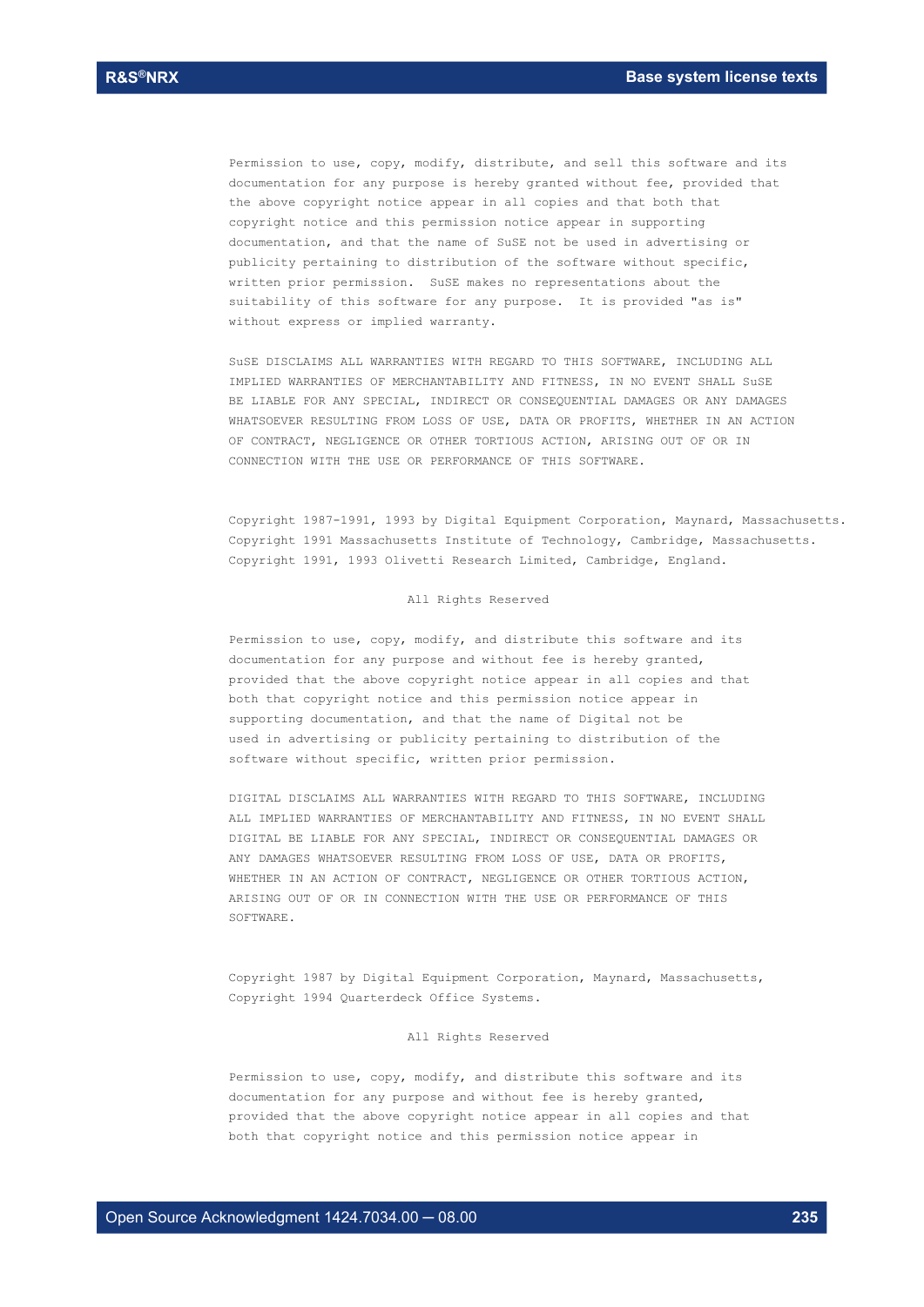Permission to use, copy, modify, distribute, and sell this software and its documentation for any purpose is hereby granted without fee, provided that the above copyright notice appear in all copies and that both that copyright notice and this permission notice appear in supporting documentation, and that the name of SuSE not be used in advertising or publicity pertaining to distribution of the software without specific, written prior permission. SuSE makes no representations about the suitability of this software for any purpose. It is provided "as is" without express or implied warranty.

SuSE DISCLAIMS ALL WARRANTIES WITH REGARD TO THIS SOFTWARE, INCLUDING ALL IMPLIED WARRANTIES OF MERCHANTABILITY AND FITNESS, IN NO EVENT SHALL SuSE BE LIABLE FOR ANY SPECIAL, INDIRECT OR CONSEQUENTIAL DAMAGES OR ANY DAMAGES WHATSOEVER RESULTING FROM LOSS OF USE, DATA OR PROFITS, WHETHER IN AN ACTION OF CONTRACT, NEGLIGENCE OR OTHER TORTIOUS ACTION, ARISING OUT OF OR IN CONNECTION WITH THE USE OR PERFORMANCE OF THIS SOFTWARE.

Copyright 1987-1991, 1993 by Digital Equipment Corporation, Maynard, Massachusetts.
Copyright 1991 Massachusetts Institute of Technology, Cambridge, Massachusetts.
Copyright 1991, 1993 Olivetti Research Limited, Cambridge, England.

All Rights Reserved

Permission to use, copy, modify, and distribute this software and its documentation for any purpose and without fee is hereby granted, provided that the above copyright notice appear in all copies and that both that copyright notice and this permission notice appear in supporting documentation, and that the name of Digital not be used in advertising or publicity pertaining to distribution of the software without specific, written prior permission.

DIGITAL DISCLAIMS ALL WARRANTIES WITH REGARD TO THIS SOFTWARE, INCLUDING ALL IMPLIED WARRANTIES OF MERCHANTABILITY AND FITNESS, IN NO EVENT SHALL DIGITAL BE LIABLE FOR ANY SPECIAL, INDIRECT OR CONSEQUENTIAL DAMAGES OR ANY DAMAGES WHATSOEVER RESULTING FROM LOSS OF USE, DATA OR PROFITS, WHETHER IN AN ACTION OF CONTRACT, NEGLIGENCE OR OTHER TORTIOUS ACTION, ARISING OUT OF OR IN CONNECTION WITH THE USE OR PERFORMANCE OF THIS SOFTWARE.

Copyright 1987 by Digital Equipment Corporation, Maynard, Massachusetts,
Copyright 1994 Quarterdeck Office Systems.

All Rights Reserved

Permission to use, copy, modify, and distribute this software and its documentation for any purpose and without fee is hereby granted, provided that the above copyright notice appear in all copies and that both that copyright notice and this permission notice appear in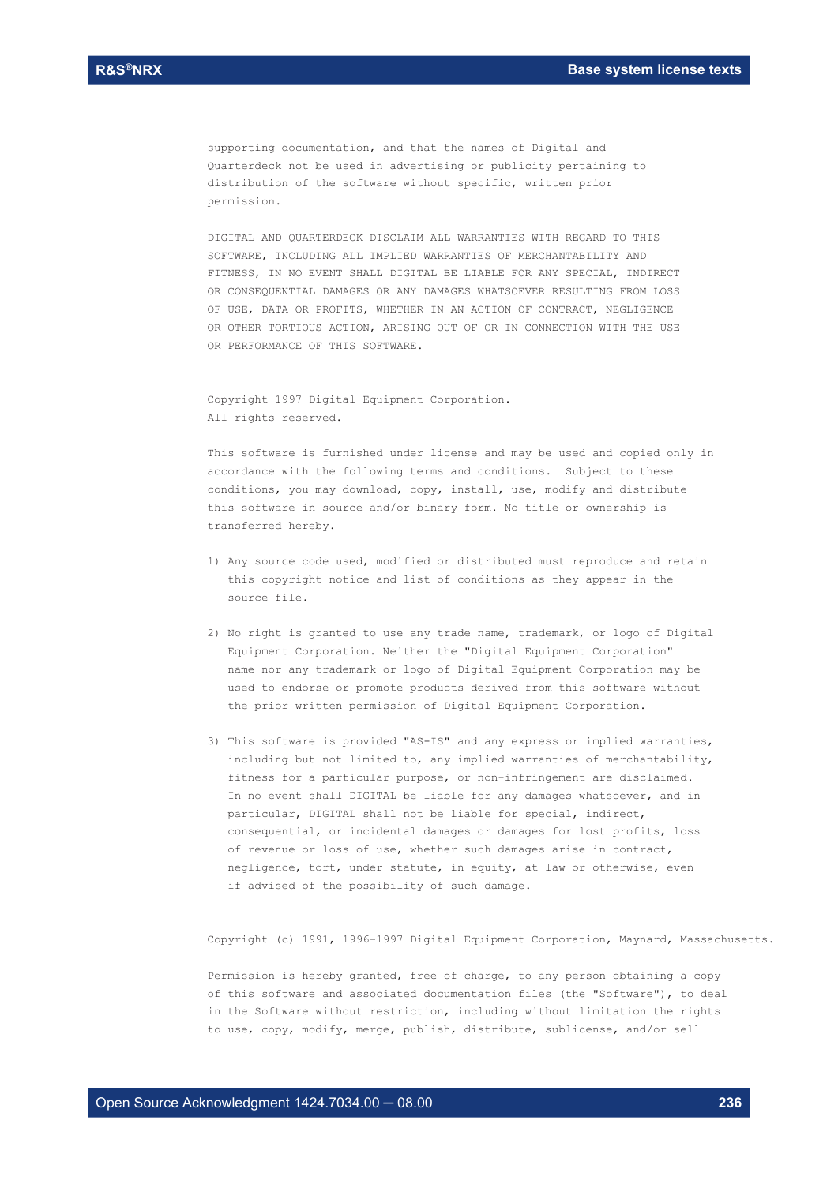supporting documentation, and that the names of Digital and
Quarterdeck not be used in advertising or publicity pertaining to
distribution of the software without specific, written prior
permission.

DIGITAL AND QUARTERDECK DISCLAIM ALL WARRANTIES WITH REGARD TO THIS
SOFTWARE, INCLUDING ALL IMPLIED WARRANTIES OF MERCHANTABILITY AND
FITNESS, IN NO EVENT SHALL DIGITAL BE LIABLE FOR ANY SPECIAL, INDIRECT
OR CONSEQUENTIAL DAMAGES OR ANY DAMAGES WHATSOEVER RESULTING FROM LOSS
OF USE, DATA OR PROFITS, WHETHER IN AN ACTION OF CONTRACT, NEGLIGENCE
OR OTHER TORTIOUS ACTION, ARISING OUT OF OR IN CONNECTION WITH THE USE
OR PERFORMANCE OF THIS SOFTWARE.

Copyright 1997 Digital Equipment Corporation.
All rights reserved.

This software is furnished under license and may be used and copied only in
accordance with the following terms and conditions. Subject to these
conditions, you may download, copy, install, use, modify and distribute
this software in source and/or binary form. No title or ownership is
transferred hereby.

1) Any source code used, modified or distributed must reproduce and retain
   this copyright notice and list of conditions as they appear in the
   source file.

2) No right is granted to use any trade name, trademark, or logo of Digital
   Equipment Corporation. Neither the "Digital Equipment Corporation"
   name nor any trademark or logo of Digital Equipment Corporation may be
   used to endorse or promote products derived from this software without
   the prior written permission of Digital Equipment Corporation.

3) This software is provided "AS-IS" and any express or implied warranties,
   including but not limited to, any implied warranties of merchantability,
   fitness for a particular purpose, or non-infringement are disclaimed.
   In no event shall DIGITAL be liable for any damages whatsoever, and in
   particular, DIGITAL shall not be liable for special, indirect,
   consequential, or incidental damages or damages for lost profits, loss
   of revenue or loss of use, whether such damages arise in contract,
   negligence, tort, under statute, in equity, at law or otherwise, even
   if advised of the possibility of such damage.

Copyright (c) 1991, 1996-1997 Digital Equipment Corporation, Maynard, Massachusetts.

Permission is hereby granted, free of charge, to any person obtaining a copy
of this software and associated documentation files (the "Software"), to deal
in the Software without restriction, including without limitation the rights
to use, copy, modify, merge, publish, distribute, sublicense, and/or sell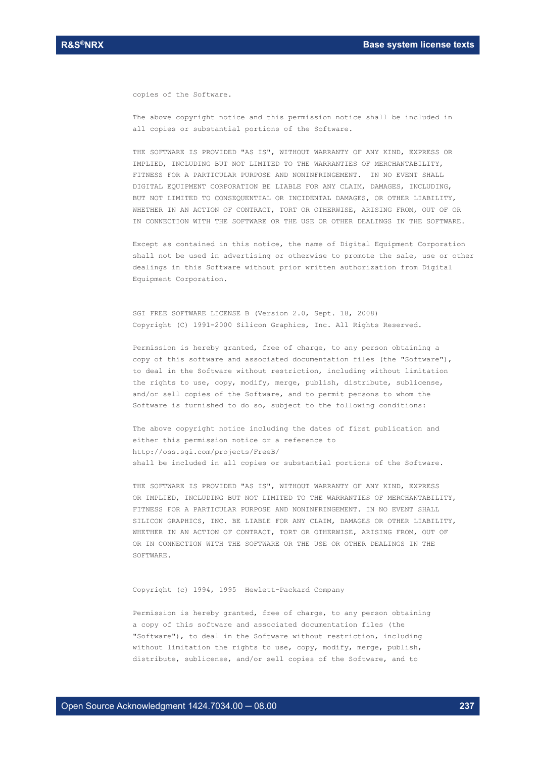copies of the Software.

The above copyright notice and this permission notice shall be included in all copies or substantial portions of the Software.

THE SOFTWARE IS PROVIDED "AS IS", WITHOUT WARRANTY OF ANY KIND, EXPRESS OR IMPLIED, INCLUDING BUT NOT LIMITED TO THE WARRANTIES OF MERCHANTABILITY, FITNESS FOR A PARTICULAR PURPOSE AND NONINFRINGEMENT. IN NO EVENT SHALL DIGITAL EQUIPMENT CORPORATION BE LIABLE FOR ANY CLAIM, DAMAGES, INCLUDING, BUT NOT LIMITED TO CONSEQUENTIAL OR INCIDENTAL DAMAGES, OR OTHER LIABILITY, WHETHER IN AN ACTION OF CONTRACT, TORT OR OTHERWISE, ARISING FROM, OUT OF OR IN CONNECTION WITH THE SOFTWARE OR THE USE OR OTHER DEALINGS IN THE SOFTWARE.

Except as contained in this notice, the name of Digital Equipment Corporation shall not be used in advertising or otherwise to promote the sale, use or other dealings in this Software without prior written authorization from Digital Equipment Corporation.

SGI FREE SOFTWARE LICENSE B (Version 2.0, Sept. 18, 2008)
Copyright (C) 1991-2000 Silicon Graphics, Inc. All Rights Reserved.

Permission is hereby granted, free of charge, to any person obtaining a copy of this software and associated documentation files (the "Software"), to deal in the Software without restriction, including without limitation the rights to use, copy, modify, merge, publish, distribute, sublicense, and/or sell copies of the Software, and to permit persons to whom the Software is furnished to do so, subject to the following conditions:

The above copyright notice including the dates of first publication and either this permission notice or a reference to
http://oss.sgi.com/projects/FreeB/
shall be included in all copies or substantial portions of the Software.

THE SOFTWARE IS PROVIDED "AS IS", WITHOUT WARRANTY OF ANY KIND, EXPRESS OR IMPLIED, INCLUDING BUT NOT LIMITED TO THE WARRANTIES OF MERCHANTABILITY, FITNESS FOR A PARTICULAR PURPOSE AND NONINFRINGEMENT. IN NO EVENT SHALL SILICON GRAPHICS, INC. BE LIABLE FOR ANY CLAIM, DAMAGES OR OTHER LIABILITY, WHETHER IN AN ACTION OF CONTRACT, TORT OR OTHERWISE, ARISING FROM, OUT OF OR IN CONNECTION WITH THE SOFTWARE OR THE USE OR OTHER DEALINGS IN THE SOFTWARE.

Copyright (c) 1994, 1995 Hewlett-Packard Company

Permission is hereby granted, free of charge, to any person obtaining a copy of this software and associated documentation files (the "Software"), to deal in the Software without restriction, including without limitation the rights to use, copy, modify, merge, publish, distribute, sublicense, and/or sell copies of the Software, and to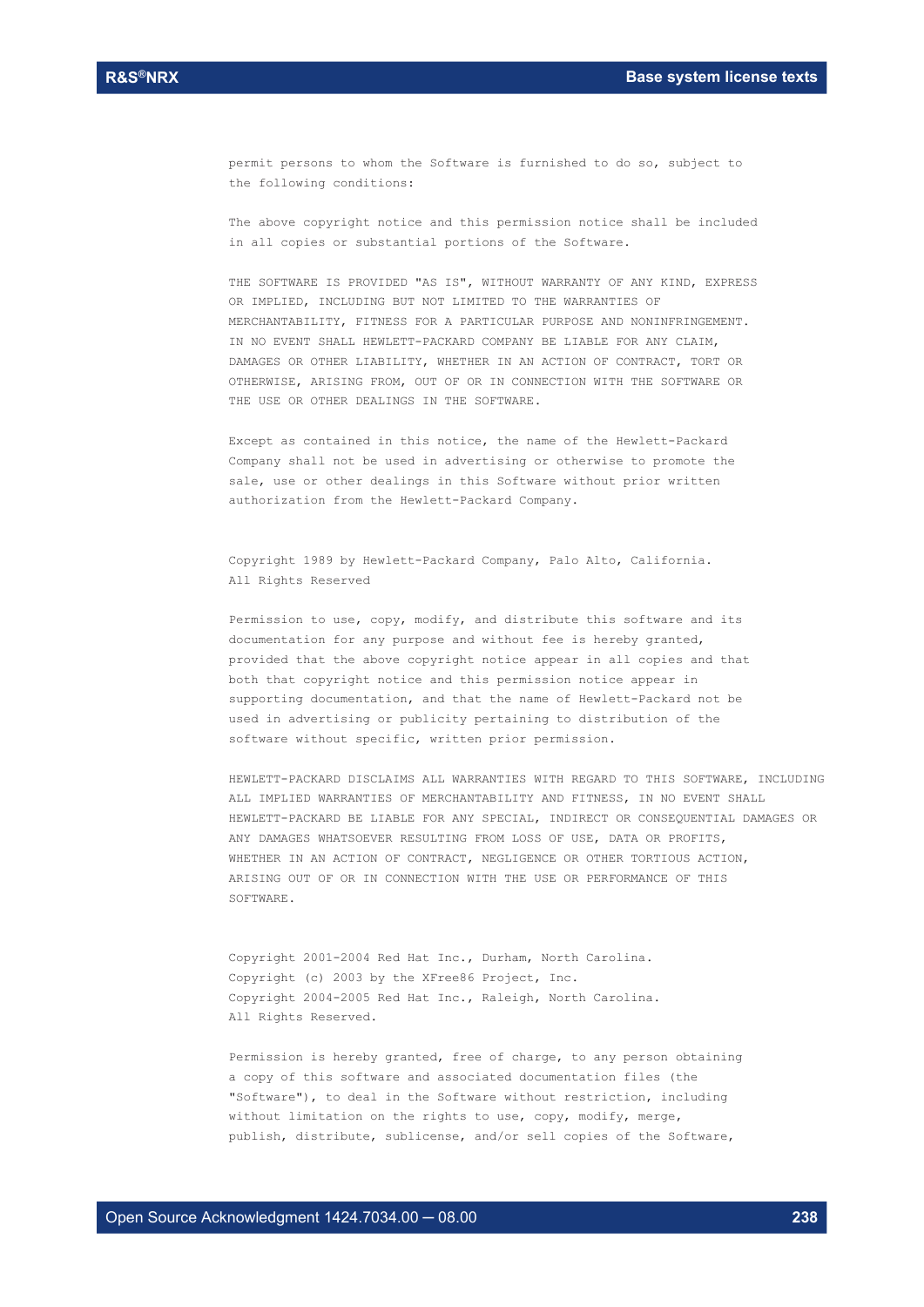permit persons to whom the Software is furnished to do so, subject to the following conditions:

The above copyright notice and this permission notice shall be included in all copies or substantial portions of the Software.

THE SOFTWARE IS PROVIDED "AS IS", WITHOUT WARRANTY OF ANY KIND, EXPRESS OR IMPLIED, INCLUDING BUT NOT LIMITED TO THE WARRANTIES OF MERCHANTABILITY, FITNESS FOR A PARTICULAR PURPOSE AND NONINFRINGEMENT. IN NO EVENT SHALL HEWLETT-PACKARD COMPANY BE LIABLE FOR ANY CLAIM, DAMAGES OR OTHER LIABILITY, WHETHER IN AN ACTION OF CONTRACT, TORT OR OTHERWISE, ARISING FROM, OUT OF OR IN CONNECTION WITH THE SOFTWARE OR THE USE OR OTHER DEALINGS IN THE SOFTWARE.

Except as contained in this notice, the name of the Hewlett-Packard Company shall not be used in advertising or otherwise to promote the sale, use or other dealings in this Software without prior written authorization from the Hewlett-Packard Company.

Copyright 1989 by Hewlett-Packard Company, Palo Alto, California.
All Rights Reserved

Permission to use, copy, modify, and distribute this software and its documentation for any purpose and without fee is hereby granted, provided that the above copyright notice appear in all copies and that both that copyright notice and this permission notice appear in supporting documentation, and that the name of Hewlett-Packard not be used in advertising or publicity pertaining to distribution of the software without specific, written prior permission.

HEWLETT-PACKARD DISCLAIMS ALL WARRANTIES WITH REGARD TO THIS SOFTWARE, INCLUDING ALL IMPLIED WARRANTIES OF MERCHANTABILITY AND FITNESS, IN NO EVENT SHALL HEWLETT-PACKARD BE LIABLE FOR ANY SPECIAL, INDIRECT OR CONSEQUENTIAL DAMAGES OR ANY DAMAGES WHATSOEVER RESULTING FROM LOSS OF USE, DATA OR PROFITS, WHETHER IN AN ACTION OF CONTRACT, NEGLIGENCE OR OTHER TORTIOUS ACTION, ARISING OUT OF OR IN CONNECTION WITH THE USE OR PERFORMANCE OF THIS SOFTWARE.

Copyright 2001-2004 Red Hat Inc., Durham, North Carolina.
Copyright (c) 2003 by the XFree86 Project, Inc.
Copyright 2004-2005 Red Hat Inc., Raleigh, North Carolina.
All Rights Reserved.

Permission is hereby granted, free of charge, to any person obtaining a copy of this software and associated documentation files (the "Software"), to deal in the Software without restriction, including without limitation on the rights to use, copy, modify, merge, publish, distribute, sublicense, and/or sell copies of the Software,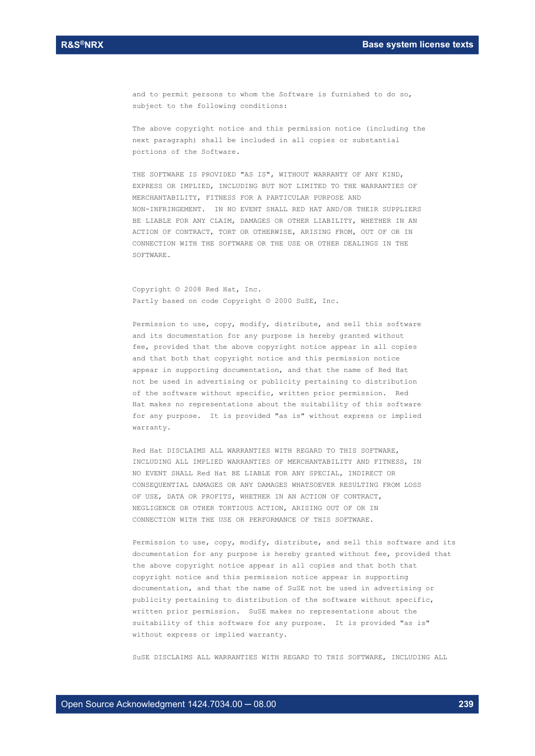and to permit persons to whom the Software is furnished to do so, subject to the following conditions:

The above copyright notice and this permission notice (including the next paragraph) shall be included in all copies or substantial portions of the Software.

THE SOFTWARE IS PROVIDED "AS IS", WITHOUT WARRANTY OF ANY KIND, EXPRESS OR IMPLIED, INCLUDING BUT NOT LIMITED TO THE WARRANTIES OF MERCHANTABILITY, FITNESS FOR A PARTICULAR PURPOSE AND NON-INFRINGEMENT. IN NO EVENT SHALL RED HAT AND/OR THEIR SUPPLIERS BE LIABLE FOR ANY CLAIM, DAMAGES OR OTHER LIABILITY, WHETHER IN AN ACTION OF CONTRACT, TORT OR OTHERWISE, ARISING FROM, OUT OF OR IN CONNECTION WITH THE SOFTWARE OR THE USE OR OTHER DEALINGS IN THE SOFTWARE.

Copyright © 2008 Red Hat, Inc.
Partly based on code Copyright © 2000 SuSE, Inc.

Permission to use, copy, modify, distribute, and sell this software and its documentation for any purpose is hereby granted without fee, provided that the above copyright notice appear in all copies and that both that copyright notice and this permission notice appear in supporting documentation, and that the name of Red Hat not be used in advertising or publicity pertaining to distribution of the software without specific, written prior permission. Red Hat makes no representations about the suitability of this software for any purpose. It is provided "as is" without express or implied warranty.

Red Hat DISCLAIMS ALL WARRANTIES WITH REGARD TO THIS SOFTWARE, INCLUDING ALL IMPLIED WARRANTIES OF MERCHANTABILITY AND FITNESS, IN NO EVENT SHALL Red Hat BE LIABLE FOR ANY SPECIAL, INDIRECT OR CONSEQUENTIAL DAMAGES OR ANY DAMAGES WHATSOEVER RESULTING FROM LOSS OF USE, DATA OR PROFITS, WHETHER IN AN ACTION OF CONTRACT, NEGLIGENCE OR OTHER TORTIOUS ACTION, ARISING OUT OF OR IN CONNECTION WITH THE USE OR PERFORMANCE OF THIS SOFTWARE.

Permission to use, copy, modify, distribute, and sell this software and its documentation for any purpose is hereby granted without fee, provided that the above copyright notice appear in all copies and that both that copyright notice and this permission notice appear in supporting documentation, and that the name of SuSE not be used in advertising or publicity pertaining to distribution of the software without specific, written prior permission. SuSE makes no representations about the suitability of this software for any purpose. It is provided "as is" without express or implied warranty.

SuSE DISCLAIMS ALL WARRANTIES WITH REGARD TO THIS SOFTWARE, INCLUDING ALL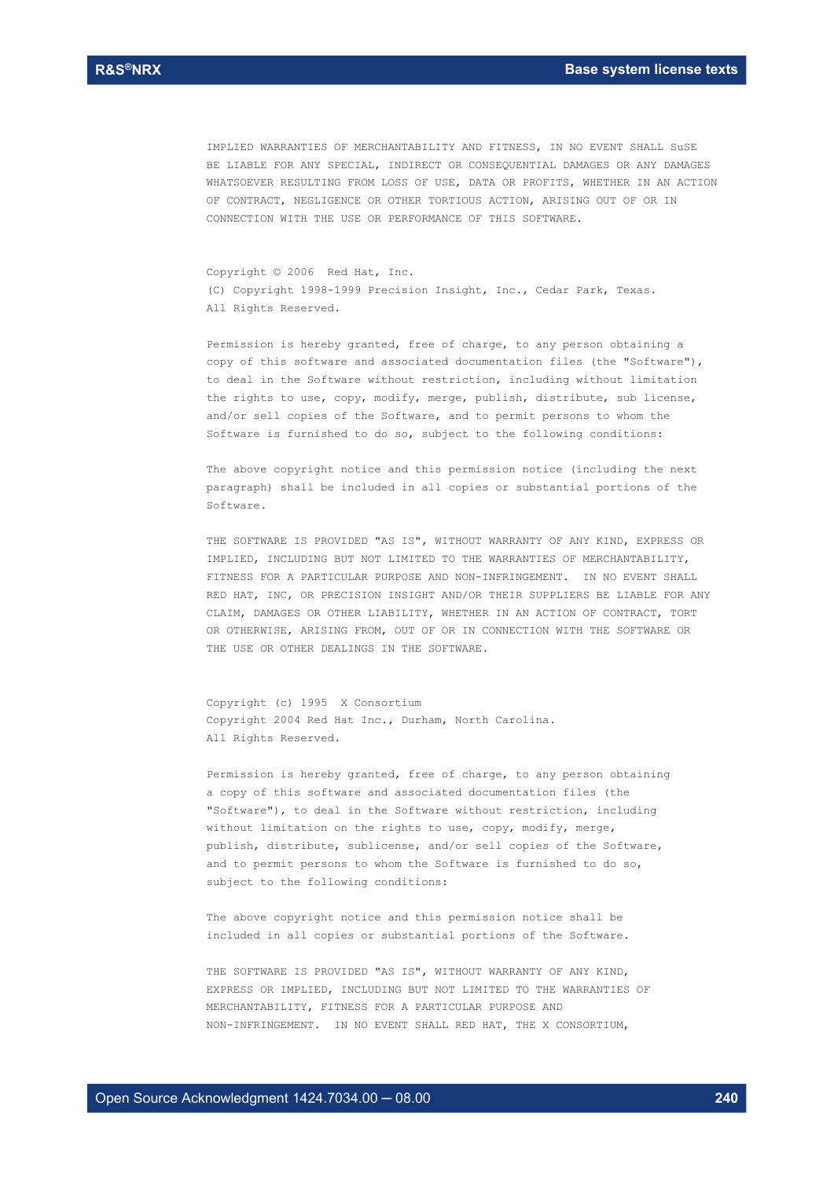IMPLIED WARRANTIES OF MERCHANTABILITY AND FITNESS, IN NO EVENT SHALL SuSE BE LIABLE FOR ANY SPECIAL, INDIRECT OR CONSEQUENTIAL DAMAGES OR ANY DAMAGES WHATSOEVER RESULTING FROM LOSS OF USE, DATA OR PROFITS, WHETHER IN AN ACTION OF CONTRACT, NEGLIGENCE OR OTHER TORTIOUS ACTION, ARISING OUT OF OR IN CONNECTION WITH THE USE OR PERFORMANCE OF THIS SOFTWARE.

Copyright © 2006 Red Hat, Inc.
(C) Copyright 1998-1999 Precision Insight, Inc., Cedar Park, Texas.
All Rights Reserved.

Permission is hereby granted, free of charge, to any person obtaining a copy of this software and associated documentation files (the "Software"), to deal in the Software without restriction, including without limitation the rights to use, copy, modify, merge, publish, distribute, sub license, and/or sell copies of the Software, and to permit persons to whom the Software is furnished to do so, subject to the following conditions:

The above copyright notice and this permission notice (including the next paragraph) shall be included in all copies or substantial portions of the Software.

THE SOFTWARE IS PROVIDED "AS IS", WITHOUT WARRANTY OF ANY KIND, EXPRESS OR IMPLIED, INCLUDING BUT NOT LIMITED TO THE WARRANTIES OF MERCHANTABILITY, FITNESS FOR A PARTICULAR PURPOSE AND NON-INFRINGEMENT. IN NO EVENT SHALL RED HAT, INC, OR PRECISION INSIGHT AND/OR THEIR SUPPLIERS BE LIABLE FOR ANY CLAIM, DAMAGES OR OTHER LIABILITY, WHETHER IN AN ACTION OF CONTRACT, TORT OR OTHERWISE, ARISING FROM, OUT OF OR IN CONNECTION WITH THE SOFTWARE OR THE USE OR OTHER DEALINGS IN THE SOFTWARE.

Copyright (c) 1995 X Consortium
Copyright 2004 Red Hat Inc., Durham, North Carolina.
All Rights Reserved.

Permission is hereby granted, free of charge, to any person obtaining a copy of this software and associated documentation files (the "Software"), to deal in the Software without restriction, including without limitation on the rights to use, copy, modify, merge, publish, distribute, sublicense, and/or sell copies of the Software, and to permit persons to whom the Software is furnished to do so, subject to the following conditions:

The above copyright notice and this permission notice shall be included in all copies or substantial portions of the Software.

THE SOFTWARE IS PROVIDED "AS IS", WITHOUT WARRANTY OF ANY KIND, EXPRESS OR IMPLIED, INCLUDING BUT NOT LIMITED TO THE WARRANTIES OF MERCHANTABILITY, FITNESS FOR A PARTICULAR PURPOSE AND NON-INFRINGEMENT. IN NO EVENT SHALL RED HAT, THE X CONSORTIUM,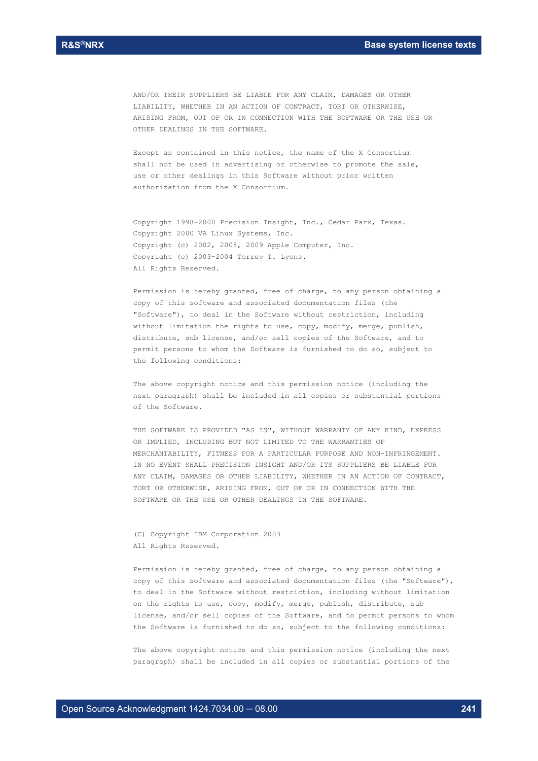AND/OR THEIR SUPPLIERS BE LIABLE FOR ANY CLAIM, DAMAGES OR OTHER LIABILITY, WHETHER IN AN ACTION OF CONTRACT, TORT OR OTHERWISE, ARISING FROM, OUT OF OR IN CONNECTION WITH THE SOFTWARE OR THE USE OR OTHER DEALINGS IN THE SOFTWARE.

Except as contained in this notice, the name of the X Consortium shall not be used in advertising or otherwise to promote the sale, use or other dealings in this Software without prior written authorization from the X Consortium.

Copyright 1998-2000 Precision Insight, Inc., Cedar Park, Texas.
Copyright 2000 VA Linux Systems, Inc.
Copyright (c) 2002, 2008, 2009 Apple Computer, Inc.
Copyright (c) 2003-2004 Torrey T. Lyons.
All Rights Reserved.

Permission is hereby granted, free of charge, to any person obtaining a copy of this software and associated documentation files (the "Software"), to deal in the Software without restriction, including without limitation the rights to use, copy, modify, merge, publish, distribute, sub license, and/or sell copies of the Software, and to permit persons to whom the Software is furnished to do so, subject to the following conditions:

The above copyright notice and this permission notice (including the next paragraph) shall be included in all copies or substantial portions of the Software.

THE SOFTWARE IS PROVIDED "AS IS", WITHOUT WARRANTY OF ANY KIND, EXPRESS OR IMPLIED, INCLUDING BUT NOT LIMITED TO THE WARRANTIES OF MERCHANTABILITY, FITNESS FOR A PARTICULAR PURPOSE AND NON-INFRINGEMENT. IN NO EVENT SHALL PRECISION INSIGHT AND/OR ITS SUPPLIERS BE LIABLE FOR ANY CLAIM, DAMAGES OR OTHER LIABILITY, WHETHER IN AN ACTION OF CONTRACT, TORT OR OTHERWISE, ARISING FROM, OUT OF OR IN CONNECTION WITH THE SOFTWARE OR THE USE OR OTHER DEALINGS IN THE SOFTWARE.

(C) Copyright IBM Corporation 2003
All Rights Reserved.

Permission is hereby granted, free of charge, to any person obtaining a copy of this software and associated documentation files (the "Software"), to deal in the Software without restriction, including without limitation on the rights to use, copy, modify, merge, publish, distribute, sub license, and/or sell copies of the Software, and to permit persons to whom the Software is furnished to do so, subject to the following conditions:

The above copyright notice and this permission notice (including the next paragraph) shall be included in all copies or substantial portions of the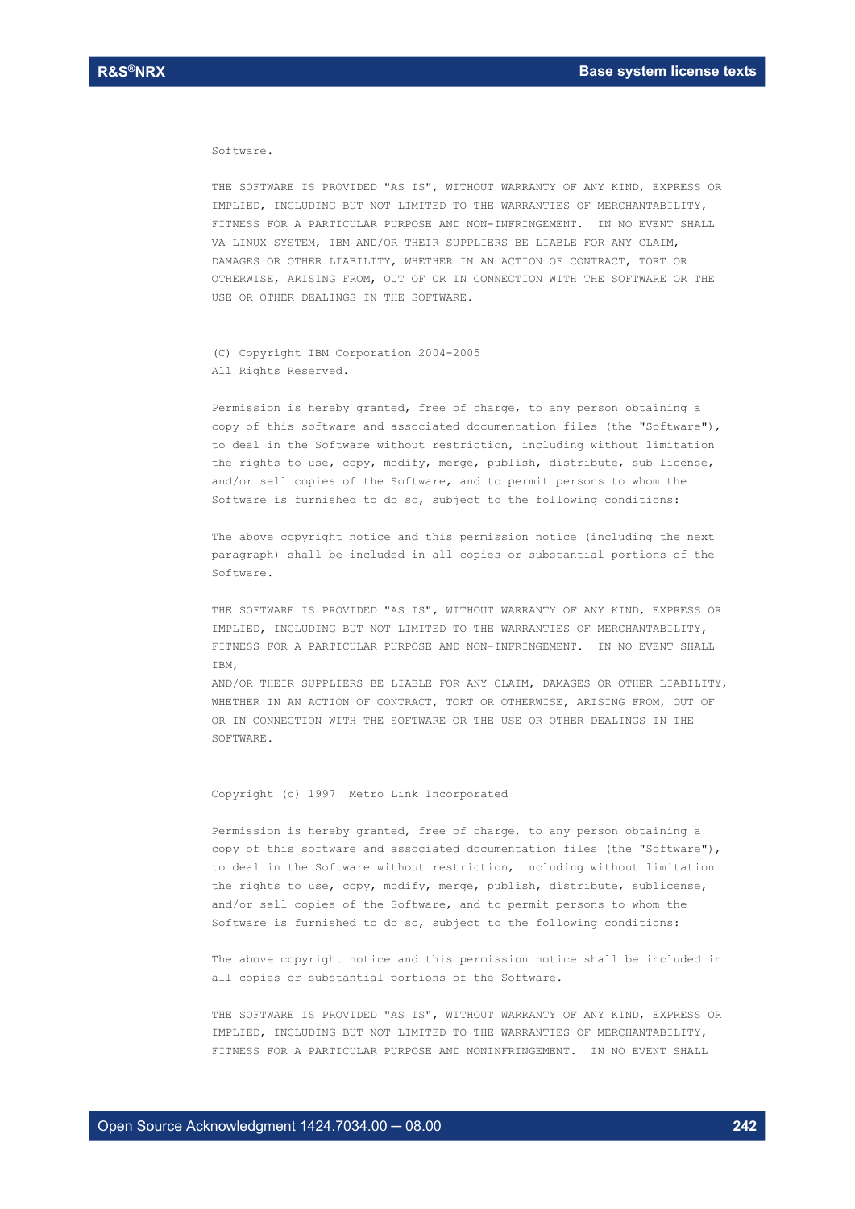Software.

THE SOFTWARE IS PROVIDED "AS IS", WITHOUT WARRANTY OF ANY KIND, EXPRESS OR IMPLIED, INCLUDING BUT NOT LIMITED TO THE WARRANTIES OF MERCHANTABILITY, FITNESS FOR A PARTICULAR PURPOSE AND NON-INFRINGEMENT. IN NO EVENT SHALL VA LINUX SYSTEM, IBM AND/OR THEIR SUPPLIERS BE LIABLE FOR ANY CLAIM, DAMAGES OR OTHER LIABILITY, WHETHER IN AN ACTION OF CONTRACT, TORT OR OTHERWISE, ARISING FROM, OUT OF OR IN CONNECTION WITH THE SOFTWARE OR THE USE OR OTHER DEALINGS IN THE SOFTWARE.

(C) Copyright IBM Corporation 2004-2005
All Rights Reserved.

Permission is hereby granted, free of charge, to any person obtaining a copy of this software and associated documentation files (the "Software"), to deal in the Software without restriction, including without limitation the rights to use, copy, modify, merge, publish, distribute, sub license, and/or sell copies of the Software, and to permit persons to whom the Software is furnished to do so, subject to the following conditions:

The above copyright notice and this permission notice (including the next paragraph) shall be included in all copies or substantial portions of the Software.

THE SOFTWARE IS PROVIDED "AS IS", WITHOUT WARRANTY OF ANY KIND, EXPRESS OR IMPLIED, INCLUDING BUT NOT LIMITED TO THE WARRANTIES OF MERCHANTABILITY, FITNESS FOR A PARTICULAR PURPOSE AND NON-INFRINGEMENT. IN NO EVENT SHALL IBM,
AND/OR THEIR SUPPLIERS BE LIABLE FOR ANY CLAIM, DAMAGES OR OTHER LIABILITY, WHETHER IN AN ACTION OF CONTRACT, TORT OR OTHERWISE, ARISING FROM, OUT OF OR IN CONNECTION WITH THE SOFTWARE OR THE USE OR OTHER DEALINGS IN THE SOFTWARE.

Copyright (c) 1997 Metro Link Incorporated

Permission is hereby granted, free of charge, to any person obtaining a copy of this software and associated documentation files (the "Software"), to deal in the Software without restriction, including without limitation the rights to use, copy, modify, merge, publish, distribute, sublicense, and/or sell copies of the Software, and to permit persons to whom the Software is furnished to do so, subject to the following conditions:

The above copyright notice and this permission notice shall be included in all copies or substantial portions of the Software.

THE SOFTWARE IS PROVIDED "AS IS", WITHOUT WARRANTY OF ANY KIND, EXPRESS OR IMPLIED, INCLUDING BUT NOT LIMITED TO THE WARRANTIES OF MERCHANTABILITY, FITNESS FOR A PARTICULAR PURPOSE AND NONINFRINGEMENT. IN NO EVENT SHALL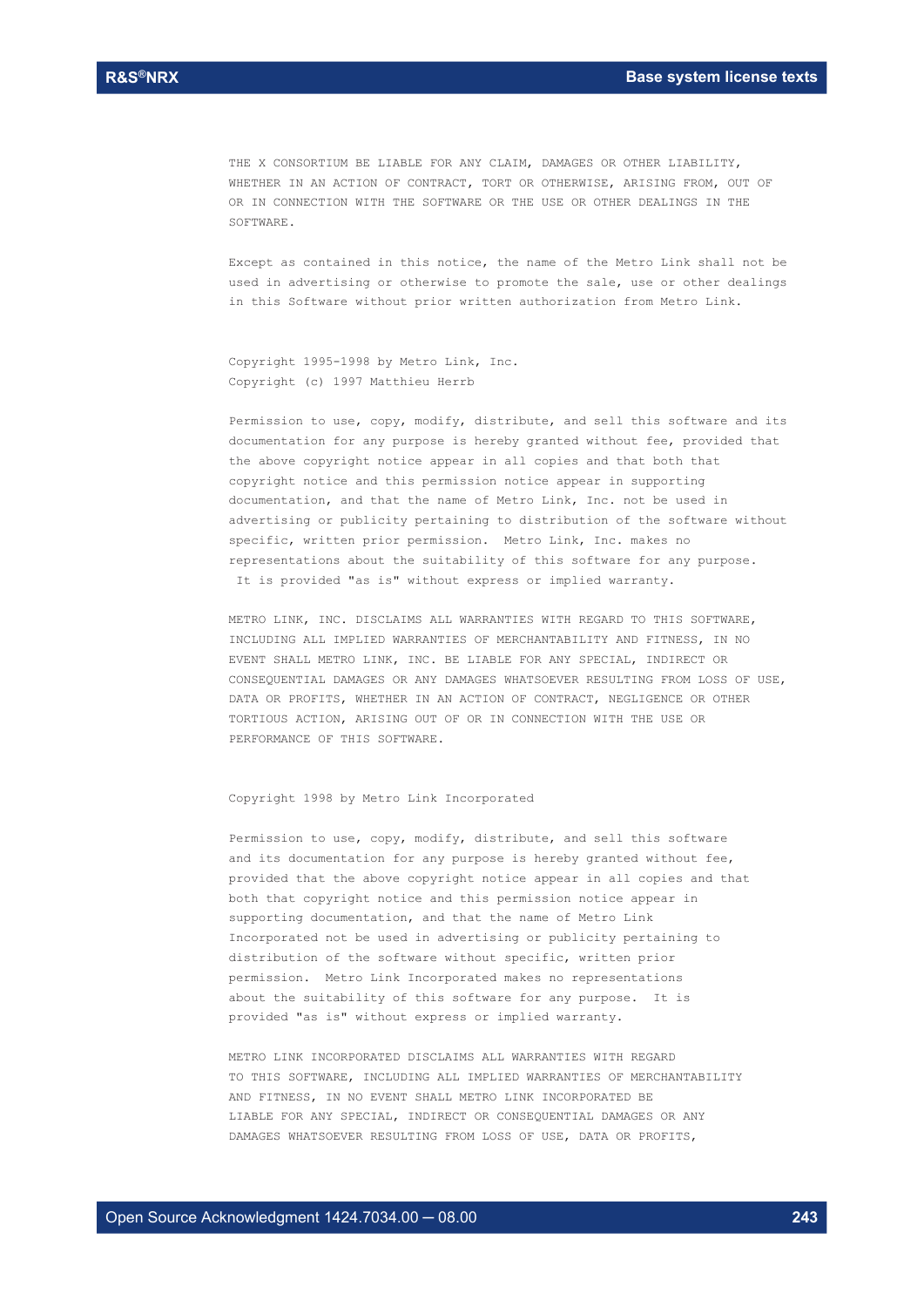THE X CONSORTIUM BE LIABLE FOR ANY CLAIM, DAMAGES OR OTHER LIABILITY, WHETHER IN AN ACTION OF CONTRACT, TORT OR OTHERWISE, ARISING FROM, OUT OF OR IN CONNECTION WITH THE SOFTWARE OR THE USE OR OTHER DEALINGS IN THE SOFTWARE.

Except as contained in this notice, the name of the Metro Link shall not be used in advertising or otherwise to promote the sale, use or other dealings in this Software without prior written authorization from Metro Link.

Copyright 1995-1998 by Metro Link, Inc.
Copyright (c) 1997 Matthieu Herrb

Permission to use, copy, modify, distribute, and sell this software and its documentation for any purpose is hereby granted without fee, provided that the above copyright notice appear in all copies and that both that copyright notice and this permission notice appear in supporting documentation, and that the name of Metro Link, Inc. not be used in advertising or publicity pertaining to distribution of the software without specific, written prior permission. Metro Link, Inc. makes no representations about the suitability of this software for any purpose. It is provided "as is" without express or implied warranty.

METRO LINK, INC. DISCLAIMS ALL WARRANTIES WITH REGARD TO THIS SOFTWARE, INCLUDING ALL IMPLIED WARRANTIES OF MERCHANTABILITY AND FITNESS, IN NO EVENT SHALL METRO LINK, INC. BE LIABLE FOR ANY SPECIAL, INDIRECT OR CONSEQUENTIAL DAMAGES OR ANY DAMAGES WHATSOEVER RESULTING FROM LOSS OF USE, DATA OR PROFITS, WHETHER IN AN ACTION OF CONTRACT, NEGLIGENCE OR OTHER TORTIOUS ACTION, ARISING OUT OF OR IN CONNECTION WITH THE USE OR PERFORMANCE OF THIS SOFTWARE.

Copyright 1998 by Metro Link Incorporated

Permission to use, copy, modify, distribute, and sell this software and its documentation for any purpose is hereby granted without fee, provided that the above copyright notice appear in all copies and that both that copyright notice and this permission notice appear in supporting documentation, and that the name of Metro Link Incorporated not be used in advertising or publicity pertaining to distribution of the software without specific, written prior permission. Metro Link Incorporated makes no representations about the suitability of this software for any purpose. It is provided "as is" without express or implied warranty.

METRO LINK INCORPORATED DISCLAIMS ALL WARRANTIES WITH REGARD TO THIS SOFTWARE, INCLUDING ALL IMPLIED WARRANTIES OF MERCHANTABILITY AND FITNESS, IN NO EVENT SHALL METRO LINK INCORPORATED BE LIABLE FOR ANY SPECIAL, INDIRECT OR CONSEQUENTIAL DAMAGES OR ANY DAMAGES WHATSOEVER RESULTING FROM LOSS OF USE, DATA OR PROFITS,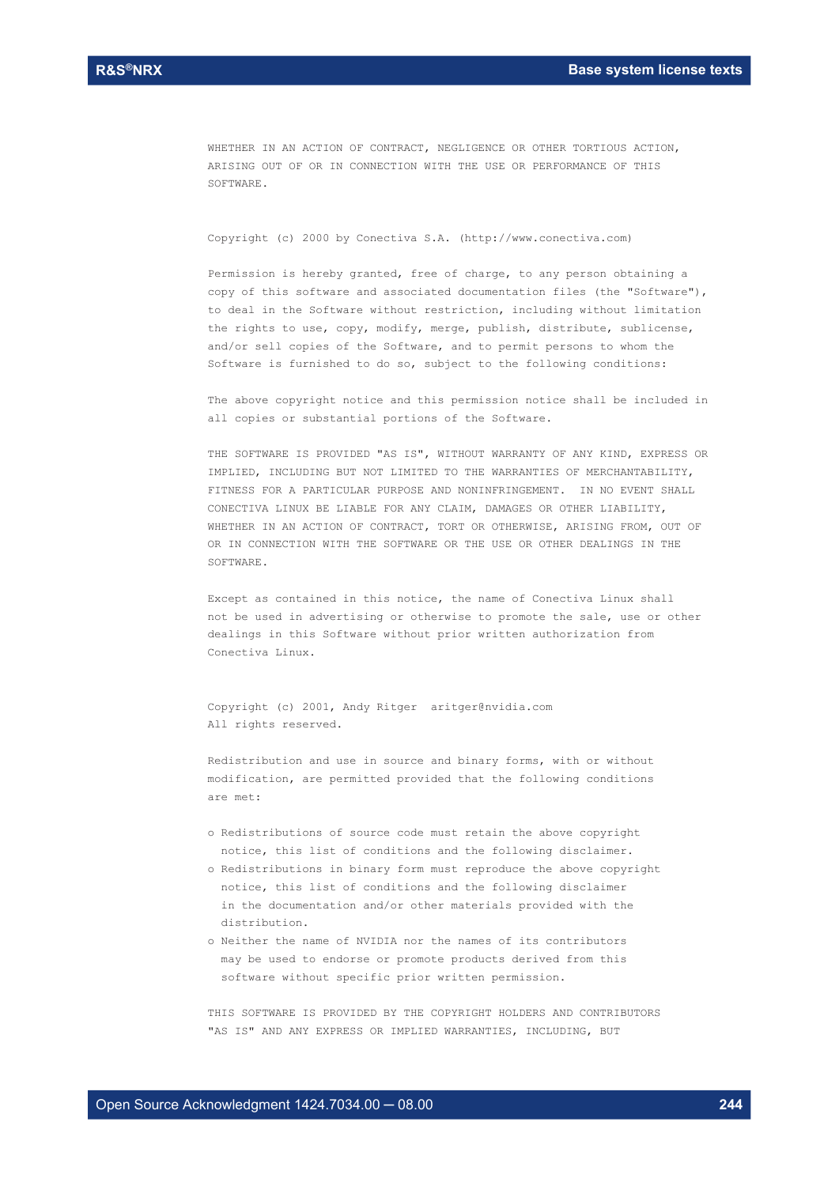WHETHER IN AN ACTION OF CONTRACT, NEGLIGENCE OR OTHER TORTIOUS ACTION, ARISING OUT OF OR IN CONNECTION WITH THE USE OR PERFORMANCE OF THIS SOFTWARE.

Copyright (c) 2000 by Conectiva S.A. (http://www.conectiva.com)

Permission is hereby granted, free of charge, to any person obtaining a copy of this software and associated documentation files (the "Software"), to deal in the Software without restriction, including without limitation the rights to use, copy, modify, merge, publish, distribute, sublicense, and/or sell copies of the Software, and to permit persons to whom the Software is furnished to do so, subject to the following conditions:

The above copyright notice and this permission notice shall be included in all copies or substantial portions of the Software.

THE SOFTWARE IS PROVIDED "AS IS", WITHOUT WARRANTY OF ANY KIND, EXPRESS OR IMPLIED, INCLUDING BUT NOT LIMITED TO THE WARRANTIES OF MERCHANTABILITY, FITNESS FOR A PARTICULAR PURPOSE AND NONINFRINGEMENT. IN NO EVENT SHALL CONECTIVA LINUX BE LIABLE FOR ANY CLAIM, DAMAGES OR OTHER LIABILITY, WHETHER IN AN ACTION OF CONTRACT, TORT OR OTHERWISE, ARISING FROM, OUT OF OR IN CONNECTION WITH THE SOFTWARE OR THE USE OR OTHER DEALINGS IN THE SOFTWARE.

Except as contained in this notice, the name of Conectiva Linux shall not be used in advertising or otherwise to promote the sale, use or other dealings in this Software without prior written authorization from Conectiva Linux.

Copyright (c) 2001, Andy Ritger aritger@nvidia.com
All rights reserved.

Redistribution and use in source and binary forms, with or without modification, are permitted provided that the following conditions are met:

- Redistributions of source code must retain the above copyright notice, this list of conditions and the following disclaimer.
- Redistributions in binary form must reproduce the above copyright notice, this list of conditions and the following disclaimer in the documentation and/or other materials provided with the distribution.
- Neither the name of NVIDIA nor the names of its contributors may be used to endorse or promote products derived from this software without specific prior written permission.

THIS SOFTWARE IS PROVIDED BY THE COPYRIGHT HOLDERS AND CONTRIBUTORS "AS IS" AND ANY EXPRESS OR IMPLIED WARRANTIES, INCLUDING, BUT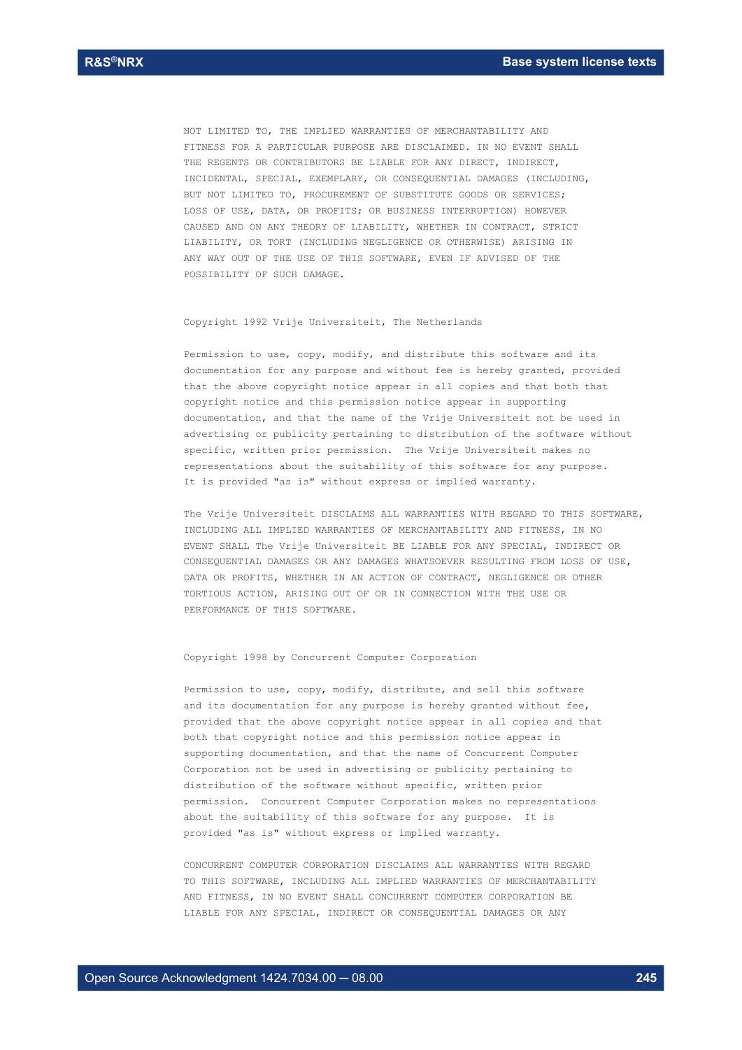NOT LIMITED TO, THE IMPLIED WARRANTIES OF MERCHANTABILITY AND FITNESS FOR A PARTICULAR PURPOSE ARE DISCLAIMED. IN NO EVENT SHALL THE REGENTS OR CONTRIBUTORS BE LIABLE FOR ANY DIRECT, INDIRECT, INCIDENTAL, SPECIAL, EXEMPLARY, OR CONSEQUENTIAL DAMAGES (INCLUDING, BUT NOT LIMITED TO, PROCUREMENT OF SUBSTITUTE GOODS OR SERVICES; LOSS OF USE, DATA, OR PROFITS; OR BUSINESS INTERRUPTION) HOWEVER CAUSED AND ON ANY THEORY OF LIABILITY, WHETHER IN CONTRACT, STRICT LIABILITY, OR TORT (INCLUDING NEGLIGENCE OR OTHERWISE) ARISING IN ANY WAY OUT OF THE USE OF THIS SOFTWARE, EVEN IF ADVISED OF THE POSSIBILITY OF SUCH DAMAGE.

Copyright 1992 Vrije Universiteit, The Netherlands

Permission to use, copy, modify, and distribute this software and its documentation for any purpose and without fee is hereby granted, provided that the above copyright notice appear in all copies and that both that copyright notice and this permission notice appear in supporting documentation, and that the name of the Vrije Universiteit not be used in advertising or publicity pertaining to distribution of the software without specific, written prior permission. The Vrije Universiteit makes no representations about the suitability of this software for any purpose. It is provided "as is" without express or implied warranty.

The Vrije Universiteit DISCLAIMS ALL WARRANTIES WITH REGARD TO THIS SOFTWARE, INCLUDING ALL IMPLIED WARRANTIES OF MERCHANTABILITY AND FITNESS, IN NO EVENT SHALL The Vrije Universiteit BE LIABLE FOR ANY SPECIAL, INDIRECT OR CONSEQUENTIAL DAMAGES OR ANY DAMAGES WHATSOEVER RESULTING FROM LOSS OF USE, DATA OR PROFITS, WHETHER IN AN ACTION OF CONTRACT, NEGLIGENCE OR OTHER TORTIOUS ACTION, ARISING OUT OF OR IN CONNECTION WITH THE USE OR PERFORMANCE OF THIS SOFTWARE.

Copyright 1998 by Concurrent Computer Corporation

Permission to use, copy, modify, distribute, and sell this software and its documentation for any purpose is hereby granted without fee, provided that the above copyright notice appear in all copies and that both that copyright notice and this permission notice appear in supporting documentation, and that the name of Concurrent Computer Corporation not be used in advertising or publicity pertaining to distribution of the software without specific, written prior permission. Concurrent Computer Corporation makes no representations about the suitability of this software for any purpose. It is provided "as is" without express or implied warranty.

CONCURRENT COMPUTER CORPORATION DISCLAIMS ALL WARRANTIES WITH REGARD TO THIS SOFTWARE, INCLUDING ALL IMPLIED WARRANTIES OF MERCHANTABILITY AND FITNESS, IN NO EVENT SHALL CONCURRENT COMPUTER CORPORATION BE LIABLE FOR ANY SPECIAL, INDIRECT OR CONSEQUENTIAL DAMAGES OR ANY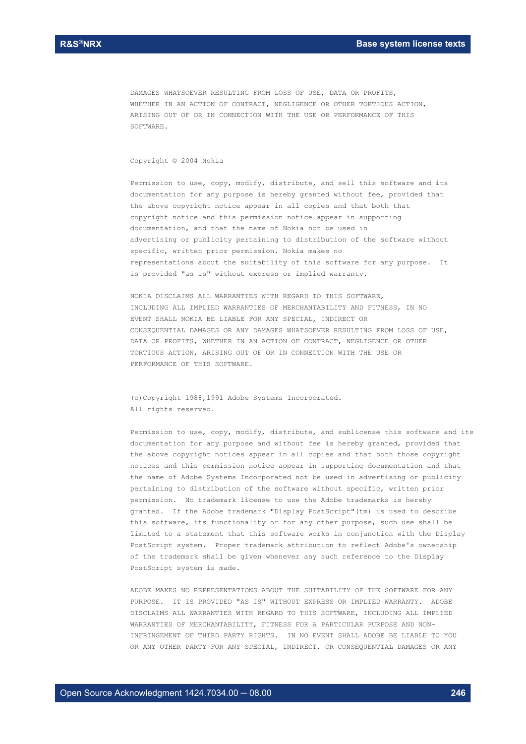DAMAGES WHATSOEVER RESULTING FROM LOSS OF USE, DATA OR PROFITS, WHETHER IN AN ACTION OF CONTRACT, NEGLIGENCE OR OTHER TORTIOUS ACTION, ARISING OUT OF OR IN CONNECTION WITH THE USE OR PERFORMANCE OF THIS SOFTWARE.

Copyright © 2004 Nokia

Permission to use, copy, modify, distribute, and sell this software and its documentation for any purpose is hereby granted without fee, provided that the above copyright notice appear in all copies and that both that copyright notice and this permission notice appear in supporting documentation, and that the name of Nokia not be used in advertising or publicity pertaining to distribution of the software without specific, written prior permission. Nokia makes no representations about the suitability of this software for any purpose. It is provided "as is" without express or implied warranty.

NOKIA DISCLAIMS ALL WARRANTIES WITH REGARD TO THIS SOFTWARE, INCLUDING ALL IMPLIED WARRANTIES OF MERCHANTABILITY AND FITNESS, IN NO EVENT SHALL NOKIA BE LIABLE FOR ANY SPECIAL, INDIRECT OR CONSEQUENTIAL DAMAGES OR ANY DAMAGES WHATSOEVER RESULTING FROM LOSS OF USE, DATA OR PROFITS, WHETHER IN AN ACTION OF CONTRACT, NEGLIGENCE OR OTHER TORTIOUS ACTION, ARISING OUT OF OR IN CONNECTION WITH THE USE OR PERFORMANCE OF THIS SOFTWARE.

(c)Copyright 1988,1991 Adobe Systems Incorporated.
All rights reserved.

Permission to use, copy, modify, distribute, and sublicense this software and its documentation for any purpose and without fee is hereby granted, provided that the above copyright notices appear in all copies and that both those copyright notices and this permission notice appear in supporting documentation and that the name of Adobe Systems Incorporated not be used in advertising or publicity pertaining to distribution of the software without specific, written prior permission. No trademark license to use the Adobe trademarks is hereby granted. If the Adobe trademark "Display PostScript"(tm) is used to describe this software, its functionality or for any other purpose, such use shall be limited to a statement that this software works in conjunction with the Display PostScript system. Proper trademark attribution to reflect Adobe's ownership of the trademark shall be given whenever any such reference to the Display PostScript system is made.

ADOBE MAKES NO REPRESENTATIONS ABOUT THE SUITABILITY OF THE SOFTWARE FOR ANY PURPOSE. IT IS PROVIDED "AS IS" WITHOUT EXPRESS OR IMPLIED WARRANTY. ADOBE DISCLAIMS ALL WARRANTIES WITH REGARD TO THIS SOFTWARE, INCLUDING ALL IMPLIED WARRANTIES OF MERCHANTABILITY, FITNESS FOR A PARTICULAR PURPOSE AND NON-INFRINGEMENT OF THIRD PARTY RIGHTS. IN NO EVENT SHALL ADOBE BE LIABLE TO YOU OR ANY OTHER PARTY FOR ANY SPECIAL, INDIRECT, OR CONSEQUENTIAL DAMAGES OR ANY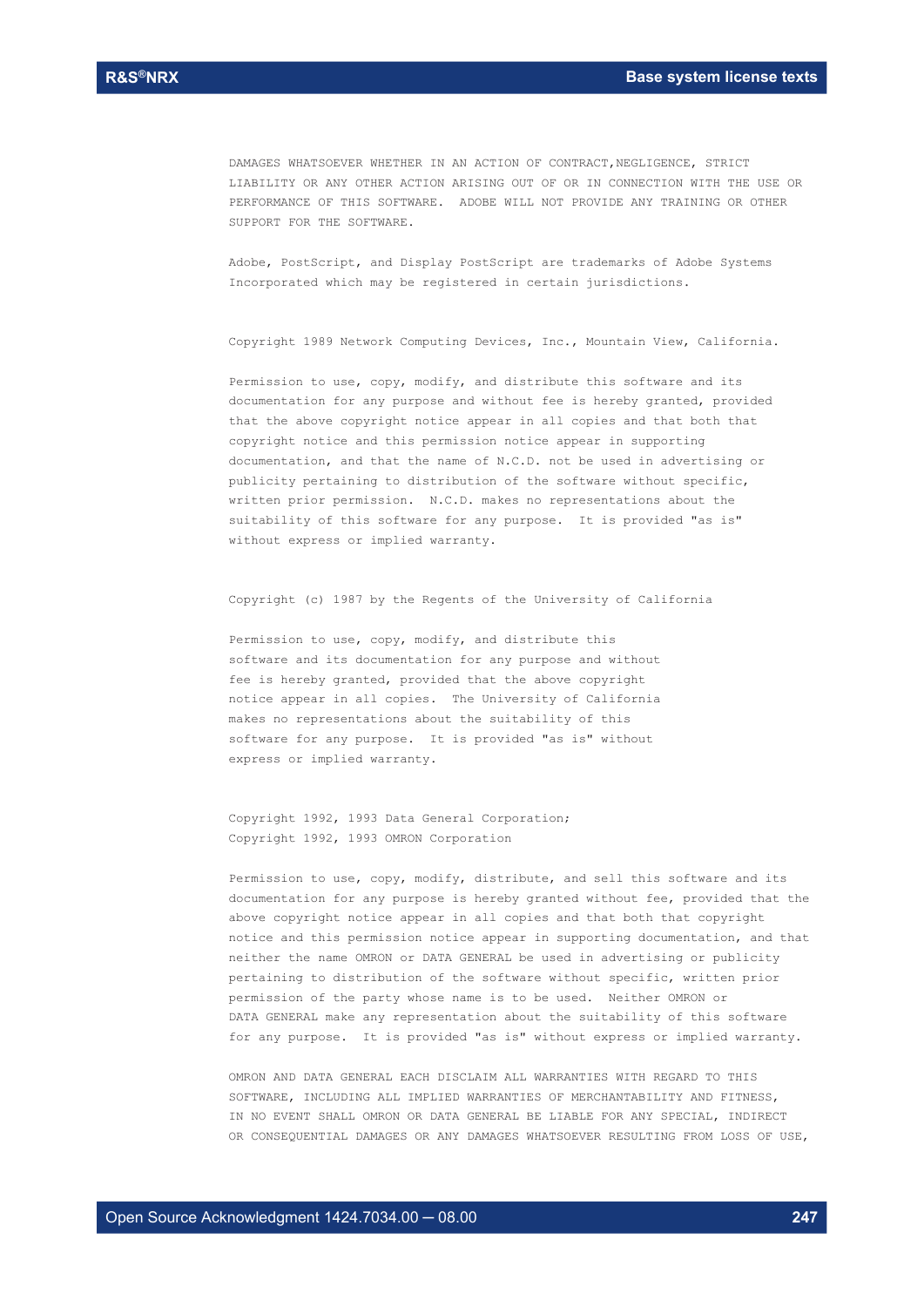DAMAGES WHATSOEVER WHETHER IN AN ACTION OF CONTRACT,NEGLIGENCE, STRICT LIABILITY OR ANY OTHER ACTION ARISING OUT OF OR IN CONNECTION WITH THE USE OR PERFORMANCE OF THIS SOFTWARE. ADOBE WILL NOT PROVIDE ANY TRAINING OR OTHER SUPPORT FOR THE SOFTWARE.

Adobe, PostScript, and Display PostScript are trademarks of Adobe Systems Incorporated which may be registered in certain jurisdictions.

Copyright 1989 Network Computing Devices, Inc., Mountain View, California.

Permission to use, copy, modify, and distribute this software and its documentation for any purpose and without fee is hereby granted, provided that the above copyright notice appear in all copies and that both that copyright notice and this permission notice appear in supporting documentation, and that the name of N.C.D. not be used in advertising or publicity pertaining to distribution of the software without specific, written prior permission. N.C.D. makes no representations about the suitability of this software for any purpose. It is provided "as is" without express or implied warranty.

Copyright (c) 1987 by the Regents of the University of California

Permission to use, copy, modify, and distribute this software and its documentation for any purpose and without fee is hereby granted, provided that the above copyright notice appear in all copies. The University of California makes no representations about the suitability of this software for any purpose. It is provided "as is" without express or implied warranty.

Copyright 1992, 1993 Data General Corporation;
Copyright 1992, 1993 OMRON Corporation

Permission to use, copy, modify, distribute, and sell this software and its documentation for any purpose is hereby granted without fee, provided that the above copyright notice appear in all copies and that both that copyright notice and this permission notice appear in supporting documentation, and that neither the name OMRON or DATA GENERAL be used in advertising or publicity pertaining to distribution of the software without specific, written prior permission of the party whose name is to be used. Neither OMRON or DATA GENERAL make any representation about the suitability of this software for any purpose. It is provided "as is" without express or implied warranty.

OMRON AND DATA GENERAL EACH DISCLAIM ALL WARRANTIES WITH REGARD TO THIS SOFTWARE, INCLUDING ALL IMPLIED WARRANTIES OF MERCHANTABILITY AND FITNESS, IN NO EVENT SHALL OMRON OR DATA GENERAL BE LIABLE FOR ANY SPECIAL, INDIRECT OR CONSEQUENTIAL DAMAGES OR ANY DAMAGES WHATSOEVER RESULTING FROM LOSS OF USE,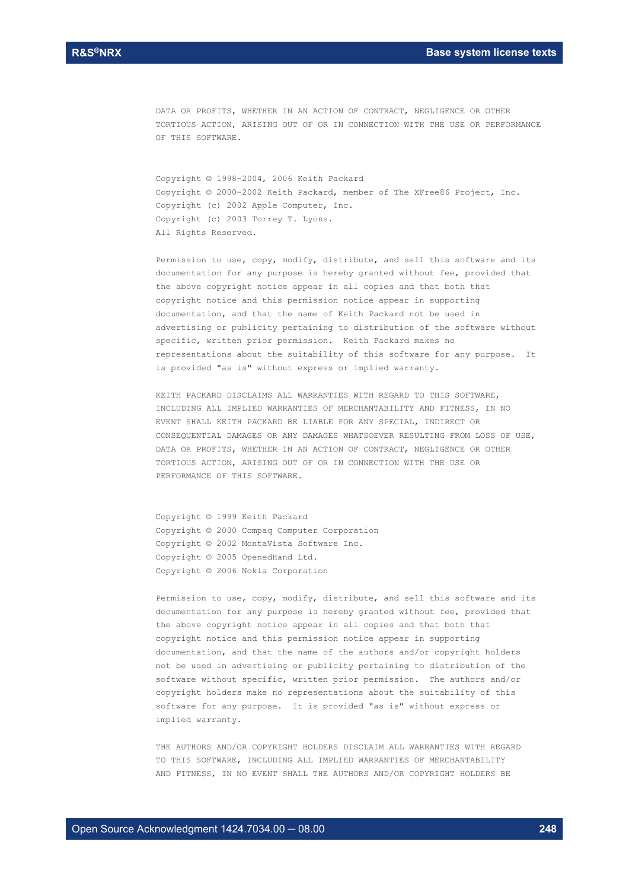DATA OR PROFITS, WHETHER IN AN ACTION OF CONTRACT, NEGLIGENCE OR OTHER TORTIOUS ACTION, ARISING OUT OF OR IN CONNECTION WITH THE USE OR PERFORMANCE OF THIS SOFTWARE.

Copyright © 1998-2004, 2006 Keith Packard
Copyright © 2000-2002 Keith Packard, member of The XFree86 Project, Inc.
Copyright (c) 2002 Apple Computer, Inc.
Copyright (c) 2003 Torrey T. Lyons.
All Rights Reserved.

Permission to use, copy, modify, distribute, and sell this software and its documentation for any purpose is hereby granted without fee, provided that the above copyright notice appear in all copies and that both that copyright notice and this permission notice appear in supporting documentation, and that the name of Keith Packard not be used in advertising or publicity pertaining to distribution of the software without specific, written prior permission. Keith Packard makes no representations about the suitability of this software for any purpose. It is provided "as is" without express or implied warranty.

KEITH PACKARD DISCLAIMS ALL WARRANTIES WITH REGARD TO THIS SOFTWARE, INCLUDING ALL IMPLIED WARRANTIES OF MERCHANTABILITY AND FITNESS, IN NO EVENT SHALL KEITH PACKARD BE LIABLE FOR ANY SPECIAL, INDIRECT OR CONSEQUENTIAL DAMAGES OR ANY DAMAGES WHATSOEVER RESULTING FROM LOSS OF USE, DATA OR PROFITS, WHETHER IN AN ACTION OF CONTRACT, NEGLIGENCE OR OTHER TORTIOUS ACTION, ARISING OUT OF OR IN CONNECTION WITH THE USE OR PERFORMANCE OF THIS SOFTWARE.

Copyright © 1999 Keith Packard
Copyright © 2000 Compaq Computer Corporation
Copyright © 2002 MontaVista Software Inc.
Copyright © 2005 OpenedHand Ltd.
Copyright © 2006 Nokia Corporation

Permission to use, copy, modify, distribute, and sell this software and its documentation for any purpose is hereby granted without fee, provided that the above copyright notice appear in all copies and that both that copyright notice and this permission notice appear in supporting documentation, and that the name of the authors and/or copyright holders not be used in advertising or publicity pertaining to distribution of the software without specific, written prior permission. The authors and/or copyright holders make no representations about the suitability of this software for any purpose. It is provided "as is" without express or implied warranty.

THE AUTHORS AND/OR COPYRIGHT HOLDERS DISCLAIM ALL WARRANTIES WITH REGARD TO THIS SOFTWARE, INCLUDING ALL IMPLIED WARRANTIES OF MERCHANTABILITY AND FITNESS, IN NO EVENT SHALL THE AUTHORS AND/OR COPYRIGHT HOLDERS BE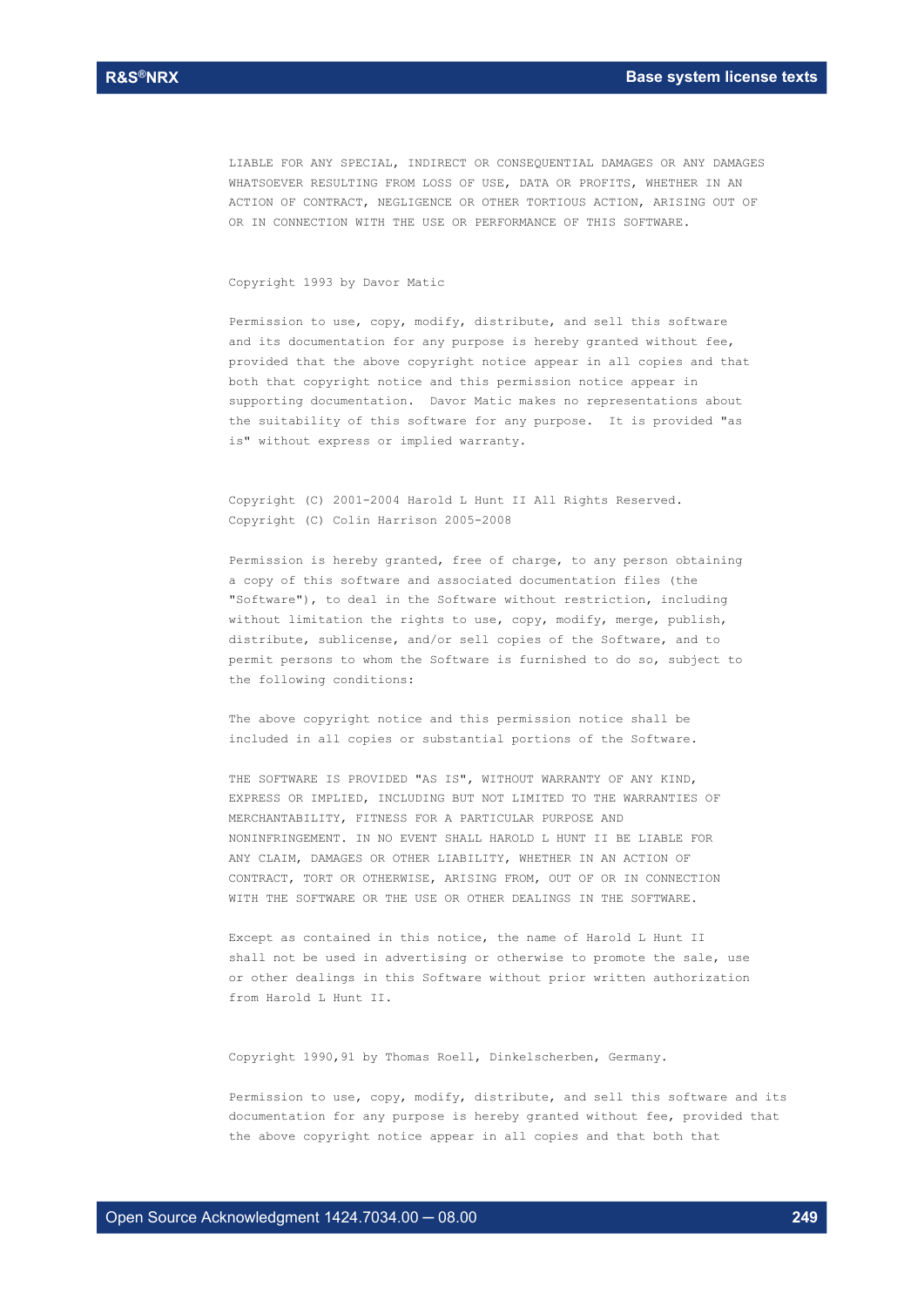LIABLE FOR ANY SPECIAL, INDIRECT OR CONSEQUENTIAL DAMAGES OR ANY DAMAGES WHATSOEVER RESULTING FROM LOSS OF USE, DATA OR PROFITS, WHETHER IN AN ACTION OF CONTRACT, NEGLIGENCE OR OTHER TORTIOUS ACTION, ARISING OUT OF OR IN CONNECTION WITH THE USE OR PERFORMANCE OF THIS SOFTWARE.

Copyright 1993 by Davor Matic

Permission to use, copy, modify, distribute, and sell this software and its documentation for any purpose is hereby granted without fee, provided that the above copyright notice appear in all copies and that both that copyright notice and this permission notice appear in supporting documentation. Davor Matic makes no representations about the suitability of this software for any purpose. It is provided "as is" without express or implied warranty.

Copyright (C) 2001-2004 Harold L Hunt II All Rights Reserved.
Copyright (C) Colin Harrison 2005-2008

Permission is hereby granted, free of charge, to any person obtaining a copy of this software and associated documentation files (the "Software"), to deal in the Software without restriction, including without limitation the rights to use, copy, modify, merge, publish, distribute, sublicense, and/or sell copies of the Software, and to permit persons to whom the Software is furnished to do so, subject to the following conditions:

The above copyright notice and this permission notice shall be included in all copies or substantial portions of the Software.

THE SOFTWARE IS PROVIDED "AS IS", WITHOUT WARRANTY OF ANY KIND, EXPRESS OR IMPLIED, INCLUDING BUT NOT LIMITED TO THE WARRANTIES OF MERCHANTABILITY, FITNESS FOR A PARTICULAR PURPOSE AND NONINFRINGEMENT. IN NO EVENT SHALL HAROLD L HUNT II BE LIABLE FOR ANY CLAIM, DAMAGES OR OTHER LIABILITY, WHETHER IN AN ACTION OF CONTRACT, TORT OR OTHERWISE, ARISING FROM, OUT OF OR IN CONNECTION WITH THE SOFTWARE OR THE USE OR OTHER DEALINGS IN THE SOFTWARE.

Except as contained in this notice, the name of Harold L Hunt II shall not be used in advertising or otherwise to promote the sale, use or other dealings in this Software without prior written authorization from Harold L Hunt II.

Copyright 1990,91 by Thomas Roell, Dinkelscherben, Germany.

Permission to use, copy, modify, distribute, and sell this software and its documentation for any purpose is hereby granted without fee, provided that the above copyright notice appear in all copies and that both that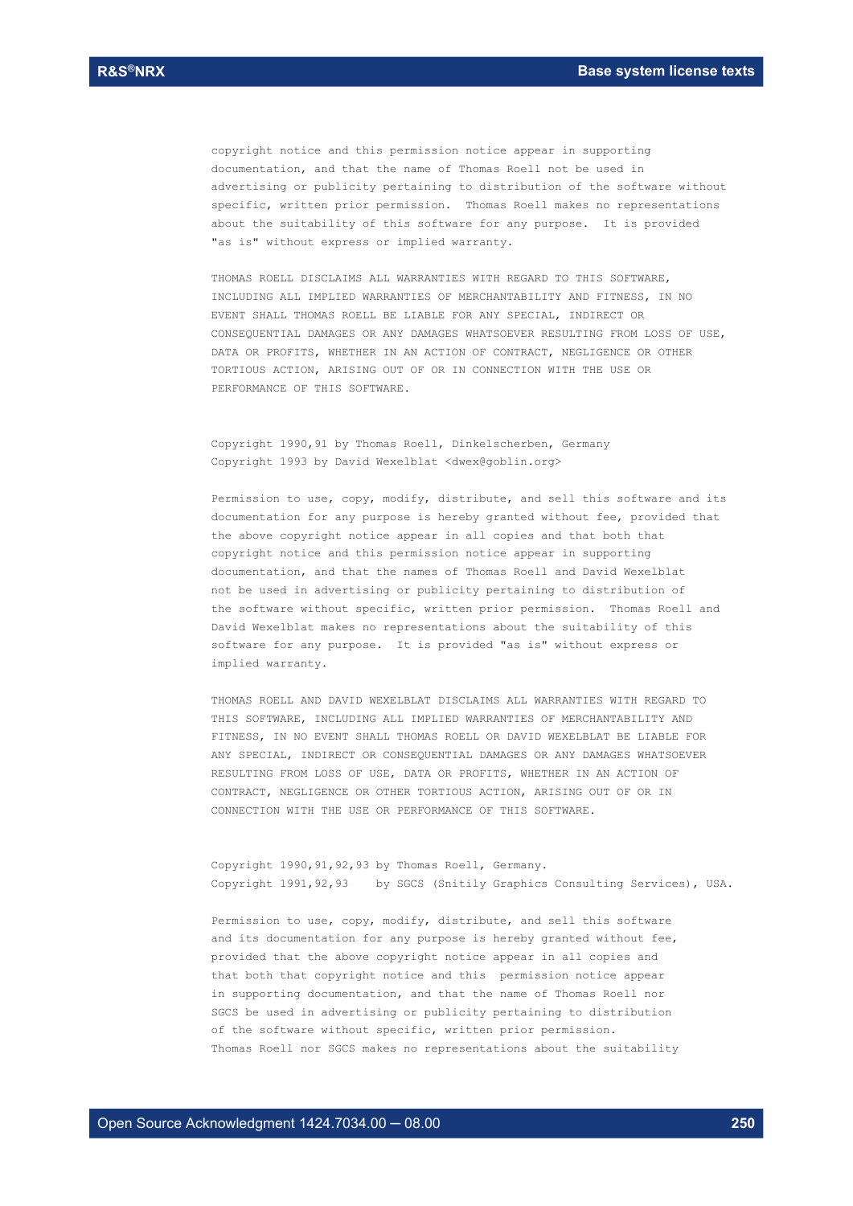copyright notice and this permission notice appear in supporting documentation, and that the name of Thomas Roell not be used in advertising or publicity pertaining to distribution of the software without specific, written prior permission. Thomas Roell makes no representations about the suitability of this software for any purpose. It is provided "as is" without express or implied warranty.

THOMAS ROELL DISCLAIMS ALL WARRANTIES WITH REGARD TO THIS SOFTWARE, INCLUDING ALL IMPLIED WARRANTIES OF MERCHANTABILITY AND FITNESS, IN NO EVENT SHALL THOMAS ROELL BE LIABLE FOR ANY SPECIAL, INDIRECT OR CONSEQUENTIAL DAMAGES OR ANY DAMAGES WHATSOEVER RESULTING FROM LOSS OF USE, DATA OR PROFITS, WHETHER IN AN ACTION OF CONTRACT, NEGLIGENCE OR OTHER TORTIOUS ACTION, ARISING OUT OF OR IN CONNECTION WITH THE USE OR PERFORMANCE OF THIS SOFTWARE.

Copyright 1990,91 by Thomas Roell, Dinkelscherben, Germany
Copyright 1993 by David Wexelblat <dwex@goblin.org>

Permission to use, copy, modify, distribute, and sell this software and its documentation for any purpose is hereby granted without fee, provided that the above copyright notice appear in all copies and that both that copyright notice and this permission notice appear in supporting documentation, and that the names of Thomas Roell and David Wexelblat not be used in advertising or publicity pertaining to distribution of the software without specific, written prior permission. Thomas Roell and David Wexelblat makes no representations about the suitability of this software for any purpose. It is provided "as is" without express or implied warranty.

THOMAS ROELL AND DAVID WEXELBLAT DISCLAIMS ALL WARRANTIES WITH REGARD TO THIS SOFTWARE, INCLUDING ALL IMPLIED WARRANTIES OF MERCHANTABILITY AND FITNESS, IN NO EVENT SHALL THOMAS ROELL OR DAVID WEXELBLAT BE LIABLE FOR ANY SPECIAL, INDIRECT OR CONSEQUENTIAL DAMAGES OR ANY DAMAGES WHATSOEVER RESULTING FROM LOSS OF USE, DATA OR PROFITS, WHETHER IN AN ACTION OF CONTRACT, NEGLIGENCE OR OTHER TORTIOUS ACTION, ARISING OUT OF OR IN CONNECTION WITH THE USE OR PERFORMANCE OF THIS SOFTWARE.

Copyright 1990,91,92,93 by Thomas Roell, Germany.
Copyright 1991,92,93 by SGCS (Snitily Graphics Consulting Services), USA.

Permission to use, copy, modify, distribute, and sell this software and its documentation for any purpose is hereby granted without fee, provided that the above copyright notice appear in all copies and that both that copyright notice and this permission notice appear in supporting documentation, and that the name of Thomas Roell nor SGCS be used in advertising or publicity pertaining to distribution of the software without specific, written prior permission. Thomas Roell nor SGCS makes no representations about the suitability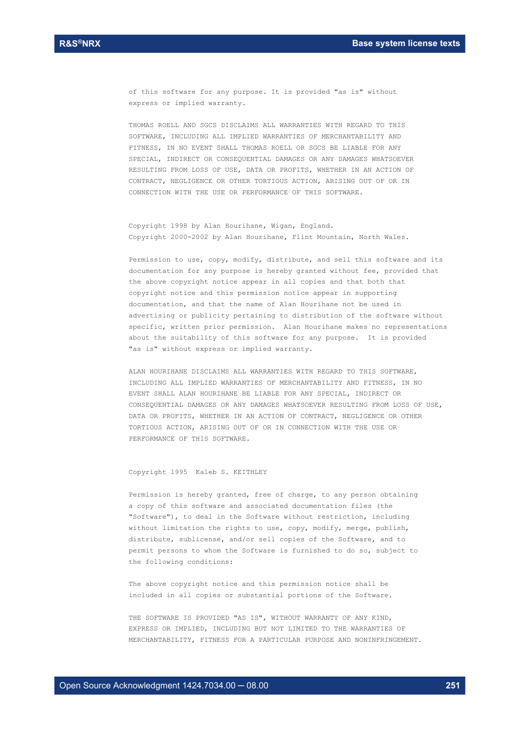of this software for any purpose. It is provided "as is" without express or implied warranty.

THOMAS ROELL AND SGCS DISCLAIMS ALL WARRANTIES WITH REGARD TO THIS SOFTWARE, INCLUDING ALL IMPLIED WARRANTIES OF MERCHANTABILITY AND FITNESS, IN NO EVENT SHALL THOMAS ROELL OR SGCS BE LIABLE FOR ANY SPECIAL, INDIRECT OR CONSEQUENTIAL DAMAGES OR ANY DAMAGES WHATSOEVER RESULTING FROM LOSS OF USE, DATA OR PROFITS, WHETHER IN AN ACTION OF CONTRACT, NEGLIGENCE OR OTHER TORTIOUS ACTION, ARISING OUT OF OR IN CONNECTION WITH THE USE OR PERFORMANCE OF THIS SOFTWARE.

Copyright 1998 by Alan Hourihane, Wigan, England.
Copyright 2000-2002 by Alan Hourihane, Flint Mountain, North Wales.

Permission to use, copy, modify, distribute, and sell this software and its documentation for any purpose is hereby granted without fee, provided that the above copyright notice appear in all copies and that both that copyright notice and this permission notice appear in supporting documentation, and that the name of Alan Hourihane not be used in advertising or publicity pertaining to distribution of the software without specific, written prior permission. Alan Hourihane makes no representations about the suitability of this software for any purpose. It is provided "as is" without express or implied warranty.

ALAN HOURIHANE DISCLAIMS ALL WARRANTIES WITH REGARD TO THIS SOFTWARE, INCLUDING ALL IMPLIED WARRANTIES OF MERCHANTABILITY AND FITNESS, IN NO EVENT SHALL ALAN HOURIHANE BE LIABLE FOR ANY SPECIAL, INDIRECT OR CONSEQUENTIAL DAMAGES OR ANY DAMAGES WHATSOEVER RESULTING FROM LOSS OF USE, DATA OR PROFITS, WHETHER IN AN ACTION OF CONTRACT, NEGLIGENCE OR OTHER TORTIOUS ACTION, ARISING OUT OF OR IN CONNECTION WITH THE USE OR PERFORMANCE OF THIS SOFTWARE.

Copyright 1995 Kaleb S. KEITHLEY

Permission is hereby granted, free of charge, to any person obtaining a copy of this software and associated documentation files (the "Software"), to deal in the Software without restriction, including without limitation the rights to use, copy, modify, merge, publish, distribute, sublicense, and/or sell copies of the Software, and to permit persons to whom the Software is furnished to do so, subject to the following conditions:

The above copyright notice and this permission notice shall be included in all copies or substantial portions of the Software.

THE SOFTWARE IS PROVIDED "AS IS", WITHOUT WARRANTY OF ANY KIND, EXPRESS OR IMPLIED, INCLUDING BUT NOT LIMITED TO THE WARRANTIES OF MERCHANTABILITY, FITNESS FOR A PARTICULAR PURPOSE AND NONINFRINGEMENT.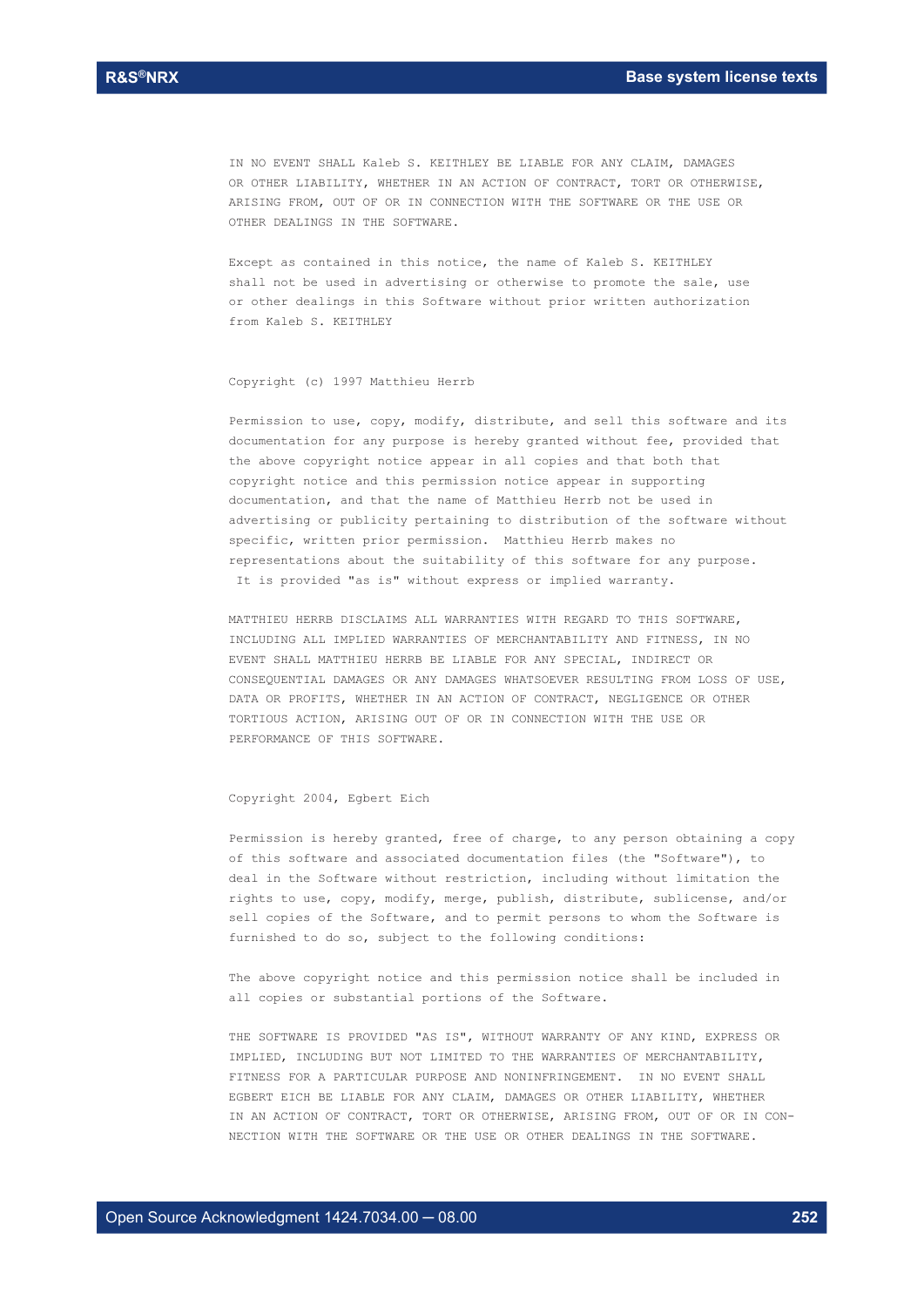IN NO EVENT SHALL Kaleb S. KEITHLEY BE LIABLE FOR ANY CLAIM, DAMAGES OR OTHER LIABILITY, WHETHER IN AN ACTION OF CONTRACT, TORT OR OTHERWISE, ARISING FROM, OUT OF OR IN CONNECTION WITH THE SOFTWARE OR THE USE OR OTHER DEALINGS IN THE SOFTWARE.

Except as contained in this notice, the name of Kaleb S. KEITHLEY shall not be used in advertising or otherwise to promote the sale, use or other dealings in this Software without prior written authorization from Kaleb S. KEITHLEY

Copyright (c) 1997 Matthieu Herrb

Permission to use, copy, modify, distribute, and sell this software and its documentation for any purpose is hereby granted without fee, provided that the above copyright notice appear in all copies and that both that copyright notice and this permission notice appear in supporting documentation, and that the name of Matthieu Herrb not be used in advertising or publicity pertaining to distribution of the software without specific, written prior permission. Matthieu Herrb makes no representations about the suitability of this software for any purpose. It is provided "as is" without express or implied warranty.

MATTHIEU HERRB DISCLAIMS ALL WARRANTIES WITH REGARD TO THIS SOFTWARE, INCLUDING ALL IMPLIED WARRANTIES OF MERCHANTABILITY AND FITNESS, IN NO EVENT SHALL MATTHIEU HERRB BE LIABLE FOR ANY SPECIAL, INDIRECT OR CONSEQUENTIAL DAMAGES OR ANY DAMAGES WHATSOEVER RESULTING FROM LOSS OF USE, DATA OR PROFITS, WHETHER IN AN ACTION OF CONTRACT, NEGLIGENCE OR OTHER TORTIOUS ACTION, ARISING OUT OF OR IN CONNECTION WITH THE USE OR PERFORMANCE OF THIS SOFTWARE.

Copyright 2004, Egbert Eich

Permission is hereby granted, free of charge, to any person obtaining a copy of this software and associated documentation files (the "Software"), to deal in the Software without restriction, including without limitation the rights to use, copy, modify, merge, publish, distribute, sublicense, and/or sell copies of the Software, and to permit persons to whom the Software is furnished to do so, subject to the following conditions:

The above copyright notice and this permission notice shall be included in all copies or substantial portions of the Software.

THE SOFTWARE IS PROVIDED "AS IS", WITHOUT WARRANTY OF ANY KIND, EXPRESS OR IMPLIED, INCLUDING BUT NOT LIMITED TO THE WARRANTIES OF MERCHANTABILITY, FITNESS FOR A PARTICULAR PURPOSE AND NONINFRINGEMENT. IN NO EVENT SHALL EGBERT EICH BE LIABLE FOR ANY CLAIM, DAMAGES OR OTHER LIABILITY, WHETHER IN AN ACTION OF CONTRACT, TORT OR OTHERWISE, ARISING FROM, OUT OF OR IN CONNECTION WITH THE SOFTWARE OR THE USE OR OTHER DEALINGS IN THE SOFTWARE.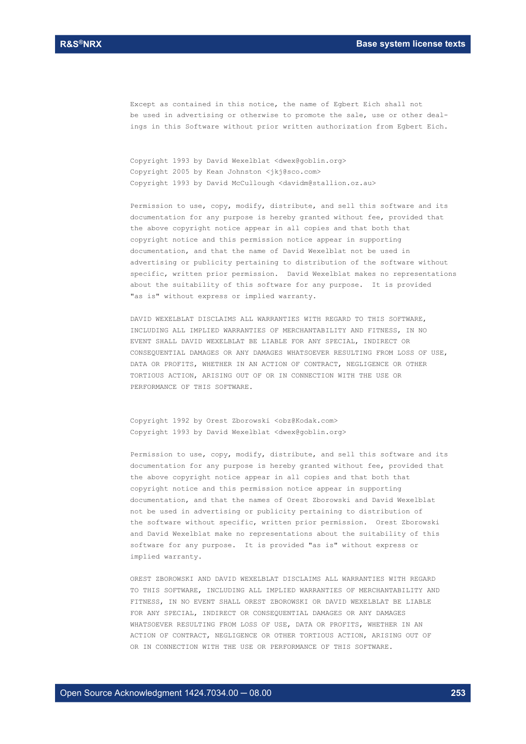Except as contained in this notice, the name of Egbert Eich shall not be used in advertising or otherwise to promote the sale, use or other dealings in this Software without prior written authorization from Egbert Eich.

Copyright 1993 by David Wexelblat <dwex@goblin.org>
Copyright 2005 by Kean Johnston <jkj@sco.com>
Copyright 1993 by David McCullough <davidm@stallion.oz.au>

Permission to use, copy, modify, distribute, and sell this software and its documentation for any purpose is hereby granted without fee, provided that the above copyright notice appear in all copies and that both that copyright notice and this permission notice appear in supporting documentation, and that the name of David Wexelblat not be used in advertising or publicity pertaining to distribution of the software without specific, written prior permission. David Wexelblat makes no representations about the suitability of this software for any purpose. It is provided "as is" without express or implied warranty.

DAVID WEXELBLAT DISCLAIMS ALL WARRANTIES WITH REGARD TO THIS SOFTWARE, INCLUDING ALL IMPLIED WARRANTIES OF MERCHANTABILITY AND FITNESS, IN NO EVENT SHALL DAVID WEXELBLAT BE LIABLE FOR ANY SPECIAL, INDIRECT OR CONSEQUENTIAL DAMAGES OR ANY DAMAGES WHATSOEVER RESULTING FROM LOSS OF USE, DATA OR PROFITS, WHETHER IN AN ACTION OF CONTRACT, NEGLIGENCE OR OTHER TORTIOUS ACTION, ARISING OUT OF OR IN CONNECTION WITH THE USE OR PERFORMANCE OF THIS SOFTWARE.

Copyright 1992 by Orest Zborowski <obz@Kodak.com>
Copyright 1993 by David Wexelblat <dwex@goblin.org>

Permission to use, copy, modify, distribute, and sell this software and its documentation for any purpose is hereby granted without fee, provided that the above copyright notice appear in all copies and that both that copyright notice and this permission notice appear in supporting documentation, and that the names of Orest Zborowski and David Wexelblat not be used in advertising or publicity pertaining to distribution of the software without specific, written prior permission. Orest Zborowski and David Wexelblat make no representations about the suitability of this software for any purpose. It is provided "as is" without express or implied warranty.

OREST ZBOROWSKI AND DAVID WEXELBLAT DISCLAIMS ALL WARRANTIES WITH REGARD TO THIS SOFTWARE, INCLUDING ALL IMPLIED WARRANTIES OF MERCHANTABILITY AND FITNESS, IN NO EVENT SHALL OREST ZBOROWSKI OR DAVID WEXELBLAT BE LIABLE FOR ANY SPECIAL, INDIRECT OR CONSEQUENTIAL DAMAGES OR ANY DAMAGES WHATSOEVER RESULTING FROM LOSS OF USE, DATA OR PROFITS, WHETHER IN AN ACTION OF CONTRACT, NEGLIGENCE OR OTHER TORTIOUS ACTION, ARISING OUT OF OR IN CONNECTION WITH THE USE OR PERFORMANCE OF THIS SOFTWARE.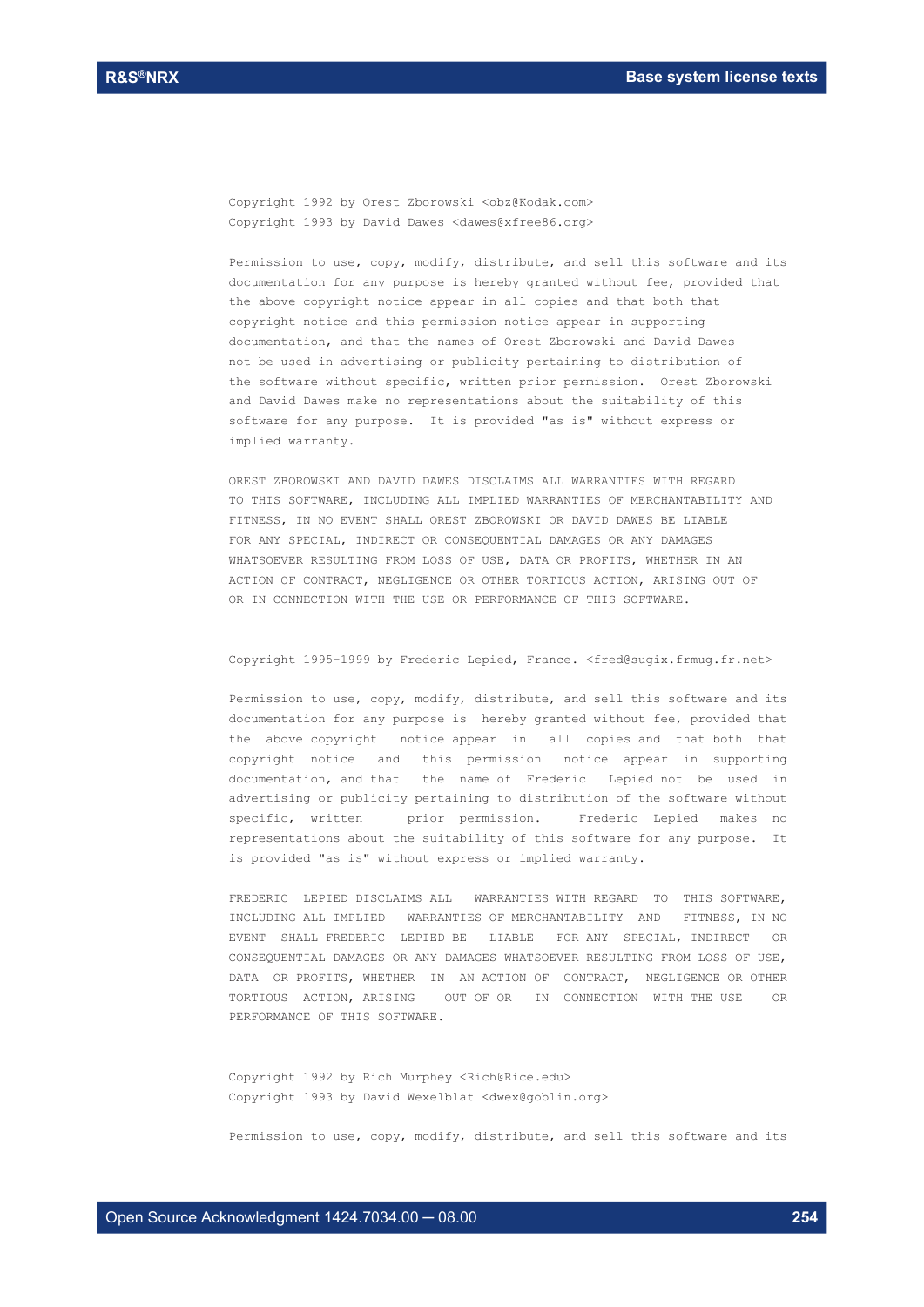Copyright 1992 by Orest Zborowski <obz@Kodak.com>
Copyright 1993 by David Dawes <dawes@xfree86.org>

Permission to use, copy, modify, distribute, and sell this software and its documentation for any purpose is hereby granted without fee, provided that the above copyright notice appear in all copies and that both that copyright notice and this permission notice appear in supporting documentation, and that the names of Orest Zborowski and David Dawes not be used in advertising or publicity pertaining to distribution of the software without specific, written prior permission. Orest Zborowski and David Dawes make no representations about the suitability of this software for any purpose. It is provided "as is" without express or implied warranty.

OREST ZBOROWSKI AND DAVID DAWES DISCLAIMS ALL WARRANTIES WITH REGARD TO THIS SOFTWARE, INCLUDING ALL IMPLIED WARRANTIES OF MERCHANTABILITY AND FITNESS, IN NO EVENT SHALL OREST ZBOROWSKI OR DAVID DAWES BE LIABLE FOR ANY SPECIAL, INDIRECT OR CONSEQUENTIAL DAMAGES OR ANY DAMAGES WHATSOEVER RESULTING FROM LOSS OF USE, DATA OR PROFITS, WHETHER IN AN ACTION OF CONTRACT, NEGLIGENCE OR OTHER TORTIOUS ACTION, ARISING OUT OF OR IN CONNECTION WITH THE USE OR PERFORMANCE OF THIS SOFTWARE.

Copyright 1995-1999 by Frederic Lepied, France. <fred@sugix.frmug.fr.net>

Permission to use, copy, modify, distribute, and sell this software and its documentation for any purpose is hereby granted without fee, provided that the above copyright notice appear in all copies and that both that copyright notice and this permission notice appear in supporting documentation, and that the name of Frederic Lepied not be used in advertising or publicity pertaining to distribution of the software without specific, written prior permission. Frederic Lepied makes no representations about the suitability of this software for any purpose. It is provided "as is" without express or implied warranty.

FREDERIC LEPIED DISCLAIMS ALL WARRANTIES WITH REGARD TO THIS SOFTWARE, INCLUDING ALL IMPLIED WARRANTIES OF MERCHANTABILITY AND FITNESS, IN NO EVENT SHALL FREDERIC LEPIED BE LIABLE FOR ANY SPECIAL, INDIRECT OR CONSEQUENTIAL DAMAGES OR ANY DAMAGES WHATSOEVER RESULTING FROM LOSS OF USE, DATA OR PROFITS, WHETHER IN AN ACTION OF CONTRACT, NEGLIGENCE OR OTHER TORTIOUS ACTION, ARISING OUT OF OR IN CONNECTION WITH THE USE OR PERFORMANCE OF THIS SOFTWARE.

Copyright 1992 by Rich Murphey <Rich@Rice.edu>
Copyright 1993 by David Wexelblat <dwex@goblin.org>

Permission to use, copy, modify, distribute, and sell this software and its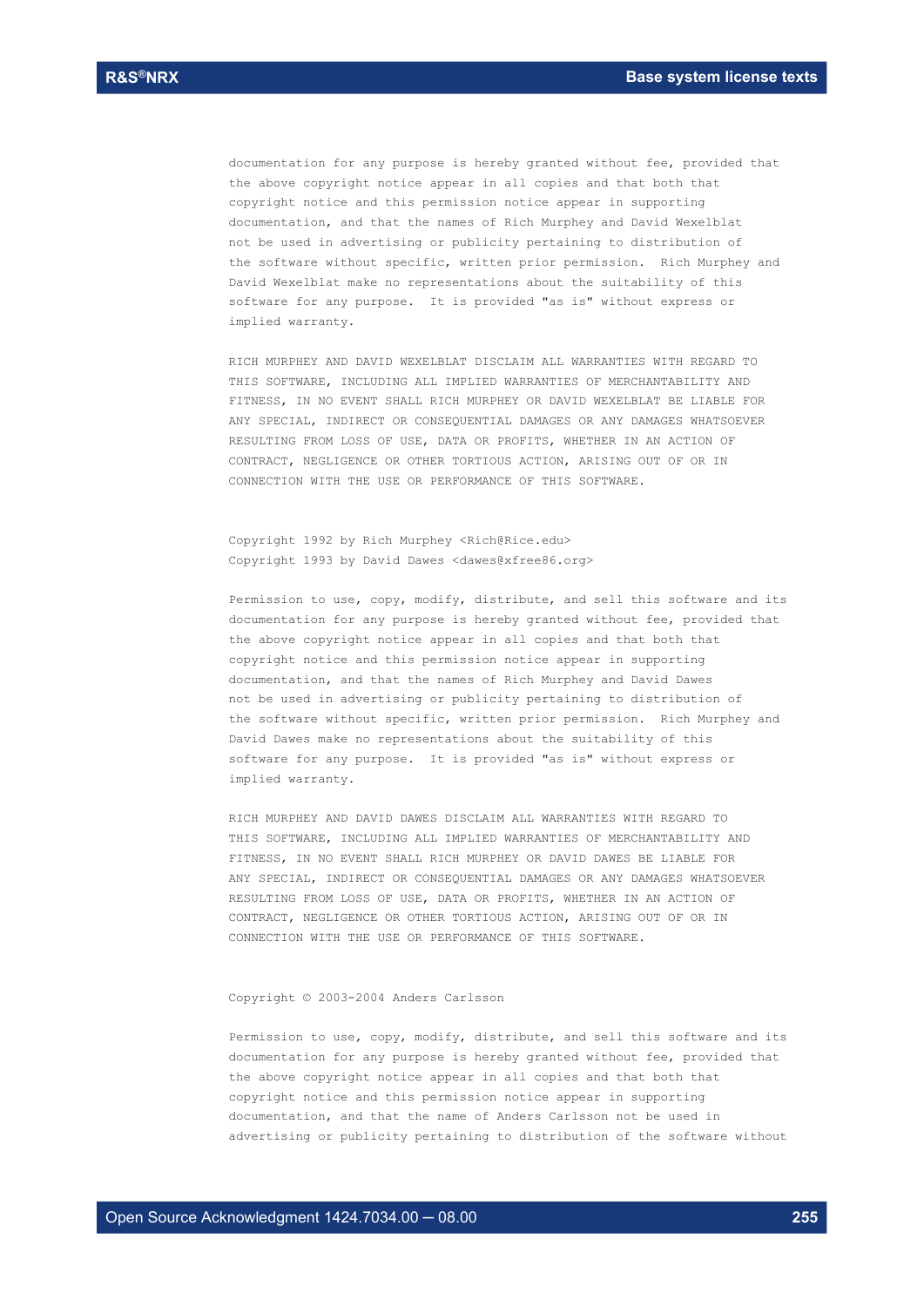documentation for any purpose is hereby granted without fee, provided that the above copyright notice appear in all copies and that both that copyright notice and this permission notice appear in supporting documentation, and that the names of Rich Murphey and David Wexelblat not be used in advertising or publicity pertaining to distribution of the software without specific, written prior permission. Rich Murphey and David Wexelblat make no representations about the suitability of this software for any purpose. It is provided "as is" without express or implied warranty.

RICH MURPHEY AND DAVID WEXELBLAT DISCLAIM ALL WARRANTIES WITH REGARD TO THIS SOFTWARE, INCLUDING ALL IMPLIED WARRANTIES OF MERCHANTABILITY AND FITNESS, IN NO EVENT SHALL RICH MURPHEY OR DAVID WEXELBLAT BE LIABLE FOR ANY SPECIAL, INDIRECT OR CONSEQUENTIAL DAMAGES OR ANY DAMAGES WHATSOEVER RESULTING FROM LOSS OF USE, DATA OR PROFITS, WHETHER IN AN ACTION OF CONTRACT, NEGLIGENCE OR OTHER TORTIOUS ACTION, ARISING OUT OF OR IN CONNECTION WITH THE USE OR PERFORMANCE OF THIS SOFTWARE.

Copyright 1992 by Rich Murphey <Rich@Rice.edu>
Copyright 1993 by David Dawes <dawes@xfree86.org>

Permission to use, copy, modify, distribute, and sell this software and its documentation for any purpose is hereby granted without fee, provided that the above copyright notice appear in all copies and that both that copyright notice and this permission notice appear in supporting documentation, and that the names of Rich Murphey and David Dawes not be used in advertising or publicity pertaining to distribution of the software without specific, written prior permission. Rich Murphey and David Dawes make no representations about the suitability of this software for any purpose. It is provided "as is" without express or implied warranty.

RICH MURPHEY AND DAVID DAWES DISCLAIM ALL WARRANTIES WITH REGARD TO THIS SOFTWARE, INCLUDING ALL IMPLIED WARRANTIES OF MERCHANTABILITY AND FITNESS, IN NO EVENT SHALL RICH MURPHEY OR DAVID DAWES BE LIABLE FOR ANY SPECIAL, INDIRECT OR CONSEQUENTIAL DAMAGES OR ANY DAMAGES WHATSOEVER RESULTING FROM LOSS OF USE, DATA OR PROFITS, WHETHER IN AN ACTION OF CONTRACT, NEGLIGENCE OR OTHER TORTIOUS ACTION, ARISING OUT OF OR IN CONNECTION WITH THE USE OR PERFORMANCE OF THIS SOFTWARE.

Copyright © 2003-2004 Anders Carlsson

Permission to use, copy, modify, distribute, and sell this software and its documentation for any purpose is hereby granted without fee, provided that the above copyright notice appear in all copies and that both that copyright notice and this permission notice appear in supporting documentation, and that the name of Anders Carlsson not be used in advertising or publicity pertaining to distribution of the software without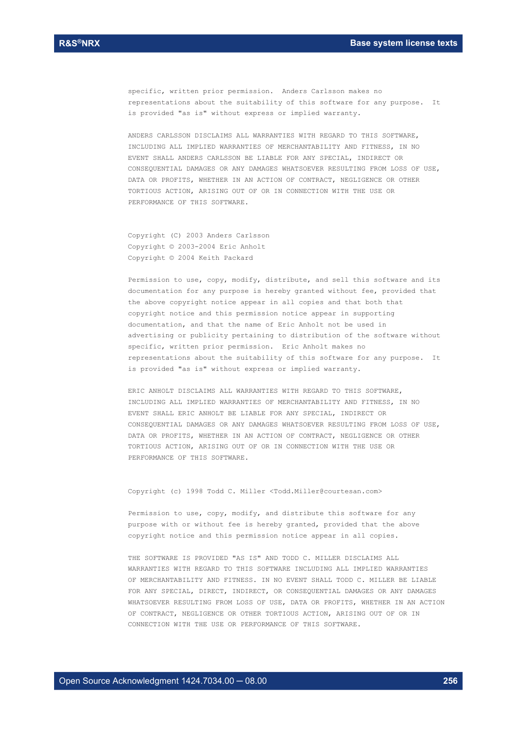specific, written prior permission. Anders Carlsson makes no representations about the suitability of this software for any purpose. It is provided "as is" without express or implied warranty.

ANDERS CARLSSON DISCLAIMS ALL WARRANTIES WITH REGARD TO THIS SOFTWARE, INCLUDING ALL IMPLIED WARRANTIES OF MERCHANTABILITY AND FITNESS, IN NO EVENT SHALL ANDERS CARLSSON BE LIABLE FOR ANY SPECIAL, INDIRECT OR CONSEQUENTIAL DAMAGES OR ANY DAMAGES WHATSOEVER RESULTING FROM LOSS OF USE, DATA OR PROFITS, WHETHER IN AN ACTION OF CONTRACT, NEGLIGENCE OR OTHER TORTIOUS ACTION, ARISING OUT OF OR IN CONNECTION WITH THE USE OR PERFORMANCE OF THIS SOFTWARE.

Copyright (C) 2003 Anders Carlsson
Copyright © 2003-2004 Eric Anholt
Copyright © 2004 Keith Packard

Permission to use, copy, modify, distribute, and sell this software and its documentation for any purpose is hereby granted without fee, provided that the above copyright notice appear in all copies and that both that copyright notice and this permission notice appear in supporting documentation, and that the name of Eric Anholt not be used in advertising or publicity pertaining to distribution of the software without specific, written prior permission. Eric Anholt makes no representations about the suitability of this software for any purpose. It is provided "as is" without express or implied warranty.

ERIC ANHOLT DISCLAIMS ALL WARRANTIES WITH REGARD TO THIS SOFTWARE, INCLUDING ALL IMPLIED WARRANTIES OF MERCHANTABILITY AND FITNESS, IN NO EVENT SHALL ERIC ANHOLT BE LIABLE FOR ANY SPECIAL, INDIRECT OR CONSEQUENTIAL DAMAGES OR ANY DAMAGES WHATSOEVER RESULTING FROM LOSS OF USE, DATA OR PROFITS, WHETHER IN AN ACTION OF CONTRACT, NEGLIGENCE OR OTHER TORTIOUS ACTION, ARISING OUT OF OR IN CONNECTION WITH THE USE OR PERFORMANCE OF THIS SOFTWARE.

Copyright (c) 1998 Todd C. Miller <Todd.Miller@courtesan.com>

Permission to use, copy, modify, and distribute this software for any purpose with or without fee is hereby granted, provided that the above copyright notice and this permission notice appear in all copies.

THE SOFTWARE IS PROVIDED "AS IS" AND TODD C. MILLER DISCLAIMS ALL WARRANTIES WITH REGARD TO THIS SOFTWARE INCLUDING ALL IMPLIED WARRANTIES OF MERCHANTABILITY AND FITNESS. IN NO EVENT SHALL TODD C. MILLER BE LIABLE FOR ANY SPECIAL, DIRECT, INDIRECT, OR CONSEQUENTIAL DAMAGES OR ANY DAMAGES WHATSOEVER RESULTING FROM LOSS OF USE, DATA OR PROFITS, WHETHER IN AN ACTION OF CONTRACT, NEGLIGENCE OR OTHER TORTIOUS ACTION, ARISING OUT OF OR IN CONNECTION WITH THE USE OR PERFORMANCE OF THIS SOFTWARE.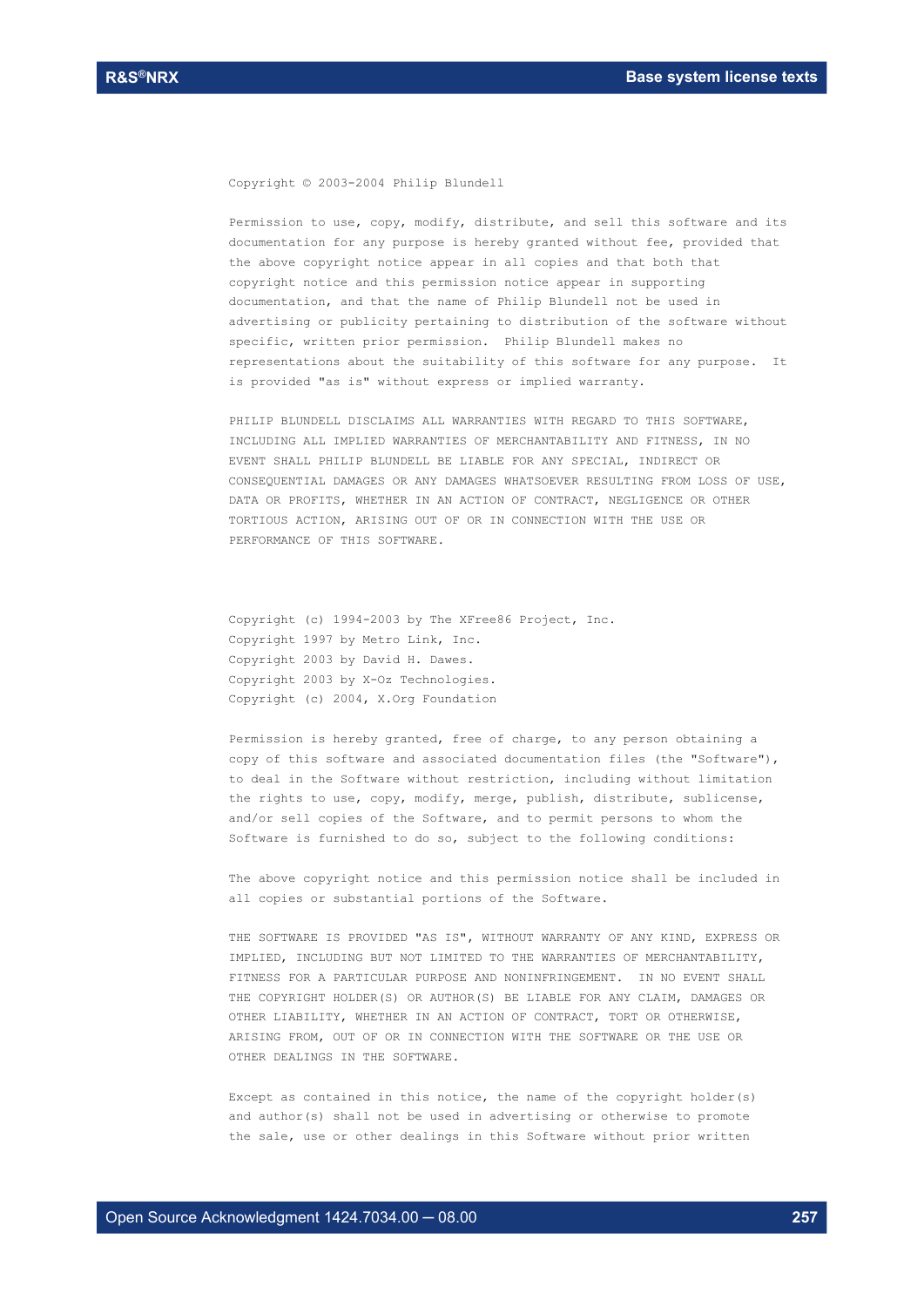Copyright © 2003-2004 Philip Blundell

Permission to use, copy, modify, distribute, and sell this software and its documentation for any purpose is hereby granted without fee, provided that the above copyright notice appear in all copies and that both that copyright notice and this permission notice appear in supporting documentation, and that the name of Philip Blundell not be used in advertising or publicity pertaining to distribution of the software without specific, written prior permission. Philip Blundell makes no representations about the suitability of this software for any purpose. It is provided "as is" without express or implied warranty.

PHILIP BLUNDELL DISCLAIMS ALL WARRANTIES WITH REGARD TO THIS SOFTWARE, INCLUDING ALL IMPLIED WARRANTIES OF MERCHANTABILITY AND FITNESS, IN NO EVENT SHALL PHILIP BLUNDELL BE LIABLE FOR ANY SPECIAL, INDIRECT OR CONSEQUENTIAL DAMAGES OR ANY DAMAGES WHATSOEVER RESULTING FROM LOSS OF USE, DATA OR PROFITS, WHETHER IN AN ACTION OF CONTRACT, NEGLIGENCE OR OTHER TORTIOUS ACTION, ARISING OUT OF OR IN CONNECTION WITH THE USE OR PERFORMANCE OF THIS SOFTWARE.

Copyright (c) 1994-2003 by The XFree86 Project, Inc.
Copyright 1997 by Metro Link, Inc.
Copyright 2003 by David H. Dawes.
Copyright 2003 by X-Oz Technologies.
Copyright (c) 2004, X.Org Foundation

Permission is hereby granted, free of charge, to any person obtaining a copy of this software and associated documentation files (the "Software"), to deal in the Software without restriction, including without limitation the rights to use, copy, modify, merge, publish, distribute, sublicense, and/or sell copies of the Software, and to permit persons to whom the Software is furnished to do so, subject to the following conditions:

The above copyright notice and this permission notice shall be included in all copies or substantial portions of the Software.

THE SOFTWARE IS PROVIDED "AS IS", WITHOUT WARRANTY OF ANY KIND, EXPRESS OR IMPLIED, INCLUDING BUT NOT LIMITED TO THE WARRANTIES OF MERCHANTABILITY, FITNESS FOR A PARTICULAR PURPOSE AND NONINFRINGEMENT. IN NO EVENT SHALL THE COPYRIGHT HOLDER(S) OR AUTHOR(S) BE LIABLE FOR ANY CLAIM, DAMAGES OR OTHER LIABILITY, WHETHER IN AN ACTION OF CONTRACT, TORT OR OTHERWISE, ARISING FROM, OUT OF OR IN CONNECTION WITH THE SOFTWARE OR THE USE OR OTHER DEALINGS IN THE SOFTWARE.

Except as contained in this notice, the name of the copyright holder(s) and author(s) shall not be used in advertising or otherwise to promote the sale, use or other dealings in this Software without prior written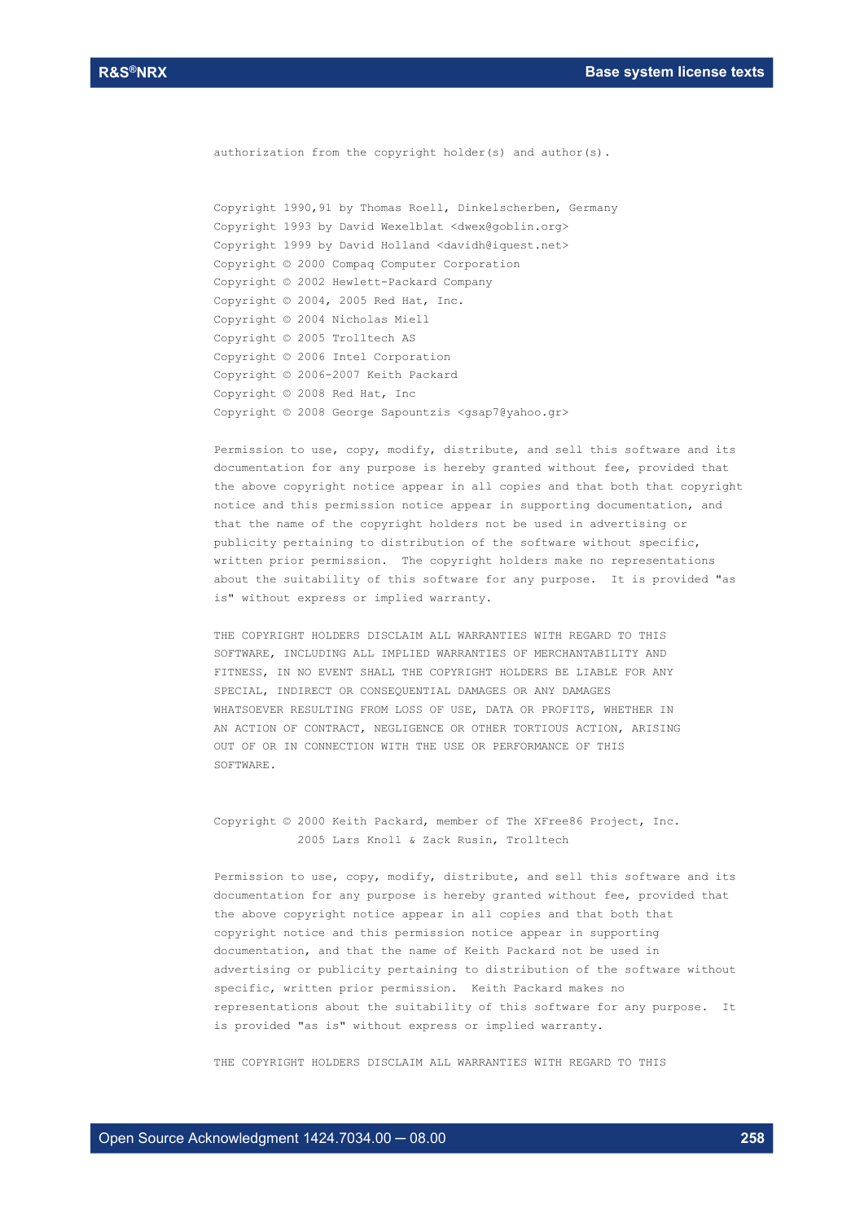authorization from the copyright holder(s) and author(s).

Copyright 1990,91 by Thomas Roell, Dinkelscherben, Germany
Copyright 1993 by David Wexelblat <dwex@goblin.org>
Copyright 1999 by David Holland <davidh@iquest.net>
Copyright © 2000 Compaq Computer Corporation
Copyright © 2002 Hewlett-Packard Company
Copyright © 2004, 2005 Red Hat, Inc.
Copyright © 2004 Nicholas Miell
Copyright © 2005 Trolltech AS
Copyright © 2006 Intel Corporation
Copyright © 2006-2007 Keith Packard
Copyright © 2008 Red Hat, Inc
Copyright © 2008 George Sapountzis <gsap7@yahoo.gr>

Permission to use, copy, modify, distribute, and sell this software and its documentation for any purpose is hereby granted without fee, provided that the above copyright notice appear in all copies and that both that copyright notice and this permission notice appear in supporting documentation, and that the name of the copyright holders not be used in advertising or publicity pertaining to distribution of the software without specific, written prior permission. The copyright holders make no representations about the suitability of this software for any purpose. It is provided "as is" without express or implied warranty.

THE COPYRIGHT HOLDERS DISCLAIM ALL WARRANTIES WITH REGARD TO THIS SOFTWARE, INCLUDING ALL IMPLIED WARRANTIES OF MERCHANTABILITY AND FITNESS, IN NO EVENT SHALL THE COPYRIGHT HOLDERS BE LIABLE FOR ANY SPECIAL, INDIRECT OR CONSEQUENTIAL DAMAGES OR ANY DAMAGES WHATSOEVER RESULTING FROM LOSS OF USE, DATA OR PROFITS, WHETHER IN AN ACTION OF CONTRACT, NEGLIGENCE OR OTHER TORTIOUS ACTION, ARISING OUT OF OR IN CONNECTION WITH THE USE OR PERFORMANCE OF THIS SOFTWARE.

Copyright © 2000 Keith Packard, member of The XFree86 Project, Inc.
2005 Lars Knoll & Zack Rusin, Trolltech

Permission to use, copy, modify, distribute, and sell this software and its documentation for any purpose is hereby granted without fee, provided that the above copyright notice appear in all copies and that both that copyright notice and this permission notice appear in supporting documentation, and that the name of Keith Packard not be used in advertising or publicity pertaining to distribution of the software without specific, written prior permission. Keith Packard makes no representations about the suitability of this software for any purpose. It is provided "as is" without express or implied warranty.

THE COPYRIGHT HOLDERS DISCLAIM ALL WARRANTIES WITH REGARD TO THIS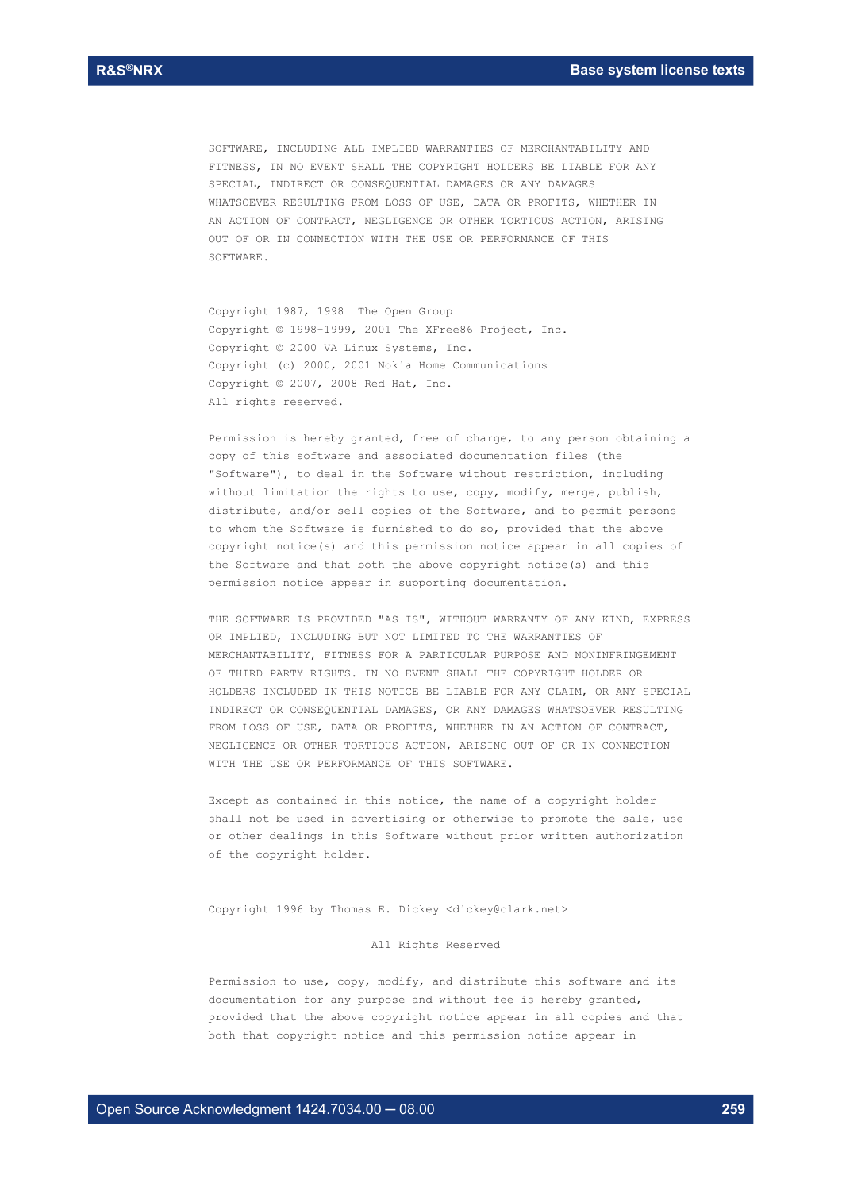SOFTWARE, INCLUDING ALL IMPLIED WARRANTIES OF MERCHANTABILITY AND FITNESS, IN NO EVENT SHALL THE COPYRIGHT HOLDERS BE LIABLE FOR ANY SPECIAL, INDIRECT OR CONSEQUENTIAL DAMAGES OR ANY DAMAGES WHATSOEVER RESULTING FROM LOSS OF USE, DATA OR PROFITS, WHETHER IN AN ACTION OF CONTRACT, NEGLIGENCE OR OTHER TORTIOUS ACTION, ARISING OUT OF OR IN CONNECTION WITH THE USE OR PERFORMANCE OF THIS SOFTWARE.

Copyright 1987, 1998 The Open Group
Copyright © 1998-1999, 2001 The XFree86 Project, Inc.
Copyright © 2000 VA Linux Systems, Inc.
Copyright (c) 2000, 2001 Nokia Home Communications
Copyright © 2007, 2008 Red Hat, Inc.
All rights reserved.

Permission is hereby granted, free of charge, to any person obtaining a copy of this software and associated documentation files (the "Software"), to deal in the Software without restriction, including without limitation the rights to use, copy, modify, merge, publish, distribute, and/or sell copies of the Software, and to permit persons to whom the Software is furnished to do so, provided that the above copyright notice(s) and this permission notice appear in all copies of the Software and that both the above copyright notice(s) and this permission notice appear in supporting documentation.

THE SOFTWARE IS PROVIDED "AS IS", WITHOUT WARRANTY OF ANY KIND, EXPRESS OR IMPLIED, INCLUDING BUT NOT LIMITED TO THE WARRANTIES OF MERCHANTABILITY, FITNESS FOR A PARTICULAR PURPOSE AND NONINFRINGEMENT OF THIRD PARTY RIGHTS. IN NO EVENT SHALL THE COPYRIGHT HOLDER OR HOLDERS INCLUDED IN THIS NOTICE BE LIABLE FOR ANY CLAIM, OR ANY SPECIAL INDIRECT OR CONSEQUENTIAL DAMAGES, OR ANY DAMAGES WHATSOEVER RESULTING FROM LOSS OF USE, DATA OR PROFITS, WHETHER IN AN ACTION OF CONTRACT, NEGLIGENCE OR OTHER TORTIOUS ACTION, ARISING OUT OF OR IN CONNECTION WITH THE USE OR PERFORMANCE OF THIS SOFTWARE.

Except as contained in this notice, the name of a copyright holder shall not be used in advertising or otherwise to promote the sale, use or other dealings in this Software without prior written authorization of the copyright holder.

Copyright 1996 by Thomas E. Dickey <dickey@clark.net>

All Rights Reserved

Permission to use, copy, modify, and distribute this software and its documentation for any purpose and without fee is hereby granted, provided that the above copyright notice appear in all copies and that both that copyright notice and this permission notice appear in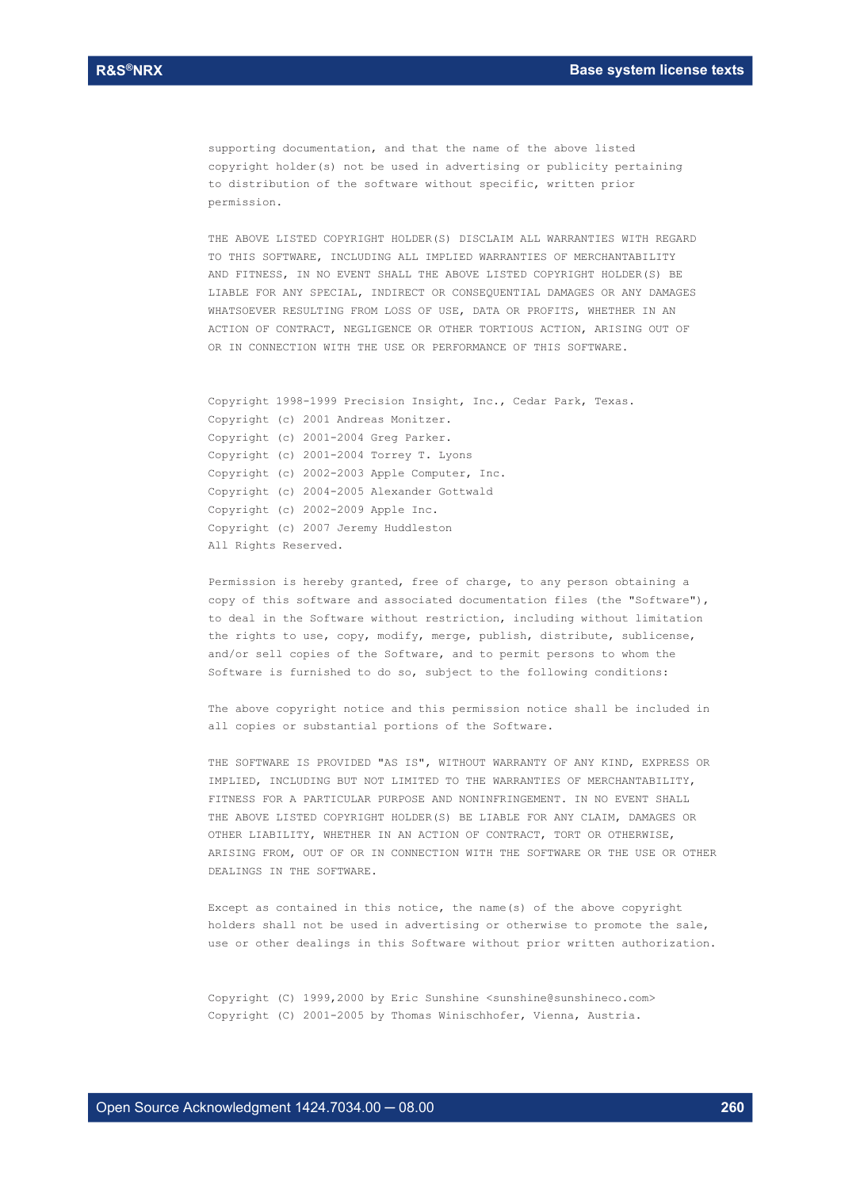supporting documentation, and that the name of the above listed copyright holder(s) not be used in advertising or publicity pertaining to distribution of the software without specific, written prior permission.

THE ABOVE LISTED COPYRIGHT HOLDER(S) DISCLAIM ALL WARRANTIES WITH REGARD TO THIS SOFTWARE, INCLUDING ALL IMPLIED WARRANTIES OF MERCHANTABILITY AND FITNESS, IN NO EVENT SHALL THE ABOVE LISTED COPYRIGHT HOLDER(S) BE LIABLE FOR ANY SPECIAL, INDIRECT OR CONSEQUENTIAL DAMAGES OR ANY DAMAGES WHATSOEVER RESULTING FROM LOSS OF USE, DATA OR PROFITS, WHETHER IN AN ACTION OF CONTRACT, NEGLIGENCE OR OTHER TORTIOUS ACTION, ARISING OUT OF OR IN CONNECTION WITH THE USE OR PERFORMANCE OF THIS SOFTWARE.

Copyright 1998-1999 Precision Insight, Inc., Cedar Park, Texas.
Copyright (c) 2001 Andreas Monitzer.
Copyright (c) 2001-2004 Greg Parker.
Copyright (c) 2001-2004 Torrey T. Lyons
Copyright (c) 2002-2003 Apple Computer, Inc.
Copyright (c) 2004-2005 Alexander Gottwald
Copyright (c) 2002-2009 Apple Inc.
Copyright (c) 2007 Jeremy Huddleston
All Rights Reserved.

Permission is hereby granted, free of charge, to any person obtaining a copy of this software and associated documentation files (the "Software"), to deal in the Software without restriction, including without limitation the rights to use, copy, modify, merge, publish, distribute, sublicense, and/or sell copies of the Software, and to permit persons to whom the Software is furnished to do so, subject to the following conditions:

The above copyright notice and this permission notice shall be included in all copies or substantial portions of the Software.

THE SOFTWARE IS PROVIDED "AS IS", WITHOUT WARRANTY OF ANY KIND, EXPRESS OR IMPLIED, INCLUDING BUT NOT LIMITED TO THE WARRANTIES OF MERCHANTABILITY, FITNESS FOR A PARTICULAR PURPOSE AND NONINFRINGEMENT. IN NO EVENT SHALL THE ABOVE LISTED COPYRIGHT HOLDER(S) BE LIABLE FOR ANY CLAIM, DAMAGES OR OTHER LIABILITY, WHETHER IN AN ACTION OF CONTRACT, TORT OR OTHERWISE, ARISING FROM, OUT OF OR IN CONNECTION WITH THE SOFTWARE OR THE USE OR OTHER DEALINGS IN THE SOFTWARE.

Except as contained in this notice, the name(s) of the above copyright holders shall not be used in advertising or otherwise to promote the sale, use or other dealings in this Software without prior written authorization.

Copyright (C) 1999,2000 by Eric Sunshine <sunshine@sunshineco.com>
Copyright (C) 2001-2005 by Thomas Winischhofer, Vienna, Austria.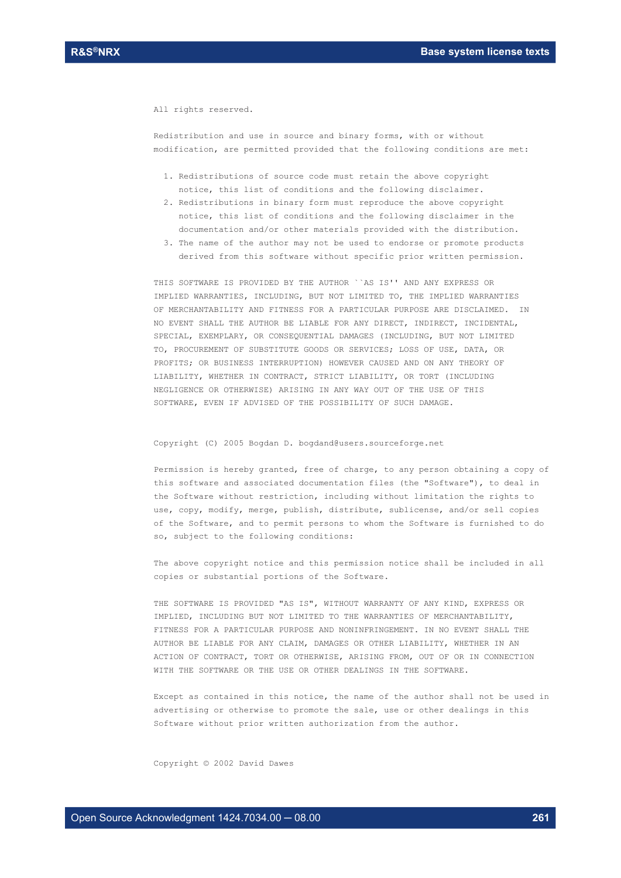All rights reserved.

Redistribution and use in source and binary forms, with or without modification, are permitted provided that the following conditions are met:

1. Redistributions of source code must retain the above copyright notice, this list of conditions and the following disclaimer.
2. Redistributions in binary form must reproduce the above copyright notice, this list of conditions and the following disclaimer in the documentation and/or other materials provided with the distribution.
3. The name of the author may not be used to endorse or promote products derived from this software without specific prior written permission.

THIS SOFTWARE IS PROVIDED BY THE AUTHOR ``AS IS'' AND ANY EXPRESS OR IMPLIED WARRANTIES, INCLUDING, BUT NOT LIMITED TO, THE IMPLIED WARRANTIES OF MERCHANTABILITY AND FITNESS FOR A PARTICULAR PURPOSE ARE DISCLAIMED. IN NO EVENT SHALL THE AUTHOR BE LIABLE FOR ANY DIRECT, INDIRECT, INCIDENTAL, SPECIAL, EXEMPLARY, OR CONSEQUENTIAL DAMAGES (INCLUDING, BUT NOT LIMITED TO, PROCUREMENT OF SUBSTITUTE GOODS OR SERVICES; LOSS OF USE, DATA, OR PROFITS; OR BUSINESS INTERRUPTION) HOWEVER CAUSED AND ON ANY THEORY OF LIABILITY, WHETHER IN CONTRACT, STRICT LIABILITY, OR TORT (INCLUDING NEGLIGENCE OR OTHERWISE) ARISING IN ANY WAY OUT OF THE USE OF THIS SOFTWARE, EVEN IF ADVISED OF THE POSSIBILITY OF SUCH DAMAGE.

Copyright (C) 2005 Bogdan D. bogdand@users.sourceforge.net

Permission is hereby granted, free of charge, to any person obtaining a copy of this software and associated documentation files (the "Software"), to deal in the Software without restriction, including without limitation the rights to use, copy, modify, merge, publish, distribute, sublicense, and/or sell copies of the Software, and to permit persons to whom the Software is furnished to do so, subject to the following conditions:

The above copyright notice and this permission notice shall be included in all copies or substantial portions of the Software.

THE SOFTWARE IS PROVIDED "AS IS", WITHOUT WARRANTY OF ANY KIND, EXPRESS OR IMPLIED, INCLUDING BUT NOT LIMITED TO THE WARRANTIES OF MERCHANTABILITY, FITNESS FOR A PARTICULAR PURPOSE AND NONINFRINGEMENT. IN NO EVENT SHALL THE AUTHOR BE LIABLE FOR ANY CLAIM, DAMAGES OR OTHER LIABILITY, WHETHER IN AN ACTION OF CONTRACT, TORT OR OTHERWISE, ARISING FROM, OUT OF OR IN CONNECTION WITH THE SOFTWARE OR THE USE OR OTHER DEALINGS IN THE SOFTWARE.

Except as contained in this notice, the name of the author shall not be used in advertising or otherwise to promote the sale, use or other dealings in this Software without prior written authorization from the author.

Copyright © 2002 David Dawes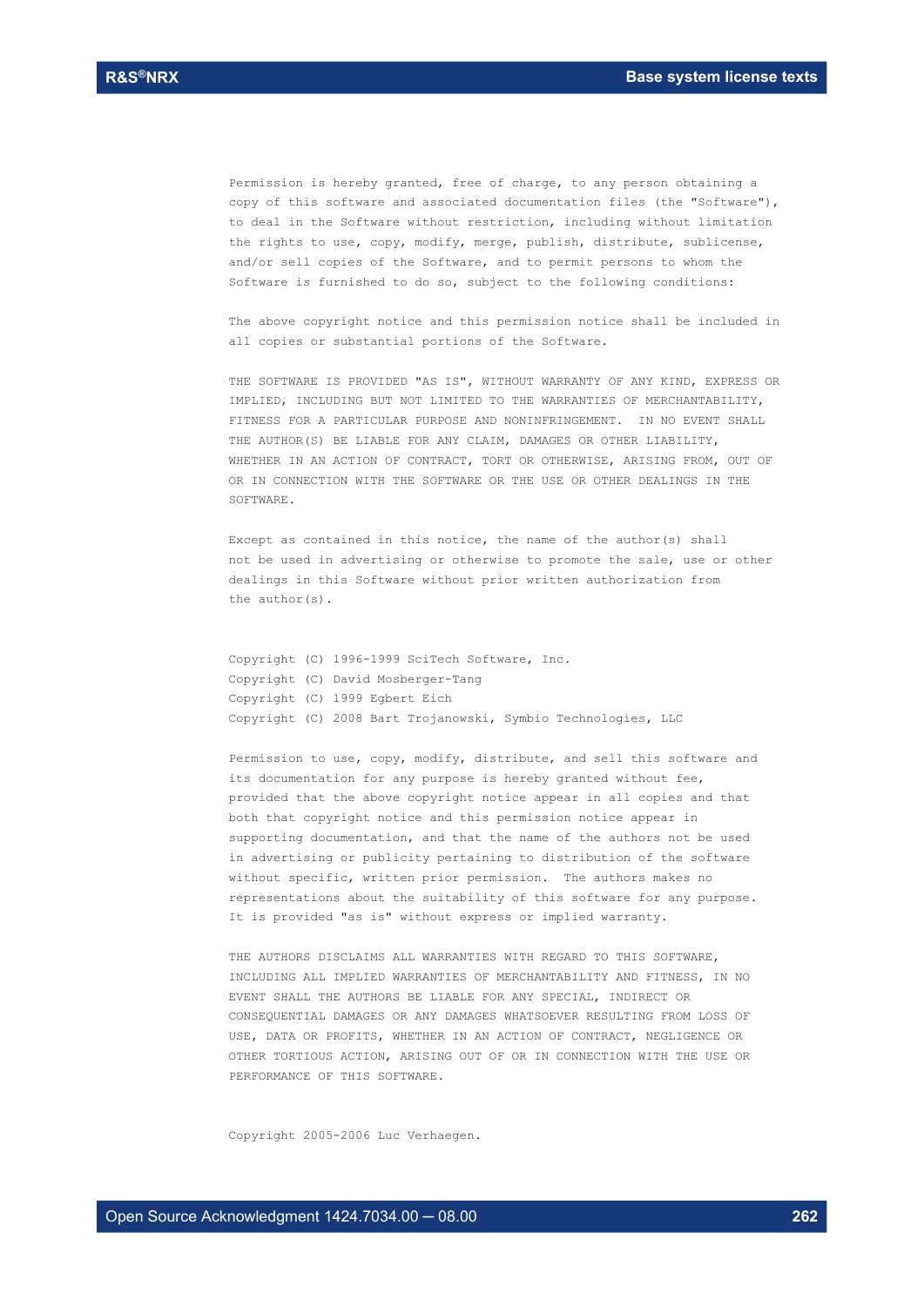Permission is hereby granted, free of charge, to any person obtaining a copy of this software and associated documentation files (the "Software"), to deal in the Software without restriction, including without limitation the rights to use, copy, modify, merge, publish, distribute, sublicense, and/or sell copies of the Software, and to permit persons to whom the Software is furnished to do so, subject to the following conditions:

The above copyright notice and this permission notice shall be included in all copies or substantial portions of the Software.

THE SOFTWARE IS PROVIDED "AS IS", WITHOUT WARRANTY OF ANY KIND, EXPRESS OR IMPLIED, INCLUDING BUT NOT LIMITED TO THE WARRANTIES OF MERCHANTABILITY, FITNESS FOR A PARTICULAR PURPOSE AND NONINFRINGEMENT. IN NO EVENT SHALL THE AUTHOR(S) BE LIABLE FOR ANY CLAIM, DAMAGES OR OTHER LIABILITY, WHETHER IN AN ACTION OF CONTRACT, TORT OR OTHERWISE, ARISING FROM, OUT OF OR IN CONNECTION WITH THE SOFTWARE OR THE USE OR OTHER DEALINGS IN THE SOFTWARE.

Except as contained in this notice, the name of the author(s) shall not be used in advertising or otherwise to promote the sale, use or other dealings in this Software without prior written authorization from the author(s).

Copyright (C) 1996-1999 SciTech Software, Inc.
Copyright (C) David Mosberger-Tang
Copyright (C) 1999 Egbert Eich
Copyright (C) 2008 Bart Trojanowski, Symbio Technologies, LLC

Permission to use, copy, modify, distribute, and sell this software and its documentation for any purpose is hereby granted without fee, provided that the above copyright notice appear in all copies and that both that copyright notice and this permission notice appear in supporting documentation, and that the name of the authors not be used in advertising or publicity pertaining to distribution of the software without specific, written prior permission. The authors makes no representations about the suitability of this software for any purpose. It is provided "as is" without express or implied warranty.

THE AUTHORS DISCLAIMS ALL WARRANTIES WITH REGARD TO THIS SOFTWARE, INCLUDING ALL IMPLIED WARRANTIES OF MERCHANTABILITY AND FITNESS, IN NO EVENT SHALL THE AUTHORS BE LIABLE FOR ANY SPECIAL, INDIRECT OR CONSEQUENTIAL DAMAGES OR ANY DAMAGES WHATSOEVER RESULTING FROM LOSS OF USE, DATA OR PROFITS, WHETHER IN AN ACTION OF CONTRACT, NEGLIGENCE OR OTHER TORTIOUS ACTION, ARISING OUT OF OR IN CONNECTION WITH THE USE OR PERFORMANCE OF THIS SOFTWARE.

Copyright 2005-2006 Luc Verhaegen.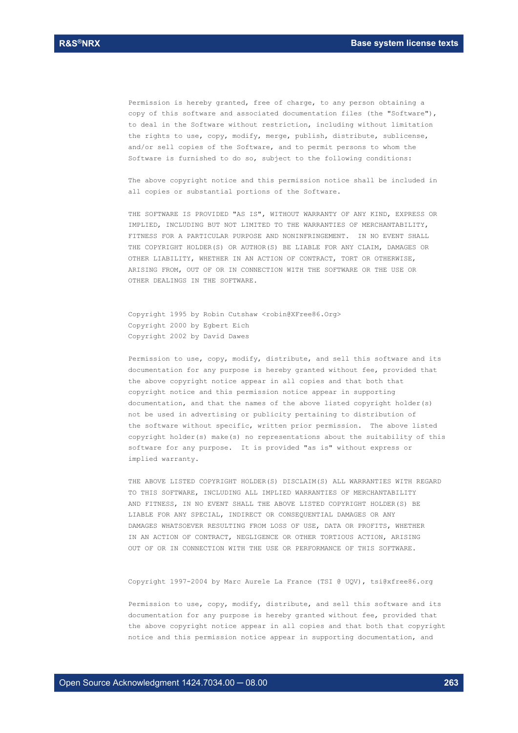Permission is hereby granted, free of charge, to any person obtaining a copy of this software and associated documentation files (the "Software"), to deal in the Software without restriction, including without limitation the rights to use, copy, modify, merge, publish, distribute, sublicense, and/or sell copies of the Software, and to permit persons to whom the Software is furnished to do so, subject to the following conditions:

The above copyright notice and this permission notice shall be included in all copies or substantial portions of the Software.

THE SOFTWARE IS PROVIDED "AS IS", WITHOUT WARRANTY OF ANY KIND, EXPRESS OR IMPLIED, INCLUDING BUT NOT LIMITED TO THE WARRANTIES OF MERCHANTABILITY, FITNESS FOR A PARTICULAR PURPOSE AND NONINFRINGEMENT. IN NO EVENT SHALL THE COPYRIGHT HOLDER(S) OR AUTHOR(S) BE LIABLE FOR ANY CLAIM, DAMAGES OR OTHER LIABILITY, WHETHER IN AN ACTION OF CONTRACT, TORT OR OTHERWISE, ARISING FROM, OUT OF OR IN CONNECTION WITH THE SOFTWARE OR THE USE OR OTHER DEALINGS IN THE SOFTWARE.

Copyright 1995 by Robin Cutshaw <robin@XFree86.Org>
Copyright 2000 by Egbert Eich
Copyright 2002 by David Dawes

Permission to use, copy, modify, distribute, and sell this software and its documentation for any purpose is hereby granted without fee, provided that the above copyright notice appear in all copies and that both that copyright notice and this permission notice appear in supporting documentation, and that the names of the above listed copyright holder(s) not be used in advertising or publicity pertaining to distribution of the software without specific, written prior permission. The above listed copyright holder(s) make(s) no representations about the suitability of this software for any purpose. It is provided "as is" without express or implied warranty.

THE ABOVE LISTED COPYRIGHT HOLDER(S) DISCLAIM(S) ALL WARRANTIES WITH REGARD TO THIS SOFTWARE, INCLUDING ALL IMPLIED WARRANTIES OF MERCHANTABILITY AND FITNESS, IN NO EVENT SHALL THE ABOVE LISTED COPYRIGHT HOLDER(S) BE LIABLE FOR ANY SPECIAL, INDIRECT OR CONSEQUENTIAL DAMAGES OR ANY DAMAGES WHATSOEVER RESULTING FROM LOSS OF USE, DATA OR PROFITS, WHETHER IN AN ACTION OF CONTRACT, NEGLIGENCE OR OTHER TORTIOUS ACTION, ARISING OUT OF OR IN CONNECTION WITH THE USE OR PERFORMANCE OF THIS SOFTWARE.

Copyright 1997-2004 by Marc Aurele La France (TSI @ UQV), tsi@xfree86.org

Permission to use, copy, modify, distribute, and sell this software and its documentation for any purpose is hereby granted without fee, provided that the above copyright notice appear in all copies and that both that copyright notice and this permission notice appear in supporting documentation, and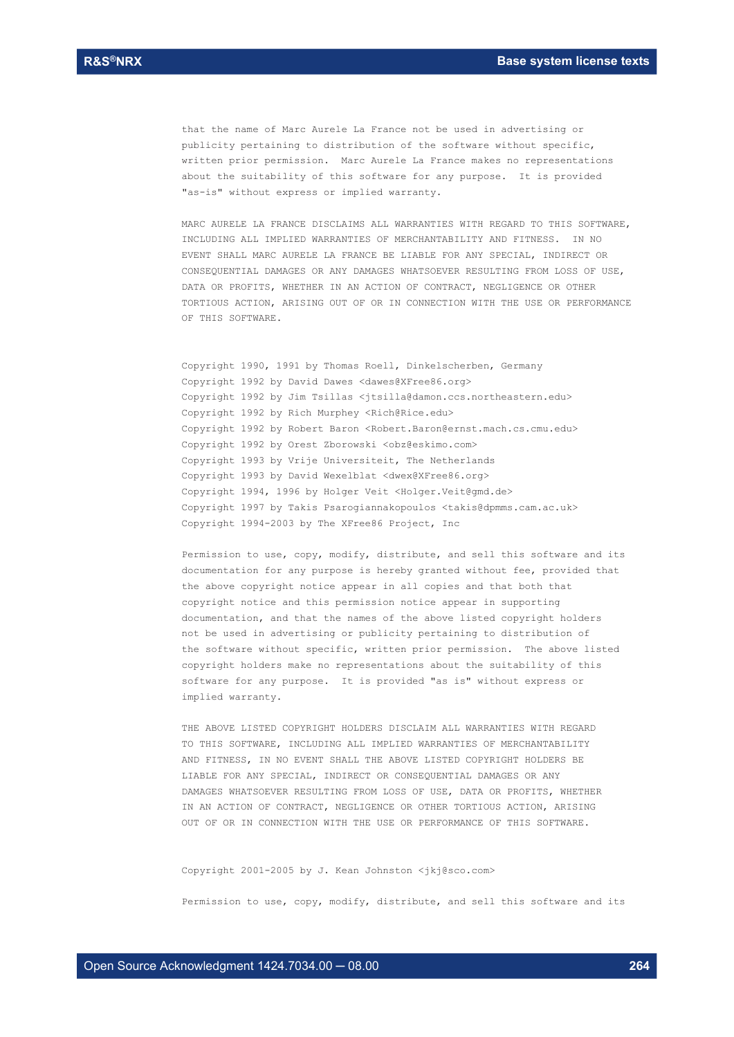that the name of Marc Aurele La France not be used in advertising or publicity pertaining to distribution of the software without specific, written prior permission. Marc Aurele La France makes no representations about the suitability of this software for any purpose. It is provided "as-is" without express or implied warranty.

MARC AURELE LA FRANCE DISCLAIMS ALL WARRANTIES WITH REGARD TO THIS SOFTWARE, INCLUDING ALL IMPLIED WARRANTIES OF MERCHANTABILITY AND FITNESS. IN NO EVENT SHALL MARC AURELE LA FRANCE BE LIABLE FOR ANY SPECIAL, INDIRECT OR CONSEQUENTIAL DAMAGES OR ANY DAMAGES WHATSOEVER RESULTING FROM LOSS OF USE, DATA OR PROFITS, WHETHER IN AN ACTION OF CONTRACT, NEGLIGENCE OR OTHER TORTIOUS ACTION, ARISING OUT OF OR IN CONNECTION WITH THE USE OR PERFORMANCE OF THIS SOFTWARE.

Copyright 1990, 1991 by Thomas Roell, Dinkelscherben, Germany
Copyright 1992 by David Dawes <dawes@XFree86.org>
Copyright 1992 by Jim Tsillas <jtsilla@damon.ccs.northeastern.edu>
Copyright 1992 by Rich Murphey <Rich@Rice.edu>
Copyright 1992 by Robert Baron <Robert.Baron@ernst.mach.cs.cmu.edu>
Copyright 1992 by Orest Zborowski <obz@eskimo.com>
Copyright 1993 by Vrije Universiteit, The Netherlands
Copyright 1993 by David Wexelblat <dwex@XFree86.org>
Copyright 1994, 1996 by Holger Veit <Holger.Veit@gmd.de>
Copyright 1997 by Takis Psarogiannakopoulos <takis@dpmms.cam.ac.uk>
Copyright 1994-2003 by The XFree86 Project, Inc

Permission to use, copy, modify, distribute, and sell this software and its documentation for any purpose is hereby granted without fee, provided that the above copyright notice appear in all copies and that both that copyright notice and this permission notice appear in supporting documentation, and that the names of the above listed copyright holders not be used in advertising or publicity pertaining to distribution of the software without specific, written prior permission. The above listed copyright holders make no representations about the suitability of this software for any purpose. It is provided "as is" without express or implied warranty.

THE ABOVE LISTED COPYRIGHT HOLDERS DISCLAIM ALL WARRANTIES WITH REGARD TO THIS SOFTWARE, INCLUDING ALL IMPLIED WARRANTIES OF MERCHANTABILITY AND FITNESS, IN NO EVENT SHALL THE ABOVE LISTED COPYRIGHT HOLDERS BE LIABLE FOR ANY SPECIAL, INDIRECT OR CONSEQUENTIAL DAMAGES OR ANY DAMAGES WHATSOEVER RESULTING FROM LOSS OF USE, DATA OR PROFITS, WHETHER IN AN ACTION OF CONTRACT, NEGLIGENCE OR OTHER TORTIOUS ACTION, ARISING OUT OF OR IN CONNECTION WITH THE USE OR PERFORMANCE OF THIS SOFTWARE.

Copyright 2001-2005 by J. Kean Johnston <jkj@sco.com>

Permission to use, copy, modify, distribute, and sell this software and its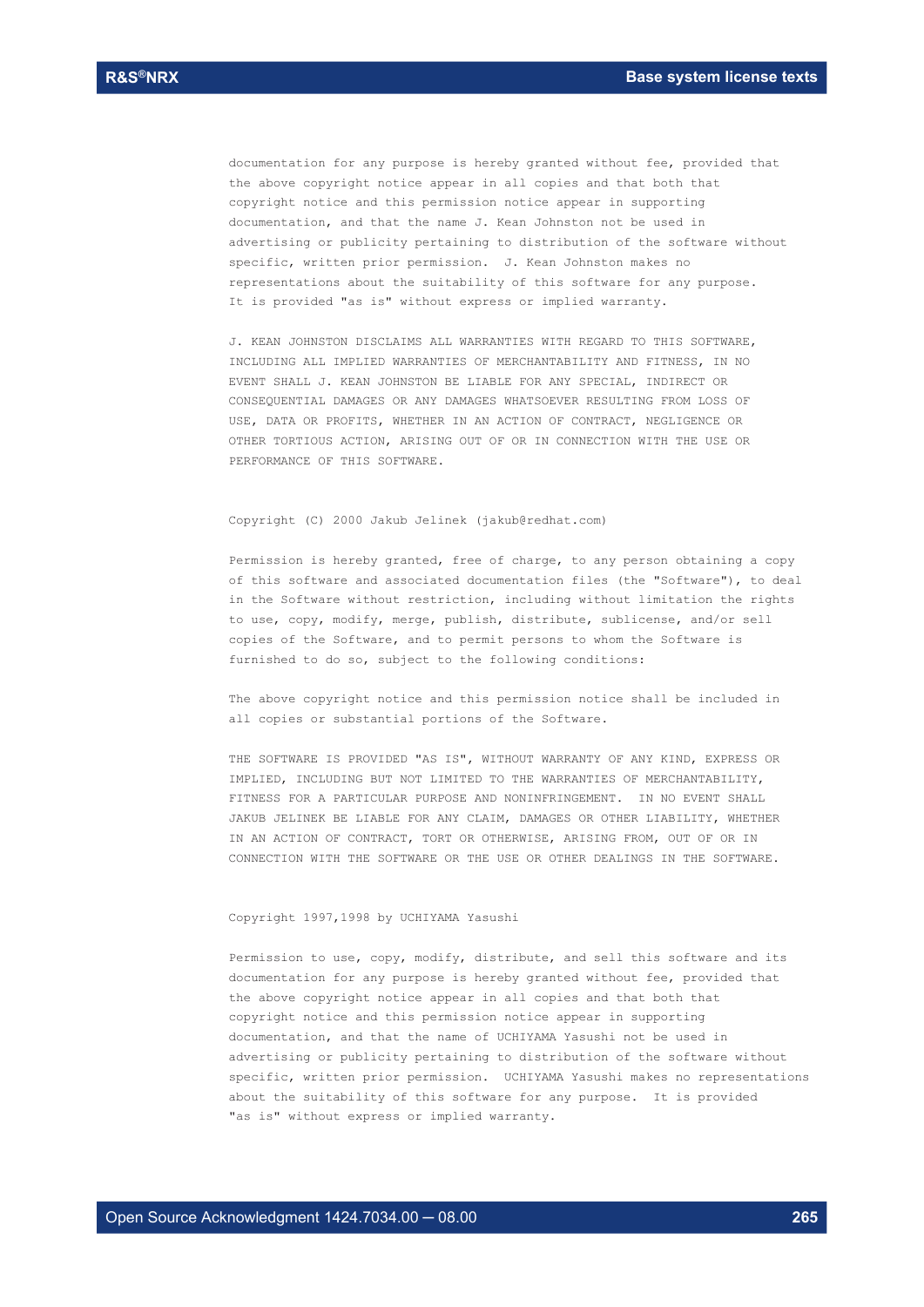documentation for any purpose is hereby granted without fee, provided that the above copyright notice appear in all copies and that both that copyright notice and this permission notice appear in supporting documentation, and that the name J. Kean Johnston not be used in advertising or publicity pertaining to distribution of the software without specific, written prior permission. J. Kean Johnston makes no representations about the suitability of this software for any purpose. It is provided "as is" without express or implied warranty.

J. KEAN JOHNSTON DISCLAIMS ALL WARRANTIES WITH REGARD TO THIS SOFTWARE, INCLUDING ALL IMPLIED WARRANTIES OF MERCHANTABILITY AND FITNESS, IN NO EVENT SHALL J. KEAN JOHNSTON BE LIABLE FOR ANY SPECIAL, INDIRECT OR CONSEQUENTIAL DAMAGES OR ANY DAMAGES WHATSOEVER RESULTING FROM LOSS OF USE, DATA OR PROFITS, WHETHER IN AN ACTION OF CONTRACT, NEGLIGENCE OR OTHER TORTIOUS ACTION, ARISING OUT OF OR IN CONNECTION WITH THE USE OR PERFORMANCE OF THIS SOFTWARE.

Copyright (C) 2000 Jakub Jelinek (jakub@redhat.com)

Permission is hereby granted, free of charge, to any person obtaining a copy of this software and associated documentation files (the "Software"), to deal in the Software without restriction, including without limitation the rights to use, copy, modify, merge, publish, distribute, sublicense, and/or sell copies of the Software, and to permit persons to whom the Software is furnished to do so, subject to the following conditions:

The above copyright notice and this permission notice shall be included in all copies or substantial portions of the Software.

THE SOFTWARE IS PROVIDED "AS IS", WITHOUT WARRANTY OF ANY KIND, EXPRESS OR IMPLIED, INCLUDING BUT NOT LIMITED TO THE WARRANTIES OF MERCHANTABILITY, FITNESS FOR A PARTICULAR PURPOSE AND NONINFRINGEMENT. IN NO EVENT SHALL JAKUB JELINEK BE LIABLE FOR ANY CLAIM, DAMAGES OR OTHER LIABILITY, WHETHER IN AN ACTION OF CONTRACT, TORT OR OTHERWISE, ARISING FROM, OUT OF OR IN CONNECTION WITH THE SOFTWARE OR THE USE OR OTHER DEALINGS IN THE SOFTWARE.

Copyright 1997,1998 by UCHIYAMA Yasushi

Permission to use, copy, modify, distribute, and sell this software and its documentation for any purpose is hereby granted without fee, provided that the above copyright notice appear in all copies and that both that copyright notice and this permission notice appear in supporting documentation, and that the name of UCHIYAMA Yasushi not be used in advertising or publicity pertaining to distribution of the software without specific, written prior permission. UCHIYAMA Yasushi makes no representations about the suitability of this software for any purpose. It is provided "as is" without express or implied warranty.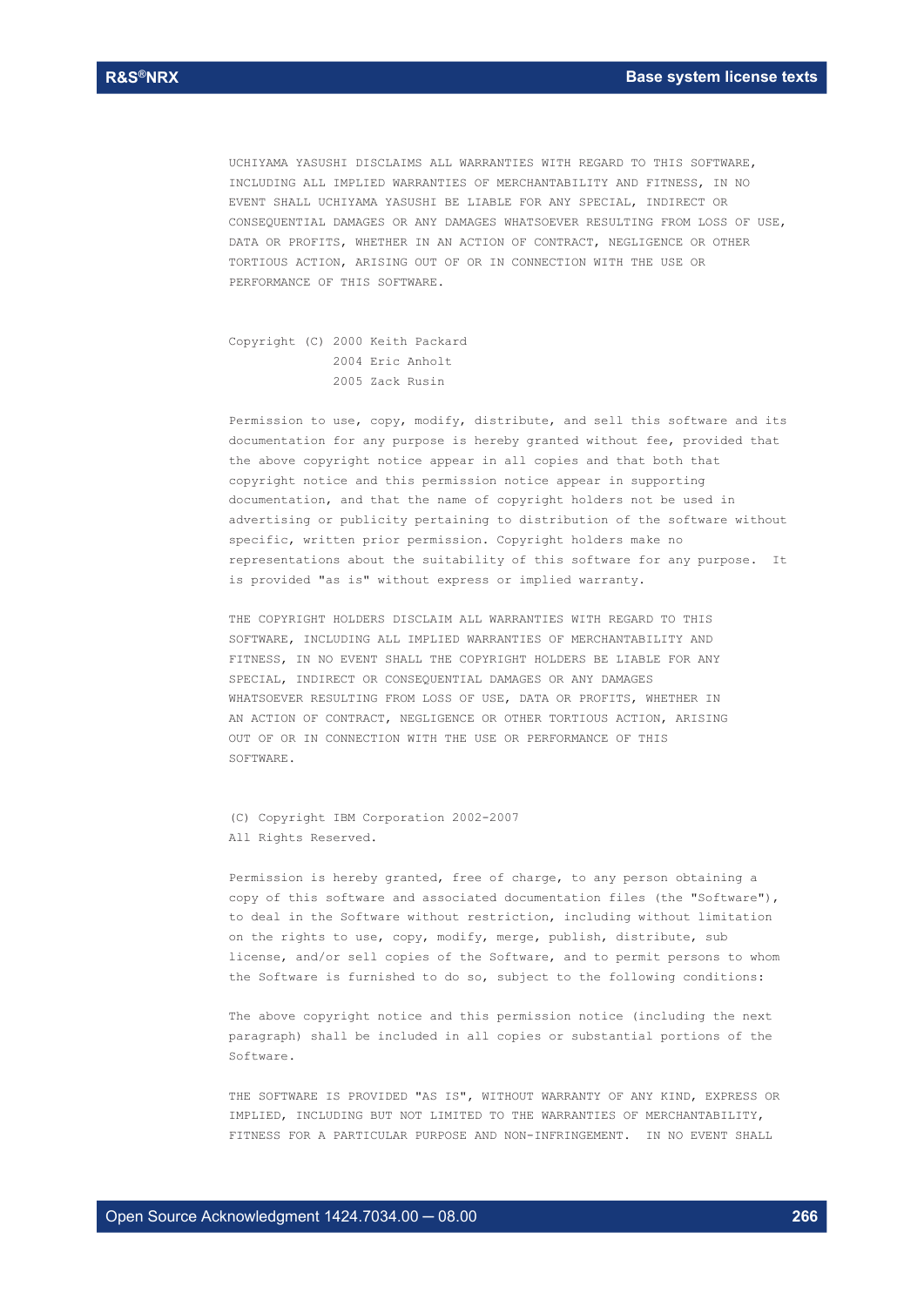UCHIYAMA YASUSHI DISCLAIMS ALL WARRANTIES WITH REGARD TO THIS SOFTWARE, INCLUDING ALL IMPLIED WARRANTIES OF MERCHANTABILITY AND FITNESS, IN NO EVENT SHALL UCHIYAMA YASUSHI BE LIABLE FOR ANY SPECIAL, INDIRECT OR CONSEQUENTIAL DAMAGES OR ANY DAMAGES WHATSOEVER RESULTING FROM LOSS OF USE, DATA OR PROFITS, WHETHER IN AN ACTION OF CONTRACT, NEGLIGENCE OR OTHER TORTIOUS ACTION, ARISING OUT OF OR IN CONNECTION WITH THE USE OR PERFORMANCE OF THIS SOFTWARE.

Copyright (C) 2000 Keith Packard
2004 Eric Anholt
2005 Zack Rusin

Permission to use, copy, modify, distribute, and sell this software and its documentation for any purpose is hereby granted without fee, provided that the above copyright notice appear in all copies and that both that copyright notice and this permission notice appear in supporting documentation, and that the name of copyright holders not be used in advertising or publicity pertaining to distribution of the software without specific, written prior permission. Copyright holders make no representations about the suitability of this software for any purpose. It is provided "as is" without express or implied warranty.

THE COPYRIGHT HOLDERS DISCLAIM ALL WARRANTIES WITH REGARD TO THIS SOFTWARE, INCLUDING ALL IMPLIED WARRANTIES OF MERCHANTABILITY AND FITNESS, IN NO EVENT SHALL THE COPYRIGHT HOLDERS BE LIABLE FOR ANY SPECIAL, INDIRECT OR CONSEQUENTIAL DAMAGES OR ANY DAMAGES WHATSOEVER RESULTING FROM LOSS OF USE, DATA OR PROFITS, WHETHER IN AN ACTION OF CONTRACT, NEGLIGENCE OR OTHER TORTIOUS ACTION, ARISING OUT OF OR IN CONNECTION WITH THE USE OR PERFORMANCE OF THIS SOFTWARE.

(C) Copyright IBM Corporation 2002-2007
All Rights Reserved.

Permission is hereby granted, free of charge, to any person obtaining a copy of this software and associated documentation files (the "Software"), to deal in the Software without restriction, including without limitation on the rights to use, copy, modify, merge, publish, distribute, sub license, and/or sell copies of the Software, and to permit persons to whom the Software is furnished to do so, subject to the following conditions:

The above copyright notice and this permission notice (including the next paragraph) shall be included in all copies or substantial portions of the Software.

THE SOFTWARE IS PROVIDED "AS IS", WITHOUT WARRANTY OF ANY KIND, EXPRESS OR IMPLIED, INCLUDING BUT NOT LIMITED TO THE WARRANTIES OF MERCHANTABILITY, FITNESS FOR A PARTICULAR PURPOSE AND NON-INFRINGEMENT. IN NO EVENT SHALL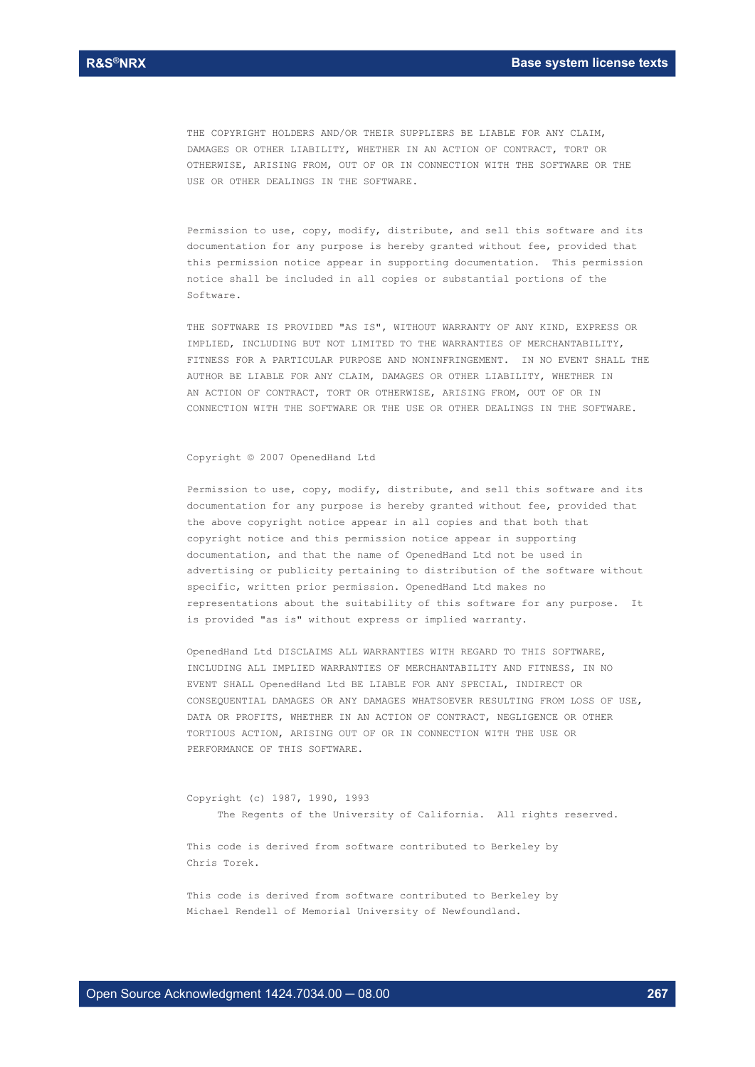THE COPYRIGHT HOLDERS AND/OR THEIR SUPPLIERS BE LIABLE FOR ANY CLAIM, DAMAGES OR OTHER LIABILITY, WHETHER IN AN ACTION OF CONTRACT, TORT OR OTHERWISE, ARISING FROM, OUT OF OR IN CONNECTION WITH THE SOFTWARE OR THE USE OR OTHER DEALINGS IN THE SOFTWARE.

Permission to use, copy, modify, distribute, and sell this software and its documentation for any purpose is hereby granted without fee, provided that this permission notice appear in supporting documentation. This permission notice shall be included in all copies or substantial portions of the Software.

THE SOFTWARE IS PROVIDED "AS IS", WITHOUT WARRANTY OF ANY KIND, EXPRESS OR IMPLIED, INCLUDING BUT NOT LIMITED TO THE WARRANTIES OF MERCHANTABILITY, FITNESS FOR A PARTICULAR PURPOSE AND NONINFRINGEMENT. IN NO EVENT SHALL THE AUTHOR BE LIABLE FOR ANY CLAIM, DAMAGES OR OTHER LIABILITY, WHETHER IN AN ACTION OF CONTRACT, TORT OR OTHERWISE, ARISING FROM, OUT OF OR IN CONNECTION WITH THE SOFTWARE OR THE USE OR OTHER DEALINGS IN THE SOFTWARE.

Copyright © 2007 OpenedHand Ltd

Permission to use, copy, modify, distribute, and sell this software and its documentation for any purpose is hereby granted without fee, provided that the above copyright notice appear in all copies and that both that copyright notice and this permission notice appear in supporting documentation, and that the name of OpenedHand Ltd not be used in advertising or publicity pertaining to distribution of the software without specific, written prior permission. OpenedHand Ltd makes no representations about the suitability of this software for any purpose. It is provided "as is" without express or implied warranty.

OpenedHand Ltd DISCLAIMS ALL WARRANTIES WITH REGARD TO THIS SOFTWARE, INCLUDING ALL IMPLIED WARRANTIES OF MERCHANTABILITY AND FITNESS, IN NO EVENT SHALL OpenedHand Ltd BE LIABLE FOR ANY SPECIAL, INDIRECT OR CONSEQUENTIAL DAMAGES OR ANY DAMAGES WHATSOEVER RESULTING FROM LOSS OF USE, DATA OR PROFITS, WHETHER IN AN ACTION OF CONTRACT, NEGLIGENCE OR OTHER TORTIOUS ACTION, ARISING OUT OF OR IN CONNECTION WITH THE USE OR PERFORMANCE OF THIS SOFTWARE.

Copyright (c) 1987, 1990, 1993
The Regents of the University of California. All rights reserved.

This code is derived from software contributed to Berkeley by Chris Torek.

This code is derived from software contributed to Berkeley by Michael Rendell of Memorial University of Newfoundland.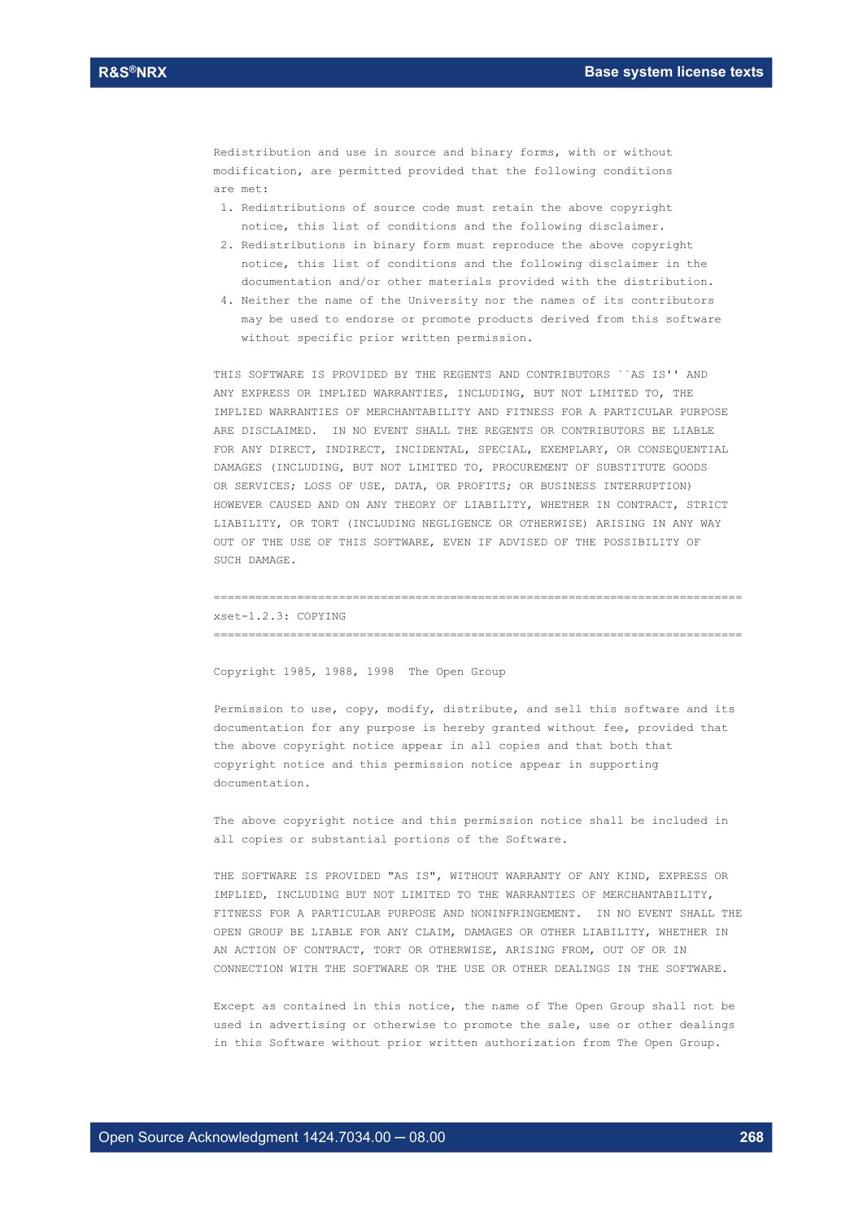Redistribution and use in source and binary forms, with or without
modification, are permitted provided that the following conditions
are met:

1. Redistributions of source code must retain the above copyright
   notice, this list of conditions and the following disclaimer.
2. Redistributions in binary form must reproduce the above copyright
   notice, this list of conditions and the following disclaimer in the
   documentation and/or other materials provided with the distribution.
4. Neither the name of the University nor the names of its contributors
   may be used to endorse or promote products derived from this software
   without specific prior written permission.

THIS SOFTWARE IS PROVIDED BY THE REGENTS AND CONTRIBUTORS ``AS IS'' AND
ANY EXPRESS OR IMPLIED WARRANTIES, INCLUDING, BUT NOT LIMITED TO, THE
IMPLIED WARRANTIES OF MERCHANTABILITY AND FITNESS FOR A PARTICULAR PURPOSE
ARE DISCLAIMED. IN NO EVENT SHALL THE REGENTS OR CONTRIBUTORS BE LIABLE
FOR ANY DIRECT, INDIRECT, INCIDENTAL, SPECIAL, EXEMPLARY, OR CONSEQUENTIAL
DAMAGES (INCLUDING, BUT NOT LIMITED TO, PROCUREMENT OF SUBSTITUTE GOODS
OR SERVICES; LOSS OF USE, DATA, OR PROFITS; OR BUSINESS INTERRUPTION)
HOWEVER CAUSED AND ON ANY THEORY OF LIABILITY, WHETHER IN CONTRACT, STRICT
LIABILITY, OR TORT (INCLUDING NEGLIGENCE OR OTHERWISE) ARISING IN ANY WAY
OUT OF THE USE OF THIS SOFTWARE, EVEN IF ADVISED OF THE POSSIBILITY OF
SUCH DAMAGE.

==============================================================================

xset-1.2.3: COPYING

==============================================================================

Copyright 1985, 1988, 1998 The Open Group

Permission to use, copy, modify, distribute, and sell this software and its
documentation for any purpose is hereby granted without fee, provided that
the above copyright notice appear in all copies and that both that
copyright notice and this permission notice appear in supporting
documentation.

The above copyright notice and this permission notice shall be included in
all copies or substantial portions of the Software.

THE SOFTWARE IS PROVIDED "AS IS", WITHOUT WARRANTY OF ANY KIND, EXPRESS OR
IMPLIED, INCLUDING BUT NOT LIMITED TO THE WARRANTIES OF MERCHANTABILITY,
FITNESS FOR A PARTICULAR PURPOSE AND NONINFRINGEMENT. IN NO EVENT SHALL THE
OPEN GROUP BE LIABLE FOR ANY CLAIM, DAMAGES OR OTHER LIABILITY, WHETHER IN
AN ACTION OF CONTRACT, TORT OR OTHERWISE, ARISING FROM, OUT OF OR IN
CONNECTION WITH THE SOFTWARE OR THE USE OR OTHER DEALINGS IN THE SOFTWARE.

Except as contained in this notice, the name of The Open Group shall not be
used in advertising or otherwise to promote the sale, use or other dealings
in this Software without prior written authorization from The Open Group.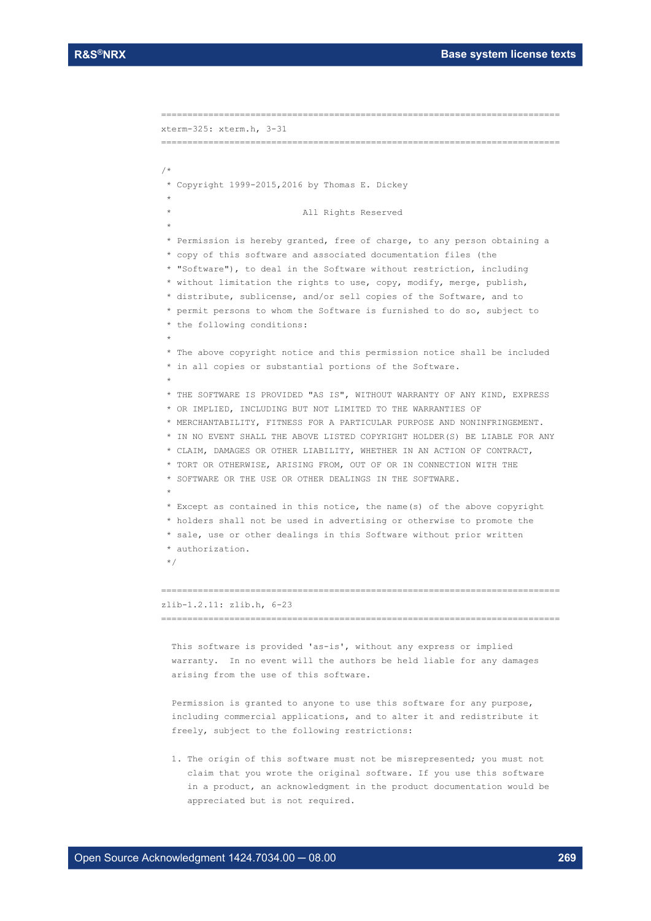```
===========================================================================
xterm-325: xterm.h, 3-31
===========================================================================

/*
 * Copyright 1999-2015,2016 by Thomas E. Dickey
 *
 *                         All Rights Reserved
 *
 * Permission is hereby granted, free of charge, to any person obtaining a
 * copy of this software and associated documentation files (the
 * "Software"), to deal in the Software without restriction, including
 * without limitation the rights to use, copy, modify, merge, publish,
 * distribute, sublicense, and/or sell copies of the Software, and to
 * permit persons to whom the Software is furnished to do so, subject to
 * the following conditions:
 *
 * The above copyright notice and this permission notice shall be included
 * in all copies or substantial portions of the Software.
 *
 * THE SOFTWARE IS PROVIDED "AS IS", WITHOUT WARRANTY OF ANY KIND, EXPRESS
 * OR IMPLIED, INCLUDING BUT NOT LIMITED TO THE WARRANTIES OF
 * MERCHANTABILITY, FITNESS FOR A PARTICULAR PURPOSE AND NONINFRINGEMENT.
 * IN NO EVENT SHALL THE ABOVE LISTED COPYRIGHT HOLDER(S) BE LIABLE FOR ANY
 * CLAIM, DAMAGES OR OTHER LIABILITY, WHETHER IN AN ACTION OF CONTRACT,
 * TORT OR OTHERWISE, ARISING FROM, OUT OF OR IN CONNECTION WITH THE
 * SOFTWARE OR THE USE OR OTHER DEALINGS IN THE SOFTWARE.
 *
 * Except as contained in this notice, the name(s) of the above copyright
 * holders shall not be used in advertising or otherwise to promote the
 * sale, use or other dealings in this Software without prior written
 * authorization.
 */

===========================================================================
zlib-1.2.11: zlib.h, 6-23
===========================================================================

  This software is provided 'as-is', without any express or implied
  warranty.  In no event will the authors be held liable for any damages
  arising from the use of this software.

  Permission is granted to anyone to use this software for any purpose,
  including commercial applications, and to alter it and redistribute it
  freely, subject to the following restrictions:

  1. The origin of this software must not be misrepresented; you must not
     claim that you wrote the original software. If you use this software
     in a product, an acknowledgment in the product documentation would be
     appreciated but is not required.
```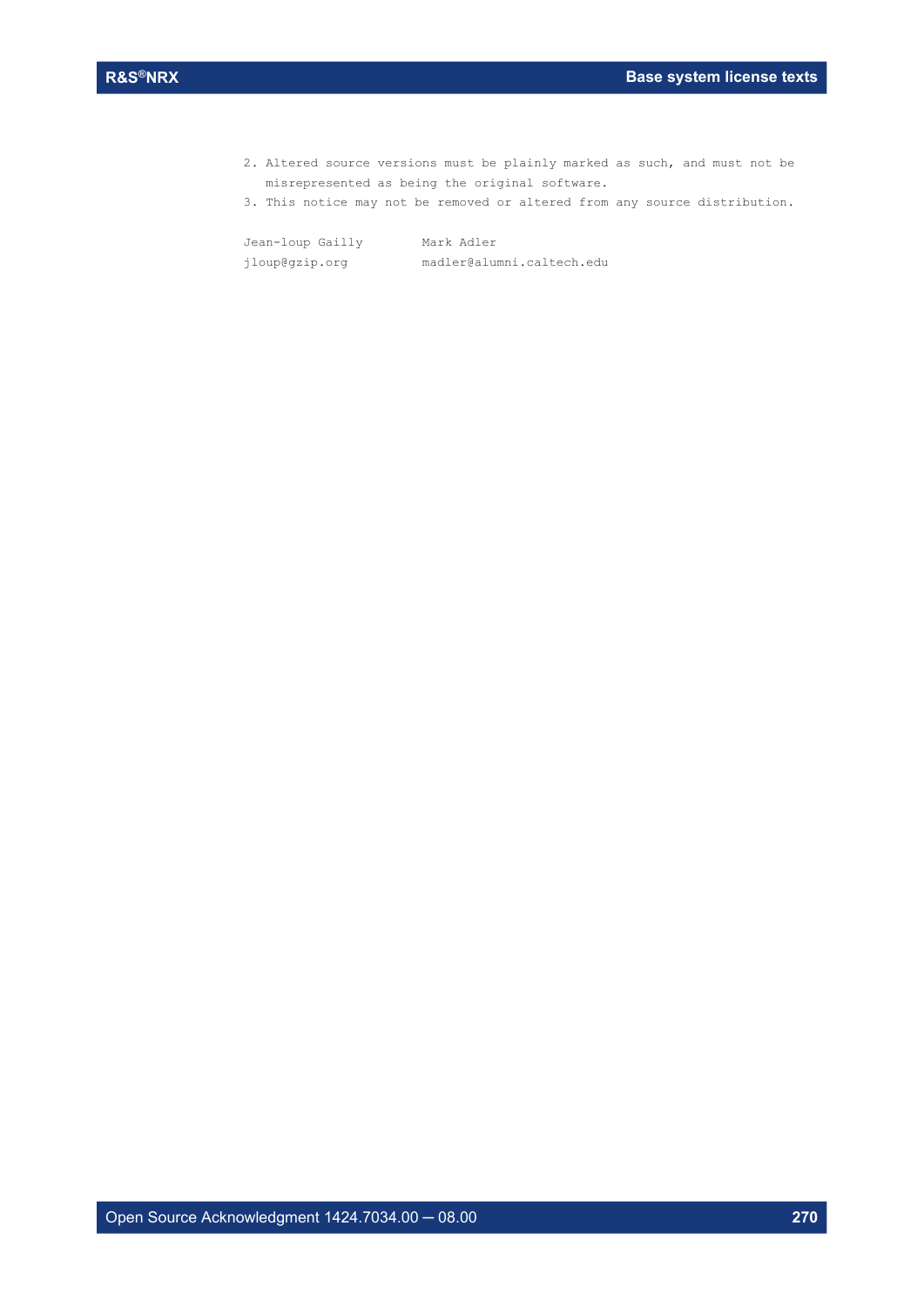```
2. Altered source versions must be plainly marked as such, and must not be
   misrepresented as being the original software.
3. This notice may not be removed or altered from any source distribution.

Jean-loup Gailly        Mark Adler
jloup@gzip.org          madler@alumni.caltech.edu
```